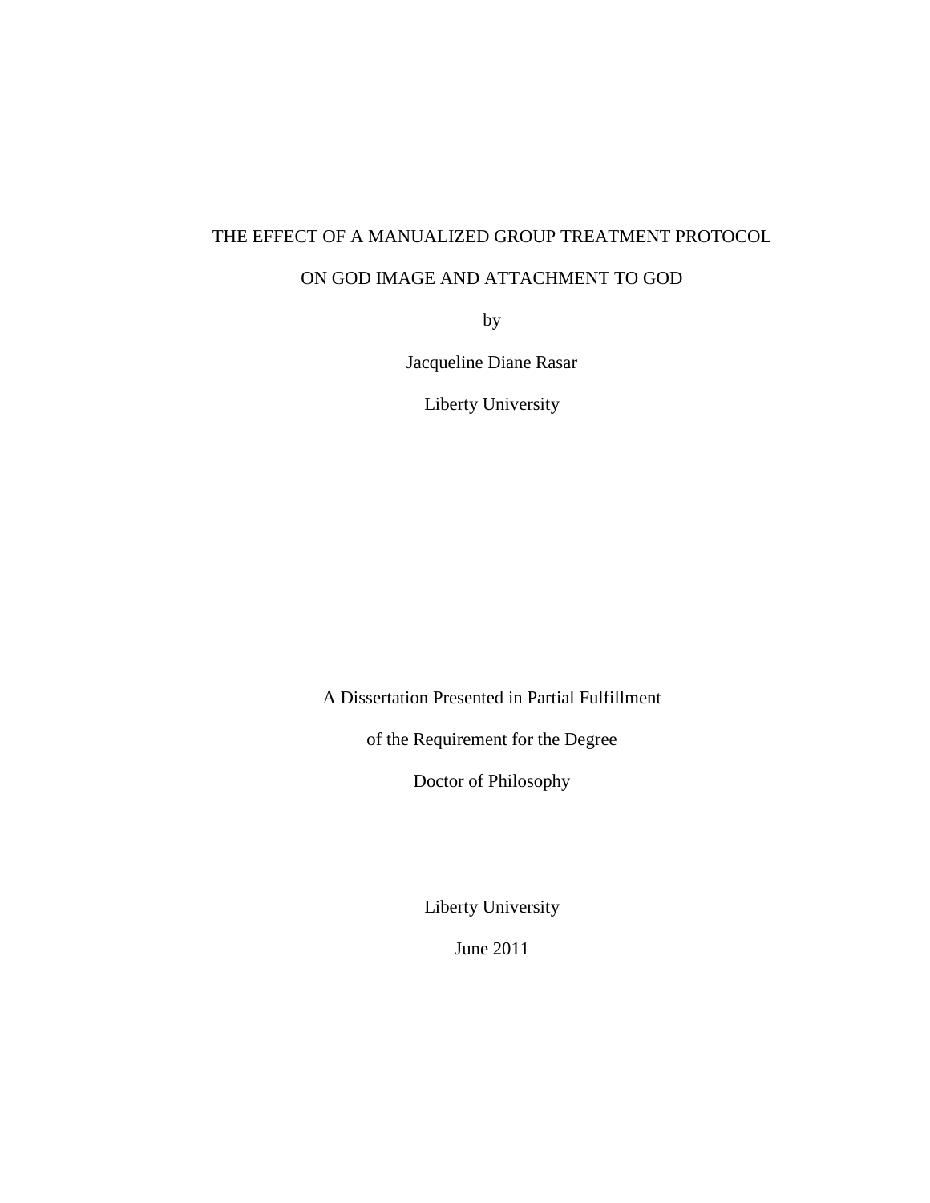# THE EFFECT OF A MANUALIZED GROUP TREATMENT PROTOCOL ON GOD IMAGE AND ATTACHMENT TO GOD

by

Jacqueline Diane Rasar

Liberty University

A Dissertation Presented in Partial Fulfillment

of the Requirement for the Degree

Doctor of Philosophy

Liberty University

June 2011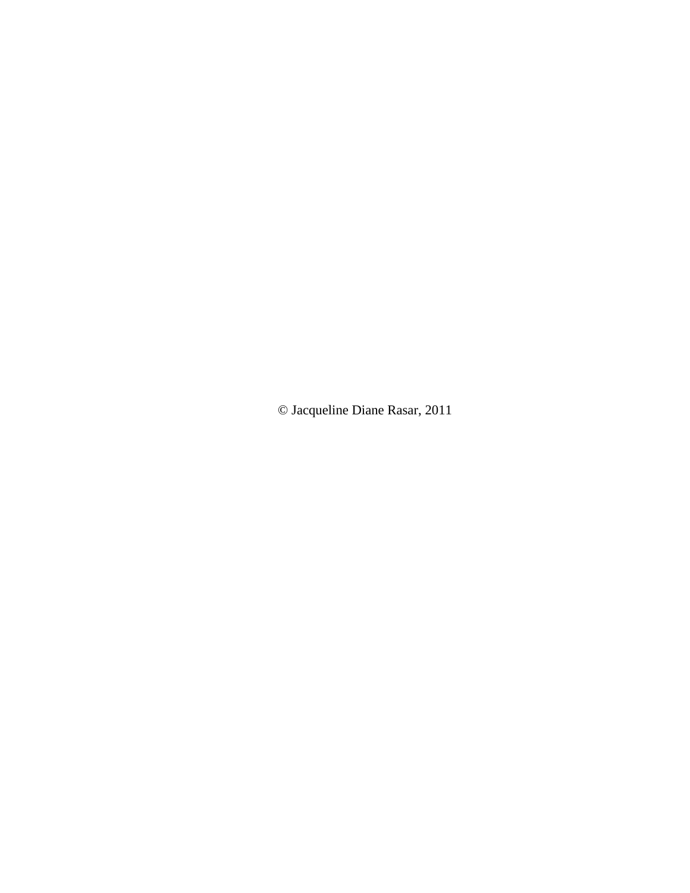© Jacqueline Diane Rasar, 2011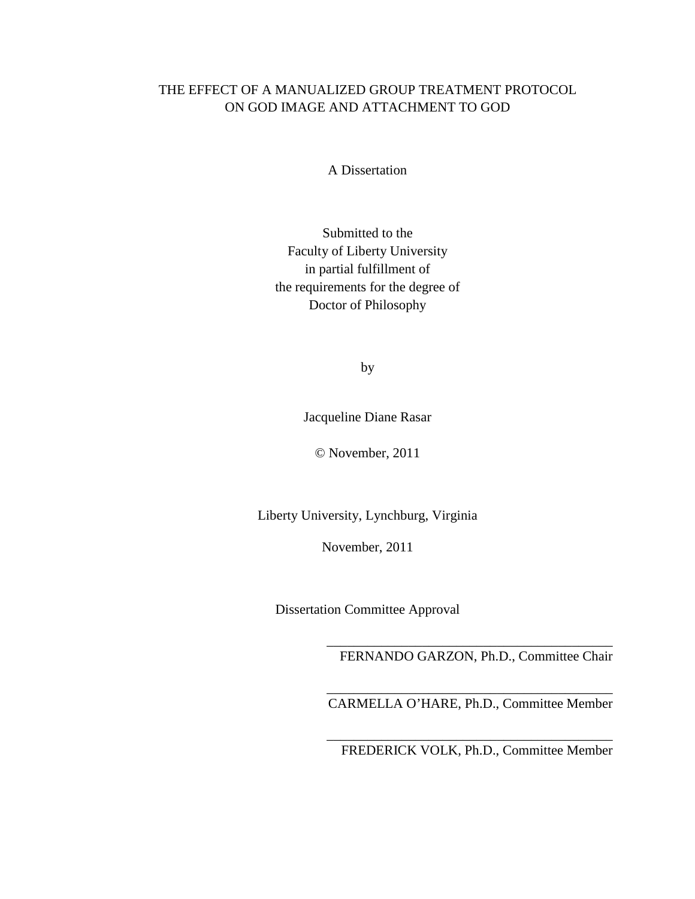# THE EFFECT OF A MANUALIZED GROUP TREATMENT PROTOCOL ON GOD IMAGE AND ATTACHMENT TO GOD

A Dissertation

Submitted to the
Faculty of Liberty University
in partial fulfillment of
the requirements for the degree of
Doctor of Philosophy

by

Jacqueline Diane Rasar

© November, 2011

Liberty University, Lynchburg, Virginia

November, 2011

Dissertation Committee Approval

\_\_\_\_\_\_\_\_\_\_\_\_\_\_\_\_\_\_\_\_\_\_\_\_\_\_\_\_\_\_\_\_\_\_\_\_\_\_\_\_\_\_
FERNANDO GARZON, Ph.D., Committee Chair

\_\_\_\_\_\_\_\_\_\_\_\_\_\_\_\_\_\_\_\_\_\_\_\_\_\_\_\_\_\_\_\_\_\_\_\_\_\_\_\_\_\_
CARMELLA O'HARE, Ph.D., Committee Member

\_\_\_\_\_\_\_\_\_\_\_\_\_\_\_\_\_\_\_\_\_\_\_\_\_\_\_\_\_\_\_\_\_\_\_\_\_\_\_\_\_\_
FREDERICK VOLK, Ph.D., Committee Member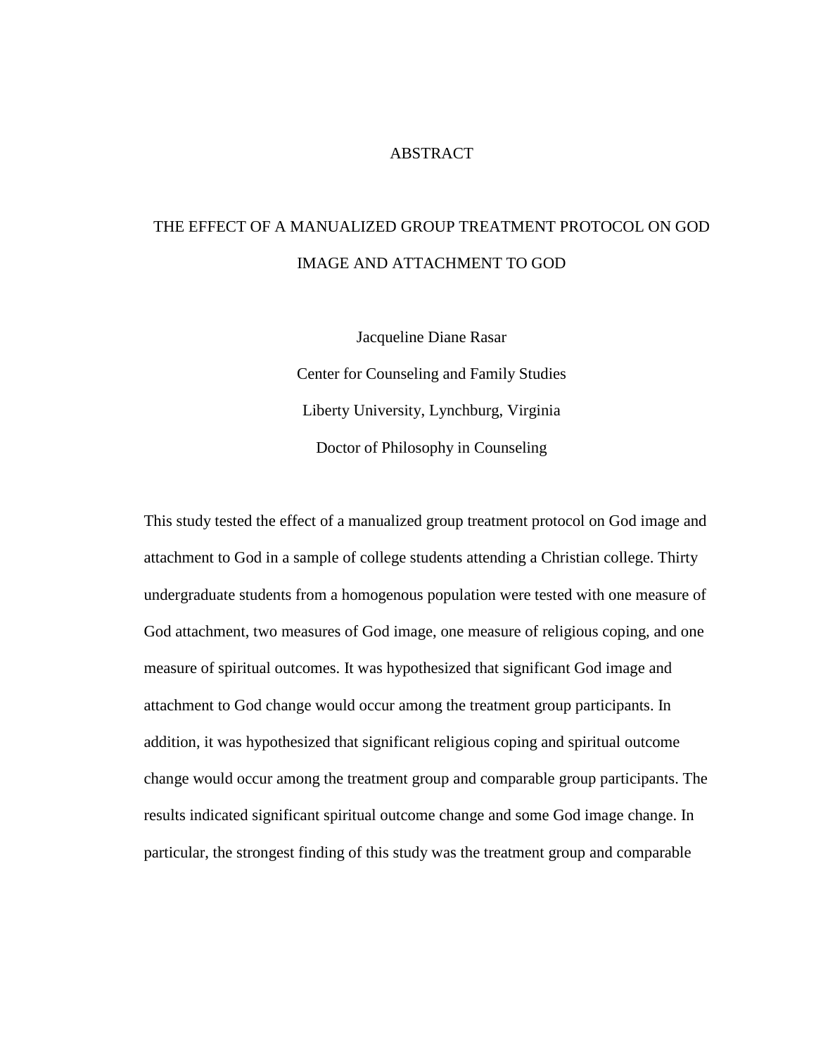# ABSTRACT

## THE EFFECT OF A MANUALIZED GROUP TREATMENT PROTOCOL ON GOD IMAGE AND ATTACHMENT TO GOD

Jacqueline Diane Rasar

Center for Counseling and Family Studies

Liberty University, Lynchburg, Virginia

Doctor of Philosophy in Counseling

This study tested the effect of a manualized group treatment protocol on God image and attachment to God in a sample of college students attending a Christian college. Thirty undergraduate students from a homogenous population were tested with one measure of God attachment, two measures of God image, one measure of religious coping, and one measure of spiritual outcomes. It was hypothesized that significant God image and attachment to God change would occur among the treatment group participants. In addition, it was hypothesized that significant religious coping and spiritual outcome change would occur among the treatment group and comparable group participants. The results indicated significant spiritual outcome change and some God image change. In particular, the strongest finding of this study was the treatment group and comparable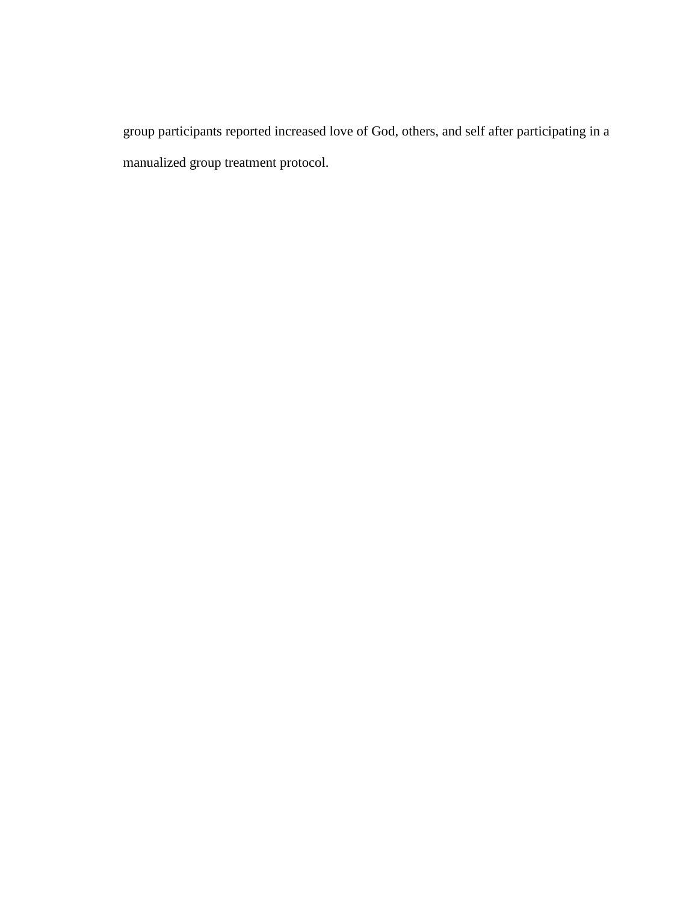group participants reported increased love of God, others, and self after participating in a manualized group treatment protocol.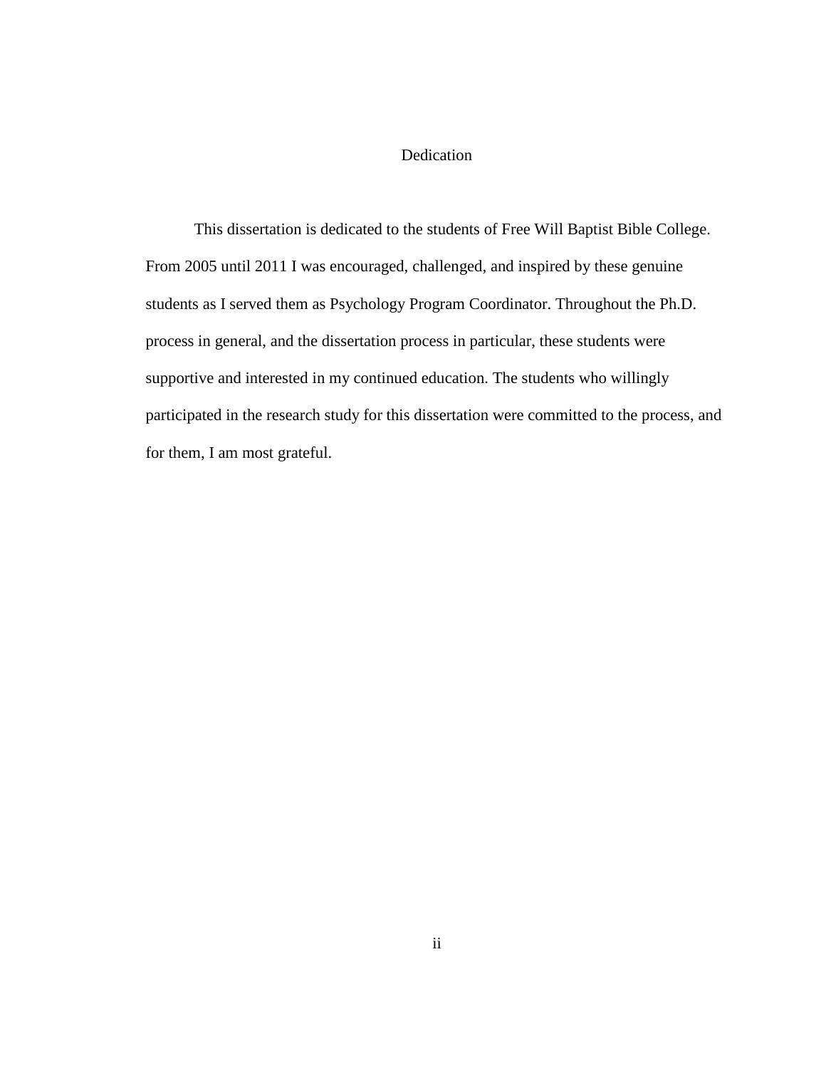# Dedication

This dissertation is dedicated to the students of Free Will Baptist Bible College. From 2005 until 2011 I was encouraged, challenged, and inspired by these genuine students as I served them as Psychology Program Coordinator. Throughout the Ph.D. process in general, and the dissertation process in particular, these students were supportive and interested in my continued education. The students who willingly participated in the research study for this dissertation were committed to the process, and for them, I am most grateful.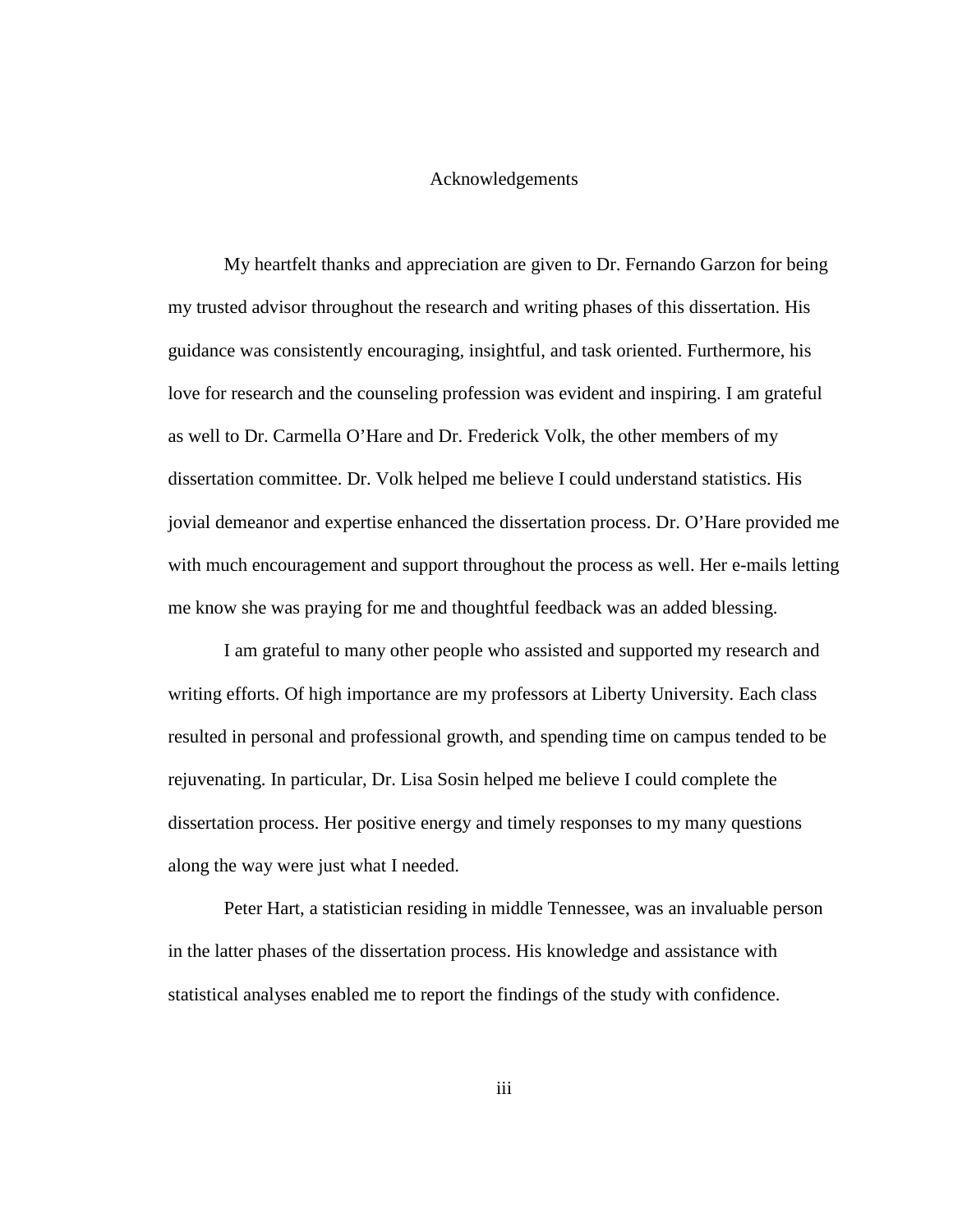# Acknowledgements

My heartfelt thanks and appreciation are given to Dr. Fernando Garzon for being my trusted advisor throughout the research and writing phases of this dissertation. His guidance was consistently encouraging, insightful, and task oriented. Furthermore, his love for research and the counseling profession was evident and inspiring. I am grateful as well to Dr. Carmella O'Hare and Dr. Frederick Volk, the other members of my dissertation committee. Dr. Volk helped me believe I could understand statistics. His jovial demeanor and expertise enhanced the dissertation process. Dr. O'Hare provided me with much encouragement and support throughout the process as well. Her e-mails letting me know she was praying for me and thoughtful feedback was an added blessing.

I am grateful to many other people who assisted and supported my research and writing efforts. Of high importance are my professors at Liberty University. Each class resulted in personal and professional growth, and spending time on campus tended to be rejuvenating. In particular, Dr. Lisa Sosin helped me believe I could complete the dissertation process. Her positive energy and timely responses to my many questions along the way were just what I needed.

Peter Hart, a statistician residing in middle Tennessee, was an invaluable person in the latter phases of the dissertation process. His knowledge and assistance with statistical analyses enabled me to report the findings of the study with confidence.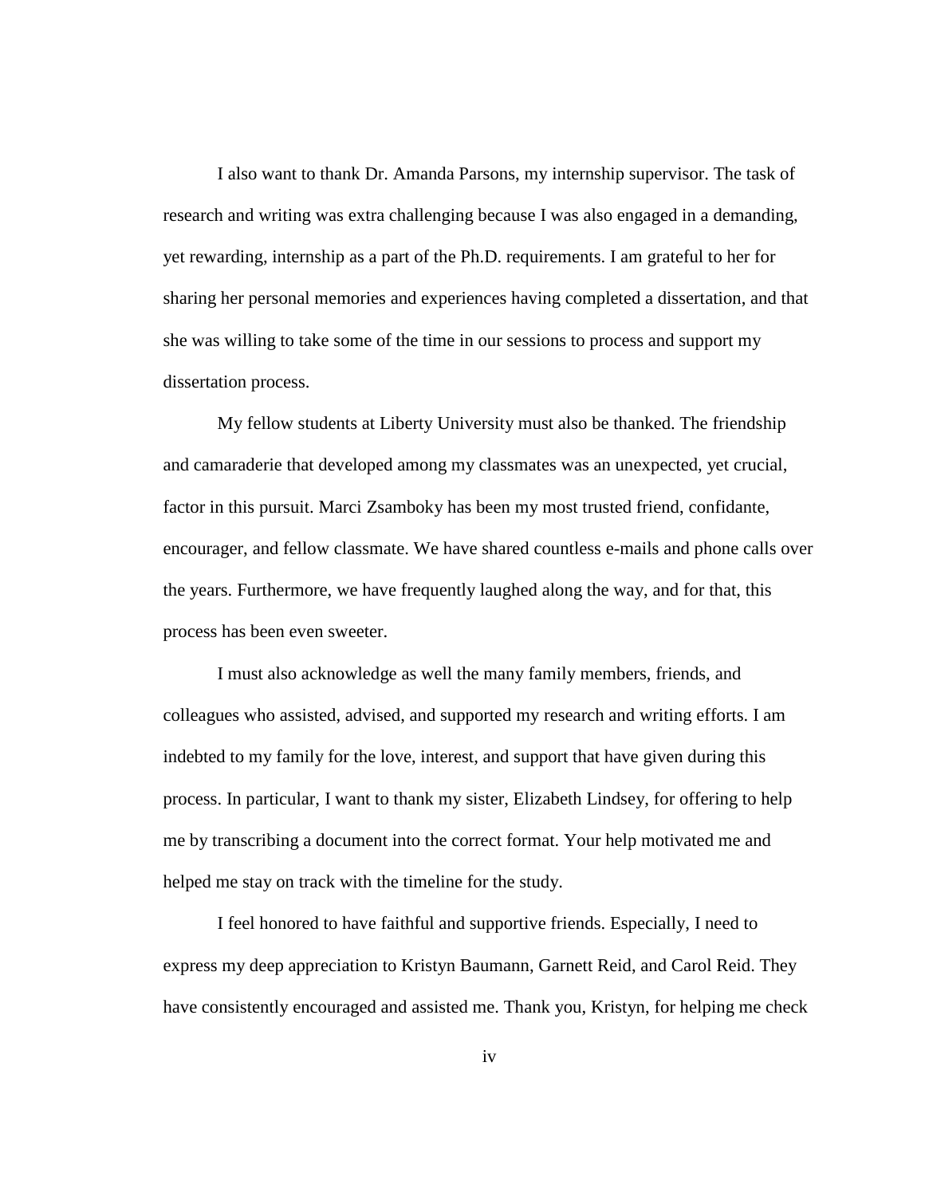I also want to thank Dr. Amanda Parsons, my internship supervisor. The task of research and writing was extra challenging because I was also engaged in a demanding, yet rewarding, internship as a part of the Ph.D. requirements. I am grateful to her for sharing her personal memories and experiences having completed a dissertation, and that she was willing to take some of the time in our sessions to process and support my dissertation process.

My fellow students at Liberty University must also be thanked. The friendship and camaraderie that developed among my classmates was an unexpected, yet crucial, factor in this pursuit. Marci Zsamboky has been my most trusted friend, confidante, encourager, and fellow classmate. We have shared countless e-mails and phone calls over the years. Furthermore, we have frequently laughed along the way, and for that, this process has been even sweeter.

I must also acknowledge as well the many family members, friends, and colleagues who assisted, advised, and supported my research and writing efforts. I am indebted to my family for the love, interest, and support that have given during this process. In particular, I want to thank my sister, Elizabeth Lindsey, for offering to help me by transcribing a document into the correct format. Your help motivated me and helped me stay on track with the timeline for the study.

I feel honored to have faithful and supportive friends. Especially, I need to express my deep appreciation to Kristyn Baumann, Garnett Reid, and Carol Reid. They have consistently encouraged and assisted me. Thank you, Kristyn, for helping me check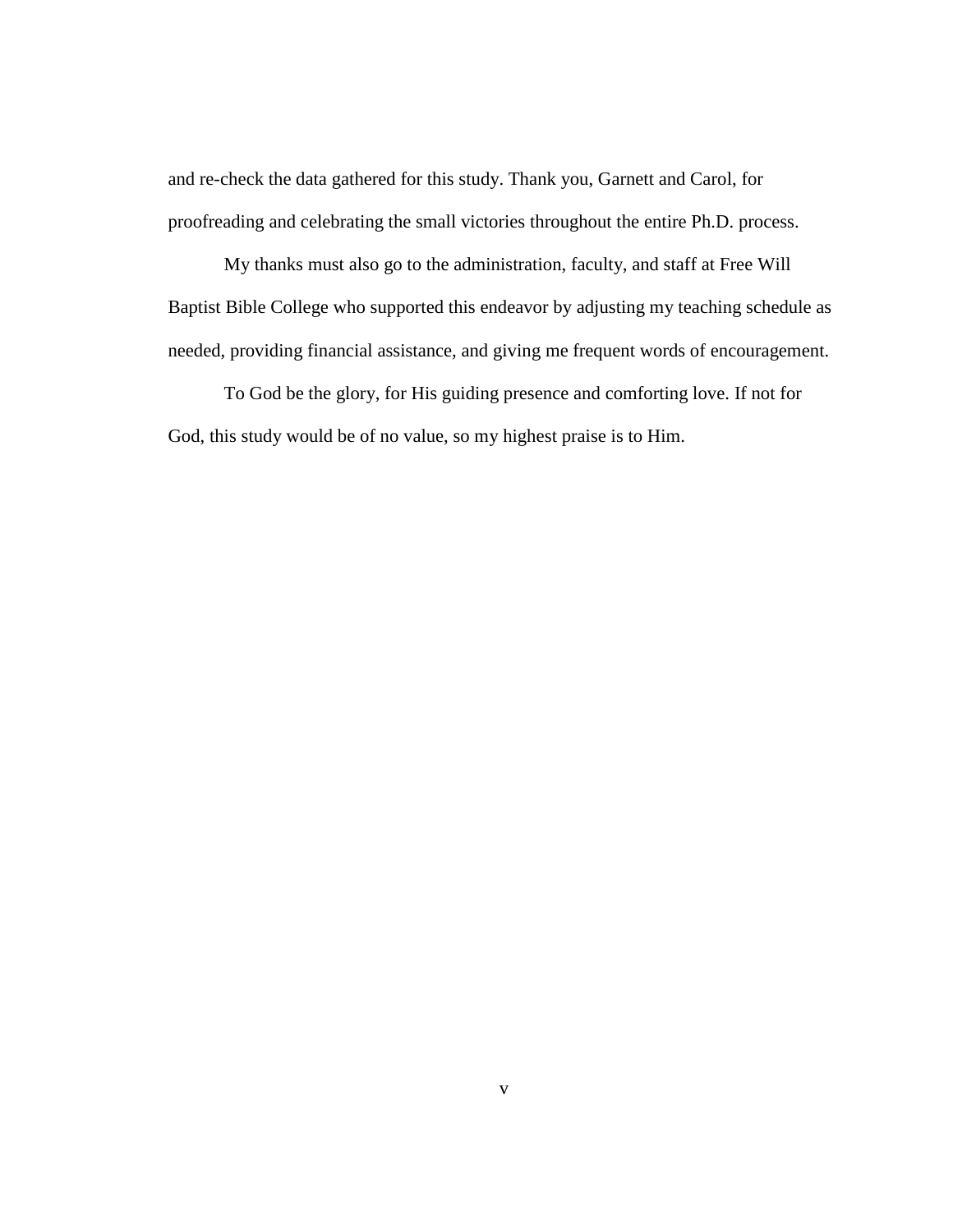and re-check the data gathered for this study. Thank you, Garnett and Carol, for proofreading and celebrating the small victories throughout the entire Ph.D. process.

My thanks must also go to the administration, faculty, and staff at Free Will Baptist Bible College who supported this endeavor by adjusting my teaching schedule as needed, providing financial assistance, and giving me frequent words of encouragement.

To God be the glory, for His guiding presence and comforting love. If not for God, this study would be of no value, so my highest praise is to Him.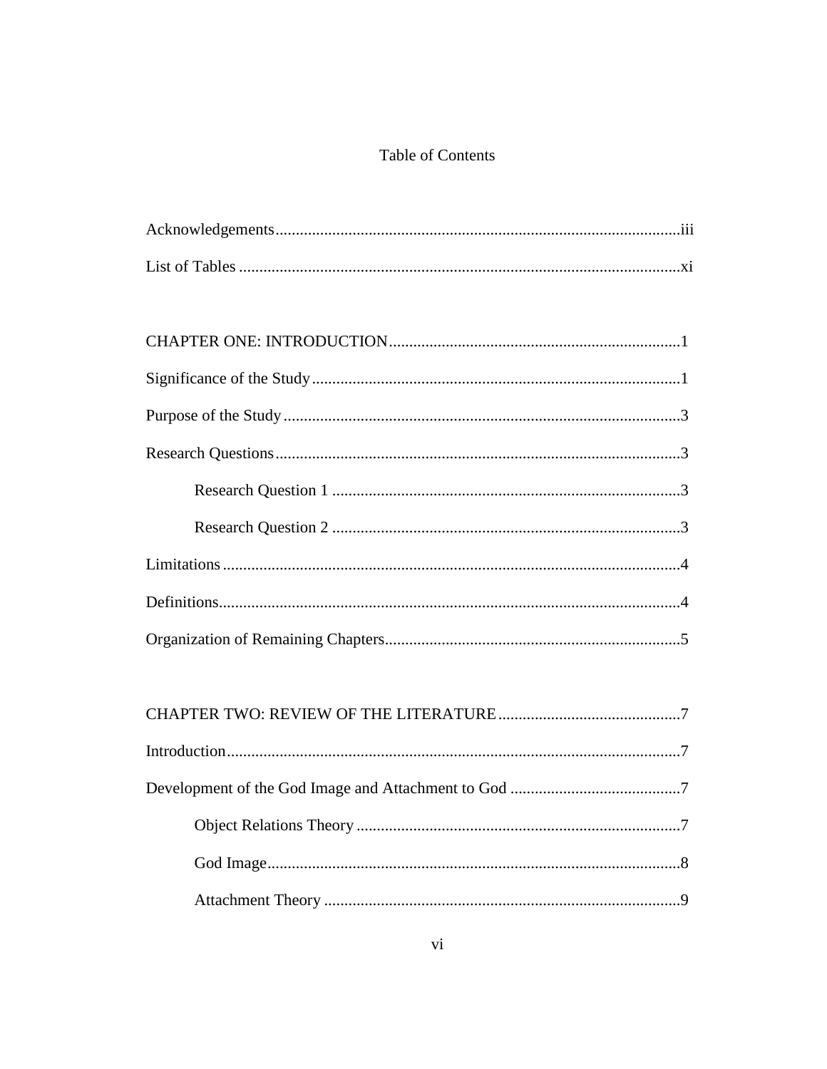# Table of Contents

Acknowledgements....................................................................................................iii

List of Tables .............................................................................................................xi

CHAPTER ONE: INTRODUCTION.......................................................................1

Significance of the Study...........................................................................................1

Purpose of the Study..................................................................................................3

Research Questions....................................................................................................3

    Research Question 1 ......................................................................................3

    Research Question 2 ......................................................................................3

Limitations..................................................................................................................4

Definitions..................................................................................................................4

Organization of Remaining Chapters.........................................................................5

CHAPTER TWO: REVIEW OF THE LITERATURE.............................................7

Introduction................................................................................................................7

Development of the God Image and Attachment to God ..........................................7

    Object Relations Theory ................................................................................7

    God Image......................................................................................................8

    Attachment Theory ........................................................................................9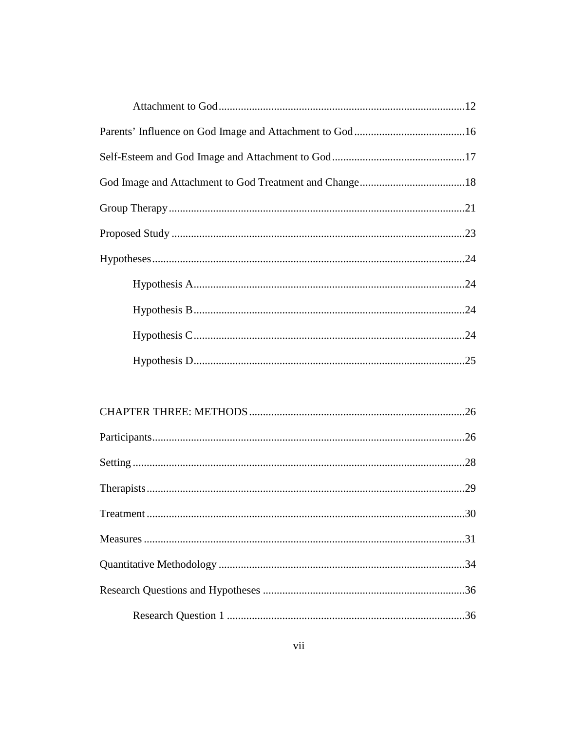Attachment to God ....................................................................................12

Parents' Influence on God Image and Attachment to God ........................................16

Self-Esteem and God Image and Attachment to God ...............................................17

God Image and Attachment to God Treatment and Change .....................................18

Group Therapy ..........................................................................................................21

Proposed Study .........................................................................................................23

Hypotheses ................................................................................................................24

Hypothesis A .................................................................................................24

Hypothesis B .................................................................................................24

Hypothesis C .................................................................................................24

Hypothesis D .................................................................................................25

CHAPTER THREE: METHODS .............................................................................26

Participants ................................................................................................................26

Setting .......................................................................................................................28

Therapists ..................................................................................................................29

Treatment ..................................................................................................................30

Measures ...................................................................................................................31

Quantitative Methodology ........................................................................................34

Research Questions and Hypotheses ........................................................................36

Research Question 1 .....................................................................................36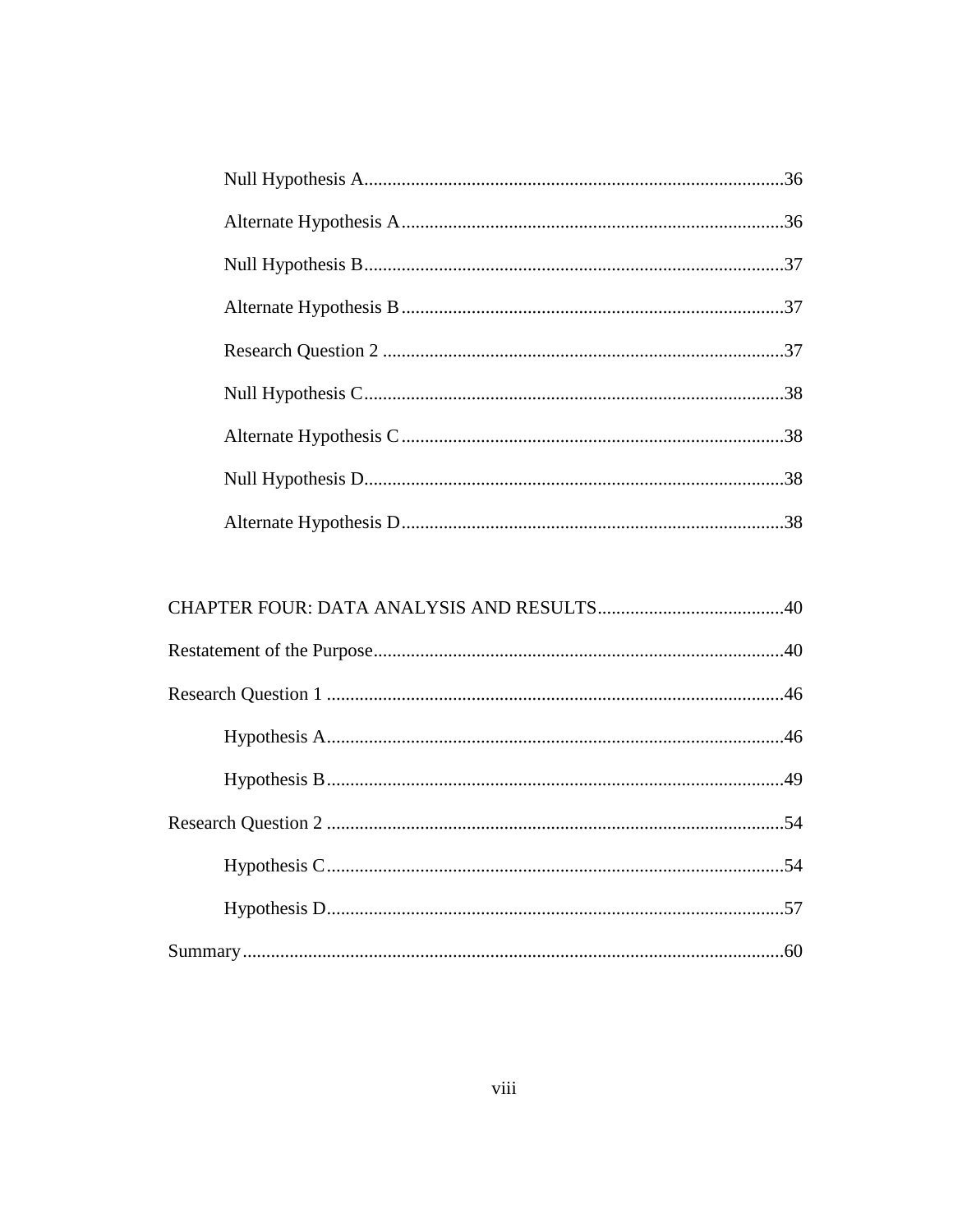Null Hypothesis A..........................................................................................36

Alternate Hypothesis A..................................................................................36

Null Hypothesis B..........................................................................................37

Alternate Hypothesis B..................................................................................37

Research Question 2 ......................................................................................37

Null Hypothesis C..........................................................................................38

Alternate Hypothesis C..................................................................................38

Null Hypothesis D..........................................................................................38

Alternate Hypothesis D..................................................................................38

CHAPTER FOUR: DATA ANALYSIS AND RESULTS........................................40

Restatement of the Purpose........................................................................................40

Research Question 1 ..................................................................................................46

Hypothesis A..................................................................................................46

Hypothesis B..................................................................................................49

Research Question 2 ..................................................................................................54

Hypothesis C..................................................................................................54

Hypothesis D..................................................................................................57

Summary....................................................................................................................60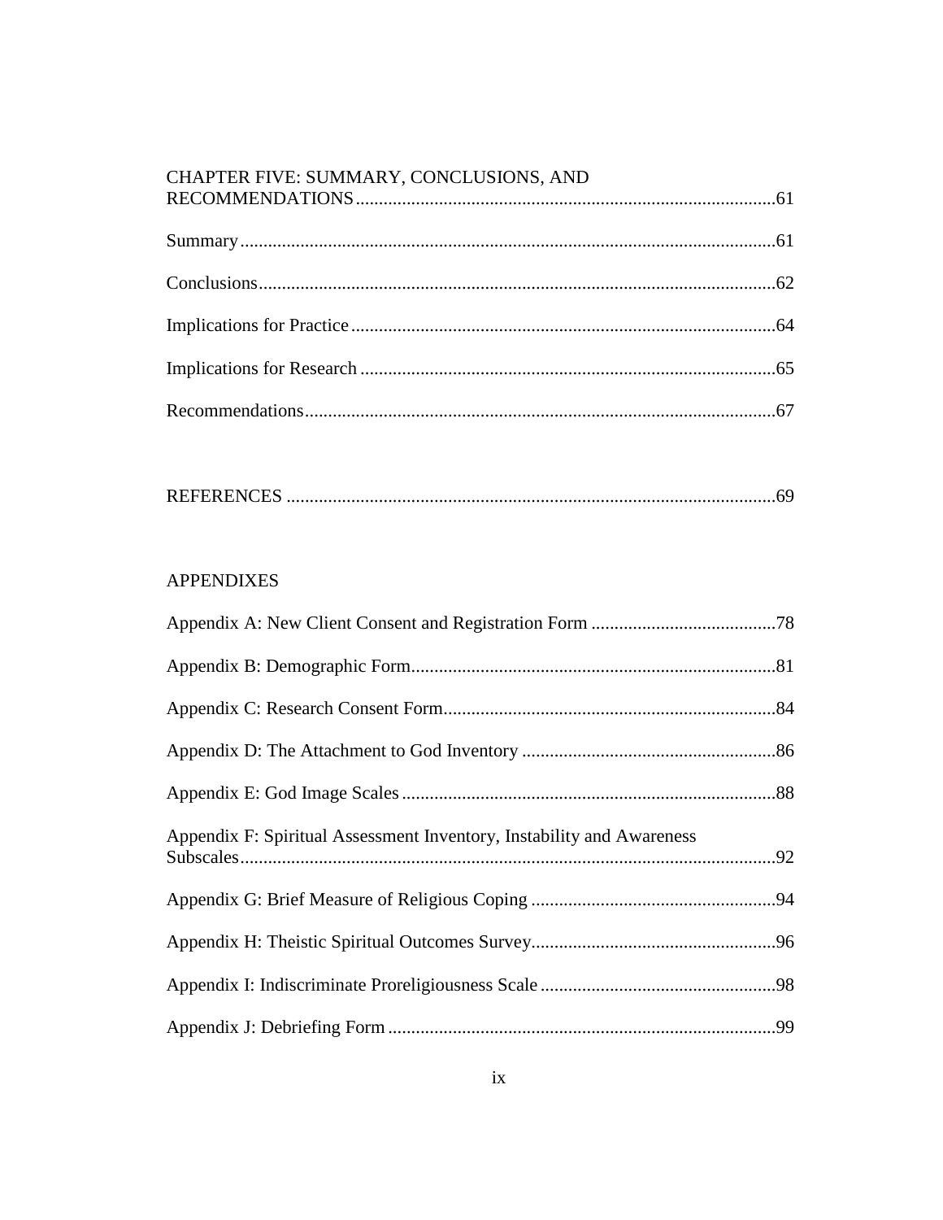CHAPTER FIVE: SUMMARY, CONCLUSIONS, AND RECOMMENDATIONS ..........61

Summary ..........61

Conclusions ..........62

Implications for Practice ..........64

Implications for Research ..........65

Recommendations ..........67

REFERENCES ..........69

APPENDIXES

Appendix A: New Client Consent and Registration Form ..........78

Appendix B: Demographic Form ..........81

Appendix C: Research Consent Form ..........84

Appendix D: The Attachment to God Inventory ..........86

Appendix E: God Image Scales ..........88

Appendix F: Spiritual Assessment Inventory, Instability and Awareness Subscales ..........92

Appendix G: Brief Measure of Religious Coping ..........94

Appendix H: Theistic Spiritual Outcomes Survey ..........96

Appendix I: Indiscriminate Proreligiousness Scale ..........98

Appendix J: Debriefing Form ..........99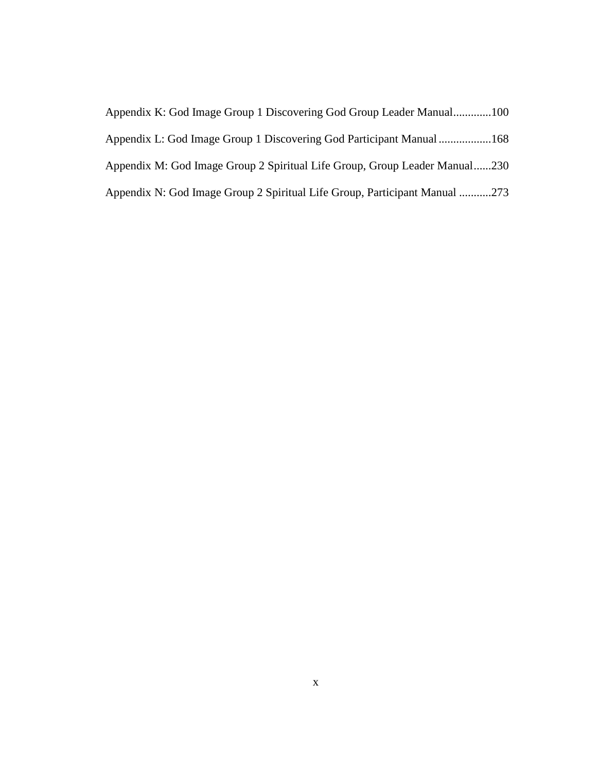Appendix K: God Image Group 1 Discovering God Group Leader Manual.............100

Appendix L: God Image Group 1 Discovering God Participant Manual..................168

Appendix M: God Image Group 2 Spiritual Life Group, Group Leader Manual......230

Appendix N: God Image Group 2 Spiritual Life Group, Participant Manual ...........273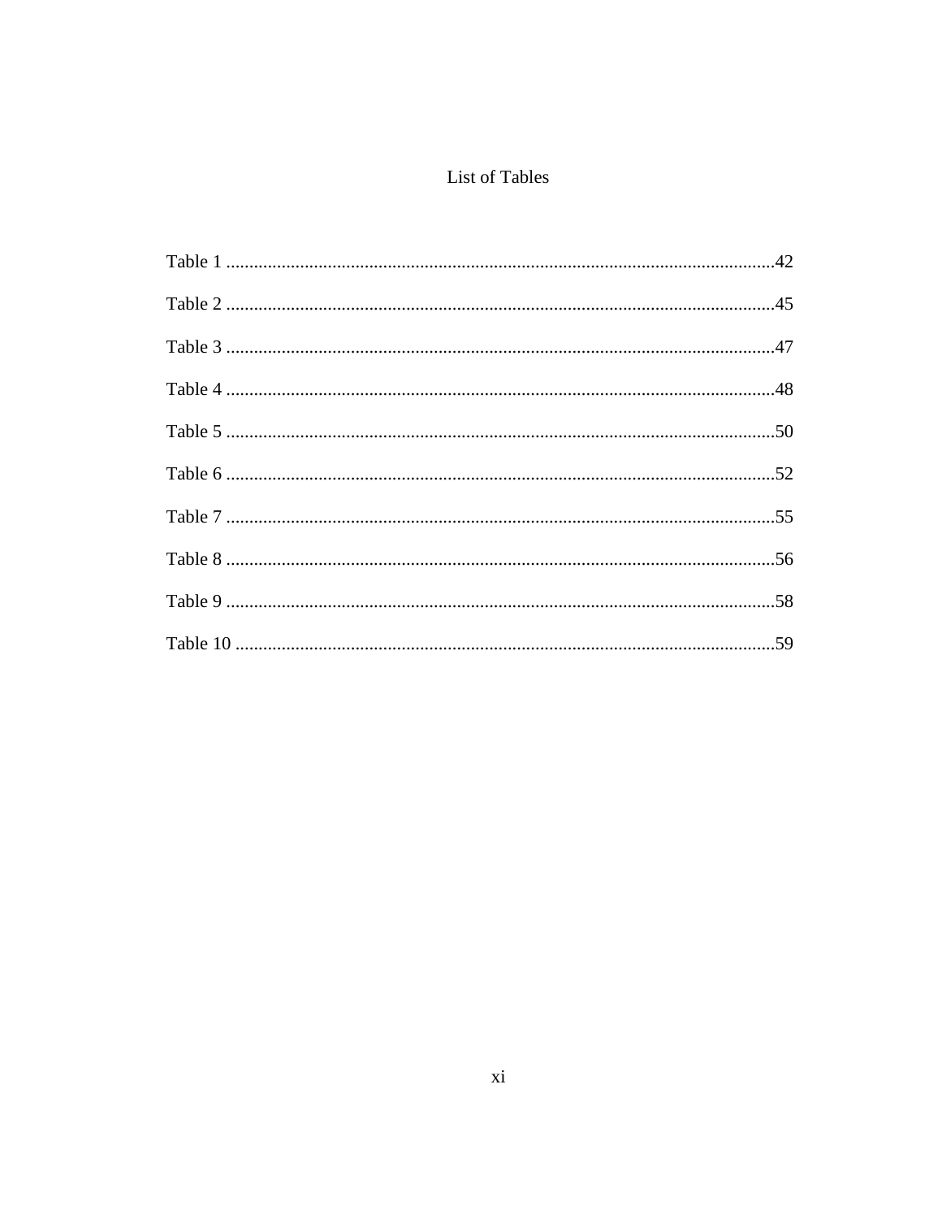# List of Tables

Table 1 ......................................................................................................................42

Table 2 ......................................................................................................................45

Table 3 ......................................................................................................................47

Table 4 ......................................................................................................................48

Table 5 ......................................................................................................................50

Table 6 ......................................................................................................................52

Table 7 ......................................................................................................................55

Table 8 ......................................................................................................................56

Table 9 ......................................................................................................................58

Table 10 ....................................................................................................................59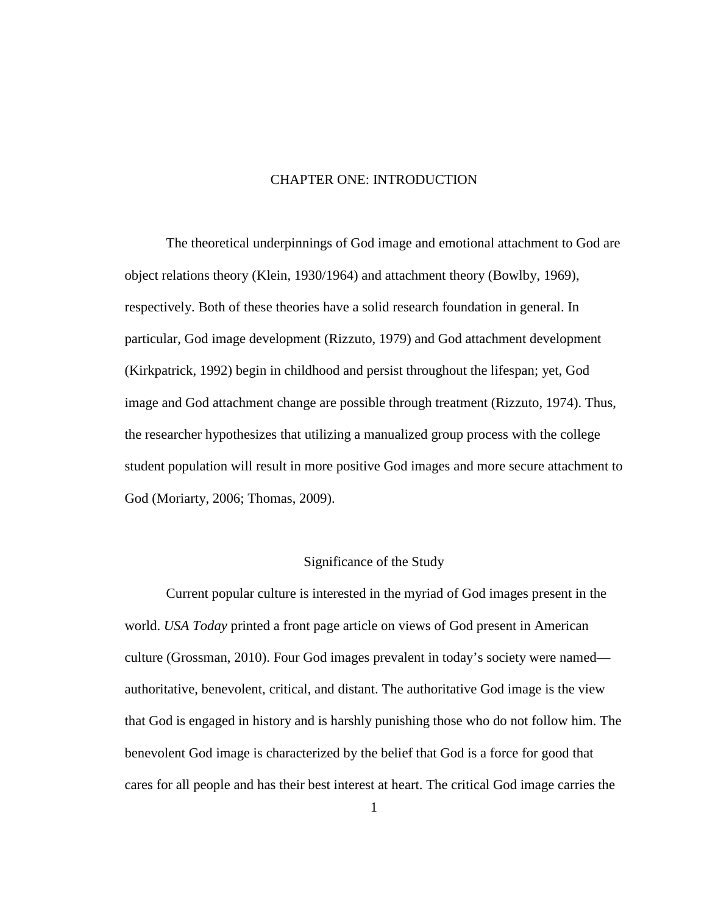# CHAPTER ONE: INTRODUCTION

The theoretical underpinnings of God image and emotional attachment to God are object relations theory (Klein, 1930/1964) and attachment theory (Bowlby, 1969), respectively. Both of these theories have a solid research foundation in general. In particular, God image development (Rizzuto, 1979) and God attachment development (Kirkpatrick, 1992) begin in childhood and persist throughout the lifespan; yet, God image and God attachment change are possible through treatment (Rizzuto, 1974). Thus, the researcher hypothesizes that utilizing a manualized group process with the college student population will result in more positive God images and more secure attachment to God (Moriarty, 2006; Thomas, 2009).

## Significance of the Study

Current popular culture is interested in the myriad of God images present in the world. *USA Today* printed a front page article on views of God present in American culture (Grossman, 2010). Four God images prevalent in today's society were named—authoritative, benevolent, critical, and distant. The authoritative God image is the view that God is engaged in history and is harshly punishing those who do not follow him. The benevolent God image is characterized by the belief that God is a force for good that cares for all people and has their best interest at heart. The critical God image carries the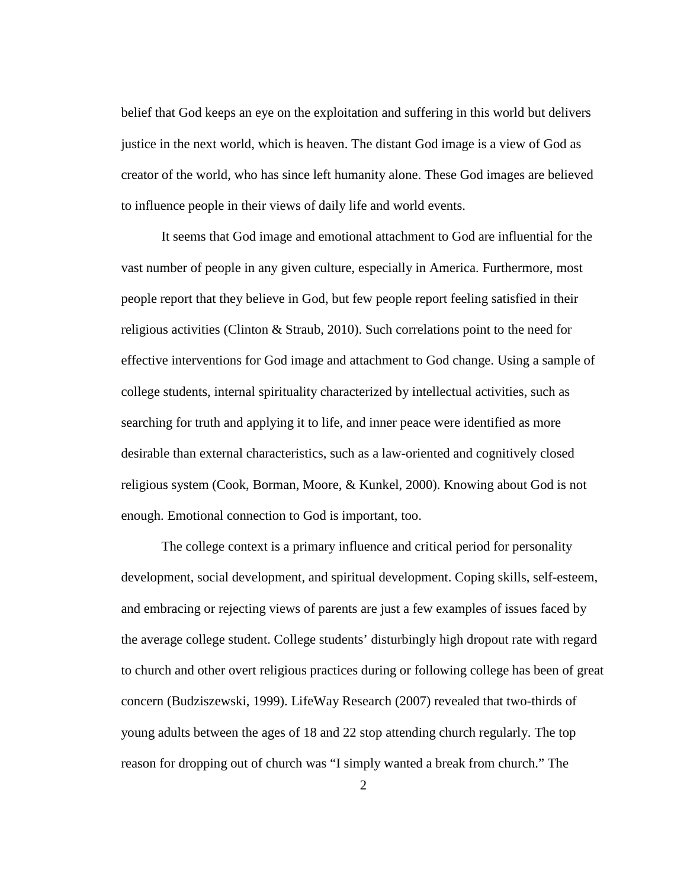belief that God keeps an eye on the exploitation and suffering in this world but delivers justice in the next world, which is heaven. The distant God image is a view of God as creator of the world, who has since left humanity alone. These God images are believed to influence people in their views of daily life and world events.

It seems that God image and emotional attachment to God are influential for the vast number of people in any given culture, especially in America. Furthermore, most people report that they believe in God, but few people report feeling satisfied in their religious activities (Clinton & Straub, 2010). Such correlations point to the need for effective interventions for God image and attachment to God change. Using a sample of college students, internal spirituality characterized by intellectual activities, such as searching for truth and applying it to life, and inner peace were identified as more desirable than external characteristics, such as a law-oriented and cognitively closed religious system (Cook, Borman, Moore, & Kunkel, 2000). Knowing about God is not enough. Emotional connection to God is important, too.

The college context is a primary influence and critical period for personality development, social development, and spiritual development. Coping skills, self-esteem, and embracing or rejecting views of parents are just a few examples of issues faced by the average college student. College students' disturbingly high dropout rate with regard to church and other overt religious practices during or following college has been of great concern (Budziszewski, 1999). LifeWay Research (2007) revealed that two-thirds of young adults between the ages of 18 and 22 stop attending church regularly. The top reason for dropping out of church was "I simply wanted a break from church." The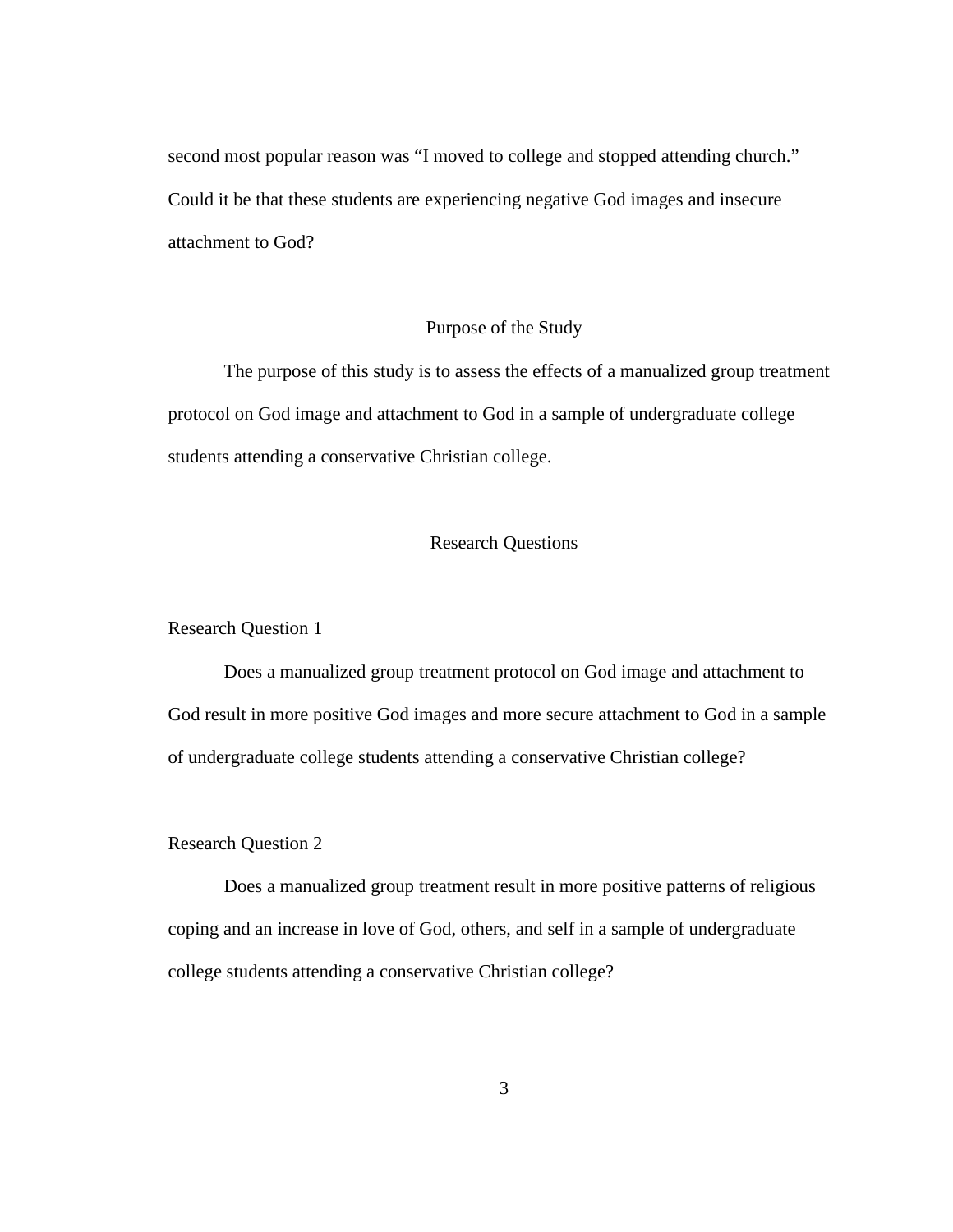second most popular reason was "I moved to college and stopped attending church." Could it be that these students are experiencing negative God images and insecure attachment to God?

## Purpose of the Study

The purpose of this study is to assess the effects of a manualized group treatment protocol on God image and attachment to God in a sample of undergraduate college students attending a conservative Christian college.

## Research Questions

### Research Question 1

Does a manualized group treatment protocol on God image and attachment to God result in more positive God images and more secure attachment to God in a sample of undergraduate college students attending a conservative Christian college?

### Research Question 2

Does a manualized group treatment result in more positive patterns of religious coping and an increase in love of God, others, and self in a sample of undergraduate college students attending a conservative Christian college?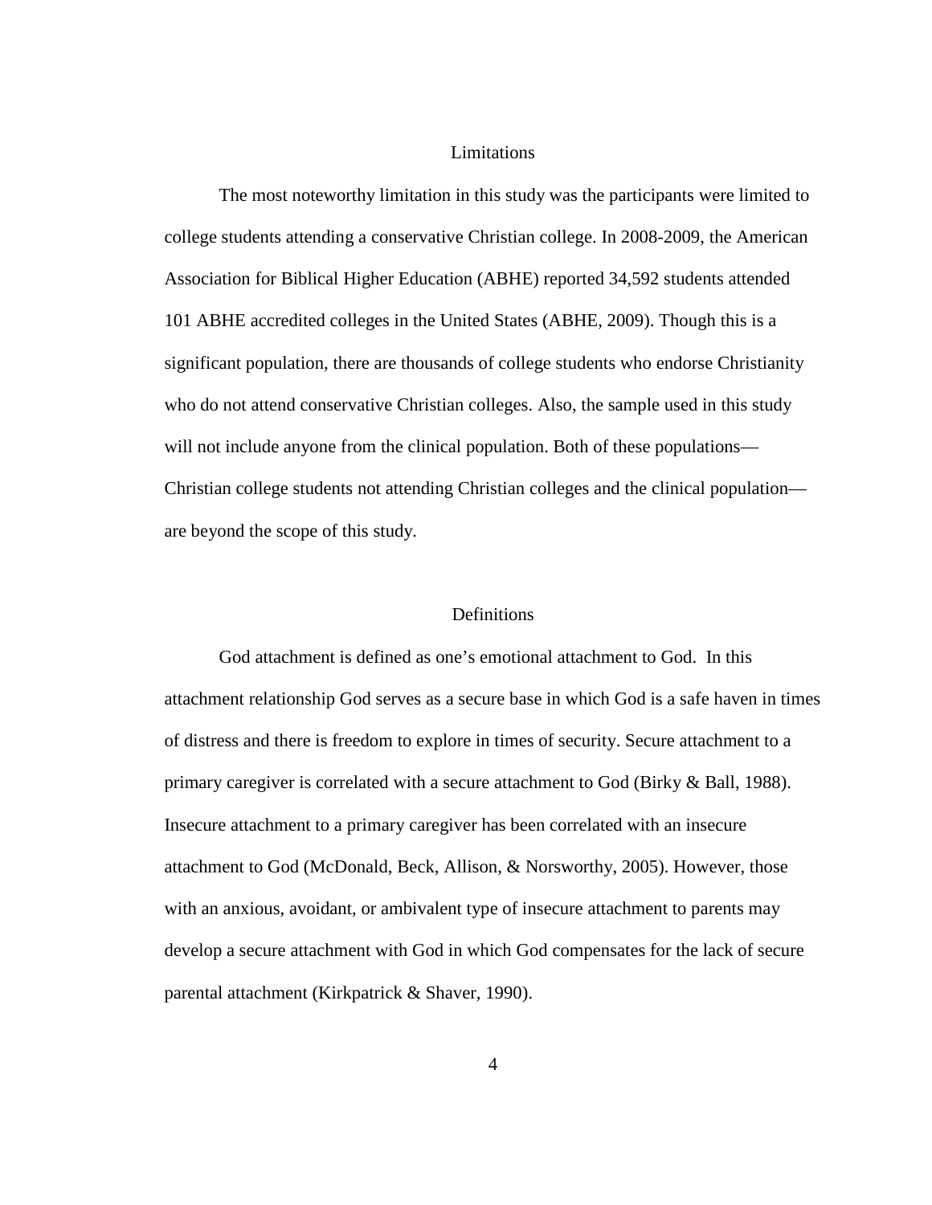## Limitations

The most noteworthy limitation in this study was the participants were limited to college students attending a conservative Christian college. In 2008-2009, the American Association for Biblical Higher Education (ABHE) reported 34,592 students attended 101 ABHE accredited colleges in the United States (ABHE, 2009). Though this is a significant population, there are thousands of college students who endorse Christianity who do not attend conservative Christian colleges. Also, the sample used in this study will not include anyone from the clinical population. Both of these populations—Christian college students not attending Christian colleges and the clinical population—are beyond the scope of this study.

## Definitions

God attachment is defined as one's emotional attachment to God. In this attachment relationship God serves as a secure base in which God is a safe haven in times of distress and there is freedom to explore in times of security. Secure attachment to a primary caregiver is correlated with a secure attachment to God (Birky & Ball, 1988). Insecure attachment to a primary caregiver has been correlated with an insecure attachment to God (McDonald, Beck, Allison, & Norsworthy, 2005). However, those with an anxious, avoidant, or ambivalent type of insecure attachment to parents may develop a secure attachment with God in which God compensates for the lack of secure parental attachment (Kirkpatrick & Shaver, 1990).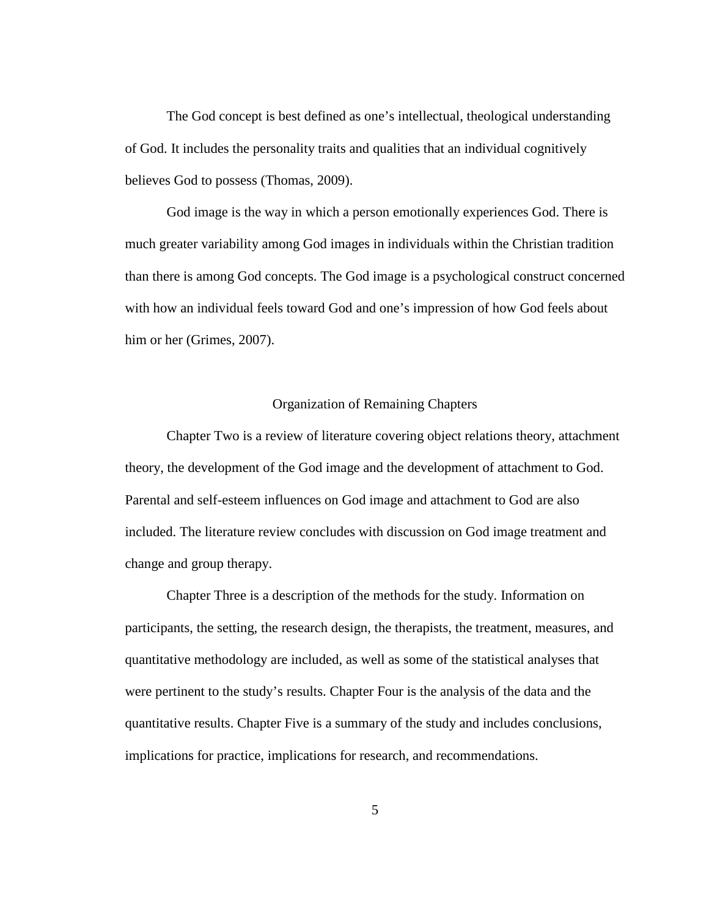The God concept is best defined as one's intellectual, theological understanding of God. It includes the personality traits and qualities that an individual cognitively believes God to possess (Thomas, 2009).

God image is the way in which a person emotionally experiences God. There is much greater variability among God images in individuals within the Christian tradition than there is among God concepts. The God image is a psychological construct concerned with how an individual feels toward God and one's impression of how God feels about him or her (Grimes, 2007).

## Organization of Remaining Chapters

Chapter Two is a review of literature covering object relations theory, attachment theory, the development of the God image and the development of attachment to God. Parental and self-esteem influences on God image and attachment to God are also included. The literature review concludes with discussion on God image treatment and change and group therapy.

Chapter Three is a description of the methods for the study. Information on participants, the setting, the research design, the therapists, the treatment, measures, and quantitative methodology are included, as well as some of the statistical analyses that were pertinent to the study's results. Chapter Four is the analysis of the data and the quantitative results. Chapter Five is a summary of the study and includes conclusions, implications for practice, implications for research, and recommendations.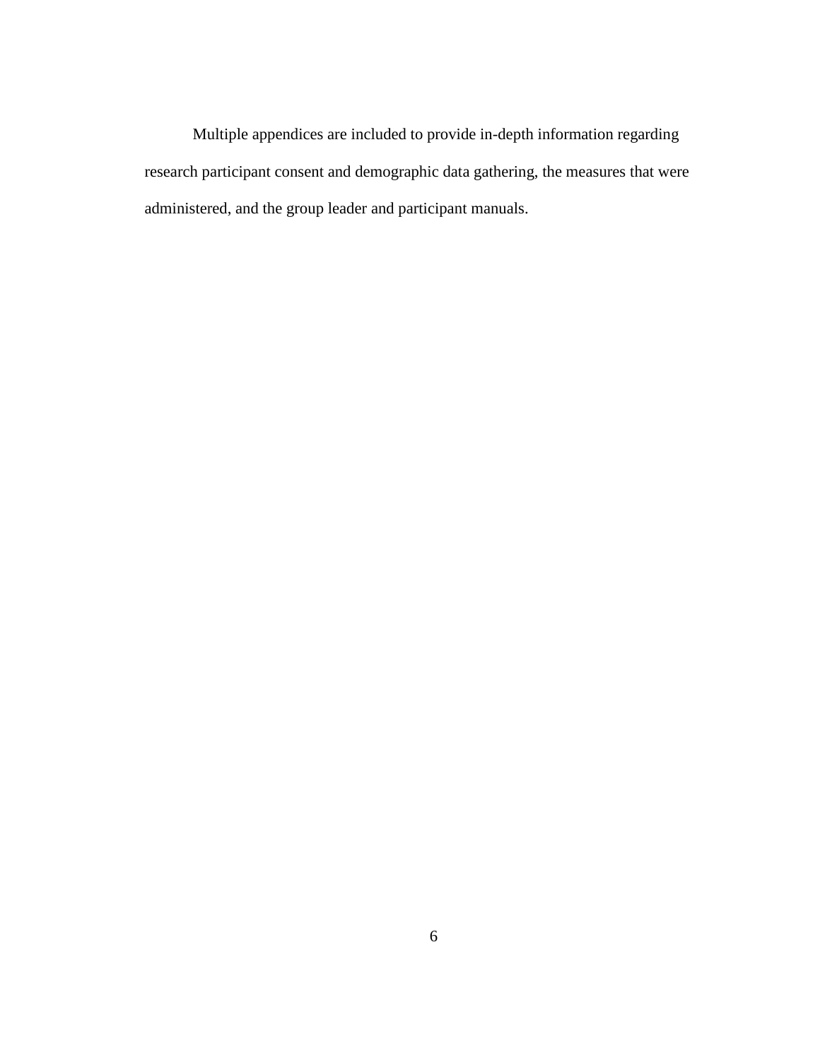Multiple appendices are included to provide in-depth information regarding research participant consent and demographic data gathering, the measures that were administered, and the group leader and participant manuals.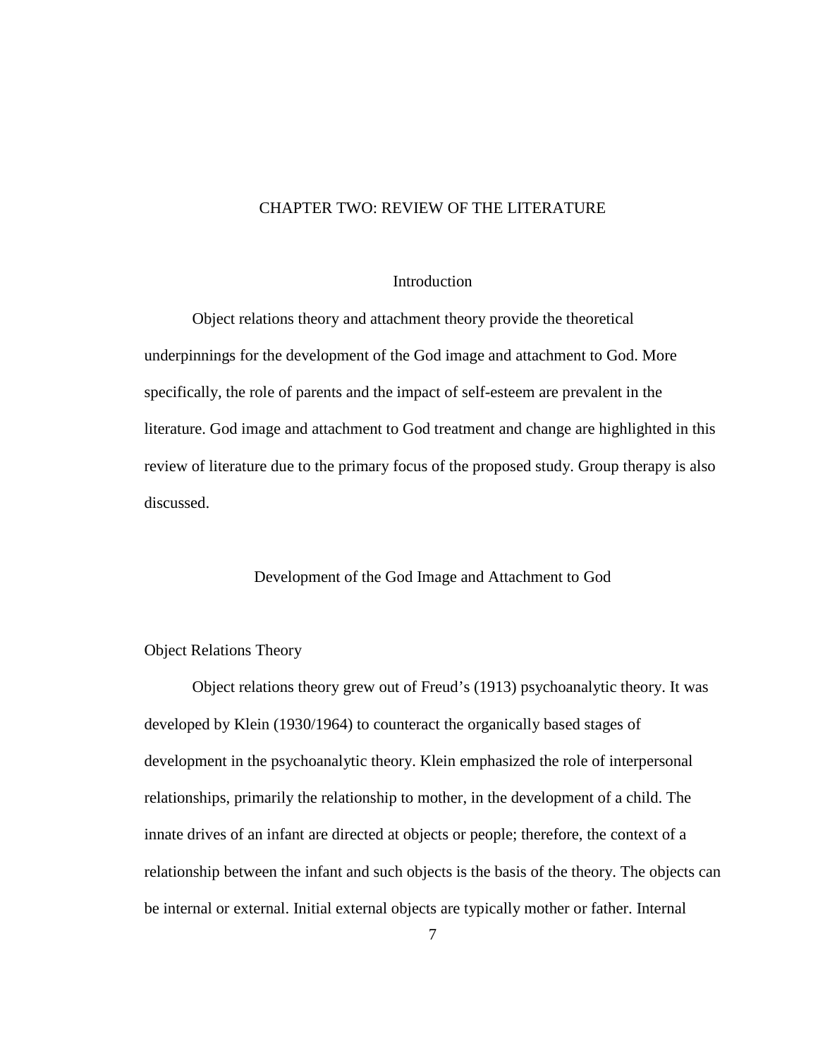# CHAPTER TWO: REVIEW OF THE LITERATURE

## Introduction

Object relations theory and attachment theory provide the theoretical underpinnings for the development of the God image and attachment to God. More specifically, the role of parents and the impact of self-esteem are prevalent in the literature. God image and attachment to God treatment and change are highlighted in this review of literature due to the primary focus of the proposed study. Group therapy is also discussed.

## Development of the God Image and Attachment to God

### Object Relations Theory

Object relations theory grew out of Freud's (1913) psychoanalytic theory. It was developed by Klein (1930/1964) to counteract the organically based stages of development in the psychoanalytic theory. Klein emphasized the role of interpersonal relationships, primarily the relationship to mother, in the development of a child. The innate drives of an infant are directed at objects or people; therefore, the context of a relationship between the infant and such objects is the basis of the theory. The objects can be internal or external. Initial external objects are typically mother or father. Internal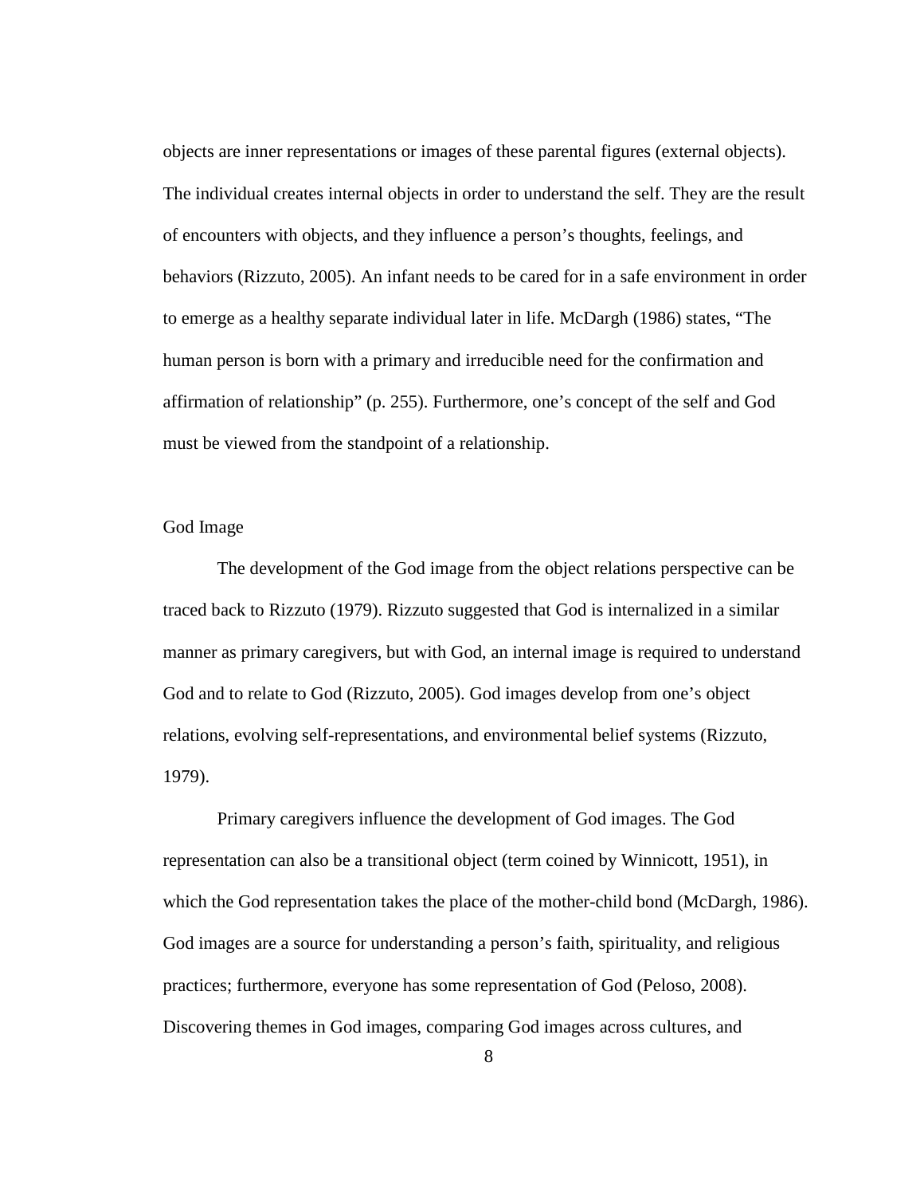objects are inner representations or images of these parental figures (external objects). The individual creates internal objects in order to understand the self. They are the result of encounters with objects, and they influence a person's thoughts, feelings, and behaviors (Rizzuto, 2005). An infant needs to be cared for in a safe environment in order to emerge as a healthy separate individual later in life. McDargh (1986) states, "The human person is born with a primary and irreducible need for the confirmation and affirmation of relationship" (p. 255). Furthermore, one's concept of the self and God must be viewed from the standpoint of a relationship.

### God Image

The development of the God image from the object relations perspective can be traced back to Rizzuto (1979). Rizzuto suggested that God is internalized in a similar manner as primary caregivers, but with God, an internal image is required to understand God and to relate to God (Rizzuto, 2005). God images develop from one's object relations, evolving self-representations, and environmental belief systems (Rizzuto, 1979).

Primary caregivers influence the development of God images. The God representation can also be a transitional object (term coined by Winnicott, 1951), in which the God representation takes the place of the mother-child bond (McDargh, 1986). God images are a source for understanding a person's faith, spirituality, and religious practices; furthermore, everyone has some representation of God (Peloso, 2008). Discovering themes in God images, comparing God images across cultures, and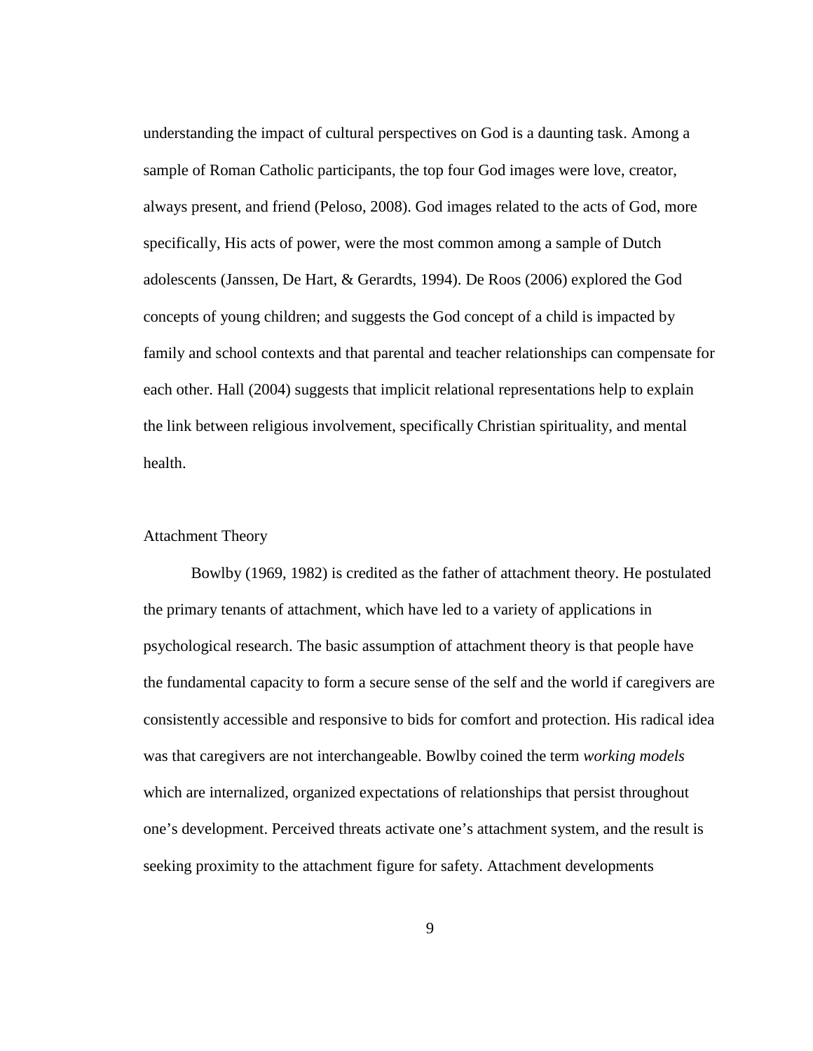understanding the impact of cultural perspectives on God is a daunting task. Among a sample of Roman Catholic participants, the top four God images were love, creator, always present, and friend (Peloso, 2008). God images related to the acts of God, more specifically, His acts of power, were the most common among a sample of Dutch adolescents (Janssen, De Hart, & Gerardts, 1994). De Roos (2006) explored the God concepts of young children; and suggests the God concept of a child is impacted by family and school contexts and that parental and teacher relationships can compensate for each other. Hall (2004) suggests that implicit relational representations help to explain the link between religious involvement, specifically Christian spirituality, and mental health.

## Attachment Theory

Bowlby (1969, 1982) is credited as the father of attachment theory. He postulated the primary tenants of attachment, which have led to a variety of applications in psychological research. The basic assumption of attachment theory is that people have the fundamental capacity to form a secure sense of the self and the world if caregivers are consistently accessible and responsive to bids for comfort and protection. His radical idea was that caregivers are not interchangeable. Bowlby coined the term *working models* which are internalized, organized expectations of relationships that persist throughout one's development. Perceived threats activate one's attachment system, and the result is seeking proximity to the attachment figure for safety. Attachment developments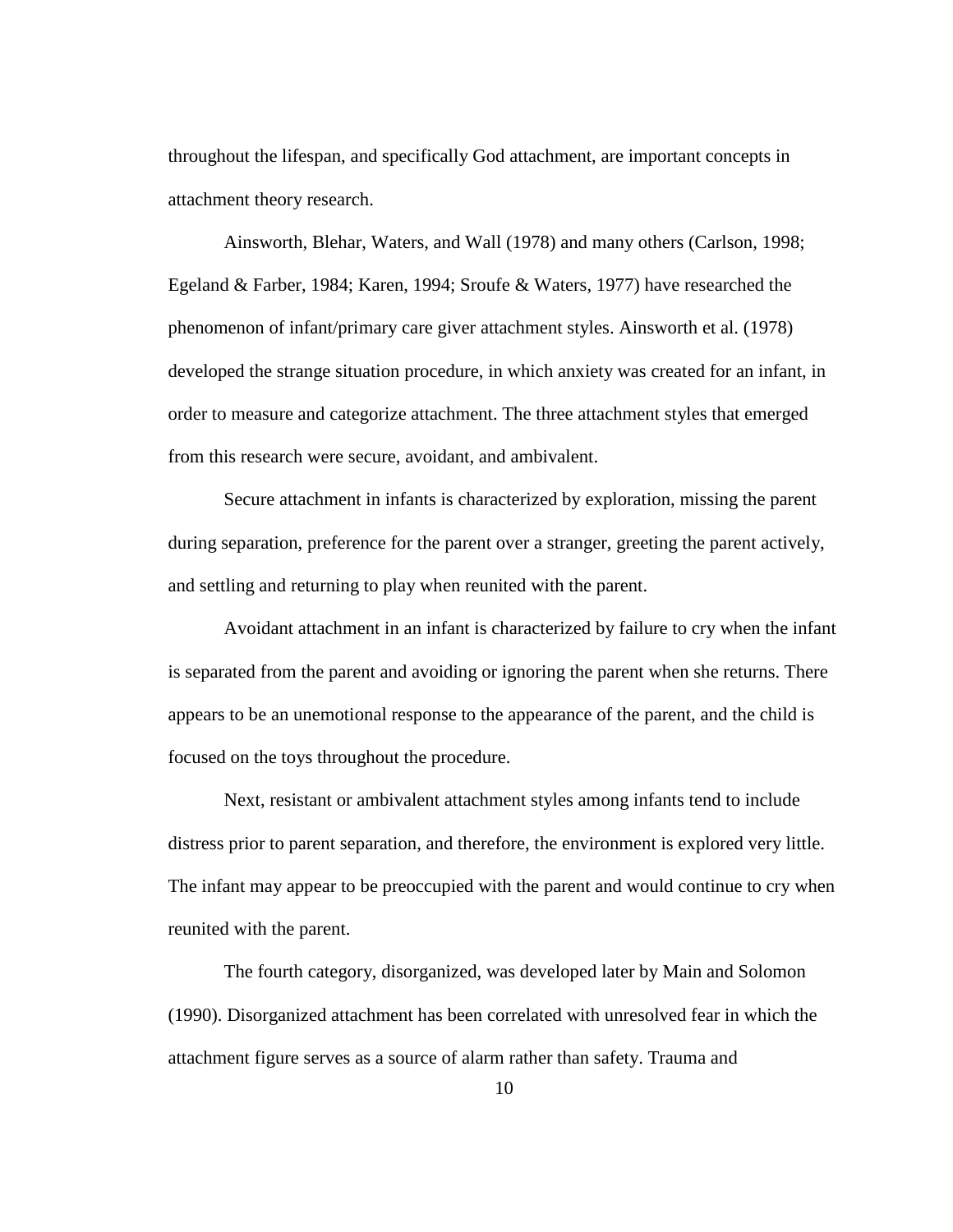throughout the lifespan, and specifically God attachment, are important concepts in attachment theory research.

Ainsworth, Blehar, Waters, and Wall (1978) and many others (Carlson, 1998; Egeland & Farber, 1984; Karen, 1994; Sroufe & Waters, 1977) have researched the phenomenon of infant/primary care giver attachment styles. Ainsworth et al. (1978) developed the strange situation procedure, in which anxiety was created for an infant, in order to measure and categorize attachment. The three attachment styles that emerged from this research were secure, avoidant, and ambivalent.

Secure attachment in infants is characterized by exploration, missing the parent during separation, preference for the parent over a stranger, greeting the parent actively, and settling and returning to play when reunited with the parent.

Avoidant attachment in an infant is characterized by failure to cry when the infant is separated from the parent and avoiding or ignoring the parent when she returns. There appears to be an unemotional response to the appearance of the parent, and the child is focused on the toys throughout the procedure.

Next, resistant or ambivalent attachment styles among infants tend to include distress prior to parent separation, and therefore, the environment is explored very little. The infant may appear to be preoccupied with the parent and would continue to cry when reunited with the parent.

The fourth category, disorganized, was developed later by Main and Solomon (1990). Disorganized attachment has been correlated with unresolved fear in which the attachment figure serves as a source of alarm rather than safety. Trauma and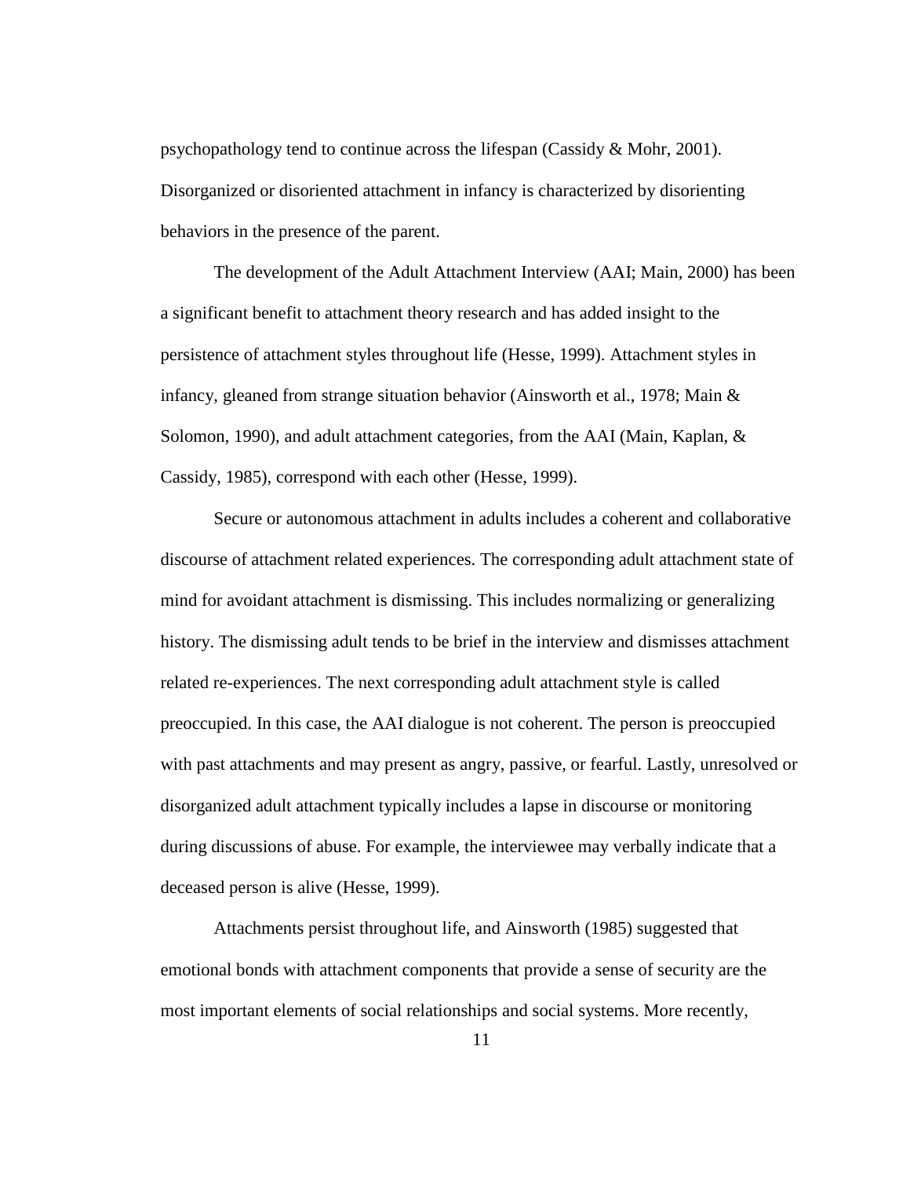psychopathology tend to continue across the lifespan (Cassidy & Mohr, 2001). Disorganized or disoriented attachment in infancy is characterized by disorienting behaviors in the presence of the parent.

The development of the Adult Attachment Interview (AAI; Main, 2000) has been a significant benefit to attachment theory research and has added insight to the persistence of attachment styles throughout life (Hesse, 1999). Attachment styles in infancy, gleaned from strange situation behavior (Ainsworth et al., 1978; Main & Solomon, 1990), and adult attachment categories, from the AAI (Main, Kaplan, & Cassidy, 1985), correspond with each other (Hesse, 1999).

Secure or autonomous attachment in adults includes a coherent and collaborative discourse of attachment related experiences. The corresponding adult attachment state of mind for avoidant attachment is dismissing. This includes normalizing or generalizing history. The dismissing adult tends to be brief in the interview and dismisses attachment related re-experiences. The next corresponding adult attachment style is called preoccupied. In this case, the AAI dialogue is not coherent. The person is preoccupied with past attachments and may present as angry, passive, or fearful. Lastly, unresolved or disorganized adult attachment typically includes a lapse in discourse or monitoring during discussions of abuse. For example, the interviewee may verbally indicate that a deceased person is alive (Hesse, 1999).

Attachments persist throughout life, and Ainsworth (1985) suggested that emotional bonds with attachment components that provide a sense of security are the most important elements of social relationships and social systems. More recently,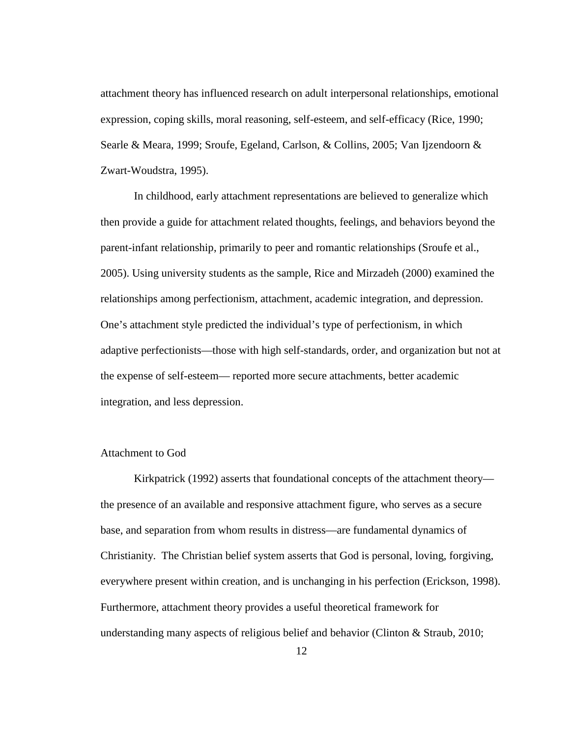attachment theory has influenced research on adult interpersonal relationships, emotional expression, coping skills, moral reasoning, self-esteem, and self-efficacy (Rice, 1990; Searle & Meara, 1999; Sroufe, Egeland, Carlson, & Collins, 2005; Van Ijzendoorn & Zwart-Woudstra, 1995).

In childhood, early attachment representations are believed to generalize which then provide a guide for attachment related thoughts, feelings, and behaviors beyond the parent-infant relationship, primarily to peer and romantic relationships (Sroufe et al., 2005). Using university students as the sample, Rice and Mirzadeh (2000) examined the relationships among perfectionism, attachment, academic integration, and depression. One's attachment style predicted the individual's type of perfectionism, in which adaptive perfectionists—those with high self-standards, order, and organization but not at the expense of self-esteem— reported more secure attachments, better academic integration, and less depression.

## Attachment to God

Kirkpatrick (1992) asserts that foundational concepts of the attachment theory—the presence of an available and responsive attachment figure, who serves as a secure base, and separation from whom results in distress—are fundamental dynamics of Christianity. The Christian belief system asserts that God is personal, loving, forgiving, everywhere present within creation, and is unchanging in his perfection (Erickson, 1998). Furthermore, attachment theory provides a useful theoretical framework for understanding many aspects of religious belief and behavior (Clinton & Straub, 2010;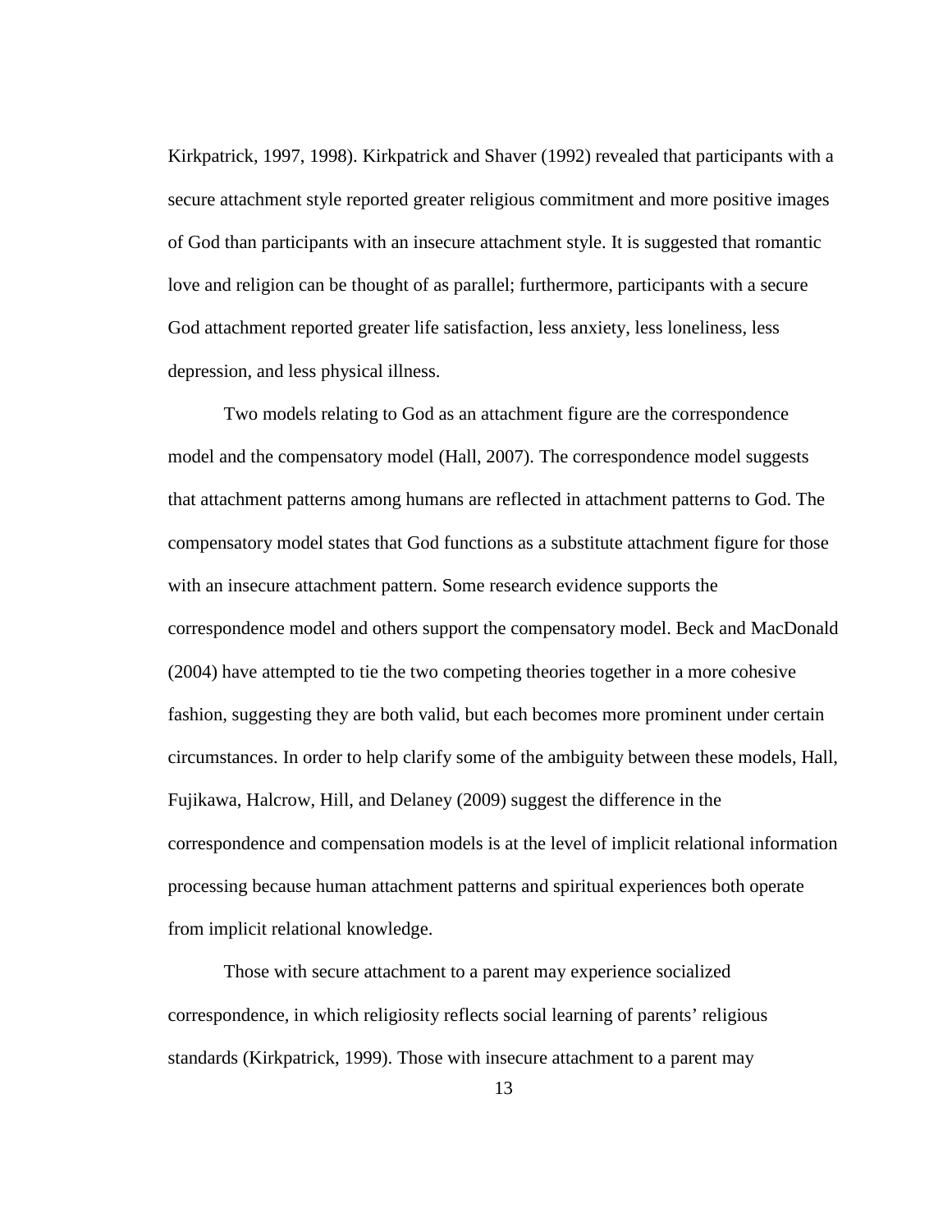Kirkpatrick, 1997, 1998). Kirkpatrick and Shaver (1992) revealed that participants with a secure attachment style reported greater religious commitment and more positive images of God than participants with an insecure attachment style. It is suggested that romantic love and religion can be thought of as parallel; furthermore, participants with a secure God attachment reported greater life satisfaction, less anxiety, less loneliness, less depression, and less physical illness.

Two models relating to God as an attachment figure are the correspondence model and the compensatory model (Hall, 2007). The correspondence model suggests that attachment patterns among humans are reflected in attachment patterns to God. The compensatory model states that God functions as a substitute attachment figure for those with an insecure attachment pattern. Some research evidence supports the correspondence model and others support the compensatory model. Beck and MacDonald (2004) have attempted to tie the two competing theories together in a more cohesive fashion, suggesting they are both valid, but each becomes more prominent under certain circumstances. In order to help clarify some of the ambiguity between these models, Hall, Fujikawa, Halcrow, Hill, and Delaney (2009) suggest the difference in the correspondence and compensation models is at the level of implicit relational information processing because human attachment patterns and spiritual experiences both operate from implicit relational knowledge.

Those with secure attachment to a parent may experience socialized correspondence, in which religiosity reflects social learning of parents' religious standards (Kirkpatrick, 1999). Those with insecure attachment to a parent may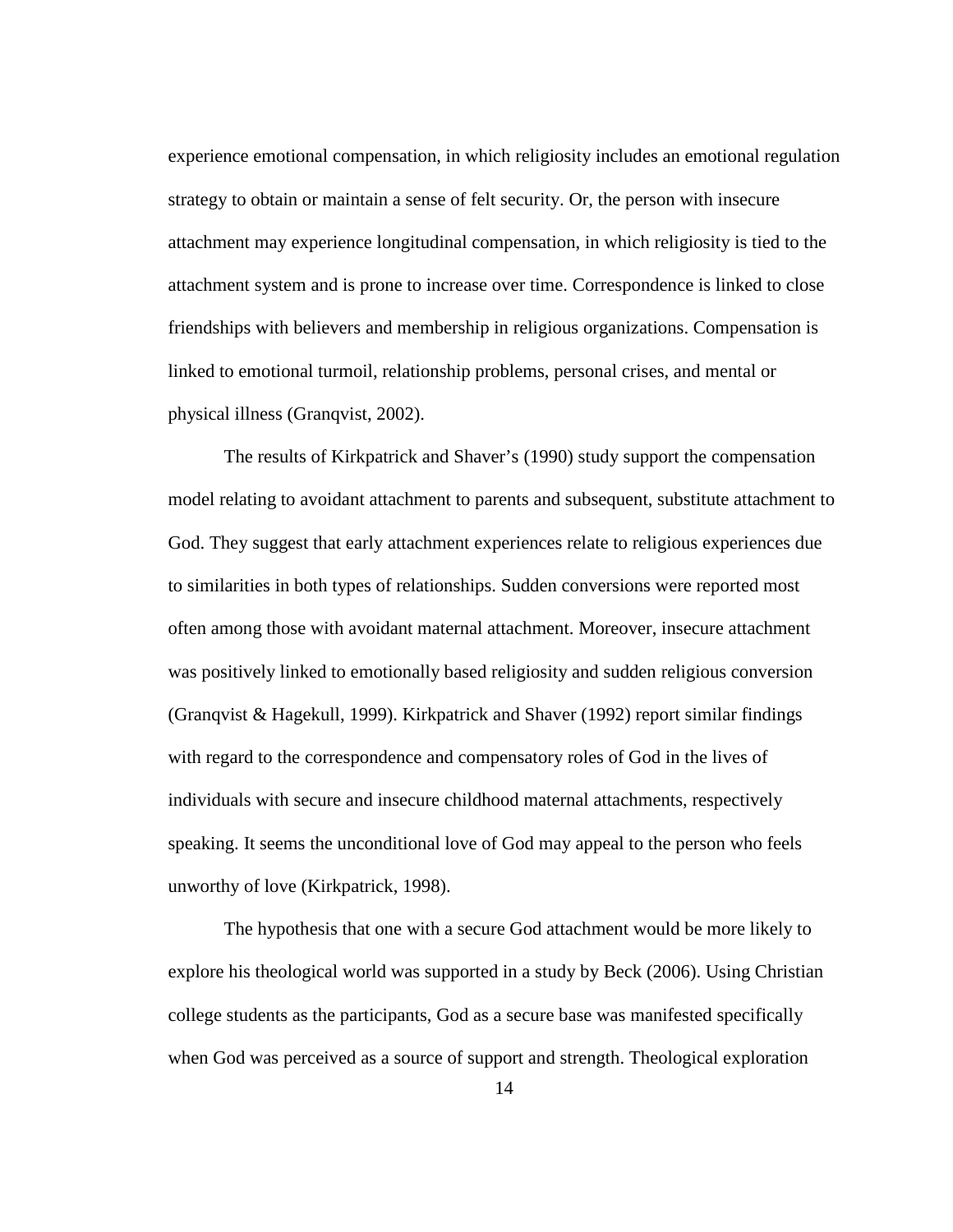experience emotional compensation, in which religiosity includes an emotional regulation strategy to obtain or maintain a sense of felt security. Or, the person with insecure attachment may experience longitudinal compensation, in which religiosity is tied to the attachment system and is prone to increase over time. Correspondence is linked to close friendships with believers and membership in religious organizations. Compensation is linked to emotional turmoil, relationship problems, personal crises, and mental or physical illness (Granqvist, 2002).

The results of Kirkpatrick and Shaver's (1990) study support the compensation model relating to avoidant attachment to parents and subsequent, substitute attachment to God. They suggest that early attachment experiences relate to religious experiences due to similarities in both types of relationships. Sudden conversions were reported most often among those with avoidant maternal attachment. Moreover, insecure attachment was positively linked to emotionally based religiosity and sudden religious conversion (Granqvist & Hagekull, 1999). Kirkpatrick and Shaver (1992) report similar findings with regard to the correspondence and compensatory roles of God in the lives of individuals with secure and insecure childhood maternal attachments, respectively speaking. It seems the unconditional love of God may appeal to the person who feels unworthy of love (Kirkpatrick, 1998).

The hypothesis that one with a secure God attachment would be more likely to explore his theological world was supported in a study by Beck (2006). Using Christian college students as the participants, God as a secure base was manifested specifically when God was perceived as a source of support and strength. Theological exploration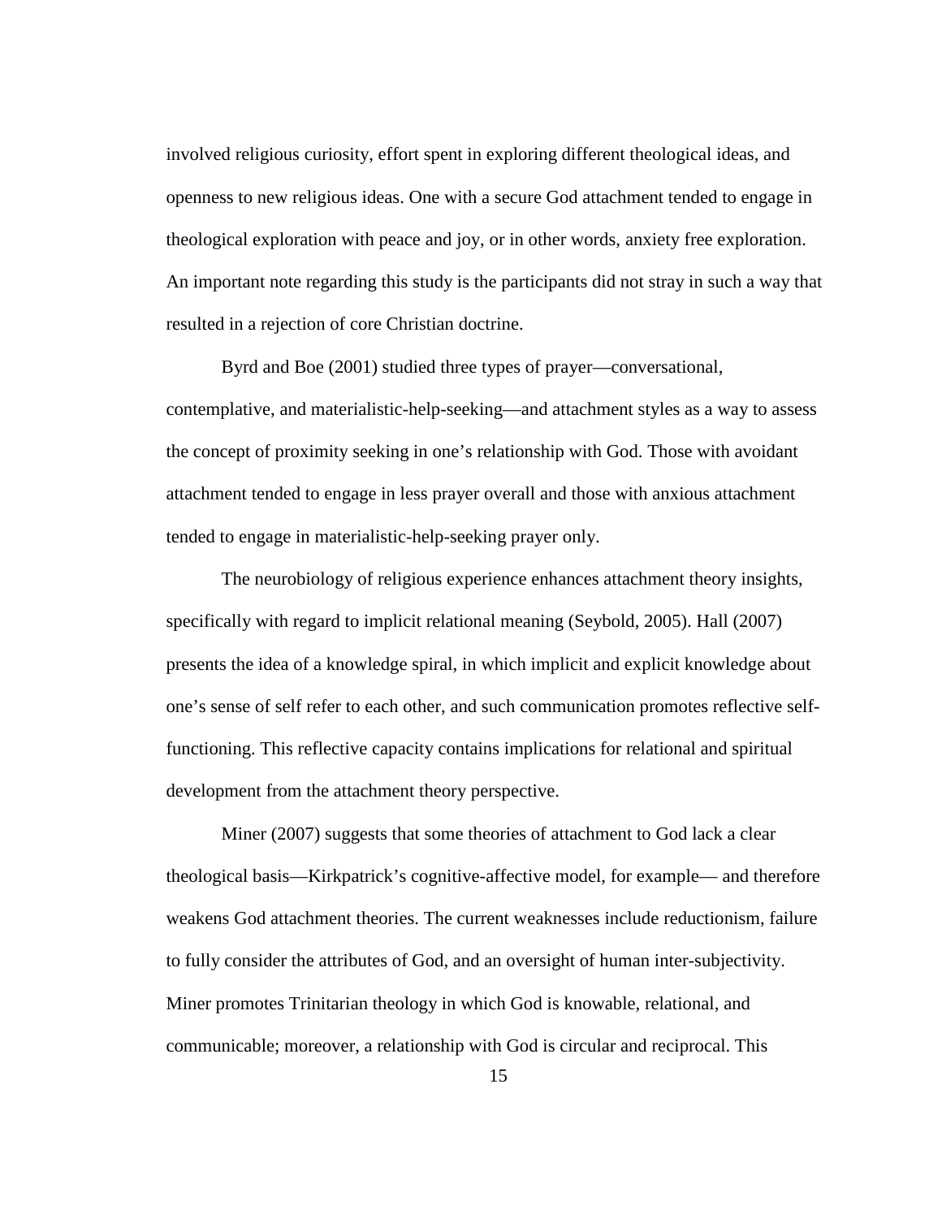involved religious curiosity, effort spent in exploring different theological ideas, and openness to new religious ideas. One with a secure God attachment tended to engage in theological exploration with peace and joy, or in other words, anxiety free exploration. An important note regarding this study is the participants did not stray in such a way that resulted in a rejection of core Christian doctrine.

Byrd and Boe (2001) studied three types of prayer—conversational, contemplative, and materialistic-help-seeking—and attachment styles as a way to assess the concept of proximity seeking in one's relationship with God. Those with avoidant attachment tended to engage in less prayer overall and those with anxious attachment tended to engage in materialistic-help-seeking prayer only.

The neurobiology of religious experience enhances attachment theory insights, specifically with regard to implicit relational meaning (Seybold, 2005). Hall (2007) presents the idea of a knowledge spiral, in which implicit and explicit knowledge about one's sense of self refer to each other, and such communication promotes reflective self-functioning. This reflective capacity contains implications for relational and spiritual development from the attachment theory perspective.

Miner (2007) suggests that some theories of attachment to God lack a clear theological basis—Kirkpatrick's cognitive-affective model, for example— and therefore weakens God attachment theories. The current weaknesses include reductionism, failure to fully consider the attributes of God, and an oversight of human inter-subjectivity. Miner promotes Trinitarian theology in which God is knowable, relational, and communicable; moreover, a relationship with God is circular and reciprocal. This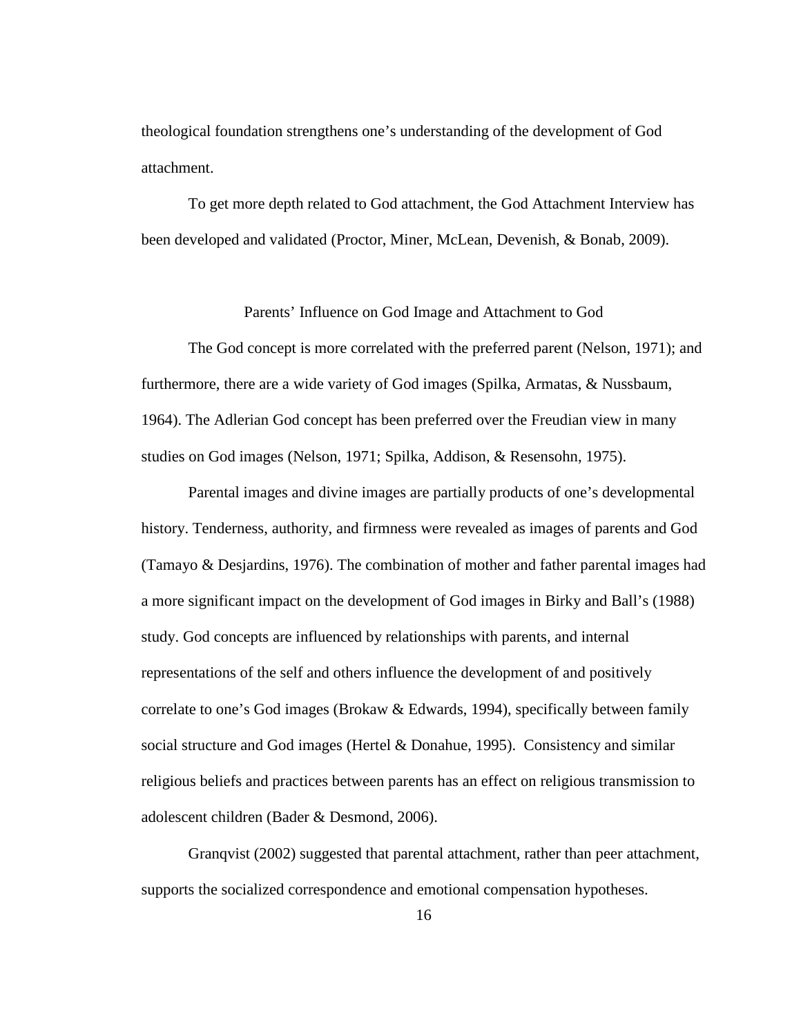theological foundation strengthens one's understanding of the development of God attachment.

To get more depth related to God attachment, the God Attachment Interview has been developed and validated (Proctor, Miner, McLean, Devenish, & Bonab, 2009).

## Parents' Influence on God Image and Attachment to God

The God concept is more correlated with the preferred parent (Nelson, 1971); and furthermore, there are a wide variety of God images (Spilka, Armatas, & Nussbaum, 1964). The Adlerian God concept has been preferred over the Freudian view in many studies on God images (Nelson, 1971; Spilka, Addison, & Resensohn, 1975).

Parental images and divine images are partially products of one's developmental history. Tenderness, authority, and firmness were revealed as images of parents and God (Tamayo & Desjardins, 1976). The combination of mother and father parental images had a more significant impact on the development of God images in Birky and Ball's (1988) study. God concepts are influenced by relationships with parents, and internal representations of the self and others influence the development of and positively correlate to one's God images (Brokaw & Edwards, 1994), specifically between family social structure and God images (Hertel & Donahue, 1995). Consistency and similar religious beliefs and practices between parents has an effect on religious transmission to adolescent children (Bader & Desmond, 2006).

Granqvist (2002) suggested that parental attachment, rather than peer attachment, supports the socialized correspondence and emotional compensation hypotheses.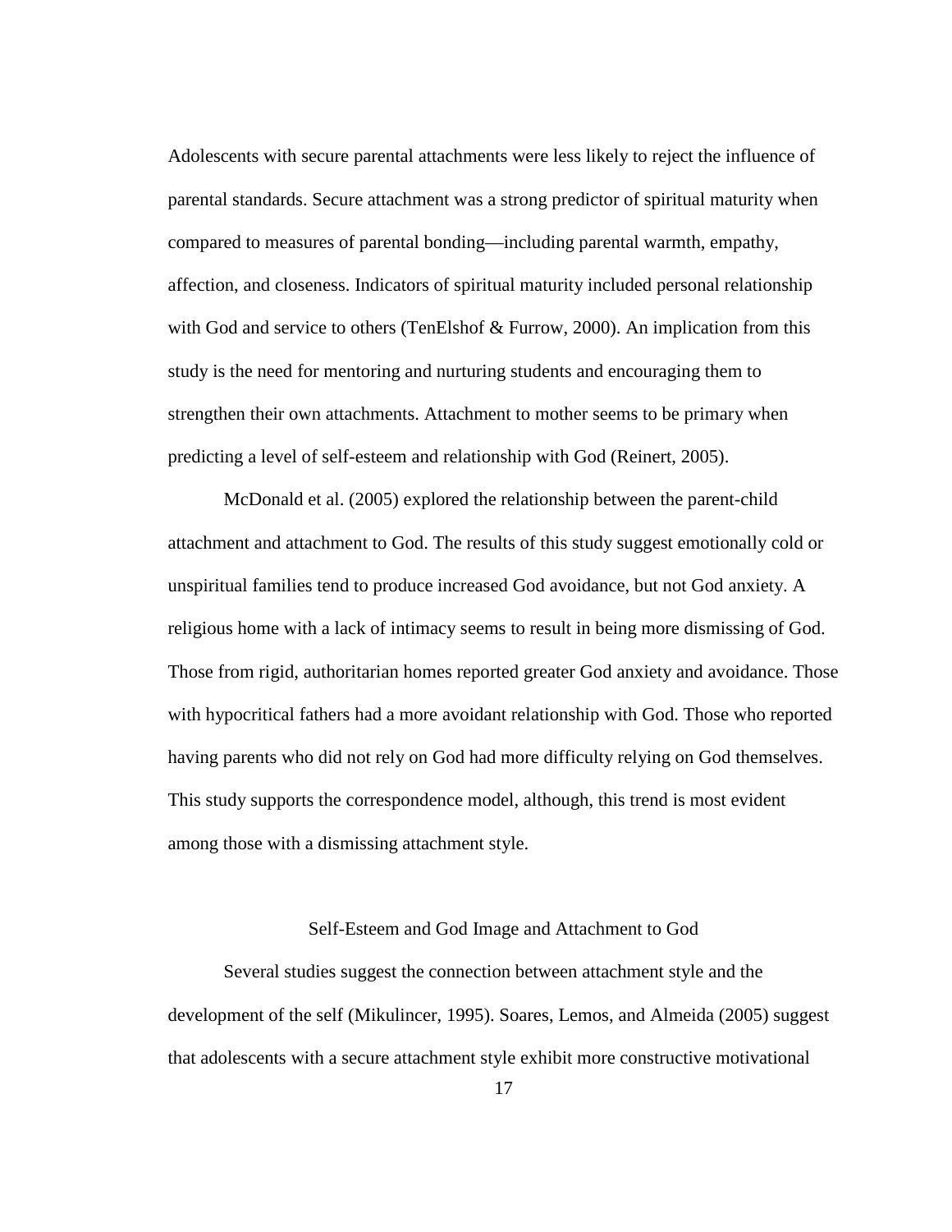Adolescents with secure parental attachments were less likely to reject the influence of parental standards. Secure attachment was a strong predictor of spiritual maturity when compared to measures of parental bonding—including parental warmth, empathy, affection, and closeness. Indicators of spiritual maturity included personal relationship with God and service to others (TenElshof & Furrow, 2000). An implication from this study is the need for mentoring and nurturing students and encouraging them to strengthen their own attachments. Attachment to mother seems to be primary when predicting a level of self-esteem and relationship with God (Reinert, 2005).

McDonald et al. (2005) explored the relationship between the parent-child attachment and attachment to God. The results of this study suggest emotionally cold or unspiritual families tend to produce increased God avoidance, but not God anxiety. A religious home with a lack of intimacy seems to result in being more dismissing of God. Those from rigid, authoritarian homes reported greater God anxiety and avoidance. Those with hypocritical fathers had a more avoidant relationship with God. Those who reported having parents who did not rely on God had more difficulty relying on God themselves. This study supports the correspondence model, although, this trend is most evident among those with a dismissing attachment style.

## Self-Esteem and God Image and Attachment to God

Several studies suggest the connection between attachment style and the development of the self (Mikulincer, 1995). Soares, Lemos, and Almeida (2005) suggest that adolescents with a secure attachment style exhibit more constructive motivational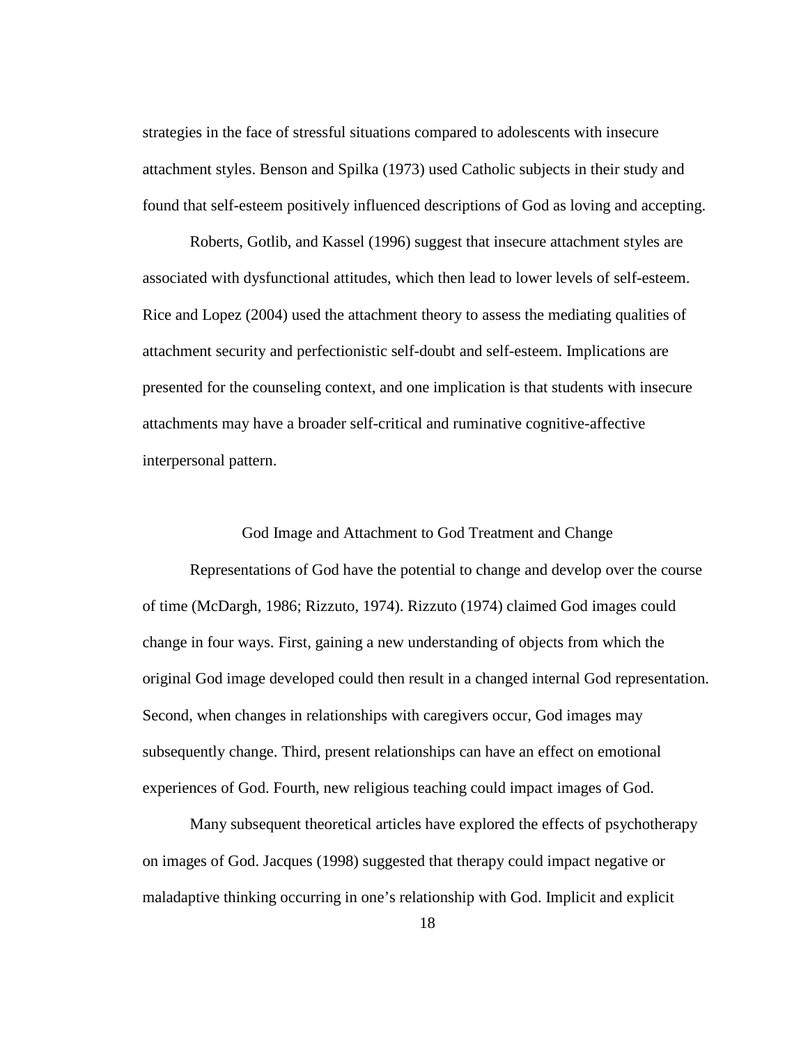strategies in the face of stressful situations compared to adolescents with insecure attachment styles. Benson and Spilka (1973) used Catholic subjects in their study and found that self-esteem positively influenced descriptions of God as loving and accepting.

Roberts, Gotlib, and Kassel (1996) suggest that insecure attachment styles are associated with dysfunctional attitudes, which then lead to lower levels of self-esteem. Rice and Lopez (2004) used the attachment theory to assess the mediating qualities of attachment security and perfectionistic self-doubt and self-esteem. Implications are presented for the counseling context, and one implication is that students with insecure attachments may have a broader self-critical and ruminative cognitive-affective interpersonal pattern.

## God Image and Attachment to God Treatment and Change

Representations of God have the potential to change and develop over the course of time (McDargh, 1986; Rizzuto, 1974). Rizzuto (1974) claimed God images could change in four ways. First, gaining a new understanding of objects from which the original God image developed could then result in a changed internal God representation. Second, when changes in relationships with caregivers occur, God images may subsequently change. Third, present relationships can have an effect on emotional experiences of God. Fourth, new religious teaching could impact images of God.

Many subsequent theoretical articles have explored the effects of psychotherapy on images of God. Jacques (1998) suggested that therapy could impact negative or maladaptive thinking occurring in one's relationship with God. Implicit and explicit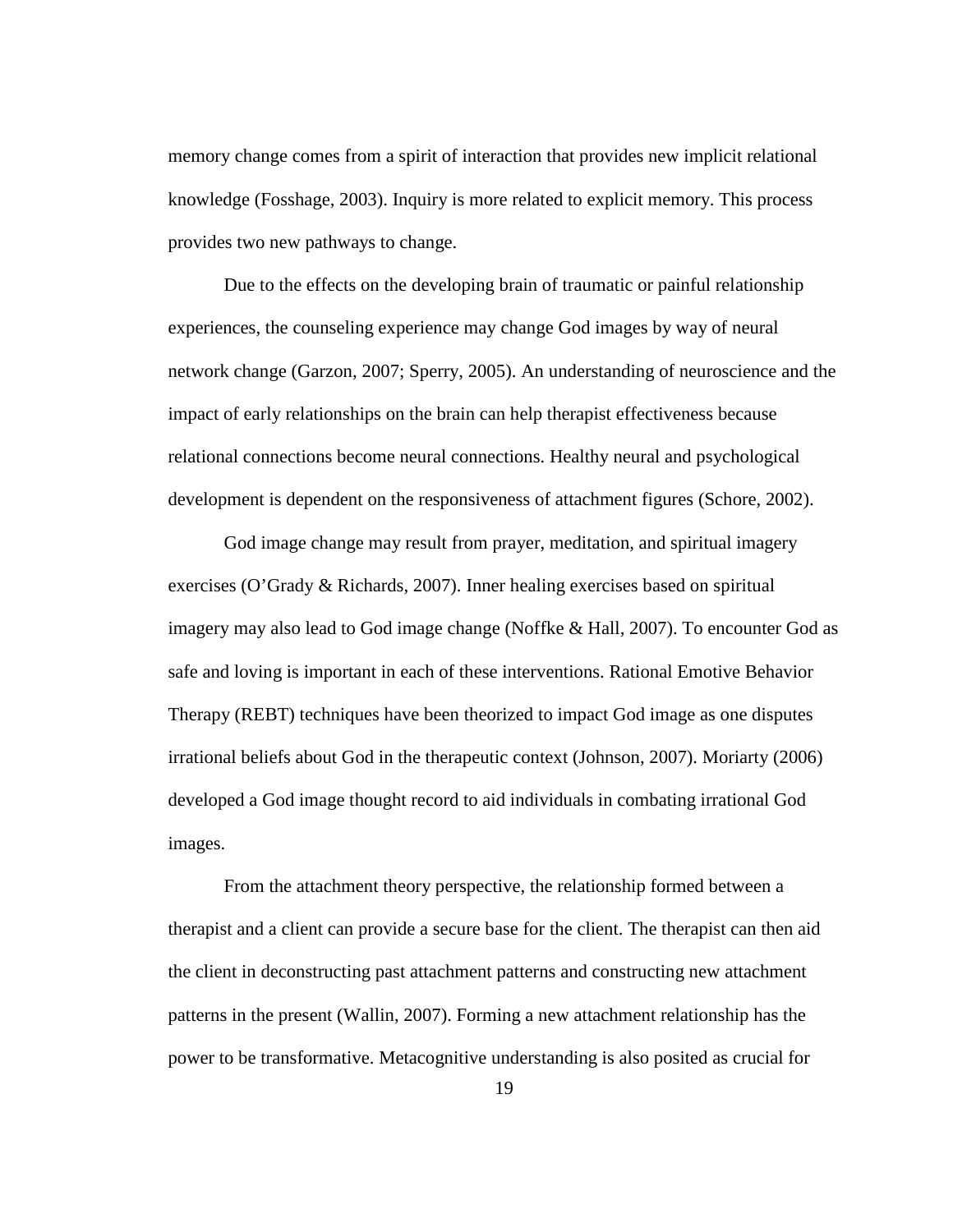memory change comes from a spirit of interaction that provides new implicit relational knowledge (Fosshage, 2003). Inquiry is more related to explicit memory. This process provides two new pathways to change.

Due to the effects on the developing brain of traumatic or painful relationship experiences, the counseling experience may change God images by way of neural network change (Garzon, 2007; Sperry, 2005). An understanding of neuroscience and the impact of early relationships on the brain can help therapist effectiveness because relational connections become neural connections. Healthy neural and psychological development is dependent on the responsiveness of attachment figures (Schore, 2002).

God image change may result from prayer, meditation, and spiritual imagery exercises (O'Grady & Richards, 2007). Inner healing exercises based on spiritual imagery may also lead to God image change (Noffke & Hall, 2007). To encounter God as safe and loving is important in each of these interventions. Rational Emotive Behavior Therapy (REBT) techniques have been theorized to impact God image as one disputes irrational beliefs about God in the therapeutic context (Johnson, 2007). Moriarty (2006) developed a God image thought record to aid individuals in combating irrational God images.

From the attachment theory perspective, the relationship formed between a therapist and a client can provide a secure base for the client. The therapist can then aid the client in deconstructing past attachment patterns and constructing new attachment patterns in the present (Wallin, 2007). Forming a new attachment relationship has the power to be transformative. Metacognitive understanding is also posited as crucial for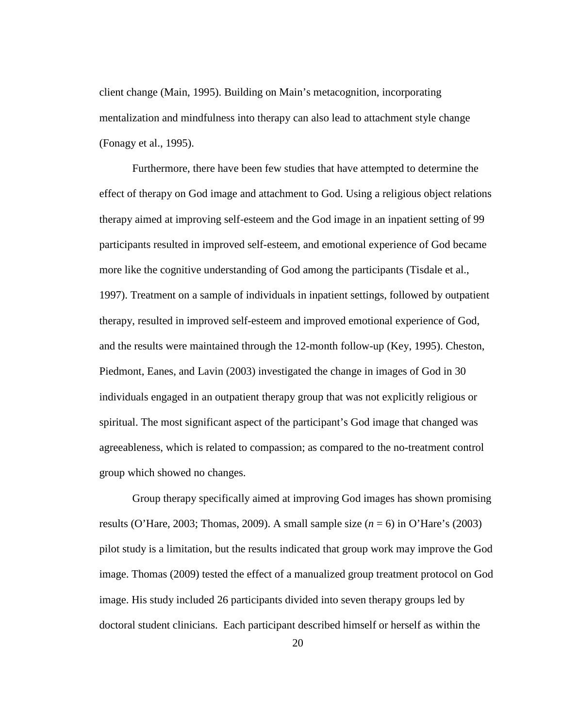client change (Main, 1995). Building on Main's metacognition, incorporating mentalization and mindfulness into therapy can also lead to attachment style change (Fonagy et al., 1995).

Furthermore, there have been few studies that have attempted to determine the effect of therapy on God image and attachment to God. Using a religious object relations therapy aimed at improving self-esteem and the God image in an inpatient setting of 99 participants resulted in improved self-esteem, and emotional experience of God became more like the cognitive understanding of God among the participants (Tisdale et al., 1997). Treatment on a sample of individuals in inpatient settings, followed by outpatient therapy, resulted in improved self-esteem and improved emotional experience of God, and the results were maintained through the 12-month follow-up (Key, 1995). Cheston, Piedmont, Eanes, and Lavin (2003) investigated the change in images of God in 30 individuals engaged in an outpatient therapy group that was not explicitly religious or spiritual. The most significant aspect of the participant's God image that changed was agreeableness, which is related to compassion; as compared to the no-treatment control group which showed no changes.

Group therapy specifically aimed at improving God images has shown promising results (O'Hare, 2003; Thomas, 2009). A small sample size ($n = 6$) in O'Hare's (2003) pilot study is a limitation, but the results indicated that group work may improve the God image. Thomas (2009) tested the effect of a manualized group treatment protocol on God image. His study included 26 participants divided into seven therapy groups led by doctoral student clinicians. Each participant described himself or herself as within the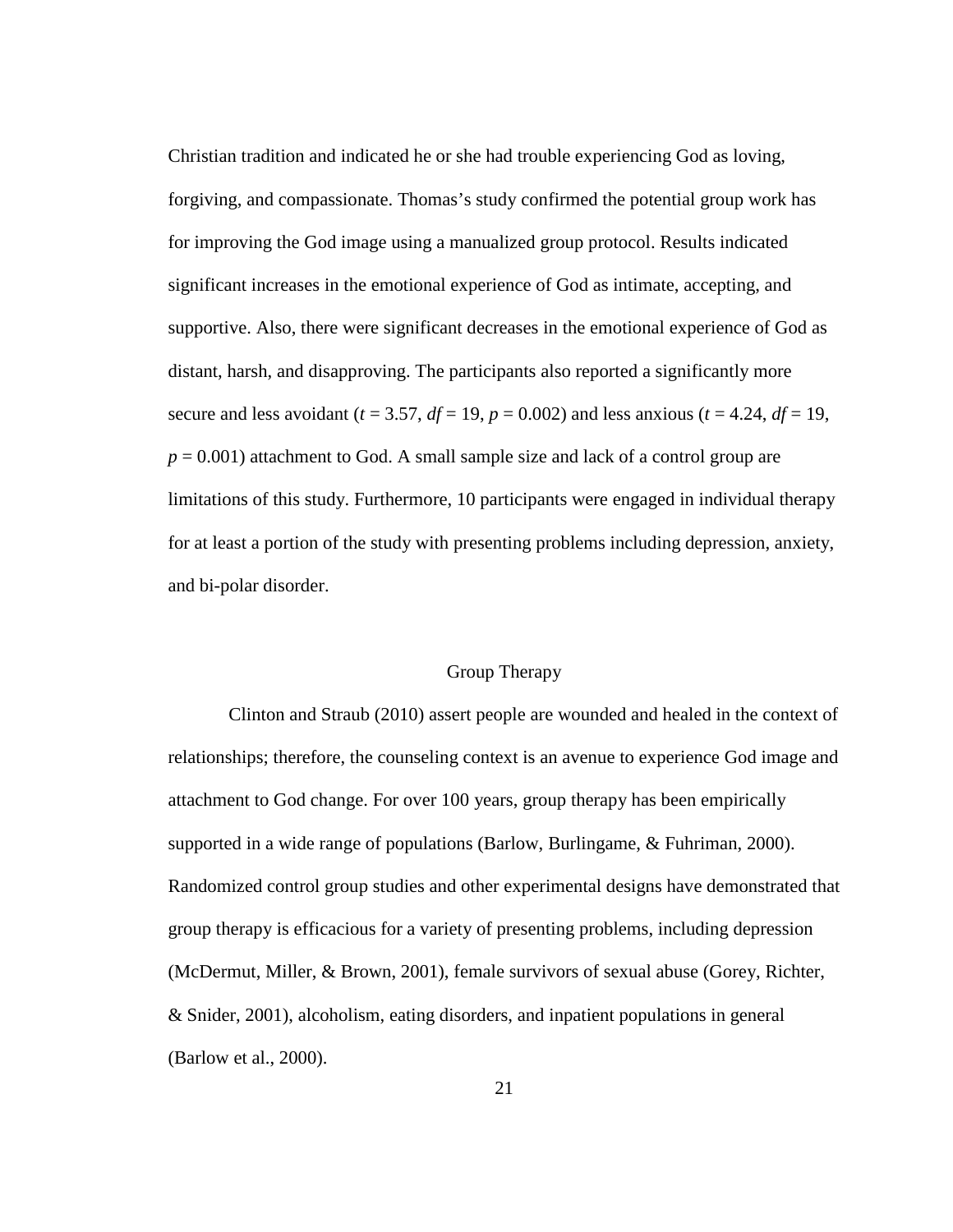Christian tradition and indicated he or she had trouble experiencing God as loving, forgiving, and compassionate. Thomas's study confirmed the potential group work has for improving the God image using a manualized group protocol. Results indicated significant increases in the emotional experience of God as intimate, accepting, and supportive. Also, there were significant decreases in the emotional experience of God as distant, harsh, and disapproving. The participants also reported a significantly more secure and less avoidant ($t = 3.57$, $df = 19$, $p = 0.002$) and less anxious ($t = 4.24$, $df = 19$, $p = 0.001$) attachment to God. A small sample size and lack of a control group are limitations of this study. Furthermore, 10 participants were engaged in individual therapy for at least a portion of the study with presenting problems including depression, anxiety, and bi-polar disorder.

## Group Therapy

Clinton and Straub (2010) assert people are wounded and healed in the context of relationships; therefore, the counseling context is an avenue to experience God image and attachment to God change. For over 100 years, group therapy has been empirically supported in a wide range of populations (Barlow, Burlingame, & Fuhriman, 2000). Randomized control group studies and other experimental designs have demonstrated that group therapy is efficacious for a variety of presenting problems, including depression (McDermut, Miller, & Brown, 2001), female survivors of sexual abuse (Gorey, Richter, & Snider, 2001), alcoholism, eating disorders, and inpatient populations in general (Barlow et al., 2000).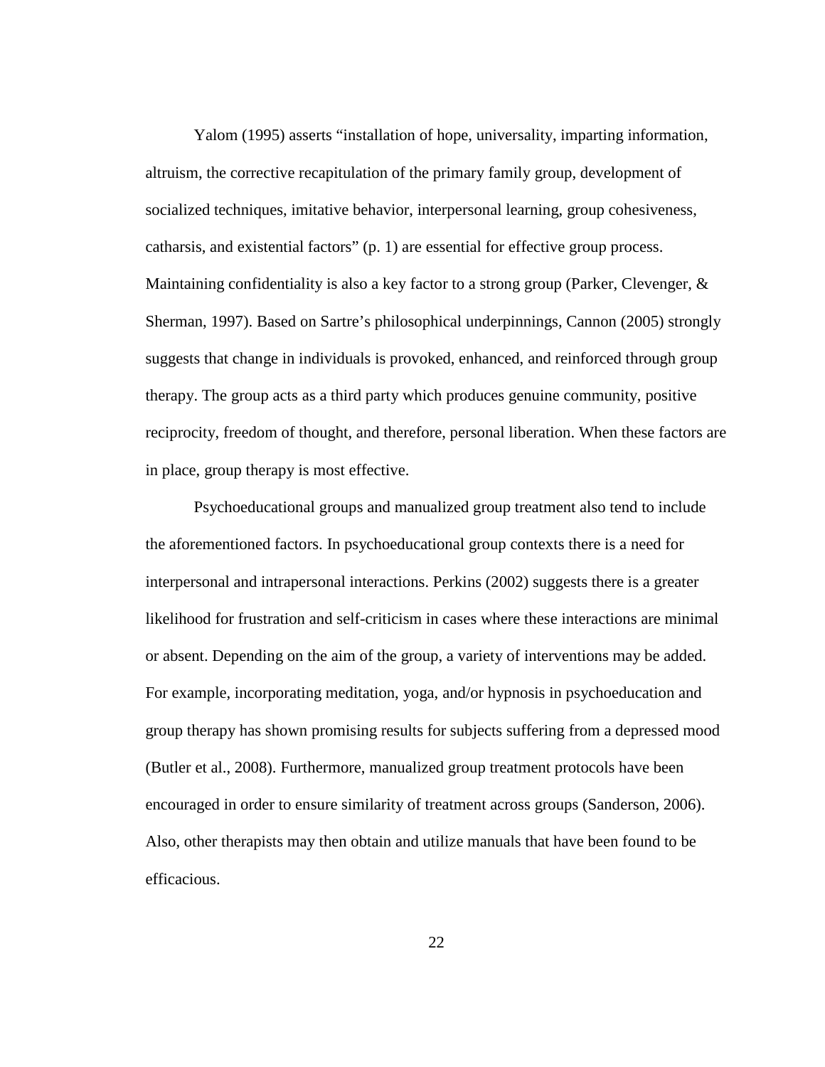Yalom (1995) asserts "installation of hope, universality, imparting information, altruism, the corrective recapitulation of the primary family group, development of socialized techniques, imitative behavior, interpersonal learning, group cohesiveness, catharsis, and existential factors" (p. 1) are essential for effective group process. Maintaining confidentiality is also a key factor to a strong group (Parker, Clevenger, & Sherman, 1997). Based on Sartre's philosophical underpinnings, Cannon (2005) strongly suggests that change in individuals is provoked, enhanced, and reinforced through group therapy. The group acts as a third party which produces genuine community, positive reciprocity, freedom of thought, and therefore, personal liberation. When these factors are in place, group therapy is most effective.

Psychoeducational groups and manualized group treatment also tend to include the aforementioned factors. In psychoeducational group contexts there is a need for interpersonal and intrapersonal interactions. Perkins (2002) suggests there is a greater likelihood for frustration and self-criticism in cases where these interactions are minimal or absent. Depending on the aim of the group, a variety of interventions may be added. For example, incorporating meditation, yoga, and/or hypnosis in psychoeducation and group therapy has shown promising results for subjects suffering from a depressed mood (Butler et al., 2008). Furthermore, manualized group treatment protocols have been encouraged in order to ensure similarity of treatment across groups (Sanderson, 2006). Also, other therapists may then obtain and utilize manuals that have been found to be efficacious.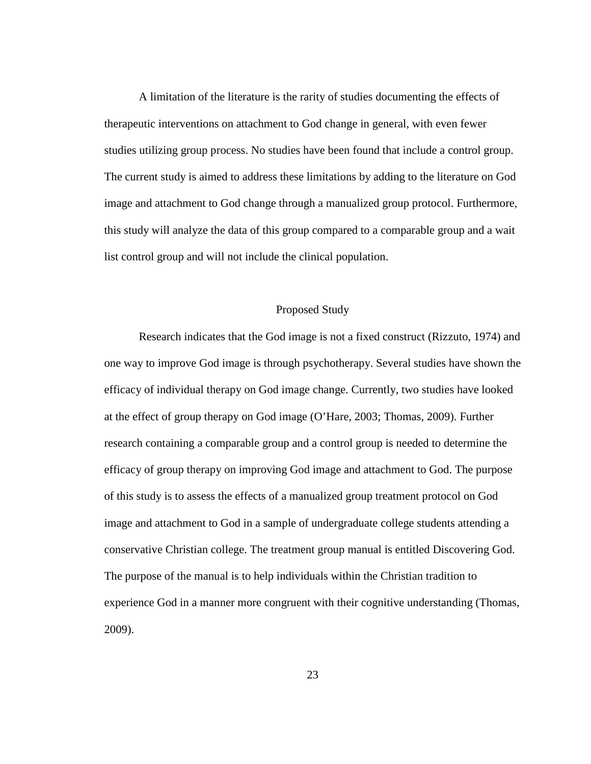A limitation of the literature is the rarity of studies documenting the effects of therapeutic interventions on attachment to God change in general, with even fewer studies utilizing group process. No studies have been found that include a control group. The current study is aimed to address these limitations by adding to the literature on God image and attachment to God change through a manualized group protocol. Furthermore, this study will analyze the data of this group compared to a comparable group and a wait list control group and will not include the clinical population.

## Proposed Study

Research indicates that the God image is not a fixed construct (Rizzuto, 1974) and one way to improve God image is through psychotherapy. Several studies have shown the efficacy of individual therapy on God image change. Currently, two studies have looked at the effect of group therapy on God image (O'Hare, 2003; Thomas, 2009). Further research containing a comparable group and a control group is needed to determine the efficacy of group therapy on improving God image and attachment to God. The purpose of this study is to assess the effects of a manualized group treatment protocol on God image and attachment to God in a sample of undergraduate college students attending a conservative Christian college. The treatment group manual is entitled Discovering God. The purpose of the manual is to help individuals within the Christian tradition to experience God in a manner more congruent with their cognitive understanding (Thomas, 2009).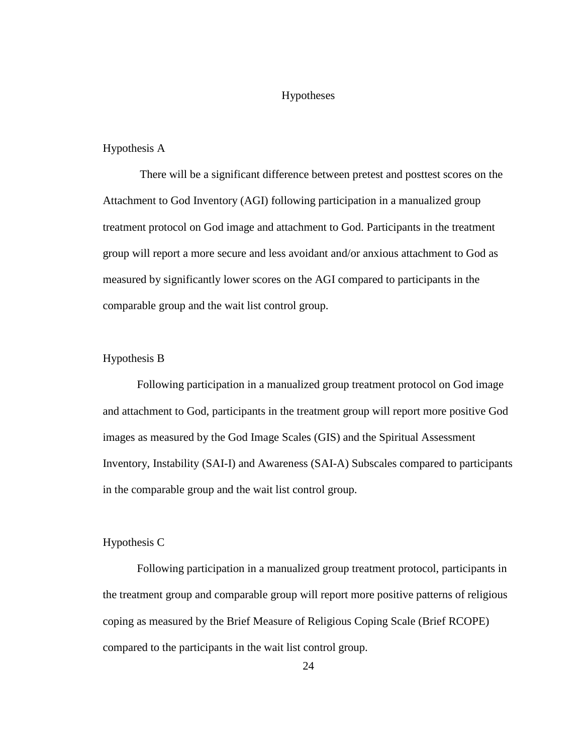## Hypotheses

### Hypothesis A

There will be a significant difference between pretest and posttest scores on the Attachment to God Inventory (AGI) following participation in a manualized group treatment protocol on God image and attachment to God. Participants in the treatment group will report a more secure and less avoidant and/or anxious attachment to God as measured by significantly lower scores on the AGI compared to participants in the comparable group and the wait list control group.

### Hypothesis B

Following participation in a manualized group treatment protocol on God image and attachment to God, participants in the treatment group will report more positive God images as measured by the God Image Scales (GIS) and the Spiritual Assessment Inventory, Instability (SAI-I) and Awareness (SAI-A) Subscales compared to participants in the comparable group and the wait list control group.

### Hypothesis C

Following participation in a manualized group treatment protocol, participants in the treatment group and comparable group will report more positive patterns of religious coping as measured by the Brief Measure of Religious Coping Scale (Brief RCOPE) compared to the participants in the wait list control group.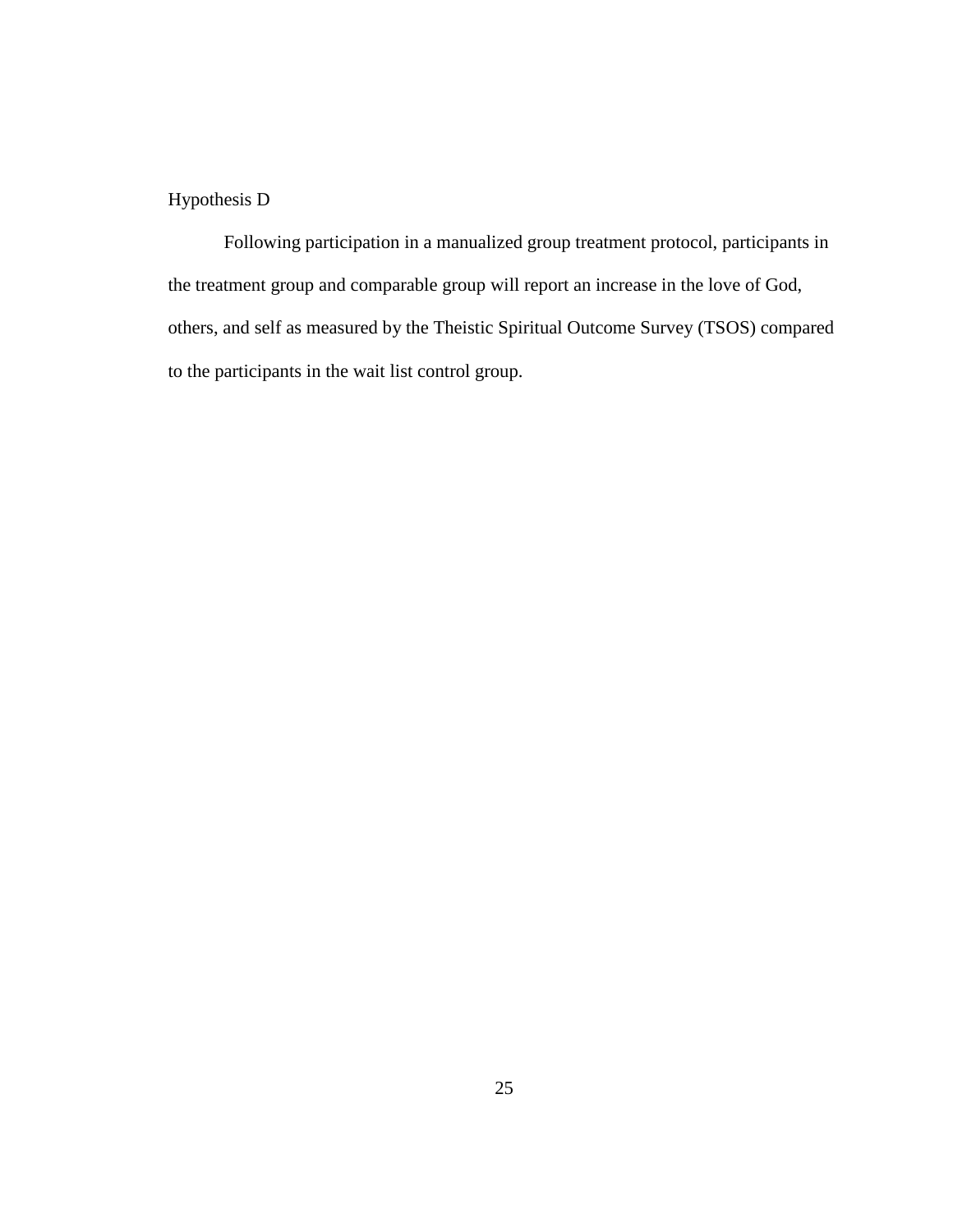### Hypothesis D

Following participation in a manualized group treatment protocol, participants in the treatment group and comparable group will report an increase in the love of God, others, and self as measured by the Theistic Spiritual Outcome Survey (TSOS) compared to the participants in the wait list control group.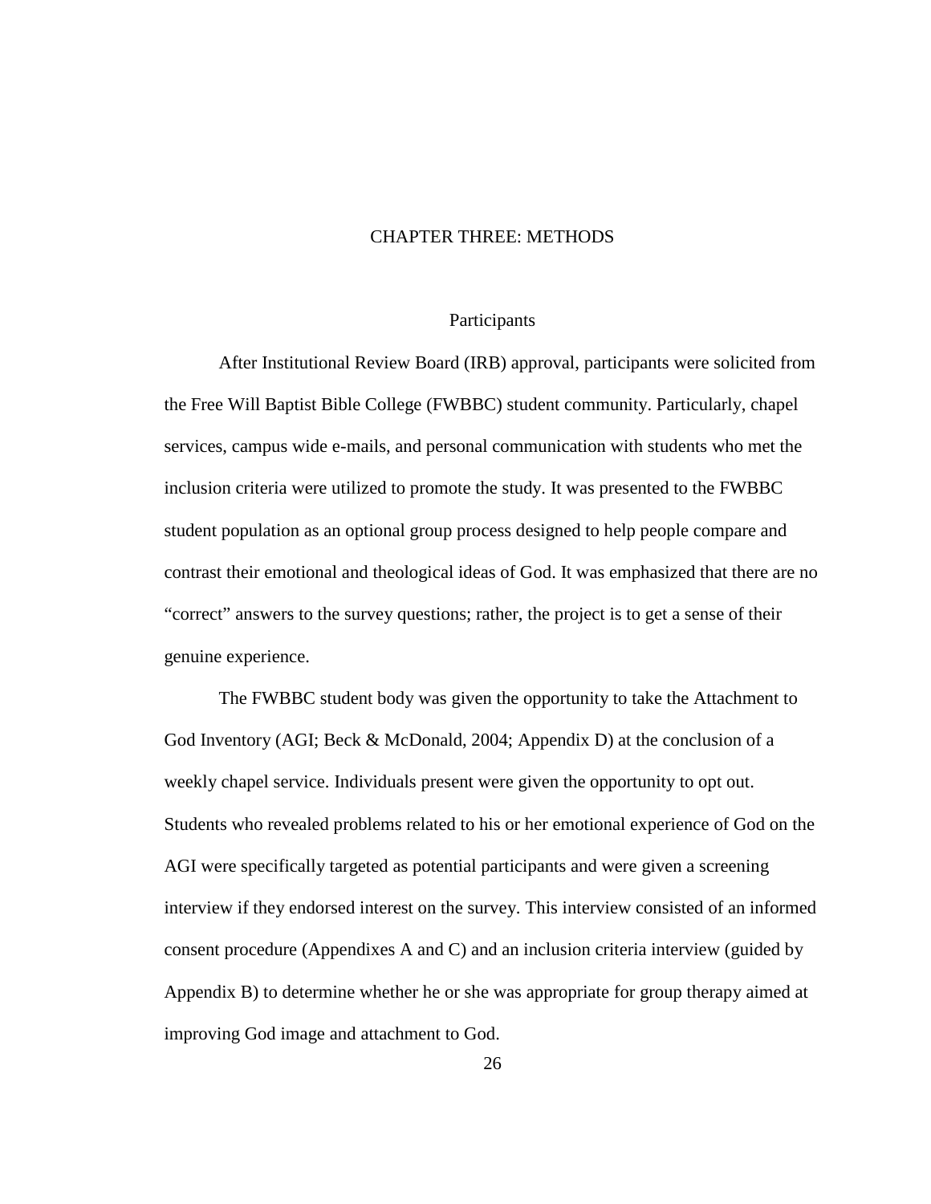# CHAPTER THREE: METHODS

## Participants

After Institutional Review Board (IRB) approval, participants were solicited from the Free Will Baptist Bible College (FWBBC) student community. Particularly, chapel services, campus wide e-mails, and personal communication with students who met the inclusion criteria were utilized to promote the study. It was presented to the FWBBC student population as an optional group process designed to help people compare and contrast their emotional and theological ideas of God. It was emphasized that there are no "correct" answers to the survey questions; rather, the project is to get a sense of their genuine experience.

The FWBBC student body was given the opportunity to take the Attachment to God Inventory (AGI; Beck & McDonald, 2004; Appendix D) at the conclusion of a weekly chapel service. Individuals present were given the opportunity to opt out. Students who revealed problems related to his or her emotional experience of God on the AGI were specifically targeted as potential participants and were given a screening interview if they endorsed interest on the survey. This interview consisted of an informed consent procedure (Appendixes A and C) and an inclusion criteria interview (guided by Appendix B) to determine whether he or she was appropriate for group therapy aimed at improving God image and attachment to God.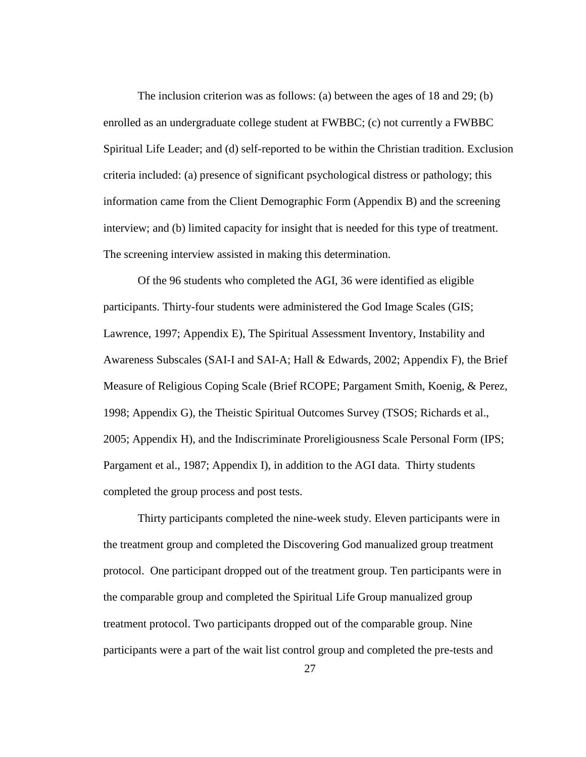The inclusion criterion was as follows: (a) between the ages of 18 and 29; (b) enrolled as an undergraduate college student at FWBBC; (c) not currently a FWBBC Spiritual Life Leader; and (d) self-reported to be within the Christian tradition. Exclusion criteria included: (a) presence of significant psychological distress or pathology; this information came from the Client Demographic Form (Appendix B) and the screening interview; and (b) limited capacity for insight that is needed for this type of treatment. The screening interview assisted in making this determination.

Of the 96 students who completed the AGI, 36 were identified as eligible participants. Thirty-four students were administered the God Image Scales (GIS; Lawrence, 1997; Appendix E), The Spiritual Assessment Inventory, Instability and Awareness Subscales (SAI-I and SAI-A; Hall & Edwards, 2002; Appendix F), the Brief Measure of Religious Coping Scale (Brief RCOPE; Pargament Smith, Koenig, & Perez, 1998; Appendix G), the Theistic Spiritual Outcomes Survey (TSOS; Richards et al., 2005; Appendix H), and the Indiscriminate Proreligiousness Scale Personal Form (IPS; Pargament et al., 1987; Appendix I), in addition to the AGI data. Thirty students completed the group process and post tests.

Thirty participants completed the nine-week study. Eleven participants were in the treatment group and completed the Discovering God manualized group treatment protocol. One participant dropped out of the treatment group. Ten participants were in the comparable group and completed the Spiritual Life Group manualized group treatment protocol. Two participants dropped out of the comparable group. Nine participants were a part of the wait list control group and completed the pre-tests and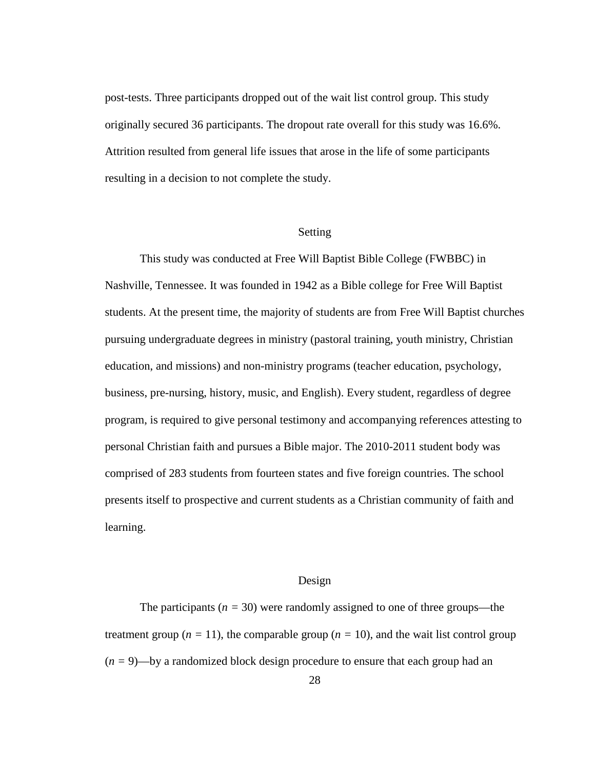post-tests. Three participants dropped out of the wait list control group. This study originally secured 36 participants. The dropout rate overall for this study was 16.6%. Attrition resulted from general life issues that arose in the life of some participants resulting in a decision to not complete the study.

## Setting

This study was conducted at Free Will Baptist Bible College (FWBBC) in Nashville, Tennessee. It was founded in 1942 as a Bible college for Free Will Baptist students. At the present time, the majority of students are from Free Will Baptist churches pursuing undergraduate degrees in ministry (pastoral training, youth ministry, Christian education, and missions) and non-ministry programs (teacher education, psychology, business, pre-nursing, history, music, and English). Every student, regardless of degree program, is required to give personal testimony and accompanying references attesting to personal Christian faith and pursues a Bible major. The 2010-2011 student body was comprised of 283 students from fourteen states and five foreign countries. The school presents itself to prospective and current students as a Christian community of faith and learning.

## Design

The participants ($n = 30$) were randomly assigned to one of three groups—the treatment group ($n = 11$), the comparable group ($n = 10$), and the wait list control group ($n = 9$)—by a randomized block design procedure to ensure that each group had an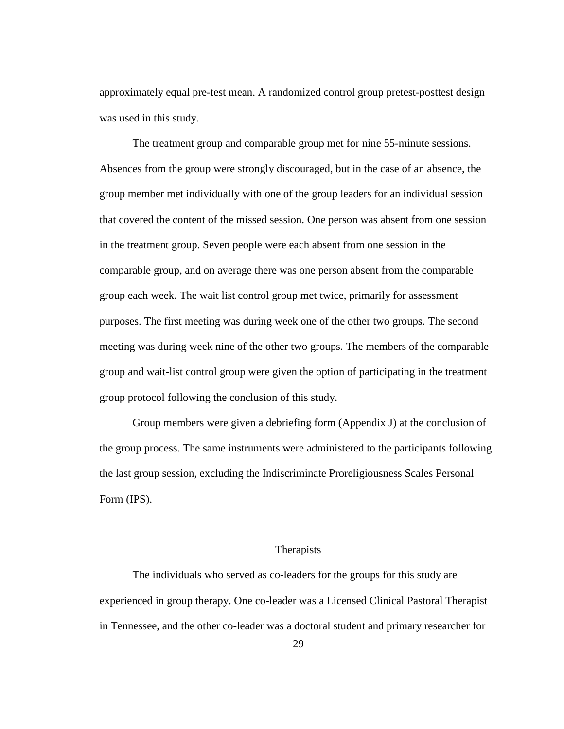approximately equal pre-test mean. A randomized control group pretest-posttest design was used in this study.

The treatment group and comparable group met for nine 55-minute sessions. Absences from the group were strongly discouraged, but in the case of an absence, the group member met individually with one of the group leaders for an individual session that covered the content of the missed session. One person was absent from one session in the treatment group. Seven people were each absent from one session in the comparable group, and on average there was one person absent from the comparable group each week. The wait list control group met twice, primarily for assessment purposes. The first meeting was during week one of the other two groups. The second meeting was during week nine of the other two groups. The members of the comparable group and wait-list control group were given the option of participating in the treatment group protocol following the conclusion of this study.

Group members were given a debriefing form (Appendix J) at the conclusion of the group process. The same instruments were administered to the participants following the last group session, excluding the Indiscriminate Proreligiousness Scales Personal Form (IPS).

## Therapists

The individuals who served as co-leaders for the groups for this study are experienced in group therapy. One co-leader was a Licensed Clinical Pastoral Therapist in Tennessee, and the other co-leader was a doctoral student and primary researcher for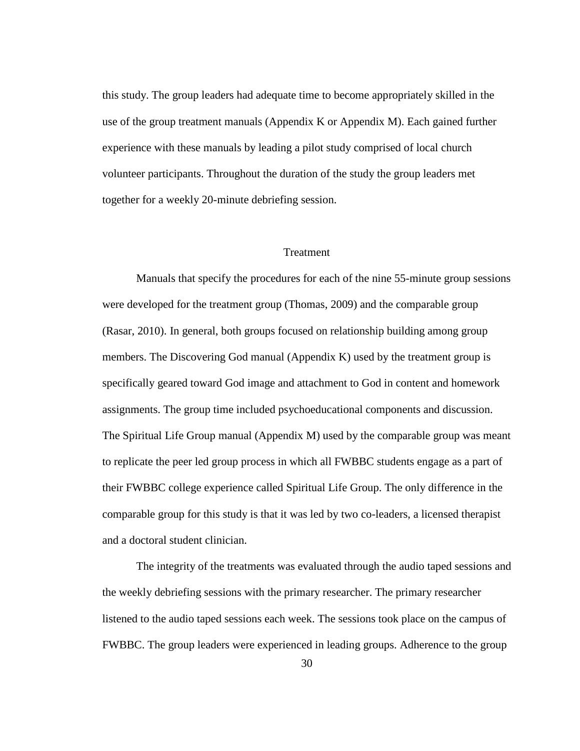this study. The group leaders had adequate time to become appropriately skilled in the use of the group treatment manuals (Appendix K or Appendix M). Each gained further experience with these manuals by leading a pilot study comprised of local church volunteer participants. Throughout the duration of the study the group leaders met together for a weekly 20-minute debriefing session.

## Treatment

Manuals that specify the procedures for each of the nine 55-minute group sessions were developed for the treatment group (Thomas, 2009) and the comparable group (Rasar, 2010). In general, both groups focused on relationship building among group members. The Discovering God manual (Appendix K) used by the treatment group is specifically geared toward God image and attachment to God in content and homework assignments. The group time included psychoeducational components and discussion. The Spiritual Life Group manual (Appendix M) used by the comparable group was meant to replicate the peer led group process in which all FWBBC students engage as a part of their FWBBC college experience called Spiritual Life Group. The only difference in the comparable group for this study is that it was led by two co-leaders, a licensed therapist and a doctoral student clinician.

The integrity of the treatments was evaluated through the audio taped sessions and the weekly debriefing sessions with the primary researcher. The primary researcher listened to the audio taped sessions each week. The sessions took place on the campus of FWBBC. The group leaders were experienced in leading groups. Adherence to the group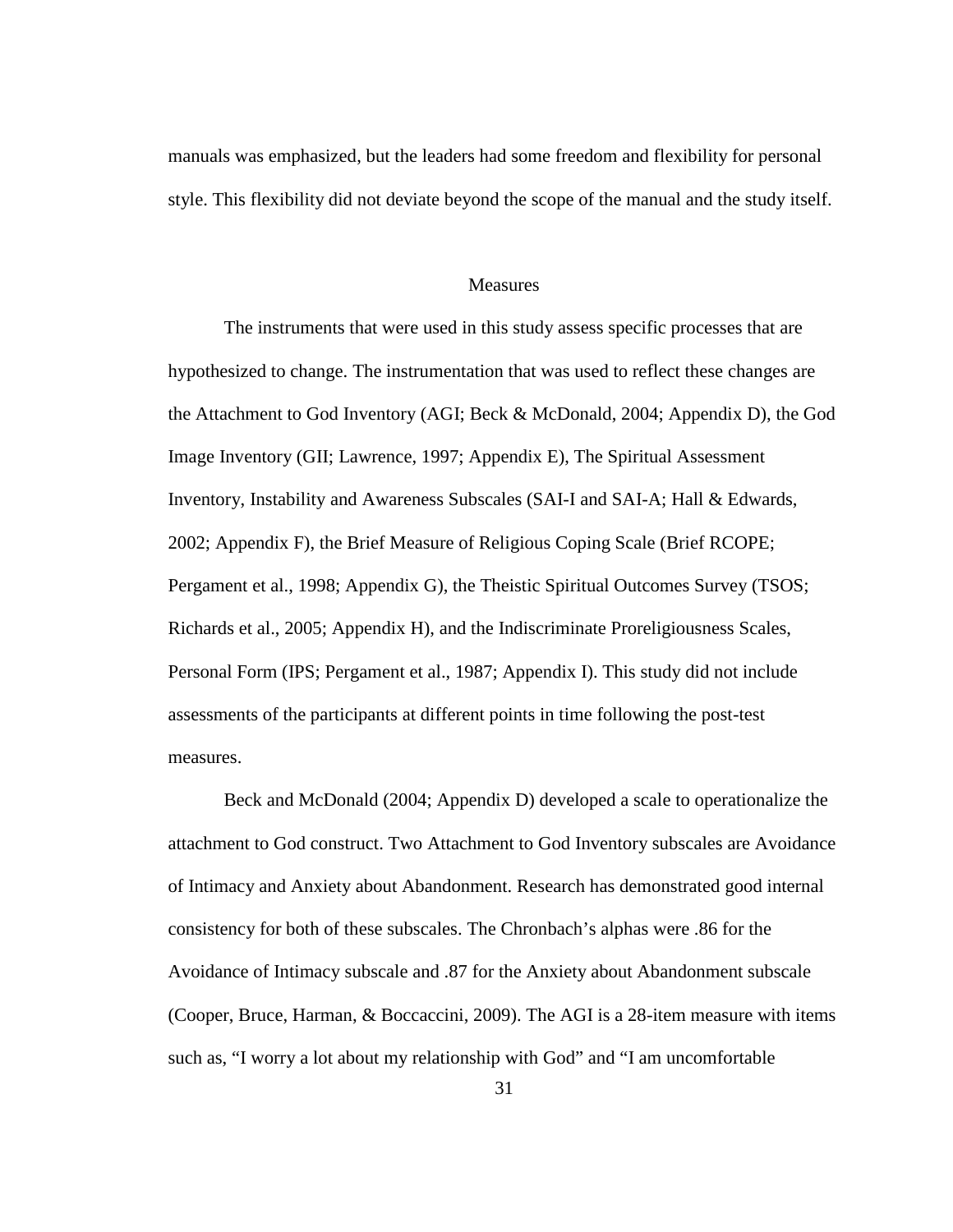manuals was emphasized, but the leaders had some freedom and flexibility for personal style. This flexibility did not deviate beyond the scope of the manual and the study itself.

## Measures

The instruments that were used in this study assess specific processes that are hypothesized to change. The instrumentation that was used to reflect these changes are the Attachment to God Inventory (AGI; Beck & McDonald, 2004; Appendix D), the God Image Inventory (GII; Lawrence, 1997; Appendix E), The Spiritual Assessment Inventory, Instability and Awareness Subscales (SAI-I and SAI-A; Hall & Edwards, 2002; Appendix F), the Brief Measure of Religious Coping Scale (Brief RCOPE; Pergament et al., 1998; Appendix G), the Theistic Spiritual Outcomes Survey (TSOS; Richards et al., 2005; Appendix H), and the Indiscriminate Proreligiousness Scales, Personal Form (IPS; Pergament et al., 1987; Appendix I). This study did not include assessments of the participants at different points in time following the post-test measures.

Beck and McDonald (2004; Appendix D) developed a scale to operationalize the attachment to God construct. Two Attachment to God Inventory subscales are Avoidance of Intimacy and Anxiety about Abandonment. Research has demonstrated good internal consistency for both of these subscales. The Chronbach's alphas were .86 for the Avoidance of Intimacy subscale and .87 for the Anxiety about Abandonment subscale (Cooper, Bruce, Harman, & Boccaccini, 2009). The AGI is a 28-item measure with items such as, "I worry a lot about my relationship with God" and "I am uncomfortable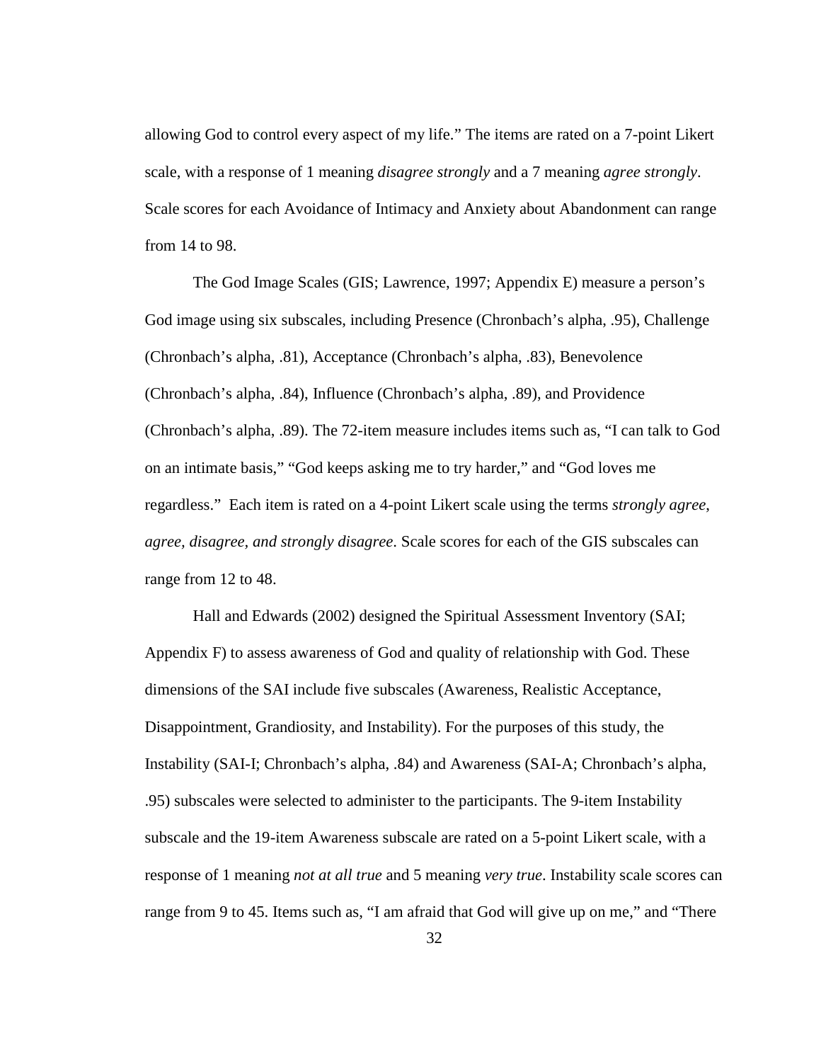allowing God to control every aspect of my life." The items are rated on a 7-point Likert scale, with a response of 1 meaning *disagree strongly* and a 7 meaning *agree strongly*. Scale scores for each Avoidance of Intimacy and Anxiety about Abandonment can range from 14 to 98.

The God Image Scales (GIS; Lawrence, 1997; Appendix E) measure a person's God image using six subscales, including Presence (Chronbach's alpha, .95), Challenge (Chronbach's alpha, .81), Acceptance (Chronbach's alpha, .83), Benevolence (Chronbach's alpha, .84), Influence (Chronbach's alpha, .89), and Providence (Chronbach's alpha, .89). The 72-item measure includes items such as, "I can talk to God on an intimate basis," "God keeps asking me to try harder," and "God loves me regardless." Each item is rated on a 4-point Likert scale using the terms *strongly agree, agree, disagree, and strongly disagree*. Scale scores for each of the GIS subscales can range from 12 to 48.

Hall and Edwards (2002) designed the Spiritual Assessment Inventory (SAI; Appendix F) to assess awareness of God and quality of relationship with God. These dimensions of the SAI include five subscales (Awareness, Realistic Acceptance, Disappointment, Grandiosity, and Instability). For the purposes of this study, the Instability (SAI-I; Chronbach's alpha, .84) and Awareness (SAI-A; Chronbach's alpha, .95) subscales were selected to administer to the participants. The 9-item Instability subscale and the 19-item Awareness subscale are rated on a 5-point Likert scale, with a response of 1 meaning *not at all true* and 5 meaning *very true*. Instability scale scores can range from 9 to 45. Items such as, "I am afraid that God will give up on me," and "There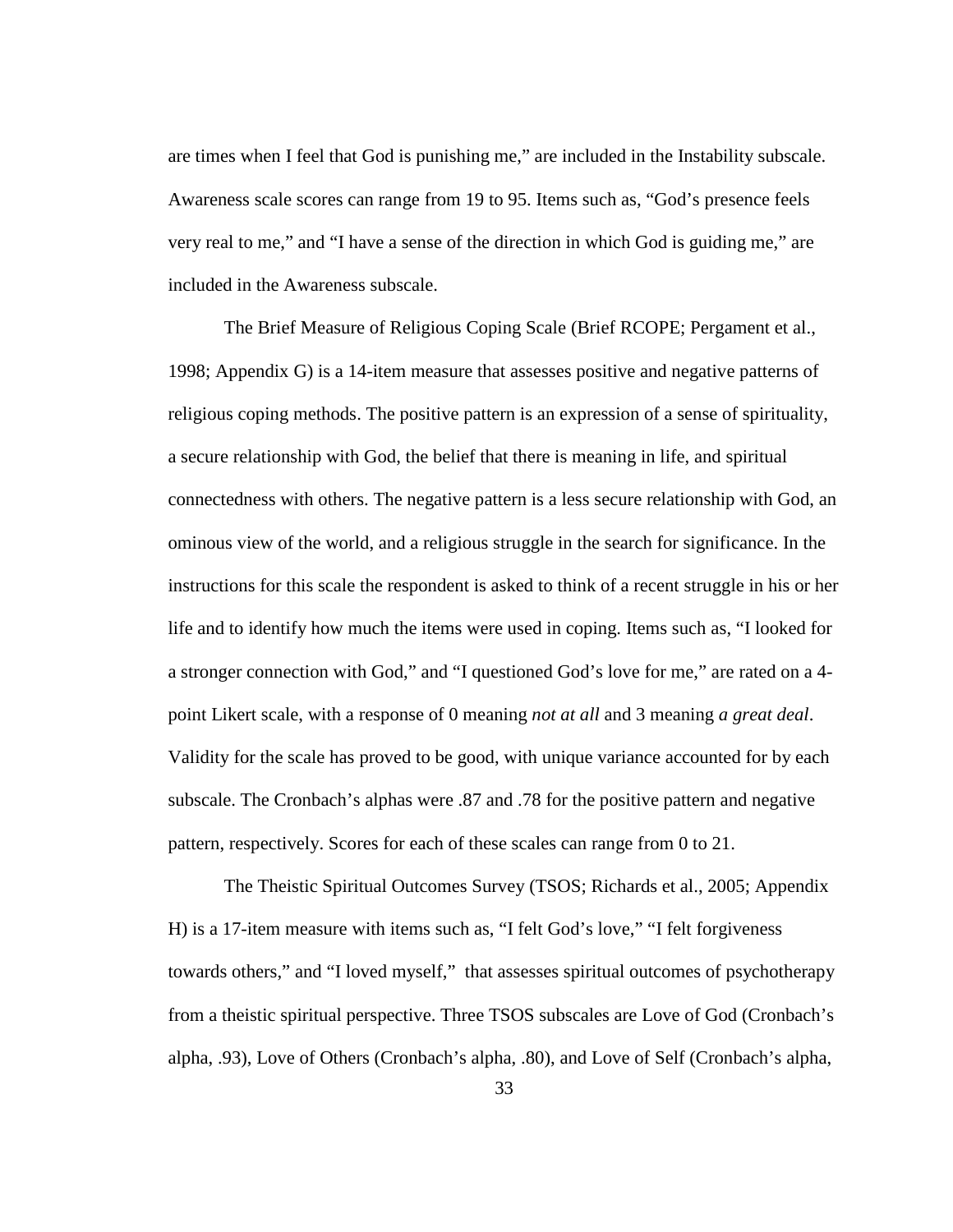are times when I feel that God is punishing me," are included in the Instability subscale. Awareness scale scores can range from 19 to 95. Items such as, "God's presence feels very real to me," and "I have a sense of the direction in which God is guiding me," are included in the Awareness subscale.

The Brief Measure of Religious Coping Scale (Brief RCOPE; Pergament et al., 1998; Appendix G) is a 14-item measure that assesses positive and negative patterns of religious coping methods. The positive pattern is an expression of a sense of spirituality, a secure relationship with God, the belief that there is meaning in life, and spiritual connectedness with others. The negative pattern is a less secure relationship with God, an ominous view of the world, and a religious struggle in the search for significance. In the instructions for this scale the respondent is asked to think of a recent struggle in his or her life and to identify how much the items were used in coping. Items such as, "I looked for a stronger connection with God," and "I questioned God's love for me," are rated on a 4-point Likert scale, with a response of 0 meaning *not at all* and 3 meaning *a great deal*. Validity for the scale has proved to be good, with unique variance accounted for by each subscale. The Cronbach's alphas were .87 and .78 for the positive pattern and negative pattern, respectively. Scores for each of these scales can range from 0 to 21.

The Theistic Spiritual Outcomes Survey (TSOS; Richards et al., 2005; Appendix H) is a 17-item measure with items such as, "I felt God's love," "I felt forgiveness towards others," and "I loved myself," that assesses spiritual outcomes of psychotherapy from a theistic spiritual perspective. Three TSOS subscales are Love of God (Cronbach's alpha, .93), Love of Others (Cronbach's alpha, .80), and Love of Self (Cronbach's alpha,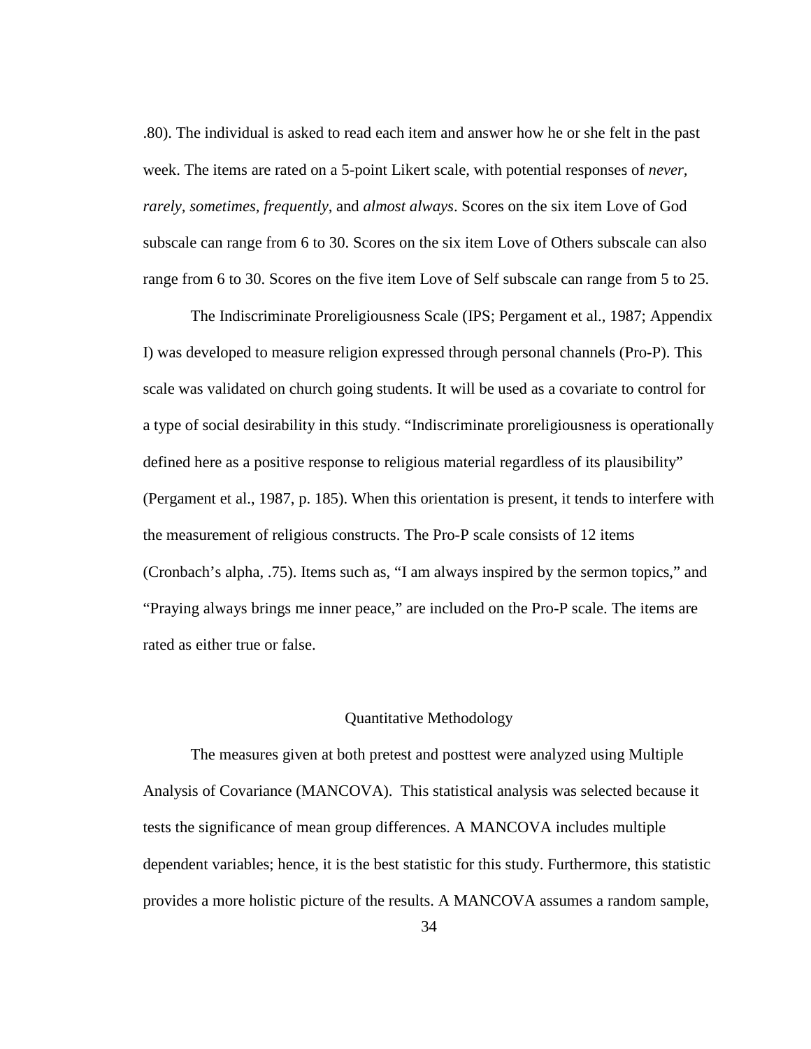.80). The individual is asked to read each item and answer how he or she felt in the past week. The items are rated on a 5-point Likert scale, with potential responses of *never*, *rarely, sometimes, frequently*, and *almost always*. Scores on the six item Love of God subscale can range from 6 to 30. Scores on the six item Love of Others subscale can also range from 6 to 30. Scores on the five item Love of Self subscale can range from 5 to 25.

The Indiscriminate Proreligiousness Scale (IPS; Pergament et al., 1987; Appendix I) was developed to measure religion expressed through personal channels (Pro-P). This scale was validated on church going students. It will be used as a covariate to control for a type of social desirability in this study. "Indiscriminate proreligiousness is operationally defined here as a positive response to religious material regardless of its plausibility" (Pergament et al., 1987, p. 185). When this orientation is present, it tends to interfere with the measurement of religious constructs. The Pro-P scale consists of 12 items (Cronbach's alpha, .75). Items such as, "I am always inspired by the sermon topics," and "Praying always brings me inner peace," are included on the Pro-P scale. The items are rated as either true or false.

## Quantitative Methodology

The measures given at both pretest and posttest were analyzed using Multiple Analysis of Covariance (MANCOVA). This statistical analysis was selected because it tests the significance of mean group differences. A MANCOVA includes multiple dependent variables; hence, it is the best statistic for this study. Furthermore, this statistic provides a more holistic picture of the results. A MANCOVA assumes a random sample,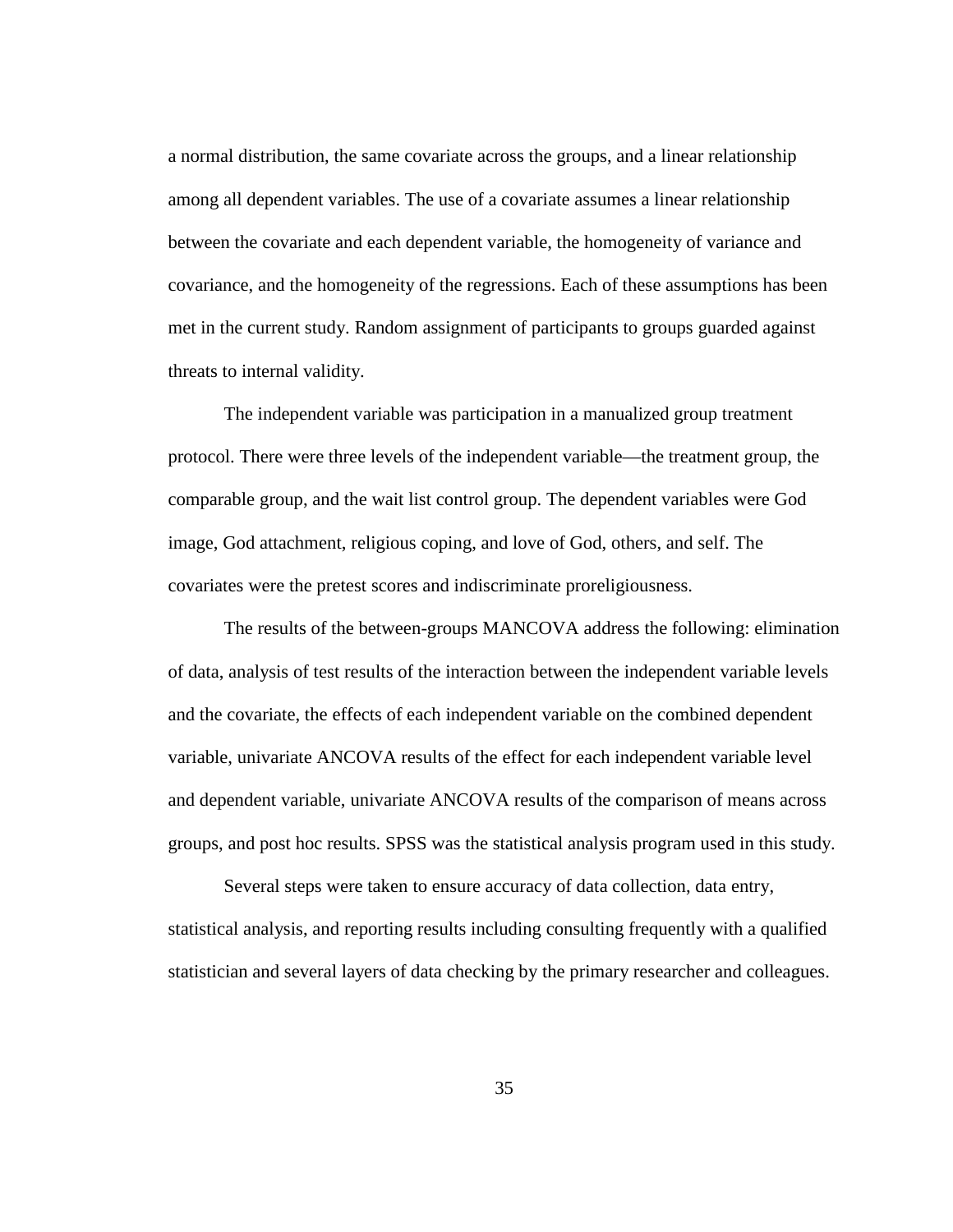a normal distribution, the same covariate across the groups, and a linear relationship among all dependent variables. The use of a covariate assumes a linear relationship between the covariate and each dependent variable, the homogeneity of variance and covariance, and the homogeneity of the regressions. Each of these assumptions has been met in the current study. Random assignment of participants to groups guarded against threats to internal validity.

The independent variable was participation in a manualized group treatment protocol. There were three levels of the independent variable—the treatment group, the comparable group, and the wait list control group. The dependent variables were God image, God attachment, religious coping, and love of God, others, and self. The covariates were the pretest scores and indiscriminate proreligiousness.

The results of the between-groups MANCOVA address the following: elimination of data, analysis of test results of the interaction between the independent variable levels and the covariate, the effects of each independent variable on the combined dependent variable, univariate ANCOVA results of the effect for each independent variable level and dependent variable, univariate ANCOVA results of the comparison of means across groups, and post hoc results. SPSS was the statistical analysis program used in this study.

Several steps were taken to ensure accuracy of data collection, data entry, statistical analysis, and reporting results including consulting frequently with a qualified statistician and several layers of data checking by the primary researcher and colleagues.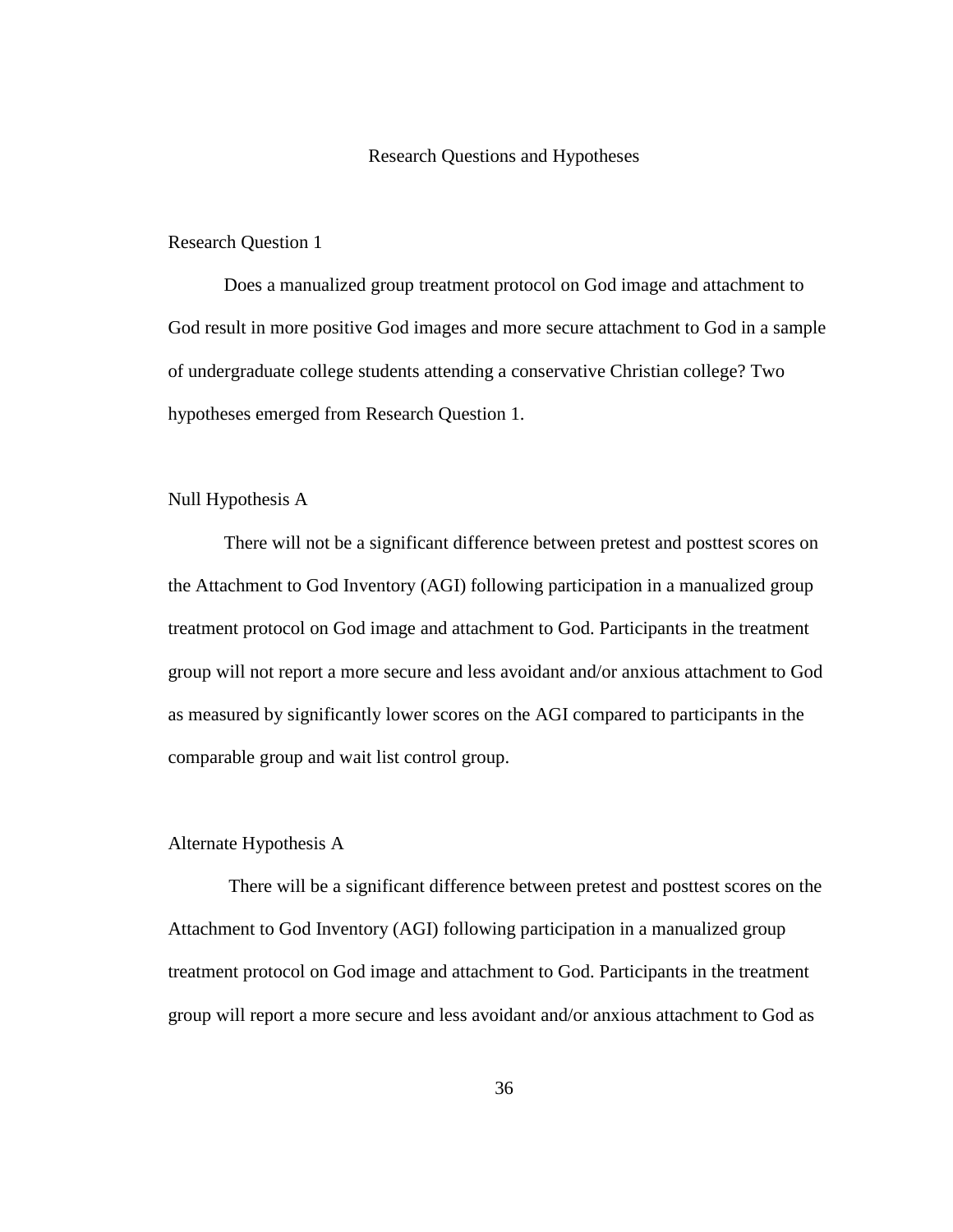## Research Questions and Hypotheses

### Research Question 1

Does a manualized group treatment protocol on God image and attachment to God result in more positive God images and more secure attachment to God in a sample of undergraduate college students attending a conservative Christian college? Two hypotheses emerged from Research Question 1.

### Null Hypothesis A

There will not be a significant difference between pretest and posttest scores on the Attachment to God Inventory (AGI) following participation in a manualized group treatment protocol on God image and attachment to God. Participants in the treatment group will not report a more secure and less avoidant and/or anxious attachment to God as measured by significantly lower scores on the AGI compared to participants in the comparable group and wait list control group.

### Alternate Hypothesis A

There will be a significant difference between pretest and posttest scores on the Attachment to God Inventory (AGI) following participation in a manualized group treatment protocol on God image and attachment to God. Participants in the treatment group will report a more secure and less avoidant and/or anxious attachment to God as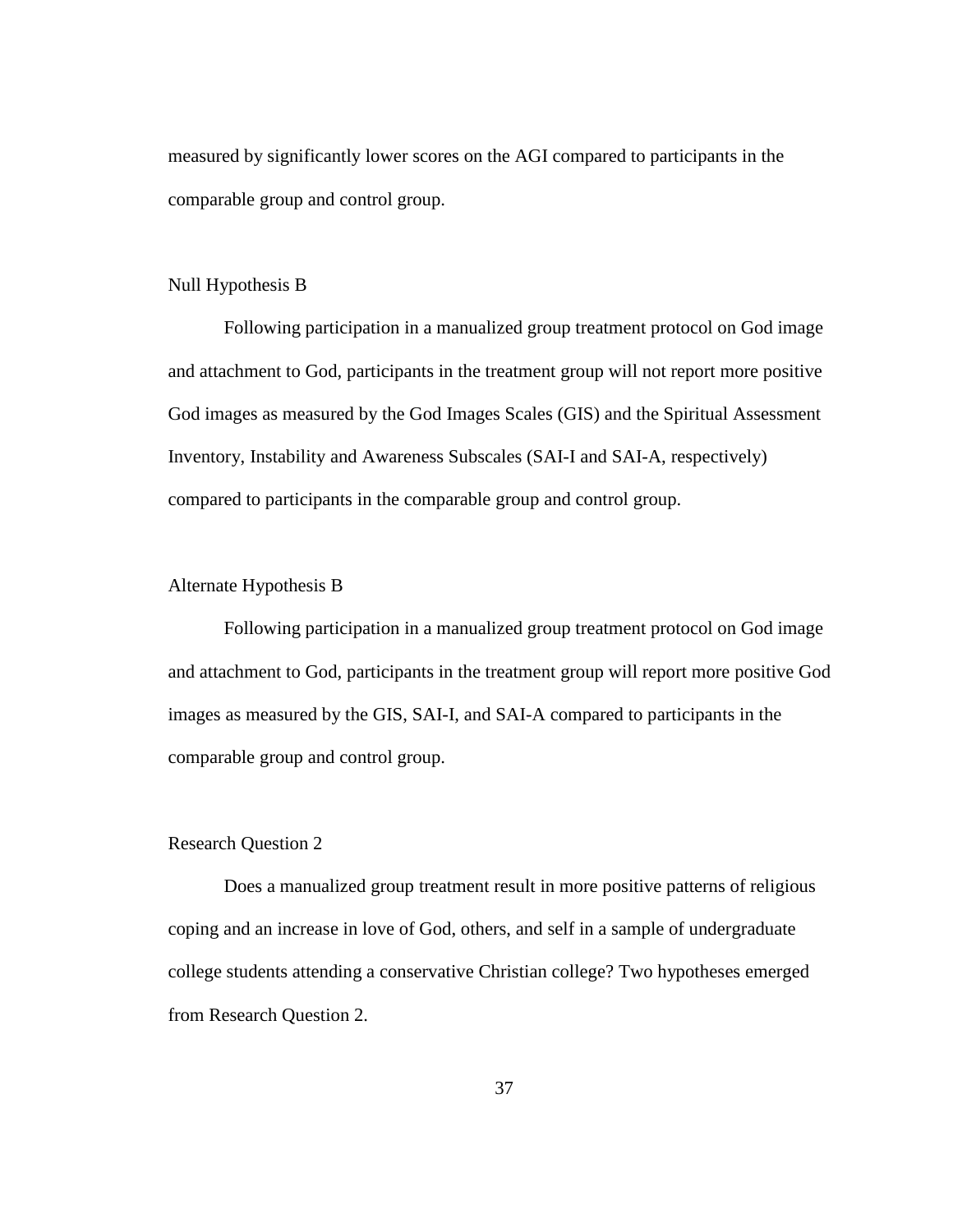measured by significantly lower scores on the AGI compared to participants in the comparable group and control group.

### Null Hypothesis B

Following participation in a manualized group treatment protocol on God image and attachment to God, participants in the treatment group will not report more positive God images as measured by the God Images Scales (GIS) and the Spiritual Assessment Inventory, Instability and Awareness Subscales (SAI-I and SAI-A, respectively) compared to participants in the comparable group and control group.

### Alternate Hypothesis B

Following participation in a manualized group treatment protocol on God image and attachment to God, participants in the treatment group will report more positive God images as measured by the GIS, SAI-I, and SAI-A compared to participants in the comparable group and control group.

### Research Question 2

Does a manualized group treatment result in more positive patterns of religious coping and an increase in love of God, others, and self in a sample of undergraduate college students attending a conservative Christian college? Two hypotheses emerged from Research Question 2.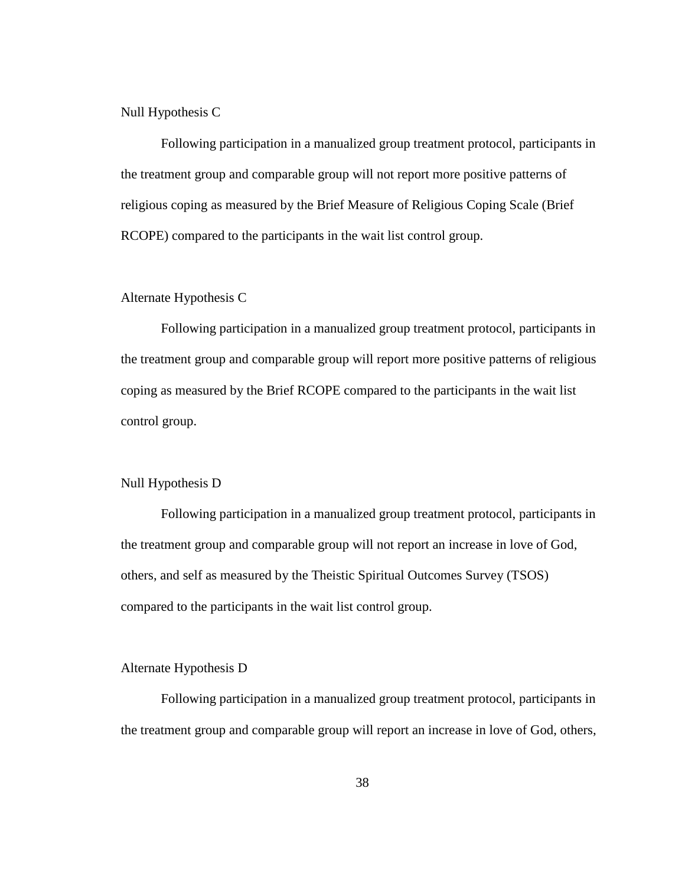### Null Hypothesis C

Following participation in a manualized group treatment protocol, participants in the treatment group and comparable group will not report more positive patterns of religious coping as measured by the Brief Measure of Religious Coping Scale (Brief RCOPE) compared to the participants in the wait list control group.

### Alternate Hypothesis C

Following participation in a manualized group treatment protocol, participants in the treatment group and comparable group will report more positive patterns of religious coping as measured by the Brief RCOPE compared to the participants in the wait list control group.

### Null Hypothesis D

Following participation in a manualized group treatment protocol, participants in the treatment group and comparable group will not report an increase in love of God, others, and self as measured by the Theistic Spiritual Outcomes Survey (TSOS) compared to the participants in the wait list control group.

### Alternate Hypothesis D

Following participation in a manualized group treatment protocol, participants in the treatment group and comparable group will report an increase in love of God, others,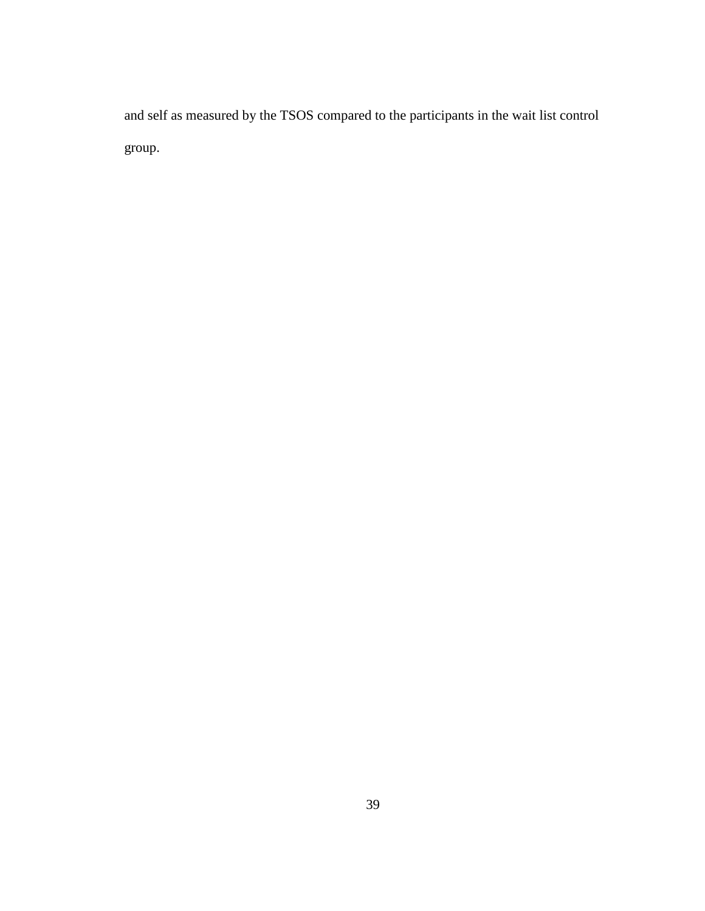and self as measured by the TSOS compared to the participants in the wait list control group.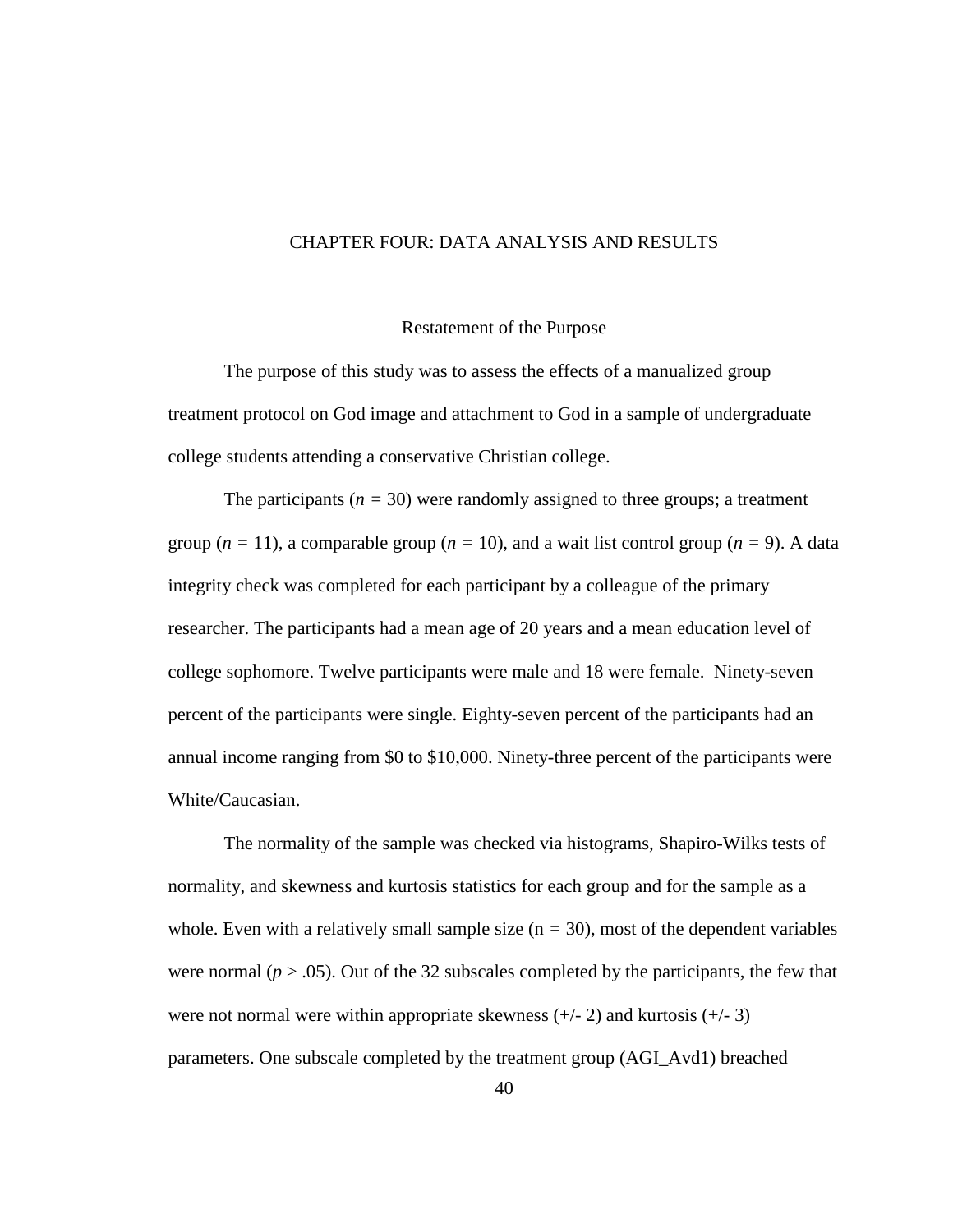# CHAPTER FOUR: DATA ANALYSIS AND RESULTS

## Restatement of the Purpose

The purpose of this study was to assess the effects of a manualized group treatment protocol on God image and attachment to God in a sample of undergraduate college students attending a conservative Christian college.

The participants ($n$ = 30) were randomly assigned to three groups; a treatment group ($n$ = 11), a comparable group ($n$ = 10), and a wait list control group ($n$ = 9). A data integrity check was completed for each participant by a colleague of the primary researcher. The participants had a mean age of 20 years and a mean education level of college sophomore. Twelve participants were male and 18 were female. Ninety-seven percent of the participants were single. Eighty-seven percent of the participants had an annual income ranging from $0 to $10,000. Ninety-three percent of the participants were White/Caucasian.

The normality of the sample was checked via histograms, Shapiro-Wilks tests of normality, and skewness and kurtosis statistics for each group and for the sample as a whole. Even with a relatively small sample size (n = 30), most of the dependent variables were normal ($p > .05$). Out of the 32 subscales completed by the participants, the few that were not normal were within appropriate skewness (+/- 2) and kurtosis (+/- 3) parameters. One subscale completed by the treatment group (AGI_Avd1) breached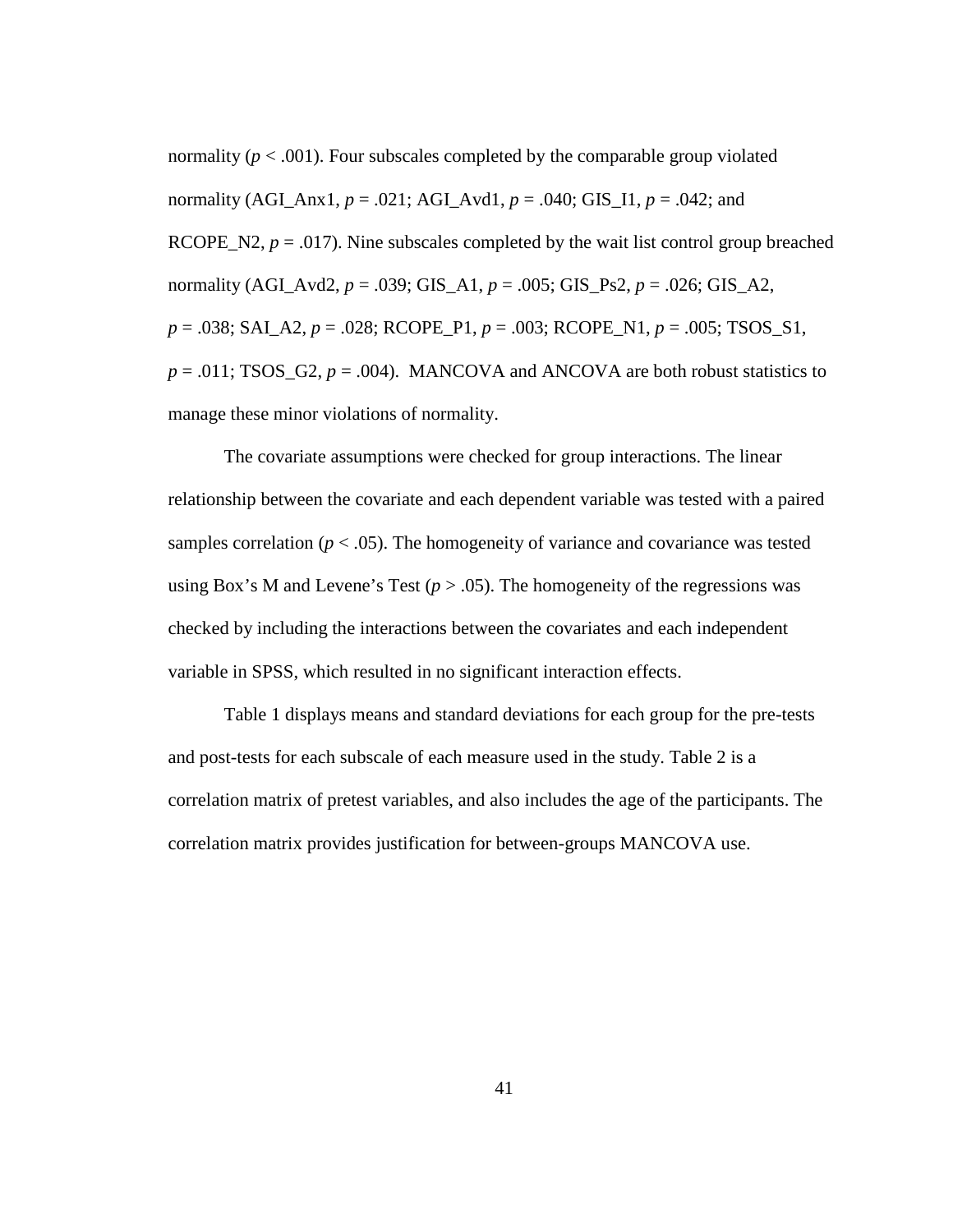normality ($p < .001$). Four subscales completed by the comparable group violated normality (AGI_Anx1, $p = .021$; AGI_Avd1, $p = .040$; GIS_I1, $p = .042$; and RCOPE_N2, $p = .017$). Nine subscales completed by the wait list control group breached normality (AGI_Avd2, $p = .039$; GIS_A1, $p = .005$; GIS_Ps2, $p = .026$; GIS_A2, $p = .038$; SAI_A2, $p = .028$; RCOPE_P1, $p = .003$; RCOPE_N1, $p = .005$; TSOS_S1, $p = .011$; TSOS_G2, $p = .004$). MANCOVA and ANCOVA are both robust statistics to manage these minor violations of normality.

The covariate assumptions were checked for group interactions. The linear relationship between the covariate and each dependent variable was tested with a paired samples correlation ($p < .05$). The homogeneity of variance and covariance was tested using Box's M and Levene's Test ($p > .05$). The homogeneity of the regressions was checked by including the interactions between the covariates and each independent variable in SPSS, which resulted in no significant interaction effects.

Table 1 displays means and standard deviations for each group for the pre-tests and post-tests for each subscale of each measure used in the study. Table 2 is a correlation matrix of pretest variables, and also includes the age of the participants. The correlation matrix provides justification for between-groups MANCOVA use.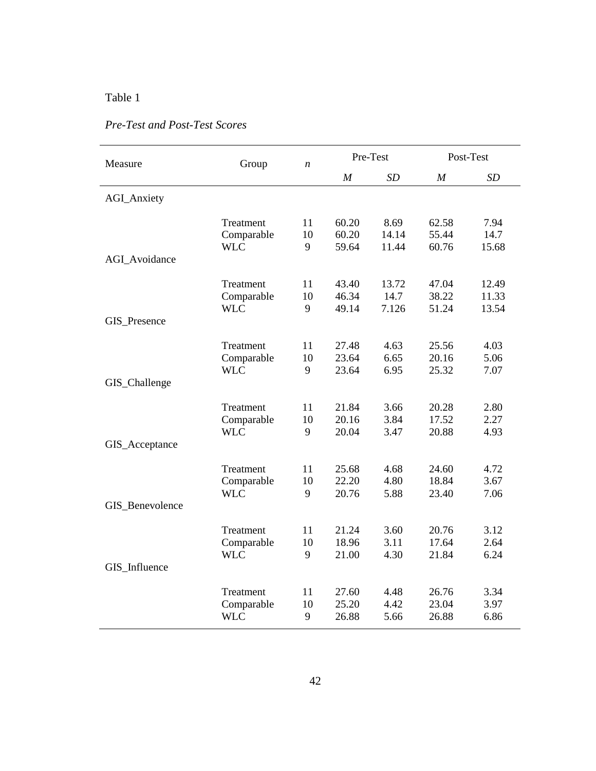Table 1

*Pre-Test and Post-Test Scores*

| Measure | Group | *n* | Pre-Test | | Post-Test | |
|---|---|---|---|---|---|---|
| | | | *M* | *SD* | *M* | *SD* |
| AGI_Anxiety | | | | | | |
| | Treatment | 11 | 60.20 | 8.69 | 62.58 | 7.94 |
| | Comparable | 10 | 60.20 | 14.14 | 55.44 | 14.7 |
| | WLC | 9 | 59.64 | 11.44 | 60.76 | 15.68 |
| AGI_Avoidance | | | | | | |
| | Treatment | 11 | 43.40 | 13.72 | 47.04 | 12.49 |
| | Comparable | 10 | 46.34 | 14.7 | 38.22 | 11.33 |
| | WLC | 9 | 49.14 | 7.126 | 51.24 | 13.54 |
| GIS_Presence | | | | | | |
| | Treatment | 11 | 27.48 | 4.63 | 25.56 | 4.03 |
| | Comparable | 10 | 23.64 | 6.65 | 20.16 | 5.06 |
| | WLC | 9 | 23.64 | 6.95 | 25.32 | 7.07 |
| GIS_Challenge | | | | | | |
| | Treatment | 11 | 21.84 | 3.66 | 20.28 | 2.80 |
| | Comparable | 10 | 20.16 | 3.84 | 17.52 | 2.27 |
| | WLC | 9 | 20.04 | 3.47 | 20.88 | 4.93 |
| GIS_Acceptance | | | | | | |
| | Treatment | 11 | 25.68 | 4.68 | 24.60 | 4.72 |
| | Comparable | 10 | 22.20 | 4.80 | 18.84 | 3.67 |
| | WLC | 9 | 20.76 | 5.88 | 23.40 | 7.06 |
| GIS_Benevolence | | | | | | |
| | Treatment | 11 | 21.24 | 3.60 | 20.76 | 3.12 |
| | Comparable | 10 | 18.96 | 3.11 | 17.64 | 2.64 |
| | WLC | 9 | 21.00 | 4.30 | 21.84 | 6.24 |
| GIS_Influence | | | | | | |
| | Treatment | 11 | 27.60 | 4.48 | 26.76 | 3.34 |
| | Comparable | 10 | 25.20 | 4.42 | 23.04 | 3.97 |
| | WLC | 9 | 26.88 | 5.66 | 26.88 | 6.86 |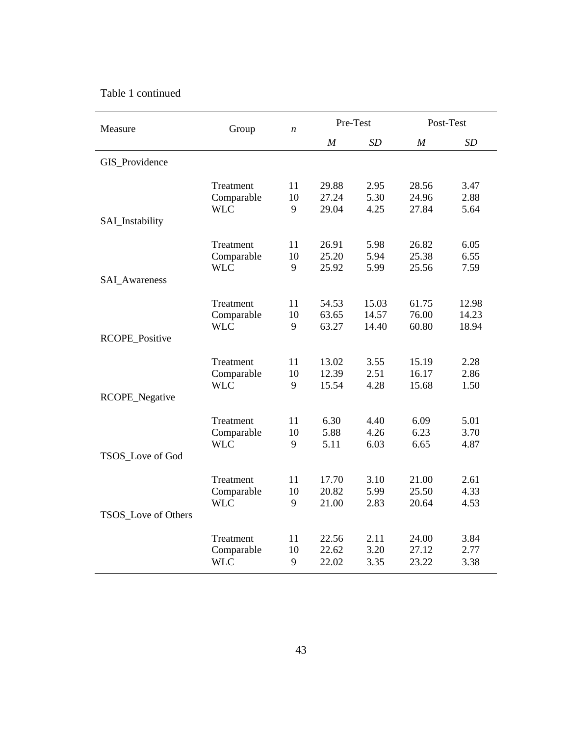Table 1 continued

| Measure | Group | *n* | Pre-Test | | Post-Test | |
|---|---|---|---|---|---|---|
| | | | *M* | *SD* | *M* | *SD* |
| GIS_Providence | | | | | | |
| | Treatment | 11 | 29.88 | 2.95 | 28.56 | 3.47 |
| | Comparable | 10 | 27.24 | 5.30 | 24.96 | 2.88 |
| | WLC | 9 | 29.04 | 4.25 | 27.84 | 5.64 |
| SAI_Instability | | | | | | |
| | Treatment | 11 | 26.91 | 5.98 | 26.82 | 6.05 |
| | Comparable | 10 | 25.20 | 5.94 | 25.38 | 6.55 |
| | WLC | 9 | 25.92 | 5.99 | 25.56 | 7.59 |
| SAI_Awareness | | | | | | |
| | Treatment | 11 | 54.53 | 15.03 | 61.75 | 12.98 |
| | Comparable | 10 | 63.65 | 14.57 | 76.00 | 14.23 |
| | WLC | 9 | 63.27 | 14.40 | 60.80 | 18.94 |
| RCOPE_Positive | | | | | | |
| | Treatment | 11 | 13.02 | 3.55 | 15.19 | 2.28 |
| | Comparable | 10 | 12.39 | 2.51 | 16.17 | 2.86 |
| | WLC | 9 | 15.54 | 4.28 | 15.68 | 1.50 |
| RCOPE_Negative | | | | | | |
| | Treatment | 11 | 6.30 | 4.40 | 6.09 | 5.01 |
| | Comparable | 10 | 5.88 | 4.26 | 6.23 | 3.70 |
| | WLC | 9 | 5.11 | 6.03 | 6.65 | 4.87 |
| TSOS_Love of God | | | | | | |
| | Treatment | 11 | 17.70 | 3.10 | 21.00 | 2.61 |
| | Comparable | 10 | 20.82 | 5.99 | 25.50 | 4.33 |
| | WLC | 9 | 21.00 | 2.83 | 20.64 | 4.53 |
| TSOS_Love of Others | | | | | | |
| | Treatment | 11 | 22.56 | 2.11 | 24.00 | 3.84 |
| | Comparable | 10 | 22.62 | 3.20 | 27.12 | 2.77 |
| | WLC | 9 | 22.02 | 3.35 | 23.22 | 3.38 |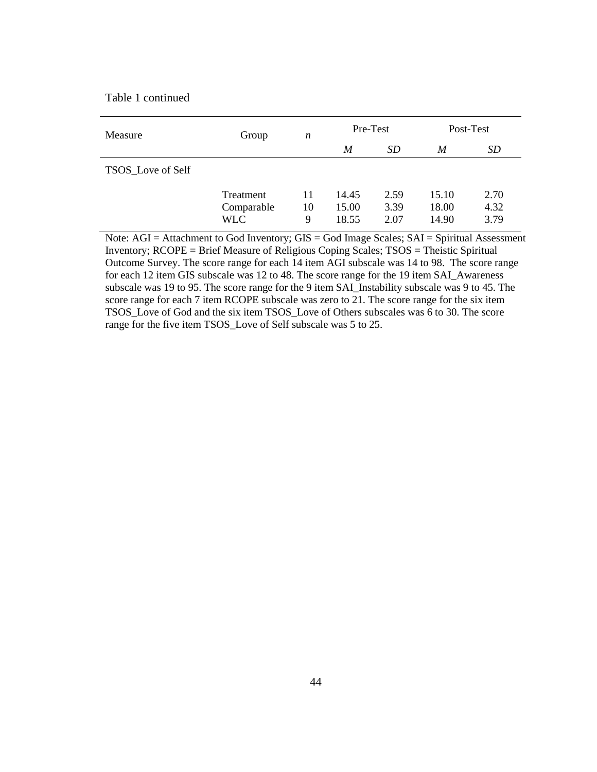Table 1 continued

| Measure | Group | *n* | Pre-Test | | Post-Test | |
|---|---|---|---|---|---|---|
| | | | *M* | *SD* | *M* | *SD* |
| TSOS_Love of Self | | | | | | |
| | Treatment | 11 | 14.45 | 2.59 | 15.10 | 2.70 |
| | Comparable | 10 | 15.00 | 3.39 | 18.00 | 4.32 |
| | WLC | 9 | 18.55 | 2.07 | 14.90 | 3.79 |

Note: AGI = Attachment to God Inventory; GIS = God Image Scales; SAI = Spiritual Assessment Inventory; RCOPE = Brief Measure of Religious Coping Scales; TSOS = Theistic Spiritual Outcome Survey. The score range for each 14 item AGI subscale was 14 to 98. The score range for each 12 item GIS subscale was 12 to 48. The score range for the 19 item SAI_Awareness subscale was 19 to 95. The score range for the 9 item SAI_Instability subscale was 9 to 45. The score range for each 7 item RCOPE subscale was zero to 21. The score range for the six item TSOS_Love of God and the six item TSOS_Love of Others subscales was 6 to 30. The score range for the five item TSOS_Love of Self subscale was 5 to 25.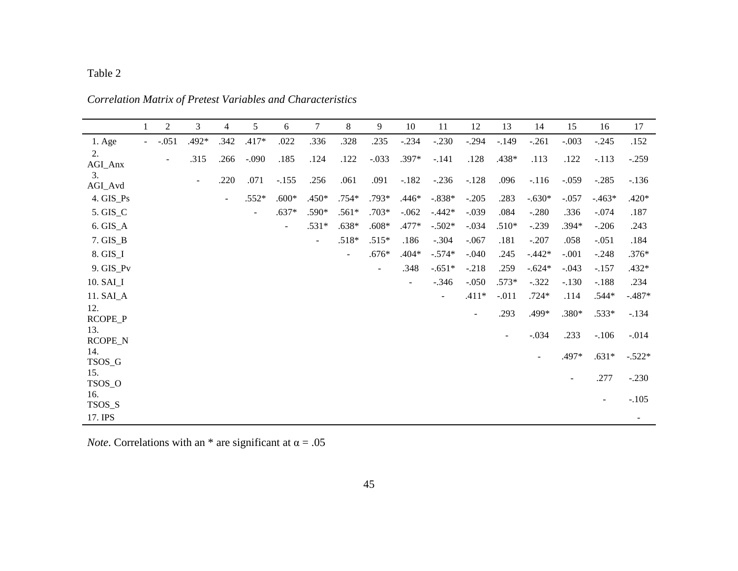Table 2

*Correlation Matrix of Pretest Variables and Characteristics*

| | 1 | 2 | 3 | 4 | 5 | 6 | 7 | 8 | 9 | 10 | 11 | 12 | 13 | 14 | 15 | 16 | 17 |
|---|---|---|---|---|---|---|---|---|---|---|---|---|---|---|---|---|---|
| 1. Age | - | -.051 | .492* | .342 | .417* | .022 | .336 | .328 | .235 | -.234 | -.230 | -.294 | -.149 | -.261 | -.003 | -.245 | .152 |
| 2. AGI_Anx | | - | .315 | .266 | -.090 | .185 | .124 | .122 | -.033 | .397* | -.141 | .128 | .438* | .113 | .122 | -.113 | -.259 |
| 3. AGI_Avd | | | - | .220 | .071 | -.155 | .256 | .061 | .091 | -.182 | -.236 | -.128 | .096 | -.116 | -.059 | -.285 | -.136 |
| 4. GIS_Ps | | | | - | .552* | .600* | .450* | .754* | .793* | .446* | -.838* | -.205 | .283 | -.630* | -.057 | -.463* | .420* |
| 5. GIS_C | | | | | - | .637* | .590* | .561* | .703* | -.062 | -.442* | -.039 | .084 | -.280 | .336 | -.074 | .187 |
| 6. GIS_A | | | | | | - | .531* | .638* | .608* | .477* | -.502* | -.034 | .510* | -.239 | .394* | -.206 | .243 |
| 7. GIS_B | | | | | | | - | .518* | .515* | .186 | -.304 | -.067 | .181 | -.207 | .058 | -.051 | .184 |
| 8. GIS_I | | | | | | | | - | .676* | .404* | -.574* | -.040 | .245 | -.442* | -.001 | -.248 | .376* |
| 9. GIS_Pv | | | | | | | | | - | .348 | -.651* | -.218 | .259 | -.624* | -.043 | -.157 | .432* |
| 10. SAI_I | | | | | | | | | | - | -.346 | -.050 | .573* | -.322 | -.130 | -.188 | .234 |
| 11. SAI_A | | | | | | | | | | | - | .411* | -.011 | .724* | .114 | .544* | -.487* |
| 12. RCOPE_P | | | | | | | | | | | | - | .293 | .499* | .380* | .533* | -.134 |
| 13. RCOPE_N | | | | | | | | | | | | | - | -.034 | .233 | -.106 | -.014 |
| 14. TSOS_G | | | | | | | | | | | | | | - | .497* | .631* | -.522* |
| 15. TSOS_O | | | | | | | | | | | | | | | - | .277 | -.230 |
| 16. TSOS_S | | | | | | | | | | | | | | | | - | -.105 |
| 17. IPS | | | | | | | | | | | | | | | | | - |

*Note*. Correlations with an * are significant at α = .05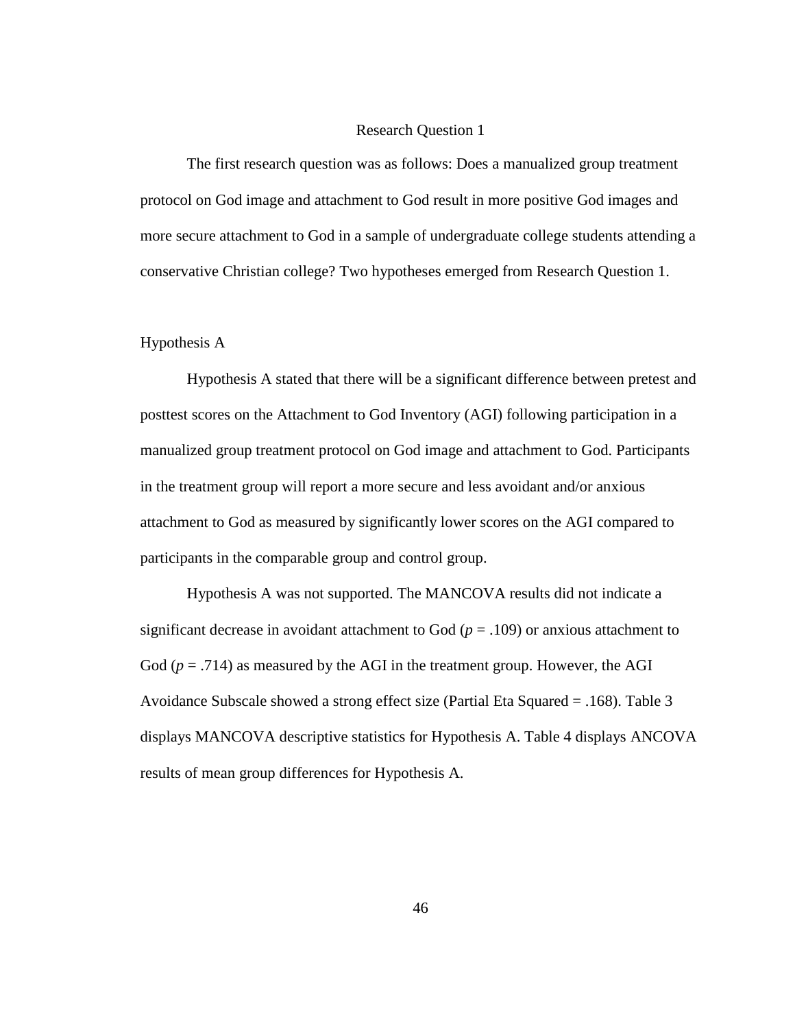## Research Question 1

The first research question was as follows: Does a manualized group treatment protocol on God image and attachment to God result in more positive God images and more secure attachment to God in a sample of undergraduate college students attending a conservative Christian college? Two hypotheses emerged from Research Question 1.

### Hypothesis A

Hypothesis A stated that there will be a significant difference between pretest and posttest scores on the Attachment to God Inventory (AGI) following participation in a manualized group treatment protocol on God image and attachment to God. Participants in the treatment group will report a more secure and less avoidant and/or anxious attachment to God as measured by significantly lower scores on the AGI compared to participants in the comparable group and control group.

Hypothesis A was not supported. The MANCOVA results did not indicate a significant decrease in avoidant attachment to God ($p = .109$) or anxious attachment to God ($p = .714$) as measured by the AGI in the treatment group. However, the AGI Avoidance Subscale showed a strong effect size (Partial Eta Squared = .168). Table 3 displays MANCOVA descriptive statistics for Hypothesis A. Table 4 displays ANCOVA results of mean group differences for Hypothesis A.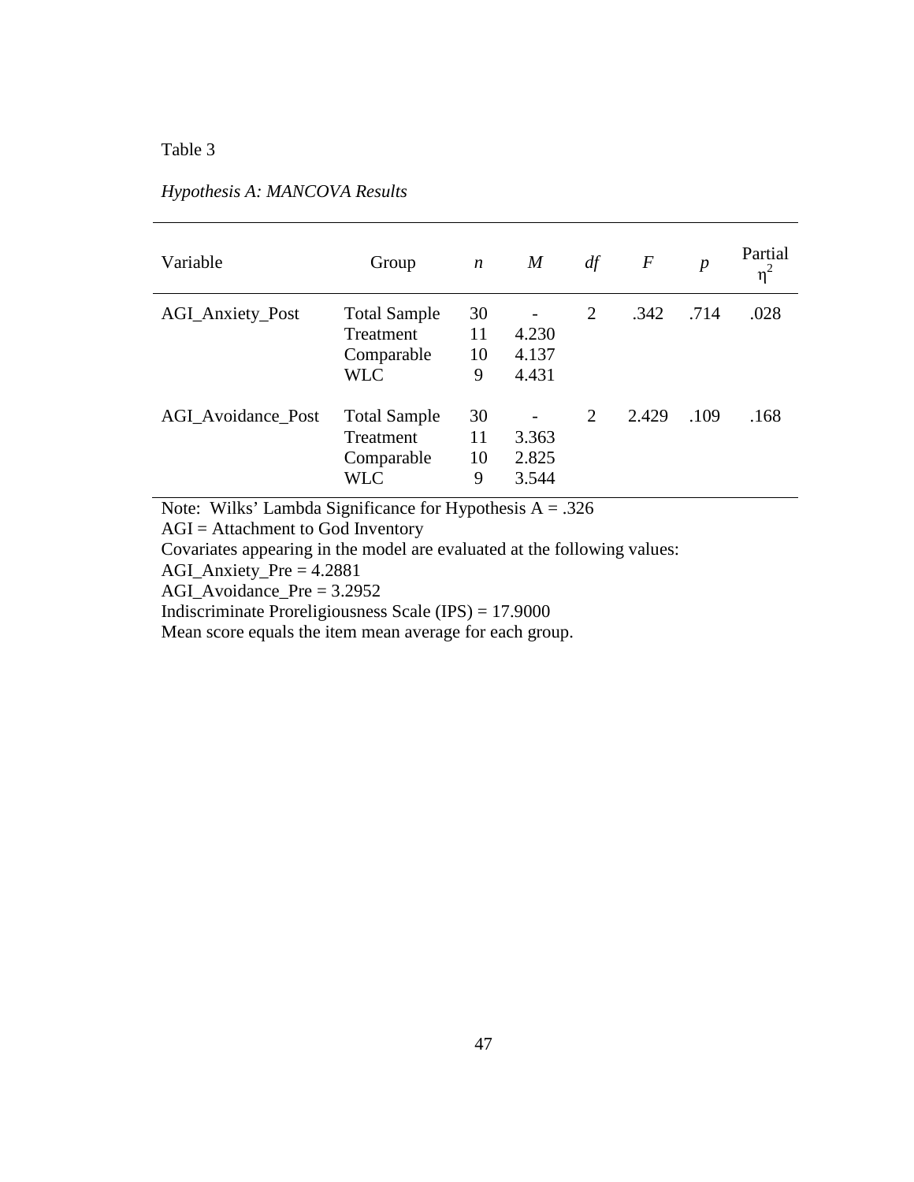Table 3

*Hypothesis A: MANCOVA Results*

| Variable | Group | *n* | *M* | *df* | *F* | *p* | Partial $\eta^2$ |
|---|---|---|---|---|---|---|---|
| AGI_Anxiety_Post | Total Sample | 30 | - | 2 | .342 | .714 | .028 |
| | Treatment | 11 | 4.230 | | | | |
| | Comparable | 10 | 4.137 | | | | |
| | WLC | 9 | 4.431 | | | | |
| AGI_Avoidance_Post | Total Sample | 30 | - | 2 | 2.429 | .109 | .168 |
| | Treatment | 11 | 3.363 | | | | |
| | Comparable | 10 | 2.825 | | | | |
| | WLC | 9 | 3.544 | | | | |

Note: Wilks' Lambda Significance for Hypothesis A = .326
AGI = Attachment to God Inventory
Covariates appearing in the model are evaluated at the following values:
AGI_Anxiety_Pre = 4.2881
AGI_Avoidance_Pre = 3.2952
Indiscriminate Proreligiousness Scale (IPS) = 17.9000
Mean score equals the item mean average for each group.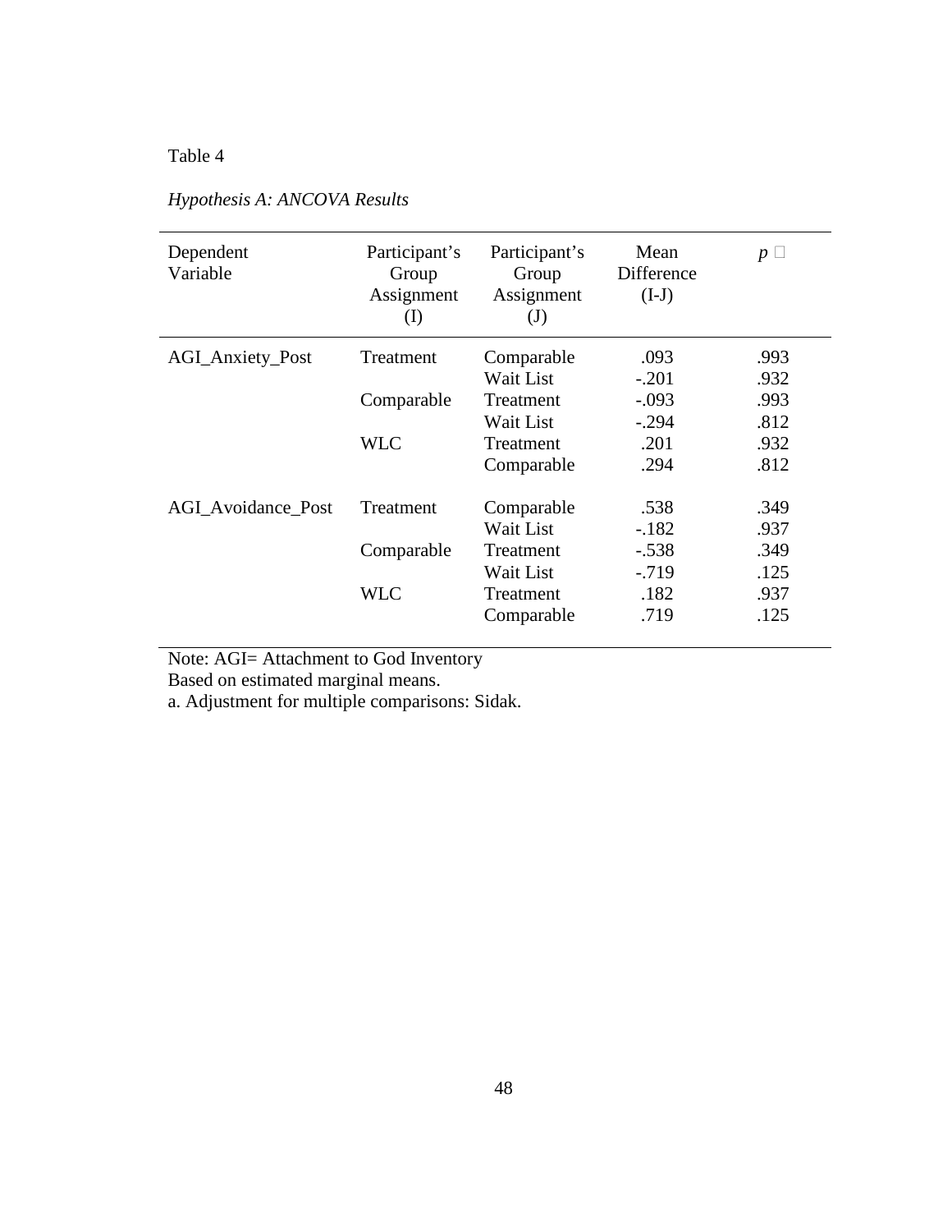Table 4

*Hypothesis A: ANCOVA Results*

| Dependent Variable | Participant's Group Assignment (I) | Participant's Group Assignment (J) | Mean Difference (I-J) | *p* ᵃ |
|---|---|---|---|---|
| AGI_Anxiety_Post | Treatment | Comparable | .093 | .993 |
| | | Wait List | -.201 | .932 |
| | Comparable | Treatment | -.093 | .993 |
| | | Wait List | -.294 | .812 |
| | WLC | Treatment | .201 | .932 |
| | | Comparable | .294 | .812 |
| AGI_Avoidance_Post | Treatment | Comparable | .538 | .349 |
| | | Wait List | -.182 | .937 |
| | Comparable | Treatment | -.538 | .349 |
| | | Wait List | -.719 | .125 |
| | WLC | Treatment | .182 | .937 |
| | | Comparable | .719 | .125 |

Note: AGI= Attachment to God Inventory
Based on estimated marginal means.
a. Adjustment for multiple comparisons: Sidak.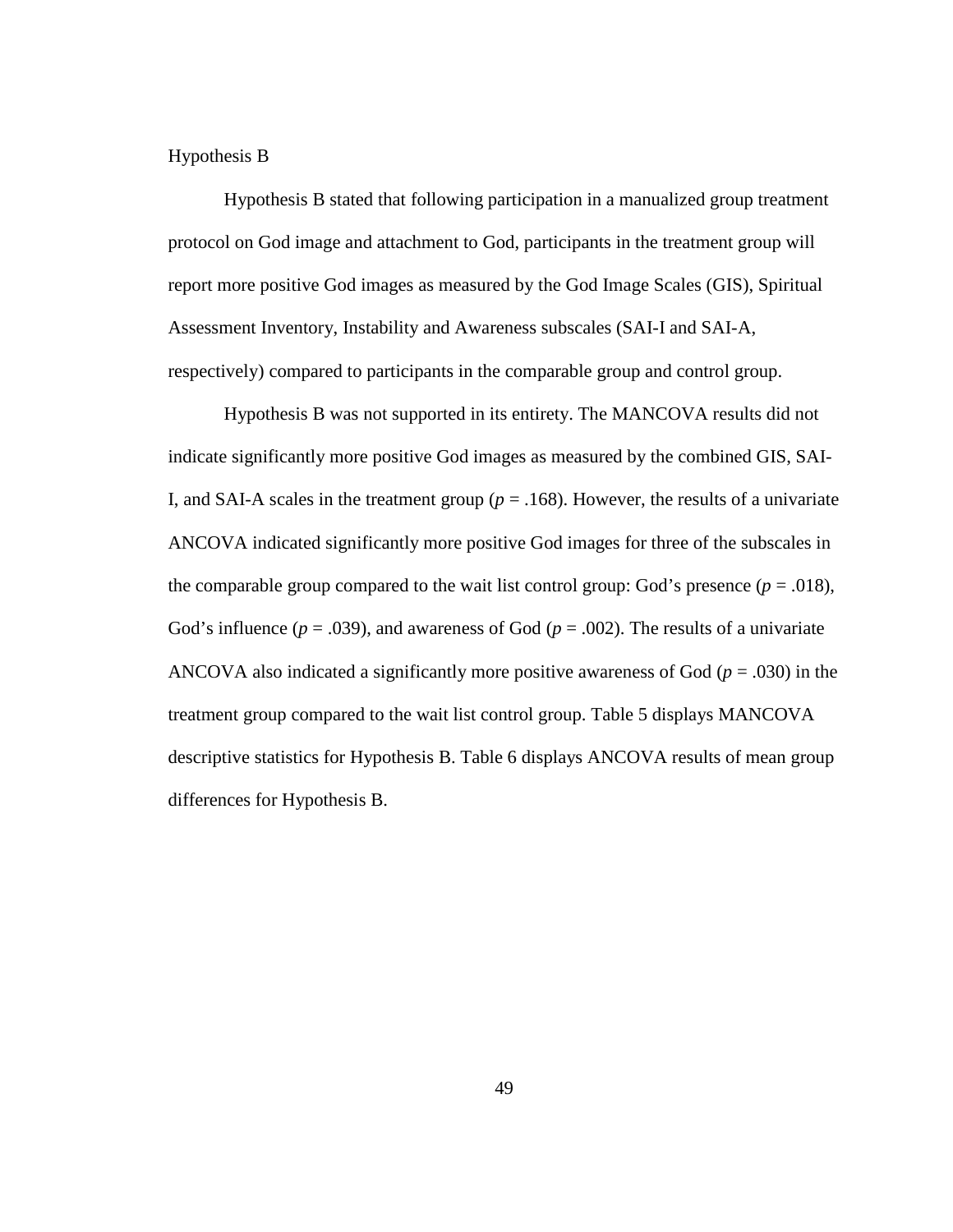### Hypothesis B

Hypothesis B stated that following participation in a manualized group treatment protocol on God image and attachment to God, participants in the treatment group will report more positive God images as measured by the God Image Scales (GIS), Spiritual Assessment Inventory, Instability and Awareness subscales (SAI-I and SAI-A, respectively) compared to participants in the comparable group and control group.

Hypothesis B was not supported in its entirety. The MANCOVA results did not indicate significantly more positive God images as measured by the combined GIS, SAI-I, and SAI-A scales in the treatment group ($p = .168$). However, the results of a univariate ANCOVA indicated significantly more positive God images for three of the subscales in the comparable group compared to the wait list control group: God's presence ($p = .018$), God's influence ($p = .039$), and awareness of God ($p = .002$). The results of a univariate ANCOVA also indicated a significantly more positive awareness of God ($p = .030$) in the treatment group compared to the wait list control group. Table 5 displays MANCOVA descriptive statistics for Hypothesis B. Table 6 displays ANCOVA results of mean group differences for Hypothesis B.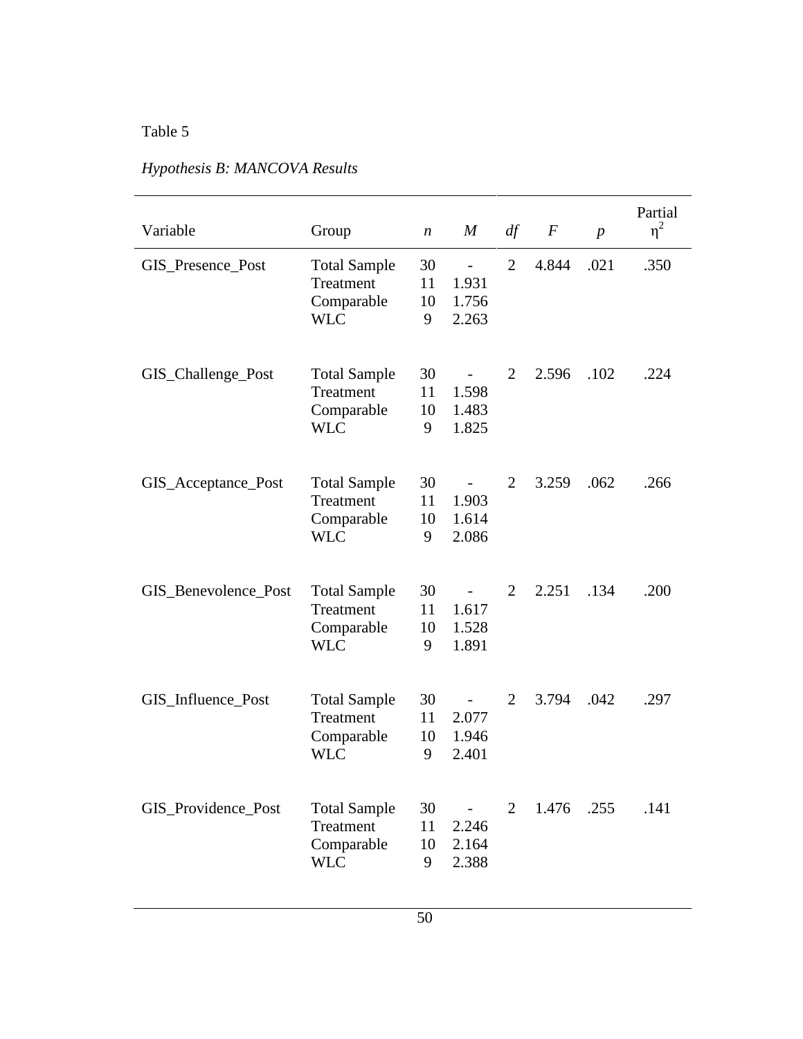Table 5

*Hypothesis B: MANCOVA Results*

| Variable | Group | *n* | *M* | *df* | *F* | *p* | Partial $\eta^2$ |
|---|---|---|---|---|---|---|---|
| GIS_Presence_Post | Total Sample | 30 | - | 2 | 4.844 | .021 | .350 |
| | Treatment | 11 | 1.931 | | | | |
| | Comparable | 10 | 1.756 | | | | |
| | WLC | 9 | 2.263 | | | | |
| GIS_Challenge_Post | Total Sample | 30 | - | 2 | 2.596 | .102 | .224 |
| | Treatment | 11 | 1.598 | | | | |
| | Comparable | 10 | 1.483 | | | | |
| | WLC | 9 | 1.825 | | | | |
| GIS_Acceptance_Post | Total Sample | 30 | - | 2 | 3.259 | .062 | .266 |
| | Treatment | 11 | 1.903 | | | | |
| | Comparable | 10 | 1.614 | | | | |
| | WLC | 9 | 2.086 | | | | |
| GIS_Benevolence_Post | Total Sample | 30 | - | 2 | 2.251 | .134 | .200 |
| | Treatment | 11 | 1.617 | | | | |
| | Comparable | 10 | 1.528 | | | | |
| | WLC | 9 | 1.891 | | | | |
| GIS_Influence_Post | Total Sample | 30 | - | 2 | 3.794 | .042 | .297 |
| | Treatment | 11 | 2.077 | | | | |
| | Comparable | 10 | 1.946 | | | | |
| | WLC | 9 | 2.401 | | | | |
| GIS_Providence_Post | Total Sample | 30 | - | 2 | 1.476 | .255 | .141 |
| | Treatment | 11 | 2.246 | | | | |
| | Comparable | 10 | 2.164 | | | | |
| | WLC | 9 | 2.388 | | | | |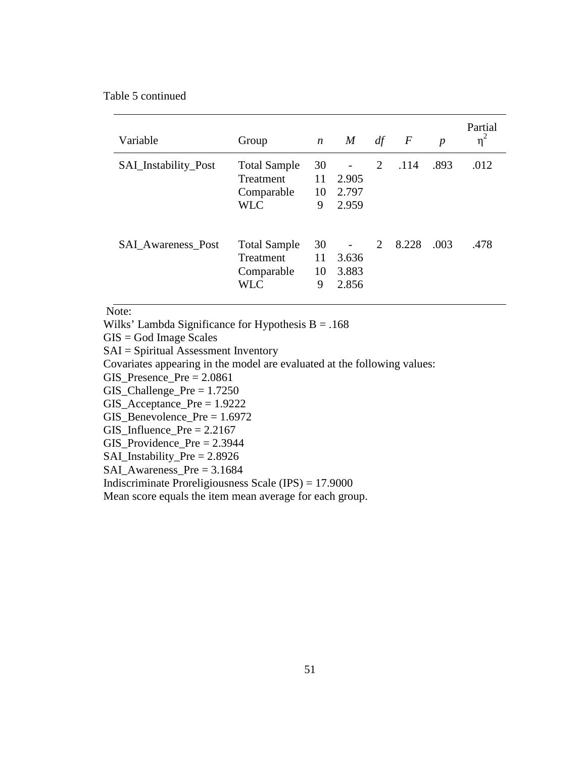Table 5 continued

| Variable | Group | *n* | *M* | *df* | *F* | *p* | Partial $\eta^2$ |
|---|---|---|---|---|---|---|---|
| SAI_Instability_Post | Total Sample | 30 | - | 2 | .114 | .893 | .012 |
| | Treatment | 11 | 2.905 | | | | |
| | Comparable | 10 | 2.797 | | | | |
| | WLC | 9 | 2.959 | | | | |
| SAI_Awareness_Post | Total Sample | 30 | - | 2 | 8.228 | .003 | .478 |
| | Treatment | 11 | 3.636 | | | | |
| | Comparable | 10 | 3.883 | | | | |
| | WLC | 9 | 2.856 | | | | |

Note:
Wilks' Lambda Significance for Hypothesis B = .168
GIS = God Image Scales
SAI = Spiritual Assessment Inventory
Covariates appearing in the model are evaluated at the following values:
GIS_Presence_Pre = 2.0861
GIS_Challenge_Pre = 1.7250
GIS_Acceptance_Pre = 1.9222
GIS_Benevolence_Pre = 1.6972
GIS_Influence_Pre = 2.2167
GIS_Providence_Pre = 2.3944
SAI_Instability_Pre = 2.8926
SAI_Awareness_Pre = 3.1684
Indiscriminate Proreligiousness Scale (IPS) = 17.9000
Mean score equals the item mean average for each group.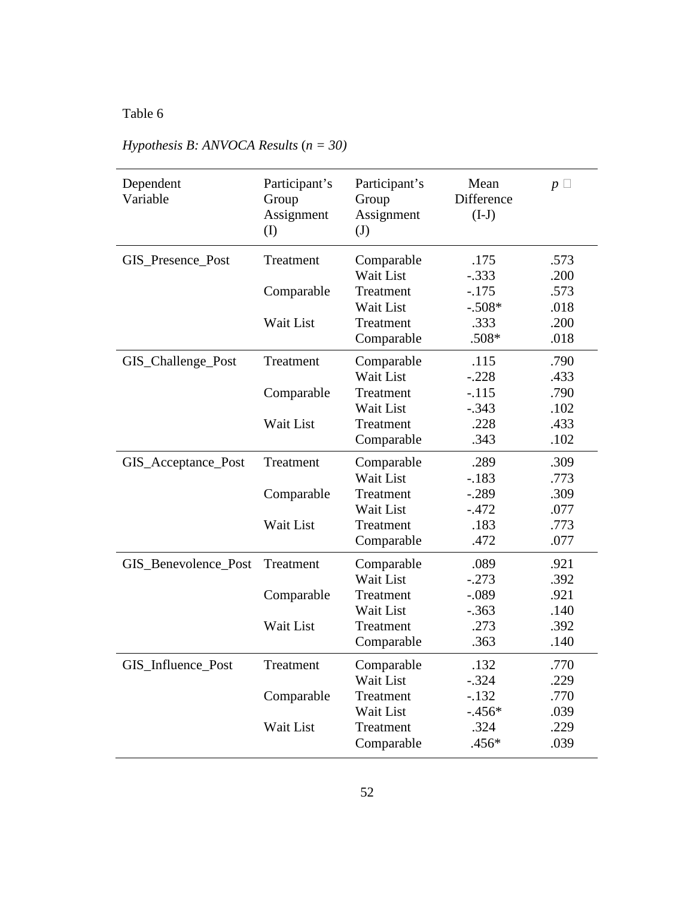Table 6

*Hypothesis B: ANVOCA Results* (*n = 30)*

| Dependent Variable | Participant's Group Assignment (I) | Participant's Group Assignment (J) | Mean Difference (I-J) | *p* |
|---|---|---|---|---|
| GIS_Presence_Post | Treatment | Comparable | .175 | .573 |
| | | Wait List | -.333 | .200 |
| | Comparable | Treatment | -.175 | .573 |
| | | Wait List | -.508* | .018 |
| | Wait List | Treatment | .333 | .200 |
| | | Comparable | .508* | .018 |
| GIS_Challenge_Post | Treatment | Comparable | .115 | .790 |
| | | Wait List | -.228 | .433 |
| | Comparable | Treatment | -.115 | .790 |
| | | Wait List | -.343 | .102 |
| | Wait List | Treatment | .228 | .433 |
| | | Comparable | .343 | .102 |
| GIS_Acceptance_Post | Treatment | Comparable | .289 | .309 |
| | | Wait List | -.183 | .773 |
| | Comparable | Treatment | -.289 | .309 |
| | | Wait List | -.472 | .077 |
| | Wait List | Treatment | .183 | .773 |
| | | Comparable | .472 | .077 |
| GIS_Benevolence_Post | Treatment | Comparable | .089 | .921 |
| | | Wait List | -.273 | .392 |
| | Comparable | Treatment | -.089 | .921 |
| | | Wait List | -.363 | .140 |
| | Wait List | Treatment | .273 | .392 |
| | | Comparable | .363 | .140 |
| GIS_Influence_Post | Treatment | Comparable | .132 | .770 |
| | | Wait List | -.324 | .229 |
| | Comparable | Treatment | -.132 | .770 |
| | | Wait List | -.456* | .039 |
| | Wait List | Treatment | .324 | .229 |
| | | Comparable | .456* | .039 |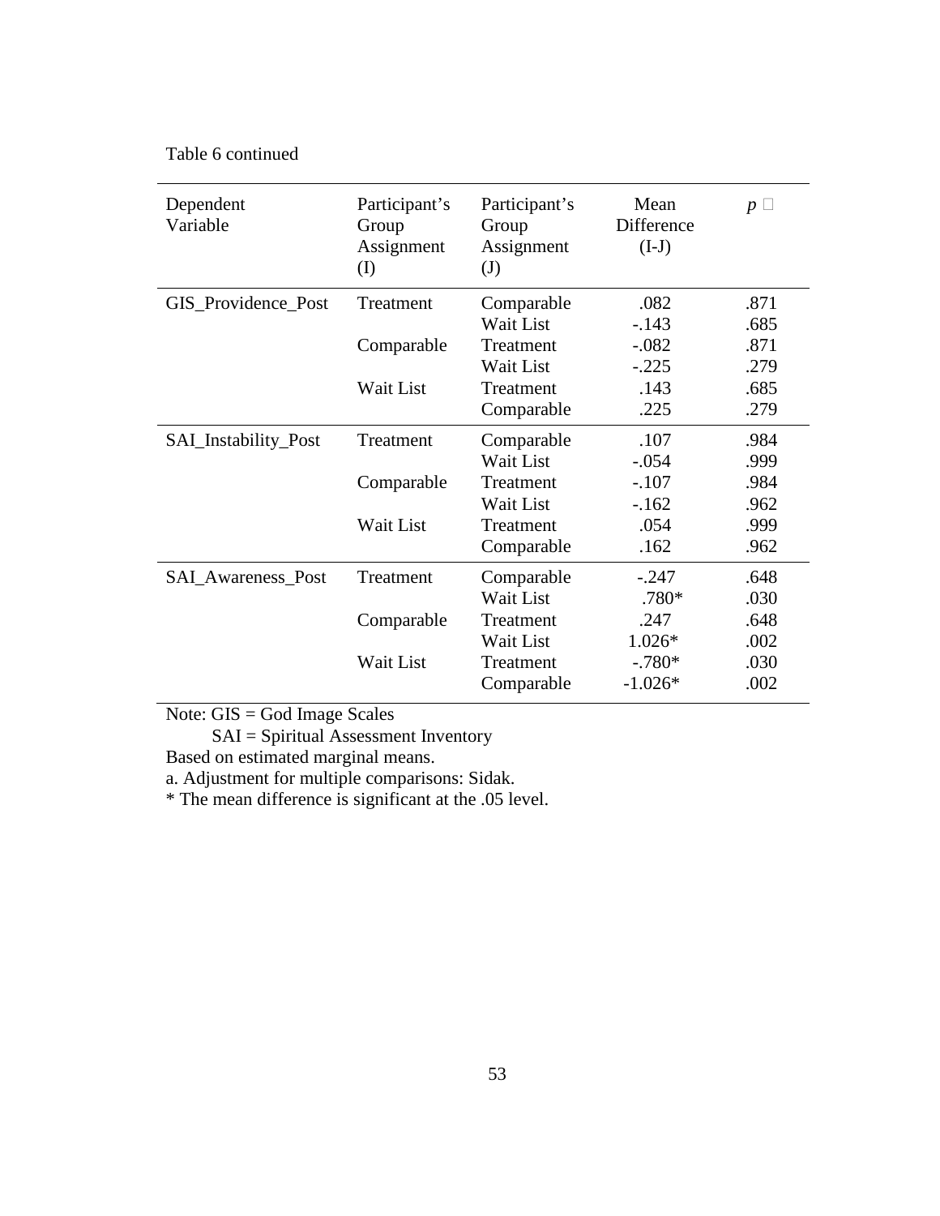Table 6 continued

| Dependent Variable | Participant's Group Assignment (I) | Participant's Group Assignment (J) | Mean Difference (I-J) | *p* |
|---|---|---|---|---|
| GIS_Providence_Post | Treatment | Comparable | .082 | .871 |
| | | Wait List | -.143 | .685 |
| | Comparable | Treatment | -.082 | .871 |
| | | Wait List | -.225 | .279 |
| | Wait List | Treatment | .143 | .685 |
| | | Comparable | .225 | .279 |
| SAI_Instability_Post | Treatment | Comparable | .107 | .984 |
| | | Wait List | -.054 | .999 |
| | Comparable | Treatment | -.107 | .984 |
| | | Wait List | -.162 | .962 |
| | Wait List | Treatment | .054 | .999 |
| | | Comparable | .162 | .962 |
| SAI_Awareness_Post | Treatment | Comparable | -.247 | .648 |
| | | Wait List | .780* | .030 |
| | Comparable | Treatment | .247 | .648 |
| | | Wait List | 1.026* | .002 |
| | Wait List | Treatment | -.780* | .030 |
| | | Comparable | -1.026* | .002 |

Note: GIS = God Image Scales
SAI = Spiritual Assessment Inventory
Based on estimated marginal means.
a. Adjustment for multiple comparisons: Sidak.
* The mean difference is significant at the .05 level.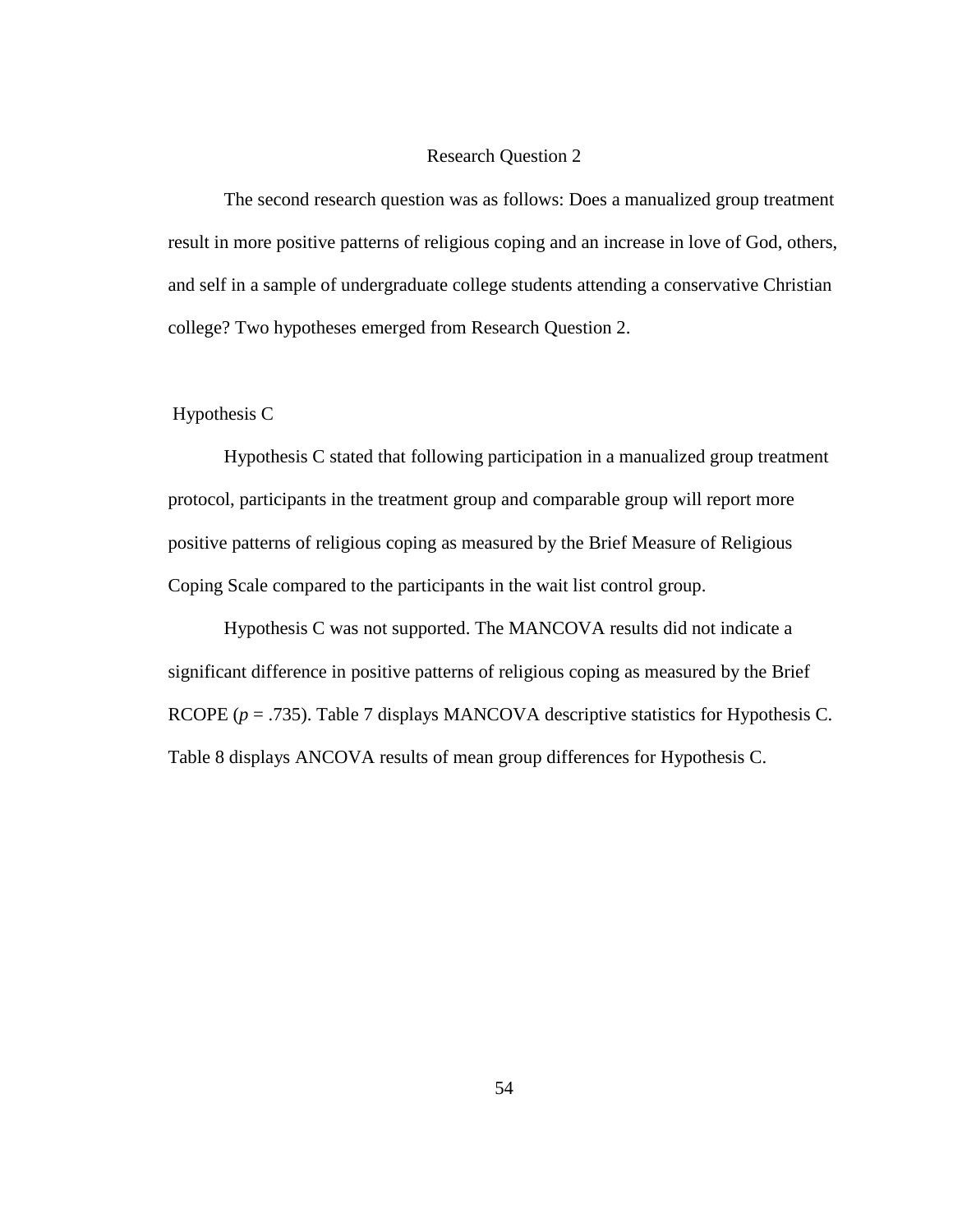## Research Question 2

The second research question was as follows: Does a manualized group treatment result in more positive patterns of religious coping and an increase in love of God, others, and self in a sample of undergraduate college students attending a conservative Christian college? Two hypotheses emerged from Research Question 2.

### Hypothesis C

Hypothesis C stated that following participation in a manualized group treatment protocol, participants in the treatment group and comparable group will report more positive patterns of religious coping as measured by the Brief Measure of Religious Coping Scale compared to the participants in the wait list control group.

Hypothesis C was not supported. The MANCOVA results did not indicate a significant difference in positive patterns of religious coping as measured by the Brief RCOPE ($p = .735$). Table 7 displays MANCOVA descriptive statistics for Hypothesis C. Table 8 displays ANCOVA results of mean group differences for Hypothesis C.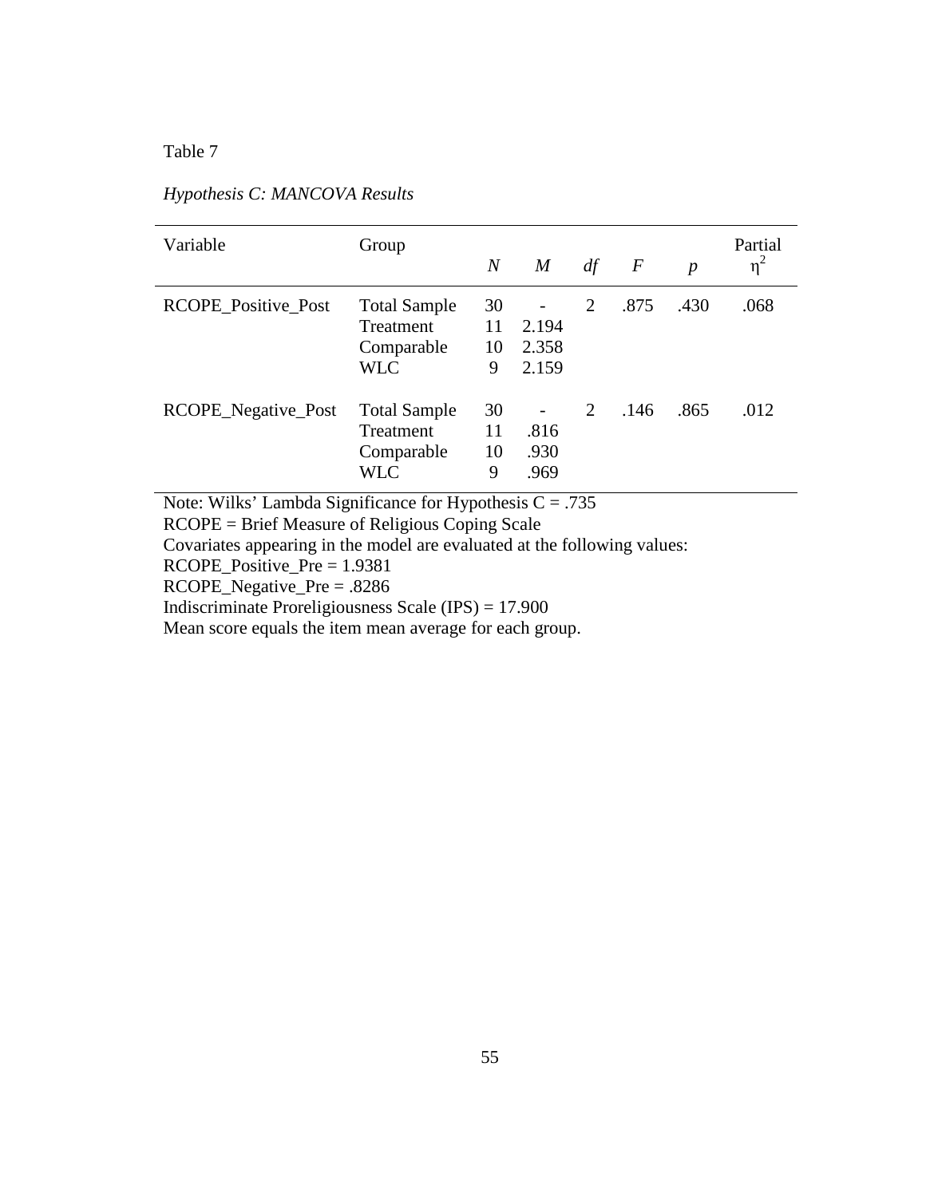Table 7

*Hypothesis C: MANCOVA Results*

| Variable | Group | *N* | *M* | *df* | *F* | *p* | Partial $\eta^2$ |
|---|---|---|---|---|---|---|---|
| RCOPE_Positive_Post | Total Sample | 30 | - | 2 | .875 | .430 | .068 |
| | Treatment | 11 | 2.194 | | | | |
| | Comparable | 10 | 2.358 | | | | |
| | WLC | 9 | 2.159 | | | | |
| RCOPE_Negative_Post | Total Sample | 30 | - | 2 | .146 | .865 | .012 |
| | Treatment | 11 | .816 | | | | |
| | Comparable | 10 | .930 | | | | |
| | WLC | 9 | .969 | | | | |

Note: Wilks' Lambda Significance for Hypothesis C = .735
RCOPE = Brief Measure of Religious Coping Scale
Covariates appearing in the model are evaluated at the following values:
RCOPE_Positive_Pre = 1.9381
RCOPE_Negative_Pre = .8286
Indiscriminate Proreligiousness Scale (IPS) = 17.900
Mean score equals the item mean average for each group.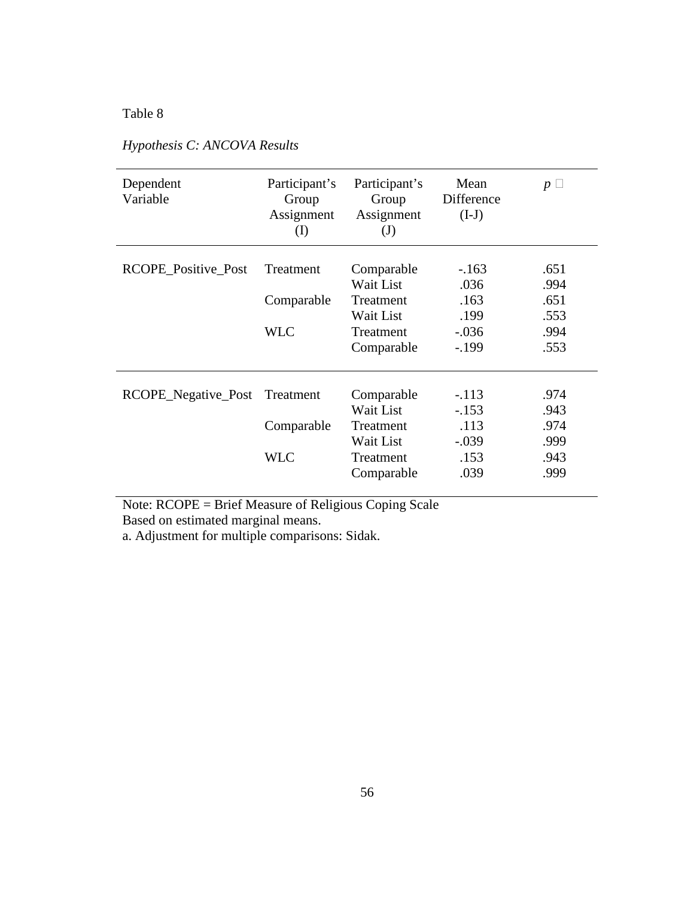Table 8

*Hypothesis C: ANCOVA Results*

| Dependent Variable | Participant's Group Assignment (I) | Participant's Group Assignment (J) | Mean Difference (I-J) | *p* |
|---|---|---|---|---|
| RCOPE_Positive_Post | Treatment | Comparable | -.163 | .651 |
| | | Wait List | .036 | .994 |
| | Comparable | Treatment | .163 | .651 |
| | | Wait List | .199 | .553 |
| | WLC | Treatment | -.036 | .994 |
| | | Comparable | -.199 | .553 |
| RCOPE_Negative_Post | Treatment | Comparable | -.113 | .974 |
| | | Wait List | -.153 | .943 |
| | Comparable | Treatment | .113 | .974 |
| | | Wait List | -.039 | .999 |
| | WLC | Treatment | .153 | .943 |
| | | Comparable | .039 | .999 |

Note: RCOPE = Brief Measure of Religious Coping Scale
Based on estimated marginal means.
a. Adjustment for multiple comparisons: Sidak.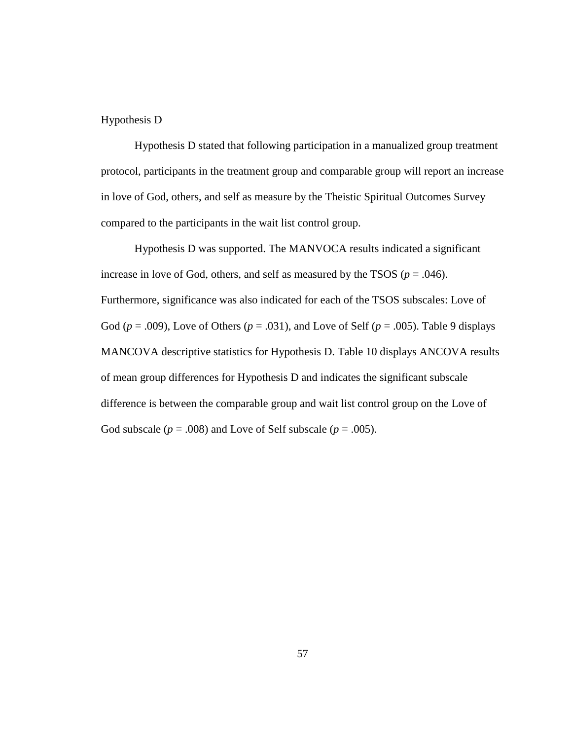### Hypothesis D

Hypothesis D stated that following participation in a manualized group treatment protocol, participants in the treatment group and comparable group will report an increase in love of God, others, and self as measure by the Theistic Spiritual Outcomes Survey compared to the participants in the wait list control group.

Hypothesis D was supported. The MANVOCA results indicated a significant increase in love of God, others, and self as measured by the TSOS ($p$ = .046). Furthermore, significance was also indicated for each of the TSOS subscales: Love of God ($p$ = .009), Love of Others ($p$ = .031), and Love of Self ($p$ = .005). Table 9 displays MANCOVA descriptive statistics for Hypothesis D. Table 10 displays ANCOVA results of mean group differences for Hypothesis D and indicates the significant subscale difference is between the comparable group and wait list control group on the Love of God subscale ($p$ = .008) and Love of Self subscale ($p$ = .005).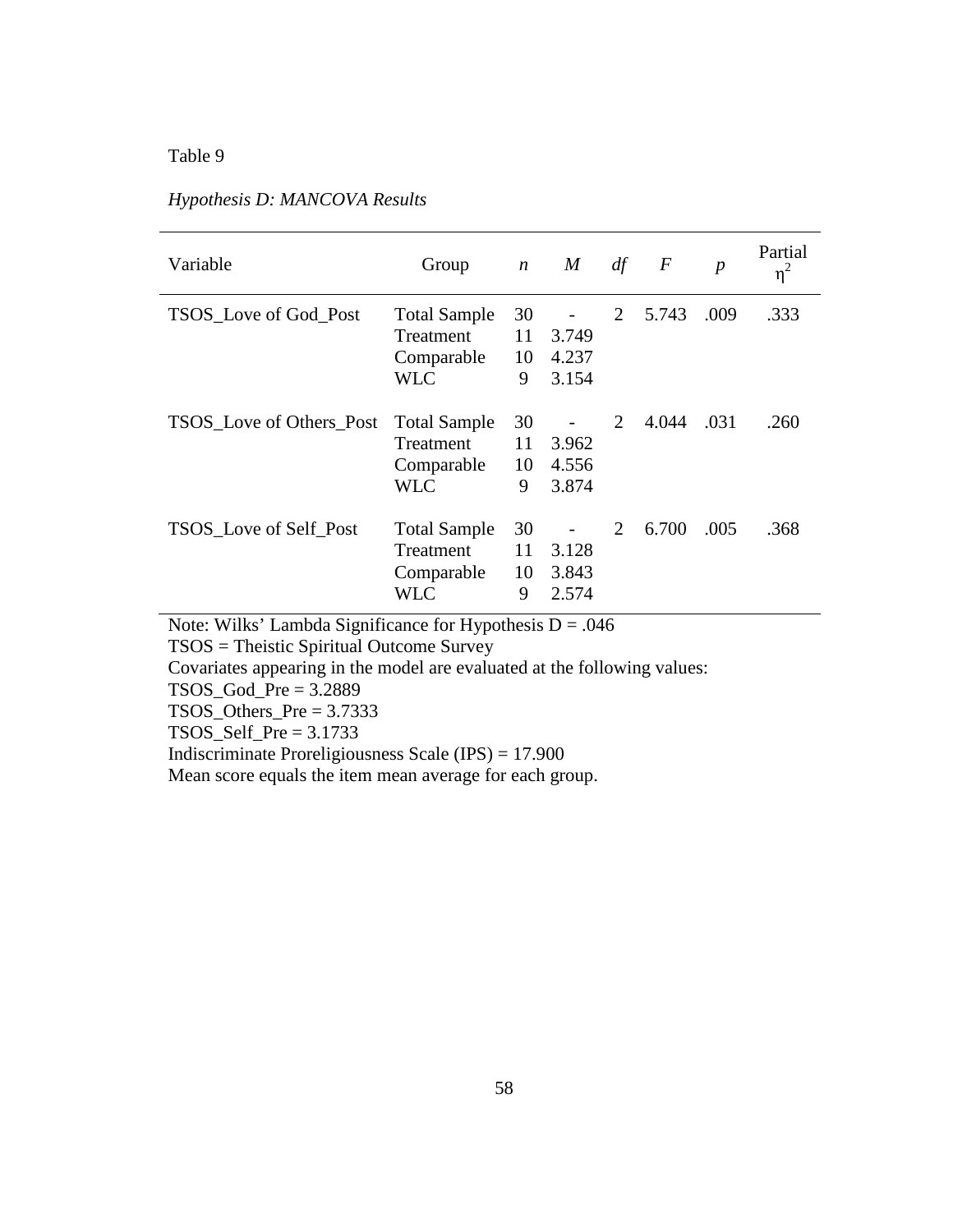Table 9

*Hypothesis D: MANCOVA Results*

| Variable | Group | *n* | *M* | *df* | *F* | *p* | Partial $\eta^2$ |
|---|---|---|---|---|---|---|---|
| TSOS_Love of God_Post | Total Sample | 30 | - | 2 | 5.743 | .009 | .333 |
| | Treatment | 11 | 3.749 | | | | |
| | Comparable | 10 | 4.237 | | | | |
| | WLC | 9 | 3.154 | | | | |
| TSOS_Love of Others_Post | Total Sample | 30 | - | 2 | 4.044 | .031 | .260 |
| | Treatment | 11 | 3.962 | | | | |
| | Comparable | 10 | 4.556 | | | | |
| | WLC | 9 | 3.874 | | | | |
| TSOS_Love of Self_Post | Total Sample | 30 | - | 2 | 6.700 | .005 | .368 |
| | Treatment | 11 | 3.128 | | | | |
| | Comparable | 10 | 3.843 | | | | |
| | WLC | 9 | 2.574 | | | | |

Note: Wilks' Lambda Significance for Hypothesis D = .046

TSOS = Theistic Spiritual Outcome Survey

Covariates appearing in the model are evaluated at the following values:

TSOS_God_Pre = 3.2889

TSOS_Others_Pre = 3.7333

TSOS_Self_Pre = 3.1733

Indiscriminate Proreligiousness Scale (IPS) = 17.900

Mean score equals the item mean average for each group.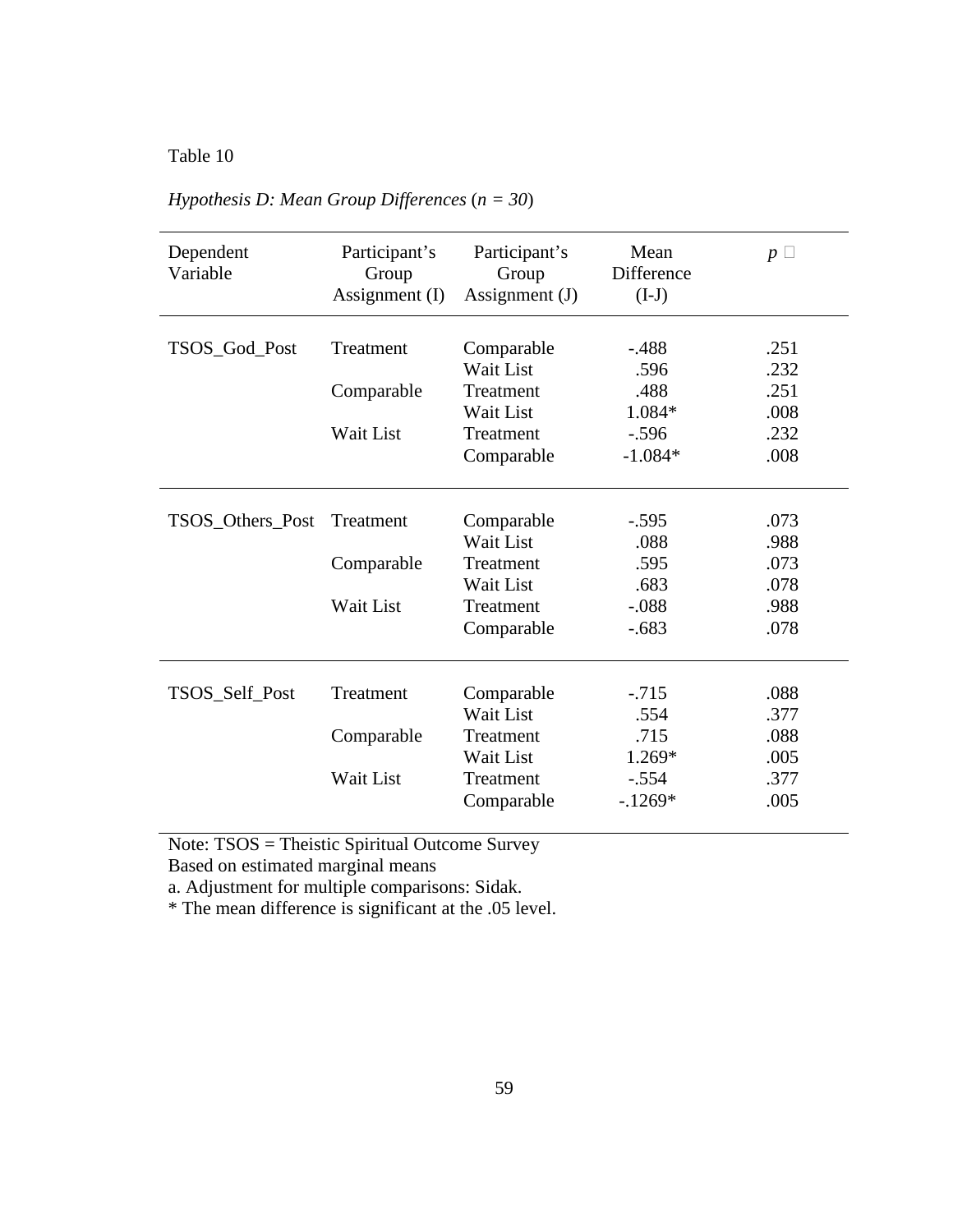Table 10

*Hypothesis D: Mean Group Differences* (*n = 30*)

| Dependent Variable | Participant's Group Assignment (I) | Participant's Group Assignment (J) | Mean Difference (I-J) | *p* |
|---|---|---|---|---|
| TSOS_God_Post | Treatment | Comparable | -.488 | .251 |
| | | Wait List | .596 | .232 |
| | Comparable | Treatment | .488 | .251 |
| | | Wait List | 1.084* | .008 |
| | Wait List | Treatment | -.596 | .232 |
| | | Comparable | -1.084* | .008 |
| TSOS_Others_Post | Treatment | Comparable | -.595 | .073 |
| | | Wait List | .088 | .988 |
| | Comparable | Treatment | .595 | .073 |
| | | Wait List | .683 | .078 |
| | Wait List | Treatment | -.088 | .988 |
| | | Comparable | -.683 | .078 |
| TSOS_Self_Post | Treatment | Comparable | -.715 | .088 |
| | | Wait List | .554 | .377 |
| | Comparable | Treatment | .715 | .088 |
| | | Wait List | 1.269* | .005 |
| | Wait List | Treatment | -.554 | .377 |
| | | Comparable | -.1269* | .005 |

Note: TSOS = Theistic Spiritual Outcome Survey
Based on estimated marginal means
a. Adjustment for multiple comparisons: Sidak.
* The mean difference is significant at the .05 level.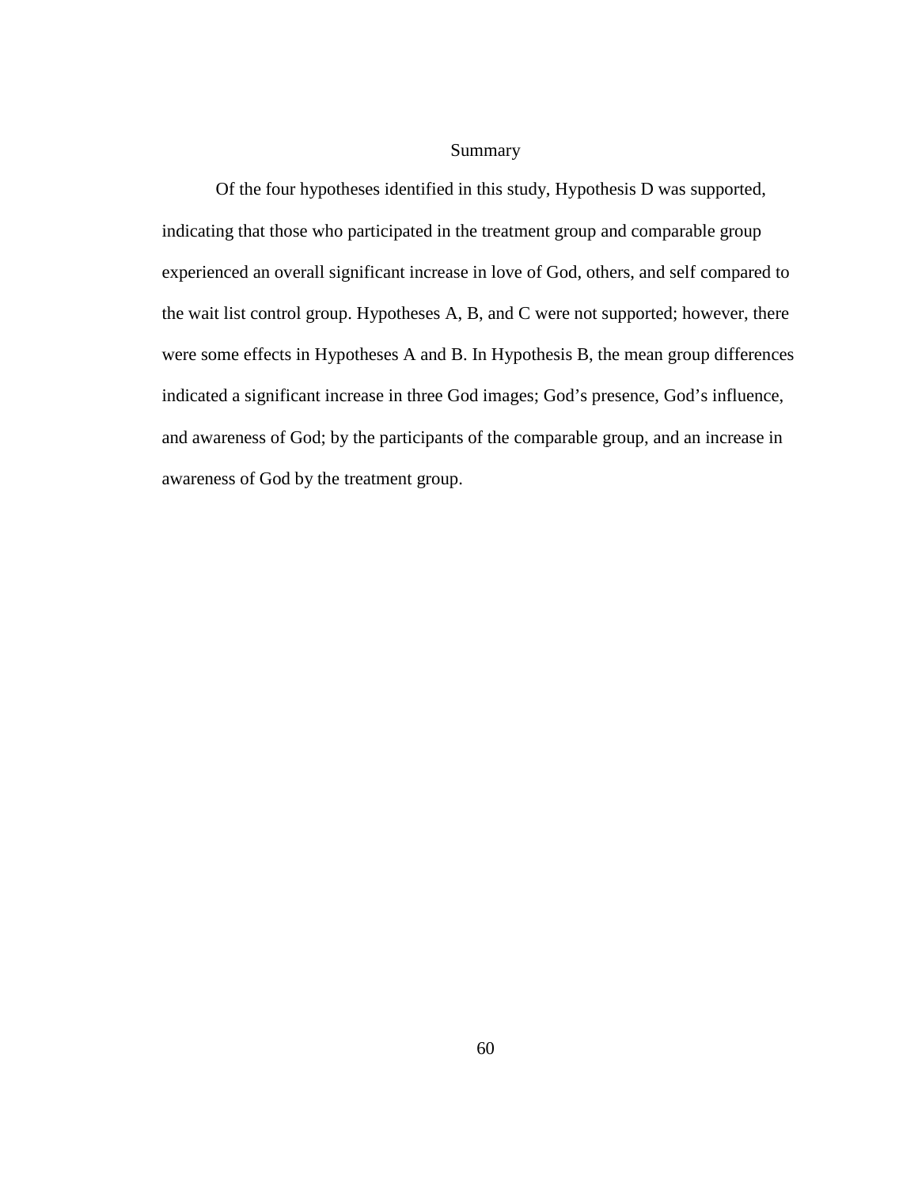## Summary

Of the four hypotheses identified in this study, Hypothesis D was supported, indicating that those who participated in the treatment group and comparable group experienced an overall significant increase in love of God, others, and self compared to the wait list control group. Hypotheses A, B, and C were not supported; however, there were some effects in Hypotheses A and B. In Hypothesis B, the mean group differences indicated a significant increase in three God images; God's presence, God's influence, and awareness of God; by the participants of the comparable group, and an increase in awareness of God by the treatment group.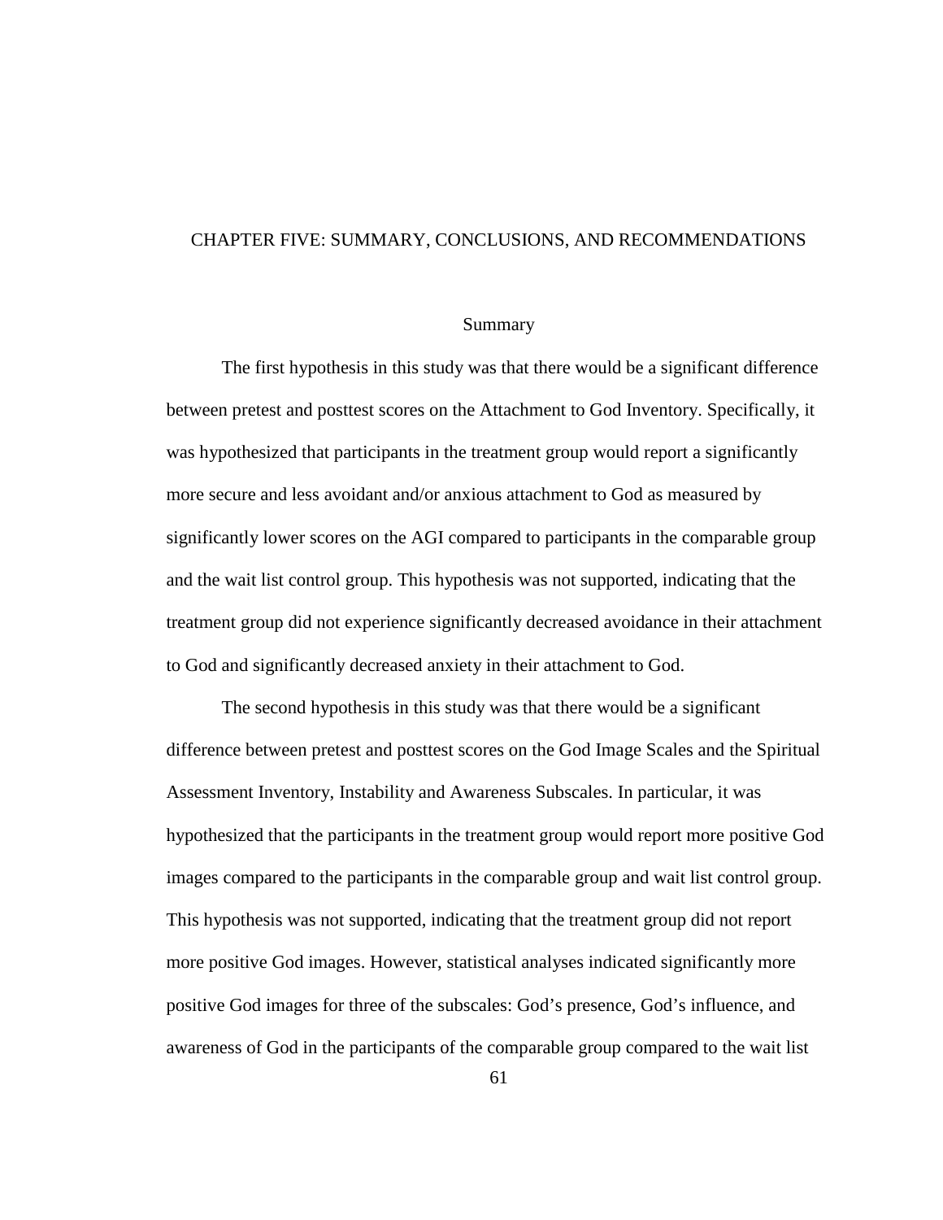# CHAPTER FIVE: SUMMARY, CONCLUSIONS, AND RECOMMENDATIONS

## Summary

The first hypothesis in this study was that there would be a significant difference between pretest and posttest scores on the Attachment to God Inventory. Specifically, it was hypothesized that participants in the treatment group would report a significantly more secure and less avoidant and/or anxious attachment to God as measured by significantly lower scores on the AGI compared to participants in the comparable group and the wait list control group. This hypothesis was not supported, indicating that the treatment group did not experience significantly decreased avoidance in their attachment to God and significantly decreased anxiety in their attachment to God.

The second hypothesis in this study was that there would be a significant difference between pretest and posttest scores on the God Image Scales and the Spiritual Assessment Inventory, Instability and Awareness Subscales. In particular, it was hypothesized that the participants in the treatment group would report more positive God images compared to the participants in the comparable group and wait list control group. This hypothesis was not supported, indicating that the treatment group did not report more positive God images. However, statistical analyses indicated significantly more positive God images for three of the subscales: God's presence, God's influence, and awareness of God in the participants of the comparable group compared to the wait list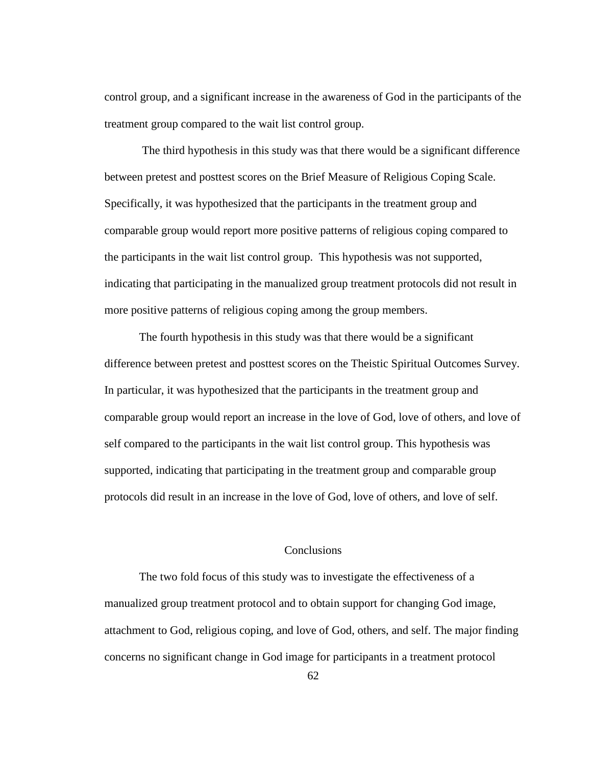control group, and a significant increase in the awareness of God in the participants of the treatment group compared to the wait list control group.

The third hypothesis in this study was that there would be a significant difference between pretest and posttest scores on the Brief Measure of Religious Coping Scale. Specifically, it was hypothesized that the participants in the treatment group and comparable group would report more positive patterns of religious coping compared to the participants in the wait list control group. This hypothesis was not supported, indicating that participating in the manualized group treatment protocols did not result in more positive patterns of religious coping among the group members.

The fourth hypothesis in this study was that there would be a significant difference between pretest and posttest scores on the Theistic Spiritual Outcomes Survey. In particular, it was hypothesized that the participants in the treatment group and comparable group would report an increase in the love of God, love of others, and love of self compared to the participants in the wait list control group. This hypothesis was supported, indicating that participating in the treatment group and comparable group protocols did result in an increase in the love of God, love of others, and love of self.

## Conclusions

The two fold focus of this study was to investigate the effectiveness of a manualized group treatment protocol and to obtain support for changing God image, attachment to God, religious coping, and love of God, others, and self. The major finding concerns no significant change in God image for participants in a treatment protocol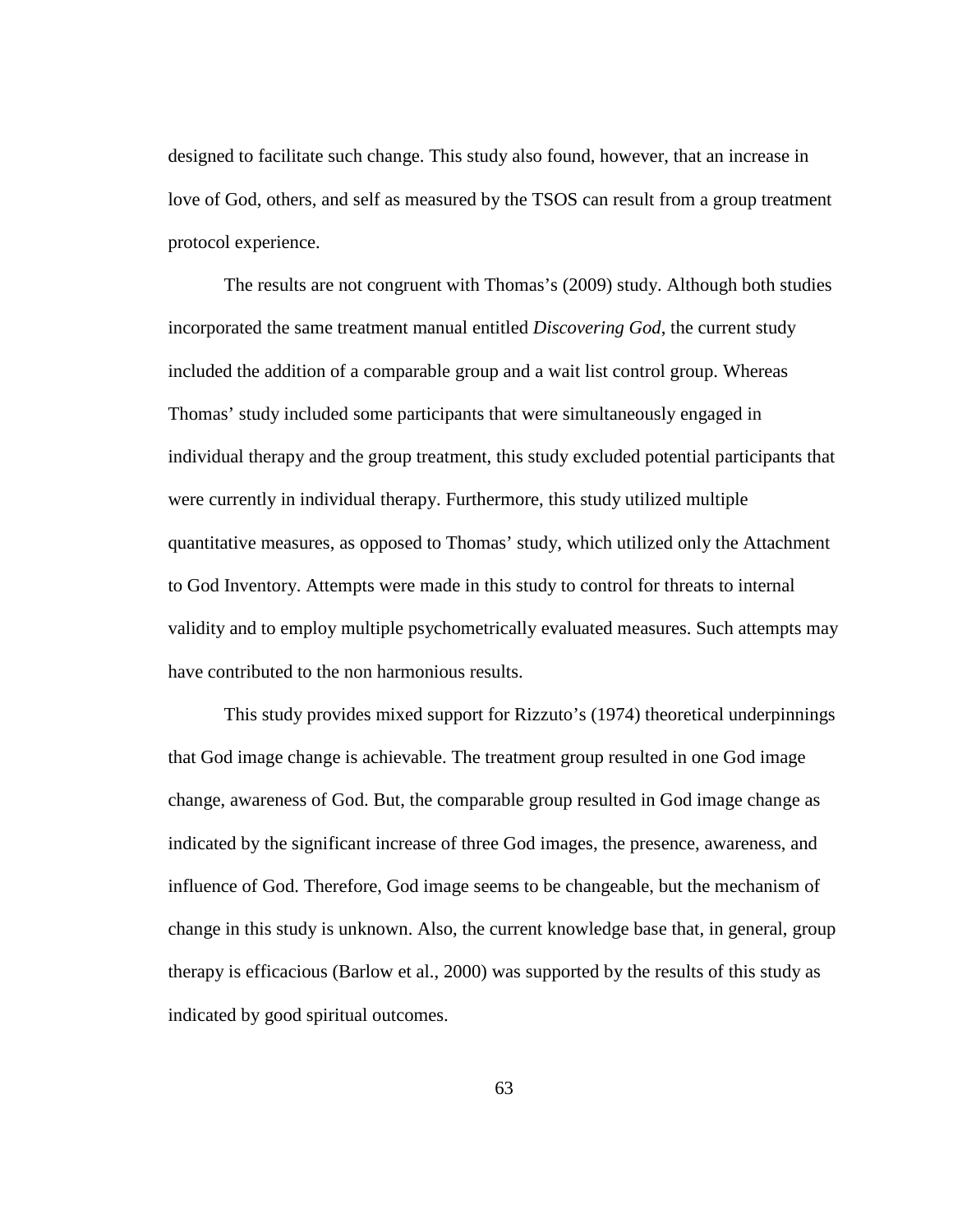designed to facilitate such change. This study also found, however, that an increase in love of God, others, and self as measured by the TSOS can result from a group treatment protocol experience.

The results are not congruent with Thomas's (2009) study. Although both studies incorporated the same treatment manual entitled *Discovering God*, the current study included the addition of a comparable group and a wait list control group. Whereas Thomas' study included some participants that were simultaneously engaged in individual therapy and the group treatment, this study excluded potential participants that were currently in individual therapy. Furthermore, this study utilized multiple quantitative measures, as opposed to Thomas' study, which utilized only the Attachment to God Inventory. Attempts were made in this study to control for threats to internal validity and to employ multiple psychometrically evaluated measures. Such attempts may have contributed to the non harmonious results.

This study provides mixed support for Rizzuto's (1974) theoretical underpinnings that God image change is achievable. The treatment group resulted in one God image change, awareness of God. But, the comparable group resulted in God image change as indicated by the significant increase of three God images, the presence, awareness, and influence of God. Therefore, God image seems to be changeable, but the mechanism of change in this study is unknown. Also, the current knowledge base that, in general, group therapy is efficacious (Barlow et al., 2000) was supported by the results of this study as indicated by good spiritual outcomes.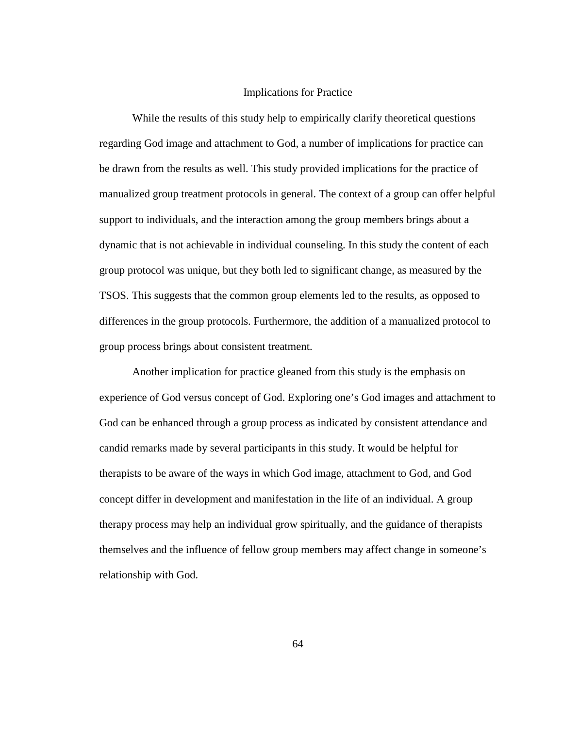## Implications for Practice

While the results of this study help to empirically clarify theoretical questions regarding God image and attachment to God, a number of implications for practice can be drawn from the results as well. This study provided implications for the practice of manualized group treatment protocols in general. The context of a group can offer helpful support to individuals, and the interaction among the group members brings about a dynamic that is not achievable in individual counseling. In this study the content of each group protocol was unique, but they both led to significant change, as measured by the TSOS. This suggests that the common group elements led to the results, as opposed to differences in the group protocols. Furthermore, the addition of a manualized protocol to group process brings about consistent treatment.

Another implication for practice gleaned from this study is the emphasis on experience of God versus concept of God. Exploring one's God images and attachment to God can be enhanced through a group process as indicated by consistent attendance and candid remarks made by several participants in this study. It would be helpful for therapists to be aware of the ways in which God image, attachment to God, and God concept differ in development and manifestation in the life of an individual. A group therapy process may help an individual grow spiritually, and the guidance of therapists themselves and the influence of fellow group members may affect change in someone's relationship with God.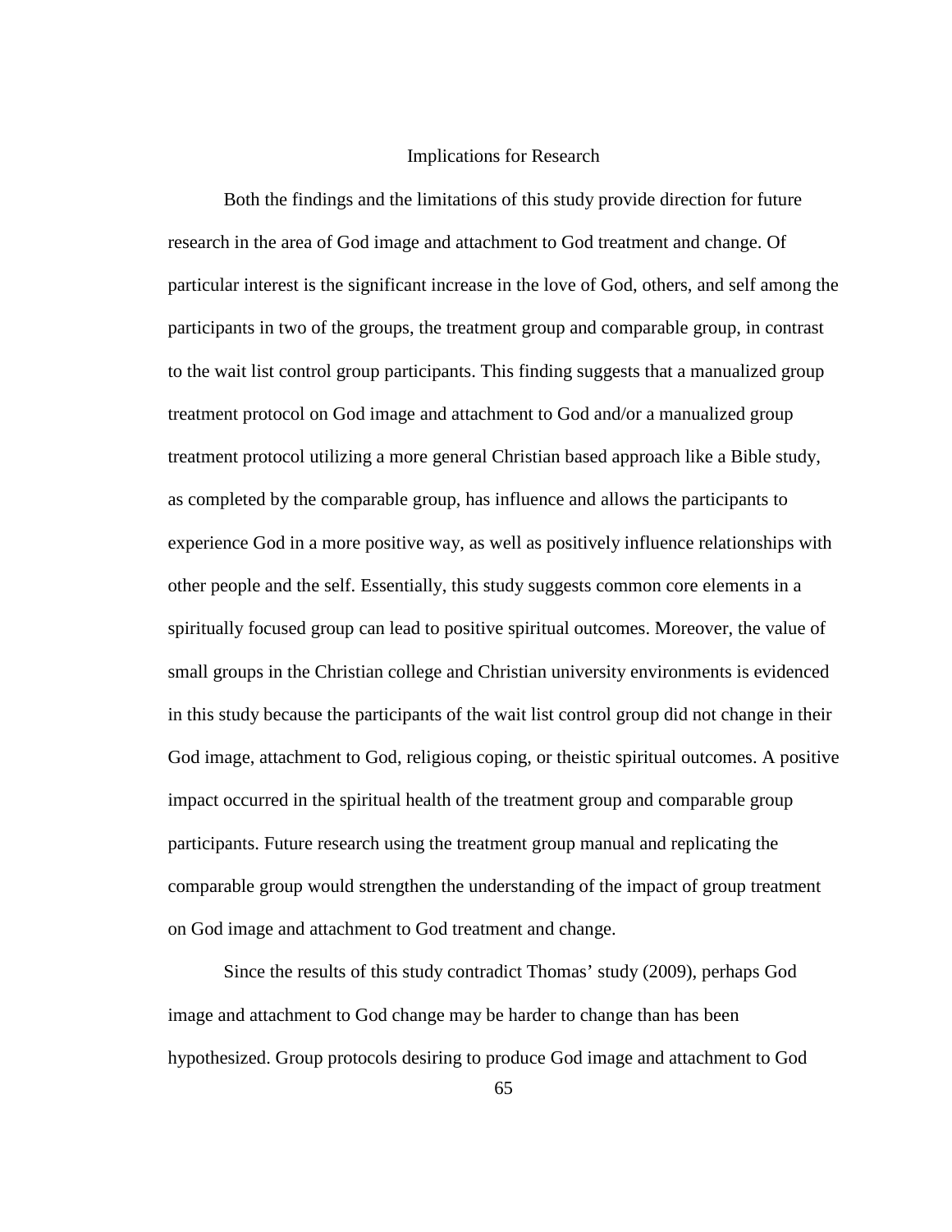## Implications for Research

Both the findings and the limitations of this study provide direction for future research in the area of God image and attachment to God treatment and change. Of particular interest is the significant increase in the love of God, others, and self among the participants in two of the groups, the treatment group and comparable group, in contrast to the wait list control group participants. This finding suggests that a manualized group treatment protocol on God image and attachment to God and/or a manualized group treatment protocol utilizing a more general Christian based approach like a Bible study, as completed by the comparable group, has influence and allows the participants to experience God in a more positive way, as well as positively influence relationships with other people and the self. Essentially, this study suggests common core elements in a spiritually focused group can lead to positive spiritual outcomes. Moreover, the value of small groups in the Christian college and Christian university environments is evidenced in this study because the participants of the wait list control group did not change in their God image, attachment to God, religious coping, or theistic spiritual outcomes. A positive impact occurred in the spiritual health of the treatment group and comparable group participants. Future research using the treatment group manual and replicating the comparable group would strengthen the understanding of the impact of group treatment on God image and attachment to God treatment and change.

Since the results of this study contradict Thomas' study (2009), perhaps God image and attachment to God change may be harder to change than has been hypothesized. Group protocols desiring to produce God image and attachment to God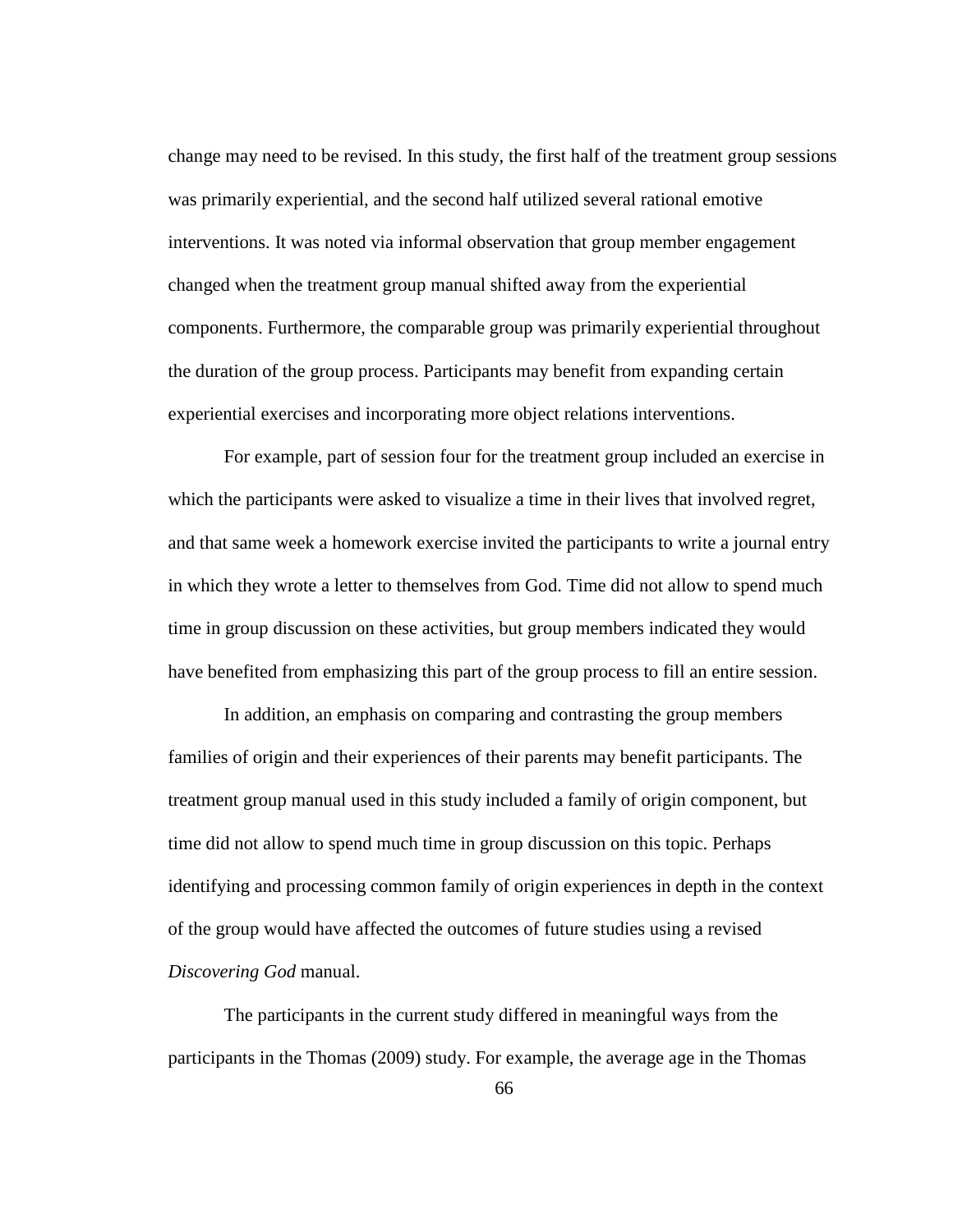change may need to be revised. In this study, the first half of the treatment group sessions was primarily experiential, and the second half utilized several rational emotive interventions. It was noted via informal observation that group member engagement changed when the treatment group manual shifted away from the experiential components. Furthermore, the comparable group was primarily experiential throughout the duration of the group process. Participants may benefit from expanding certain experiential exercises and incorporating more object relations interventions.

For example, part of session four for the treatment group included an exercise in which the participants were asked to visualize a time in their lives that involved regret, and that same week a homework exercise invited the participants to write a journal entry in which they wrote a letter to themselves from God. Time did not allow to spend much time in group discussion on these activities, but group members indicated they would have benefited from emphasizing this part of the group process to fill an entire session.

In addition, an emphasis on comparing and contrasting the group members families of origin and their experiences of their parents may benefit participants. The treatment group manual used in this study included a family of origin component, but time did not allow to spend much time in group discussion on this topic. Perhaps identifying and processing common family of origin experiences in depth in the context of the group would have affected the outcomes of future studies using a revised *Discovering God* manual.

The participants in the current study differed in meaningful ways from the participants in the Thomas (2009) study. For example, the average age in the Thomas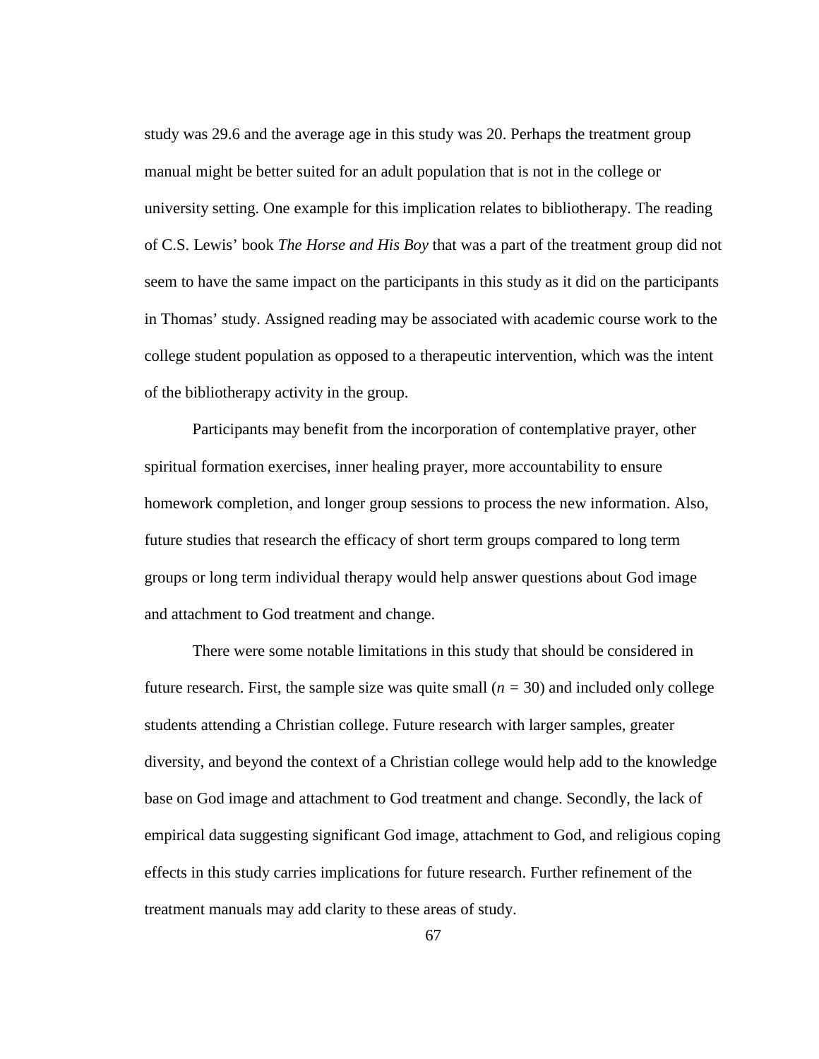study was 29.6 and the average age in this study was 20. Perhaps the treatment group manual might be better suited for an adult population that is not in the college or university setting. One example for this implication relates to bibliotherapy. The reading of C.S. Lewis' book *The Horse and His Boy* that was a part of the treatment group did not seem to have the same impact on the participants in this study as it did on the participants in Thomas' study. Assigned reading may be associated with academic course work to the college student population as opposed to a therapeutic intervention, which was the intent of the bibliotherapy activity in the group.

Participants may benefit from the incorporation of contemplative prayer, other spiritual formation exercises, inner healing prayer, more accountability to ensure homework completion, and longer group sessions to process the new information. Also, future studies that research the efficacy of short term groups compared to long term groups or long term individual therapy would help answer questions about God image and attachment to God treatment and change.

There were some notable limitations in this study that should be considered in future research. First, the sample size was quite small ($n = 30$) and included only college students attending a Christian college. Future research with larger samples, greater diversity, and beyond the context of a Christian college would help add to the knowledge base on God image and attachment to God treatment and change. Secondly, the lack of empirical data suggesting significant God image, attachment to God, and religious coping effects in this study carries implications for future research. Further refinement of the treatment manuals may add clarity to these areas of study.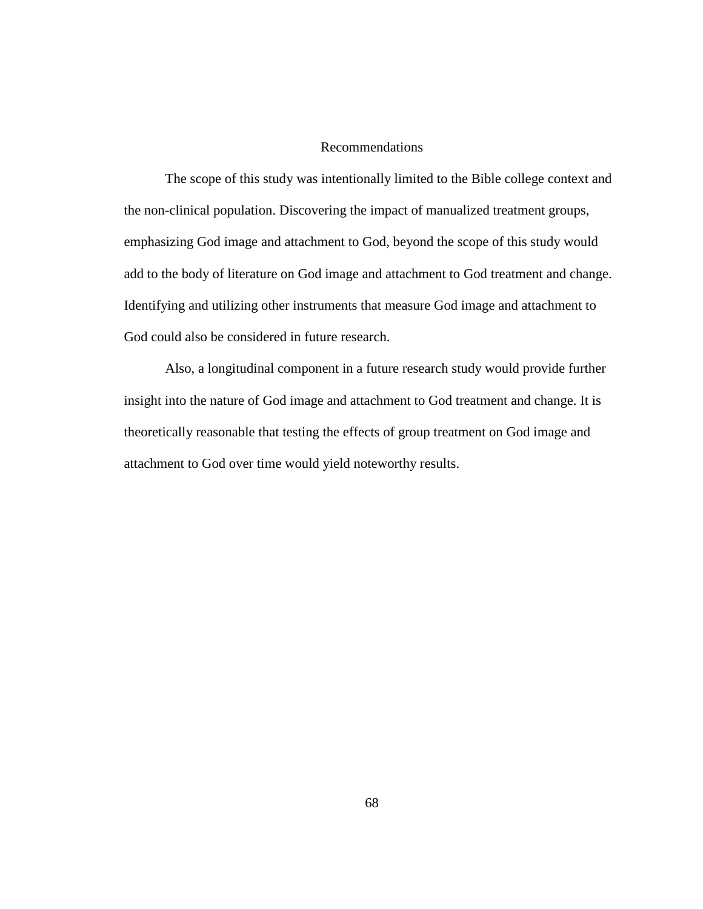## Recommendations

The scope of this study was intentionally limited to the Bible college context and the non-clinical population. Discovering the impact of manualized treatment groups, emphasizing God image and attachment to God, beyond the scope of this study would add to the body of literature on God image and attachment to God treatment and change. Identifying and utilizing other instruments that measure God image and attachment to God could also be considered in future research.

Also, a longitudinal component in a future research study would provide further insight into the nature of God image and attachment to God treatment and change. It is theoretically reasonable that testing the effects of group treatment on God image and attachment to God over time would yield noteworthy results.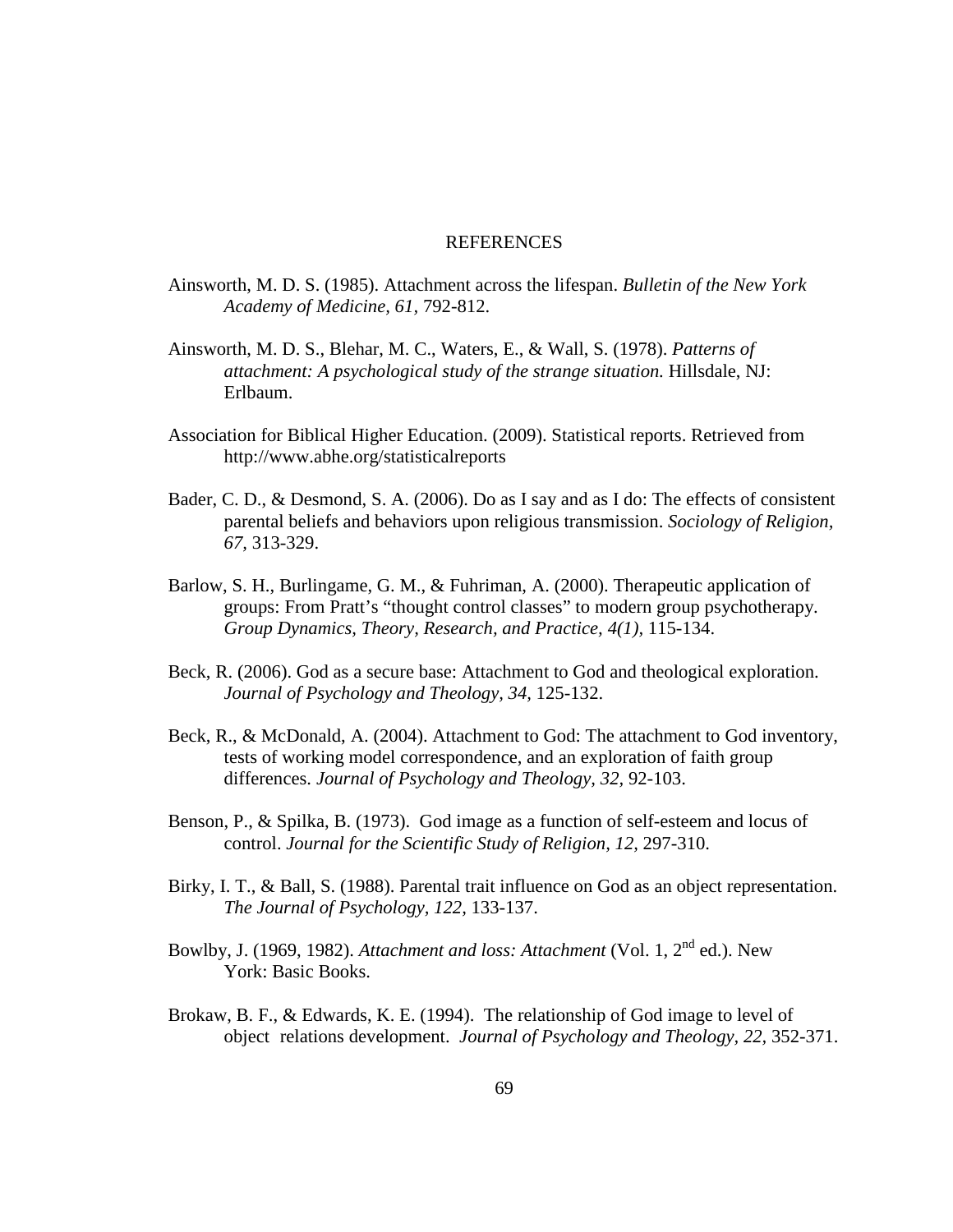# REFERENCES

Ainsworth, M. D. S. (1985). Attachment across the lifespan. *Bulletin of the New York Academy of Medicine, 61*, 792-812.

Ainsworth, M. D. S., Blehar, M. C., Waters, E., & Wall, S. (1978). *Patterns of attachment: A psychological study of the strange situation.* Hillsdale, NJ: Erlbaum.

Association for Biblical Higher Education. (2009). Statistical reports. Retrieved from http://www.abhe.org/statisticalreports

Bader, C. D., & Desmond, S. A. (2006). Do as I say and as I do: The effects of consistent parental beliefs and behaviors upon religious transmission. *Sociology of Religion, 67*, 313-329.

Barlow, S. H., Burlingame, G. M., & Fuhriman, A. (2000). Therapeutic application of groups: From Pratt's "thought control classes" to modern group psychotherapy. *Group Dynamics, Theory, Research, and Practice, 4(1)*, 115-134.

Beck, R. (2006). God as a secure base: Attachment to God and theological exploration. *Journal of Psychology and Theology, 34*, 125-132.

Beck, R., & McDonald, A. (2004). Attachment to God: The attachment to God inventory, tests of working model correspondence, and an exploration of faith group differences. *Journal of Psychology and Theology, 32*, 92-103.

Benson, P., & Spilka, B. (1973). God image as a function of self-esteem and locus of control. *Journal for the Scientific Study of Religion, 12*, 297-310.

Birky, I. T., & Ball, S. (1988). Parental trait influence on God as an object representation. *The Journal of Psychology, 122*, 133-137.

Bowlby, J. (1969, 1982). *Attachment and loss: Attachment* (Vol. 1, 2nd ed.). New York: Basic Books.

Brokaw, B. F., & Edwards, K. E. (1994). The relationship of God image to level of object relations development. *Journal of Psychology and Theology, 22*, 352-371.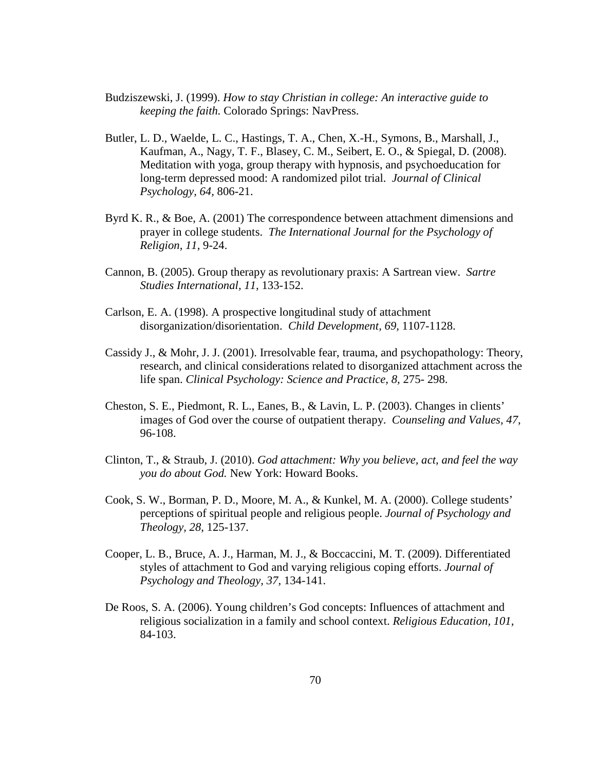Budziszewski, J. (1999). *How to stay Christian in college: An interactive guide to keeping the faith.* Colorado Springs: NavPress.

Butler, L. D., Waelde, L. C., Hastings, T. A., Chen, X.-H., Symons, B., Marshall, J., Kaufman, A., Nagy, T. F., Blasey, C. M., Seibert, E. O., & Spiegal, D. (2008). Meditation with yoga, group therapy with hypnosis, and psychoeducation for long-term depressed mood: A randomized pilot trial. *Journal of Clinical Psychology, 64,* 806-21.

Byrd K. R., & Boe, A. (2001) The correspondence between attachment dimensions and prayer in college students. *The International Journal for the Psychology of Religion, 11,* 9-24.

Cannon, B. (2005). Group therapy as revolutionary praxis: A Sartrean view. *Sartre Studies International, 11,* 133-152.

Carlson, E. A. (1998). A prospective longitudinal study of attachment disorganization/disorientation. *Child Development, 69,* 1107-1128.

Cassidy J., & Mohr, J. J. (2001). Irresolvable fear, trauma, and psychopathology: Theory, research, and clinical considerations related to disorganized attachment across the life span. *Clinical Psychology: Science and Practice, 8,* 275- 298.

Cheston, S. E., Piedmont, R. L., Eanes, B., & Lavin, L. P. (2003). Changes in clients' images of God over the course of outpatient therapy. *Counseling and Values, 47,* 96-108.

Clinton, T., & Straub, J. (2010). *God attachment: Why you believe, act, and feel the way you do about God.* New York: Howard Books.

Cook, S. W., Borman, P. D., Moore, M. A., & Kunkel, M. A. (2000). College students' perceptions of spiritual people and religious people. *Journal of Psychology and Theology, 28,* 125-137.

Cooper, L. B., Bruce, A. J., Harman, M. J., & Boccaccini, M. T. (2009). Differentiated styles of attachment to God and varying religious coping efforts. *Journal of Psychology and Theology, 37,* 134-141.

De Roos, S. A. (2006). Young children's God concepts: Influences of attachment and religious socialization in a family and school context. *Religious Education, 101,* 84-103.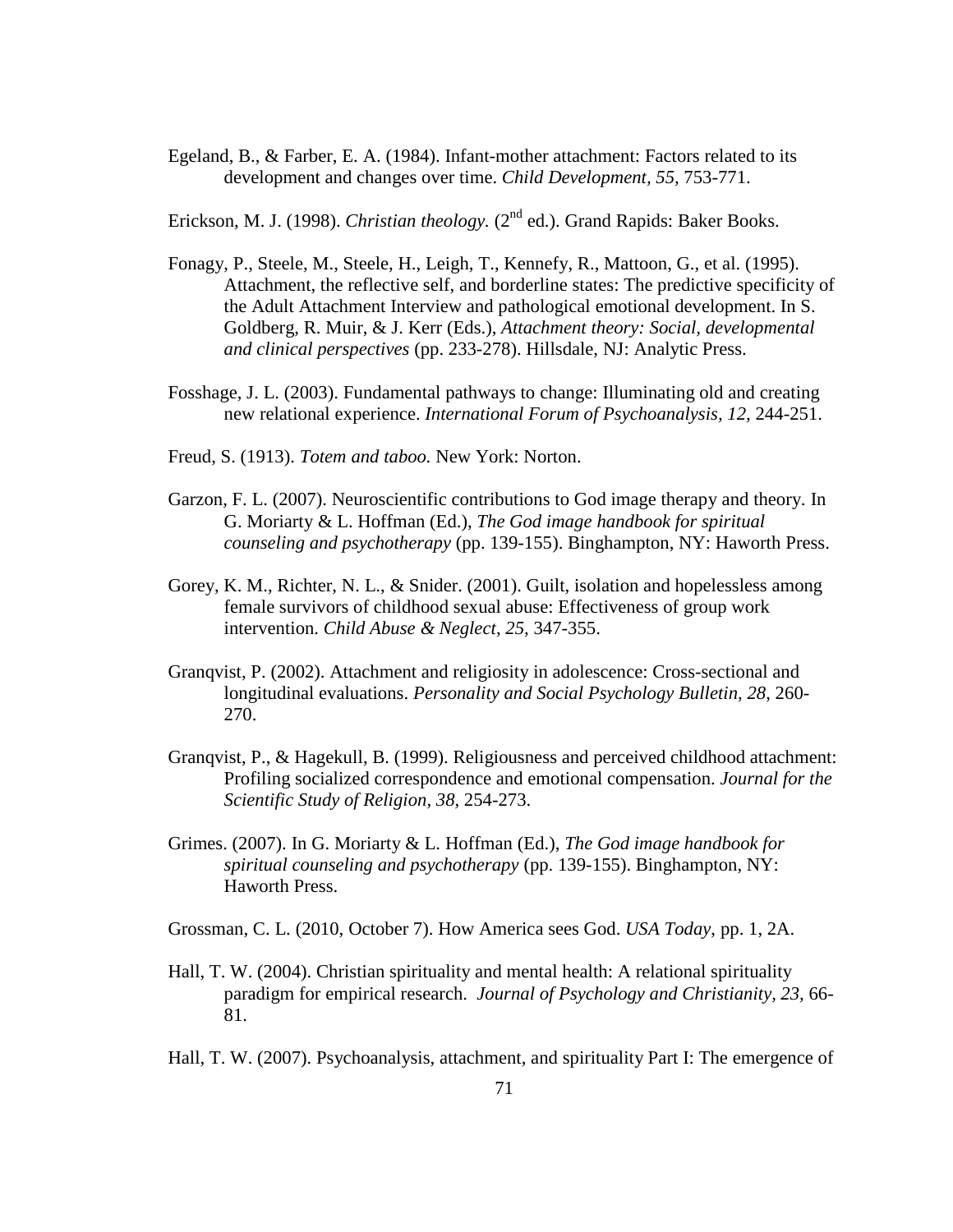Egeland, B., & Farber, E. A. (1984). Infant-mother attachment: Factors related to its development and changes over time. *Child Development, 55,* 753-771.

Erickson, M. J. (1998). *Christian theology.* (2nd ed.). Grand Rapids: Baker Books.

Fonagy, P., Steele, M., Steele, H., Leigh, T., Kennefy, R., Mattoon, G., et al. (1995). Attachment, the reflective self, and borderline states: The predictive specificity of the Adult Attachment Interview and pathological emotional development. In S. Goldberg, R. Muir, & J. Kerr (Eds.), *Attachment theory: Social, developmental and clinical perspectives* (pp. 233-278). Hillsdale, NJ: Analytic Press.

Fosshage, J. L. (2003). Fundamental pathways to change: Illuminating old and creating new relational experience. *International Forum of Psychoanalysis, 12,* 244-251.

Freud, S. (1913). *Totem and taboo.* New York: Norton.

Garzon, F. L. (2007). Neuroscientific contributions to God image therapy and theory. In G. Moriarty & L. Hoffman (Ed.), *The God image handbook for spiritual counseling and psychotherapy* (pp. 139-155). Binghampton, NY: Haworth Press.

Gorey, K. M., Richter, N. L., & Snider. (2001). Guilt, isolation and hopelessless among female survivors of childhood sexual abuse: Effectiveness of group work intervention. *Child Abuse & Neglect, 25,* 347-355.

Granqvist, P. (2002). Attachment and religiosity in adolescence: Cross-sectional and longitudinal evaluations. *Personality and Social Psychology Bulletin, 28,* 260-270.

Granqvist, P., & Hagekull, B. (1999). Religiousness and perceived childhood attachment: Profiling socialized correspondence and emotional compensation. *Journal for the Scientific Study of Religion, 38,* 254-273.

Grimes. (2007). In G. Moriarty & L. Hoffman (Ed.), *The God image handbook for spiritual counseling and psychotherapy* (pp. 139-155). Binghampton, NY: Haworth Press.

Grossman, C. L. (2010, October 7). How America sees God. *USA Today,* pp. 1, 2A.

Hall, T. W. (2004). Christian spirituality and mental health: A relational spirituality paradigm for empirical research. *Journal of Psychology and Christianity, 23,* 66-81.

Hall, T. W. (2007). Psychoanalysis, attachment, and spirituality Part I: The emergence of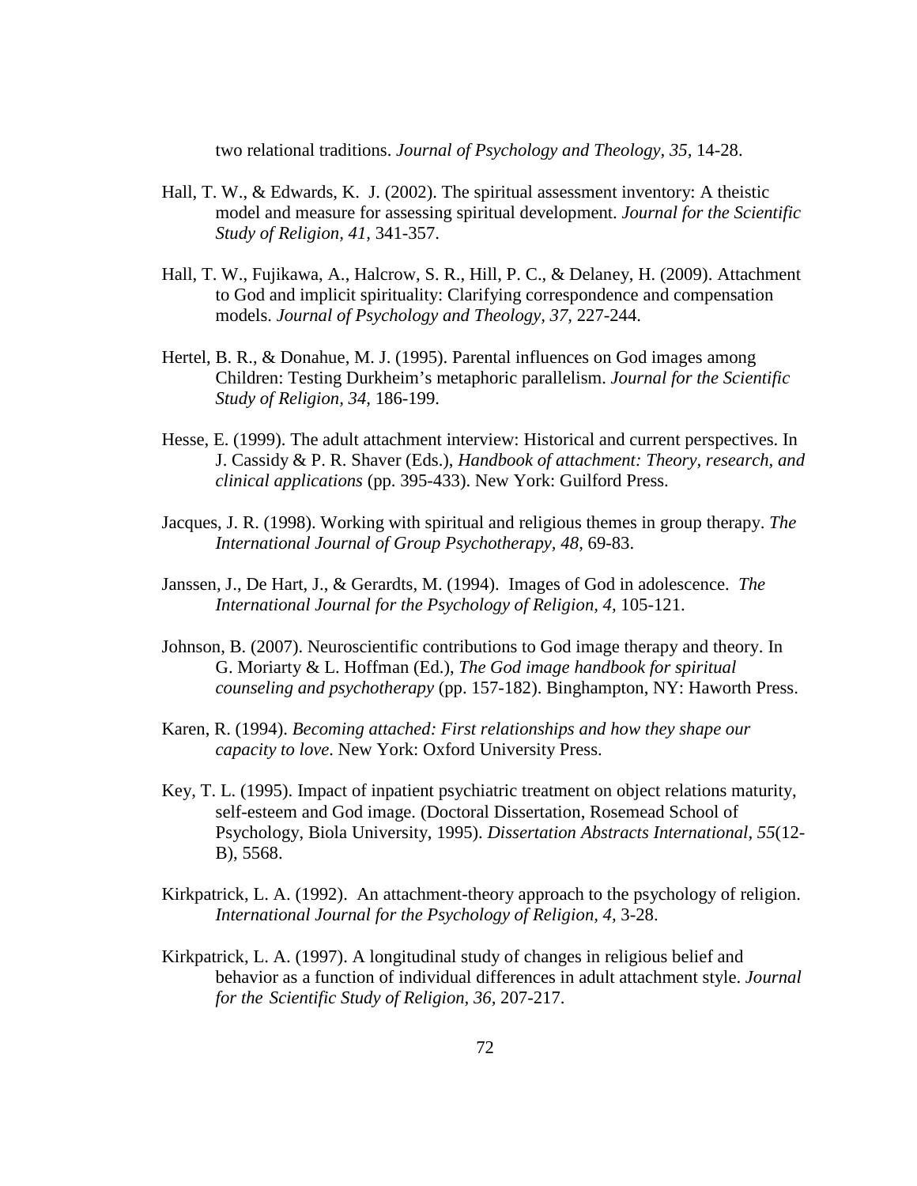two relational traditions. *Journal of Psychology and Theology, 35,* 14-28.

Hall, T. W., & Edwards, K. J. (2002). The spiritual assessment inventory: A theistic model and measure for assessing spiritual development. *Journal for the Scientific Study of Religion, 41,* 341-357.

Hall, T. W., Fujikawa, A., Halcrow, S. R., Hill, P. C., & Delaney, H. (2009). Attachment to God and implicit spirituality: Clarifying correspondence and compensation models. *Journal of Psychology and Theology, 37,* 227-244.

Hertel, B. R., & Donahue, M. J. (1995). Parental influences on God images among Children: Testing Durkheim's metaphoric parallelism. *Journal for the Scientific Study of Religion, 34,* 186-199.

Hesse, E. (1999). The adult attachment interview: Historical and current perspectives. In J. Cassidy & P. R. Shaver (Eds.), *Handbook of attachment: Theory, research, and clinical applications* (pp. 395-433). New York: Guilford Press.

Jacques, J. R. (1998). Working with spiritual and religious themes in group therapy. *The International Journal of Group Psychotherapy, 48,* 69-83.

Janssen, J., De Hart, J., & Gerardts, M. (1994). Images of God in adolescence. *The International Journal for the Psychology of Religion, 4,* 105-121.

Johnson, B. (2007). Neuroscientific contributions to God image therapy and theory. In G. Moriarty & L. Hoffman (Ed.), *The God image handbook for spiritual counseling and psychotherapy* (pp. 157-182). Binghampton, NY: Haworth Press.

Karen, R. (1994). *Becoming attached: First relationships and how they shape our capacity to love*. New York: Oxford University Press.

Key, T. L. (1995). Impact of inpatient psychiatric treatment on object relations maturity, self-esteem and God image. (Doctoral Dissertation, Rosemead School of Psychology, Biola University, 1995). *Dissertation Abstracts International, 55*(12-B), 5568.

Kirkpatrick, L. A. (1992). An attachment-theory approach to the psychology of religion. *International Journal for the Psychology of Religion, 4,* 3-28.

Kirkpatrick, L. A. (1997). A longitudinal study of changes in religious belief and behavior as a function of individual differences in adult attachment style. *Journal for the Scientific Study of Religion, 36,* 207-217.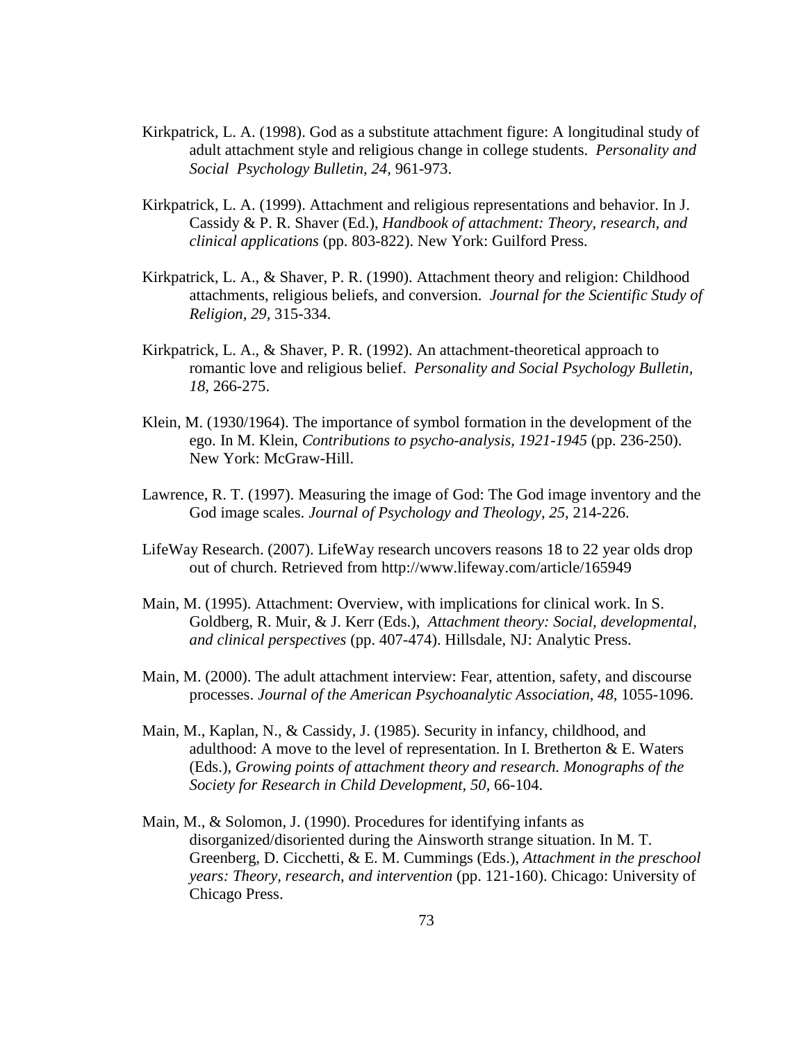Kirkpatrick, L. A. (1998). God as a substitute attachment figure: A longitudinal study of adult attachment style and religious change in college students. *Personality and Social Psychology Bulletin, 24*, 961-973.

Kirkpatrick, L. A. (1999). Attachment and religious representations and behavior. In J. Cassidy & P. R. Shaver (Ed.), *Handbook of attachment: Theory, research, and clinical applications* (pp. 803-822). New York: Guilford Press.

Kirkpatrick, L. A., & Shaver, P. R. (1990). Attachment theory and religion: Childhood attachments, religious beliefs, and conversion. *Journal for the Scientific Study of Religion, 29*, 315-334.

Kirkpatrick, L. A., & Shaver, P. R. (1992). An attachment-theoretical approach to romantic love and religious belief. *Personality and Social Psychology Bulletin, 18*, 266-275.

Klein, M. (1930/1964). The importance of symbol formation in the development of the ego. In M. Klein, *Contributions to psycho-analysis, 1921-1945* (pp. 236-250). New York: McGraw-Hill.

Lawrence, R. T. (1997). Measuring the image of God: The God image inventory and the God image scales. *Journal of Psychology and Theology, 25*, 214-226.

LifeWay Research. (2007). LifeWay research uncovers reasons 18 to 22 year olds drop out of church. Retrieved from http://www.lifeway.com/article/165949

Main, M. (1995). Attachment: Overview, with implications for clinical work. In S. Goldberg, R. Muir, & J. Kerr (Eds.), *Attachment theory: Social, developmental, and clinical perspectives* (pp. 407-474). Hillsdale, NJ: Analytic Press.

Main, M. (2000). The adult attachment interview: Fear, attention, safety, and discourse processes. *Journal of the American Psychoanalytic Association, 48*, 1055-1096.

Main, M., Kaplan, N., & Cassidy, J. (1985). Security in infancy, childhood, and adulthood: A move to the level of representation. In I. Bretherton & E. Waters (Eds.), *Growing points of attachment theory and research. Monographs of the Society for Research in Child Development, 50*, 66-104.

Main, M., & Solomon, J. (1990). Procedures for identifying infants as disorganized/disoriented during the Ainsworth strange situation. In M. T. Greenberg, D. Cicchetti, & E. M. Cummings (Eds.), *Attachment in the preschool years: Theory, research, and intervention* (pp. 121-160). Chicago: University of Chicago Press.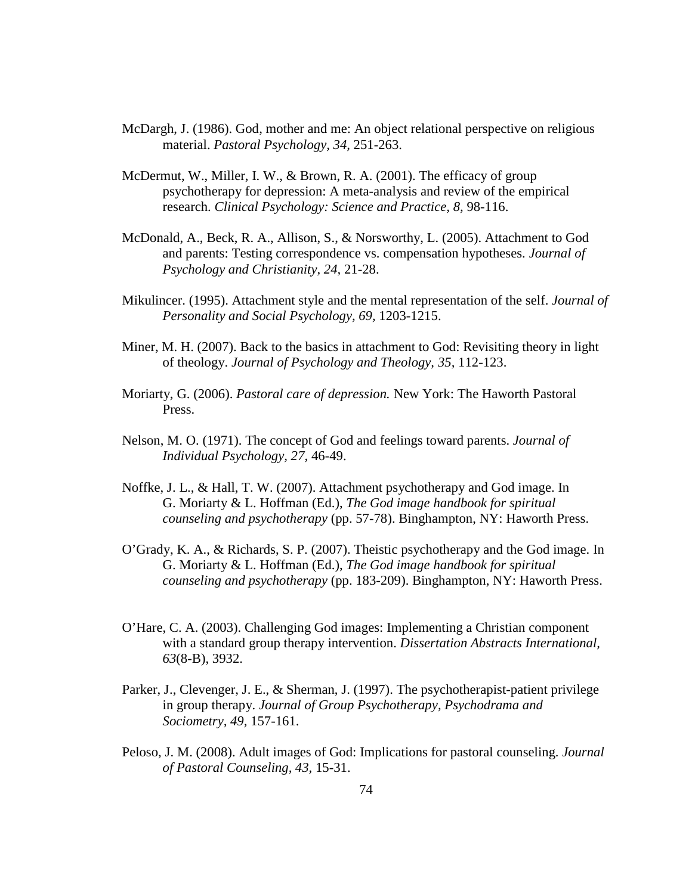McDargh, J. (1986). God, mother and me: An object relational perspective on religious material. *Pastoral Psychology, 34,* 251-263.

McDermut, W., Miller, I. W., & Brown, R. A. (2001). The efficacy of group psychotherapy for depression: A meta-analysis and review of the empirical research. *Clinical Psychology: Science and Practice, 8,* 98-116.

McDonald, A., Beck, R. A., Allison, S., & Norsworthy, L. (2005). Attachment to God and parents: Testing correspondence vs. compensation hypotheses. *Journal of Psychology and Christianity, 24,* 21-28.

Mikulincer. (1995). Attachment style and the mental representation of the self. *Journal of Personality and Social Psychology, 69,* 1203-1215.

Miner, M. H. (2007). Back to the basics in attachment to God: Revisiting theory in light of theology. *Journal of Psychology and Theology, 35,* 112-123.

Moriarty, G. (2006). *Pastoral care of depression.* New York: The Haworth Pastoral Press.

Nelson, M. O. (1971). The concept of God and feelings toward parents. *Journal of Individual Psychology, 27,* 46-49.

Noffke, J. L., & Hall, T. W. (2007). Attachment psychotherapy and God image. In G. Moriarty & L. Hoffman (Ed.), *The God image handbook for spiritual counseling and psychotherapy* (pp. 57-78). Binghampton, NY: Haworth Press.

O'Grady, K. A., & Richards, S. P. (2007). Theistic psychotherapy and the God image. In G. Moriarty & L. Hoffman (Ed.), *The God image handbook for spiritual counseling and psychotherapy* (pp. 183-209). Binghampton, NY: Haworth Press.

O'Hare, C. A. (2003). Challenging God images: Implementing a Christian component with a standard group therapy intervention. *Dissertation Abstracts International, 63*(8-B), 3932.

Parker, J., Clevenger, J. E., & Sherman, J. (1997). The psychotherapist-patient privilege in group therapy. *Journal of Group Psychotherapy, Psychodrama and Sociometry, 49,* 157-161.

Peloso, J. M. (2008). Adult images of God: Implications for pastoral counseling. *Journal of Pastoral Counseling, 43,* 15-31.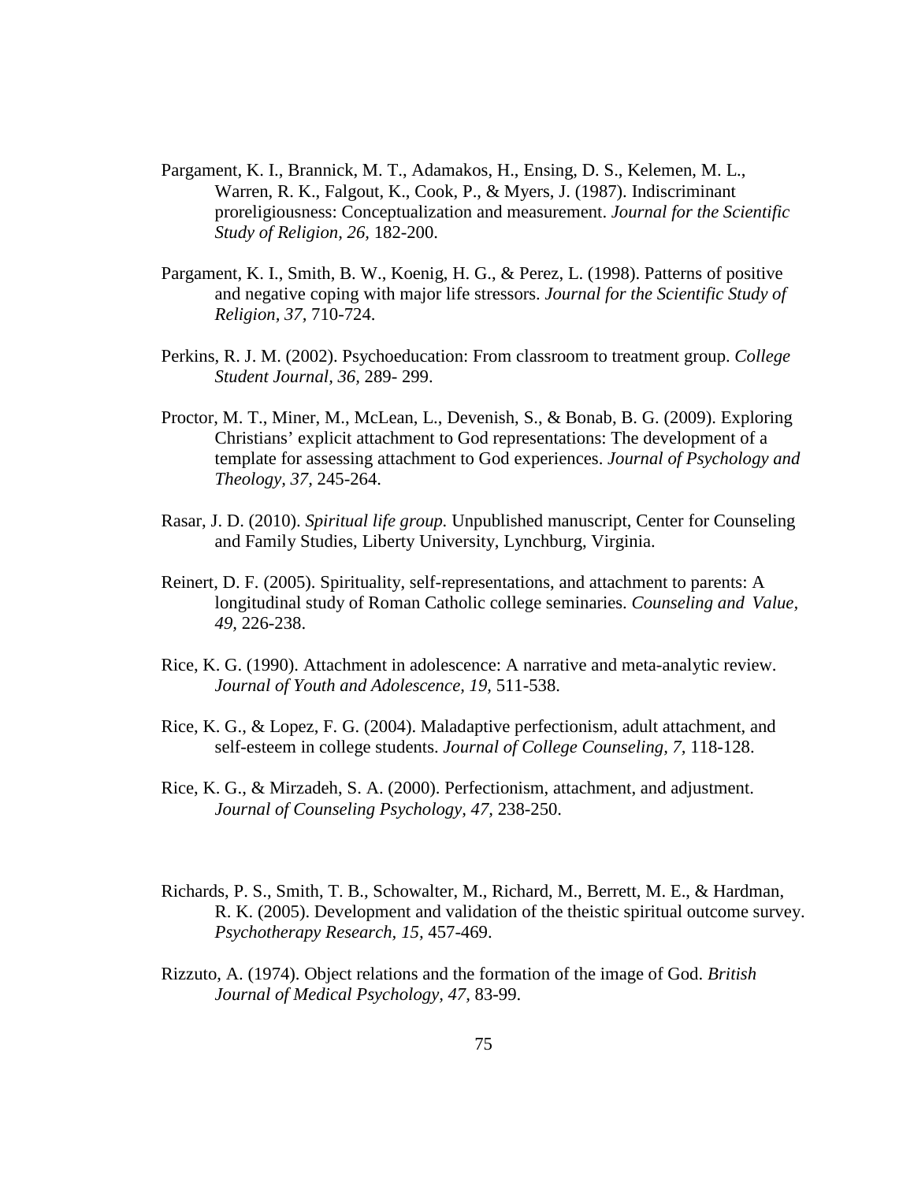Pargament, K. I., Brannick, M. T., Adamakos, H., Ensing, D. S., Kelemen, M. L., Warren, R. K., Falgout, K., Cook, P., & Myers, J. (1987). Indiscriminant proreligiousness: Conceptualization and measurement. *Journal for the Scientific Study of Religion, 26,* 182-200.

Pargament, K. I., Smith, B. W., Koenig, H. G., & Perez, L. (1998). Patterns of positive and negative coping with major life stressors. *Journal for the Scientific Study of Religion, 37,* 710-724.

Perkins, R. J. M. (2002). Psychoeducation: From classroom to treatment group. *College Student Journal, 36,* 289- 299.

Proctor, M. T., Miner, M., McLean, L., Devenish, S., & Bonab, B. G. (2009). Exploring Christians' explicit attachment to God representations: The development of a template for assessing attachment to God experiences. *Journal of Psychology and Theology, 37,* 245-264.

Rasar, J. D. (2010). *Spiritual life group.* Unpublished manuscript, Center for Counseling and Family Studies, Liberty University, Lynchburg, Virginia.

Reinert, D. F. (2005). Spirituality, self-representations, and attachment to parents: A longitudinal study of Roman Catholic college seminaries. *Counseling and Value, 49,* 226-238.

Rice, K. G. (1990). Attachment in adolescence: A narrative and meta-analytic review. *Journal of Youth and Adolescence, 19,* 511-538.

Rice, K. G., & Lopez, F. G. (2004). Maladaptive perfectionism, adult attachment, and self-esteem in college students. *Journal of College Counseling, 7,* 118-128.

Rice, K. G., & Mirzadeh, S. A. (2000). Perfectionism, attachment, and adjustment. *Journal of Counseling Psychology, 47,* 238-250.

Richards, P. S., Smith, T. B., Schowalter, M., Richard, M., Berrett, M. E., & Hardman, R. K. (2005). Development and validation of the theistic spiritual outcome survey. *Psychotherapy Research, 15,* 457-469.

Rizzuto, A. (1974). Object relations and the formation of the image of God. *British Journal of Medical Psychology, 47,* 83-99.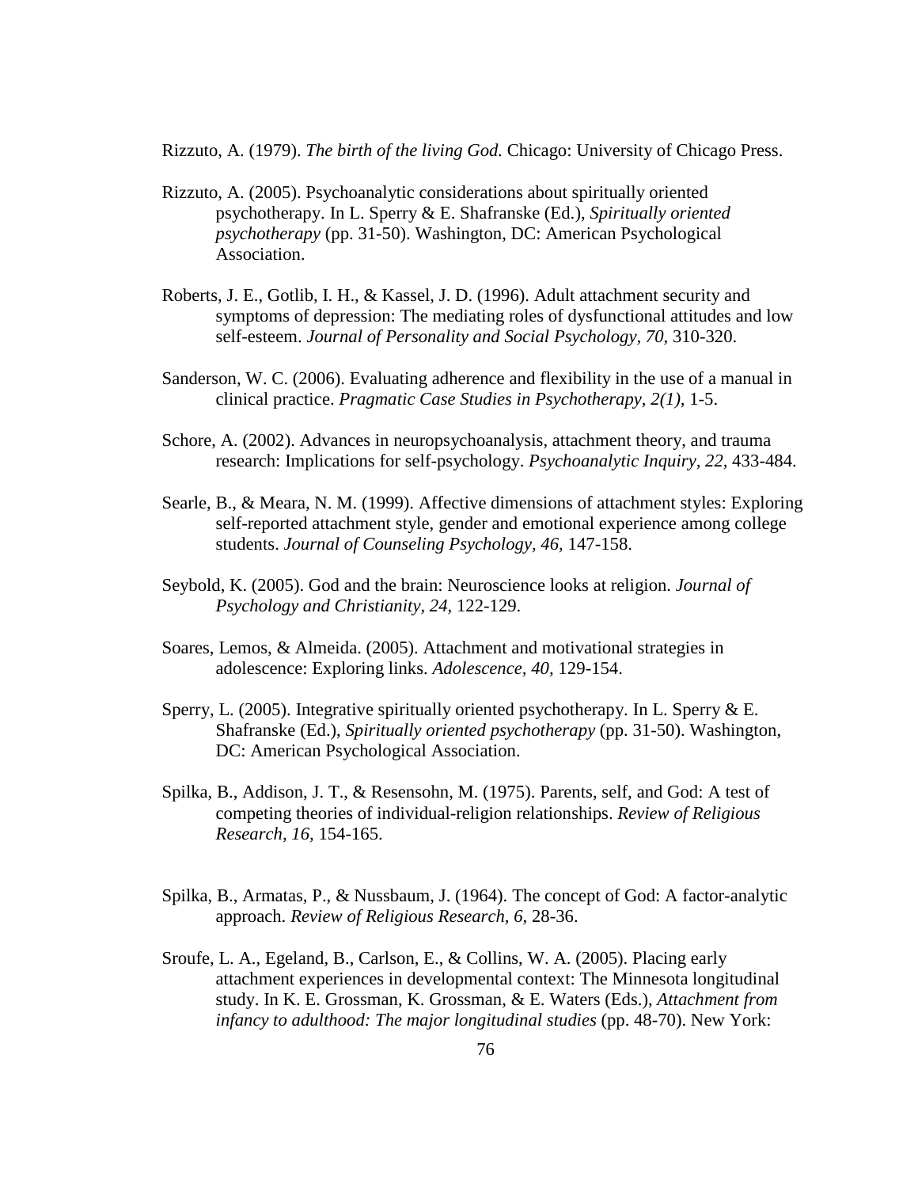Rizzuto, A. (1979). *The birth of the living God.* Chicago: University of Chicago Press.

Rizzuto, A. (2005). Psychoanalytic considerations about spiritually oriented psychotherapy. In L. Sperry & E. Shafranske (Ed.), *Spiritually oriented psychotherapy* (pp. 31-50). Washington, DC: American Psychological Association.

Roberts, J. E., Gotlib, I. H., & Kassel, J. D. (1996). Adult attachment security and symptoms of depression: The mediating roles of dysfunctional attitudes and low self-esteem. *Journal of Personality and Social Psychology, 70,* 310-320.

Sanderson, W. C. (2006). Evaluating adherence and flexibility in the use of a manual in clinical practice. *Pragmatic Case Studies in Psychotherapy, 2(1),* 1-5.

Schore, A. (2002). Advances in neuropsychoanalysis, attachment theory, and trauma research: Implications for self-psychology. *Psychoanalytic Inquiry, 22,* 433-484.

Searle, B., & Meara, N. M. (1999). Affective dimensions of attachment styles: Exploring self-reported attachment style, gender and emotional experience among college students. *Journal of Counseling Psychology, 46,* 147-158.

Seybold, K. (2005). God and the brain: Neuroscience looks at religion. *Journal of Psychology and Christianity, 24,* 122-129.

Soares, Lemos, & Almeida. (2005). Attachment and motivational strategies in adolescence: Exploring links. *Adolescence, 40,* 129-154.

Sperry, L. (2005). Integrative spiritually oriented psychotherapy. In L. Sperry & E. Shafranske (Ed.), *Spiritually oriented psychotherapy* (pp. 31-50). Washington, DC: American Psychological Association.

Spilka, B., Addison, J. T., & Resensohn, M. (1975). Parents, self, and God: A test of competing theories of individual-religion relationships. *Review of Religious Research, 16,* 154-165.

Spilka, B., Armatas, P., & Nussbaum, J. (1964). The concept of God: A factor-analytic approach. *Review of Religious Research, 6,* 28-36.

Sroufe, L. A., Egeland, B., Carlson, E., & Collins, W. A. (2005). Placing early attachment experiences in developmental context: The Minnesota longitudinal study. In K. E. Grossman, K. Grossman, & E. Waters (Eds.), *Attachment from infancy to adulthood: The major longitudinal studies* (pp. 48-70). New York: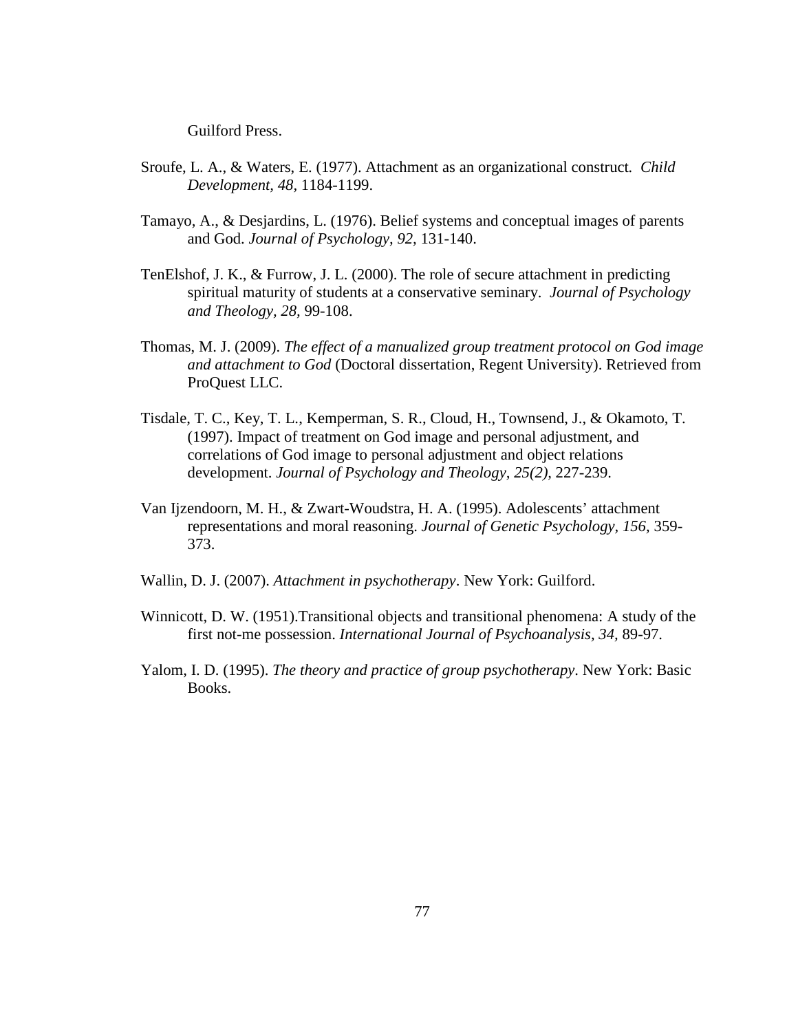Guilford Press.

Sroufe, L. A., & Waters, E. (1977). Attachment as an organizational construct. *Child Development, 48,* 1184-1199.

Tamayo, A., & Desjardins, L. (1976). Belief systems and conceptual images of parents and God. *Journal of Psychology, 92,* 131-140.

TenElshof, J. K., & Furrow, J. L. (2000). The role of secure attachment in predicting spiritual maturity of students at a conservative seminary. *Journal of Psychology and Theology, 28,* 99-108.

Thomas, M. J. (2009). *The effect of a manualized group treatment protocol on God image and attachment to God* (Doctoral dissertation, Regent University). Retrieved from ProQuest LLC.

Tisdale, T. C., Key, T. L., Kemperman, S. R., Cloud, H., Townsend, J., & Okamoto, T. (1997). Impact of treatment on God image and personal adjustment, and correlations of God image to personal adjustment and object relations development. *Journal of Psychology and Theology, 25(2),* 227-239.

Van Ijzendoorn, M. H., & Zwart-Woudstra, H. A. (1995). Adolescents' attachment representations and moral reasoning. *Journal of Genetic Psychology, 156,* 359-373.

Wallin, D. J. (2007). *Attachment in psychotherapy*. New York: Guilford.

Winnicott, D. W. (1951).Transitional objects and transitional phenomena: A study of the first not-me possession. *International Journal of Psychoanalysis, 34,* 89-97.

Yalom, I. D. (1995). *The theory and practice of group psychotherapy*. New York: Basic Books.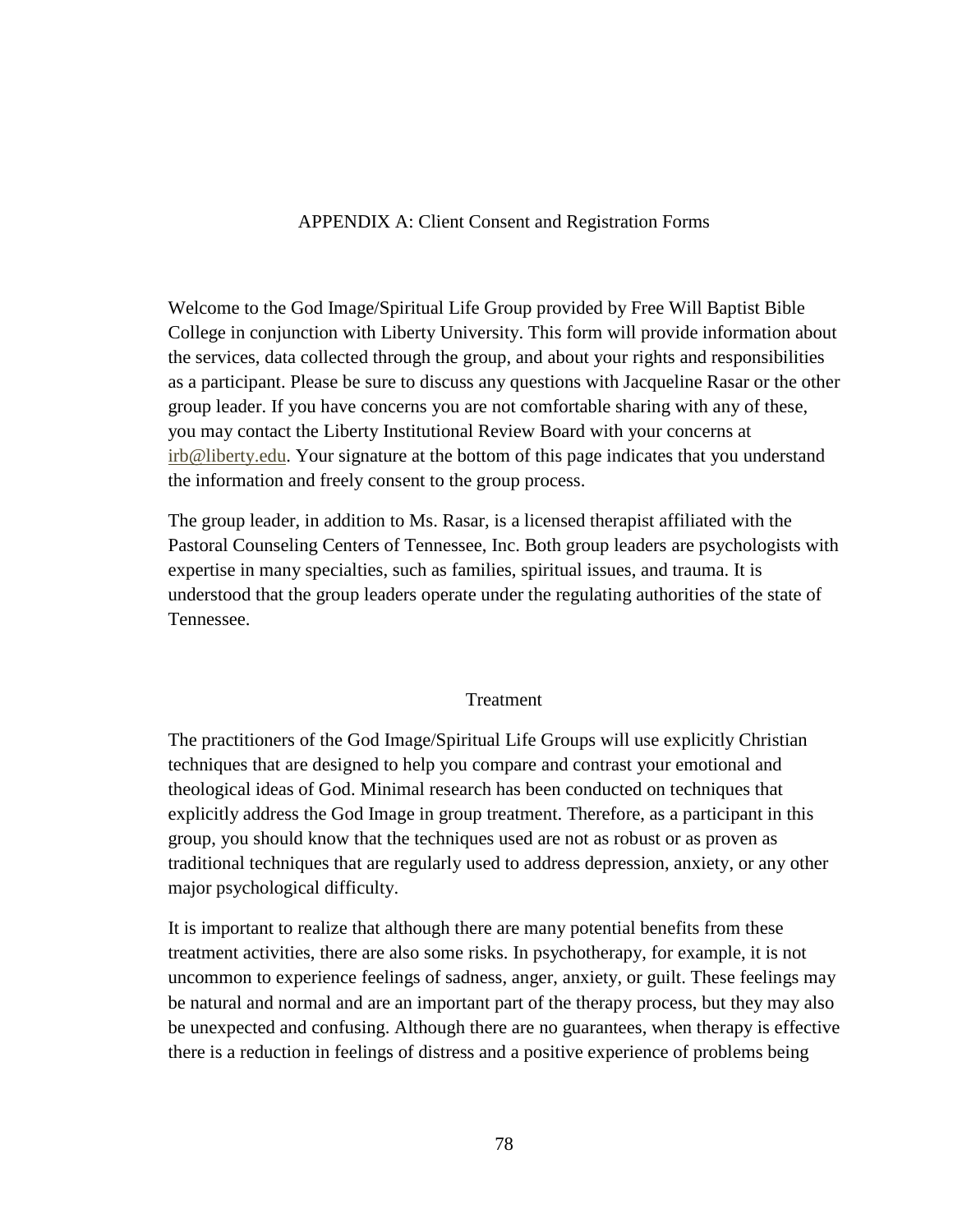# APPENDIX A: Client Consent and Registration Forms

Welcome to the God Image/Spiritual Life Group provided by Free Will Baptist Bible College in conjunction with Liberty University. This form will provide information about the services, data collected through the group, and about your rights and responsibilities as a participant. Please be sure to discuss any questions with Jacqueline Rasar or the other group leader. If you have concerns you are not comfortable sharing with any of these, you may contact the Liberty Institutional Review Board with your concerns at irb@liberty.edu. Your signature at the bottom of this page indicates that you understand the information and freely consent to the group process.

The group leader, in addition to Ms. Rasar, is a licensed therapist affiliated with the Pastoral Counseling Centers of Tennessee, Inc. Both group leaders are psychologists with expertise in many specialties, such as families, spiritual issues, and trauma. It is understood that the group leaders operate under the regulating authorities of the state of Tennessee.

## Treatment

The practitioners of the God Image/Spiritual Life Groups will use explicitly Christian techniques that are designed to help you compare and contrast your emotional and theological ideas of God. Minimal research has been conducted on techniques that explicitly address the God Image in group treatment. Therefore, as a participant in this group, you should know that the techniques used are not as robust or as proven as traditional techniques that are regularly used to address depression, anxiety, or any other major psychological difficulty.

It is important to realize that although there are many potential benefits from these treatment activities, there are also some risks. In psychotherapy, for example, it is not uncommon to experience feelings of sadness, anger, anxiety, or guilt. These feelings may be natural and normal and are an important part of the therapy process, but they may also be unexpected and confusing. Although there are no guarantees, when therapy is effective there is a reduction in feelings of distress and a positive experience of problems being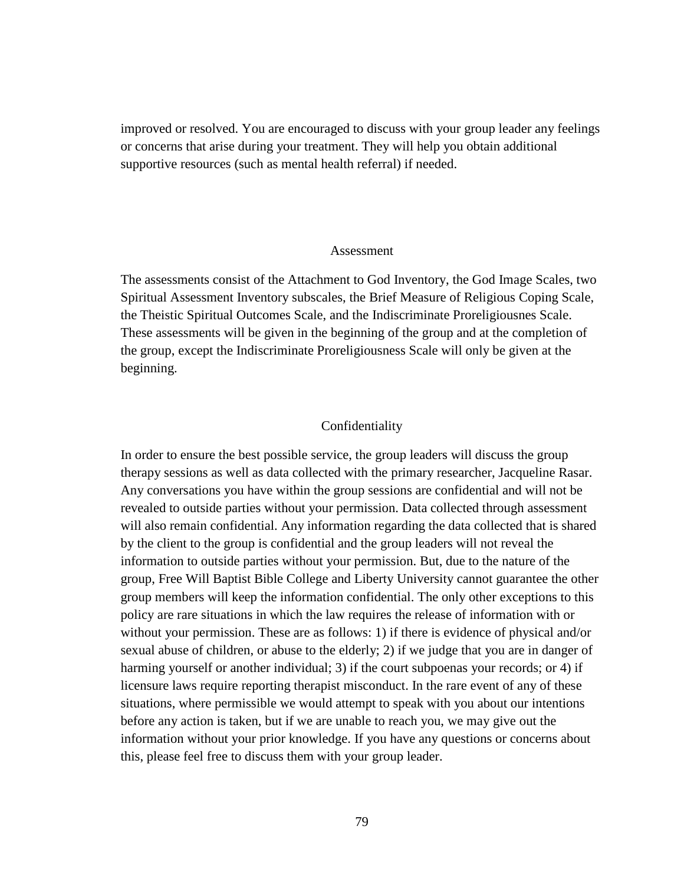improved or resolved. You are encouraged to discuss with your group leader any feelings or concerns that arise during your treatment. They will help you obtain additional supportive resources (such as mental health referral) if needed.

## Assessment

The assessments consist of the Attachment to God Inventory, the God Image Scales, two Spiritual Assessment Inventory subscales, the Brief Measure of Religious Coping Scale, the Theistic Spiritual Outcomes Scale, and the Indiscriminate Proreligiousnes Scale. These assessments will be given in the beginning of the group and at the completion of the group, except the Indiscriminate Proreligiousness Scale will only be given at the beginning.

## Confidentiality

In order to ensure the best possible service, the group leaders will discuss the group therapy sessions as well as data collected with the primary researcher, Jacqueline Rasar. Any conversations you have within the group sessions are confidential and will not be revealed to outside parties without your permission. Data collected through assessment will also remain confidential. Any information regarding the data collected that is shared by the client to the group is confidential and the group leaders will not reveal the information to outside parties without your permission. But, due to the nature of the group, Free Will Baptist Bible College and Liberty University cannot guarantee the other group members will keep the information confidential. The only other exceptions to this policy are rare situations in which the law requires the release of information with or without your permission. These are as follows: 1) if there is evidence of physical and/or sexual abuse of children, or abuse to the elderly; 2) if we judge that you are in danger of harming yourself or another individual; 3) if the court subpoenas your records; or 4) if licensure laws require reporting therapist misconduct. In the rare event of any of these situations, where permissible we would attempt to speak with you about our intentions before any action is taken, but if we are unable to reach you, we may give out the information without your prior knowledge. If you have any questions or concerns about this, please feel free to discuss them with your group leader.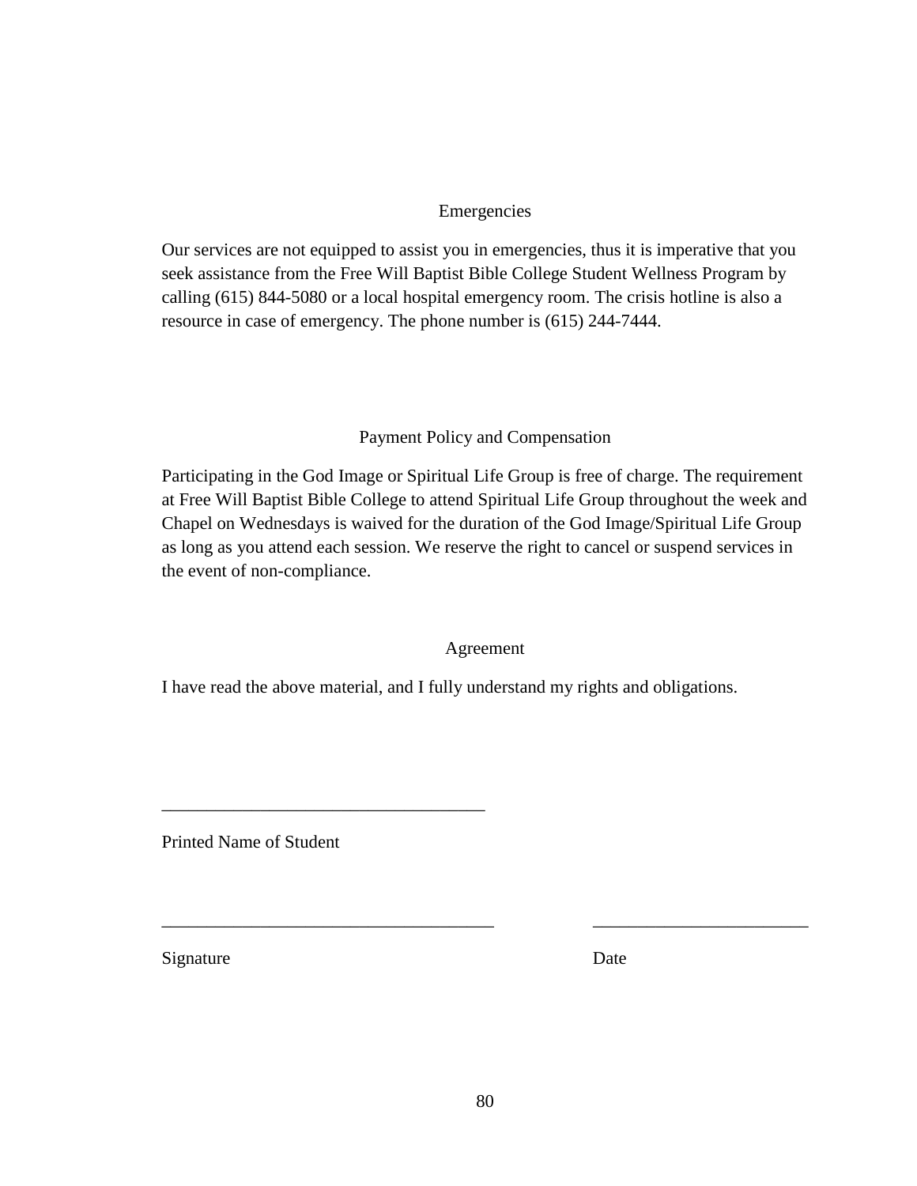## Emergencies

Our services are not equipped to assist you in emergencies, thus it is imperative that you seek assistance from the Free Will Baptist Bible College Student Wellness Program by calling (615) 844-5080 or a local hospital emergency room. The crisis hotline is also a resource in case of emergency. The phone number is (615) 244-7444.

## Payment Policy and Compensation

Participating in the God Image or Spiritual Life Group is free of charge. The requirement at Free Will Baptist Bible College to attend Spiritual Life Group throughout the week and Chapel on Wednesdays is waived for the duration of the God Image/Spiritual Life Group as long as you attend each session. We reserve the right to cancel or suspend services in the event of non-compliance.

## Agreement

I have read the above material, and I fully understand my rights and obligations.

___________________________________

Printed Name of Student

____________________________________ ________________________

Signature Date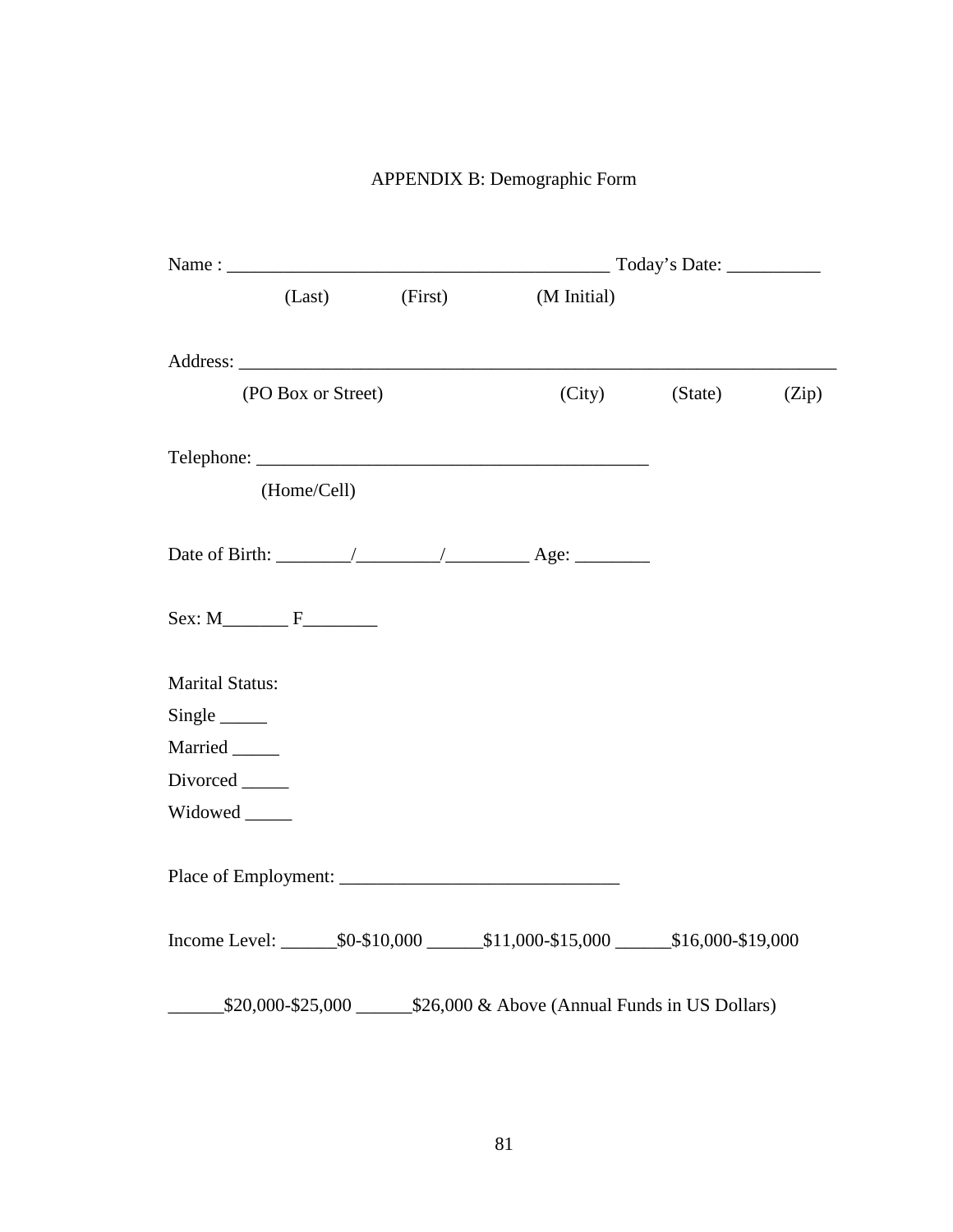APPENDIX B: Demographic Form

Name : _________________________________________ Today's Date: __________

(Last) (First) (M Initial)

Address: ________________________________________________________________

(PO Box or Street) (City) (State) (Zip)

Telephone: ___________________________________________

(Home/Cell)

Date of Birth: ________/_________/_________ Age: ________

Sex: M_______ F________

Marital Status:

Single _____

Married _____

Divorced _____

Widowed _____

Place of Employment: ______________________________

Income Level: ______$0-$10,000 ______$11,000-$15,000 ______$16,000-$19,000

______$20,000-$25,000 ______$26,000 & Above (Annual Funds in US Dollars)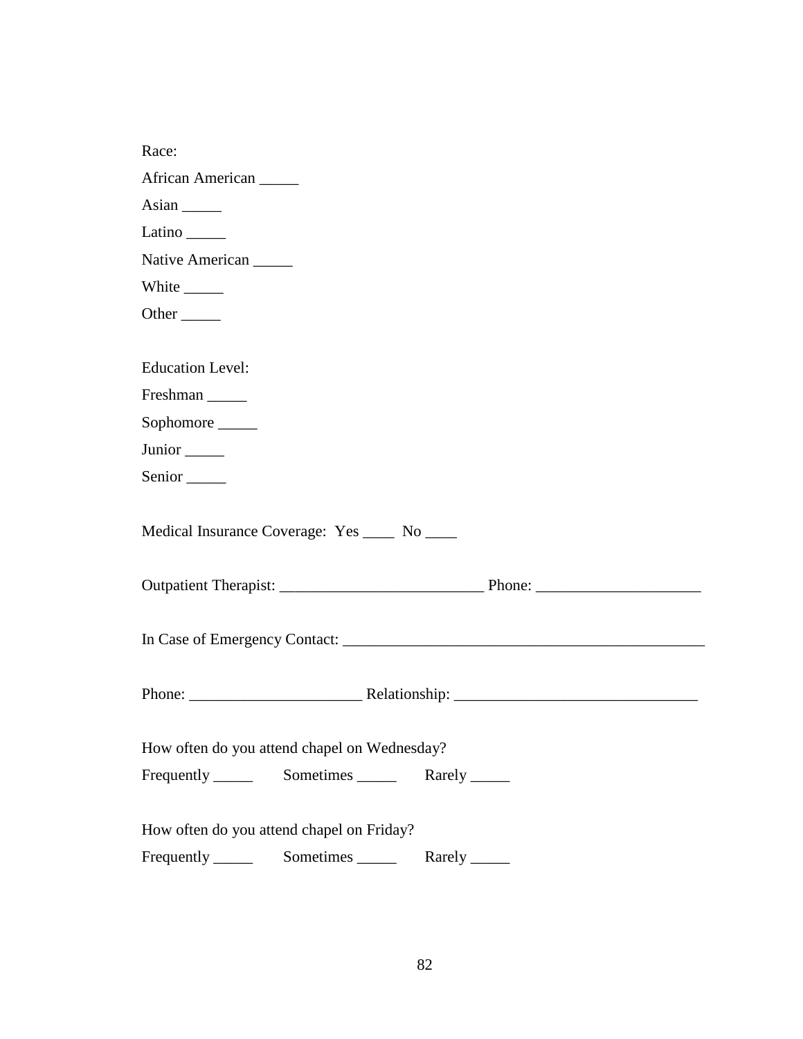Race:

African American _____

Asian _____

Latino _____

Native American _____

White _____

Other _____

Education Level:

Freshman _____

Sophomore _____

Junior _____

Senior _____

Medical Insurance Coverage: Yes ____ No ____

Outpatient Therapist: __________________________ Phone: _____________________

In Case of Emergency Contact: _______________________________________________

Phone: ______________________ Relationship: _______________________________

How often do you attend chapel on Wednesday?

Frequently _____ Sometimes _____ Rarely _____

How often do you attend chapel on Friday?

Frequently _____ Sometimes _____ Rarely _____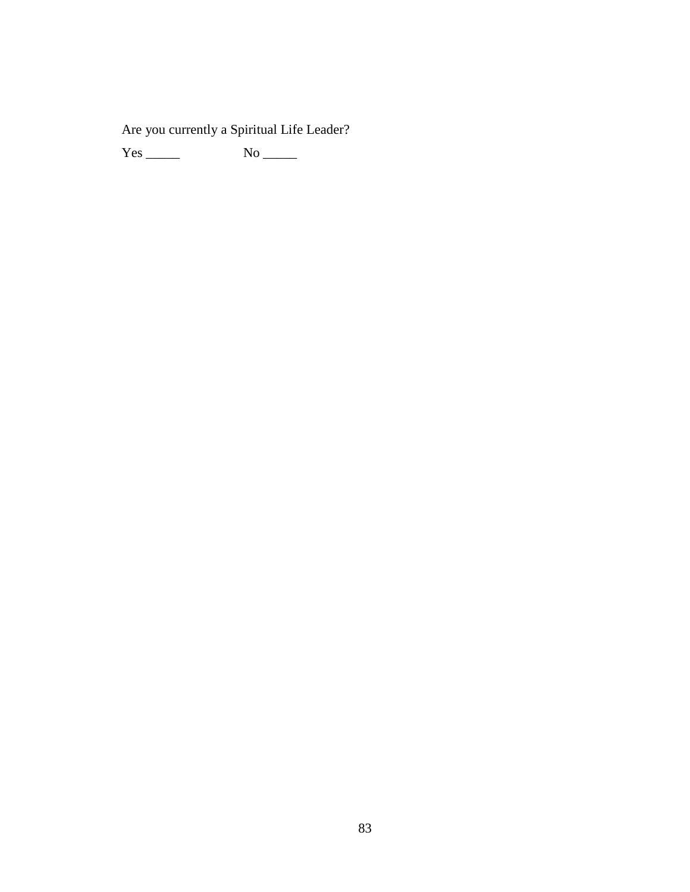Are you currently a Spiritual Life Leader?

Yes _____ No _____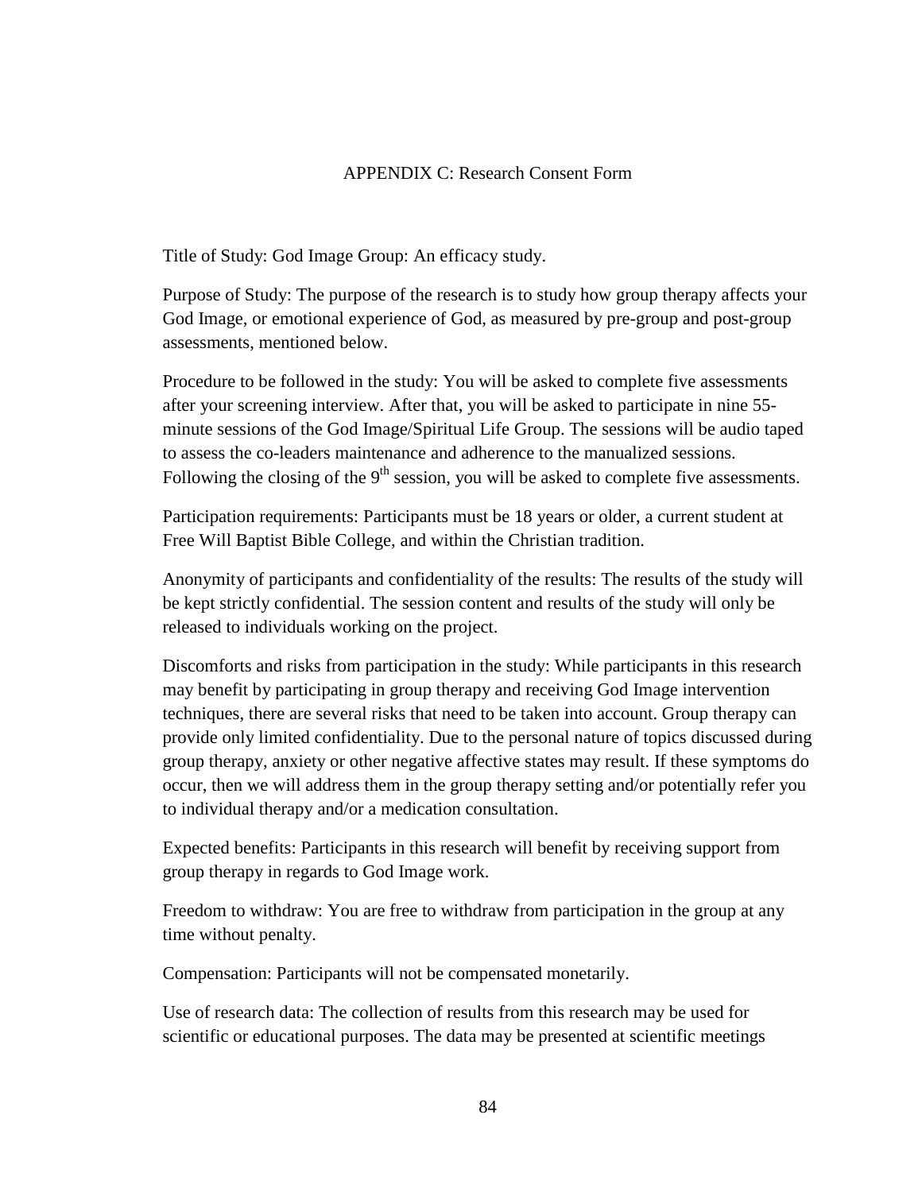## APPENDIX C: Research Consent Form

Title of Study: God Image Group: An efficacy study.

Purpose of Study: The purpose of the research is to study how group therapy affects your God Image, or emotional experience of God, as measured by pre-group and post-group assessments, mentioned below.

Procedure to be followed in the study: You will be asked to complete five assessments after your screening interview. After that, you will be asked to participate in nine 55-minute sessions of the God Image/Spiritual Life Group. The sessions will be audio taped to assess the co-leaders maintenance and adherence to the manualized sessions. Following the closing of the 9th session, you will be asked to complete five assessments.

Participation requirements: Participants must be 18 years or older, a current student at Free Will Baptist Bible College, and within the Christian tradition.

Anonymity of participants and confidentiality of the results: The results of the study will be kept strictly confidential. The session content and results of the study will only be released to individuals working on the project.

Discomforts and risks from participation in the study: While participants in this research may benefit by participating in group therapy and receiving God Image intervention techniques, there are several risks that need to be taken into account. Group therapy can provide only limited confidentiality. Due to the personal nature of topics discussed during group therapy, anxiety or other negative affective states may result. If these symptoms do occur, then we will address them in the group therapy setting and/or potentially refer you to individual therapy and/or a medication consultation.

Expected benefits: Participants in this research will benefit by receiving support from group therapy in regards to God Image work.

Freedom to withdraw: You are free to withdraw from participation in the group at any time without penalty.

Compensation: Participants will not be compensated monetarily.

Use of research data: The collection of results from this research may be used for scientific or educational purposes. The data may be presented at scientific meetings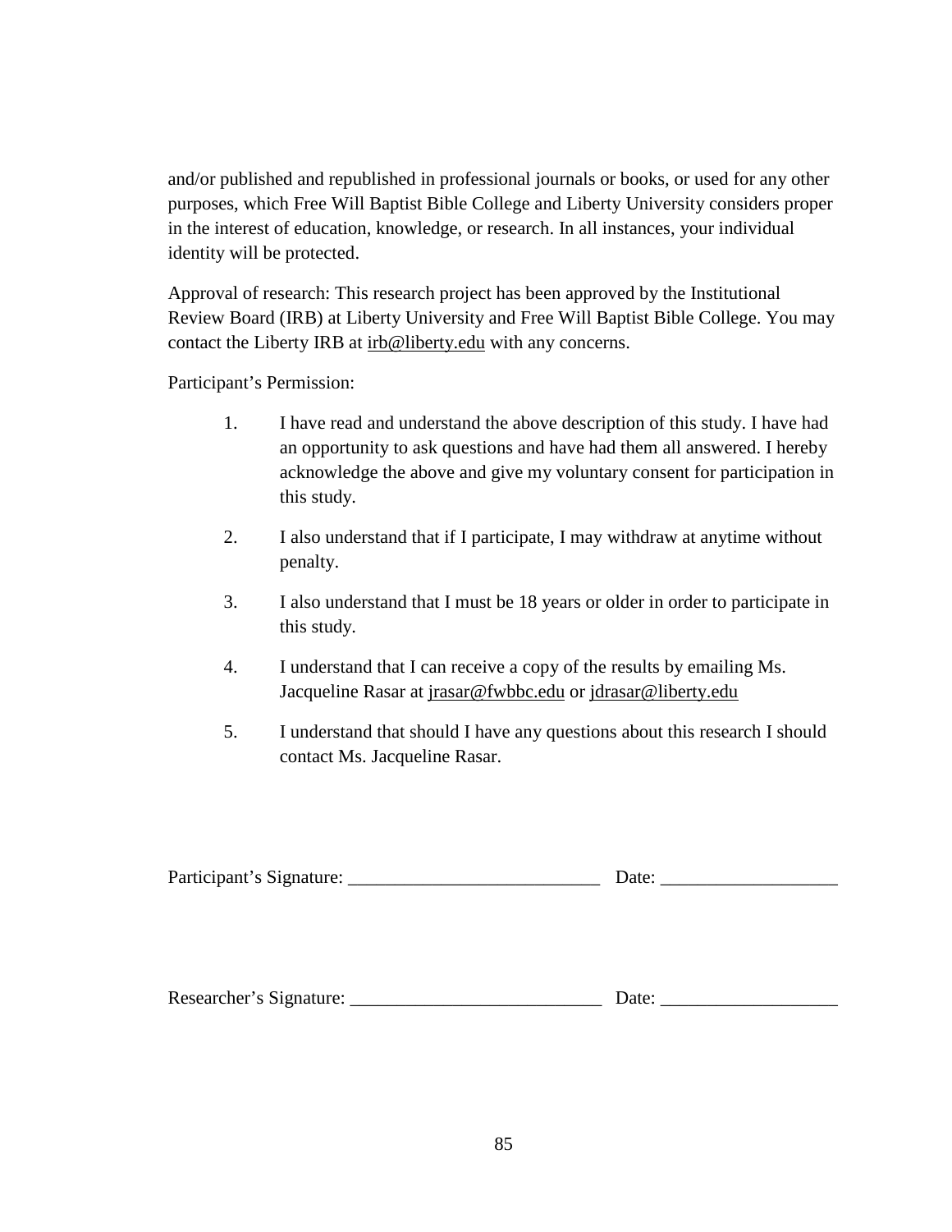and/or published and republished in professional journals or books, or used for any other purposes, which Free Will Baptist Bible College and Liberty University considers proper in the interest of education, knowledge, or research. In all instances, your individual identity will be protected.

Approval of research: This research project has been approved by the Institutional Review Board (IRB) at Liberty University and Free Will Baptist Bible College. You may contact the Liberty IRB at irb@liberty.edu with any concerns.

Participant's Permission:

1. I have read and understand the above description of this study. I have had an opportunity to ask questions and have had them all answered. I hereby acknowledge the above and give my voluntary consent for participation in this study.

2. I also understand that if I participate, I may withdraw at anytime without penalty.

3. I also understand that I must be 18 years or older in order to participate in this study.

4. I understand that I can receive a copy of the results by emailing Ms. Jacqueline Rasar at jrasar@fwbbc.edu or jdrasar@liberty.edu

5. I understand that should I have any questions about this research I should contact Ms. Jacqueline Rasar.

Participant's Signature: ___________________________ Date: ___________________

Researcher's Signature: ___________________________ Date: ___________________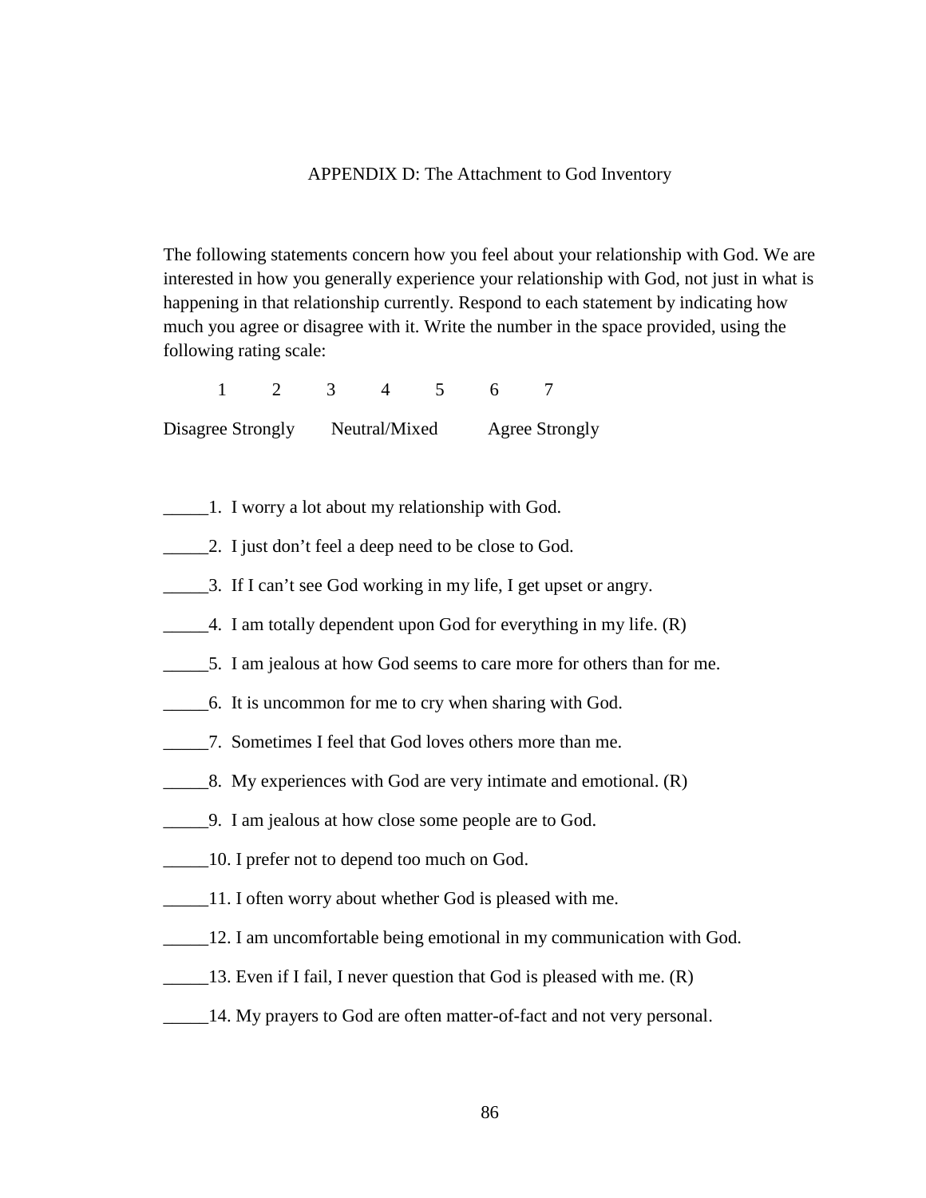## APPENDIX D: The Attachment to God Inventory

The following statements concern how you feel about your relationship with God. We are interested in how you generally experience your relationship with God, not just in what is happening in that relationship currently. Respond to each statement by indicating how much you agree or disagree with it. Write the number in the space provided, using the following rating scale:

1 2 3 4 5 6 7

Disagree Strongly Neutral/Mixed Agree Strongly

_____1. I worry a lot about my relationship with God.

_____2. I just don't feel a deep need to be close to God.

_____3. If I can't see God working in my life, I get upset or angry.

_____4. I am totally dependent upon God for everything in my life. (R)

_____5. I am jealous at how God seems to care more for others than for me.

_____6. It is uncommon for me to cry when sharing with God.

_____7. Sometimes I feel that God loves others more than me.

_____8. My experiences with God are very intimate and emotional. (R)

_____9. I am jealous at how close some people are to God.

_____10. I prefer not to depend too much on God.

_____11. I often worry about whether God is pleased with me.

_____12. I am uncomfortable being emotional in my communication with God.

_____13. Even if I fail, I never question that God is pleased with me. (R)

_____14. My prayers to God are often matter-of-fact and not very personal.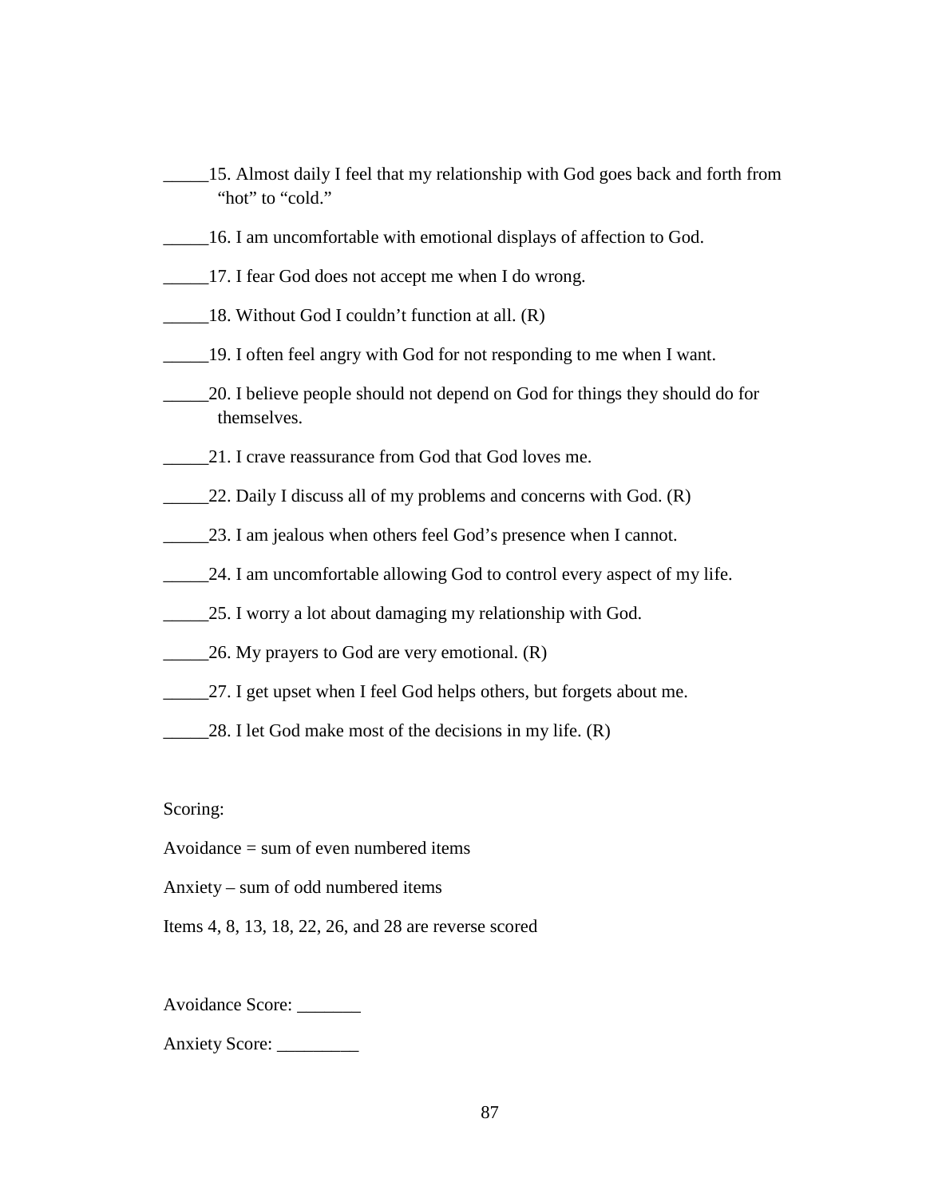_____15. Almost daily I feel that my relationship with God goes back and forth from "hot" to "cold."

_____16. I am uncomfortable with emotional displays of affection to God.

_____17. I fear God does not accept me when I do wrong.

_____18. Without God I couldn't function at all. (R)

_____19. I often feel angry with God for not responding to me when I want.

_____20. I believe people should not depend on God for things they should do for themselves.

_____21. I crave reassurance from God that God loves me.

_____22. Daily I discuss all of my problems and concerns with God. (R)

_____23. I am jealous when others feel God's presence when I cannot.

_____24. I am uncomfortable allowing God to control every aspect of my life.

_____25. I worry a lot about damaging my relationship with God.

_____26. My prayers to God are very emotional. (R)

_____27. I get upset when I feel God helps others, but forgets about me.

_____28. I let God make most of the decisions in my life. (R)

Scoring:

Avoidance = sum of even numbered items

Anxiety – sum of odd numbered items

Items 4, 8, 13, 18, 22, 26, and 28 are reverse scored

Avoidance Score: _______

Anxiety Score: _________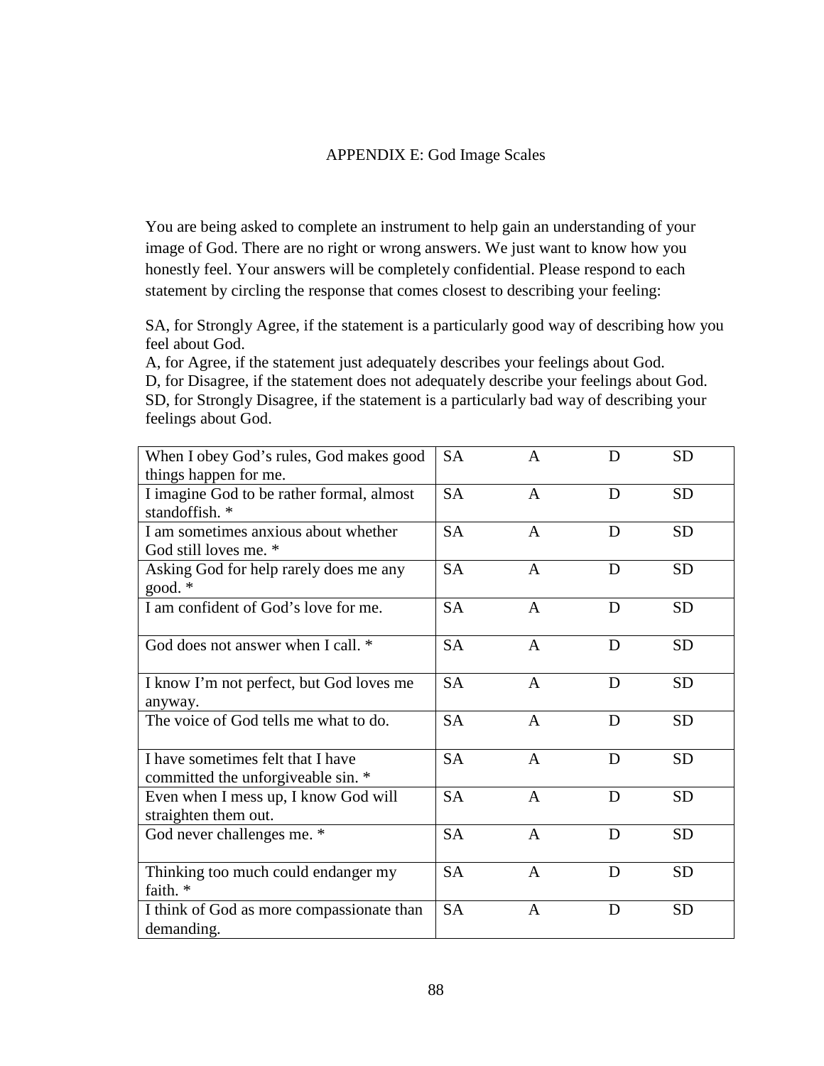# APPENDIX E: God Image Scales

You are being asked to complete an instrument to help gain an understanding of your image of God. There are no right or wrong answers. We just want to know how you honestly feel. Your answers will be completely confidential. Please respond to each statement by circling the response that comes closest to describing your feeling:

SA, for Strongly Agree, if the statement is a particularly good way of describing how you feel about God.
A, for Agree, if the statement just adequately describes your feelings about God.
D, for Disagree, if the statement does not adequately describe your feelings about God.
SD, for Strongly Disagree, if the statement is a particularly bad way of describing your feelings about God.

| | | | | |
|---|---|---|---|---|
| When I obey God's rules, God makes good things happen for me. | SA | A | D | SD |
| I imagine God to be rather formal, almost standoffish. * | SA | A | D | SD |
| I am sometimes anxious about whether God still loves me. * | SA | A | D | SD |
| Asking God for help rarely does me any good. * | SA | A | D | SD |
| I am confident of God's love for me. | SA | A | D | SD |
| God does not answer when I call. * | SA | A | D | SD |
| I know I'm not perfect, but God loves me anyway. | SA | A | D | SD |
| The voice of God tells me what to do. | SA | A | D | SD |
| I have sometimes felt that I have committed the unforgiveable sin. * | SA | A | D | SD |
| Even when I mess up, I know God will straighten them out. | SA | A | D | SD |
| God never challenges me. * | SA | A | D | SD |
| Thinking too much could endanger my faith. * | SA | A | D | SD |
| I think of God as more compassionate than demanding. | SA | A | D | SD |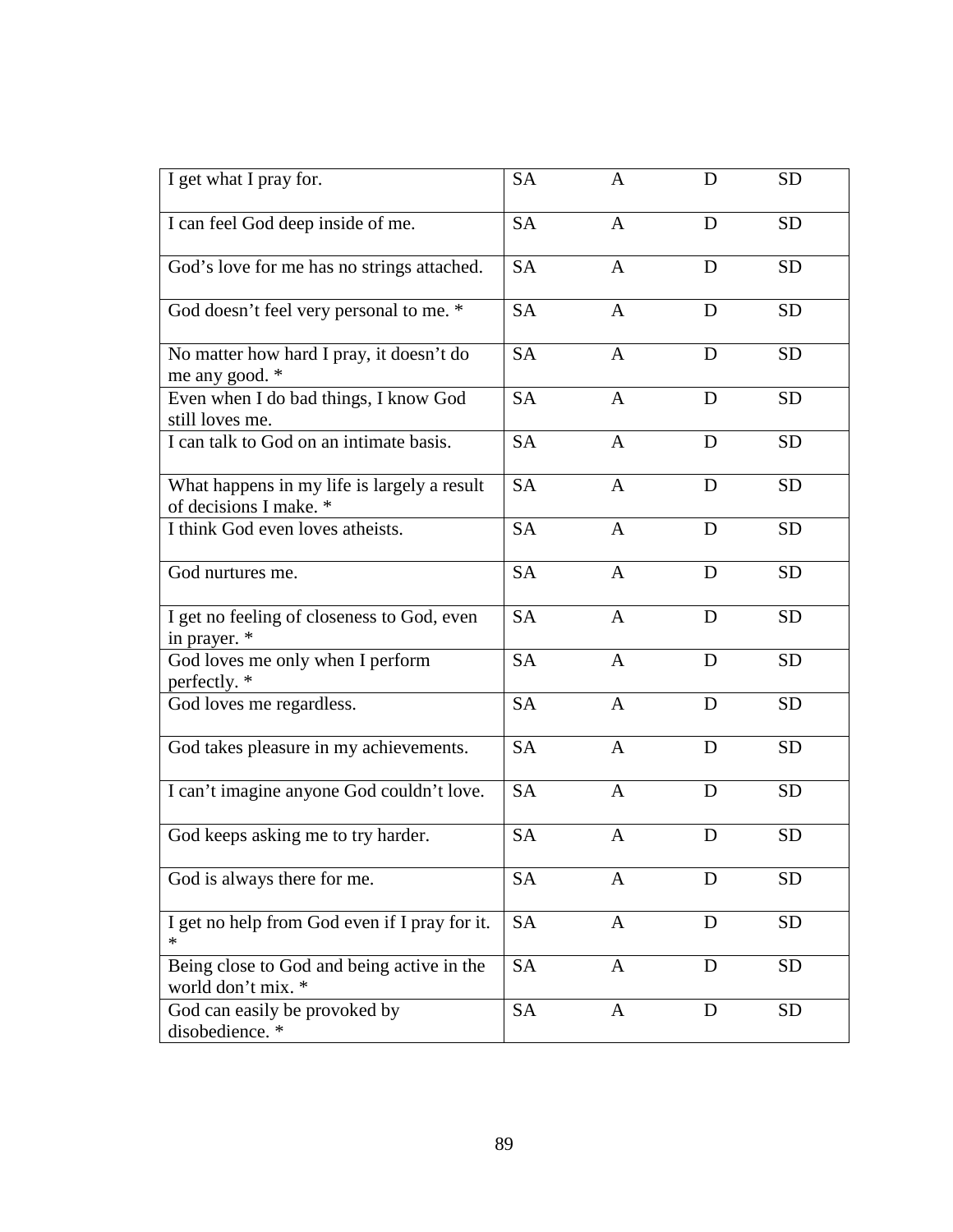| | | | | |
|---|---|---|---|---|
| I get what I pray for. | SA | A | D | SD |
| I can feel God deep inside of me. | SA | A | D | SD |
| God's love for me has no strings attached. | SA | A | D | SD |
| God doesn't feel very personal to me. * | SA | A | D | SD |
| No matter how hard I pray, it doesn't do me any good. * | SA | A | D | SD |
| Even when I do bad things, I know God still loves me. | SA | A | D | SD |
| I can talk to God on an intimate basis. | SA | A | D | SD |
| What happens in my life is largely a result of decisions I make. * | SA | A | D | SD |
| I think God even loves atheists. | SA | A | D | SD |
| God nurtures me. | SA | A | D | SD |
| I get no feeling of closeness to God, even in prayer. * | SA | A | D | SD |
| God loves me only when I perform perfectly. * | SA | A | D | SD |
| God loves me regardless. | SA | A | D | SD |
| God takes pleasure in my achievements. | SA | A | D | SD |
| I can't imagine anyone God couldn't love. | SA | A | D | SD |
| God keeps asking me to try harder. | SA | A | D | SD |
| God is always there for me. | SA | A | D | SD |
| I get no help from God even if I pray for it. * | SA | A | D | SD |
| Being close to God and being active in the world don't mix. * | SA | A | D | SD |
| God can easily be provoked by disobedience. * | SA | A | D | SD |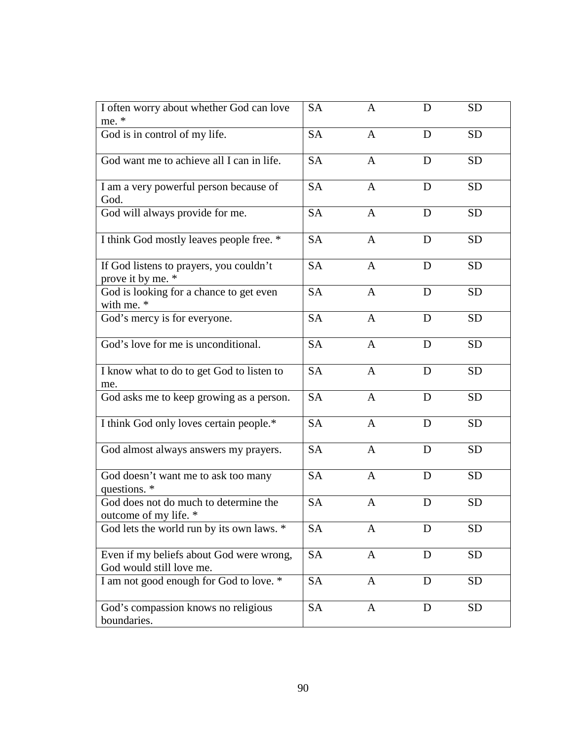| | | | | |
|---|---|---|---|---|
| I often worry about whether God can love me. * | SA | A | D | SD |
| God is in control of my life. | SA | A | D | SD |
| God want me to achieve all I can in life. | SA | A | D | SD |
| I am a very powerful person because of God. | SA | A | D | SD |
| God will always provide for me. | SA | A | D | SD |
| I think God mostly leaves people free. * | SA | A | D | SD |
| If God listens to prayers, you couldn’t prove it by me. * | SA | A | D | SD |
| God is looking for a chance to get even with me. * | SA | A | D | SD |
| God’s mercy is for everyone. | SA | A | D | SD |
| God’s love for me is unconditional. | SA | A | D | SD |
| I know what to do to get God to listen to me. | SA | A | D | SD |
| God asks me to keep growing as a person. | SA | A | D | SD |
| I think God only loves certain people.* | SA | A | D | SD |
| God almost always answers my prayers. | SA | A | D | SD |
| God doesn’t want me to ask too many questions. * | SA | A | D | SD |
| God does not do much to determine the outcome of my life. * | SA | A | D | SD |
| God lets the world run by its own laws. * | SA | A | D | SD |
| Even if my beliefs about God were wrong, God would still love me. | SA | A | D | SD |
| I am not good enough for God to love. * | SA | A | D | SD |
| God’s compassion knows no religious boundaries. | SA | A | D | SD |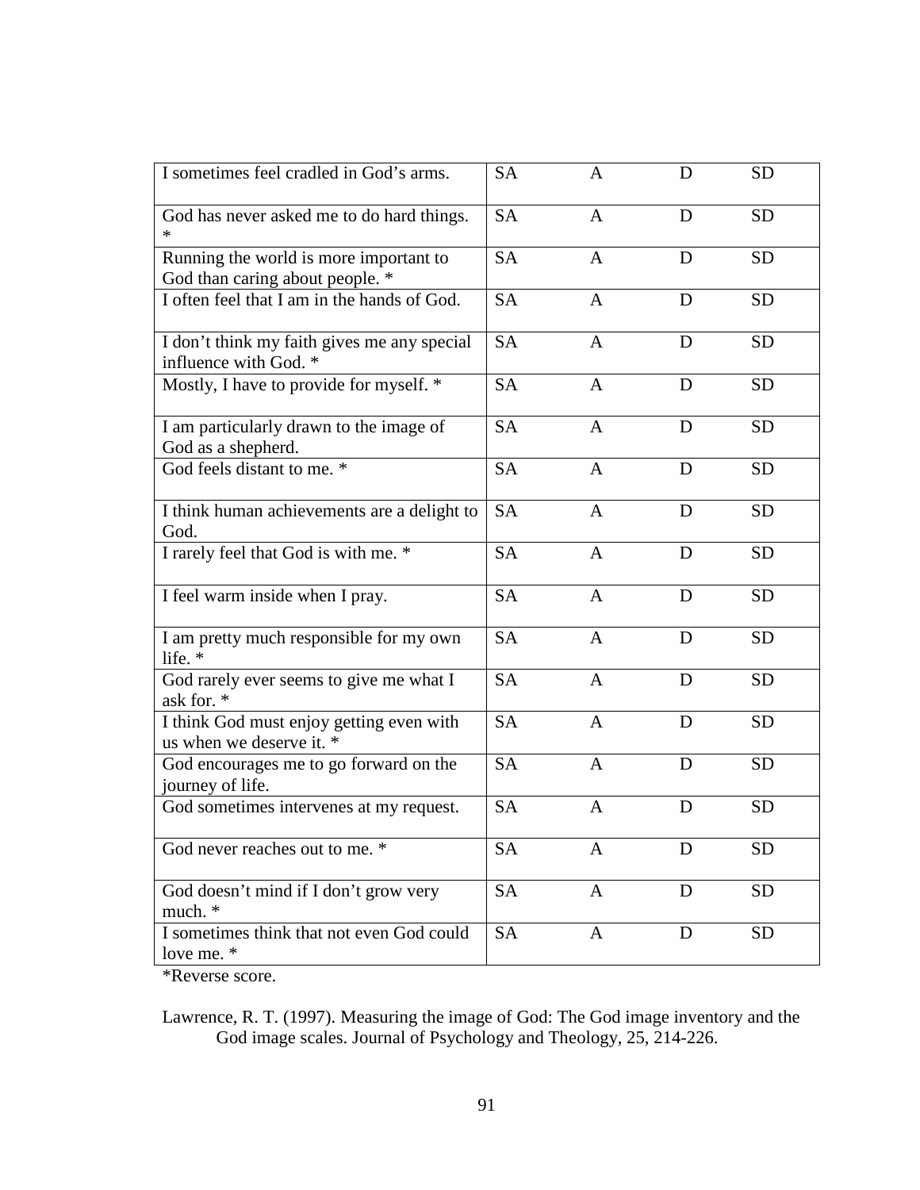| | | | | |
|---|---|---|---|---|
| I sometimes feel cradled in God’s arms. | SA | A | D | SD |
| God has never asked me to do hard things. * | SA | A | D | SD |
| Running the world is more important to God than caring about people. * | SA | A | D | SD |
| I often feel that I am in the hands of God. | SA | A | D | SD |
| I don’t think my faith gives me any special influence with God. * | SA | A | D | SD |
| Mostly, I have to provide for myself. * | SA | A | D | SD |
| I am particularly drawn to the image of God as a shepherd. | SA | A | D | SD |
| God feels distant to me. * | SA | A | D | SD |
| I think human achievements are a delight to God. | SA | A | D | SD |
| I rarely feel that God is with me. * | SA | A | D | SD |
| I feel warm inside when I pray. | SA | A | D | SD |
| I am pretty much responsible for my own life. * | SA | A | D | SD |
| God rarely ever seems to give me what I ask for. * | SA | A | D | SD |
| I think God must enjoy getting even with us when we deserve it. * | SA | A | D | SD |
| God encourages me to go forward on the journey of life. | SA | A | D | SD |
| God sometimes intervenes at my request. | SA | A | D | SD |
| God never reaches out to me. * | SA | A | D | SD |
| God doesn’t mind if I don’t grow very much. * | SA | A | D | SD |
| I sometimes think that not even God could love me. * | SA | A | D | SD |

*Reverse score.

Lawrence, R. T. (1997). Measuring the image of God: The God image inventory and the God image scales. Journal of Psychology and Theology, 25, 214-226.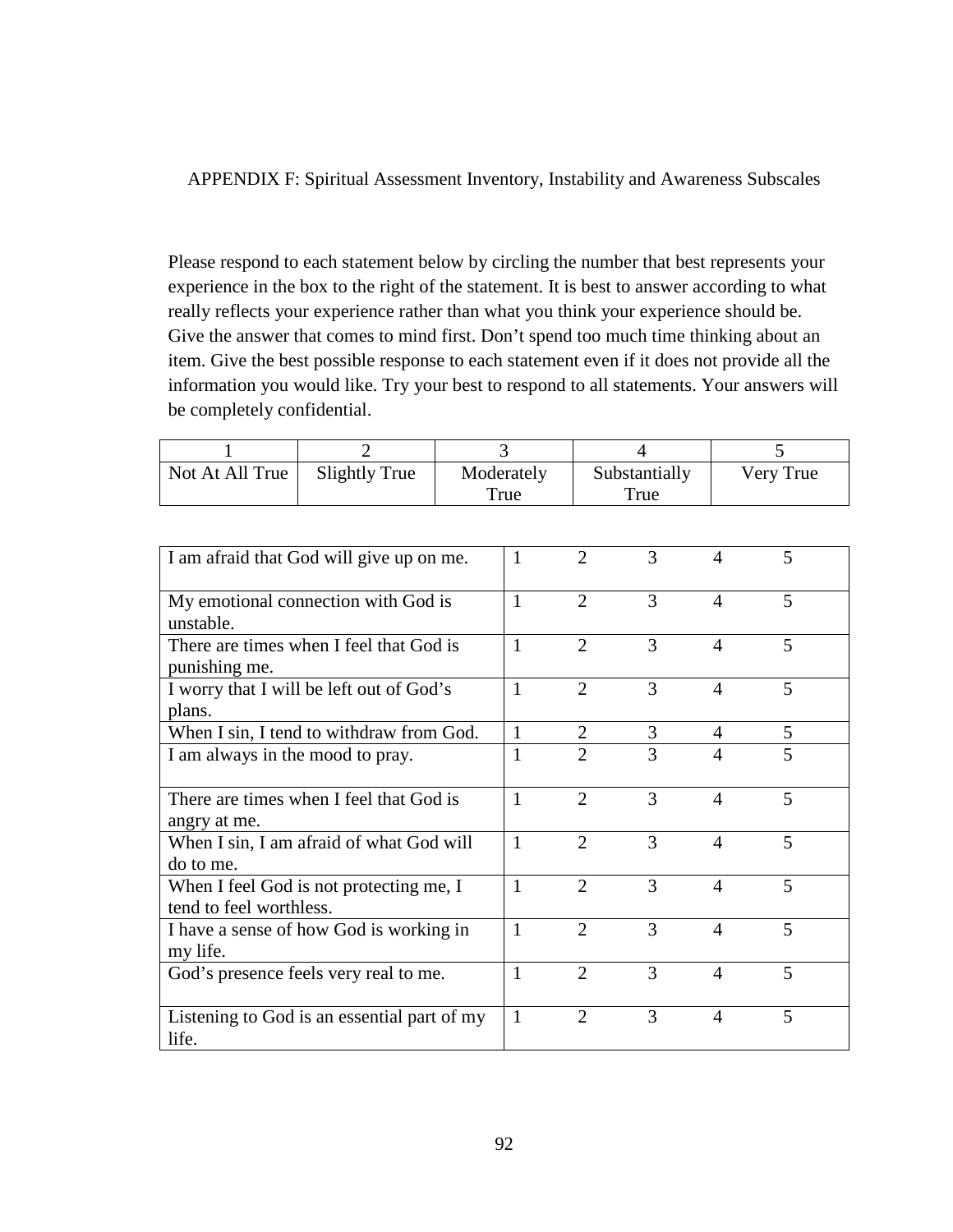APPENDIX F: Spiritual Assessment Inventory, Instability and Awareness Subscales

Please respond to each statement below by circling the number that best represents your experience in the box to the right of the statement. It is best to answer according to what really reflects your experience rather than what you think your experience should be. Give the answer that comes to mind first. Don't spend too much time thinking about an item. Give the best possible response to each statement even if it does not provide all the information you would like. Try your best to respond to all statements. Your answers will be completely confidential.

| 1 | 2 | 3 | 4 | 5 |
|---|---|---|---|---|
| Not At All True | Slightly True | Moderately True | Substantially True | Very True |

| Statement | | | | | |
|---|---|---|---|---|---|
| I am afraid that God will give up on me. | 1 | 2 | 3 | 4 | 5 |
| My emotional connection with God is unstable. | 1 | 2 | 3 | 4 | 5 |
| There are times when I feel that God is punishing me. | 1 | 2 | 3 | 4 | 5 |
| I worry that I will be left out of God's plans. | 1 | 2 | 3 | 4 | 5 |
| When I sin, I tend to withdraw from God. | 1 | 2 | 3 | 4 | 5 |
| I am always in the mood to pray. | 1 | 2 | 3 | 4 | 5 |
| There are times when I feel that God is angry at me. | 1 | 2 | 3 | 4 | 5 |
| When I sin, I am afraid of what God will do to me. | 1 | 2 | 3 | 4 | 5 |
| When I feel God is not protecting me, I tend to feel worthless. | 1 | 2 | 3 | 4 | 5 |
| I have a sense of how God is working in my life. | 1 | 2 | 3 | 4 | 5 |
| God's presence feels very real to me. | 1 | 2 | 3 | 4 | 5 |
| Listening to God is an essential part of my life. | 1 | 2 | 3 | 4 | 5 |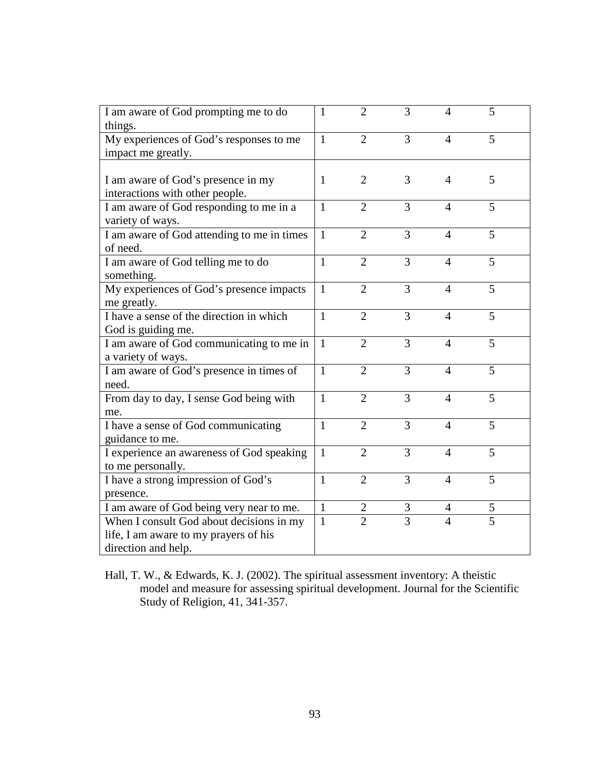| | | | | | |
|---|---|---|---|---|---|
| I am aware of God prompting me to do things. | 1 | 2 | 3 | 4 | 5 |
| My experiences of God's responses to me impact me greatly. | 1 | 2 | 3 | 4 | 5 |
| I am aware of God's presence in my interactions with other people. | 1 | 2 | 3 | 4 | 5 |
| I am aware of God responding to me in a variety of ways. | 1 | 2 | 3 | 4 | 5 |
| I am aware of God attending to me in times of need. | 1 | 2 | 3 | 4 | 5 |
| I am aware of God telling me to do something. | 1 | 2 | 3 | 4 | 5 |
| My experiences of God's presence impacts me greatly. | 1 | 2 | 3 | 4 | 5 |
| I have a sense of the direction in which God is guiding me. | 1 | 2 | 3 | 4 | 5 |
| I am aware of God communicating to me in a variety of ways. | 1 | 2 | 3 | 4 | 5 |
| I am aware of God's presence in times of need. | 1 | 2 | 3 | 4 | 5 |
| From day to day, I sense God being with me. | 1 | 2 | 3 | 4 | 5 |
| I have a sense of God communicating guidance to me. | 1 | 2 | 3 | 4 | 5 |
| I experience an awareness of God speaking to me personally. | 1 | 2 | 3 | 4 | 5 |
| I have a strong impression of God's presence. | 1 | 2 | 3 | 4 | 5 |
| I am aware of God being very near to me. | 1 | 2 | 3 | 4 | 5 |
| When I consult God about decisions in my life, I am aware to my prayers of his direction and help. | 1 | 2 | 3 | 4 | 5 |

Hall, T. W., & Edwards, K. J. (2002). The spiritual assessment inventory: A theistic model and measure for assessing spiritual development. Journal for the Scientific Study of Religion, 41, 341-357.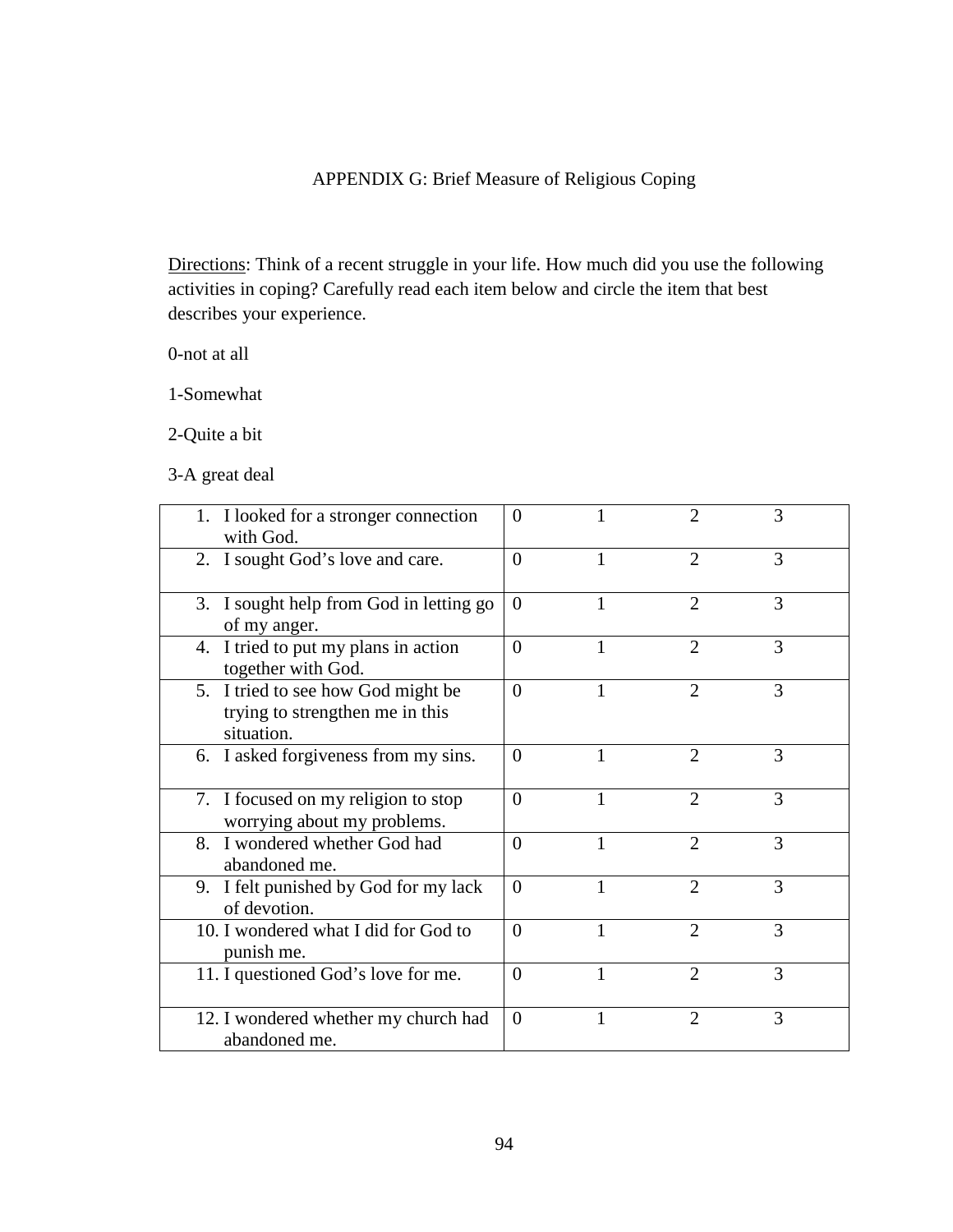# APPENDIX G: Brief Measure of Religious Coping

<u>Directions</u>: Think of a recent struggle in your life. How much did you use the following activities in coping? Carefully read each item below and circle the item that best describes your experience.

0-not at all

1-Somewhat

2-Quite a bit

3-A great deal

| Item | | | | |
|---|---|---|---|---|
| 1. I looked for a stronger connection with God. | 0 | 1 | 2 | 3 |
| 2. I sought God's love and care. | 0 | 1 | 2 | 3 |
| 3. I sought help from God in letting go of my anger. | 0 | 1 | 2 | 3 |
| 4. I tried to put my plans in action together with God. | 0 | 1 | 2 | 3 |
| 5. I tried to see how God might be trying to strengthen me in this situation. | 0 | 1 | 2 | 3 |
| 6. I asked forgiveness from my sins. | 0 | 1 | 2 | 3 |
| 7. I focused on my religion to stop worrying about my problems. | 0 | 1 | 2 | 3 |
| 8. I wondered whether God had abandoned me. | 0 | 1 | 2 | 3 |
| 9. I felt punished by God for my lack of devotion. | 0 | 1 | 2 | 3 |
| 10. I wondered what I did for God to punish me. | 0 | 1 | 2 | 3 |
| 11. I questioned God's love for me. | 0 | 1 | 2 | 3 |
| 12. I wondered whether my church had abandoned me. | 0 | 1 | 2 | 3 |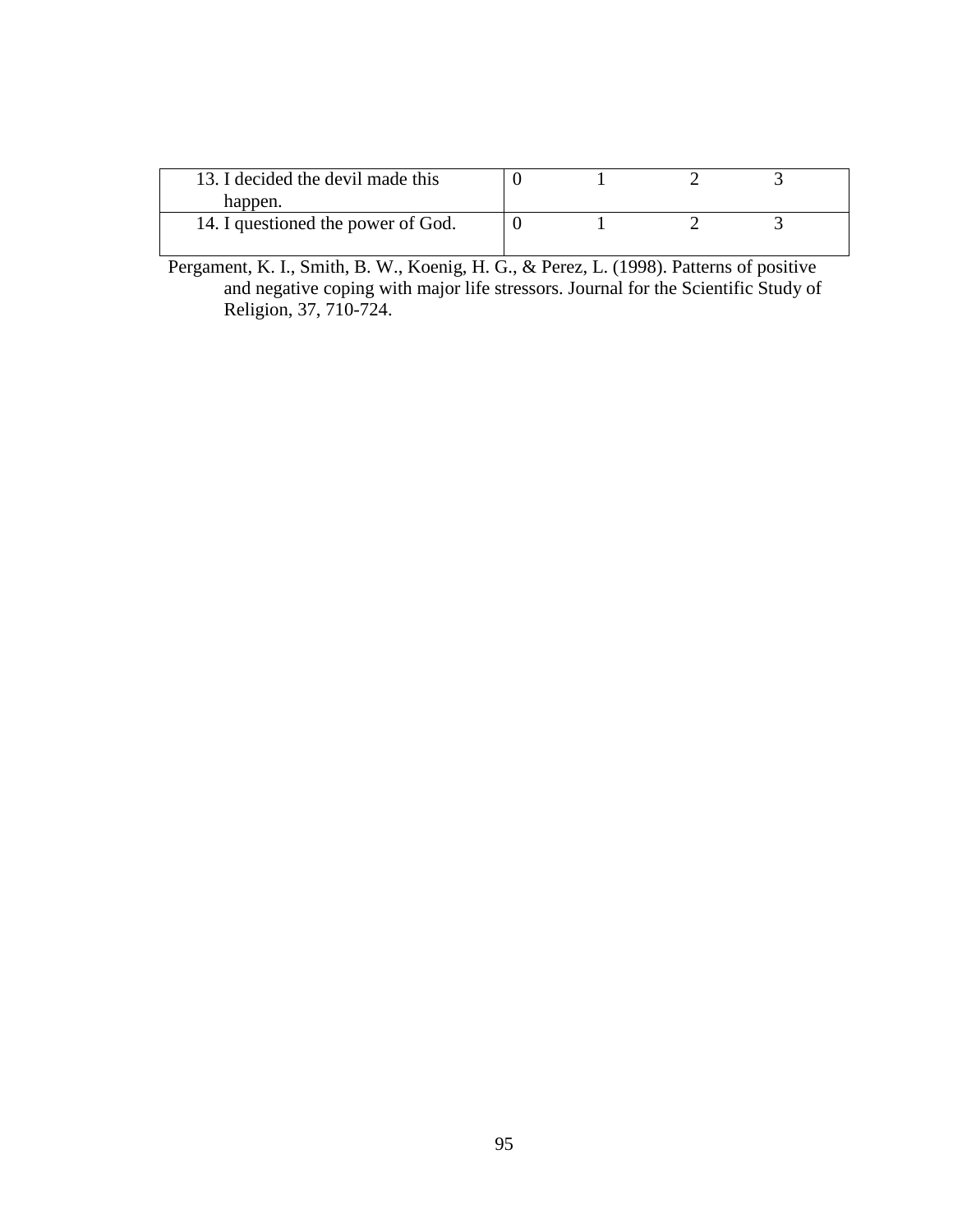| | | | | |
|---|---|---|---|---|
| 13. I decided the devil made this happen. | 0 | 1 | 2 | 3 |
| 14. I questioned the power of God. | 0 | 1 | 2 | 3 |

Pergament, K. I., Smith, B. W., Koenig, H. G., & Perez, L. (1998). Patterns of positive and negative coping with major life stressors. Journal for the Scientific Study of Religion, 37, 710-724.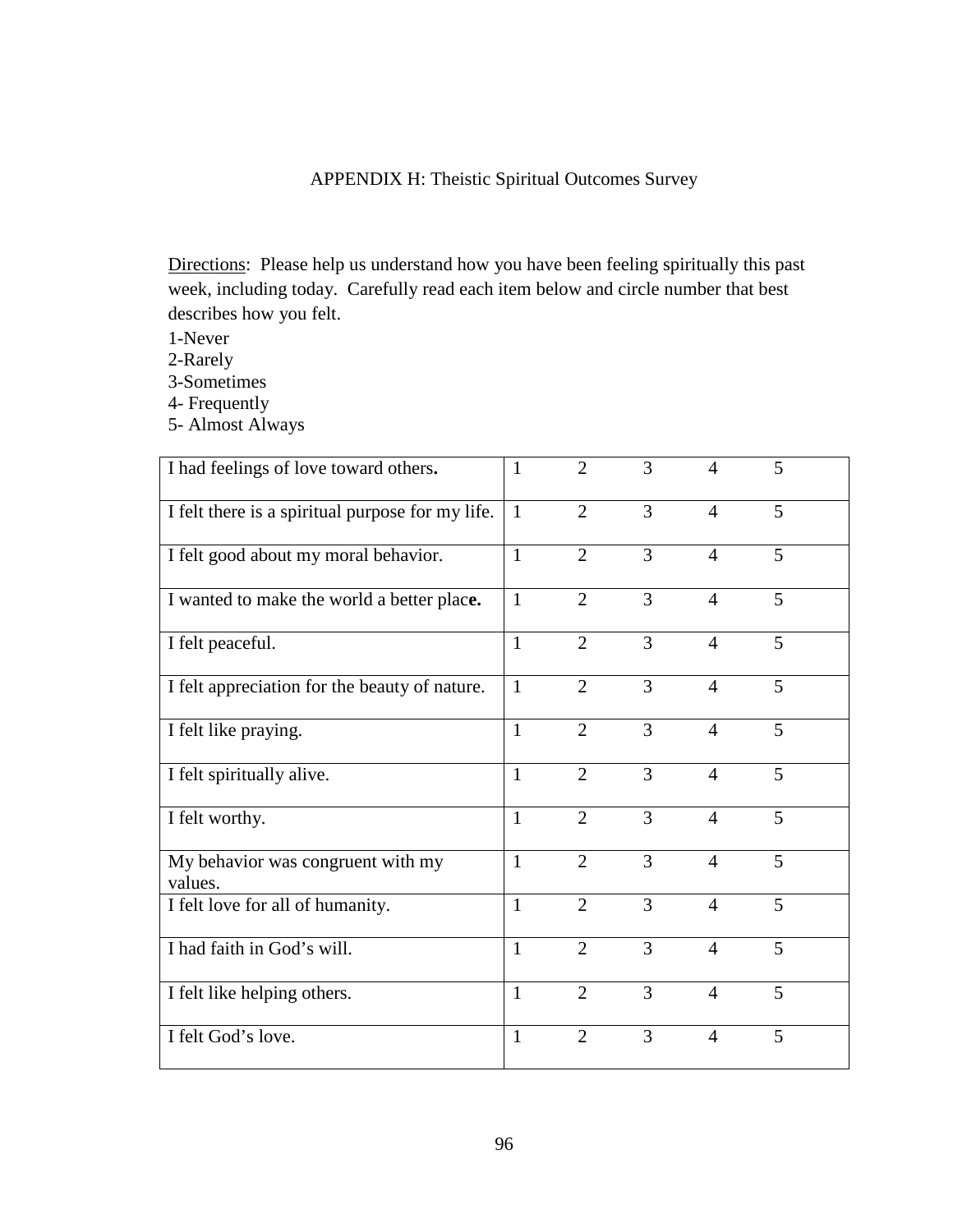# APPENDIX H: Theistic Spiritual Outcomes Survey

Directions: Please help us understand how you have been feeling spiritually this past week, including today. Carefully read each item below and circle number that best describes how you felt.

1-Never
2-Rarely
3-Sometimes
4- Frequently
5- Almost Always

| | | | | | |
|---|---|---|---|---|---|
| I had feelings of love toward others**.** | 1 | 2 | 3 | 4 | 5 |
| I felt there is a spiritual purpose for my life. | 1 | 2 | 3 | 4 | 5 |
| I felt good about my moral behavior. | 1 | 2 | 3 | 4 | 5 |
| I wanted to make the world a better plac**e.** | 1 | 2 | 3 | 4 | 5 |
| I felt peaceful. | 1 | 2 | 3 | 4 | 5 |
| I felt appreciation for the beauty of nature. | 1 | 2 | 3 | 4 | 5 |
| I felt like praying. | 1 | 2 | 3 | 4 | 5 |
| I felt spiritually alive. | 1 | 2 | 3 | 4 | 5 |
| I felt worthy. | 1 | 2 | 3 | 4 | 5 |
| My behavior was congruent with my values. | 1 | 2 | 3 | 4 | 5 |
| I felt love for all of humanity. | 1 | 2 | 3 | 4 | 5 |
| I had faith in God's will. | 1 | 2 | 3 | 4 | 5 |
| I felt like helping others. | 1 | 2 | 3 | 4 | 5 |
| I felt God's love. | 1 | 2 | 3 | 4 | 5 |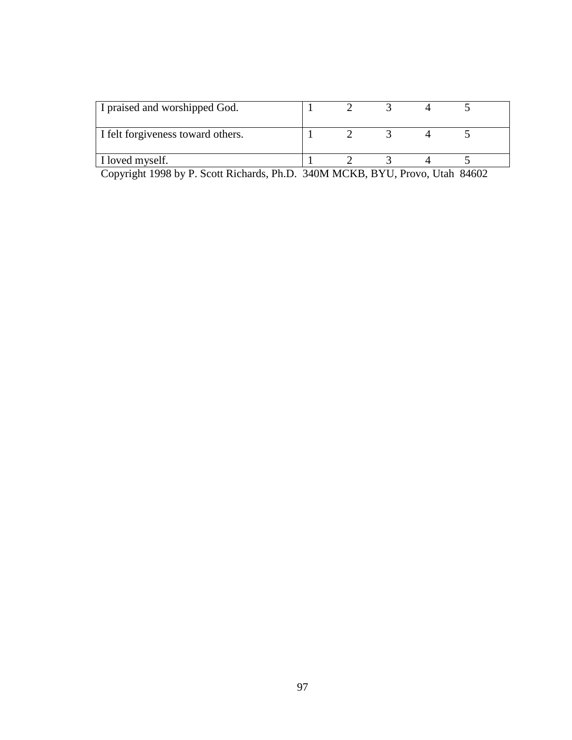| | | | | | |
|---|---|---|---|---|---|
| I praised and worshipped God. | 1 | 2 | 3 | 4 | 5 |
| I felt forgiveness toward others. | 1 | 2 | 3 | 4 | 5 |
| I loved myself. | 1 | 2 | 3 | 4 | 5 |

Copyright 1998 by P. Scott Richards, Ph.D. 340M MCKB, BYU, Provo, Utah 84602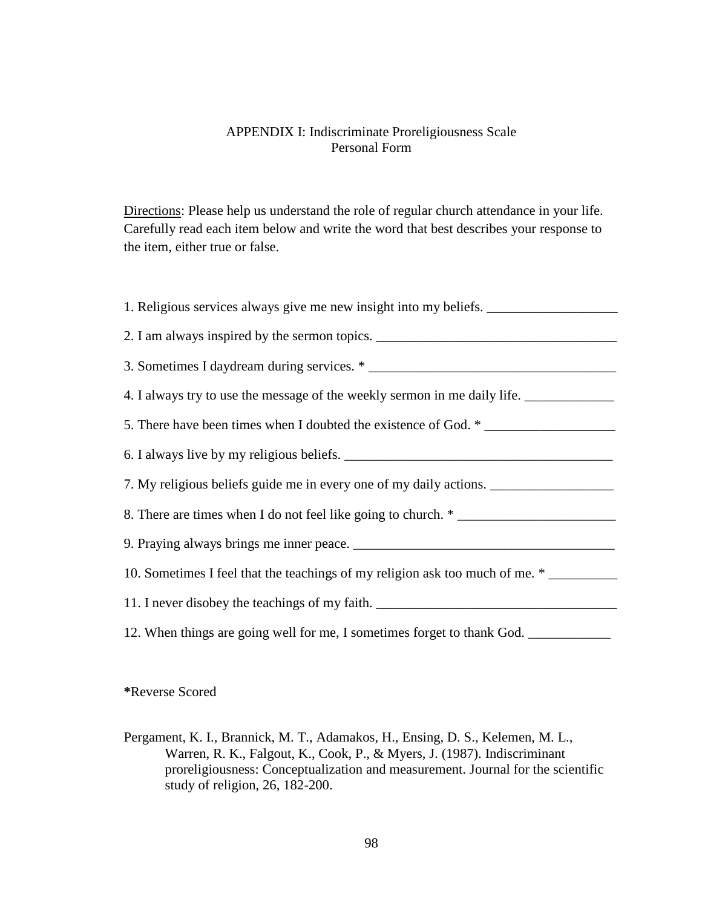## APPENDIX I: Indiscriminate Proreligiousness Scale
Personal Form

Directions: Please help us understand the role of regular church attendance in your life. Carefully read each item below and write the word that best describes your response to the item, either true or false.

1. Religious services always give me new insight into my beliefs. ___________________
2. I am always inspired by the sermon topics. ___________________________________
3. Sometimes I daydream during services. * ____________________________________
4. I always try to use the message of the weekly sermon in me daily life. _____________
5. There have been times when I doubted the existence of God. * __________________
6. I always live by my religious beliefs. _______________________________________
7. My religious beliefs guide me in every one of my daily actions. __________________
8. There are times when I do not feel like going to church. * _______________________
9. Praying always brings me inner peace. ______________________________________
10. Sometimes I feel that the teachings of my religion ask too much of me. * __________
11. I never disobey the teachings of my faith. ___________________________________
12. When things are going well for me, I sometimes forget to thank God. ____________

**\***Reverse Scored

Pergament, K. I., Brannick, M. T., Adamakos, H., Ensing, D. S., Kelemen, M. L., Warren, R. K., Falgout, K., Cook, P., & Myers, J. (1987). Indiscriminant proreligiousness: Conceptualization and measurement. Journal for the scientific study of religion, 26, 182-200.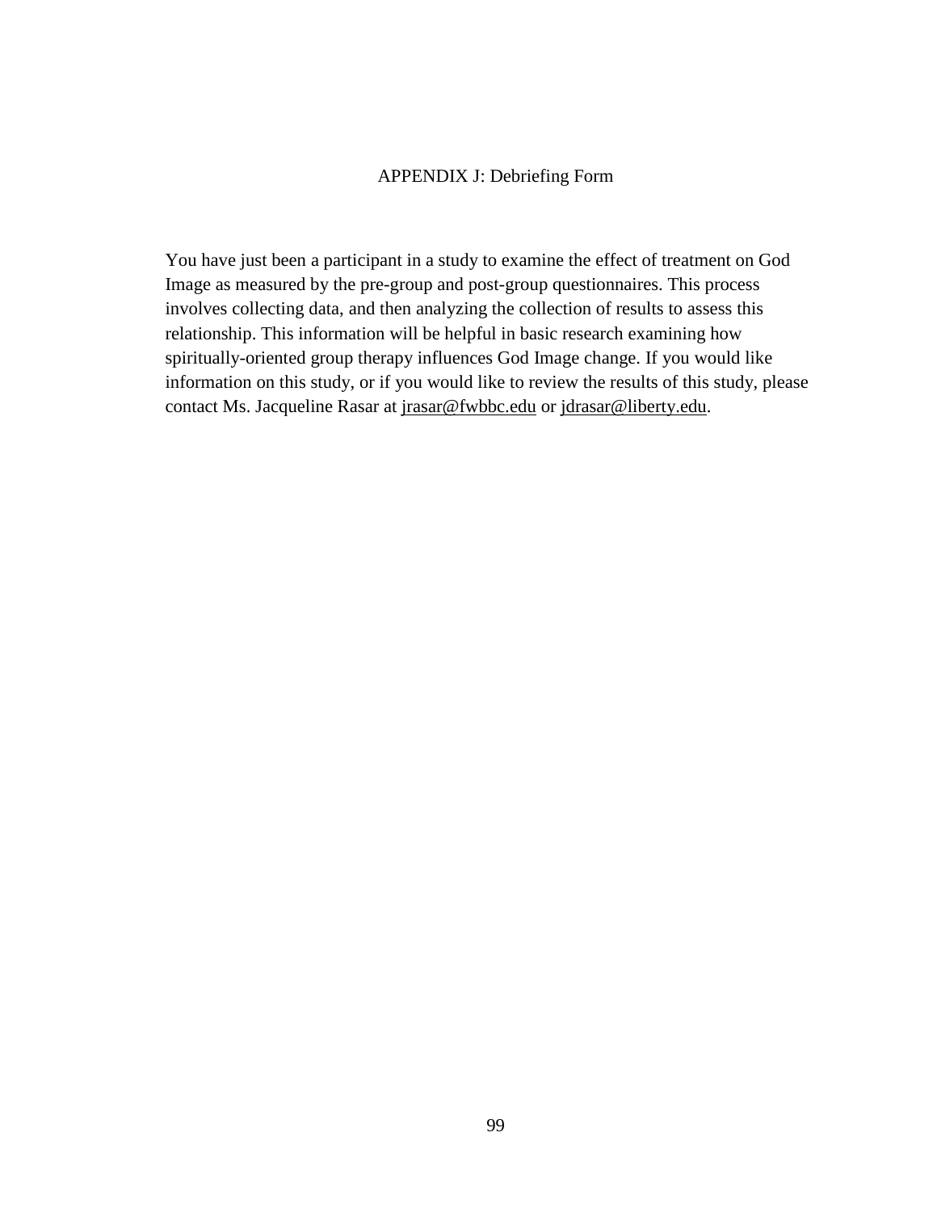# APPENDIX J: Debriefing Form

You have just been a participant in a study to examine the effect of treatment on God Image as measured by the pre-group and post-group questionnaires. This process involves collecting data, and then analyzing the collection of results to assess this relationship. This information will be helpful in basic research examining how spiritually-oriented group therapy influences God Image change. If you would like information on this study, or if you would like to review the results of this study, please contact Ms. Jacqueline Rasar at jrasar@fwbbc.edu or jdrasar@liberty.edu.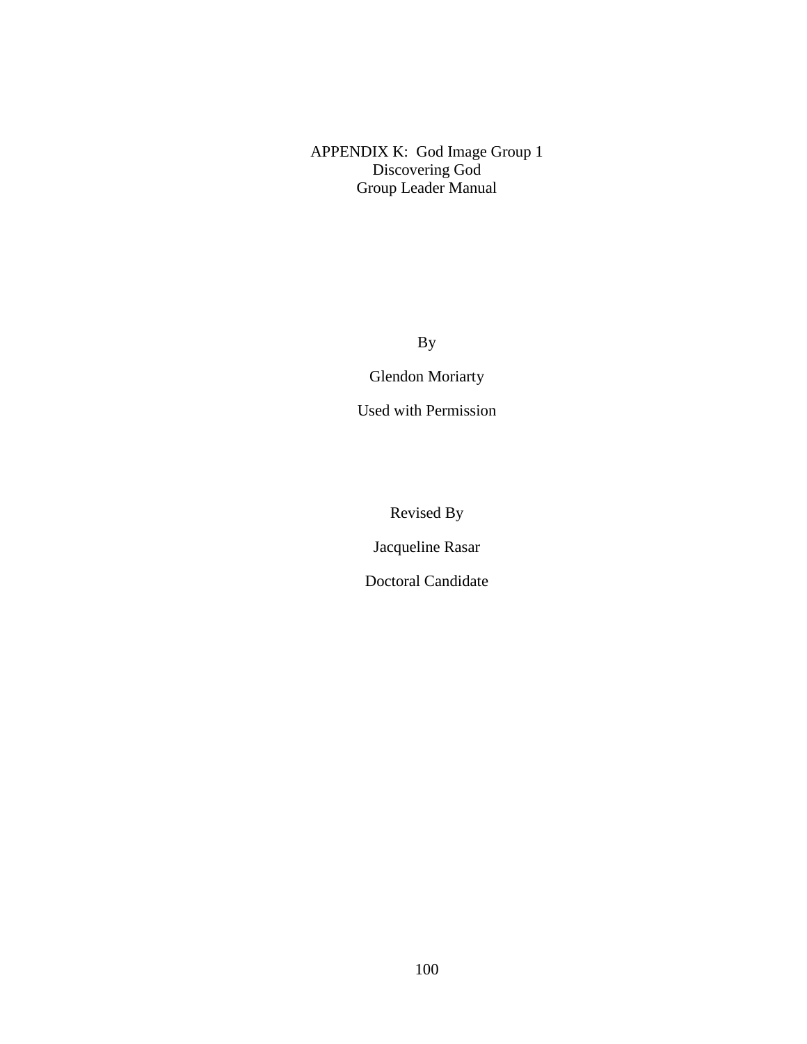# APPENDIX K: God Image Group 1
## Discovering God
## Group Leader Manual

By

Glendon Moriarty

Used with Permission

Revised By

Jacqueline Rasar

Doctoral Candidate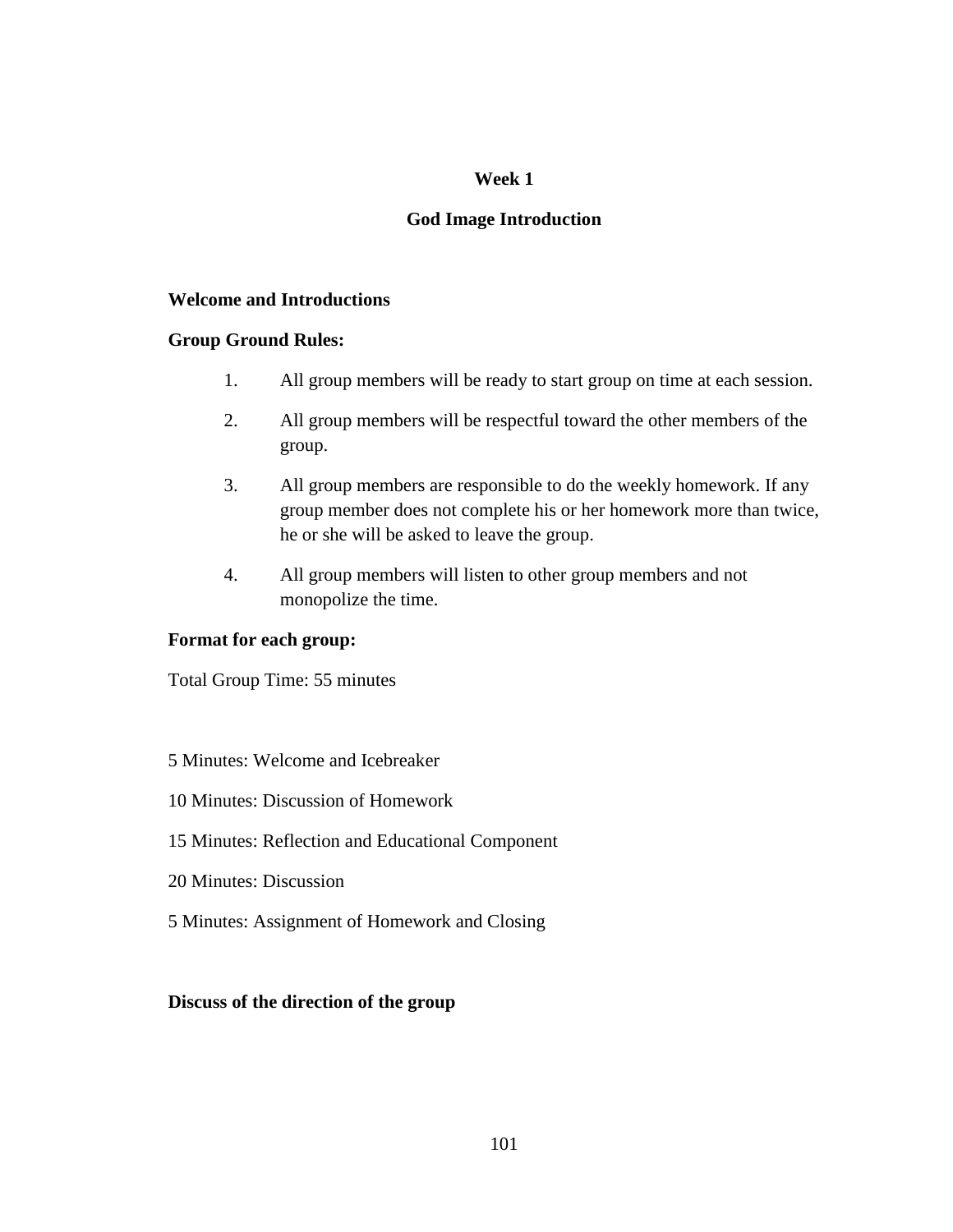## Week 1

## God Image Introduction

**Welcome and Introductions**

**Group Ground Rules:**

1. All group members will be ready to start group on time at each session.
2. All group members will be respectful toward the other members of the group.
3. All group members are responsible to do the weekly homework. If any group member does not complete his or her homework more than twice, he or she will be asked to leave the group.
4. All group members will listen to other group members and not monopolize the time.

**Format for each group:**

Total Group Time: 55 minutes

5 Minutes: Welcome and Icebreaker

10 Minutes: Discussion of Homework

15 Minutes: Reflection and Educational Component

20 Minutes: Discussion

5 Minutes: Assignment of Homework and Closing

**Discuss of the direction of the group**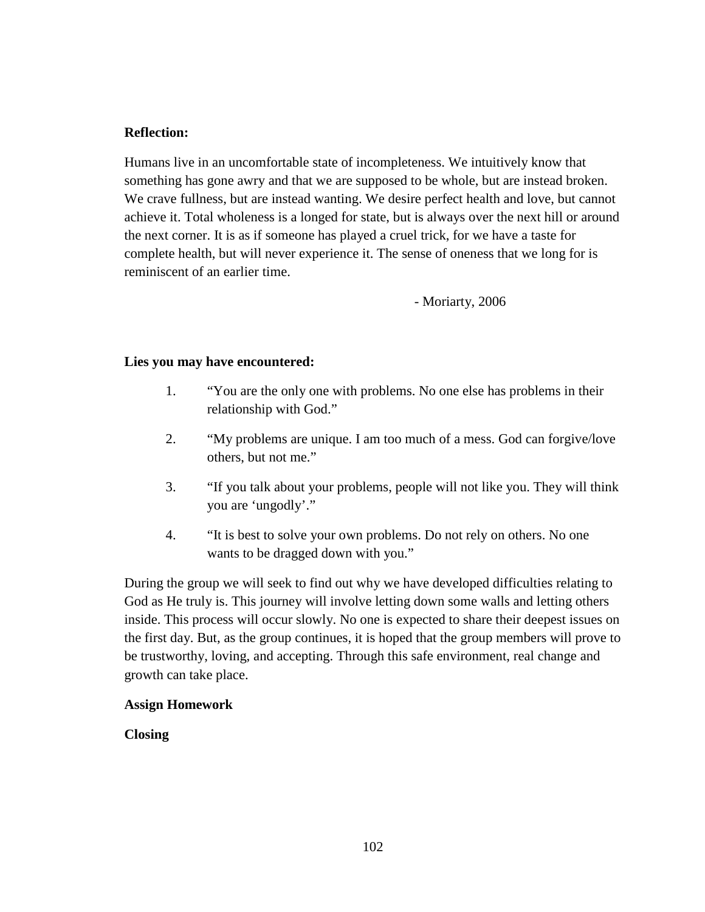**Reflection:**

Humans live in an uncomfortable state of incompleteness. We intuitively know that something has gone awry and that we are supposed to be whole, but are instead broken. We crave fullness, but are instead wanting. We desire perfect health and love, but cannot achieve it. Total wholeness is a longed for state, but is always over the next hill or around the next corner. It is as if someone has played a cruel trick, for we have a taste for complete health, but will never experience it. The sense of oneness that we long for is reminiscent of an earlier time.

- Moriarty, 2006

**Lies you may have encountered:**

1. "You are the only one with problems. No one else has problems in their relationship with God."
2. "My problems are unique. I am too much of a mess. God can forgive/love others, but not me."
3. "If you talk about your problems, people will not like you. They will think you are 'ungodly'."
4. "It is best to solve your own problems. Do not rely on others. No one wants to be dragged down with you."

During the group we will seek to find out why we have developed difficulties relating to God as He truly is. This journey will involve letting down some walls and letting others inside. This process will occur slowly. No one is expected to share their deepest issues on the first day. But, as the group continues, it is hoped that the group members will prove to be trustworthy, loving, and accepting. Through this safe environment, real change and growth can take place.

**Assign Homework**

**Closing**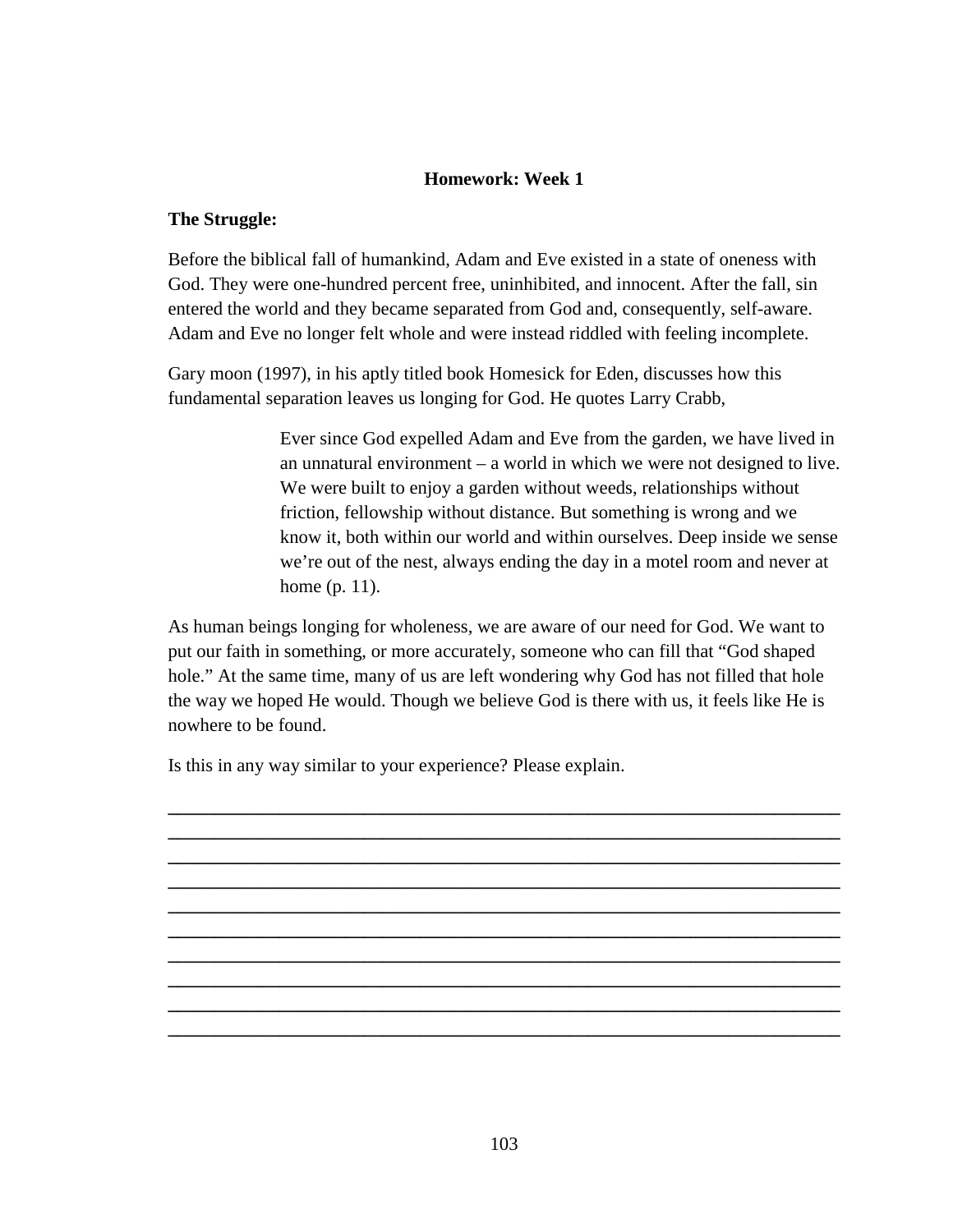**Homework: Week 1**

**The Struggle:**

Before the biblical fall of humankind, Adam and Eve existed in a state of oneness with God. They were one-hundred percent free, uninhibited, and innocent. After the fall, sin entered the world and they became separated from God and, consequently, self-aware. Adam and Eve no longer felt whole and were instead riddled with feeling incomplete.

Gary moon (1997), in his aptly titled book Homesick for Eden, discusses how this fundamental separation leaves us longing for God. He quotes Larry Crabb,

> Ever since God expelled Adam and Eve from the garden, we have lived in an unnatural environment – a world in which we were not designed to live. We were built to enjoy a garden without weeds, relationships without friction, fellowship without distance. But something is wrong and we know it, both within our world and within ourselves. Deep inside we sense we're out of the nest, always ending the day in a motel room and never at home (p. 11).

As human beings longing for wholeness, we are aware of our need for God. We want to put our faith in something, or more accurately, someone who can fill that "God shaped hole." At the same time, many of us are left wondering why God has not filled that hole the way we hoped He would. Though we believe God is there with us, it feels like He is nowhere to be found.

Is this in any way similar to your experience? Please explain.

\_\_\_\_\_\_\_\_\_\_\_\_\_\_\_\_\_\_\_\_\_\_\_\_\_\_\_\_\_\_\_\_\_\_\_\_\_\_\_\_\_\_\_\_\_\_\_\_\_\_\_\_\_\_\_\_\_\_\_\_\_\_\_\_\_\_\_\_
\_\_\_\_\_\_\_\_\_\_\_\_\_\_\_\_\_\_\_\_\_\_\_\_\_\_\_\_\_\_\_\_\_\_\_\_\_\_\_\_\_\_\_\_\_\_\_\_\_\_\_\_\_\_\_\_\_\_\_\_\_\_\_\_\_\_\_\_
\_\_\_\_\_\_\_\_\_\_\_\_\_\_\_\_\_\_\_\_\_\_\_\_\_\_\_\_\_\_\_\_\_\_\_\_\_\_\_\_\_\_\_\_\_\_\_\_\_\_\_\_\_\_\_\_\_\_\_\_\_\_\_\_\_\_\_\_
\_\_\_\_\_\_\_\_\_\_\_\_\_\_\_\_\_\_\_\_\_\_\_\_\_\_\_\_\_\_\_\_\_\_\_\_\_\_\_\_\_\_\_\_\_\_\_\_\_\_\_\_\_\_\_\_\_\_\_\_\_\_\_\_\_\_\_\_
\_\_\_\_\_\_\_\_\_\_\_\_\_\_\_\_\_\_\_\_\_\_\_\_\_\_\_\_\_\_\_\_\_\_\_\_\_\_\_\_\_\_\_\_\_\_\_\_\_\_\_\_\_\_\_\_\_\_\_\_\_\_\_\_\_\_\_\_
\_\_\_\_\_\_\_\_\_\_\_\_\_\_\_\_\_\_\_\_\_\_\_\_\_\_\_\_\_\_\_\_\_\_\_\_\_\_\_\_\_\_\_\_\_\_\_\_\_\_\_\_\_\_\_\_\_\_\_\_\_\_\_\_\_\_\_\_
\_\_\_\_\_\_\_\_\_\_\_\_\_\_\_\_\_\_\_\_\_\_\_\_\_\_\_\_\_\_\_\_\_\_\_\_\_\_\_\_\_\_\_\_\_\_\_\_\_\_\_\_\_\_\_\_\_\_\_\_\_\_\_\_\_\_\_\_
\_\_\_\_\_\_\_\_\_\_\_\_\_\_\_\_\_\_\_\_\_\_\_\_\_\_\_\_\_\_\_\_\_\_\_\_\_\_\_\_\_\_\_\_\_\_\_\_\_\_\_\_\_\_\_\_\_\_\_\_\_\_\_\_\_\_\_\_
\_\_\_\_\_\_\_\_\_\_\_\_\_\_\_\_\_\_\_\_\_\_\_\_\_\_\_\_\_\_\_\_\_\_\_\_\_\_\_\_\_\_\_\_\_\_\_\_\_\_\_\_\_\_\_\_\_\_\_\_\_\_\_\_\_\_\_\_
\_\_\_\_\_\_\_\_\_\_\_\_\_\_\_\_\_\_\_\_\_\_\_\_\_\_\_\_\_\_\_\_\_\_\_\_\_\_\_\_\_\_\_\_\_\_\_\_\_\_\_\_\_\_\_\_\_\_\_\_\_\_\_\_\_\_\_\_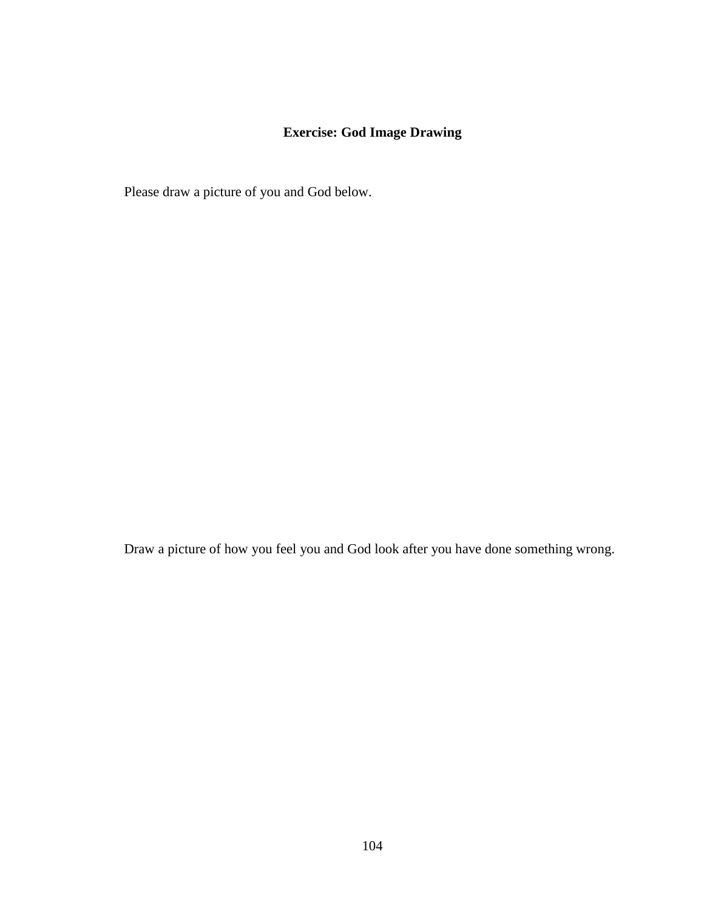**Exercise: God Image Drawing**

Please draw a picture of you and God below.

Draw a picture of how you feel you and God look after you have done something wrong.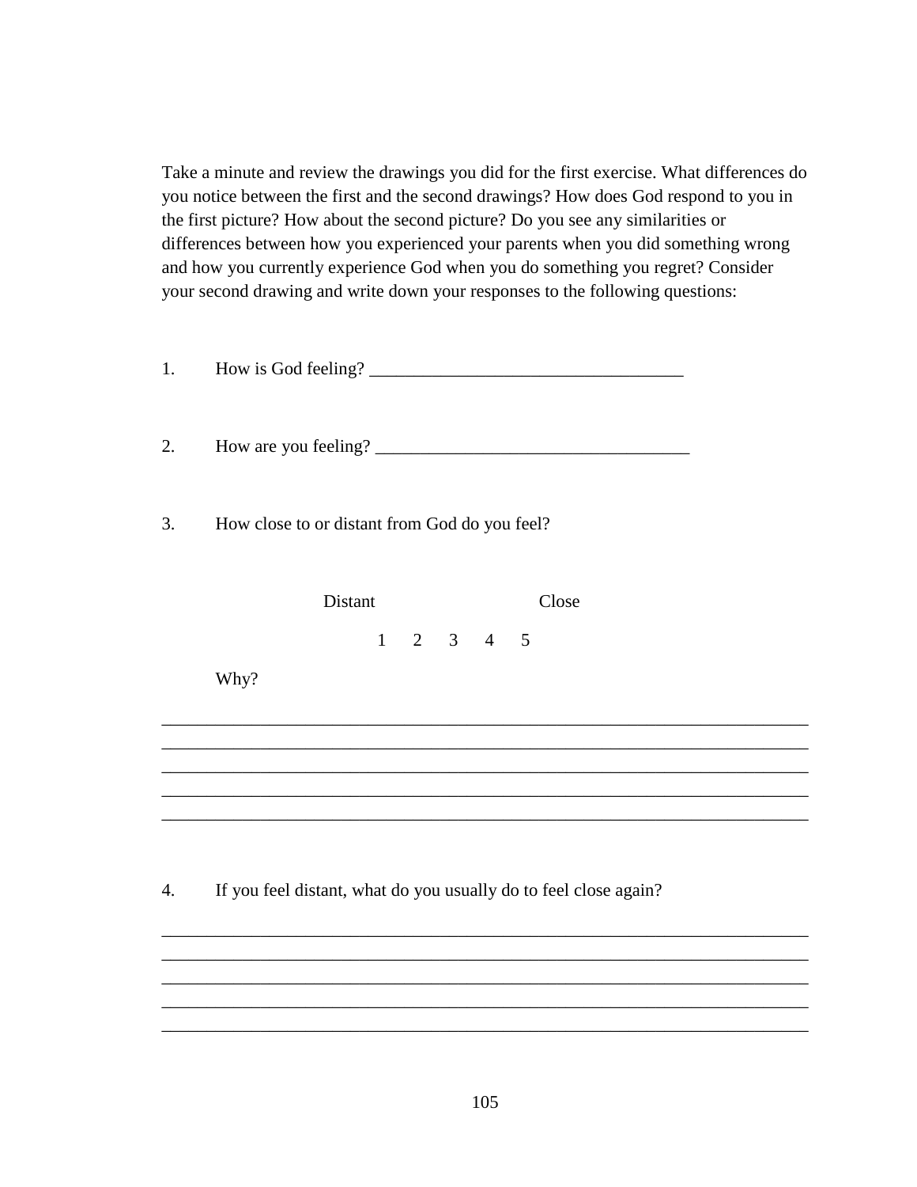Take a minute and review the drawings you did for the first exercise. What differences do you notice between the first and the second drawings? How does God respond to you in the first picture? How about the second picture? Do you see any similarities or differences between how you experienced your parents when you did something wrong and how you currently experience God when you do something you regret? Consider your second drawing and write down your responses to the following questions:

1. How is God feeling? ___________________________________

2. How are you feeling? ___________________________________

3. How close to or distant from God do you feel?

Distant                    Close

1   2   3   4   5

Why?

_________________________________________________________________________
_________________________________________________________________________
_________________________________________________________________________
_________________________________________________________________________
_________________________________________________________________________

4. If you feel distant, what do you usually do to feel close again?

_________________________________________________________________________
_________________________________________________________________________
_________________________________________________________________________
_________________________________________________________________________
_________________________________________________________________________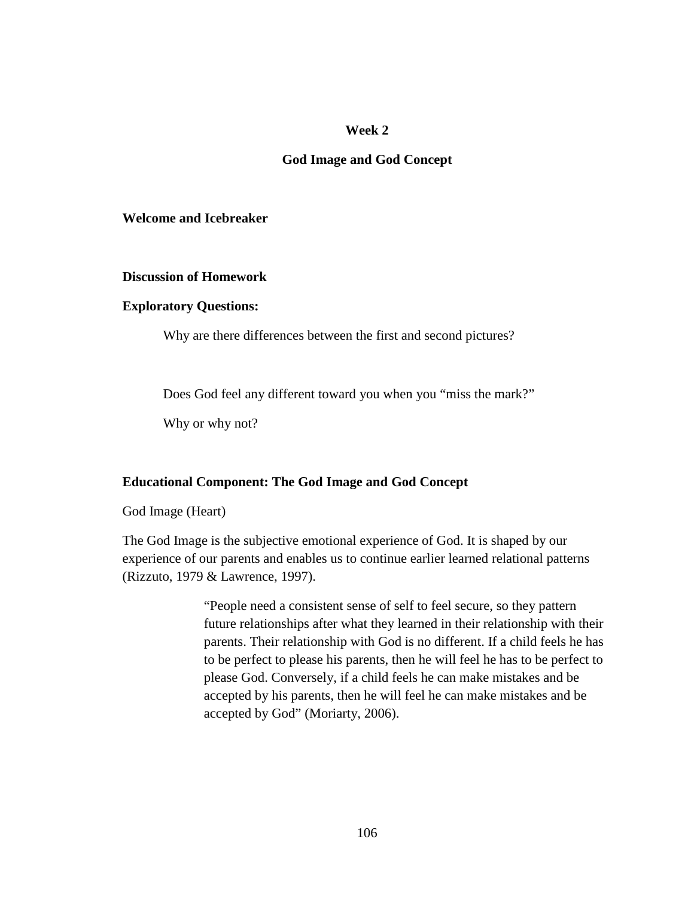## Week 2

## God Image and God Concept

**Welcome and Icebreaker**

**Discussion of Homework**

**Exploratory Questions:**

Why are there differences between the first and second pictures?

Does God feel any different toward you when you "miss the mark?"

Why or why not?

**Educational Component: The God Image and God Concept**

God Image (Heart)

The God Image is the subjective emotional experience of God. It is shaped by our experience of our parents and enables us to continue earlier learned relational patterns (Rizzuto, 1979 & Lawrence, 1997).

> "People need a consistent sense of self to feel secure, so they pattern future relationships after what they learned in their relationship with their parents. Their relationship with God is no different. If a child feels he has to be perfect to please his parents, then he will feel he has to be perfect to please God. Conversely, if a child feels he can make mistakes and be accepted by his parents, then he will feel he can make mistakes and be accepted by God" (Moriarty, 2006).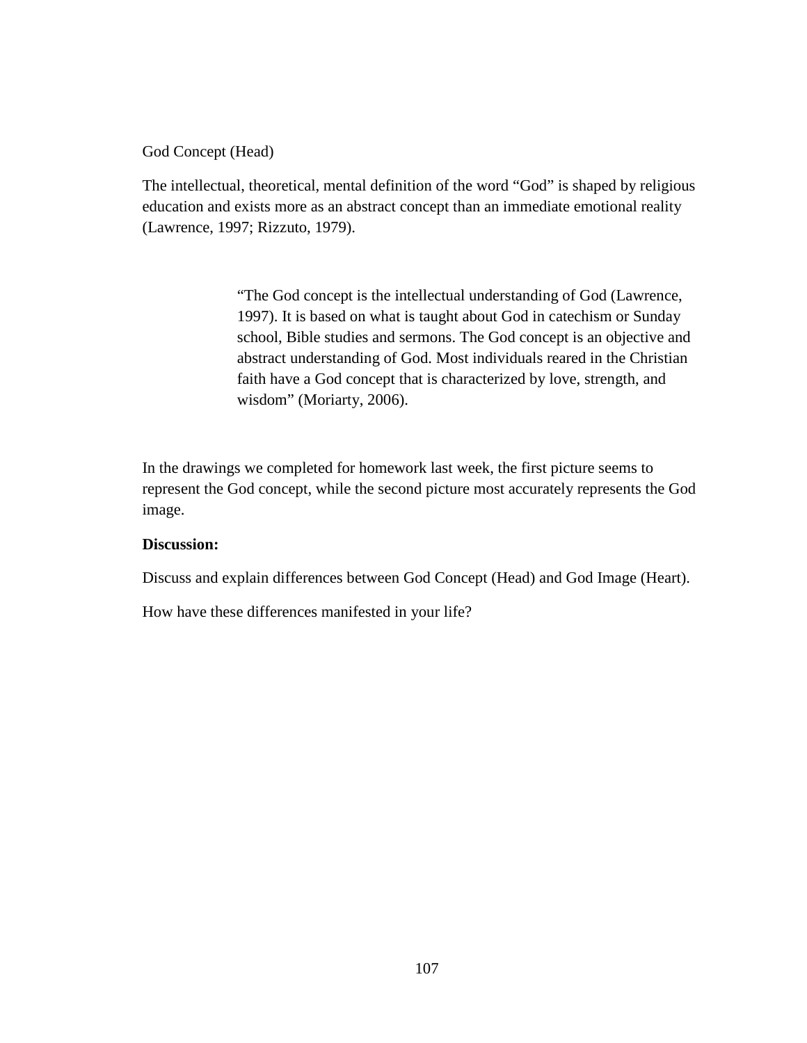God Concept (Head)

The intellectual, theoretical, mental definition of the word "God" is shaped by religious education and exists more as an abstract concept than an immediate emotional reality (Lawrence, 1997; Rizzuto, 1979).

> "The God concept is the intellectual understanding of God (Lawrence, 1997). It is based on what is taught about God in catechism or Sunday school, Bible studies and sermons. The God concept is an objective and abstract understanding of God. Most individuals reared in the Christian faith have a God concept that is characterized by love, strength, and wisdom" (Moriarty, 2006).

In the drawings we completed for homework last week, the first picture seems to represent the God concept, while the second picture most accurately represents the God image.

**Discussion:**

Discuss and explain differences between God Concept (Head) and God Image (Heart).

How have these differences manifested in your life?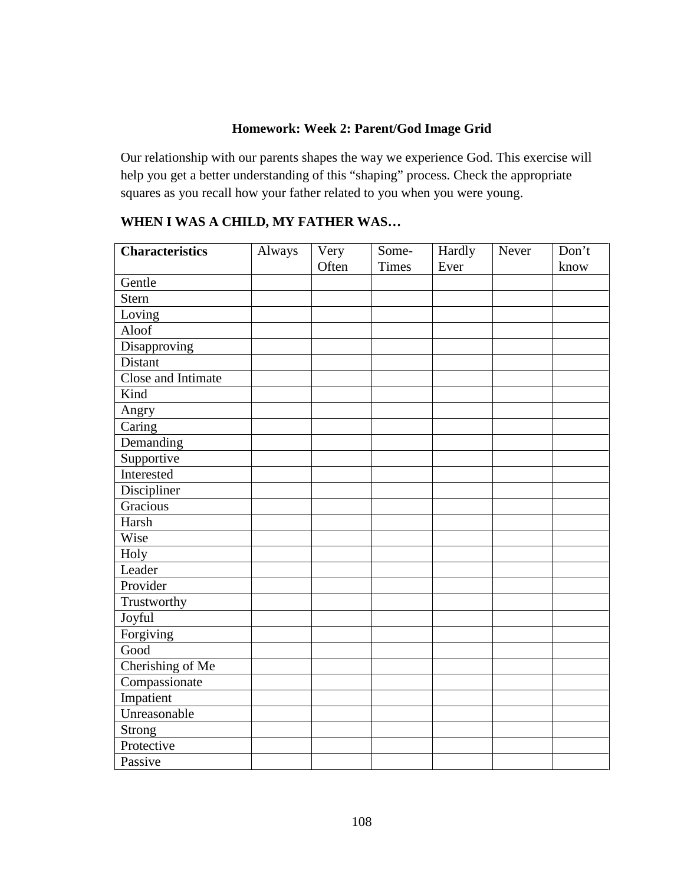**Homework: Week 2: Parent/God Image Grid**

Our relationship with our parents shapes the way we experience God. This exercise will help you get a better understanding of this "shaping" process. Check the appropriate squares as you recall how your father related to you when you were young.

**WHEN I WAS A CHILD, MY FATHER WAS…**

| **Characteristics** | Always | Very Often | Some-Times | Hardly Ever | Never | Don't know |
|---|---|---|---|---|---|---|
| Gentle | | | | | | |
| Stern | | | | | | |
| Loving | | | | | | |
| Aloof | | | | | | |
| Disapproving | | | | | | |
| Distant | | | | | | |
| Close and Intimate | | | | | | |
| Kind | | | | | | |
| Angry | | | | | | |
| Caring | | | | | | |
| Demanding | | | | | | |
| Supportive | | | | | | |
| Interested | | | | | | |
| Discipliner | | | | | | |
| Gracious | | | | | | |
| Harsh | | | | | | |
| Wise | | | | | | |
| Holy | | | | | | |
| Leader | | | | | | |
| Provider | | | | | | |
| Trustworthy | | | | | | |
| Joyful | | | | | | |
| Forgiving | | | | | | |
| Good | | | | | | |
| Cherishing of Me | | | | | | |
| Compassionate | | | | | | |
| Impatient | | | | | | |
| Unreasonable | | | | | | |
| Strong | | | | | | |
| Protective | | | | | | |
| Passive | | | | | | |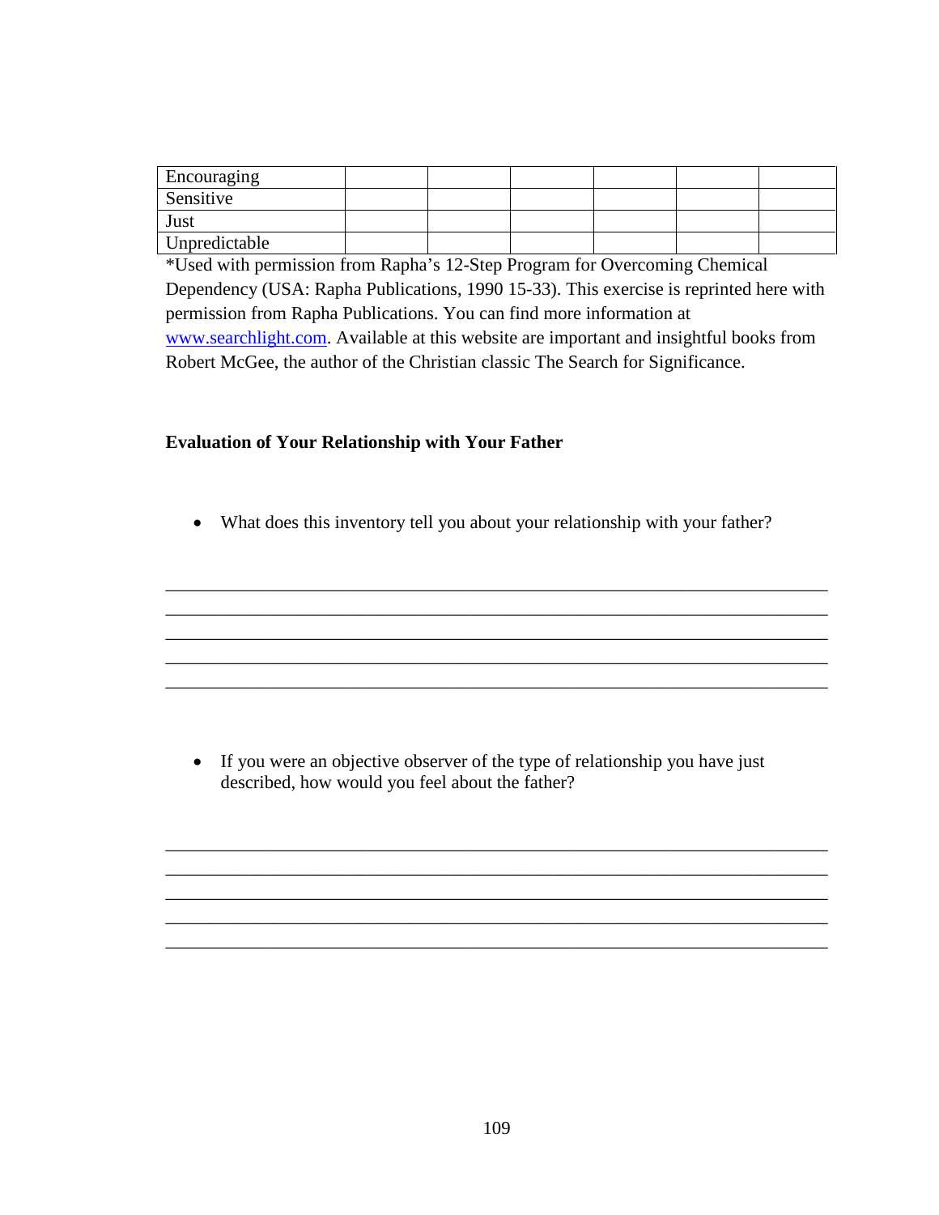| Encouraging | | | | | | |
|---|---|---|---|---|---|---|
| Sensitive | | | | | | |
| Just | | | | | | |
| Unpredictable | | | | | | |

*Used with permission from Rapha's 12-Step Program for Overcoming Chemical Dependency (USA: Rapha Publications, 1990 15-33). This exercise is reprinted here with permission from Rapha Publications. You can find more information at www.searchlight.com. Available at this website are important and insightful books from Robert McGee, the author of the Christian classic The Search for Significance.

**Evaluation of Your Relationship with Your Father**

- What does this inventory tell you about your relationship with your father?

\_\_\_\_\_\_\_\_\_\_\_\_\_\_\_\_\_\_\_\_\_\_\_\_\_\_\_\_\_\_\_\_\_\_\_\_\_\_\_\_\_\_\_\_\_\_\_\_\_\_\_\_\_\_\_\_\_\_\_\_\_\_\_\_\_\_\_\_\_\_
\_\_\_\_\_\_\_\_\_\_\_\_\_\_\_\_\_\_\_\_\_\_\_\_\_\_\_\_\_\_\_\_\_\_\_\_\_\_\_\_\_\_\_\_\_\_\_\_\_\_\_\_\_\_\_\_\_\_\_\_\_\_\_\_\_\_\_\_\_\_
\_\_\_\_\_\_\_\_\_\_\_\_\_\_\_\_\_\_\_\_\_\_\_\_\_\_\_\_\_\_\_\_\_\_\_\_\_\_\_\_\_\_\_\_\_\_\_\_\_\_\_\_\_\_\_\_\_\_\_\_\_\_\_\_\_\_\_\_\_\_
\_\_\_\_\_\_\_\_\_\_\_\_\_\_\_\_\_\_\_\_\_\_\_\_\_\_\_\_\_\_\_\_\_\_\_\_\_\_\_\_\_\_\_\_\_\_\_\_\_\_\_\_\_\_\_\_\_\_\_\_\_\_\_\_\_\_\_\_\_\_
\_\_\_\_\_\_\_\_\_\_\_\_\_\_\_\_\_\_\_\_\_\_\_\_\_\_\_\_\_\_\_\_\_\_\_\_\_\_\_\_\_\_\_\_\_\_\_\_\_\_\_\_\_\_\_\_\_\_\_\_\_\_\_\_\_\_\_\_\_\_

- If you were an objective observer of the type of relationship you have just described, how would you feel about the father?

\_\_\_\_\_\_\_\_\_\_\_\_\_\_\_\_\_\_\_\_\_\_\_\_\_\_\_\_\_\_\_\_\_\_\_\_\_\_\_\_\_\_\_\_\_\_\_\_\_\_\_\_\_\_\_\_\_\_\_\_\_\_\_\_\_\_\_\_\_\_
\_\_\_\_\_\_\_\_\_\_\_\_\_\_\_\_\_\_\_\_\_\_\_\_\_\_\_\_\_\_\_\_\_\_\_\_\_\_\_\_\_\_\_\_\_\_\_\_\_\_\_\_\_\_\_\_\_\_\_\_\_\_\_\_\_\_\_\_\_\_
\_\_\_\_\_\_\_\_\_\_\_\_\_\_\_\_\_\_\_\_\_\_\_\_\_\_\_\_\_\_\_\_\_\_\_\_\_\_\_\_\_\_\_\_\_\_\_\_\_\_\_\_\_\_\_\_\_\_\_\_\_\_\_\_\_\_\_\_\_\_
\_\_\_\_\_\_\_\_\_\_\_\_\_\_\_\_\_\_\_\_\_\_\_\_\_\_\_\_\_\_\_\_\_\_\_\_\_\_\_\_\_\_\_\_\_\_\_\_\_\_\_\_\_\_\_\_\_\_\_\_\_\_\_\_\_\_\_\_\_\_
\_\_\_\_\_\_\_\_\_\_\_\_\_\_\_\_\_\_\_\_\_\_\_\_\_\_\_\_\_\_\_\_\_\_\_\_\_\_\_\_\_\_\_\_\_\_\_\_\_\_\_\_\_\_\_\_\_\_\_\_\_\_\_\_\_\_\_\_\_\_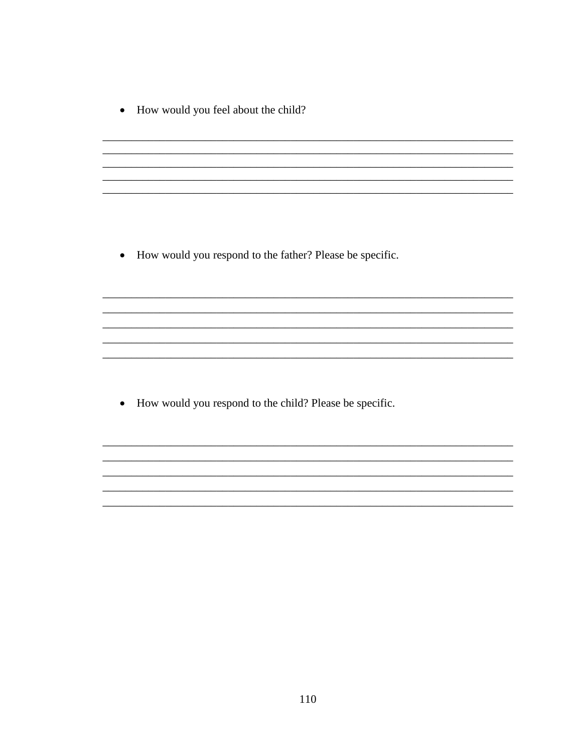- How would you feel about the child?

_____________________________________________________________________________
_____________________________________________________________________________
_____________________________________________________________________________
_____________________________________________________________________________
_____________________________________________________________________________

- How would you respond to the father? Please be specific.

_____________________________________________________________________________
_____________________________________________________________________________
_____________________________________________________________________________
_____________________________________________________________________________
_____________________________________________________________________________

- How would you respond to the child? Please be specific.

_____________________________________________________________________________
_____________________________________________________________________________
_____________________________________________________________________________
_____________________________________________________________________________
_____________________________________________________________________________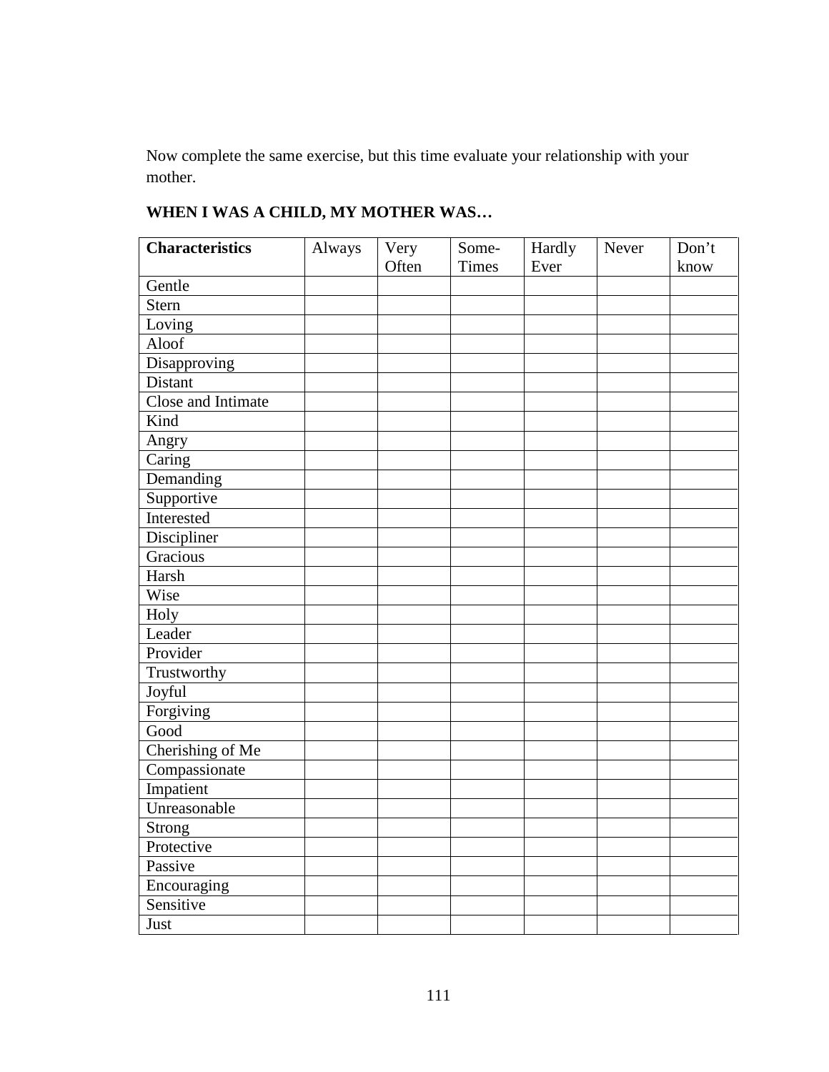Now complete the same exercise, but this time evaluate your relationship with your mother.

**WHEN I WAS A CHILD, MY MOTHER WAS…**

| **Characteristics** | Always | Very Often | Some-Times | Hardly Ever | Never | Don't know |
|---|---|---|---|---|---|---|
| Gentle | | | | | | |
| Stern | | | | | | |
| Loving | | | | | | |
| Aloof | | | | | | |
| Disapproving | | | | | | |
| Distant | | | | | | |
| Close and Intimate | | | | | | |
| Kind | | | | | | |
| Angry | | | | | | |
| Caring | | | | | | |
| Demanding | | | | | | |
| Supportive | | | | | | |
| Interested | | | | | | |
| Discipliner | | | | | | |
| Gracious | | | | | | |
| Harsh | | | | | | |
| Wise | | | | | | |
| Holy | | | | | | |
| Leader | | | | | | |
| Provider | | | | | | |
| Trustworthy | | | | | | |
| Joyful | | | | | | |
| Forgiving | | | | | | |
| Good | | | | | | |
| Cherishing of Me | | | | | | |
| Compassionate | | | | | | |
| Impatient | | | | | | |
| Unreasonable | | | | | | |
| Strong | | | | | | |
| Protective | | | | | | |
| Passive | | | | | | |
| Encouraging | | | | | | |
| Sensitive | | | | | | |
| Just | | | | | | |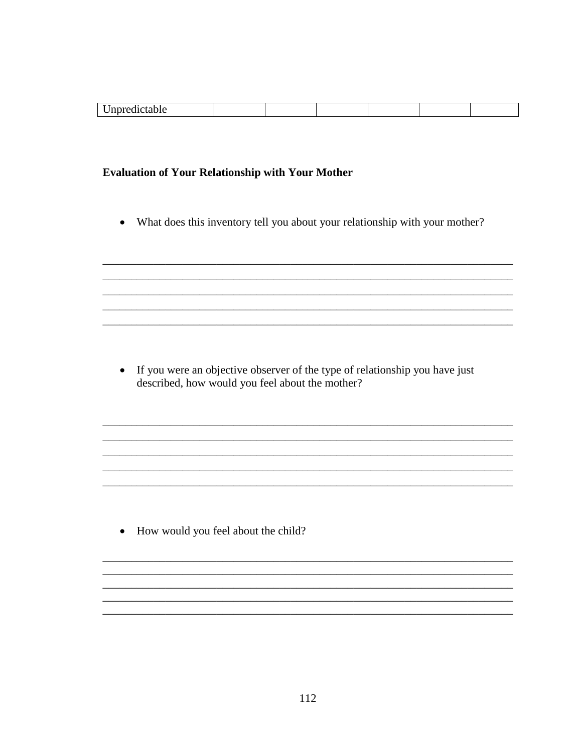| Unpredictable | | | | | | |
|---|---|---|---|---|---|---|

**Evaluation of Your Relationship with Your Mother**

- What does this inventory tell you about your relationship with your mother?

_______________________________________________________________________________
_______________________________________________________________________________
_______________________________________________________________________________
_______________________________________________________________________________
_______________________________________________________________________________

- If you were an objective observer of the type of relationship you have just described, how would you feel about the mother?

_______________________________________________________________________________
_______________________________________________________________________________
_______________________________________________________________________________
_______________________________________________________________________________
_______________________________________________________________________________

- How would you feel about the child?

_______________________________________________________________________________
_______________________________________________________________________________
_______________________________________________________________________________
_______________________________________________________________________________
_______________________________________________________________________________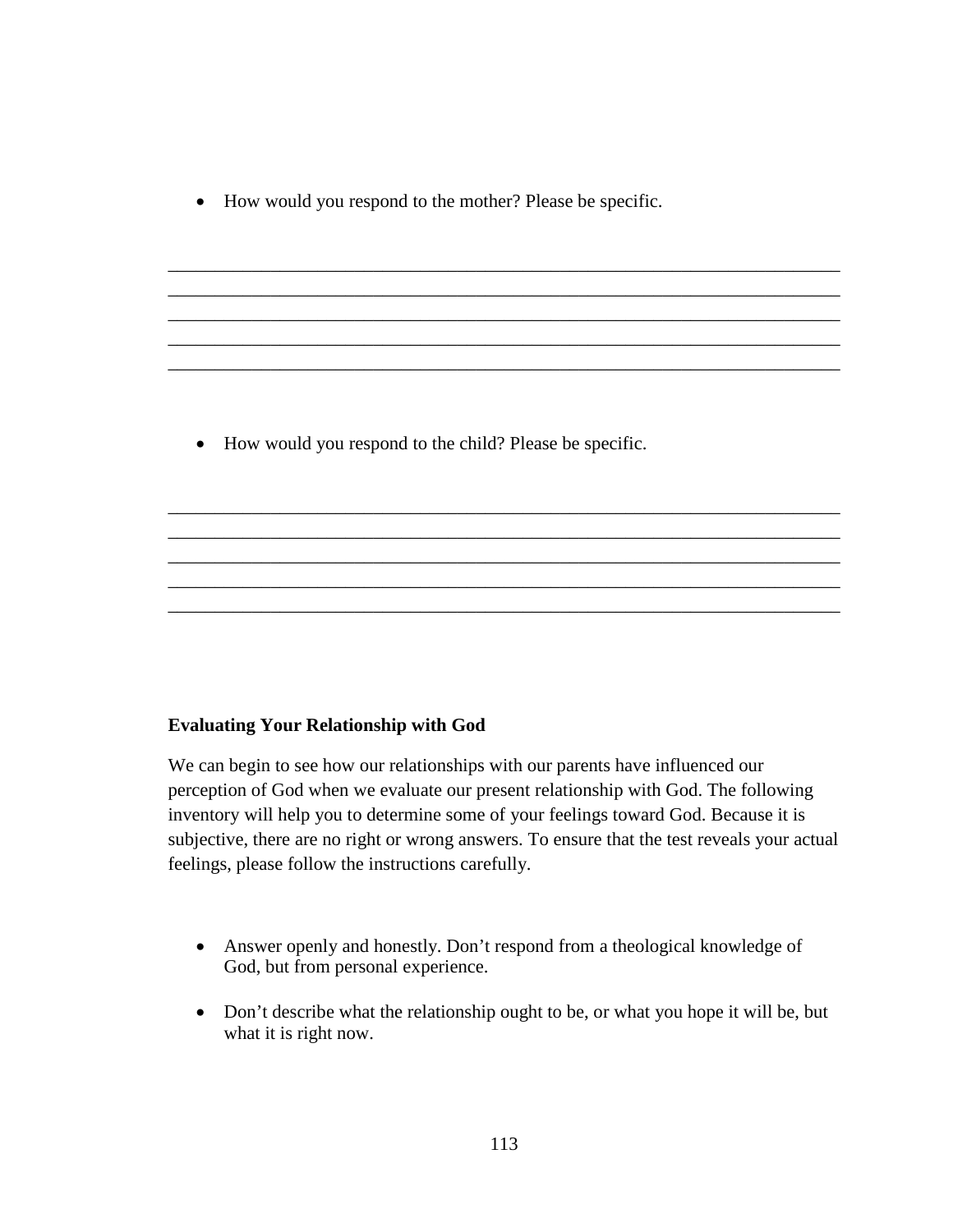- How would you respond to the mother? Please be specific.

_______________________________________________________________________
_______________________________________________________________________
_______________________________________________________________________
_______________________________________________________________________
_______________________________________________________________________

- How would you respond to the child? Please be specific.

_______________________________________________________________________
_______________________________________________________________________
_______________________________________________________________________
_______________________________________________________________________
_______________________________________________________________________

**Evaluating Your Relationship with God**

We can begin to see how our relationships with our parents have influenced our perception of God when we evaluate our present relationship with God. The following inventory will help you to determine some of your feelings toward God. Because it is subjective, there are no right or wrong answers. To ensure that the test reveals your actual feelings, please follow the instructions carefully.

- Answer openly and honestly. Don't respond from a theological knowledge of God, but from personal experience.

- Don't describe what the relationship ought to be, or what you hope it will be, but what it is right now.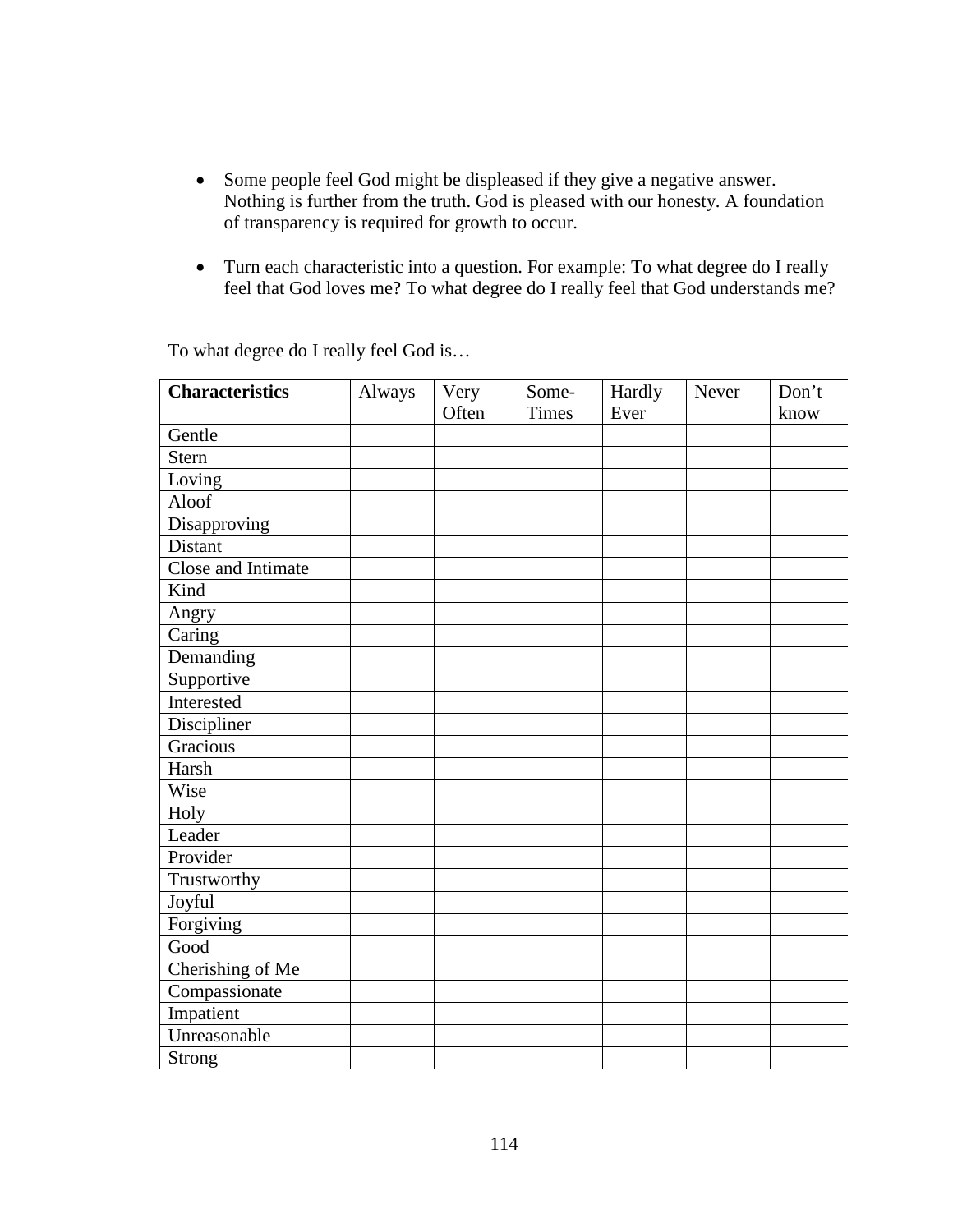- Some people feel God might be displeased if they give a negative answer. Nothing is further from the truth. God is pleased with our honesty. A foundation of transparency is required for growth to occur.

- Turn each characteristic into a question. For example: To what degree do I really feel that God loves me? To what degree do I really feel that God understands me?

To what degree do I really feel God is…

| **Characteristics** | Always | Very Often | Some-Times | Hardly Ever | Never | Don't know |
|---|---|---|---|---|---|---|
| Gentle | | | | | | |
| Stern | | | | | | |
| Loving | | | | | | |
| Aloof | | | | | | |
| Disapproving | | | | | | |
| Distant | | | | | | |
| Close and Intimate | | | | | | |
| Kind | | | | | | |
| Angry | | | | | | |
| Caring | | | | | | |
| Demanding | | | | | | |
| Supportive | | | | | | |
| Interested | | | | | | |
| Discipliner | | | | | | |
| Gracious | | | | | | |
| Harsh | | | | | | |
| Wise | | | | | | |
| Holy | | | | | | |
| Leader | | | | | | |
| Provider | | | | | | |
| Trustworthy | | | | | | |
| Joyful | | | | | | |
| Forgiving | | | | | | |
| Good | | | | | | |
| Cherishing of Me | | | | | | |
| Compassionate | | | | | | |
| Impatient | | | | | | |
| Unreasonable | | | | | | |
| Strong | | | | | | |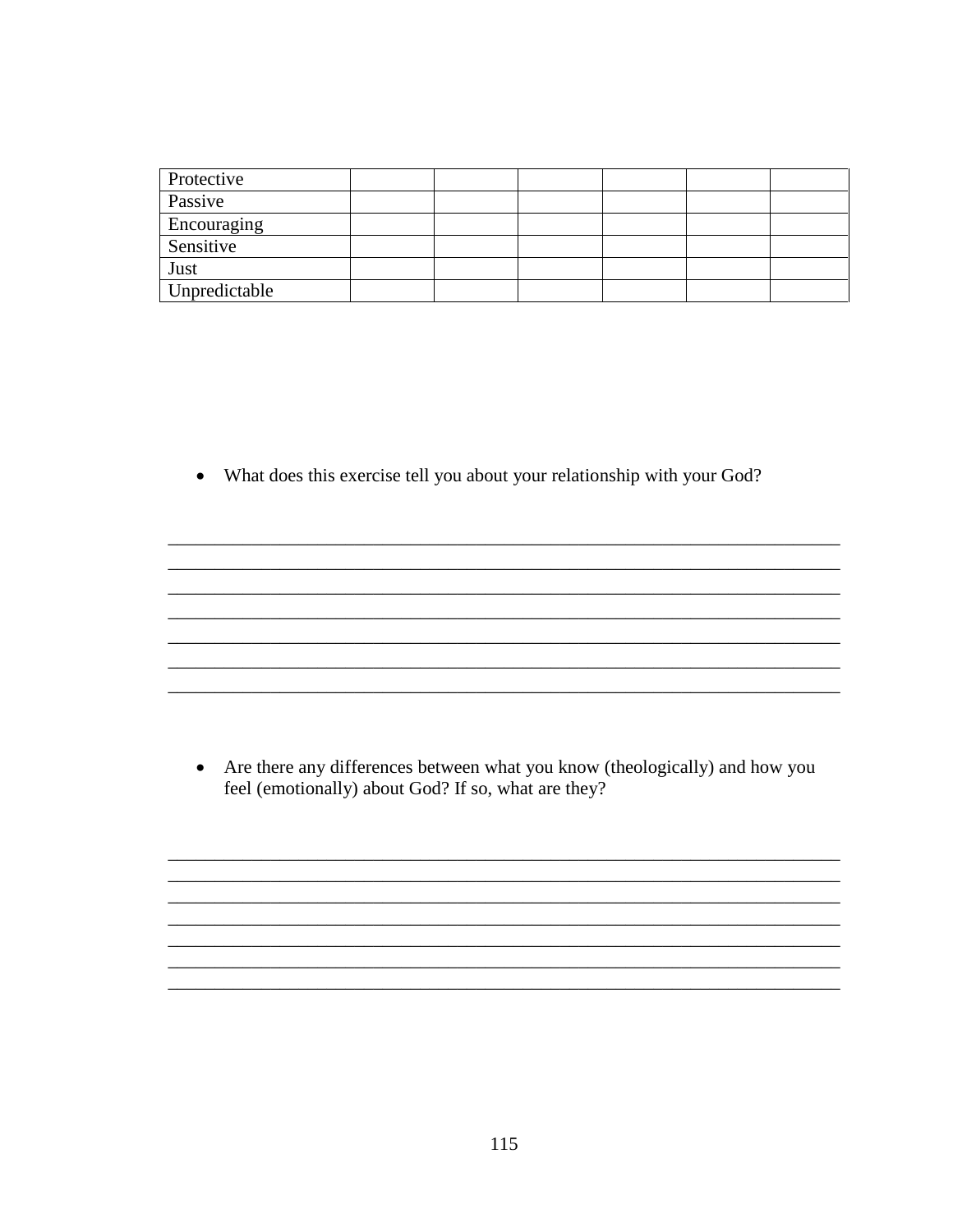| Protective | | | | | | |
| --- | --- | --- | --- | --- | --- | --- |
| Passive | | | | | | |
| Encouraging | | | | | | |
| Sensitive | | | | | | |
| Just | | | | | | |
| Unpredictable | | | | | | |

- What does this exercise tell you about your relationship with your God?

_____________________________________________________________________________
_____________________________________________________________________________
_____________________________________________________________________________
_____________________________________________________________________________
_____________________________________________________________________________
_____________________________________________________________________________
_____________________________________________________________________________

- Are there any differences between what you know (theologically) and how you feel (emotionally) about God? If so, what are they?

_____________________________________________________________________________
_____________________________________________________________________________
_____________________________________________________________________________
_____________________________________________________________________________
_____________________________________________________________________________
_____________________________________________________________________________
_____________________________________________________________________________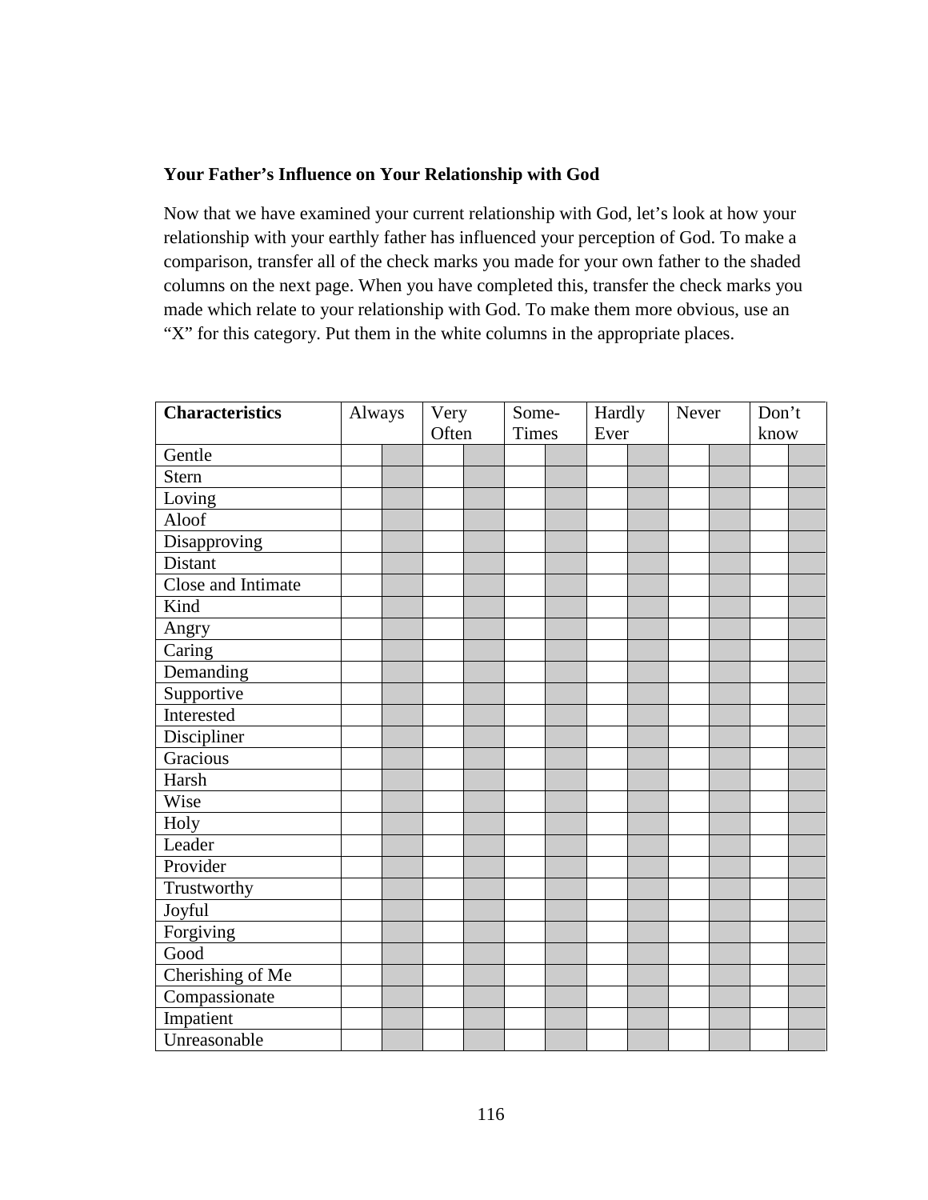**Your Father's Influence on Your Relationship with God**

Now that we have examined your current relationship with God, let's look at how your relationship with your earthly father has influenced your perception of God. To make a comparison, transfer all of the check marks you made for your own father to the shaded columns on the next page. When you have completed this, transfer the check marks you made which relate to your relationship with God. To make them more obvious, use an "X" for this category. Put them in the white columns in the appropriate places.

| Characteristics | Always | | Very Often | | Some-Times | | Hardly Ever | | Never | | Don't know | |
|---|---|---|---|---|---|---|---|---|---|---|---|---|
| Gentle | | | | | | | | | | | | |
| Stern | | | | | | | | | | | | |
| Loving | | | | | | | | | | | | |
| Aloof | | | | | | | | | | | | |
| Disapproving | | | | | | | | | | | | |
| Distant | | | | | | | | | | | | |
| Close and Intimate | | | | | | | | | | | | |
| Kind | | | | | | | | | | | | |
| Angry | | | | | | | | | | | | |
| Caring | | | | | | | | | | | | |
| Demanding | | | | | | | | | | | | |
| Supportive | | | | | | | | | | | | |
| Interested | | | | | | | | | | | | |
| Discipliner | | | | | | | | | | | | |
| Gracious | | | | | | | | | | | | |
| Harsh | | | | | | | | | | | | |
| Wise | | | | | | | | | | | | |
| Holy | | | | | | | | | | | | |
| Leader | | | | | | | | | | | | |
| Provider | | | | | | | | | | | | |
| Trustworthy | | | | | | | | | | | | |
| Joyful | | | | | | | | | | | | |
| Forgiving | | | | | | | | | | | | |
| Good | | | | | | | | | | | | |
| Cherishing of Me | | | | | | | | | | | | |
| Compassionate | | | | | | | | | | | | |
| Impatient | | | | | | | | | | | | |
| Unreasonable | | | | | | | | | | | | |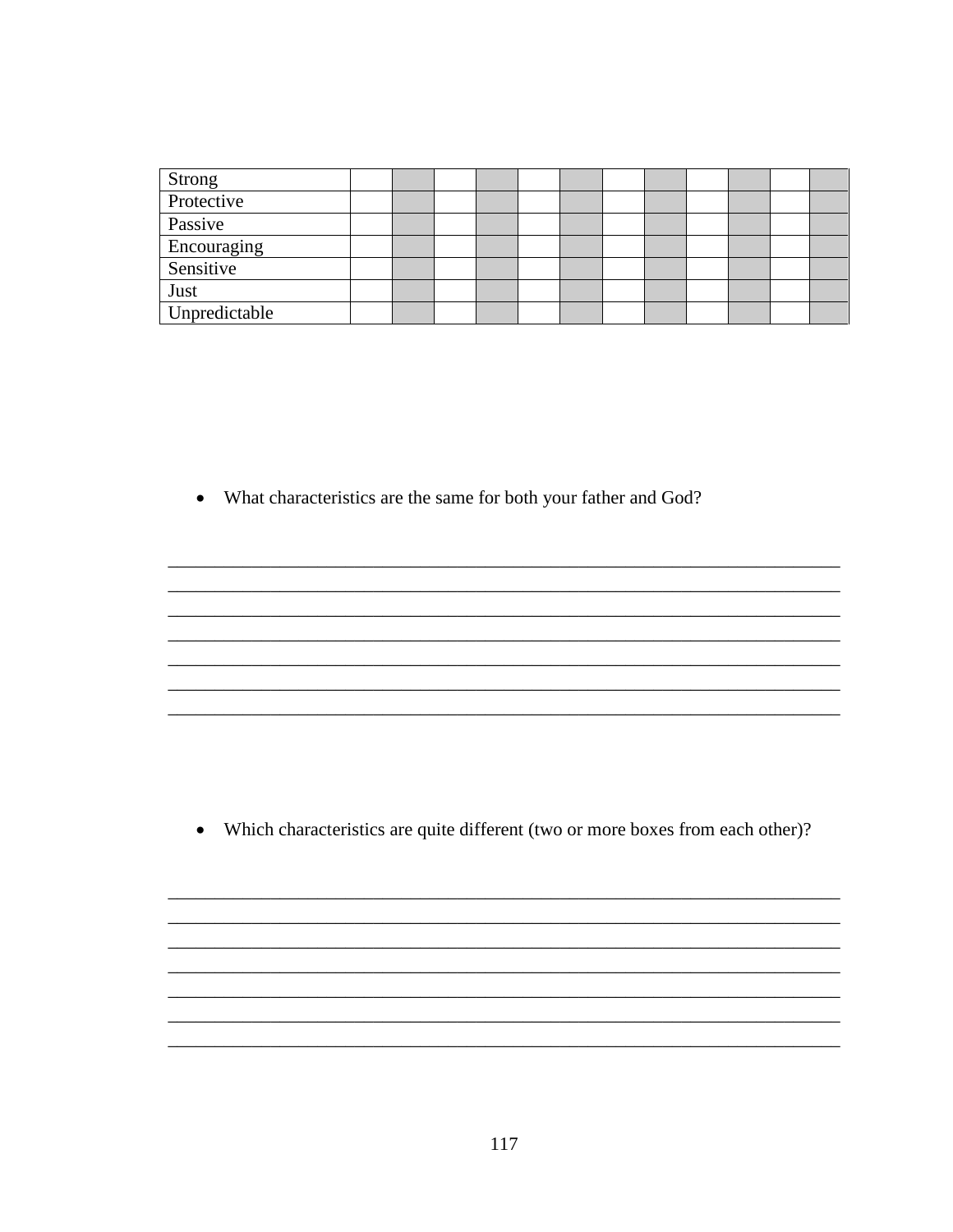| | | | | | | | | | | | | |
|---|---|---|---|---|---|---|---|---|---|---|---|---|
| Strong | | | | | | | | | | | | |
| Protective | | | | | | | | | | | | |
| Passive | | | | | | | | | | | | |
| Encouraging | | | | | | | | | | | | |
| Sensitive | | | | | | | | | | | | |
| Just | | | | | | | | | | | | |
| Unpredictable | | | | | | | | | | | | |

- What characteristics are the same for both your father and God?

_____________________________________________________________________________
_____________________________________________________________________________
_____________________________________________________________________________
_____________________________________________________________________________
_____________________________________________________________________________
_____________________________________________________________________________
_____________________________________________________________________________

- Which characteristics are quite different (two or more boxes from each other)?

_____________________________________________________________________________
_____________________________________________________________________________
_____________________________________________________________________________
_____________________________________________________________________________
_____________________________________________________________________________
_____________________________________________________________________________
_____________________________________________________________________________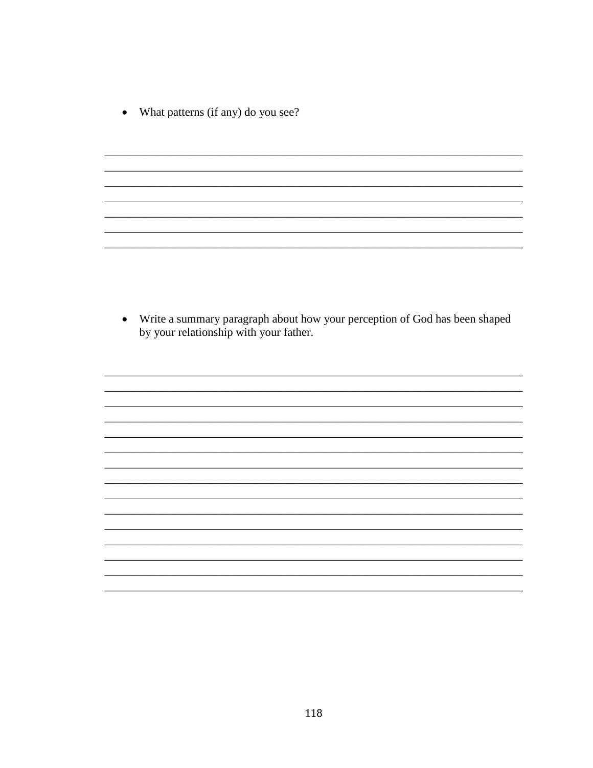- What patterns (if any) do you see?

________________________________________________________________________
________________________________________________________________________
________________________________________________________________________
________________________________________________________________________
________________________________________________________________________
________________________________________________________________________
________________________________________________________________________

- Write a summary paragraph about how your perception of God has been shaped by your relationship with your father.

________________________________________________________________________
________________________________________________________________________
________________________________________________________________________
________________________________________________________________________
________________________________________________________________________
________________________________________________________________________
________________________________________________________________________
________________________________________________________________________
________________________________________________________________________
________________________________________________________________________
________________________________________________________________________
________________________________________________________________________
________________________________________________________________________
________________________________________________________________________
________________________________________________________________________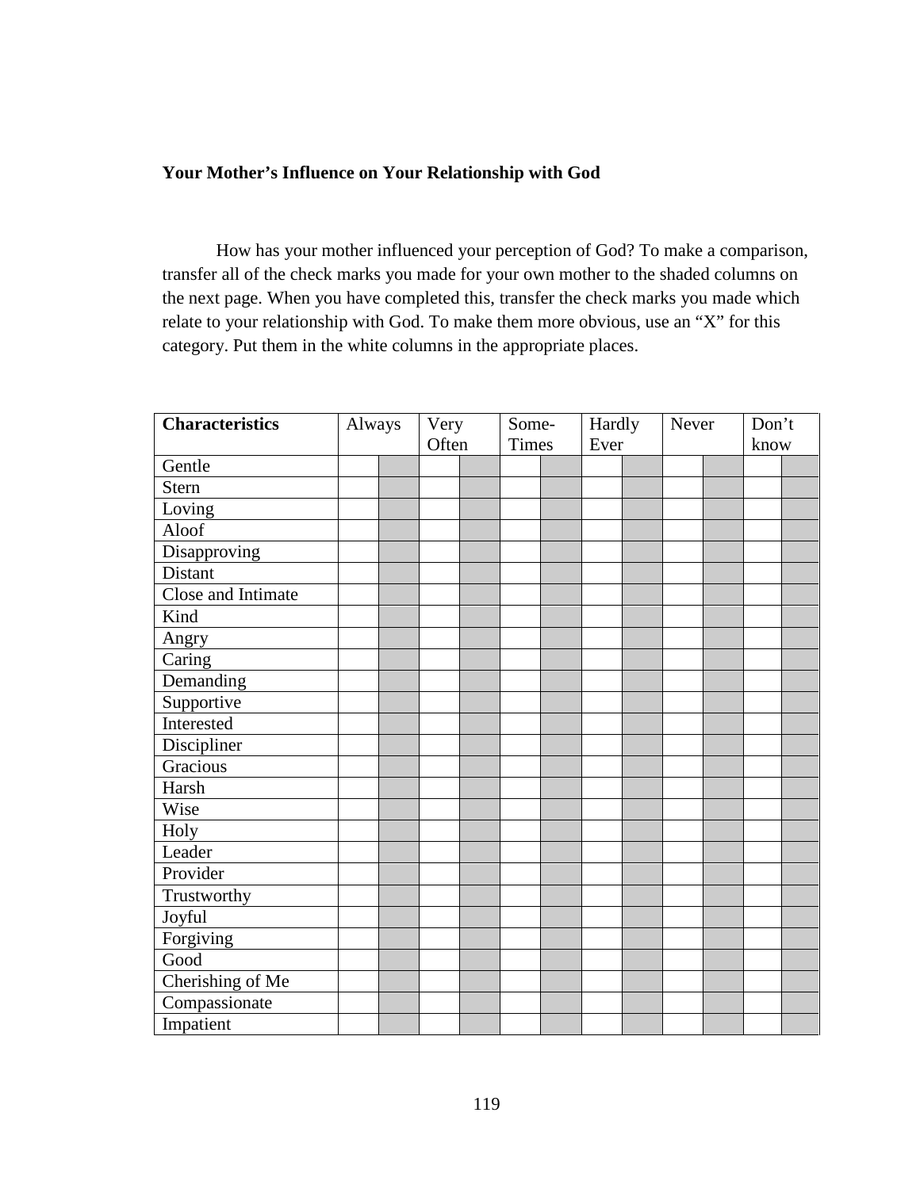**Your Mother's Influence on Your Relationship with God**

How has your mother influenced your perception of God? To make a comparison, transfer all of the check marks you made for your own mother to the shaded columns on the next page. When you have completed this, transfer the check marks you made which relate to your relationship with God. To make them more obvious, use an "X" for this category. Put them in the white columns in the appropriate places.

| Characteristics | Always | | Very Often | | Some-Times | | Hardly Ever | | Never | | Don't know | |
|---|---|---|---|---|---|---|---|---|---|---|---|---|
| Gentle | | | | | | | | | | | | |
| Stern | | | | | | | | | | | | |
| Loving | | | | | | | | | | | | |
| Aloof | | | | | | | | | | | | |
| Disapproving | | | | | | | | | | | | |
| Distant | | | | | | | | | | | | |
| Close and Intimate | | | | | | | | | | | | |
| Kind | | | | | | | | | | | | |
| Angry | | | | | | | | | | | | |
| Caring | | | | | | | | | | | | |
| Demanding | | | | | | | | | | | | |
| Supportive | | | | | | | | | | | | |
| Interested | | | | | | | | | | | | |
| Discipliner | | | | | | | | | | | | |
| Gracious | | | | | | | | | | | | |
| Harsh | | | | | | | | | | | | |
| Wise | | | | | | | | | | | | |
| Holy | | | | | | | | | | | | |
| Leader | | | | | | | | | | | | |
| Provider | | | | | | | | | | | | |
| Trustworthy | | | | | | | | | | | | |
| Joyful | | | | | | | | | | | | |
| Forgiving | | | | | | | | | | | | |
| Good | | | | | | | | | | | | |
| Cherishing of Me | | | | | | | | | | | | |
| Compassionate | | | | | | | | | | | | |
| Impatient | | | | | | | | | | | | |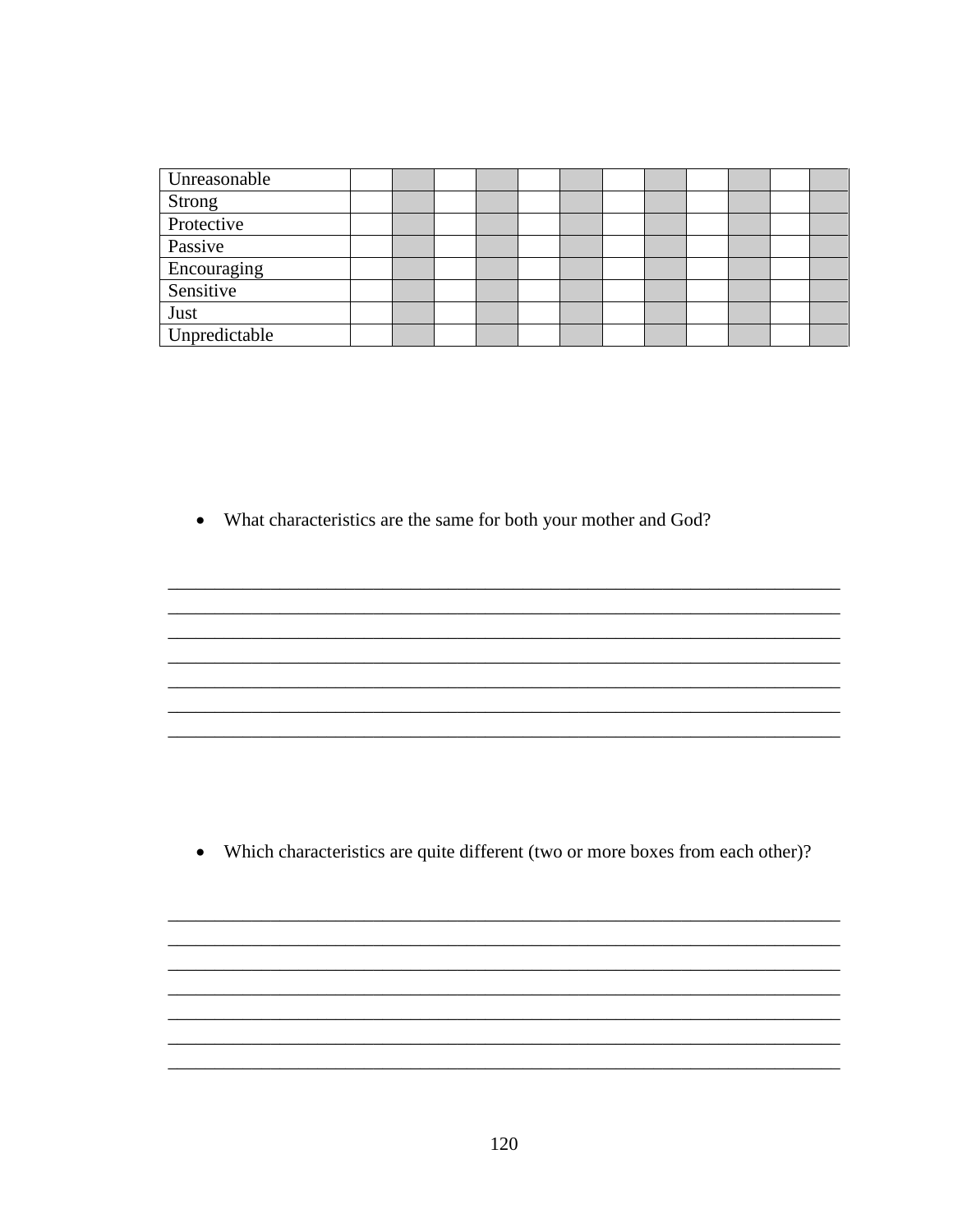| Unreasonable | | | | | | | | | | | | |
|---|---|---|---|---|---|---|---|---|---|---|---|---|
| Strong | | | | | | | | | | | | |
| Protective | | | | | | | | | | | | |
| Passive | | | | | | | | | | | | |
| Encouraging | | | | | | | | | | | | |
| Sensitive | | | | | | | | | | | | |
| Just | | | | | | | | | | | | |
| Unpredictable | | | | | | | | | | | | |

- What characteristics are the same for both your mother and God?

______________________________________________________________________________
______________________________________________________________________________
______________________________________________________________________________
______________________________________________________________________________
______________________________________________________________________________
______________________________________________________________________________
______________________________________________________________________________

- Which characteristics are quite different (two or more boxes from each other)?

______________________________________________________________________________
______________________________________________________________________________
______________________________________________________________________________
______________________________________________________________________________
______________________________________________________________________________
______________________________________________________________________________
______________________________________________________________________________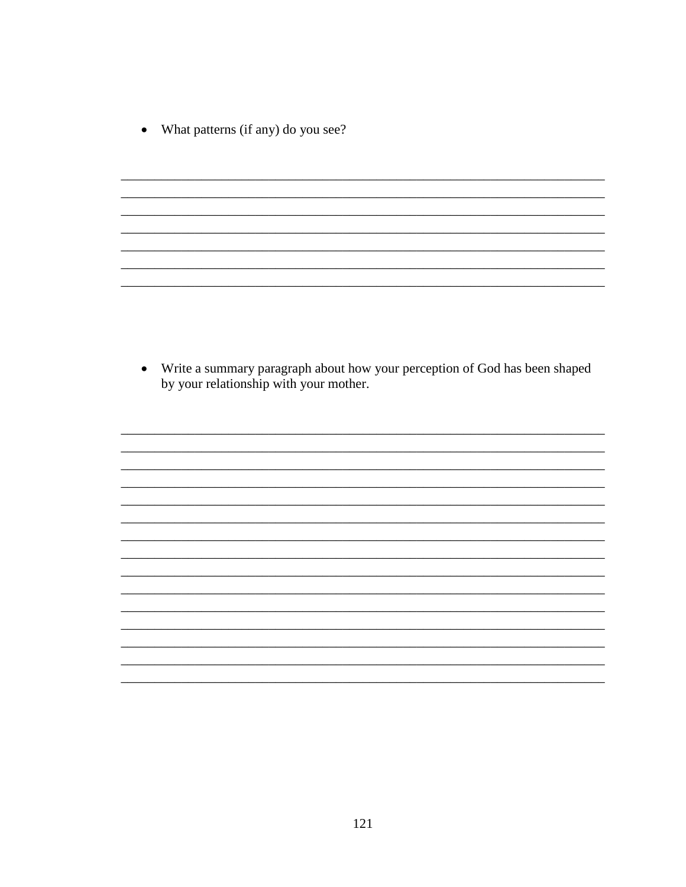- What patterns (if any) do you see?

______________________________________________________________________
______________________________________________________________________
______________________________________________________________________
______________________________________________________________________
______________________________________________________________________
______________________________________________________________________
______________________________________________________________________

- Write a summary paragraph about how your perception of God has been shaped by your relationship with your mother.

______________________________________________________________________
______________________________________________________________________
______________________________________________________________________
______________________________________________________________________
______________________________________________________________________
______________________________________________________________________
______________________________________________________________________
______________________________________________________________________
______________________________________________________________________
______________________________________________________________________
______________________________________________________________________
______________________________________________________________________
______________________________________________________________________
______________________________________________________________________
______________________________________________________________________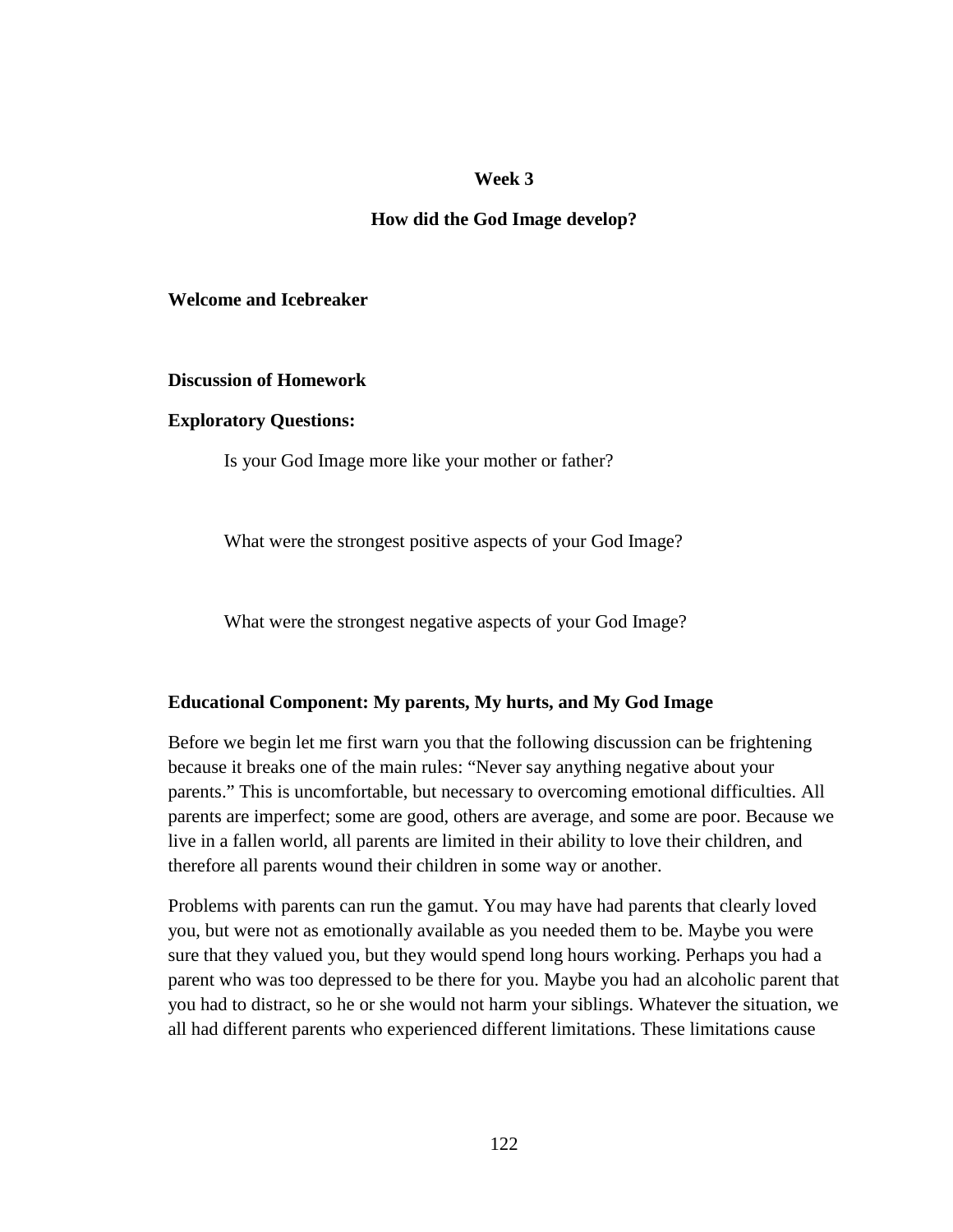## Week 3

## How did the God Image develop?

**Welcome and Icebreaker**

**Discussion of Homework**

**Exploratory Questions:**

Is your God Image more like your mother or father?

What were the strongest positive aspects of your God Image?

What were the strongest negative aspects of your God Image?

**Educational Component: My parents, My hurts, and My God Image**

Before we begin let me first warn you that the following discussion can be frightening because it breaks one of the main rules: "Never say anything negative about your parents." This is uncomfortable, but necessary to overcoming emotional difficulties. All parents are imperfect; some are good, others are average, and some are poor. Because we live in a fallen world, all parents are limited in their ability to love their children, and therefore all parents wound their children in some way or another.

Problems with parents can run the gamut. You may have had parents that clearly loved you, but were not as emotionally available as you needed them to be. Maybe you were sure that they valued you, but they would spend long hours working. Perhaps you had a parent who was too depressed to be there for you. Maybe you had an alcoholic parent that you had to distract, so he or she would not harm your siblings. Whatever the situation, we all had different parents who experienced different limitations. These limitations cause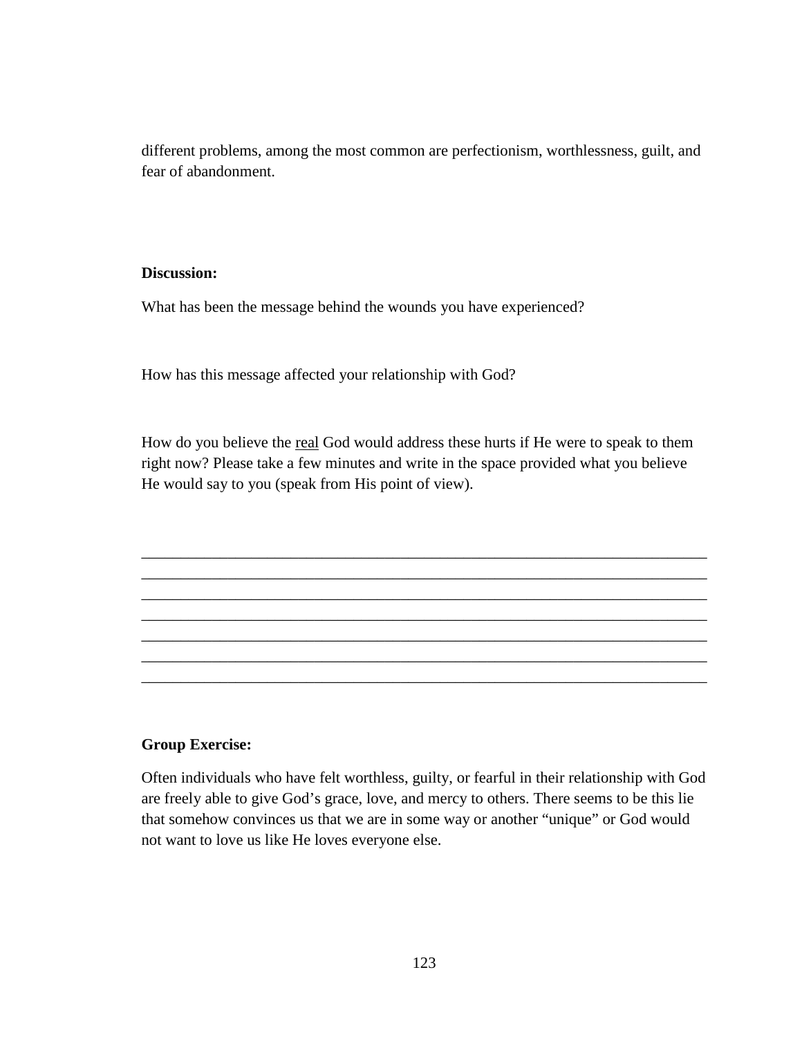different problems, among the most common are perfectionism, worthlessness, guilt, and fear of abandonment.

**Discussion:**

What has been the message behind the wounds you have experienced?

How has this message affected your relationship with God?

How do you believe the <u>real</u> God would address these hurts if He were to speak to them right now? Please take a few minutes and write in the space provided what you believe He would say to you (speak from His point of view).

\_\_\_\_\_\_\_\_\_\_\_\_\_\_\_\_\_\_\_\_\_\_\_\_\_\_\_\_\_\_\_\_\_\_\_\_\_\_\_\_\_\_\_\_\_\_\_\_\_\_\_\_\_\_\_\_\_\_\_\_\_\_\_\_\_\_\_\_\_\_\_\_
\_\_\_\_\_\_\_\_\_\_\_\_\_\_\_\_\_\_\_\_\_\_\_\_\_\_\_\_\_\_\_\_\_\_\_\_\_\_\_\_\_\_\_\_\_\_\_\_\_\_\_\_\_\_\_\_\_\_\_\_\_\_\_\_\_\_\_\_\_\_\_\_
\_\_\_\_\_\_\_\_\_\_\_\_\_\_\_\_\_\_\_\_\_\_\_\_\_\_\_\_\_\_\_\_\_\_\_\_\_\_\_\_\_\_\_\_\_\_\_\_\_\_\_\_\_\_\_\_\_\_\_\_\_\_\_\_\_\_\_\_\_\_\_\_
\_\_\_\_\_\_\_\_\_\_\_\_\_\_\_\_\_\_\_\_\_\_\_\_\_\_\_\_\_\_\_\_\_\_\_\_\_\_\_\_\_\_\_\_\_\_\_\_\_\_\_\_\_\_\_\_\_\_\_\_\_\_\_\_\_\_\_\_\_\_\_\_
\_\_\_\_\_\_\_\_\_\_\_\_\_\_\_\_\_\_\_\_\_\_\_\_\_\_\_\_\_\_\_\_\_\_\_\_\_\_\_\_\_\_\_\_\_\_\_\_\_\_\_\_\_\_\_\_\_\_\_\_\_\_\_\_\_\_\_\_\_\_\_\_
\_\_\_\_\_\_\_\_\_\_\_\_\_\_\_\_\_\_\_\_\_\_\_\_\_\_\_\_\_\_\_\_\_\_\_\_\_\_\_\_\_\_\_\_\_\_\_\_\_\_\_\_\_\_\_\_\_\_\_\_\_\_\_\_\_\_\_\_\_\_\_\_
\_\_\_\_\_\_\_\_\_\_\_\_\_\_\_\_\_\_\_\_\_\_\_\_\_\_\_\_\_\_\_\_\_\_\_\_\_\_\_\_\_\_\_\_\_\_\_\_\_\_\_\_\_\_\_\_\_\_\_\_\_\_\_\_\_\_\_\_\_\_\_\_

**Group Exercise:**

Often individuals who have felt worthless, guilty, or fearful in their relationship with God are freely able to give God's grace, love, and mercy to others. There seems to be this lie that somehow convinces us that we are in some way or another "unique" or God would not want to love us like He loves everyone else.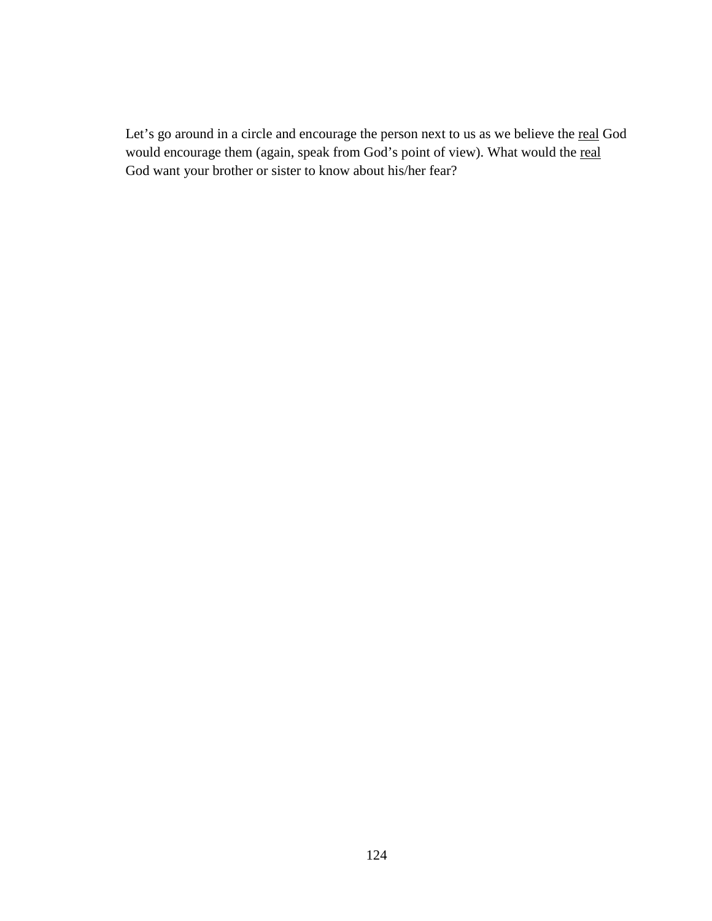Let's go around in a circle and encourage the person next to us as we believe the <u>real</u> God would encourage them (again, speak from God's point of view). What would the <u>real</u> God want your brother or sister to know about his/her fear?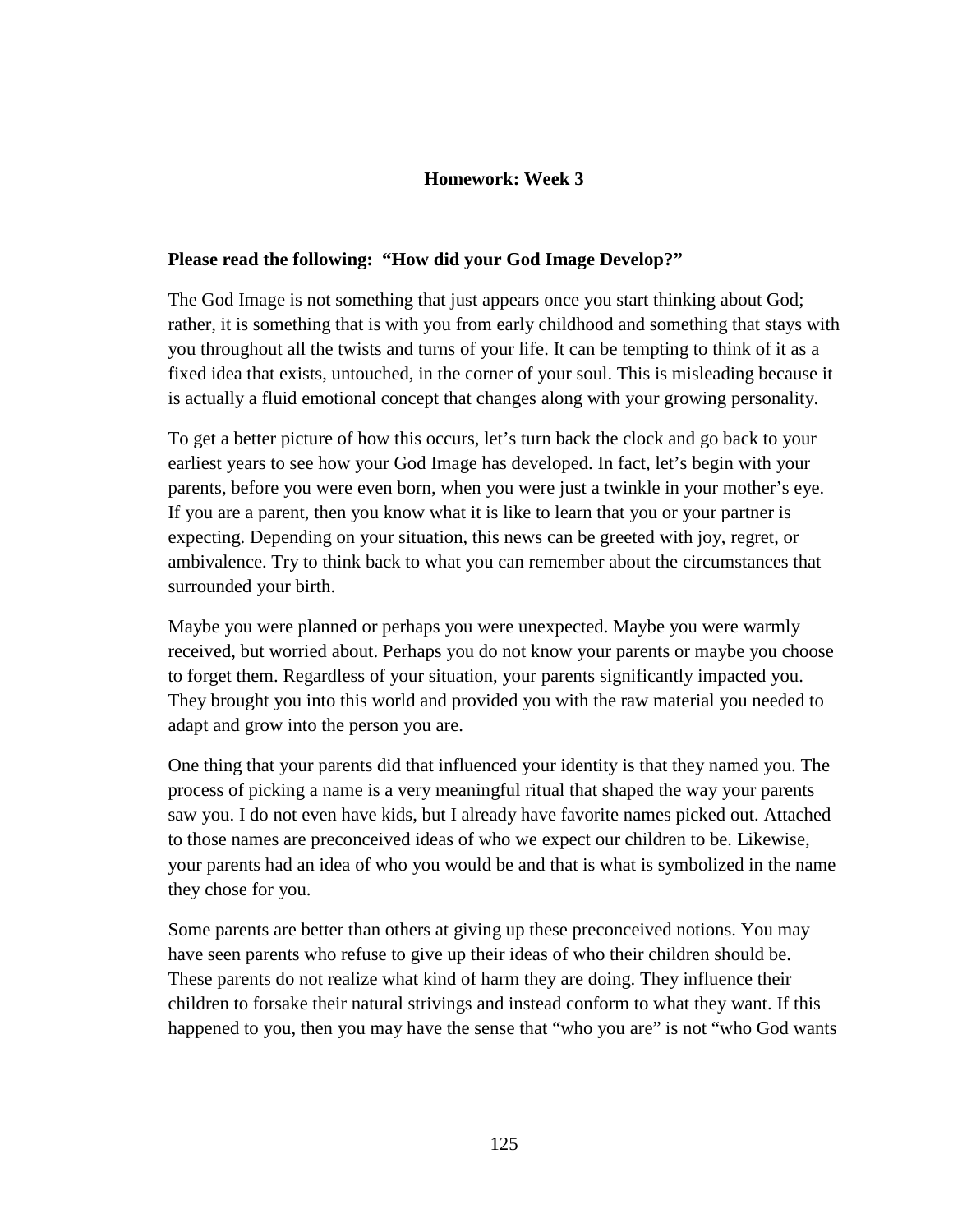## Homework: Week 3

**Please read the following: "How did your God Image Develop?"**

The God Image is not something that just appears once you start thinking about God; rather, it is something that is with you from early childhood and something that stays with you throughout all the twists and turns of your life. It can be tempting to think of it as a fixed idea that exists, untouched, in the corner of your soul. This is misleading because it is actually a fluid emotional concept that changes along with your growing personality.

To get a better picture of how this occurs, let's turn back the clock and go back to your earliest years to see how your God Image has developed. In fact, let's begin with your parents, before you were even born, when you were just a twinkle in your mother's eye. If you are a parent, then you know what it is like to learn that you or your partner is expecting. Depending on your situation, this news can be greeted with joy, regret, or ambivalence. Try to think back to what you can remember about the circumstances that surrounded your birth.

Maybe you were planned or perhaps you were unexpected. Maybe you were warmly received, but worried about. Perhaps you do not know your parents or maybe you choose to forget them. Regardless of your situation, your parents significantly impacted you. They brought you into this world and provided you with the raw material you needed to adapt and grow into the person you are.

One thing that your parents did that influenced your identity is that they named you. The process of picking a name is a very meaningful ritual that shaped the way your parents saw you. I do not even have kids, but I already have favorite names picked out. Attached to those names are preconceived ideas of who we expect our children to be. Likewise, your parents had an idea of who you would be and that is what is symbolized in the name they chose for you.

Some parents are better than others at giving up these preconceived notions. You may have seen parents who refuse to give up their ideas of who their children should be. These parents do not realize what kind of harm they are doing. They influence their children to forsake their natural strivings and instead conform to what they want. If this happened to you, then you may have the sense that "who you are" is not "who God wants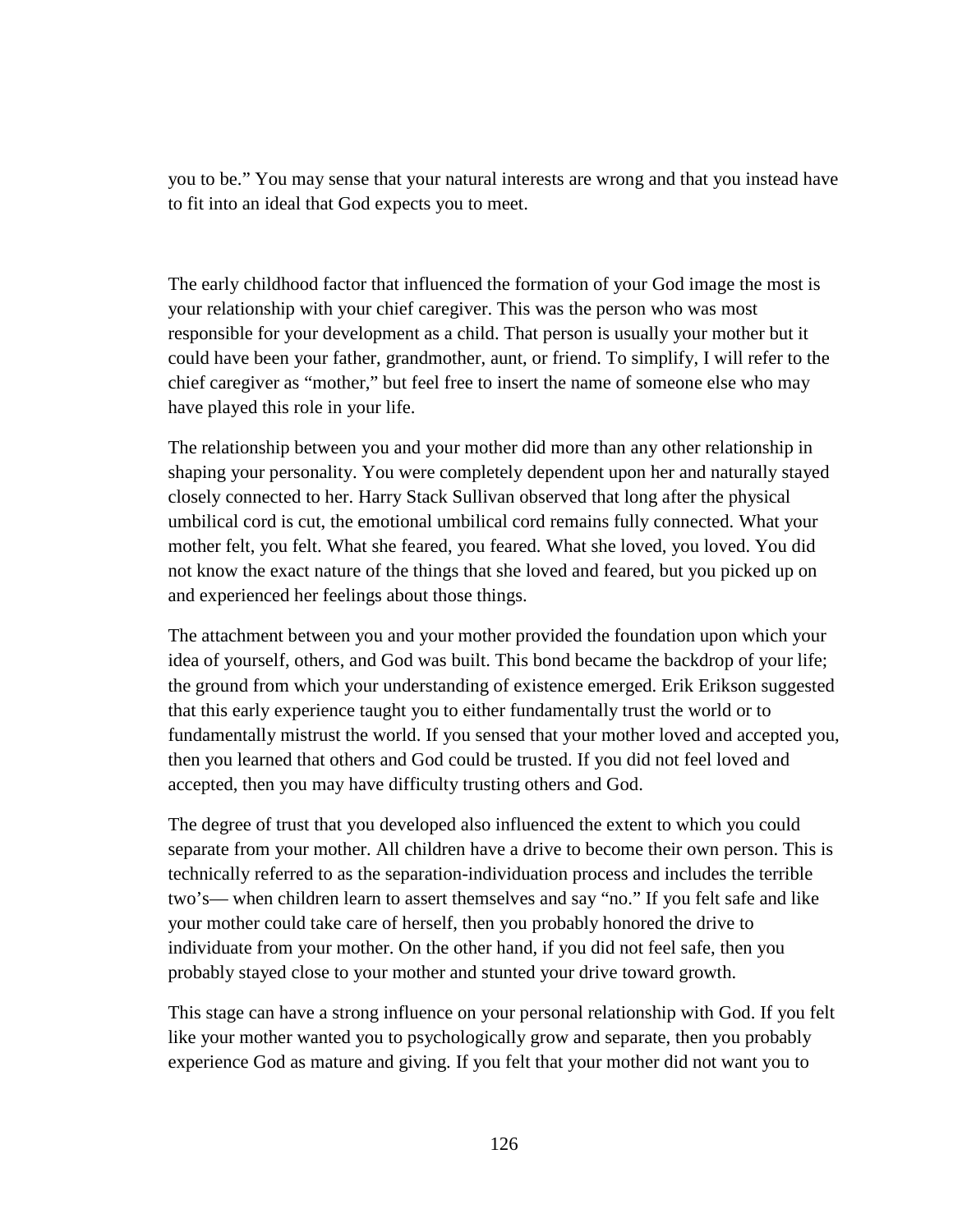you to be." You may sense that your natural interests are wrong and that you instead have to fit into an ideal that God expects you to meet.

The early childhood factor that influenced the formation of your God image the most is your relationship with your chief caregiver. This was the person who was most responsible for your development as a child. That person is usually your mother but it could have been your father, grandmother, aunt, or friend. To simplify, I will refer to the chief caregiver as "mother," but feel free to insert the name of someone else who may have played this role in your life.

The relationship between you and your mother did more than any other relationship in shaping your personality. You were completely dependent upon her and naturally stayed closely connected to her. Harry Stack Sullivan observed that long after the physical umbilical cord is cut, the emotional umbilical cord remains fully connected. What your mother felt, you felt. What she feared, you feared. What she loved, you loved. You did not know the exact nature of the things that she loved and feared, but you picked up on and experienced her feelings about those things.

The attachment between you and your mother provided the foundation upon which your idea of yourself, others, and God was built. This bond became the backdrop of your life; the ground from which your understanding of existence emerged. Erik Erikson suggested that this early experience taught you to either fundamentally trust the world or to fundamentally mistrust the world. If you sensed that your mother loved and accepted you, then you learned that others and God could be trusted. If you did not feel loved and accepted, then you may have difficulty trusting others and God.

The degree of trust that you developed also influenced the extent to which you could separate from your mother. All children have a drive to become their own person. This is technically referred to as the separation-individuation process and includes the terrible two's— when children learn to assert themselves and say "no." If you felt safe and like your mother could take care of herself, then you probably honored the drive to individuate from your mother. On the other hand, if you did not feel safe, then you probably stayed close to your mother and stunted your drive toward growth.

This stage can have a strong influence on your personal relationship with God. If you felt like your mother wanted you to psychologically grow and separate, then you probably experience God as mature and giving. If you felt that your mother did not want you to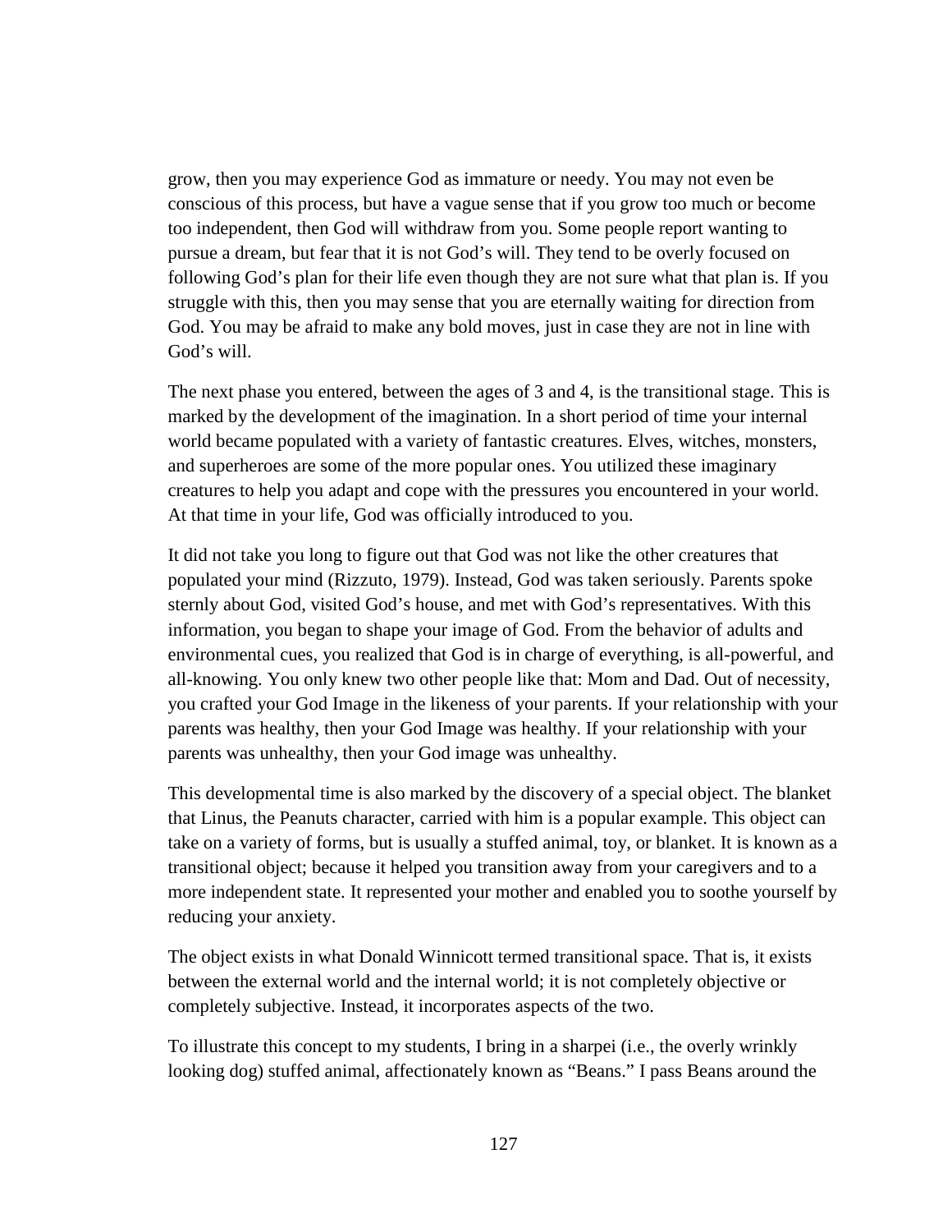grow, then you may experience God as immature or needy. You may not even be conscious of this process, but have a vague sense that if you grow too much or become too independent, then God will withdraw from you. Some people report wanting to pursue a dream, but fear that it is not God's will. They tend to be overly focused on following God's plan for their life even though they are not sure what that plan is. If you struggle with this, then you may sense that you are eternally waiting for direction from God. You may be afraid to make any bold moves, just in case they are not in line with God's will.

The next phase you entered, between the ages of 3 and 4, is the transitional stage. This is marked by the development of the imagination. In a short period of time your internal world became populated with a variety of fantastic creatures. Elves, witches, monsters, and superheroes are some of the more popular ones. You utilized these imaginary creatures to help you adapt and cope with the pressures you encountered in your world. At that time in your life, God was officially introduced to you.

It did not take you long to figure out that God was not like the other creatures that populated your mind (Rizzuto, 1979). Instead, God was taken seriously. Parents spoke sternly about God, visited God's house, and met with God's representatives. With this information, you began to shape your image of God. From the behavior of adults and environmental cues, you realized that God is in charge of everything, is all-powerful, and all-knowing. You only knew two other people like that: Mom and Dad. Out of necessity, you crafted your God Image in the likeness of your parents. If your relationship with your parents was healthy, then your God Image was healthy. If your relationship with your parents was unhealthy, then your God image was unhealthy.

This developmental time is also marked by the discovery of a special object. The blanket that Linus, the Peanuts character, carried with him is a popular example. This object can take on a variety of forms, but is usually a stuffed animal, toy, or blanket. It is known as a transitional object; because it helped you transition away from your caregivers and to a more independent state. It represented your mother and enabled you to soothe yourself by reducing your anxiety.

The object exists in what Donald Winnicott termed transitional space. That is, it exists between the external world and the internal world; it is not completely objective or completely subjective. Instead, it incorporates aspects of the two.

To illustrate this concept to my students, I bring in a sharpei (i.e., the overly wrinkly looking dog) stuffed animal, affectionately known as "Beans." I pass Beans around the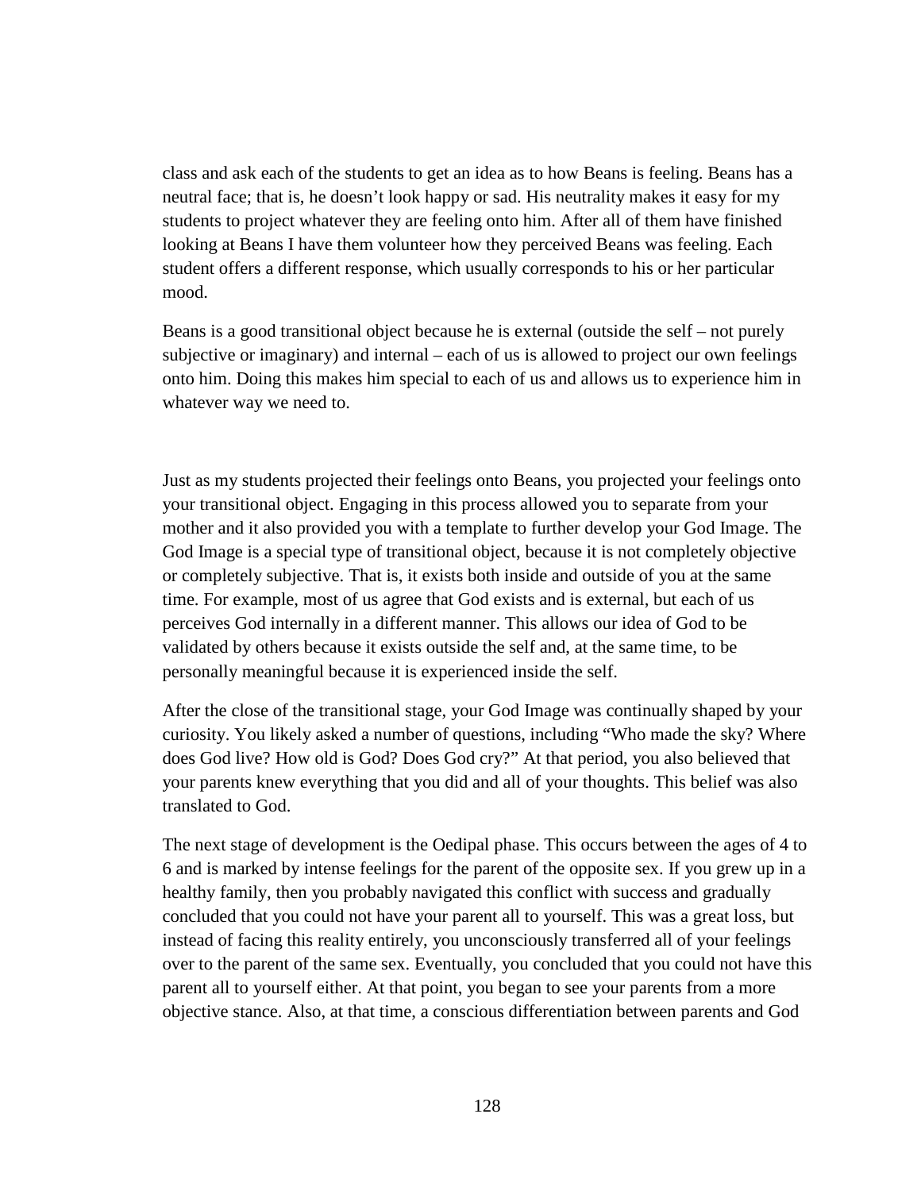class and ask each of the students to get an idea as to how Beans is feeling. Beans has a neutral face; that is, he doesn't look happy or sad. His neutrality makes it easy for my students to project whatever they are feeling onto him. After all of them have finished looking at Beans I have them volunteer how they perceived Beans was feeling. Each student offers a different response, which usually corresponds to his or her particular mood.

Beans is a good transitional object because he is external (outside the self – not purely subjective or imaginary) and internal – each of us is allowed to project our own feelings onto him. Doing this makes him special to each of us and allows us to experience him in whatever way we need to.

Just as my students projected their feelings onto Beans, you projected your feelings onto your transitional object. Engaging in this process allowed you to separate from your mother and it also provided you with a template to further develop your God Image. The God Image is a special type of transitional object, because it is not completely objective or completely subjective. That is, it exists both inside and outside of you at the same time. For example, most of us agree that God exists and is external, but each of us perceives God internally in a different manner. This allows our idea of God to be validated by others because it exists outside the self and, at the same time, to be personally meaningful because it is experienced inside the self.

After the close of the transitional stage, your God Image was continually shaped by your curiosity. You likely asked a number of questions, including "Who made the sky? Where does God live? How old is God? Does God cry?" At that period, you also believed that your parents knew everything that you did and all of your thoughts. This belief was also translated to God.

The next stage of development is the Oedipal phase. This occurs between the ages of 4 to 6 and is marked by intense feelings for the parent of the opposite sex. If you grew up in a healthy family, then you probably navigated this conflict with success and gradually concluded that you could not have your parent all to yourself. This was a great loss, but instead of facing this reality entirely, you unconsciously transferred all of your feelings over to the parent of the same sex. Eventually, you concluded that you could not have this parent all to yourself either. At that point, you began to see your parents from a more objective stance. Also, at that time, a conscious differentiation between parents and God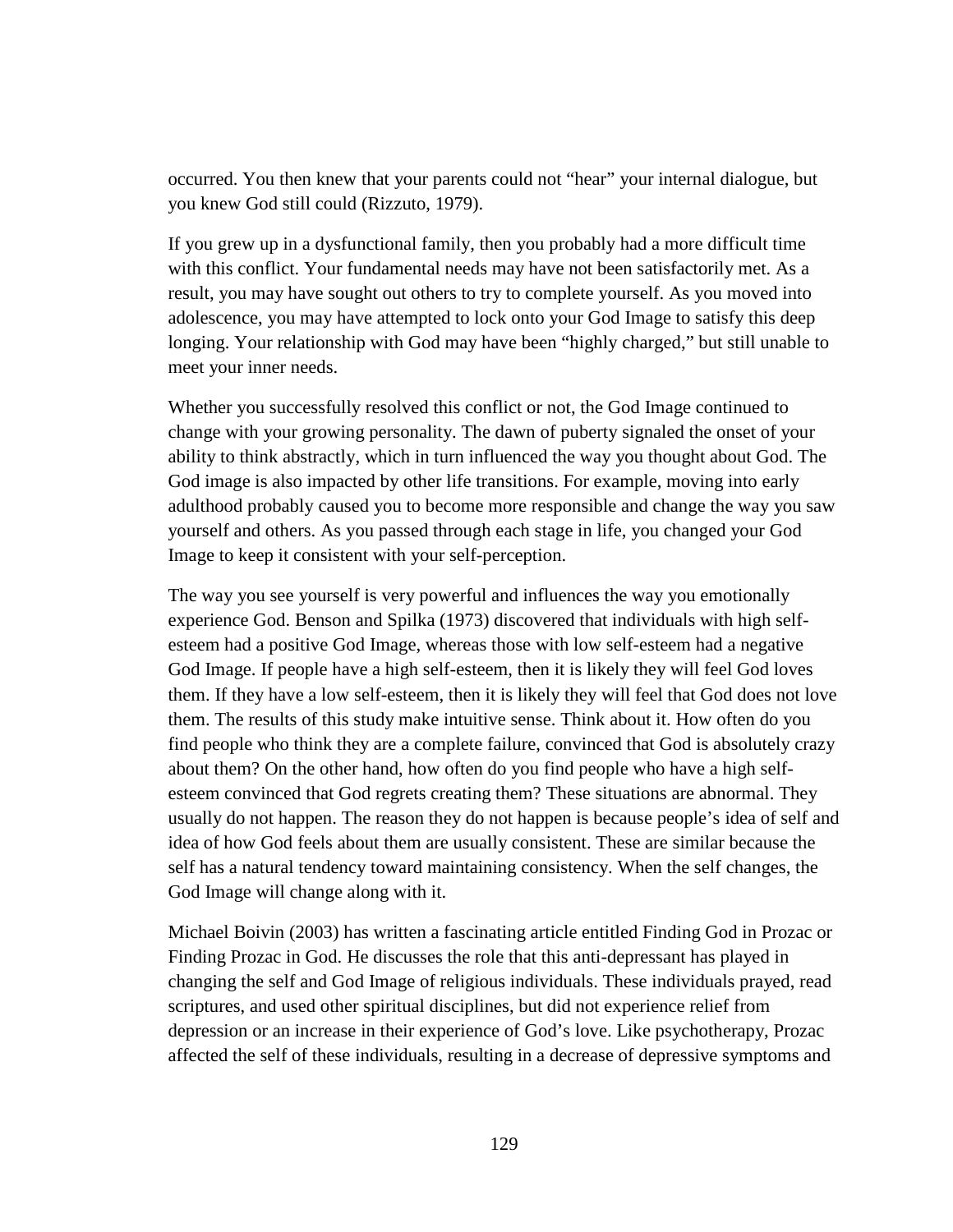occurred. You then knew that your parents could not “hear” your internal dialogue, but you knew God still could (Rizzuto, 1979).

If you grew up in a dysfunctional family, then you probably had a more difficult time with this conflict. Your fundamental needs may have not been satisfactorily met. As a result, you may have sought out others to try to complete yourself. As you moved into adolescence, you may have attempted to lock onto your God Image to satisfy this deep longing. Your relationship with God may have been “highly charged,” but still unable to meet your inner needs.

Whether you successfully resolved this conflict or not, the God Image continued to change with your growing personality. The dawn of puberty signaled the onset of your ability to think abstractly, which in turn influenced the way you thought about God. The God image is also impacted by other life transitions. For example, moving into early adulthood probably caused you to become more responsible and change the way you saw yourself and others. As you passed through each stage in life, you changed your God Image to keep it consistent with your self-perception.

The way you see yourself is very powerful and influences the way you emotionally experience God. Benson and Spilka (1973) discovered that individuals with high self-esteem had a positive God Image, whereas those with low self-esteem had a negative God Image. If people have a high self-esteem, then it is likely they will feel God loves them. If they have a low self-esteem, then it is likely they will feel that God does not love them. The results of this study make intuitive sense. Think about it. How often do you find people who think they are a complete failure, convinced that God is absolutely crazy about them? On the other hand, how often do you find people who have a high self-esteem convinced that God regrets creating them? These situations are abnormal. They usually do not happen. The reason they do not happen is because people’s idea of self and idea of how God feels about them are usually consistent. These are similar because the self has a natural tendency toward maintaining consistency. When the self changes, the God Image will change along with it.

Michael Boivin (2003) has written a fascinating article entitled Finding God in Prozac or Finding Prozac in God. He discusses the role that this anti-depressant has played in changing the self and God Image of religious individuals. These individuals prayed, read scriptures, and used other spiritual disciplines, but did not experience relief from depression or an increase in their experience of God’s love. Like psychotherapy, Prozac affected the self of these individuals, resulting in a decrease of depressive symptoms and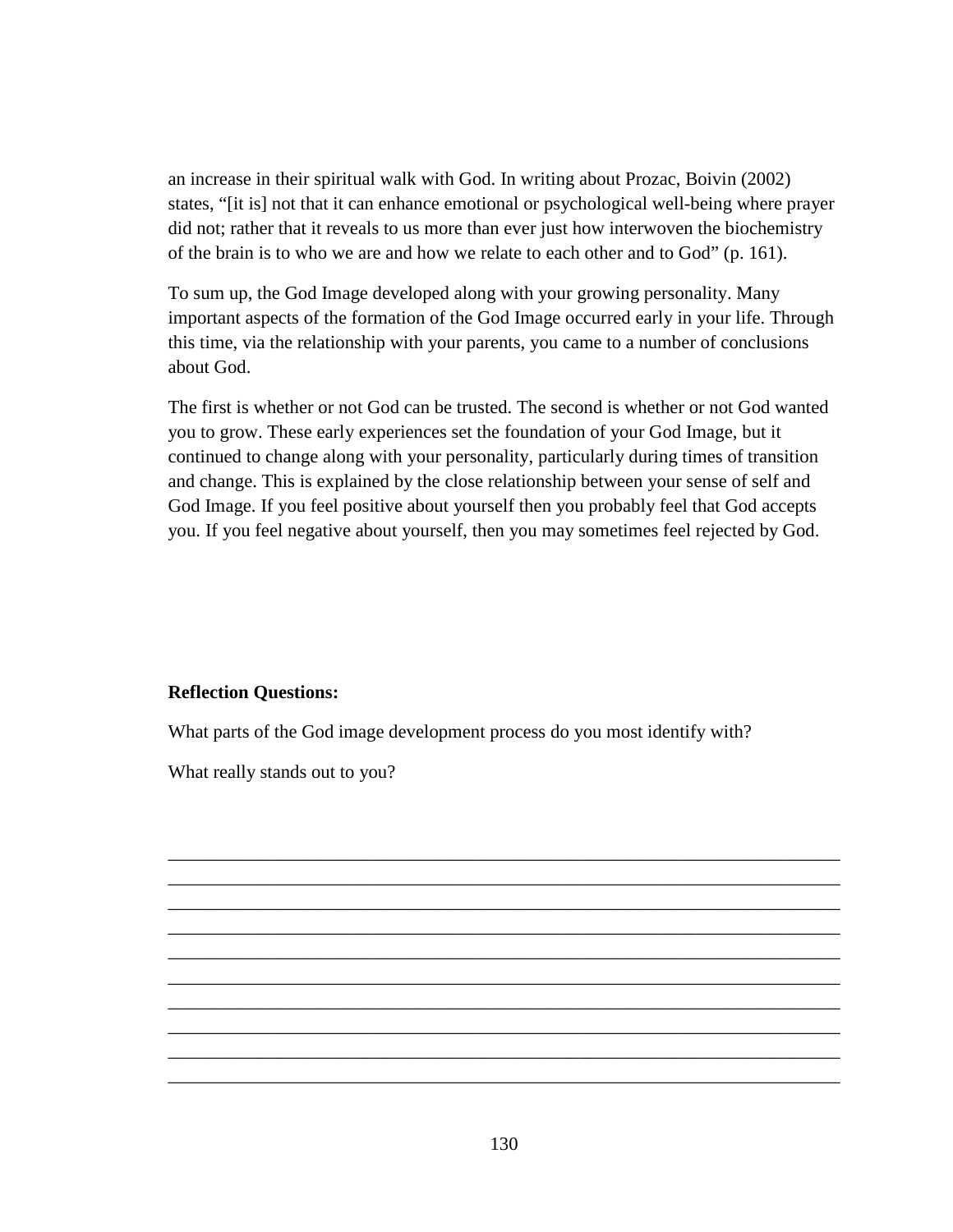an increase in their spiritual walk with God. In writing about Prozac, Boivin (2002) states, "[it is] not that it can enhance emotional or psychological well-being where prayer did not; rather that it reveals to us more than ever just how interwoven the biochemistry of the brain is to who we are and how we relate to each other and to God" (p. 161).

To sum up, the God Image developed along with your growing personality. Many important aspects of the formation of the God Image occurred early in your life. Through this time, via the relationship with your parents, you came to a number of conclusions about God.

The first is whether or not God can be trusted. The second is whether or not God wanted you to grow. These early experiences set the foundation of your God Image, but it continued to change along with your personality, particularly during times of transition and change. This is explained by the close relationship between your sense of self and God Image. If you feel positive about yourself then you probably feel that God accepts you. If you feel negative about yourself, then you may sometimes feel rejected by God.

**Reflection Questions:**

What parts of the God image development process do you most identify with?

What really stands out to you?

________________________________________________________________________
________________________________________________________________________
________________________________________________________________________
________________________________________________________________________
________________________________________________________________________
________________________________________________________________________
________________________________________________________________________
________________________________________________________________________
________________________________________________________________________
________________________________________________________________________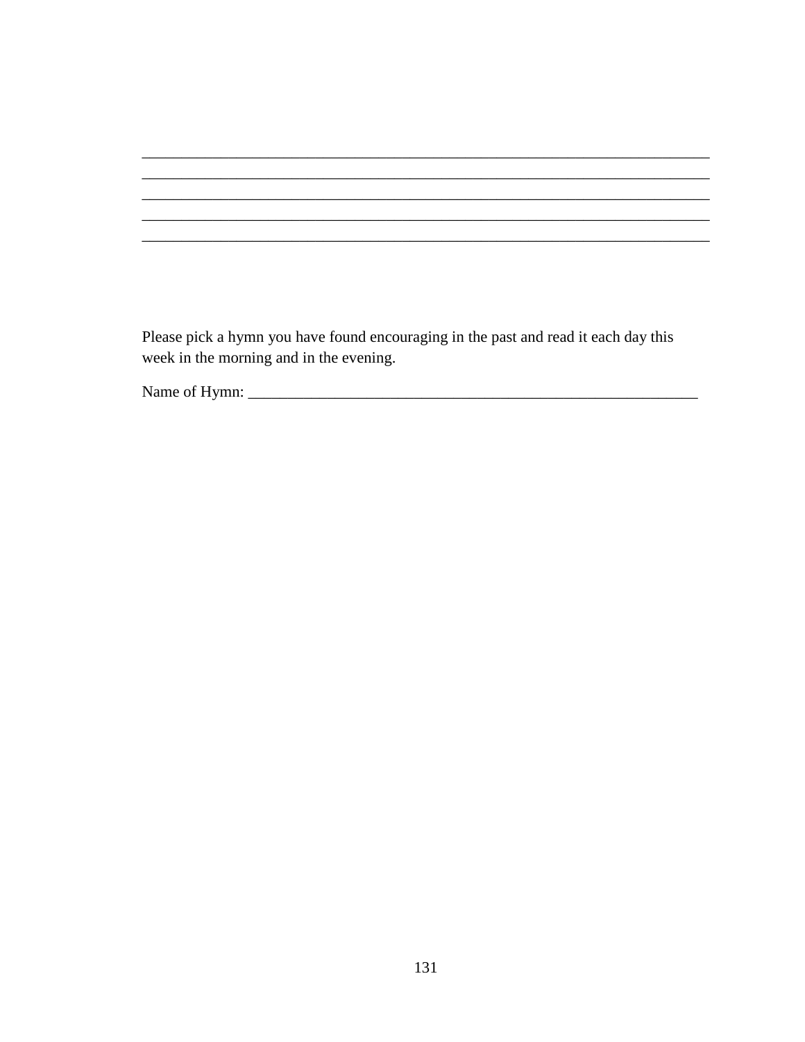\_\_\_\_\_\_\_\_\_\_\_\_\_\_\_\_\_\_\_\_\_\_\_\_\_\_\_\_\_\_\_\_\_\_\_\_\_\_\_\_\_\_\_\_\_\_\_\_\_\_\_\_\_\_\_\_\_\_\_\_\_\_\_\_\_\_\_\_\_\_\_\_
\_\_\_\_\_\_\_\_\_\_\_\_\_\_\_\_\_\_\_\_\_\_\_\_\_\_\_\_\_\_\_\_\_\_\_\_\_\_\_\_\_\_\_\_\_\_\_\_\_\_\_\_\_\_\_\_\_\_\_\_\_\_\_\_\_\_\_\_\_\_\_\_
\_\_\_\_\_\_\_\_\_\_\_\_\_\_\_\_\_\_\_\_\_\_\_\_\_\_\_\_\_\_\_\_\_\_\_\_\_\_\_\_\_\_\_\_\_\_\_\_\_\_\_\_\_\_\_\_\_\_\_\_\_\_\_\_\_\_\_\_\_\_\_\_
\_\_\_\_\_\_\_\_\_\_\_\_\_\_\_\_\_\_\_\_\_\_\_\_\_\_\_\_\_\_\_\_\_\_\_\_\_\_\_\_\_\_\_\_\_\_\_\_\_\_\_\_\_\_\_\_\_\_\_\_\_\_\_\_\_\_\_\_\_\_\_\_
\_\_\_\_\_\_\_\_\_\_\_\_\_\_\_\_\_\_\_\_\_\_\_\_\_\_\_\_\_\_\_\_\_\_\_\_\_\_\_\_\_\_\_\_\_\_\_\_\_\_\_\_\_\_\_\_\_\_\_\_\_\_\_\_\_\_\_\_\_\_\_\_

Please pick a hymn you have found encouraging in the past and read it each day this week in the morning and in the evening.

Name of Hymn: \_\_\_\_\_\_\_\_\_\_\_\_\_\_\_\_\_\_\_\_\_\_\_\_\_\_\_\_\_\_\_\_\_\_\_\_\_\_\_\_\_\_\_\_\_\_\_\_\_\_\_\_\_\_\_\_\_\_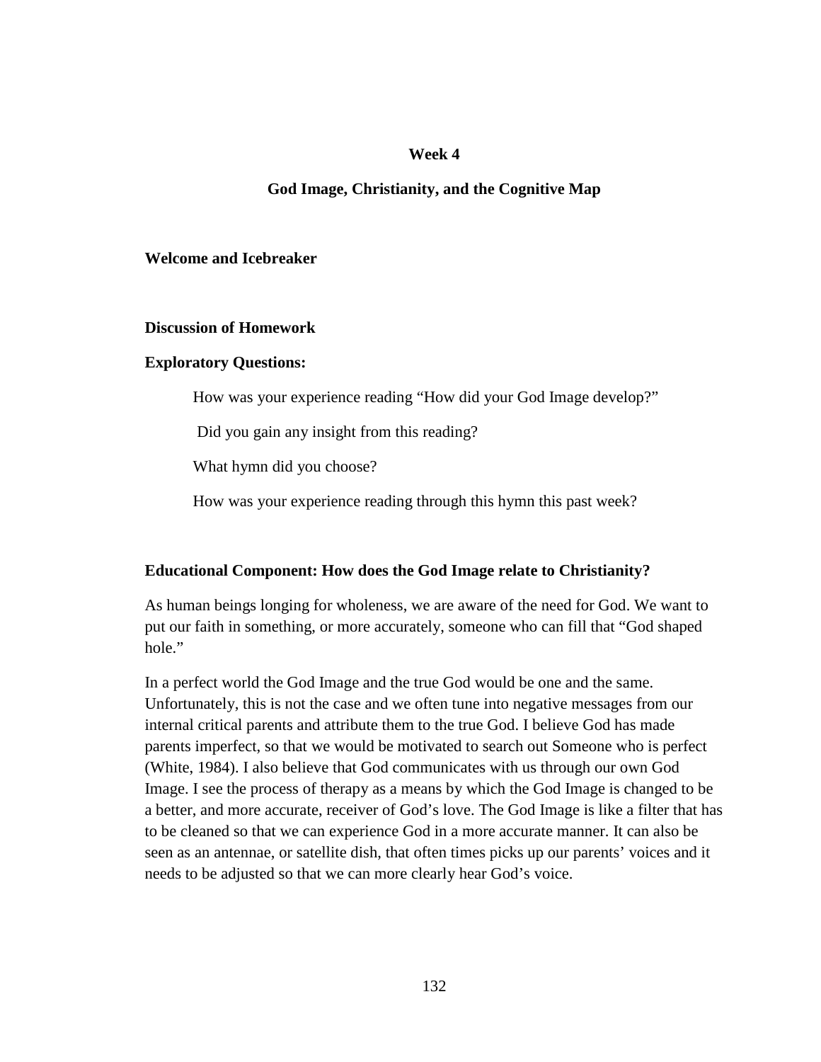## Week 4

## God Image, Christianity, and the Cognitive Map

**Welcome and Icebreaker**

**Discussion of Homework**

**Exploratory Questions:**

How was your experience reading "How did your God Image develop?"

Did you gain any insight from this reading?

What hymn did you choose?

How was your experience reading through this hymn this past week?

**Educational Component: How does the God Image relate to Christianity?**

As human beings longing for wholeness, we are aware of the need for God. We want to put our faith in something, or more accurately, someone who can fill that "God shaped hole."

In a perfect world the God Image and the true God would be one and the same. Unfortunately, this is not the case and we often tune into negative messages from our internal critical parents and attribute them to the true God. I believe God has made parents imperfect, so that we would be motivated to search out Someone who is perfect (White, 1984). I also believe that God communicates with us through our own God Image. I see the process of therapy as a means by which the God Image is changed to be a better, and more accurate, receiver of God's love. The God Image is like a filter that has to be cleaned so that we can experience God in a more accurate manner. It can also be seen as an antennae, or satellite dish, that often times picks up our parents' voices and it needs to be adjusted so that we can more clearly hear God's voice.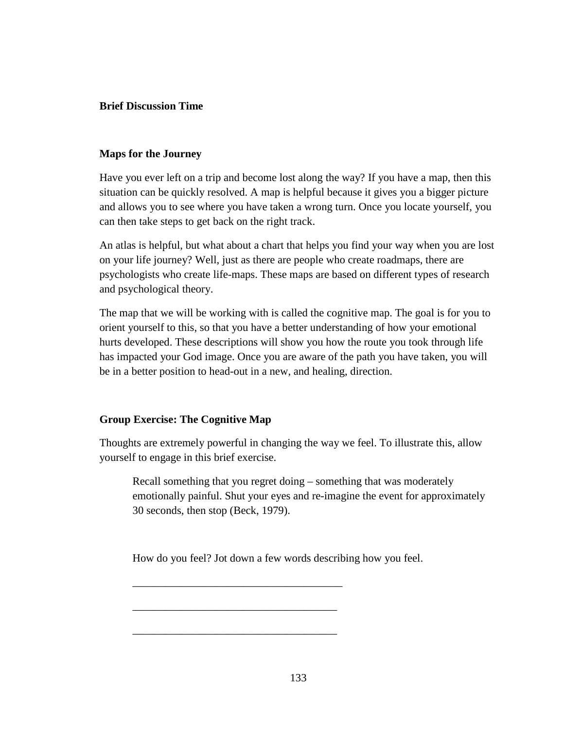**Brief Discussion Time**

**Maps for the Journey**

Have you ever left on a trip and become lost along the way? If you have a map, then this situation can be quickly resolved. A map is helpful because it gives you a bigger picture and allows you to see where you have taken a wrong turn. Once you locate yourself, you can then take steps to get back on the right track.

An atlas is helpful, but what about a chart that helps you find your way when you are lost on your life journey? Well, just as there are people who create roadmaps, there are psychologists who create life-maps. These maps are based on different types of research and psychological theory.

The map that we will be working with is called the cognitive map. The goal is for you to orient yourself to this, so that you have a better understanding of how your emotional hurts developed. These descriptions will show you how the route you took through life has impacted your God image. Once you are aware of the path you have taken, you will be in a better position to head-out in a new, and healing, direction.

**Group Exercise: The Cognitive Map**

Thoughts are extremely powerful in changing the way we feel. To illustrate this, allow yourself to engage in this brief exercise.

> Recall something that you regret doing – something that was moderately emotionally painful. Shut your eyes and re-imagine the event for approximately 30 seconds, then stop (Beck, 1979).
>
> How do you feel? Jot down a few words describing how you feel.
>
> _______________________________________
>
> _______________________________________
>
> _______________________________________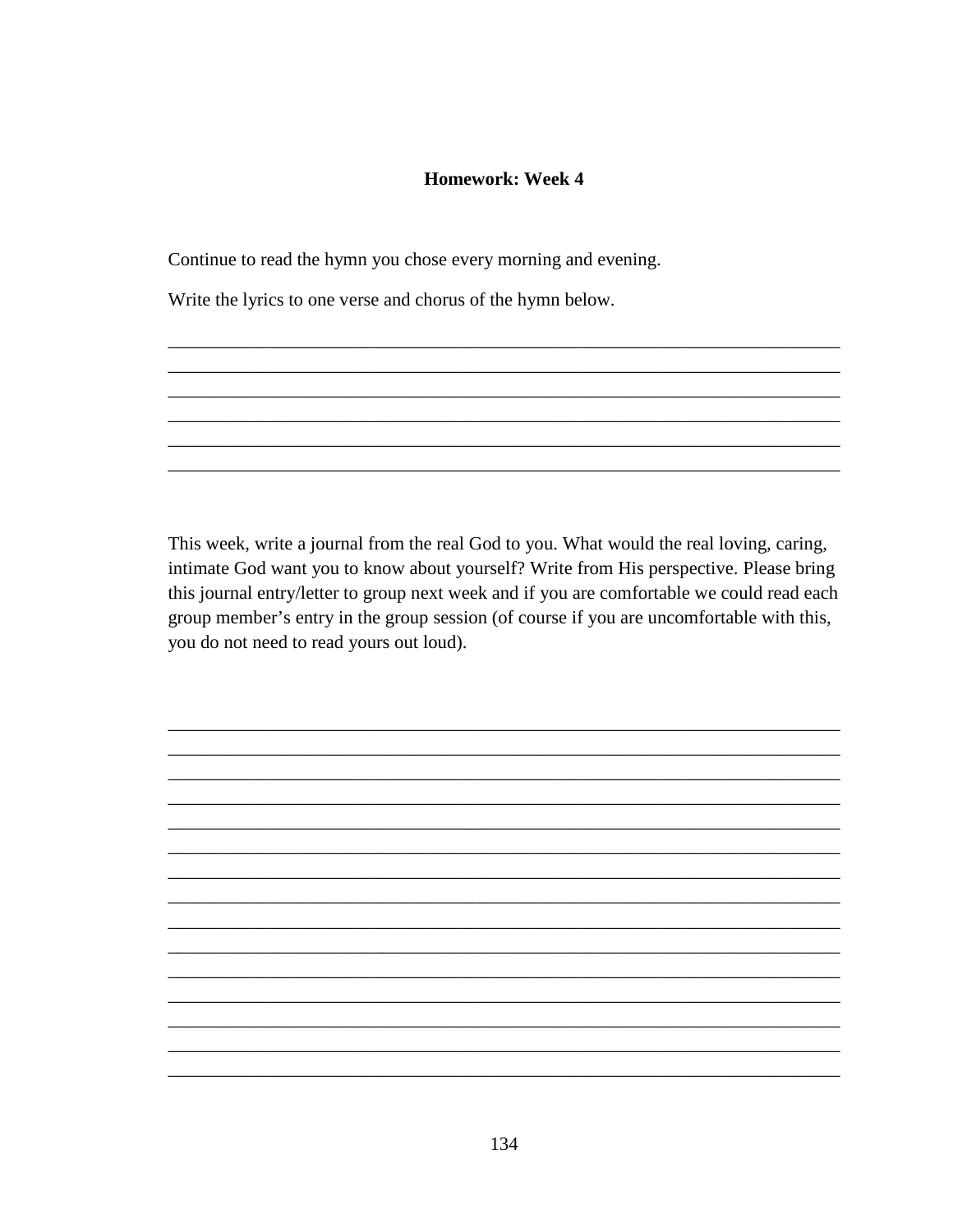**Homework: Week 4**

Continue to read the hymn you chose every morning and evening.

Write the lyrics to one verse and chorus of the hymn below.

______________________________________________________________________
______________________________________________________________________
______________________________________________________________________
______________________________________________________________________
______________________________________________________________________
______________________________________________________________________

This week, write a journal from the real God to you. What would the real loving, caring, intimate God want you to know about yourself? Write from His perspective. Please bring this journal entry/letter to group next week and if you are comfortable we could read each group member's entry in the group session (of course if you are uncomfortable with this, you do not need to read yours out loud).

______________________________________________________________________
______________________________________________________________________
______________________________________________________________________
______________________________________________________________________
______________________________________________________________________
______________________________________________________________________
______________________________________________________________________
______________________________________________________________________
______________________________________________________________________
______________________________________________________________________
______________________________________________________________________
______________________________________________________________________
______________________________________________________________________
______________________________________________________________________
______________________________________________________________________
______________________________________________________________________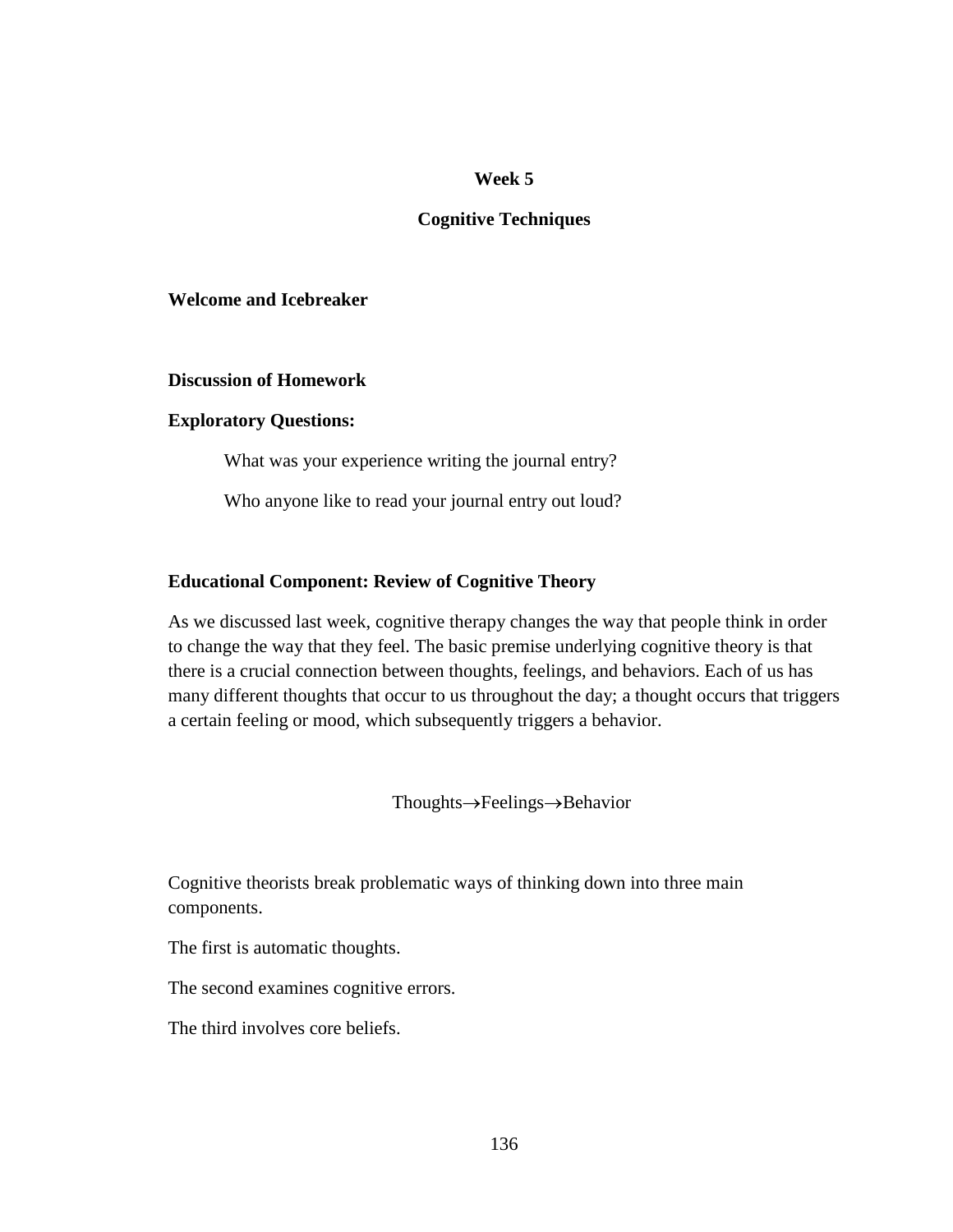## Week 5

## Cognitive Techniques

**Welcome and Icebreaker**

**Discussion of Homework**

**Exploratory Questions:**

What was your experience writing the journal entry?

Who anyone like to read your journal entry out loud?

**Educational Component: Review of Cognitive Theory**

As we discussed last week, cognitive therapy changes the way that people think in order to change the way that they feel. The basic premise underlying cognitive theory is that there is a crucial connection between thoughts, feelings, and behaviors. Each of us has many different thoughts that occur to us throughout the day; a thought occurs that triggers a certain feeling or mood, which subsequently triggers a behavior.

Thoughts→Feelings→Behavior

Cognitive theorists break problematic ways of thinking down into three main components.

The first is automatic thoughts.

The second examines cognitive errors.

The third involves core beliefs.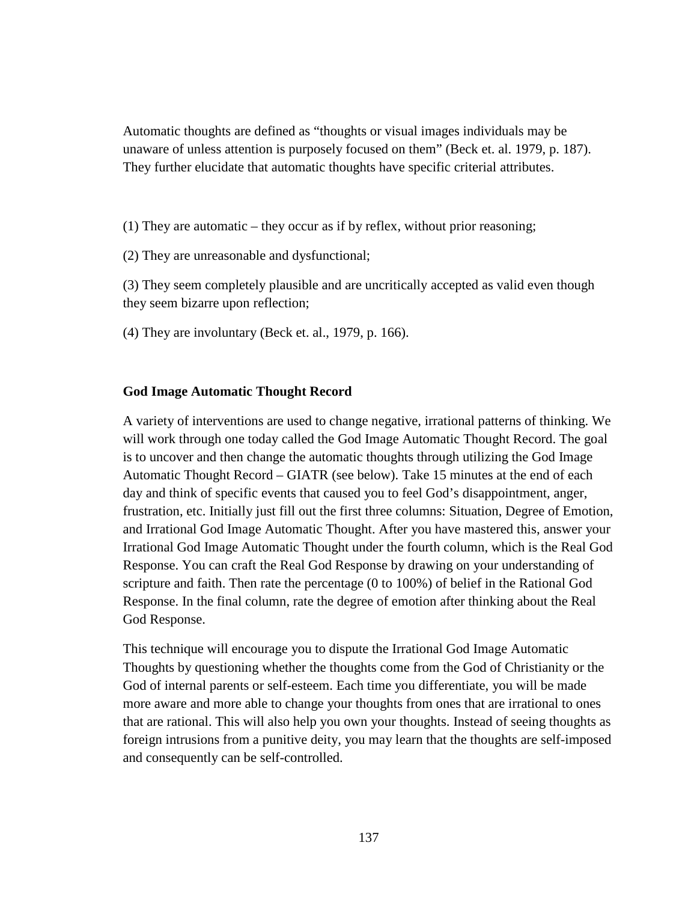Automatic thoughts are defined as "thoughts or visual images individuals may be unaware of unless attention is purposely focused on them" (Beck et. al. 1979, p. 187). They further elucidate that automatic thoughts have specific criterial attributes.

(1) They are automatic – they occur as if by reflex, without prior reasoning;

(2) They are unreasonable and dysfunctional;

(3) They seem completely plausible and are uncritically accepted as valid even though they seem bizarre upon reflection;

(4) They are involuntary (Beck et. al., 1979, p. 166).

**God Image Automatic Thought Record**

A variety of interventions are used to change negative, irrational patterns of thinking. We will work through one today called the God Image Automatic Thought Record. The goal is to uncover and then change the automatic thoughts through utilizing the God Image Automatic Thought Record – GIATR (see below). Take 15 minutes at the end of each day and think of specific events that caused you to feel God's disappointment, anger, frustration, etc. Initially just fill out the first three columns: Situation, Degree of Emotion, and Irrational God Image Automatic Thought. After you have mastered this, answer your Irrational God Image Automatic Thought under the fourth column, which is the Real God Response. You can craft the Real God Response by drawing on your understanding of scripture and faith. Then rate the percentage (0 to 100%) of belief in the Rational God Response. In the final column, rate the degree of emotion after thinking about the Real God Response.

This technique will encourage you to dispute the Irrational God Image Automatic Thoughts by questioning whether the thoughts come from the God of Christianity or the God of internal parents or self-esteem. Each time you differentiate, you will be made more aware and more able to change your thoughts from ones that are irrational to ones that are rational. This will also help you own your thoughts. Instead of seeing thoughts as foreign intrusions from a punitive deity, you may learn that the thoughts are self-imposed and consequently can be self-controlled.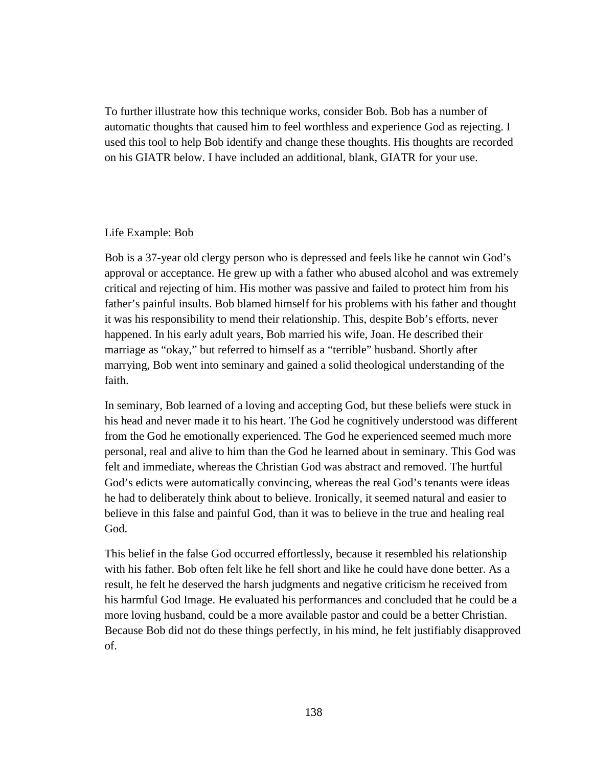To further illustrate how this technique works, consider Bob. Bob has a number of automatic thoughts that caused him to feel worthless and experience God as rejecting. I used this tool to help Bob identify and change these thoughts. His thoughts are recorded on his GIATR below. I have included an additional, blank, GIATR for your use.

<u>Life Example: Bob</u>

Bob is a 37-year old clergy person who is depressed and feels like he cannot win God's approval or acceptance. He grew up with a father who abused alcohol and was extremely critical and rejecting of him. His mother was passive and failed to protect him from his father's painful insults. Bob blamed himself for his problems with his father and thought it was his responsibility to mend their relationship. This, despite Bob's efforts, never happened. In his early adult years, Bob married his wife, Joan. He described their marriage as "okay," but referred to himself as a "terrible" husband. Shortly after marrying, Bob went into seminary and gained a solid theological understanding of the faith.

In seminary, Bob learned of a loving and accepting God, but these beliefs were stuck in his head and never made it to his heart. The God he cognitively understood was different from the God he emotionally experienced. The God he experienced seemed much more personal, real and alive to him than the God he learned about in seminary. This God was felt and immediate, whereas the Christian God was abstract and removed. The hurtful God's edicts were automatically convincing, whereas the real God's tenants were ideas he had to deliberately think about to believe. Ironically, it seemed natural and easier to believe in this false and painful God, than it was to believe in the true and healing real God.

This belief in the false God occurred effortlessly, because it resembled his relationship with his father. Bob often felt like he fell short and like he could have done better. As a result, he felt he deserved the harsh judgments and negative criticism he received from his harmful God Image. He evaluated his performances and concluded that he could be a more loving husband, could be a more available pastor and could be a better Christian. Because Bob did not do these things perfectly, in his mind, he felt justifiably disapproved of.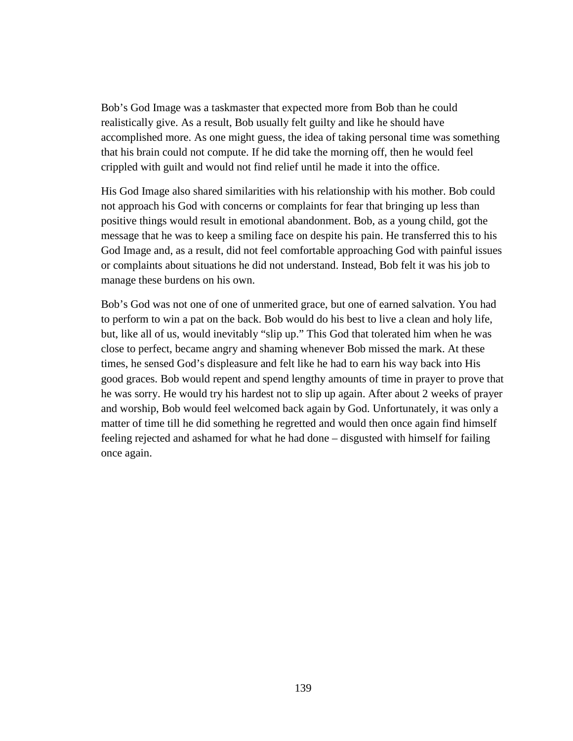Bob's God Image was a taskmaster that expected more from Bob than he could realistically give. As a result, Bob usually felt guilty and like he should have accomplished more. As one might guess, the idea of taking personal time was something that his brain could not compute. If he did take the morning off, then he would feel crippled with guilt and would not find relief until he made it into the office.

His God Image also shared similarities with his relationship with his mother. Bob could not approach his God with concerns or complaints for fear that bringing up less than positive things would result in emotional abandonment. Bob, as a young child, got the message that he was to keep a smiling face on despite his pain. He transferred this to his God Image and, as a result, did not feel comfortable approaching God with painful issues or complaints about situations he did not understand. Instead, Bob felt it was his job to manage these burdens on his own.

Bob's God was not one of one of unmerited grace, but one of earned salvation. You had to perform to win a pat on the back. Bob would do his best to live a clean and holy life, but, like all of us, would inevitably "slip up." This God that tolerated him when he was close to perfect, became angry and shaming whenever Bob missed the mark. At these times, he sensed God's displeasure and felt like he had to earn his way back into His good graces. Bob would repent and spend lengthy amounts of time in prayer to prove that he was sorry. He would try his hardest not to slip up again. After about 2 weeks of prayer and worship, Bob would feel welcomed back again by God. Unfortunately, it was only a matter of time till he did something he regretted and would then once again find himself feeling rejected and ashamed for what he had done – disgusted with himself for failing once again.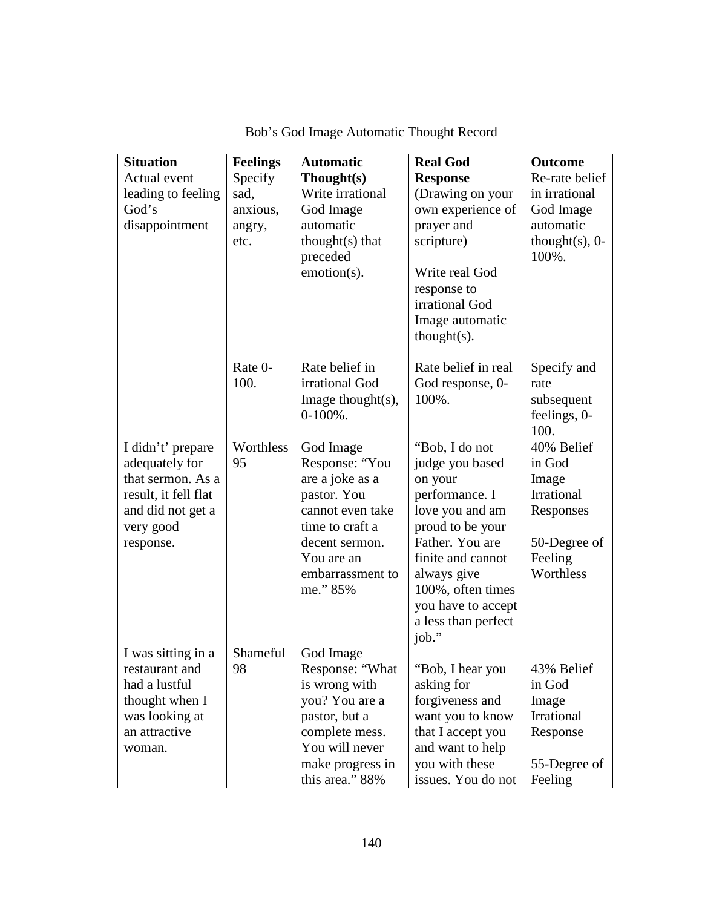Bob's God Image Automatic Thought Record

| **Situation** Actual event leading to feeling God's disappointment | **Feelings** Specify sad, anxious, angry, etc. Rate 0-100. | **Automatic Thought(s)** Write irrational God Image automatic thought(s) that preceded emotion(s). Rate belief in irrational God Image thought(s), 0-100%. | **Real God Response** (Drawing on your own experience of prayer and scripture) Write real God response to irrational God Image automatic thought(s). Rate belief in real God response, 0-100%. | **Outcome** Re-rate belief in irrational God Image automatic thought(s), 0-100%. Specify and rate subsequent feelings, 0-100. |
|---|---|---|---|---|
| I didn't' prepare adequately for that sermon. As a result, it fell flat and did not get a very good response. | Worthless 95 | God Image Response: "You are a joke as a pastor. You cannot even take time to craft a decent sermon. You are an embarrassment to me." 85% | "Bob, I do not judge you based on your performance. I love you and am proud to be your Father. You are finite and cannot always give 100%, often times you have to accept a less than perfect job." | 40% Belief in God Image Irrational Responses 50-Degree of Feeling Worthless |
| I was sitting in a restaurant and had a lustful thought when I was looking at an attractive woman. | Shameful 98 | God Image Response: "What is wrong with you? You are a pastor, but a complete mess. You will never make progress in this area." 88% | "Bob, I hear you asking for forgiveness and want you to know that I accept you and want to help you with these issues. You do not | 43% Belief in God Image Irrational Response 55-Degree of Feeling |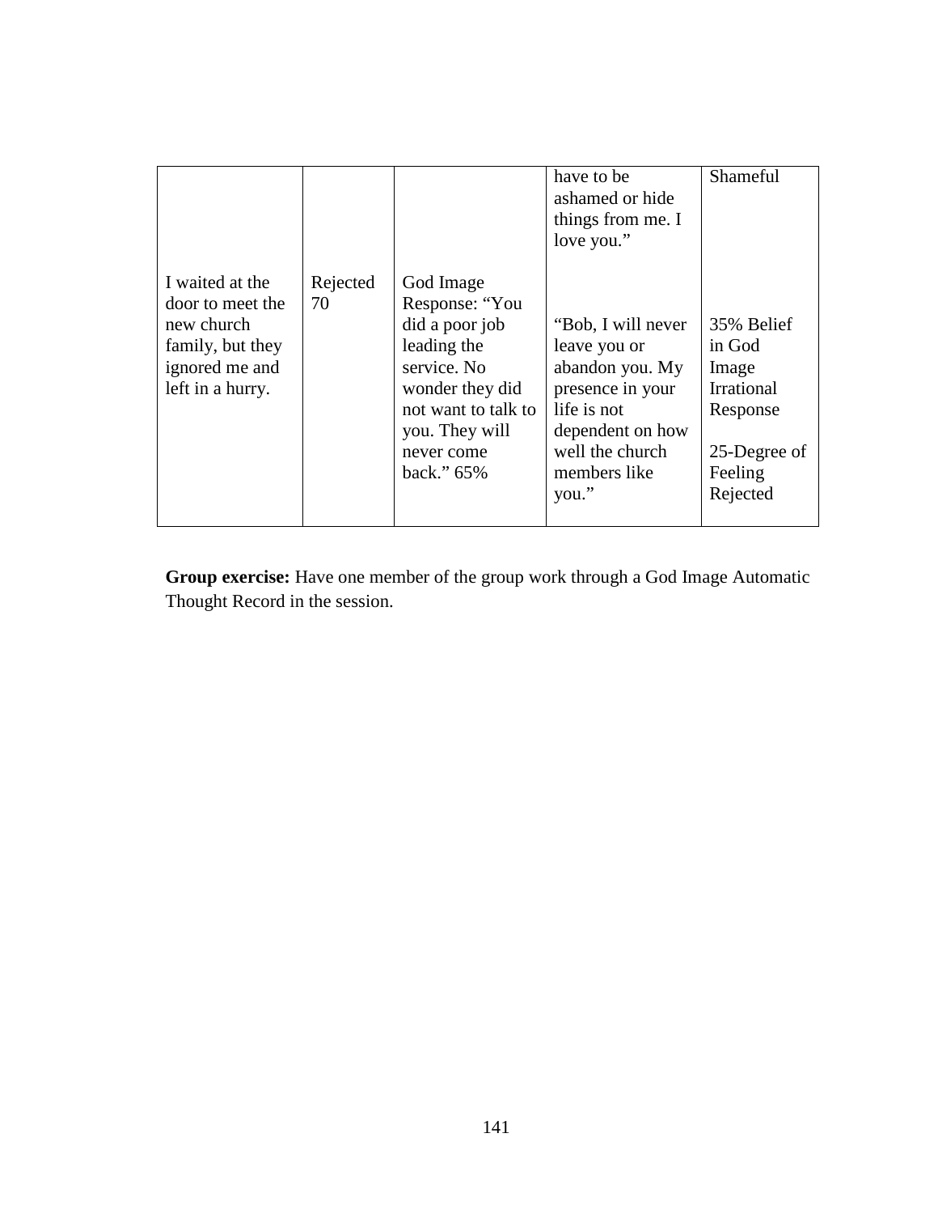| | | | have to be ashamed or hide things from me. I love you." | Shameful |
|---|---|---|---|---|
| I waited at the door to meet the new church family, but they ignored me and left in a hurry. | Rejected 70 | God Image Response: "You did a poor job leading the service. No wonder they did not want to talk to you. They will never come back." 65% | "Bob, I will never leave you or abandon you. My presence in your life is not dependent on how well the church members like you." | 35% Belief in God Image Irrational Response<br><br>25-Degree of Feeling Rejected |

**Group exercise:** Have one member of the group work through a God Image Automatic Thought Record in the session.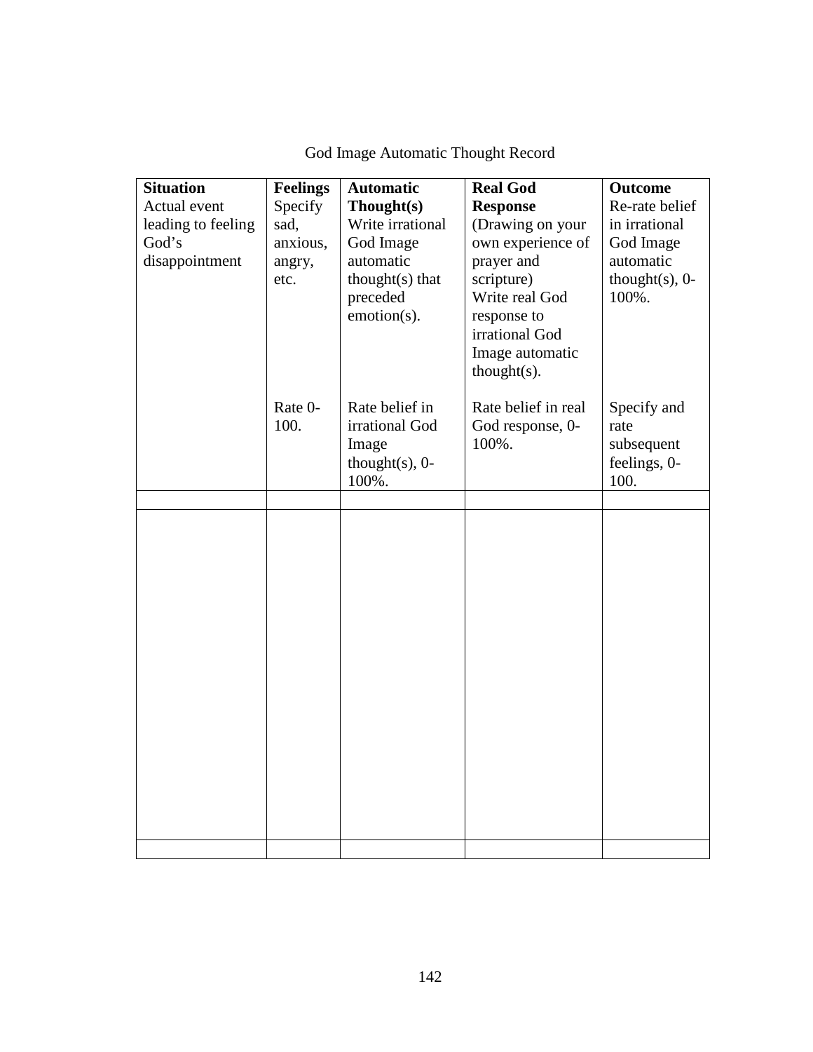God Image Automatic Thought Record

| **Situation** Actual event leading to feeling God's disappointment | **Feelings** Specify sad, anxious, angry, etc. Rate 0-100. | **Automatic Thought(s)** Write irrational God Image automatic thought(s) that preceded emotion(s). Rate belief in irrational God Image thought(s), 0-100%. | **Real God Response** (Drawing on your own experience of prayer and scripture) Write real God response to irrational God Image automatic thought(s). Rate belief in real God response, 0-100%. | **Outcome** Re-rate belief in irrational God Image automatic thought(s), 0-100%. Specify and rate subsequent feelings, 0-100. |
|---|---|---|---|---|
| | | | | |
| | | | | |
| | | | | |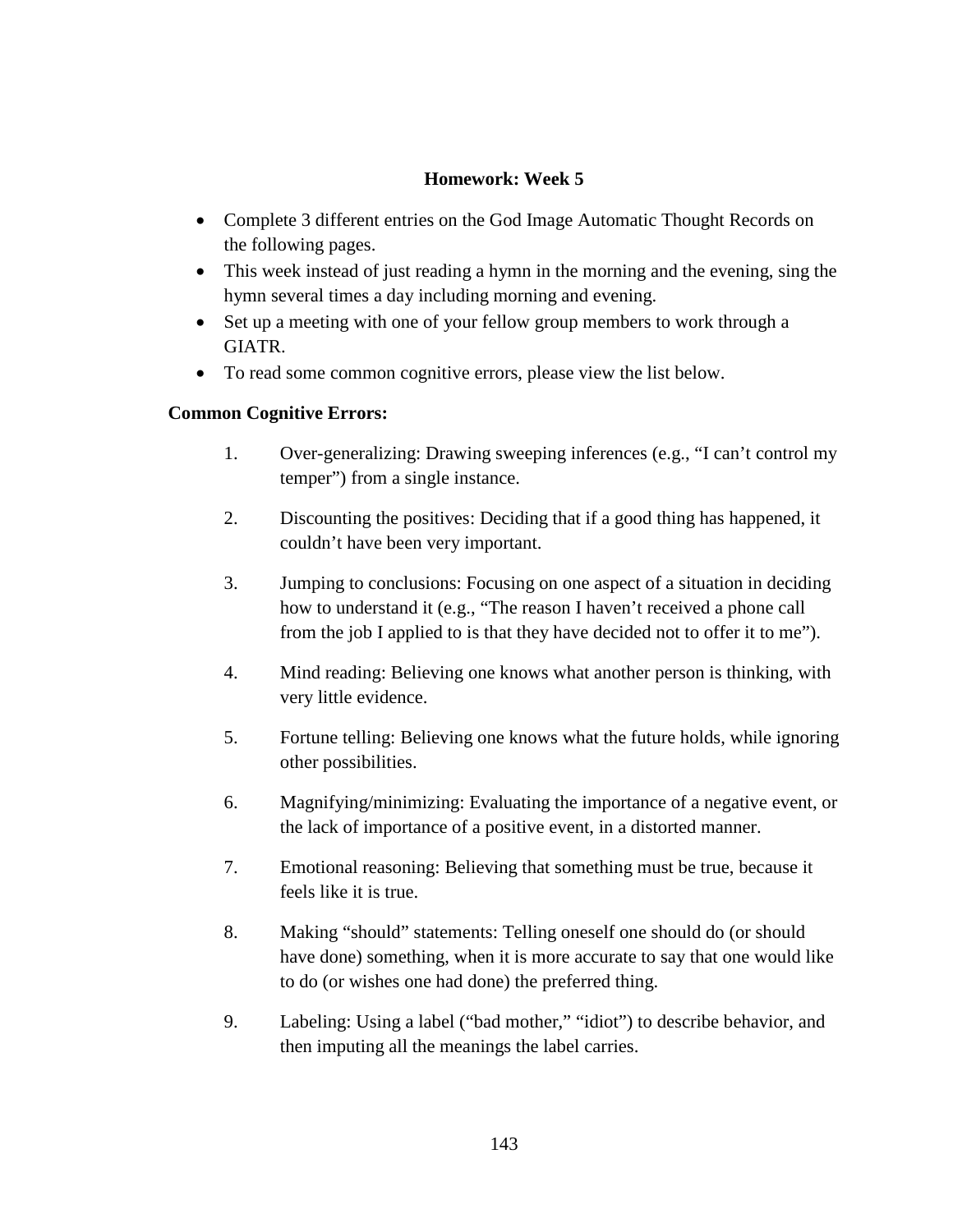**Homework: Week 5**

- Complete 3 different entries on the God Image Automatic Thought Records on the following pages.
- This week instead of just reading a hymn in the morning and the evening, sing the hymn several times a day including morning and evening.
- Set up a meeting with one of your fellow group members to work through a GIATR.
- To read some common cognitive errors, please view the list below.

**Common Cognitive Errors:**

1. Over-generalizing: Drawing sweeping inferences (e.g., “I can’t control my temper”) from a single instance.

2. Discounting the positives: Deciding that if a good thing has happened, it couldn’t have been very important.

3. Jumping to conclusions: Focusing on one aspect of a situation in deciding how to understand it (e.g., “The reason I haven’t received a phone call from the job I applied to is that they have decided not to offer it to me”).

4. Mind reading: Believing one knows what another person is thinking, with very little evidence.

5. Fortune telling: Believing one knows what the future holds, while ignoring other possibilities.

6. Magnifying/minimizing: Evaluating the importance of a negative event, or the lack of importance of a positive event, in a distorted manner.

7. Emotional reasoning: Believing that something must be true, because it feels like it is true.

8. Making “should” statements: Telling oneself one should do (or should have done) something, when it is more accurate to say that one would like to do (or wishes one had done) the preferred thing.

9. Labeling: Using a label (“bad mother,” “idiot”) to describe behavior, and then imputing all the meanings the label carries.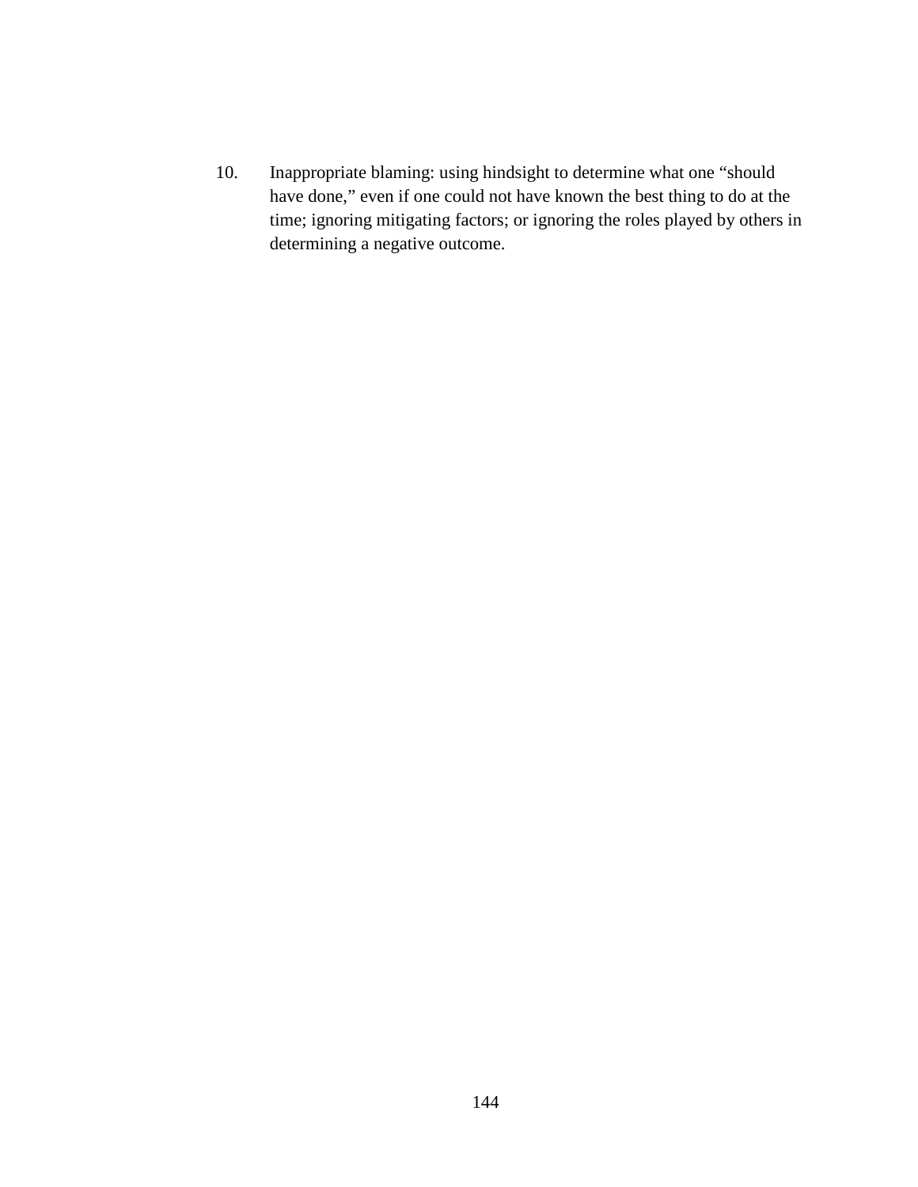10. Inappropriate blaming: using hindsight to determine what one “should have done,” even if one could not have known the best thing to do at the time; ignoring mitigating factors; or ignoring the roles played by others in determining a negative outcome.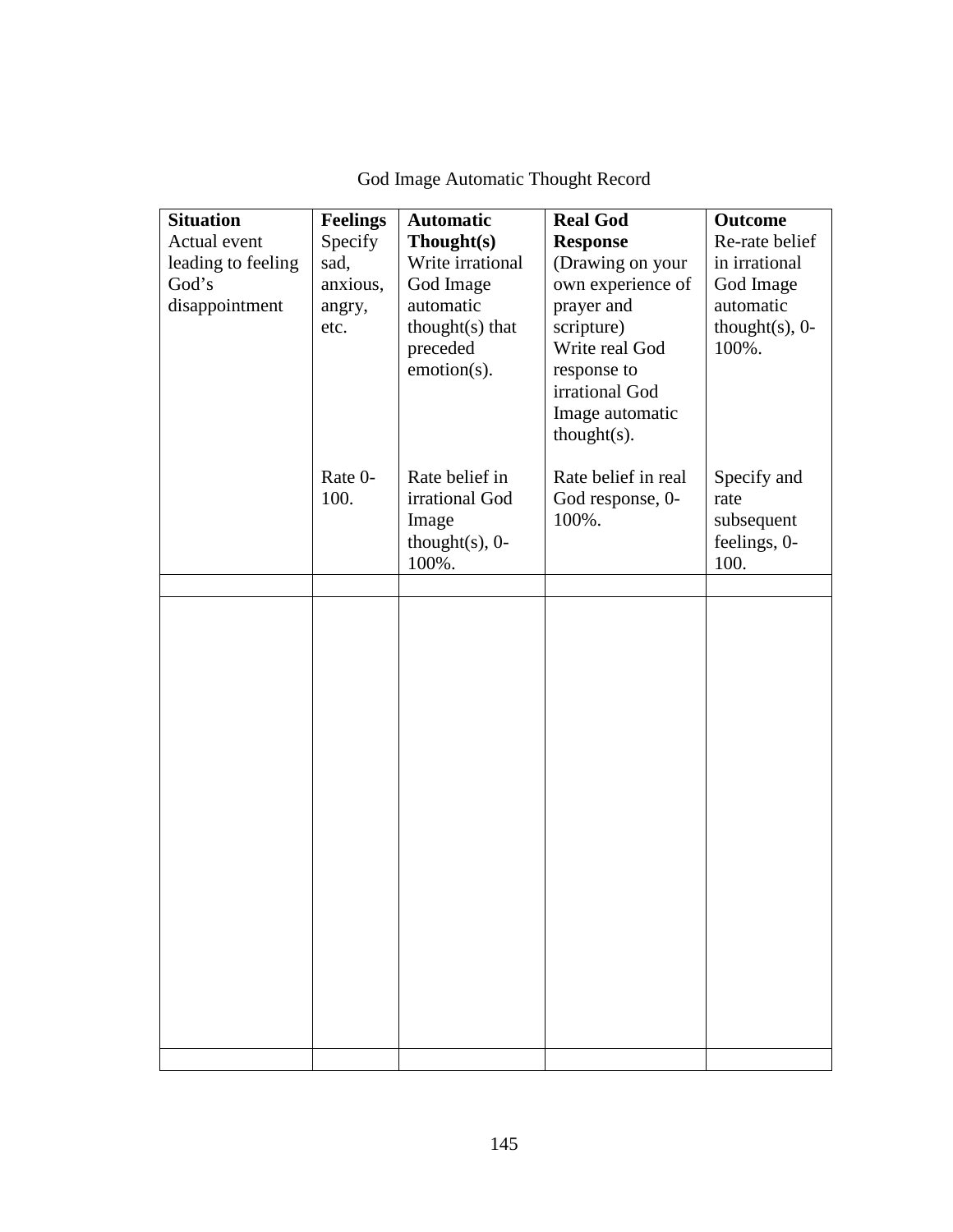God Image Automatic Thought Record

| **Situation** Actual event leading to feeling God's disappointment | **Feelings** Specify sad, anxious, angry, etc. Rate 0-100. | **Automatic Thought(s)** Write irrational God Image automatic thought(s) that preceded emotion(s). Rate belief in irrational God Image thought(s), 0-100%. | **Real God Response** (Drawing on your own experience of prayer and scripture) Write real God response to irrational God Image automatic thought(s). Rate belief in real God response, 0-100%. | **Outcome** Re-rate belief in irrational God Image automatic thought(s), 0-100%. Specify and rate subsequent feelings, 0-100. |
|---|---|---|---|---|
| | | | | |
| | | | | |
| | | | | |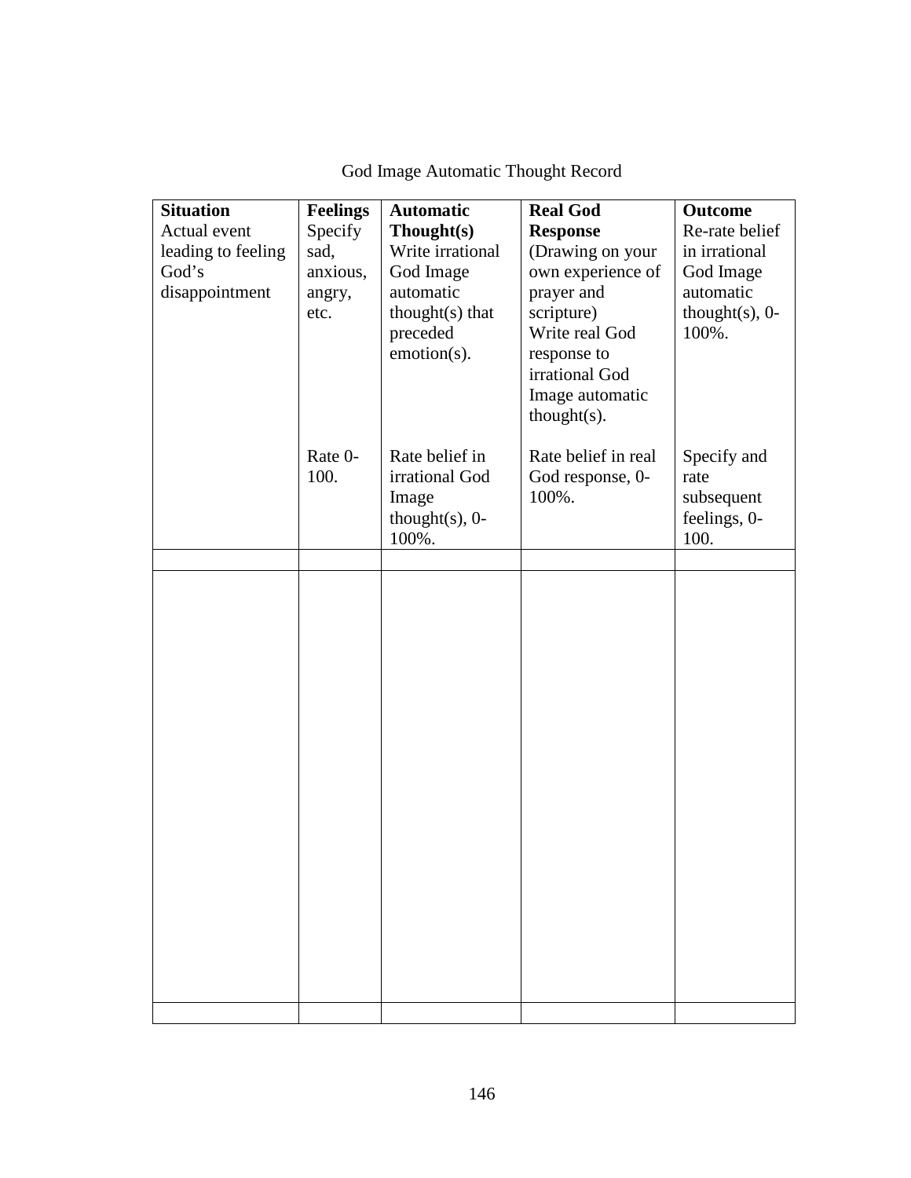God Image Automatic Thought Record

| **Situation** Actual event leading to feeling God's disappointment | **Feelings** Specify sad, anxious, angry, etc. Rate 0-100. | **Automatic Thought(s)** Write irrational God Image automatic thought(s) that preceded emotion(s). Rate belief in irrational God Image thought(s), 0-100%. | **Real God Response** (Drawing on your own experience of prayer and scripture) Write real God response to irrational God Image automatic thought(s). Rate belief in real God response, 0-100%. | **Outcome** Re-rate belief in irrational God Image automatic thought(s), 0-100%. Specify and rate subsequent feelings, 0-100. |
|---|---|---|---|---|
| | | | | |
| | | | | |
| | | | | |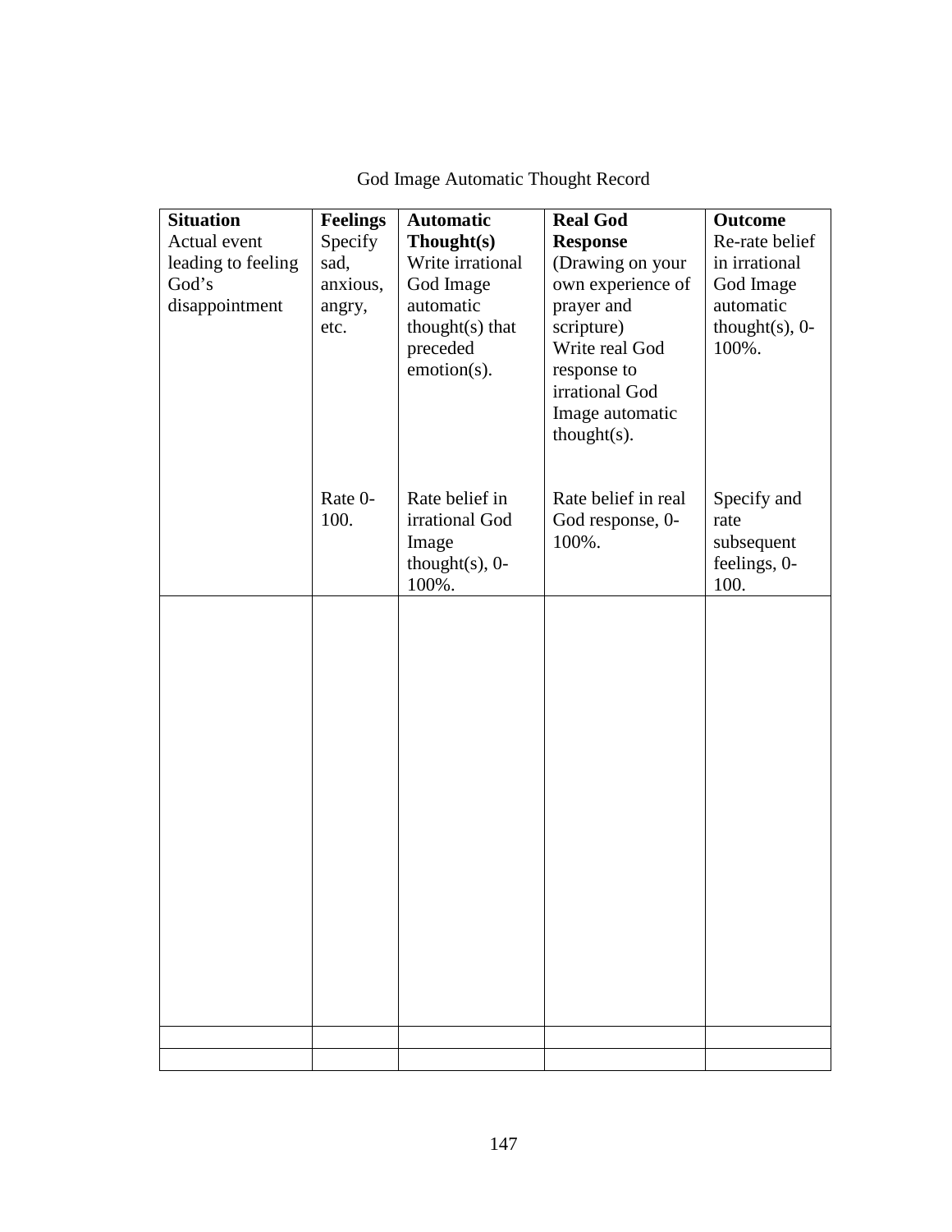God Image Automatic Thought Record

| **Situation** Actual event leading to feeling God's disappointment | **Feelings** Specify sad, anxious, angry, etc. <br><br> Rate 0-100. | **Automatic Thought(s)** Write irrational God Image automatic thought(s) that preceded emotion(s). <br><br> Rate belief in irrational God Image thought(s), 0-100%. | **Real God Response** (Drawing on your own experience of prayer and scripture) Write real God response to irrational God Image automatic thought(s). <br><br> Rate belief in real God response, 0-100%. | **Outcome** Re-rate belief in irrational God Image automatic thought(s), 0-100%. <br><br> Specify and rate subsequent feelings, 0-100. |
|---|---|---|---|---|
| | | | | |
| | | | | |
| | | | | |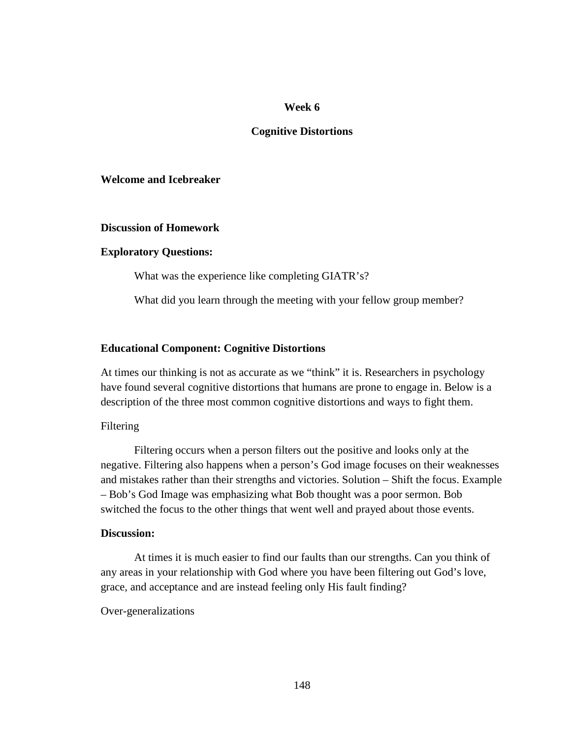## Week 6

## Cognitive Distortions

### Welcome and Icebreaker

### Discussion of Homework

**Exploratory Questions:**

What was the experience like completing GIATR's?

What did you learn through the meeting with your fellow group member?

### Educational Component: Cognitive Distortions

At times our thinking is not as accurate as we "think" it is. Researchers in psychology have found several cognitive distortions that humans are prone to engage in. Below is a description of the three most common cognitive distortions and ways to fight them.

Filtering

Filtering occurs when a person filters out the positive and looks only at the negative. Filtering also happens when a person's God image focuses on their weaknesses and mistakes rather than their strengths and victories. Solution – Shift the focus. Example – Bob's God Image was emphasizing what Bob thought was a poor sermon. Bob switched the focus to the other things that went well and prayed about those events.

**Discussion:**

At times it is much easier to find our faults than our strengths. Can you think of any areas in your relationship with God where you have been filtering out God's love, grace, and acceptance and are instead feeling only His fault finding?

Over-generalizations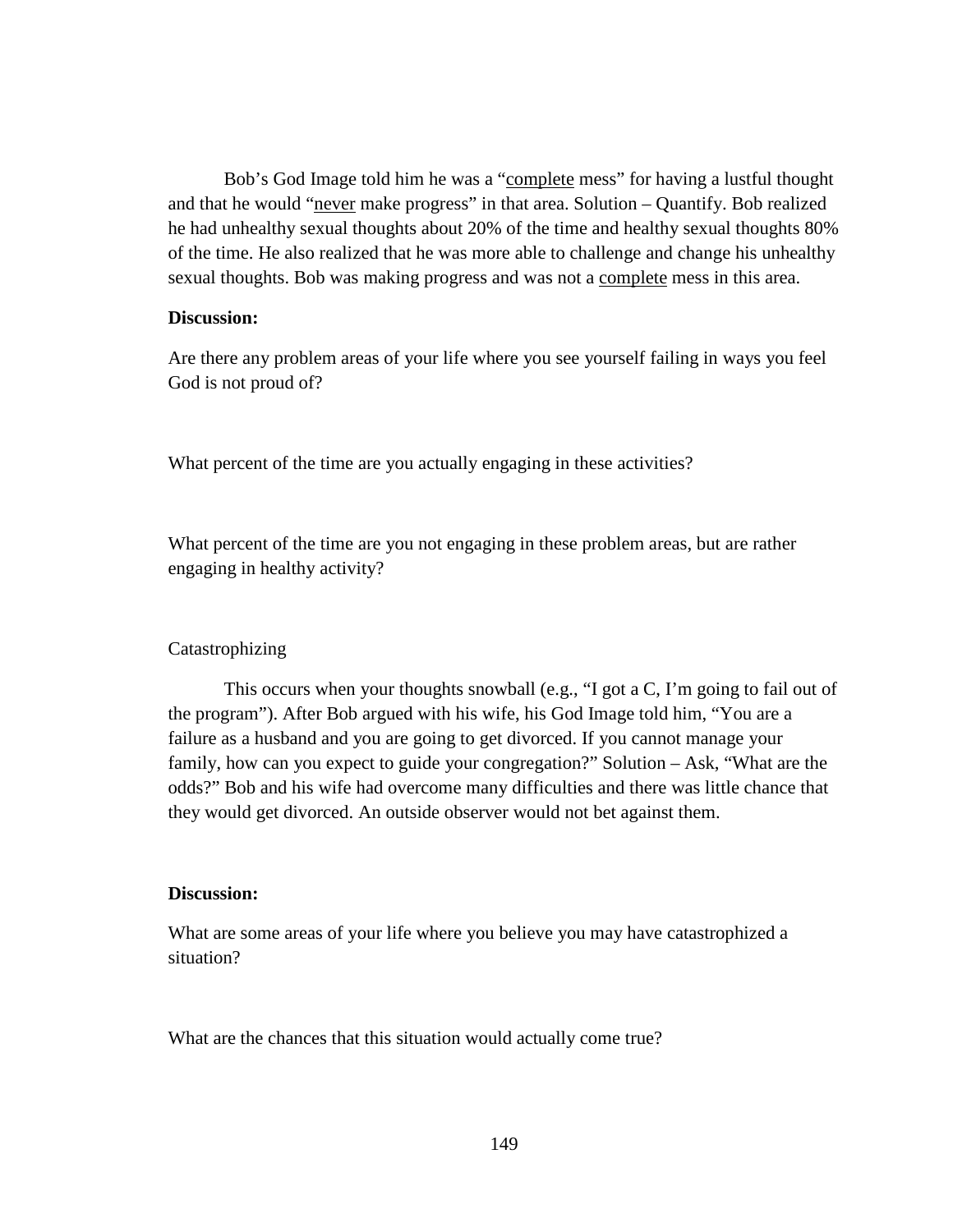Bob's God Image told him he was a "<u>complete</u> mess" for having a lustful thought and that he would "<u>never</u> make progress" in that area. Solution – Quantify. Bob realized he had unhealthy sexual thoughts about 20% of the time and healthy sexual thoughts 80% of the time. He also realized that he was more able to challenge and change his unhealthy sexual thoughts. Bob was making progress and was not a <u>complete</u> mess in this area.

**Discussion:**

Are there any problem areas of your life where you see yourself failing in ways you feel God is not proud of?

What percent of the time are you actually engaging in these activities?

What percent of the time are you not engaging in these problem areas, but are rather engaging in healthy activity?

Catastrophizing

This occurs when your thoughts snowball (e.g., "I got a C, I'm going to fail out of the program"). After Bob argued with his wife, his God Image told him, "You are a failure as a husband and you are going to get divorced. If you cannot manage your family, how can you expect to guide your congregation?" Solution – Ask, "What are the odds?" Bob and his wife had overcome many difficulties and there was little chance that they would get divorced. An outside observer would not bet against them.

**Discussion:**

What are some areas of your life where you believe you may have catastrophized a situation?

What are the chances that this situation would actually come true?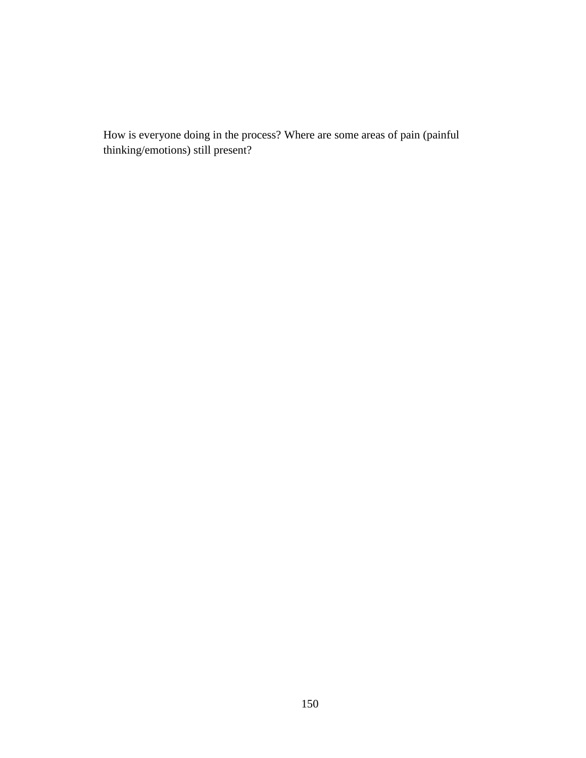How is everyone doing in the process? Where are some areas of pain (painful thinking/emotions) still present?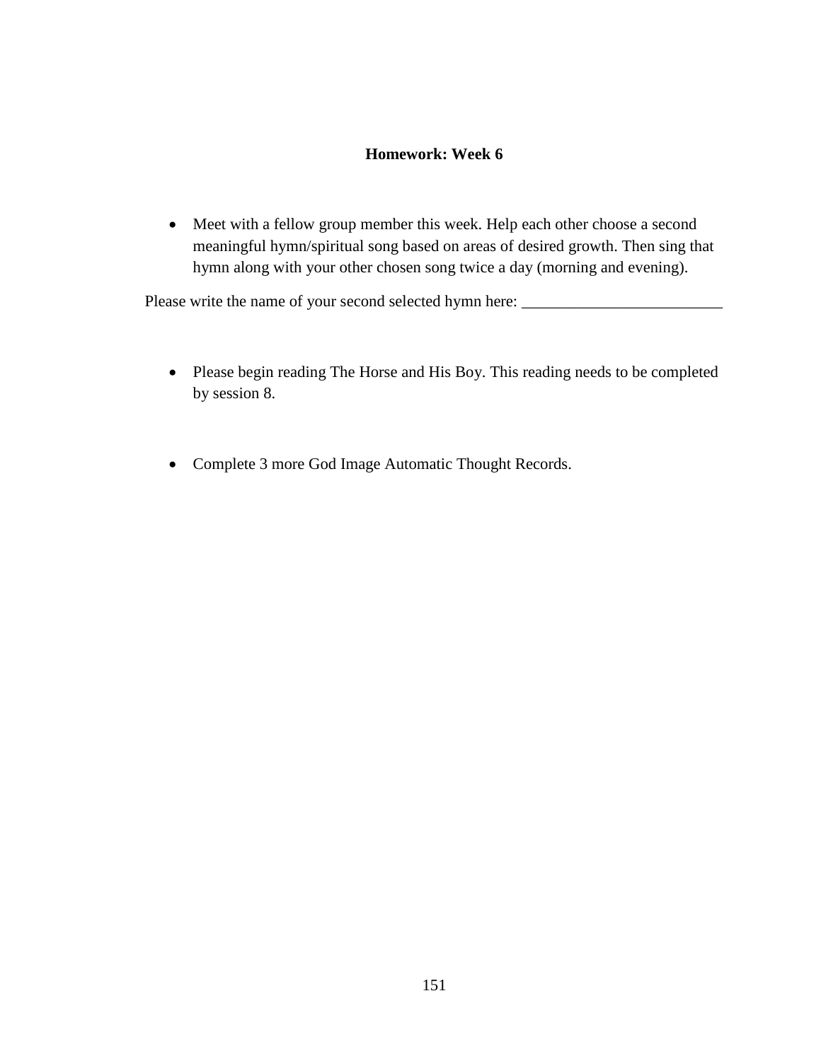**Homework: Week 6**

- Meet with a fellow group member this week. Help each other choose a second meaningful hymn/spiritual song based on areas of desired growth. Then sing that hymn along with your other chosen song twice a day (morning and evening).

Please write the name of your second selected hymn here: _________________________

- Please begin reading The Horse and His Boy. This reading needs to be completed by session 8.

- Complete 3 more God Image Automatic Thought Records.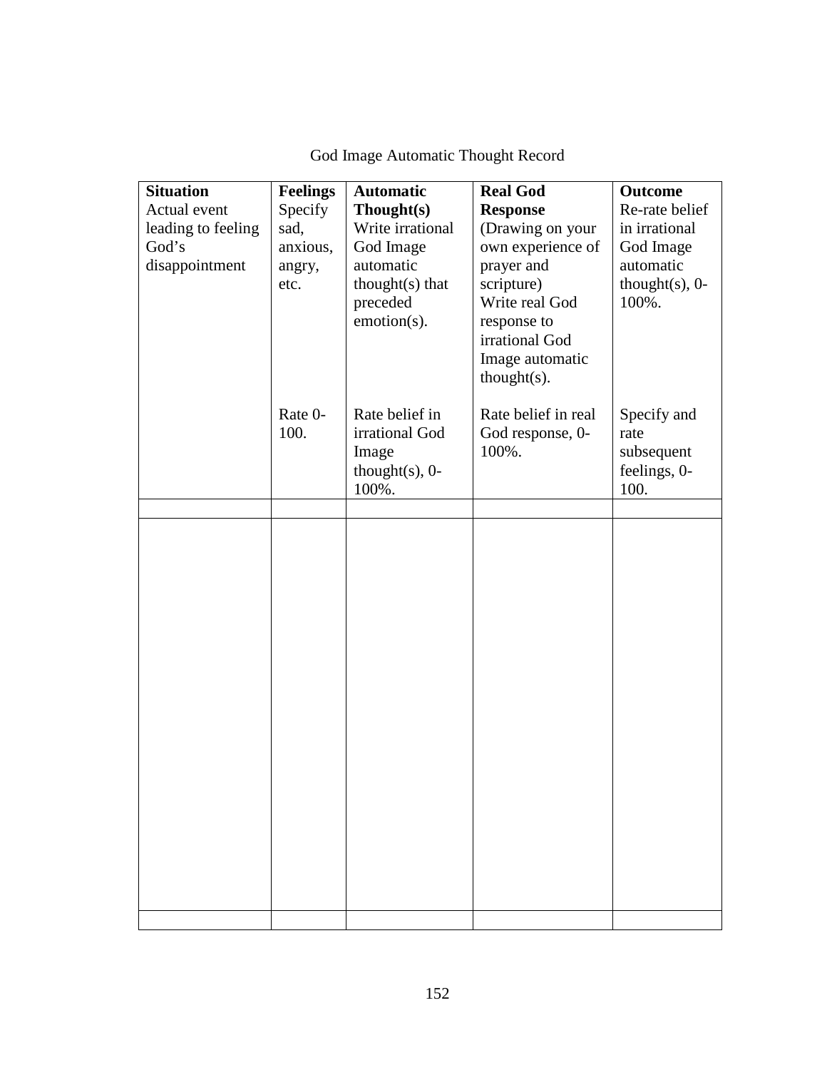God Image Automatic Thought Record

| **Situation** Actual event leading to feeling God's disappointment | **Feelings** Specify sad, anxious, angry, etc.<br><br>Rate 0-100. | **Automatic Thought(s)** Write irrational God Image automatic thought(s) that preceded emotion(s).<br><br>Rate belief in irrational God Image thought(s), 0-100%. | **Real God Response** (Drawing on your own experience of prayer and scripture) Write real God response to irrational God Image automatic thought(s).<br><br>Rate belief in real God response, 0-100%. | **Outcome** Re-rate belief in irrational God Image automatic thought(s), 0-100%.<br><br>Specify and rate subsequent feelings, 0-100. |
|---|---|---|---|---|
| | | | | |
| | | | | |
| | | | | |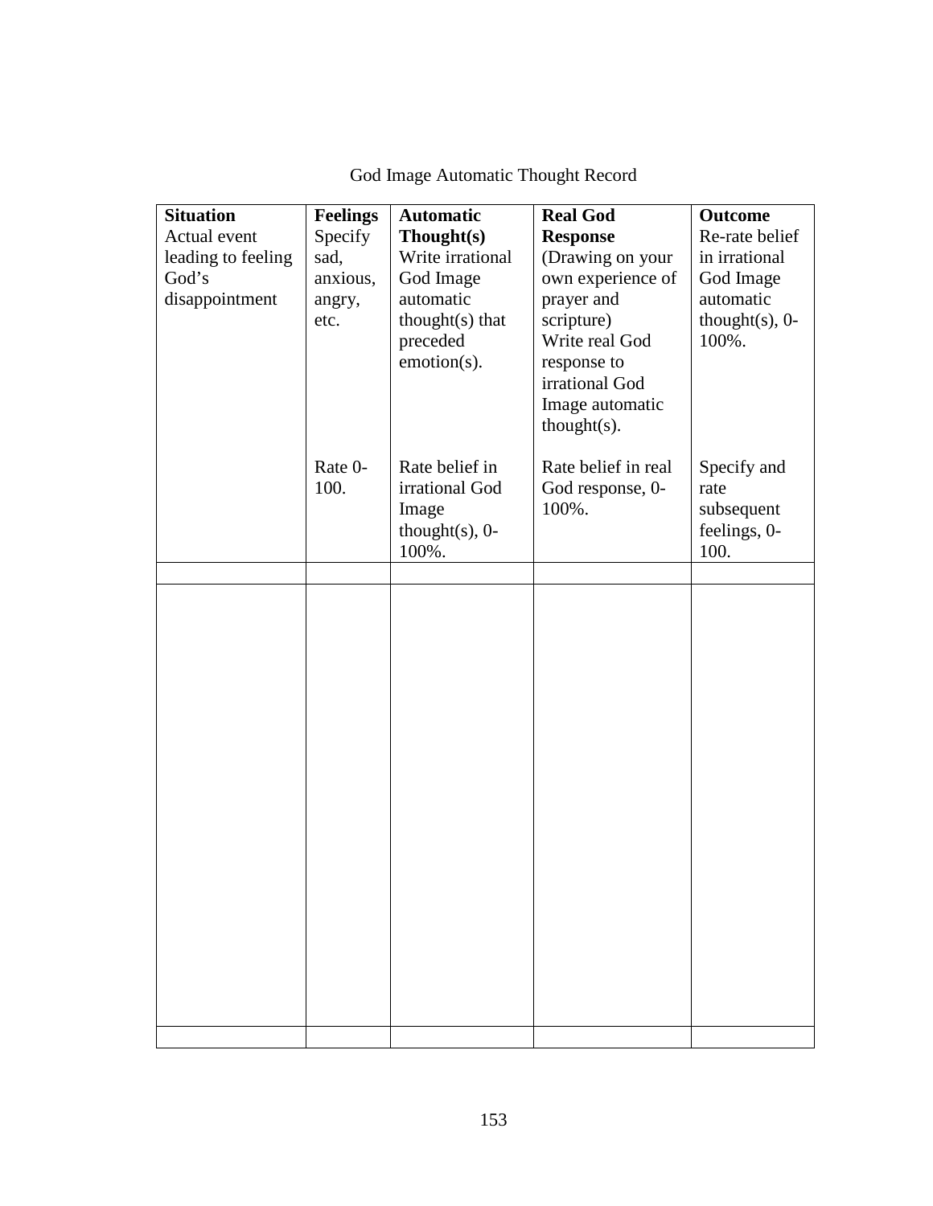God Image Automatic Thought Record

| **Situation** Actual event leading to feeling God's disappointment | **Feelings** Specify sad, anxious, angry, etc. Rate 0-100. | **Automatic Thought(s)** Write irrational God Image automatic thought(s) that preceded emotion(s). Rate belief in irrational God Image thought(s), 0-100%. | **Real God Response** (Drawing on your own experience of prayer and scripture) Write real God response to irrational God Image automatic thought(s). Rate belief in real God response, 0-100%. | **Outcome** Re-rate belief in irrational God Image automatic thought(s), 0-100%. Specify and rate subsequent feelings, 0-100. |
|---|---|---|---|---|
| | | | | |
| | | | | |
| | | | | |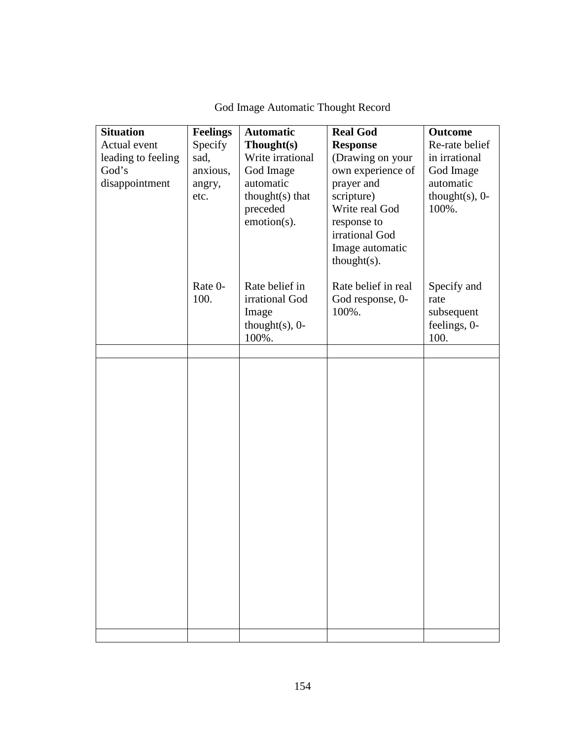God Image Automatic Thought Record

| **Situation** Actual event leading to feeling God's disappointment | **Feelings** Specify sad, anxious, angry, etc. Rate 0-100. | **Automatic Thought(s)** Write irrational God Image automatic thought(s) that preceded emotion(s). Rate belief in irrational God Image thought(s), 0-100%. | **Real God Response** (Drawing on your own experience of prayer and scripture) Write real God response to irrational God Image automatic thought(s). Rate belief in real God response, 0-100%. | **Outcome** Re-rate belief in irrational God Image automatic thought(s), 0-100%. Specify and rate subsequent feelings, 0-100. |
|---|---|---|---|---|
| | | | | |
| | | | | |
| | | | | |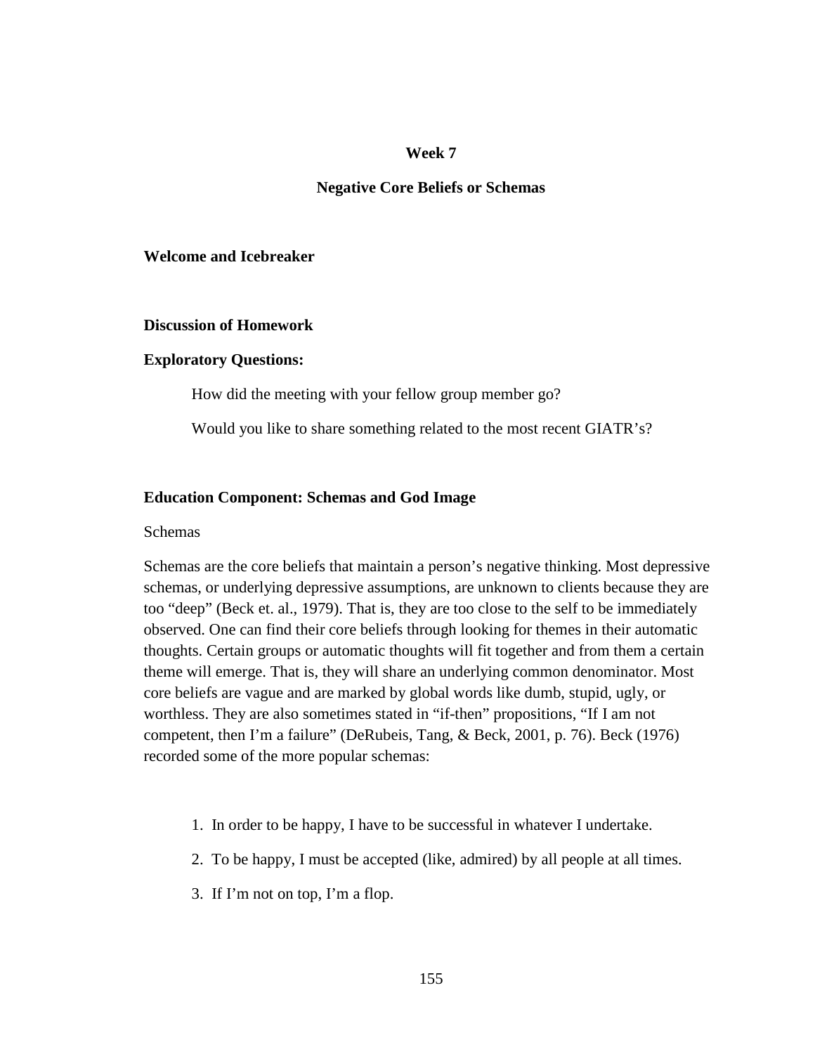## Week 7

## Negative Core Beliefs or Schemas

### Welcome and Icebreaker

### Discussion of Homework

### Exploratory Questions:

How did the meeting with your fellow group member go?

Would you like to share something related to the most recent GIATR's?

### Education Component: Schemas and God Image

Schemas

Schemas are the core beliefs that maintain a person's negative thinking. Most depressive schemas, or underlying depressive assumptions, are unknown to clients because they are too "deep" (Beck et. al., 1979). That is, they are too close to the self to be immediately observed. One can find their core beliefs through looking for themes in their automatic thoughts. Certain groups or automatic thoughts will fit together and from them a certain theme will emerge. That is, they will share an underlying common denominator. Most core beliefs are vague and are marked by global words like dumb, stupid, ugly, or worthless. They are also sometimes stated in "if-then" propositions, "If I am not competent, then I'm a failure" (DeRubeis, Tang, & Beck, 2001, p. 76). Beck (1976) recorded some of the more popular schemas:

1. In order to be happy, I have to be successful in whatever I undertake.
2. To be happy, I must be accepted (like, admired) by all people at all times.
3. If I'm not on top, I'm a flop.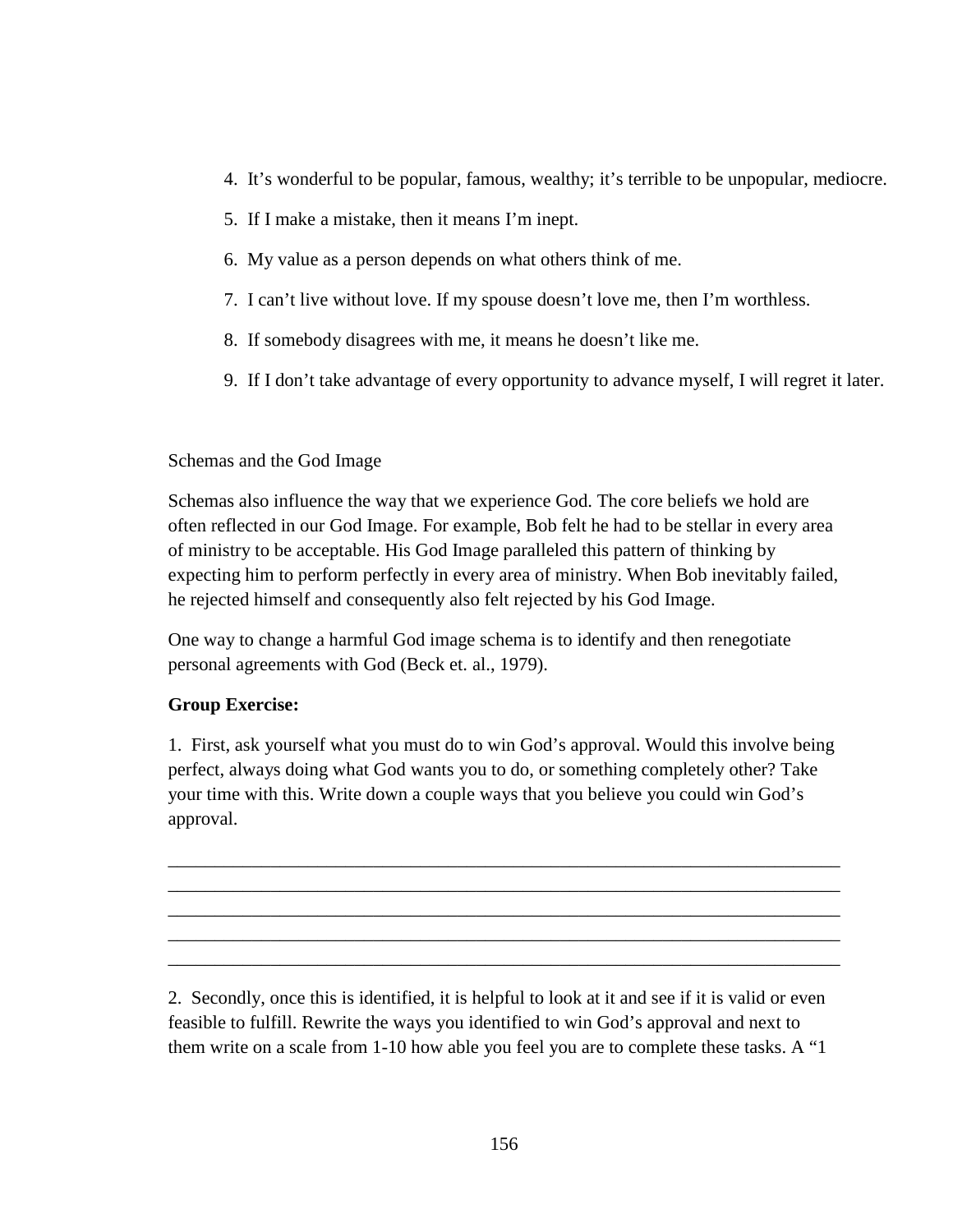4. It's wonderful to be popular, famous, wealthy; it's terrible to be unpopular, mediocre.
5. If I make a mistake, then it means I'm inept.
6. My value as a person depends on what others think of me.
7. I can't live without love. If my spouse doesn't love me, then I'm worthless.
8. If somebody disagrees with me, it means he doesn't like me.
9. If I don't take advantage of every opportunity to advance myself, I will regret it later.

Schemas and the God Image

Schemas also influence the way that we experience God. The core beliefs we hold are often reflected in our God Image. For example, Bob felt he had to be stellar in every area of ministry to be acceptable. His God Image paralleled this pattern of thinking by expecting him to perform perfectly in every area of ministry. When Bob inevitably failed, he rejected himself and consequently also felt rejected by his God Image.

One way to change a harmful God image schema is to identify and then renegotiate personal agreements with God (Beck et. al., 1979).

**Group Exercise:**

1. First, ask yourself what you must do to win God's approval. Would this involve being perfect, always doing what God wants you to do, or something completely other? Take your time with this. Write down a couple ways that you believe you could win God's approval.

___________________________________________________________________________
___________________________________________________________________________
___________________________________________________________________________
___________________________________________________________________________
___________________________________________________________________________

2. Secondly, once this is identified, it is helpful to look at it and see if it is valid or even feasible to fulfill. Rewrite the ways you identified to win God's approval and next to them write on a scale from 1-10 how able you feel you are to complete these tasks. A "1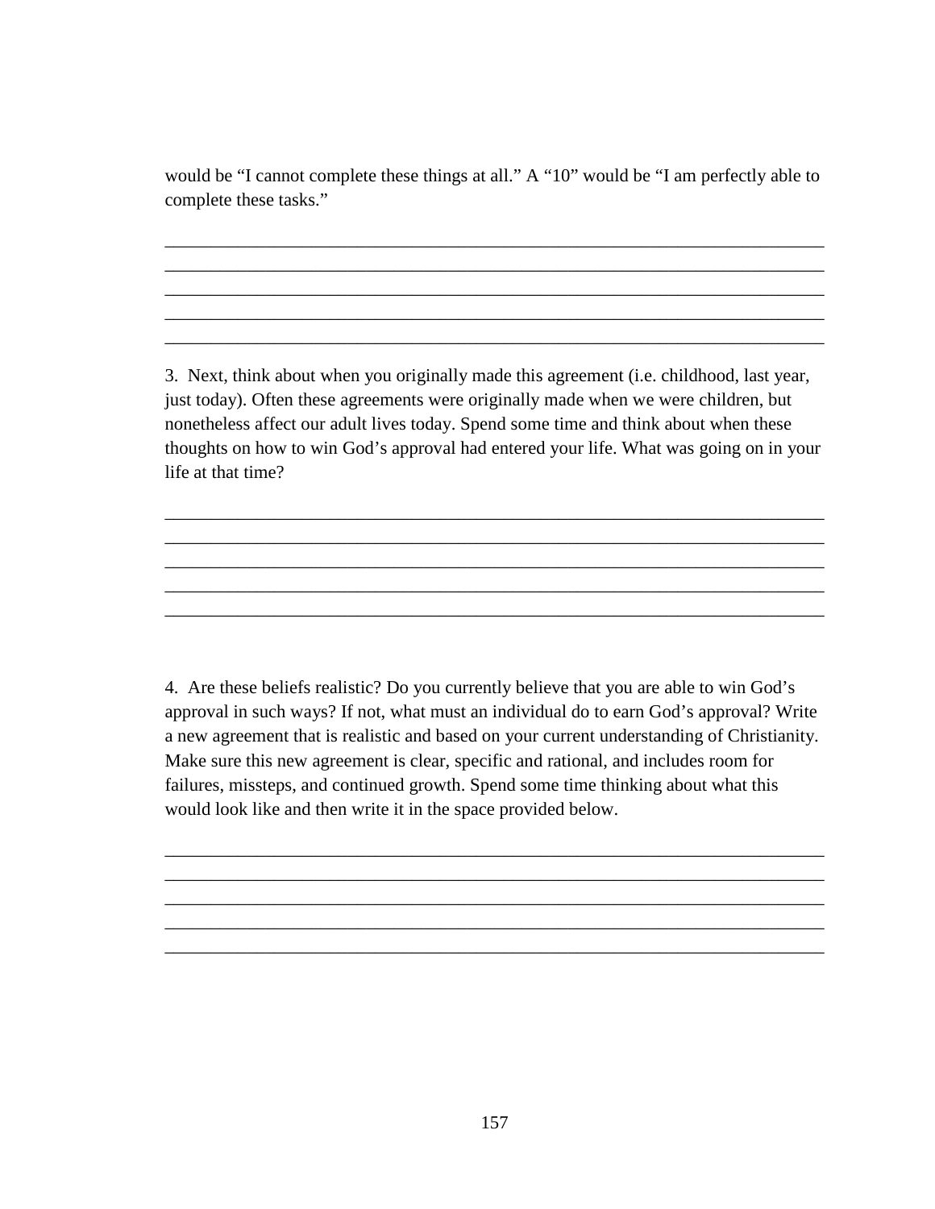would be “I cannot complete these things at all.” A “10” would be “I am perfectly able to complete these tasks.”

_____________________________________________________________________________
_____________________________________________________________________________
_____________________________________________________________________________
_____________________________________________________________________________
_____________________________________________________________________________

3. Next, think about when you originally made this agreement (i.e. childhood, last year, just today). Often these agreements were originally made when we were children, but nonetheless affect our adult lives today. Spend some time and think about when these thoughts on how to win God’s approval had entered your life. What was going on in your life at that time?

_____________________________________________________________________________
_____________________________________________________________________________
_____________________________________________________________________________
_____________________________________________________________________________
_____________________________________________________________________________

4. Are these beliefs realistic? Do you currently believe that you are able to win God’s approval in such ways? If not, what must an individual do to earn God’s approval? Write a new agreement that is realistic and based on your current understanding of Christianity. Make sure this new agreement is clear, specific and rational, and includes room for failures, missteps, and continued growth. Spend some time thinking about what this would look like and then write it in the space provided below.

_____________________________________________________________________________
_____________________________________________________________________________
_____________________________________________________________________________
_____________________________________________________________________________
_____________________________________________________________________________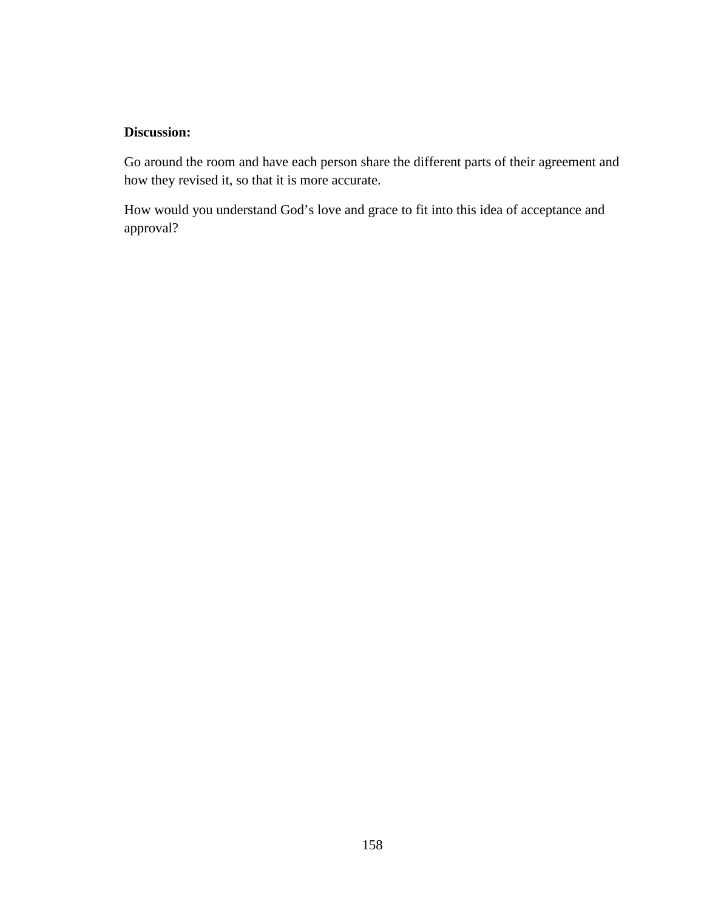**Discussion:**

Go around the room and have each person share the different parts of their agreement and how they revised it, so that it is more accurate.

How would you understand God’s love and grace to fit into this idea of acceptance and approval?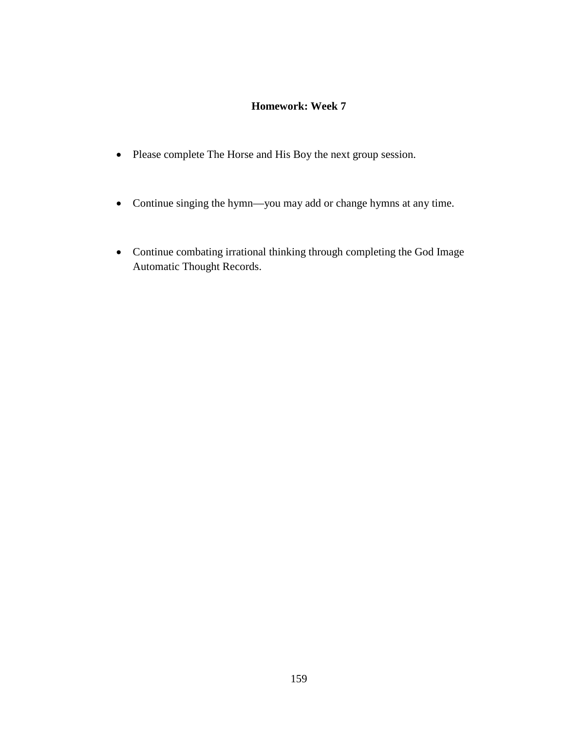**Homework: Week 7**

- Please complete The Horse and His Boy the next group session.
- Continue singing the hymn—you may add or change hymns at any time.
- Continue combating irrational thinking through completing the God Image Automatic Thought Records.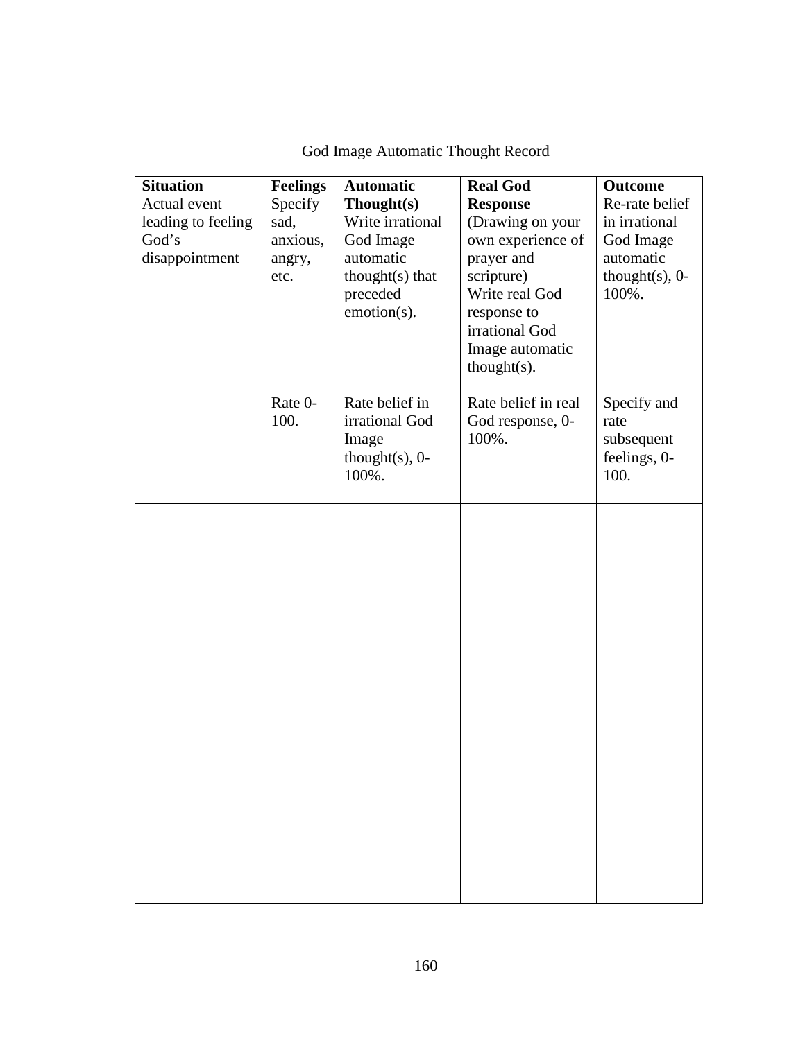God Image Automatic Thought Record

| **Situation** Actual event leading to feeling God's disappointment | **Feelings** Specify sad, anxious, angry, etc. Rate 0-100. | **Automatic Thought(s)** Write irrational God Image automatic thought(s) that preceded emotion(s). Rate belief in irrational God Image thought(s), 0-100%. | **Real God Response** (Drawing on your own experience of prayer and scripture) Write real God response to irrational God Image automatic thought(s). Rate belief in real God response, 0-100%. | **Outcome** Re-rate belief in irrational God Image automatic thought(s), 0-100%. Specify and rate subsequent feelings, 0-100. |
|---|---|---|---|---|
| | | | | |
| | | | | |
| | | | | |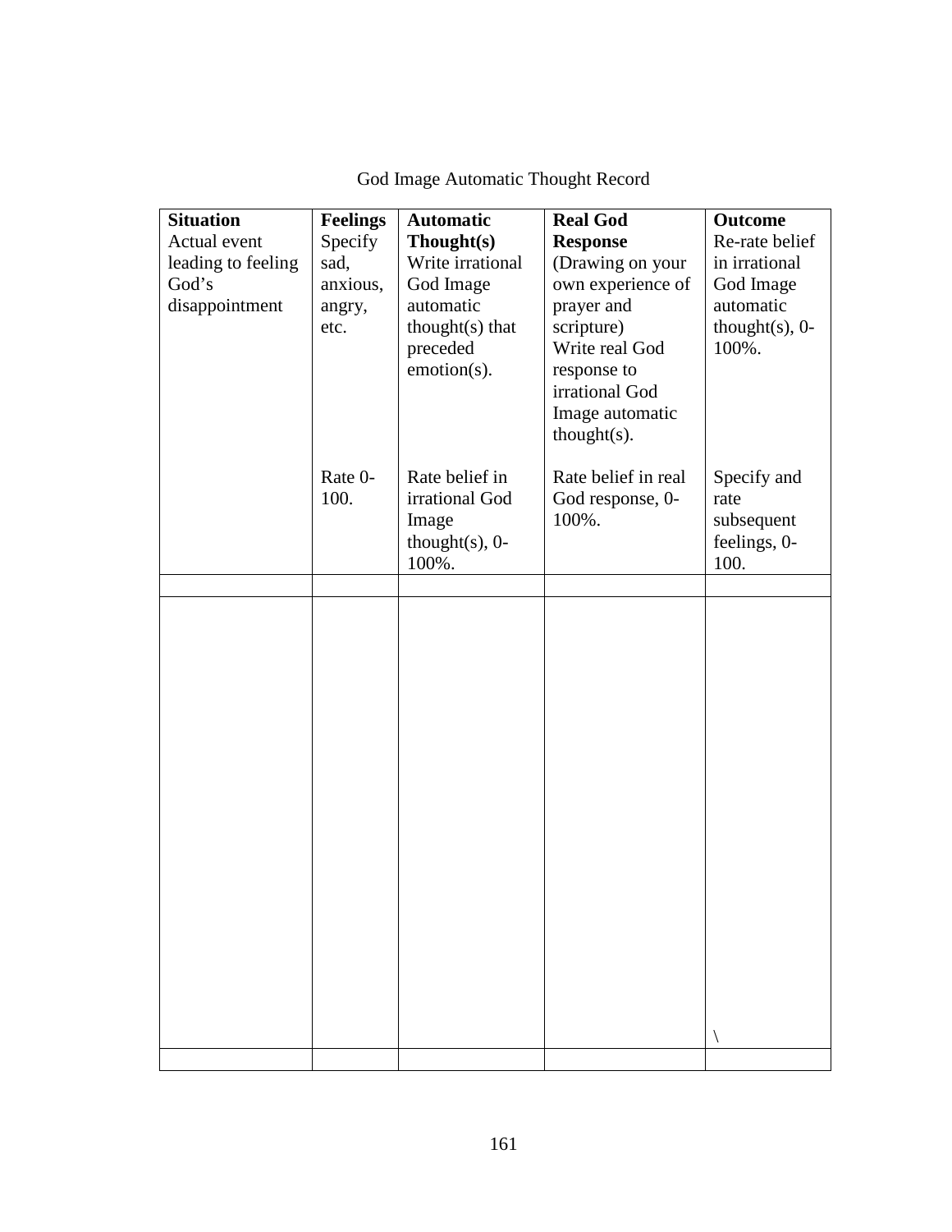God Image Automatic Thought Record

| **Situation** Actual event leading to feeling God's disappointment | **Feelings** Specify sad, anxious, angry, etc. Rate 0-100. | **Automatic Thought(s)** Write irrational God Image automatic thought(s) that preceded emotion(s). Rate belief in irrational God Image thought(s), 0-100%. | **Real God Response** (Drawing on your own experience of prayer and scripture) Write real God response to irrational God Image automatic thought(s). Rate belief in real God response, 0-100%. | **Outcome** Re-rate belief in irrational God Image automatic thought(s), 0-100%. Specify and rate subsequent feelings, 0-100. |
|---|---|---|---|---|
| | | | | |
| | | | | \ |
| | | | | |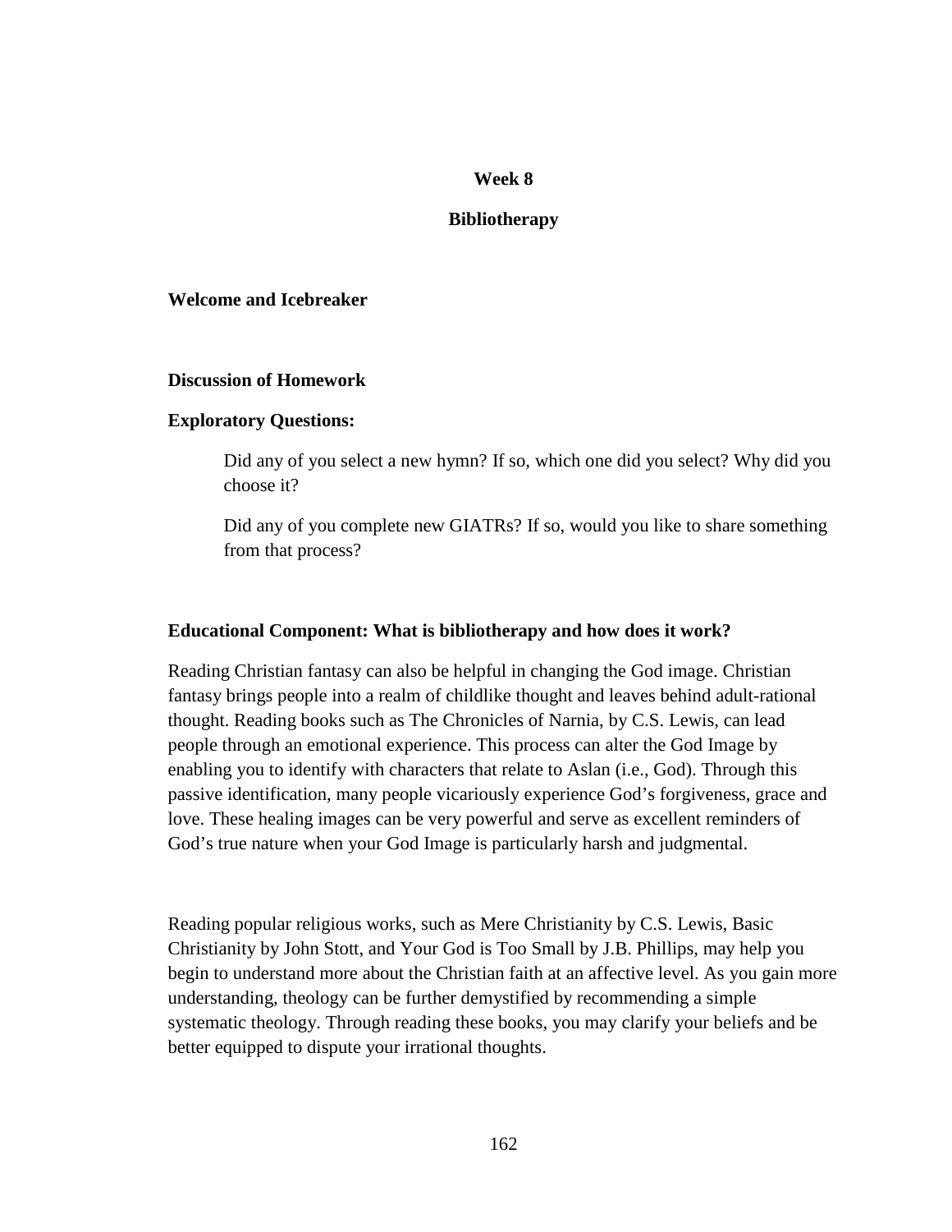## Week 8

## Bibliotherapy

**Welcome and Icebreaker**

**Discussion of Homework**

**Exploratory Questions:**

> Did any of you select a new hymn? If so, which one did you select? Why did you choose it?
>
> Did any of you complete new GIATRs? If so, would you like to share something from that process?

**Educational Component: What is bibliotherapy and how does it work?**

Reading Christian fantasy can also be helpful in changing the God image. Christian fantasy brings people into a realm of childlike thought and leaves behind adult-rational thought. Reading books such as The Chronicles of Narnia, by C.S. Lewis, can lead people through an emotional experience. This process can alter the God Image by enabling you to identify with characters that relate to Aslan (i.e., God). Through this passive identification, many people vicariously experience God's forgiveness, grace and love. These healing images can be very powerful and serve as excellent reminders of God's true nature when your God Image is particularly harsh and judgmental.

Reading popular religious works, such as Mere Christianity by C.S. Lewis, Basic Christianity by John Stott, and Your God is Too Small by J.B. Phillips, may help you begin to understand more about the Christian faith at an affective level. As you gain more understanding, theology can be further demystified by recommending a simple systematic theology. Through reading these books, you may clarify your beliefs and be better equipped to dispute your irrational thoughts.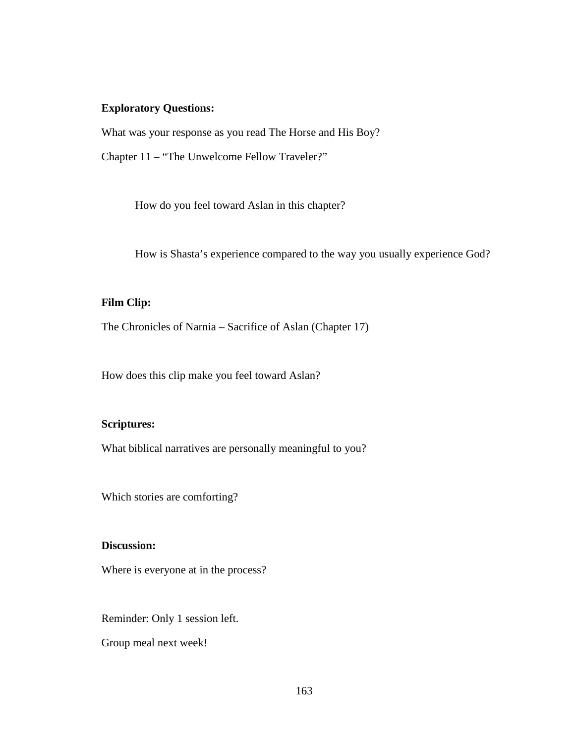**Exploratory Questions:**

What was your response as you read The Horse and His Boy?

Chapter 11 – "The Unwelcome Fellow Traveler?"

How do you feel toward Aslan in this chapter?

How is Shasta's experience compared to the way you usually experience God?

**Film Clip:**

The Chronicles of Narnia – Sacrifice of Aslan (Chapter 17)

How does this clip make you feel toward Aslan?

**Scriptures:**

What biblical narratives are personally meaningful to you?

Which stories are comforting?

**Discussion:**

Where is everyone at in the process?

Reminder: Only 1 session left.

Group meal next week!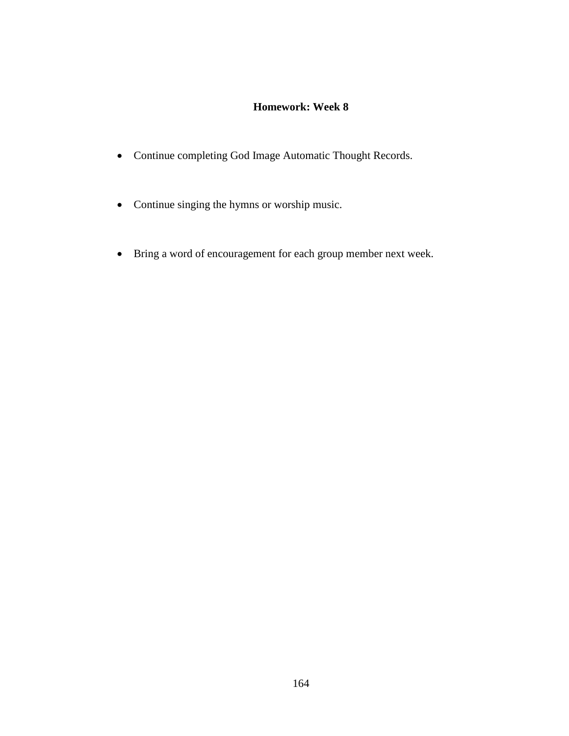**Homework: Week 8**

- Continue completing God Image Automatic Thought Records.
- Continue singing the hymns or worship music.
- Bring a word of encouragement for each group member next week.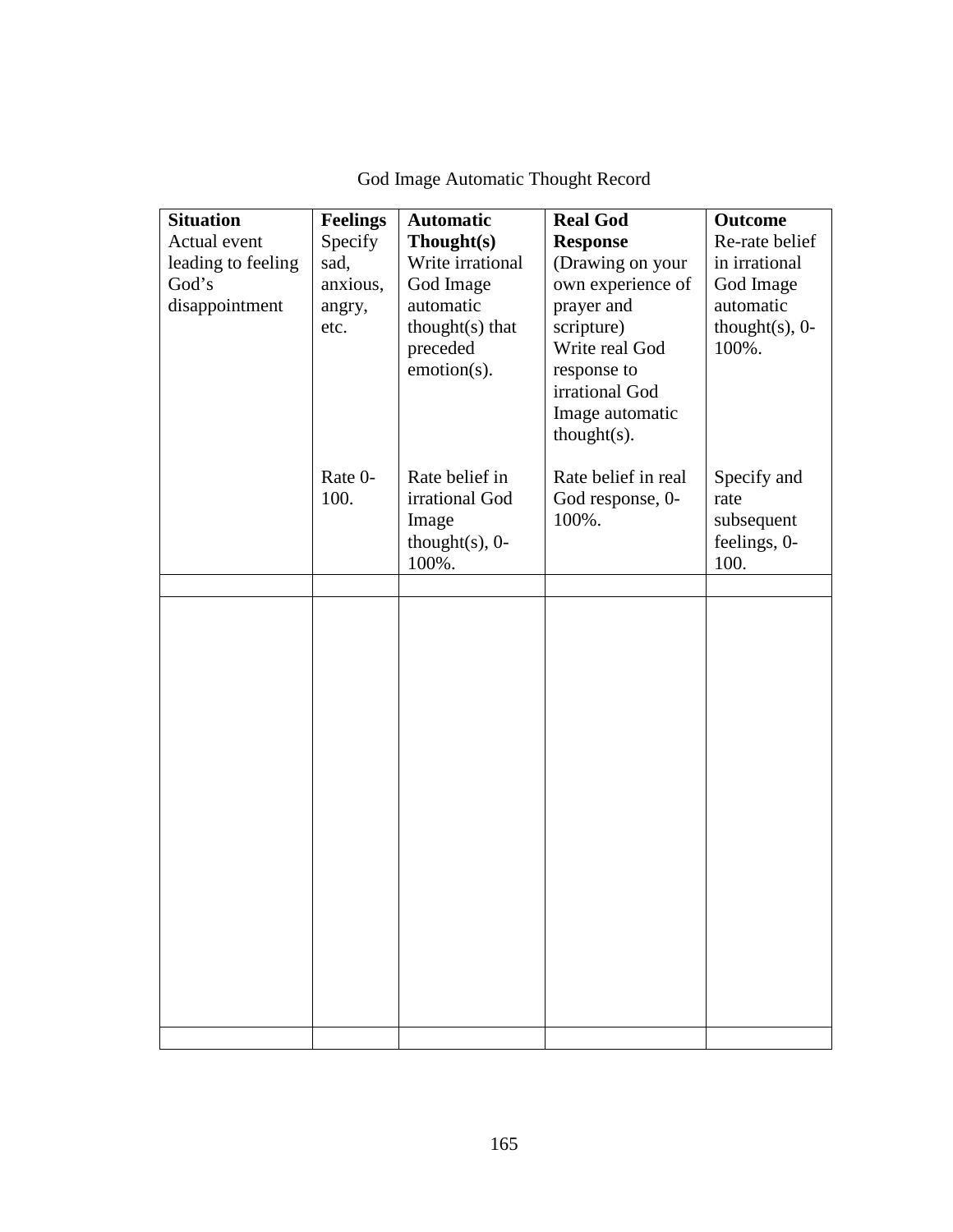God Image Automatic Thought Record

| **Situation** Actual event leading to feeling God's disappointment | **Feelings** Specify sad, anxious, angry, etc.<br><br>Rate 0-100. | **Automatic Thought(s)** Write irrational God Image automatic thought(s) that preceded emotion(s).<br><br>Rate belief in irrational God Image thought(s), 0-100%. | **Real God Response** (Drawing on your own experience of prayer and scripture) Write real God response to irrational God Image automatic thought(s).<br><br>Rate belief in real God response, 0-100%. | **Outcome** Re-rate belief in irrational God Image automatic thought(s), 0-100%.<br><br>Specify and rate subsequent feelings, 0-100. |
|---|---|---|---|---|
| | | | | |
| | | | | |
| | | | | |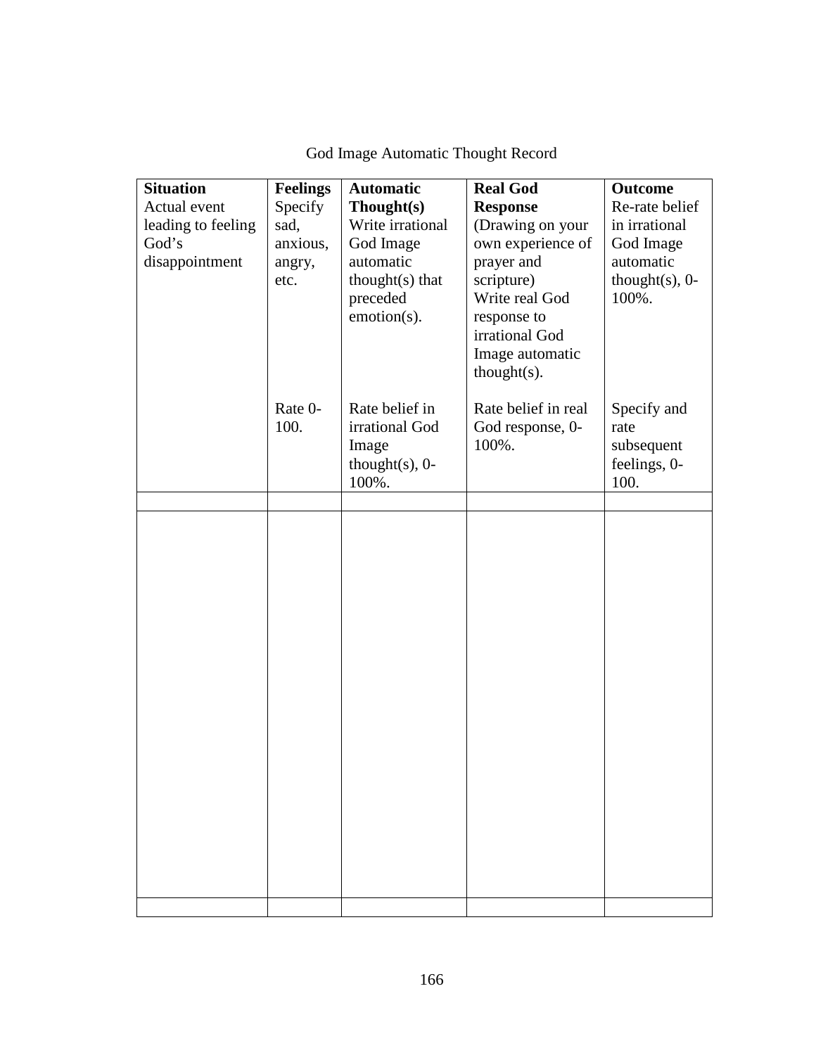God Image Automatic Thought Record

| **Situation** Actual event leading to feeling God's disappointment | **Feelings** Specify sad, anxious, angry, etc.<br><br>Rate 0-100. | **Automatic Thought(s)** Write irrational God Image automatic thought(s) that preceded emotion(s).<br><br>Rate belief in irrational God Image thought(s), 0-100%. | **Real God Response** (Drawing on your own experience of prayer and scripture) Write real God response to irrational God Image automatic thought(s).<br><br>Rate belief in real God response, 0-100%. | **Outcome** Re-rate belief in irrational God Image automatic thought(s), 0-100%.<br><br>Specify and rate subsequent feelings, 0-100. |
|---|---|---|---|---|
| | | | | |
| | | | | |
| | | | | |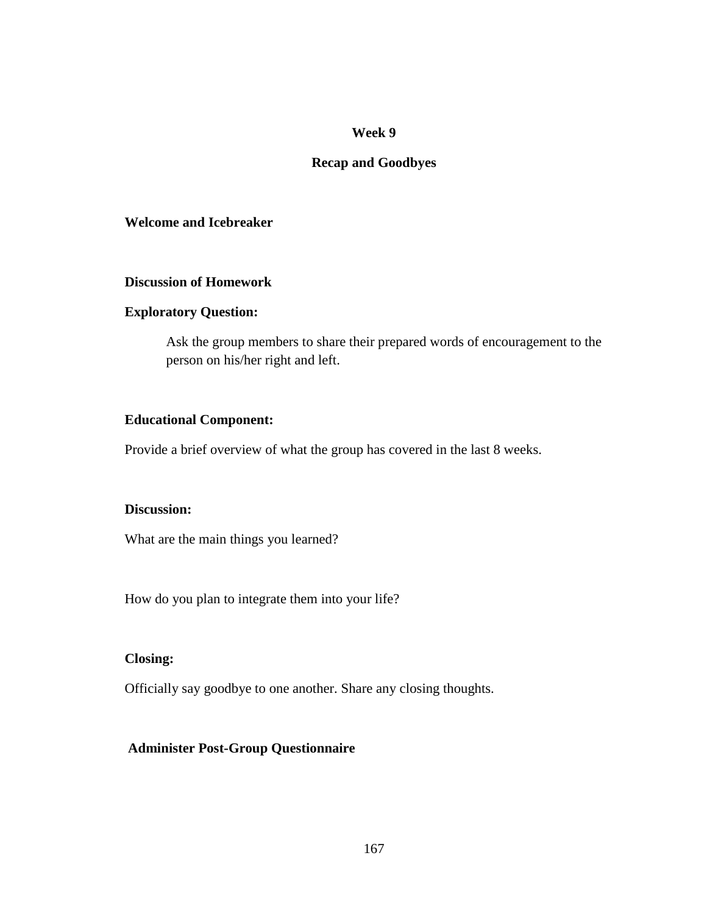## Week 9

## Recap and Goodbyes

**Welcome and Icebreaker**

**Discussion of Homework**

**Exploratory Question:**

> Ask the group members to share their prepared words of encouragement to the person on his/her right and left.

**Educational Component:**

Provide a brief overview of what the group has covered in the last 8 weeks.

**Discussion:**

What are the main things you learned?

How do you plan to integrate them into your life?

**Closing:**

Officially say goodbye to one another. Share any closing thoughts.

**Administer Post-Group Questionnaire**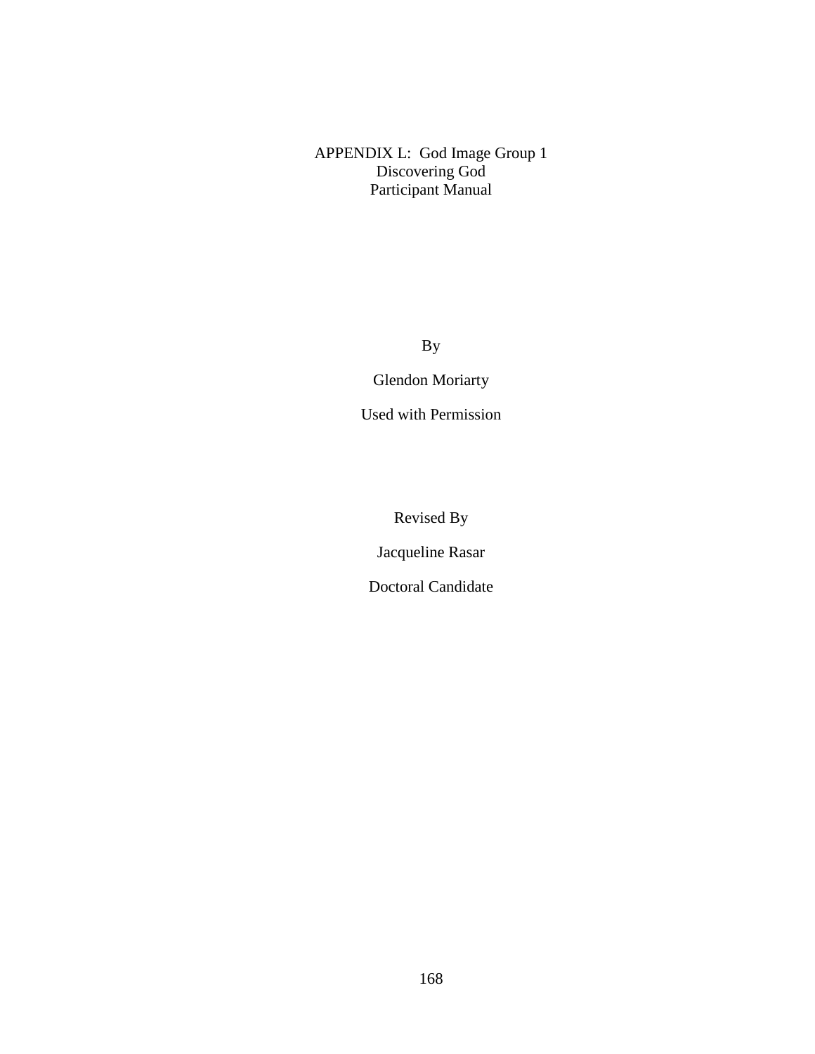# APPENDIX L: God Image Group 1
## Discovering God
## Participant Manual

By

Glendon Moriarty

Used with Permission

Revised By

Jacqueline Rasar

Doctoral Candidate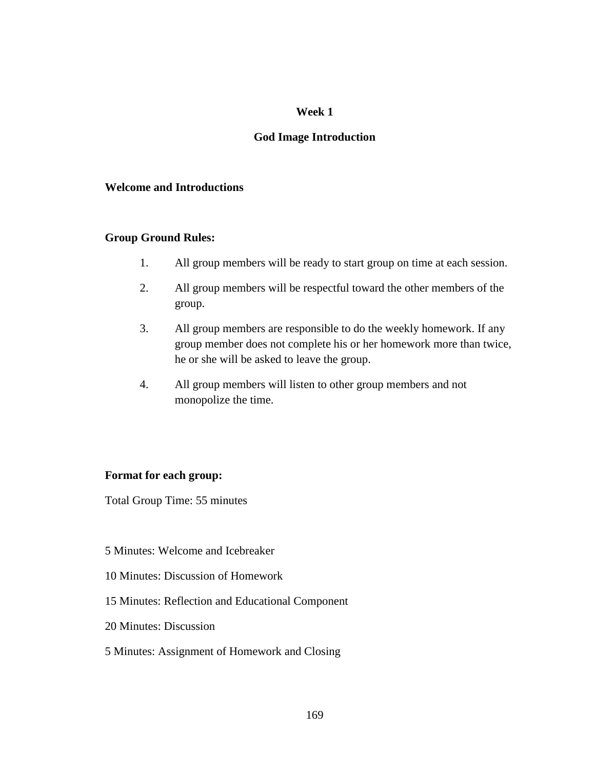## Week 1

## God Image Introduction

**Welcome and Introductions**

**Group Ground Rules:**

1. All group members will be ready to start group on time at each session.
2. All group members will be respectful toward the other members of the group.
3. All group members are responsible to do the weekly homework. If any group member does not complete his or her homework more than twice, he or she will be asked to leave the group.
4. All group members will listen to other group members and not monopolize the time.

**Format for each group:**

Total Group Time: 55 minutes

5 Minutes: Welcome and Icebreaker

10 Minutes: Discussion of Homework

15 Minutes: Reflection and Educational Component

20 Minutes: Discussion

5 Minutes: Assignment of Homework and Closing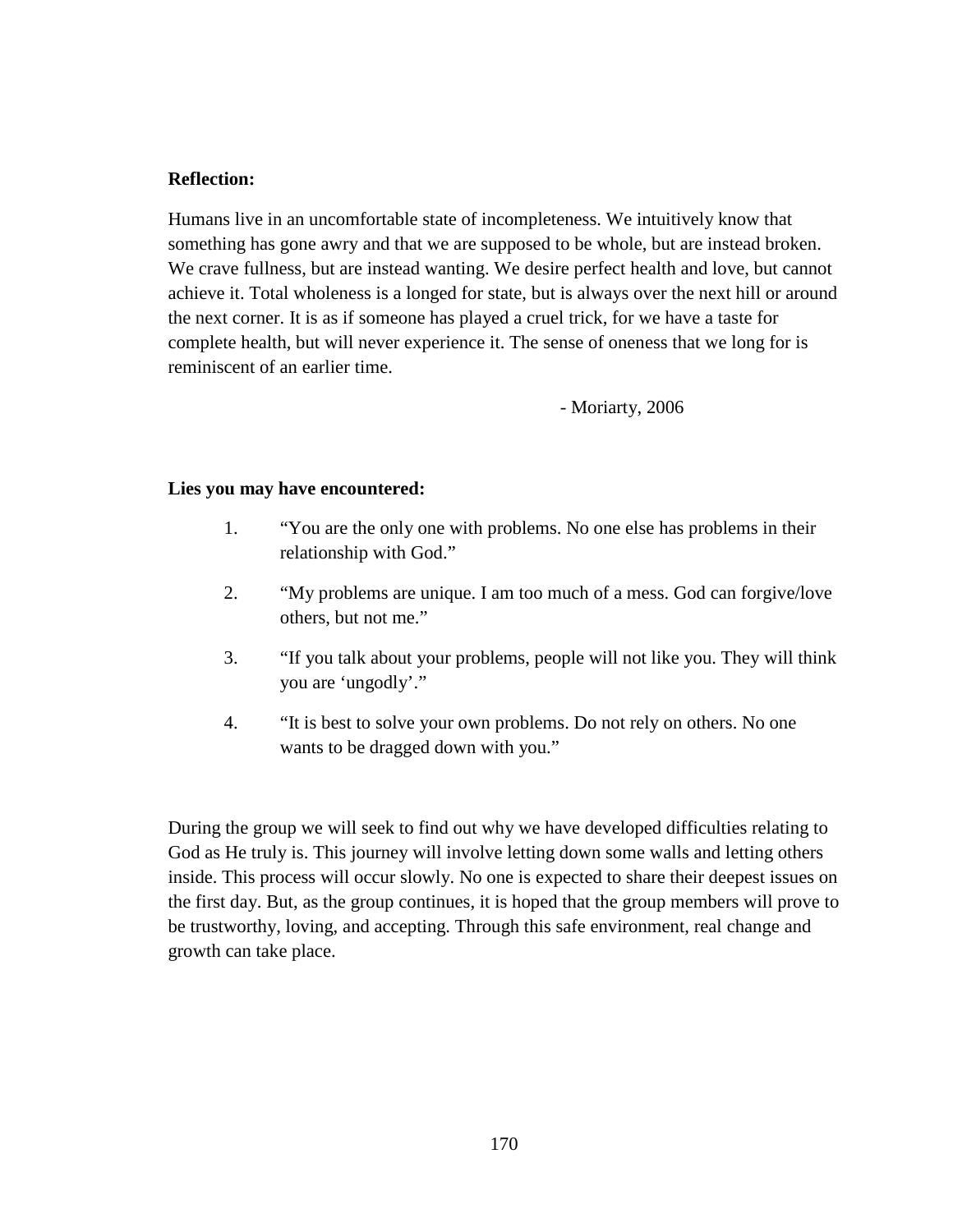**Reflection:**

Humans live in an uncomfortable state of incompleteness. We intuitively know that something has gone awry and that we are supposed to be whole, but are instead broken. We crave fullness, but are instead wanting. We desire perfect health and love, but cannot achieve it. Total wholeness is a longed for state, but is always over the next hill or around the next corner. It is as if someone has played a cruel trick, for we have a taste for complete health, but will never experience it. The sense of oneness that we long for is reminiscent of an earlier time.

- Moriarty, 2006

**Lies you may have encountered:**

1. "You are the only one with problems. No one else has problems in their relationship with God."
2. "My problems are unique. I am too much of a mess. God can forgive/love others, but not me."
3. "If you talk about your problems, people will not like you. They will think you are 'ungodly'."
4. "It is best to solve your own problems. Do not rely on others. No one wants to be dragged down with you."

During the group we will seek to find out why we have developed difficulties relating to God as He truly is. This journey will involve letting down some walls and letting others inside. This process will occur slowly. No one is expected to share their deepest issues on the first day. But, as the group continues, it is hoped that the group members will prove to be trustworthy, loving, and accepting. Through this safe environment, real change and growth can take place.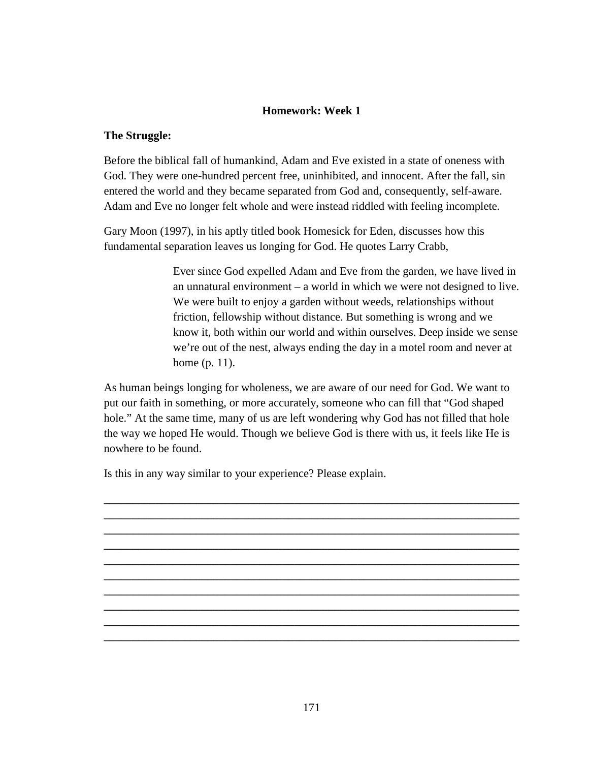## Homework: Week 1

**The Struggle:**

Before the biblical fall of humankind, Adam and Eve existed in a state of oneness with God. They were one-hundred percent free, uninhibited, and innocent. After the fall, sin entered the world and they became separated from God and, consequently, self-aware. Adam and Eve no longer felt whole and were instead riddled with feeling incomplete.

Gary Moon (1997), in his aptly titled book Homesick for Eden, discusses how this fundamental separation leaves us longing for God. He quotes Larry Crabb,

> Ever since God expelled Adam and Eve from the garden, we have lived in an unnatural environment – a world in which we were not designed to live. We were built to enjoy a garden without weeds, relationships without friction, fellowship without distance. But something is wrong and we know it, both within our world and within ourselves. Deep inside we sense we're out of the nest, always ending the day in a motel room and never at home (p. 11).

As human beings longing for wholeness, we are aware of our need for God. We want to put our faith in something, or more accurately, someone who can fill that "God shaped hole." At the same time, many of us are left wondering why God has not filled that hole the way we hoped He would. Though we believe God is there with us, it feels like He is nowhere to be found.

Is this in any way similar to your experience? Please explain.

______________________________________________________________________

______________________________________________________________________

______________________________________________________________________

______________________________________________________________________

______________________________________________________________________

______________________________________________________________________

______________________________________________________________________

______________________________________________________________________

______________________________________________________________________

______________________________________________________________________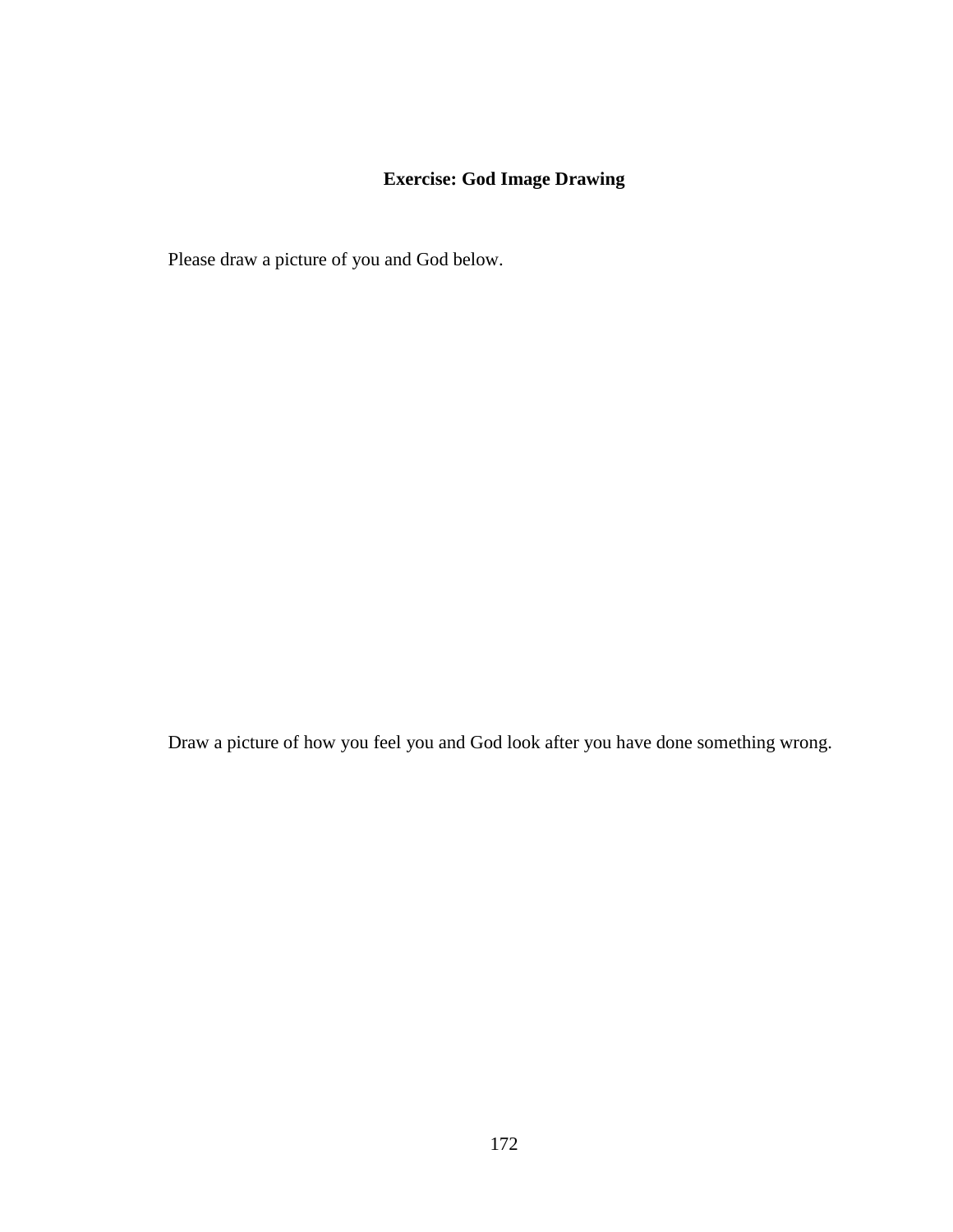**Exercise: God Image Drawing**

Please draw a picture of you and God below.

Draw a picture of how you feel you and God look after you have done something wrong.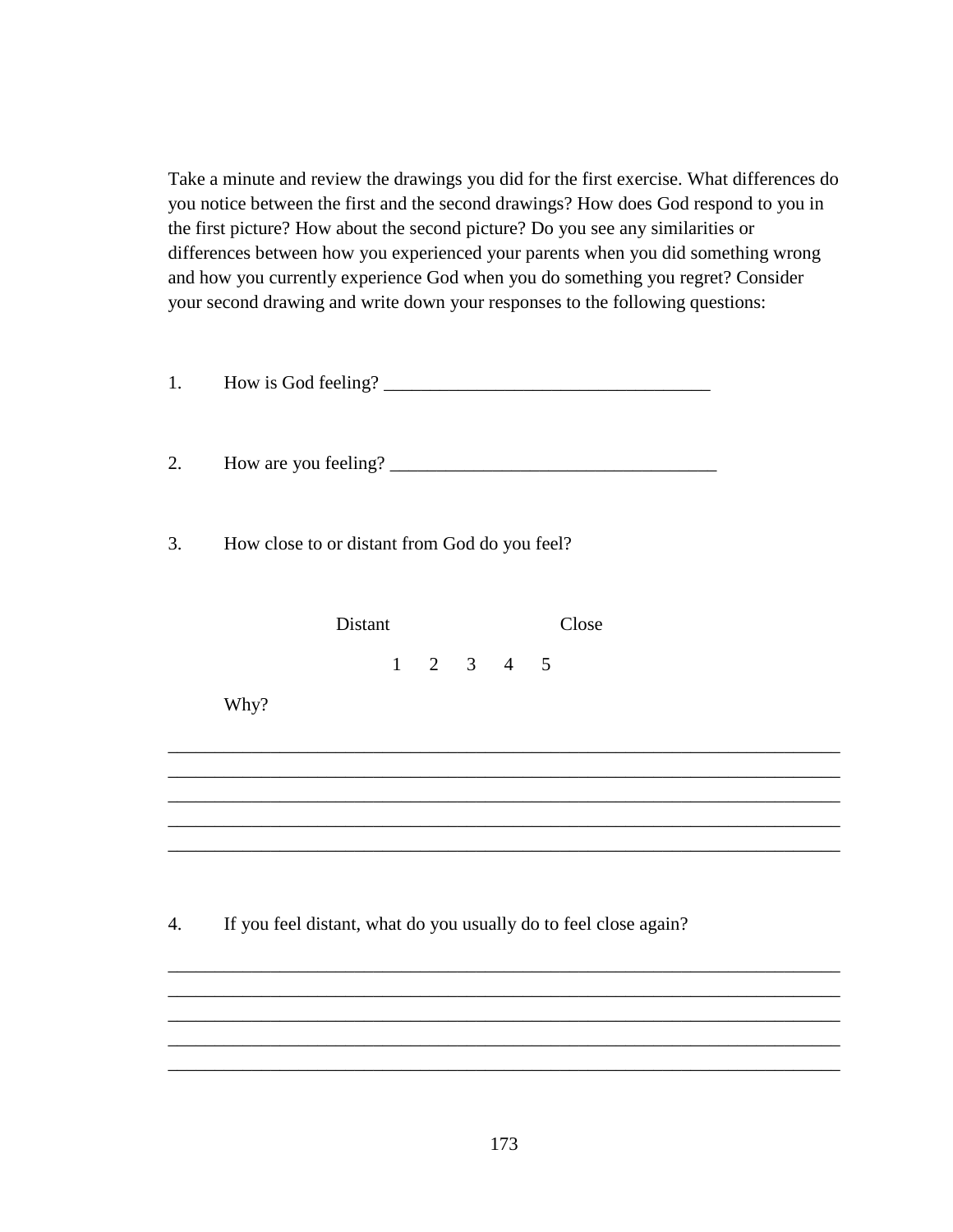Take a minute and review the drawings you did for the first exercise. What differences do you notice between the first and the second drawings? How does God respond to you in the first picture? How about the second picture? Do you see any similarities or differences between how you experienced your parents when you did something wrong and how you currently experience God when you do something you regret? Consider your second drawing and write down your responses to the following questions:

1. How is God feeling? ___________________________________

2. How are you feeling? ___________________________________

3. How close to or distant from God do you feel?

   Distant                    Close

   1 2 3 4 5

   Why?

___________________________________________________________________________
___________________________________________________________________________
___________________________________________________________________________
___________________________________________________________________________
___________________________________________________________________________

4. If you feel distant, what do you usually do to feel close again?

___________________________________________________________________________
___________________________________________________________________________
___________________________________________________________________________
___________________________________________________________________________
___________________________________________________________________________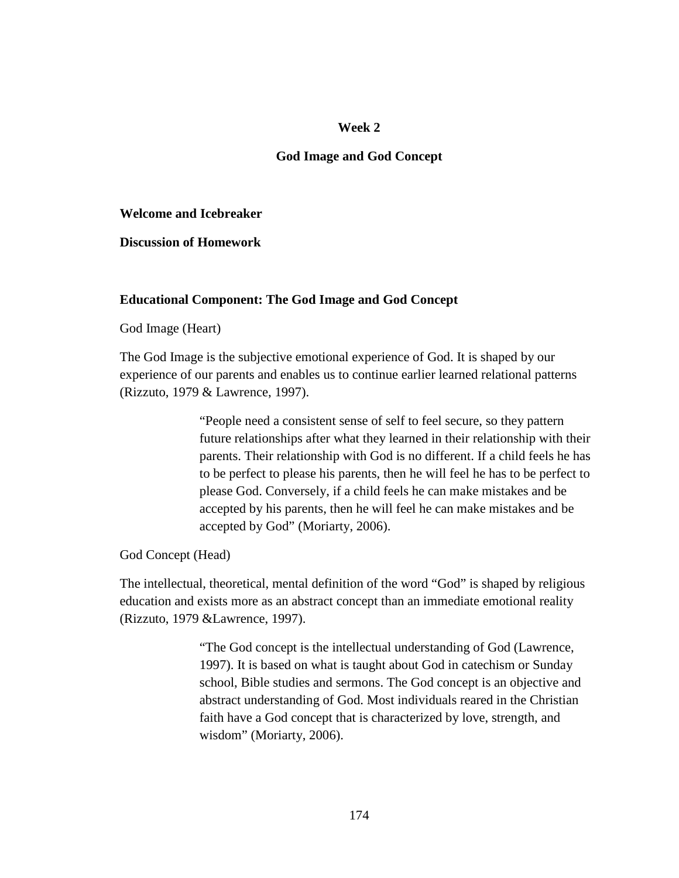## Week 2

## God Image and God Concept

**Welcome and Icebreaker**

**Discussion of Homework**

**Educational Component: The God Image and God Concept**

God Image (Heart)

The God Image is the subjective emotional experience of God. It is shaped by our experience of our parents and enables us to continue earlier learned relational patterns (Rizzuto, 1979 & Lawrence, 1997).

> "People need a consistent sense of self to feel secure, so they pattern future relationships after what they learned in their relationship with their parents. Their relationship with God is no different. If a child feels he has to be perfect to please his parents, then he will feel he has to be perfect to please God. Conversely, if a child feels he can make mistakes and be accepted by his parents, then he will feel he can make mistakes and be accepted by God" (Moriarty, 2006).

God Concept (Head)

The intellectual, theoretical, mental definition of the word "God" is shaped by religious education and exists more as an abstract concept than an immediate emotional reality (Rizzuto, 1979 &Lawrence, 1997).

> "The God concept is the intellectual understanding of God (Lawrence, 1997). It is based on what is taught about God in catechism or Sunday school, Bible studies and sermons. The God concept is an objective and abstract understanding of God. Most individuals reared in the Christian faith have a God concept that is characterized by love, strength, and wisdom" (Moriarty, 2006).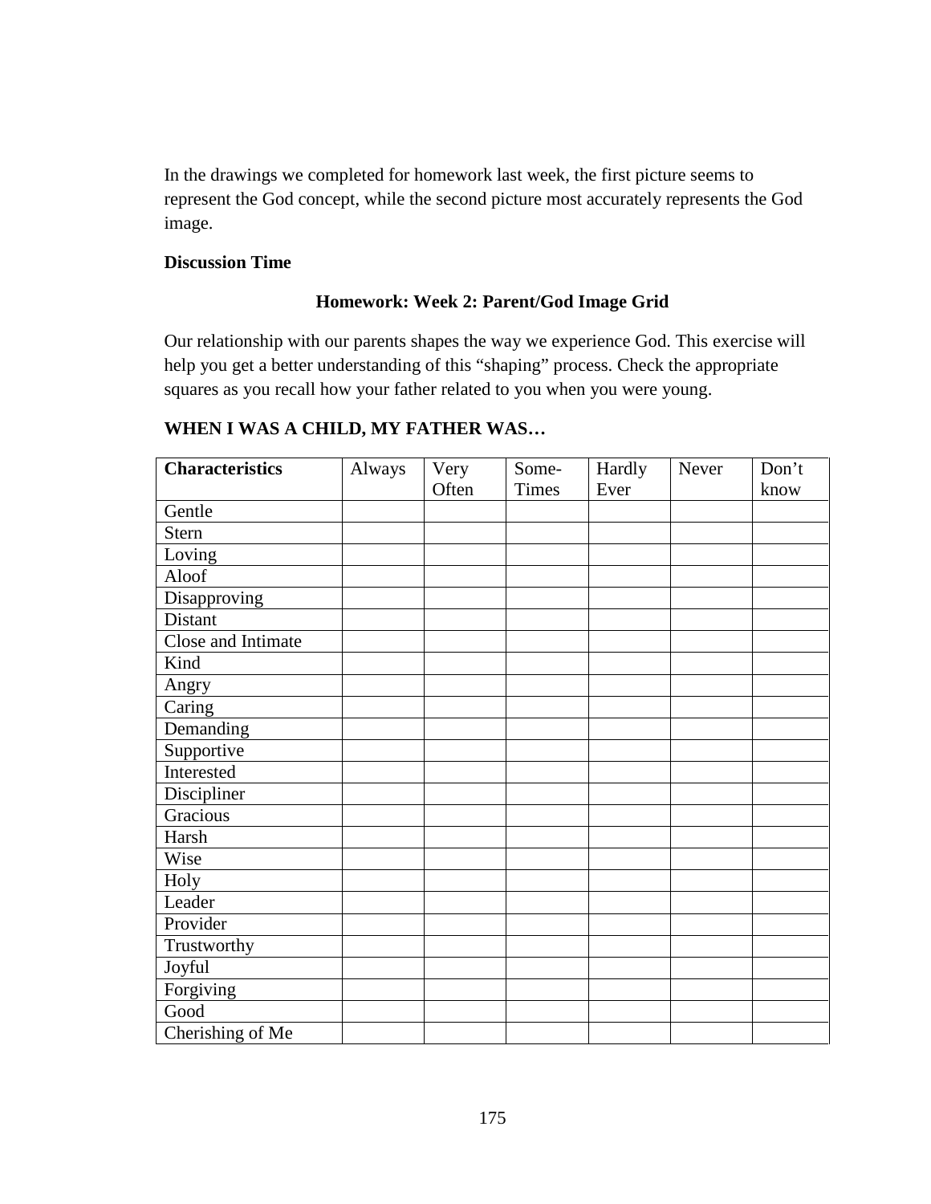In the drawings we completed for homework last week, the first picture seems to represent the God concept, while the second picture most accurately represents the God image.

**Discussion Time**

### Homework: Week 2: Parent/God Image Grid

Our relationship with our parents shapes the way we experience God. This exercise will help you get a better understanding of this "shaping" process. Check the appropriate squares as you recall how your father related to you when you were young.

**WHEN I WAS A CHILD, MY FATHER WAS…**

| **Characteristics** | Always | Very Often | Some-Times | Hardly Ever | Never | Don't know |
|---|---|---|---|---|---|---|
| Gentle | | | | | | |
| Stern | | | | | | |
| Loving | | | | | | |
| Aloof | | | | | | |
| Disapproving | | | | | | |
| Distant | | | | | | |
| Close and Intimate | | | | | | |
| Kind | | | | | | |
| Angry | | | | | | |
| Caring | | | | | | |
| Demanding | | | | | | |
| Supportive | | | | | | |
| Interested | | | | | | |
| Discipliner | | | | | | |
| Gracious | | | | | | |
| Harsh | | | | | | |
| Wise | | | | | | |
| Holy | | | | | | |
| Leader | | | | | | |
| Provider | | | | | | |
| Trustworthy | | | | | | |
| Joyful | | | | | | |
| Forgiving | | | | | | |
| Good | | | | | | |
| Cherishing of Me | | | | | | |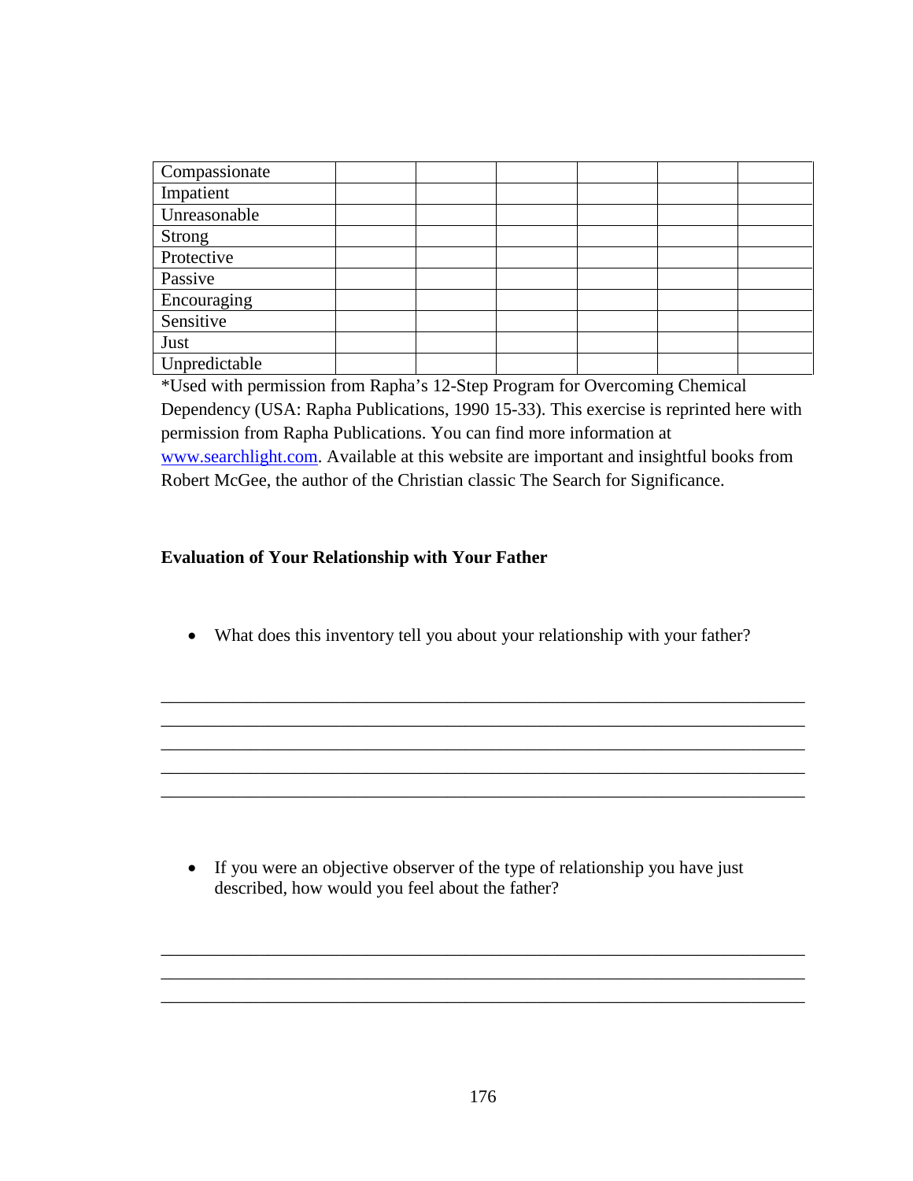| | | | | | | |
|---|---|---|---|---|---|---|
| Compassionate | | | | | | |
| Impatient | | | | | | |
| Unreasonable | | | | | | |
| Strong | | | | | | |
| Protective | | | | | | |
| Passive | | | | | | |
| Encouraging | | | | | | |
| Sensitive | | | | | | |
| Just | | | | | | |
| Unpredictable | | | | | | |

*Used with permission from Rapha's 12-Step Program for Overcoming Chemical Dependency (USA: Rapha Publications, 1990 15-33). This exercise is reprinted here with permission from Rapha Publications. You can find more information at www.searchlight.com. Available at this website are important and insightful books from Robert McGee, the author of the Christian classic The Search for Significance.

**Evaluation of Your Relationship with Your Father**

- What does this inventory tell you about your relationship with your father?

_______________________________________________________________________
_______________________________________________________________________
_______________________________________________________________________
_______________________________________________________________________
_______________________________________________________________________

- If you were an objective observer of the type of relationship you have just described, how would you feel about the father?

_______________________________________________________________________
_______________________________________________________________________
_______________________________________________________________________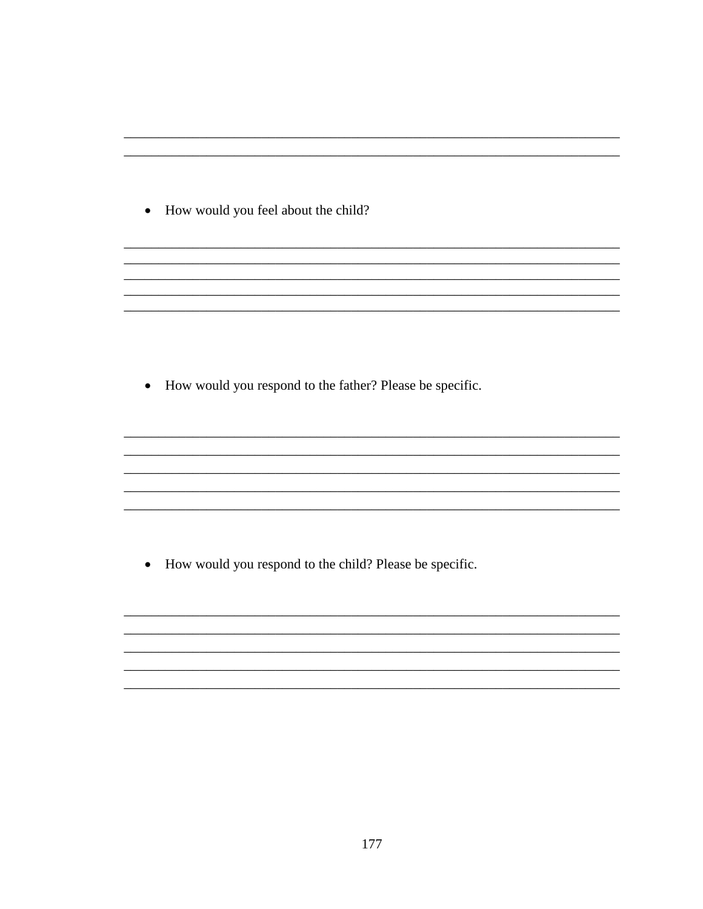______________________________________________________________________________

______________________________________________________________________________

- How would you feel about the child?

______________________________________________________________________________

______________________________________________________________________________

______________________________________________________________________________

______________________________________________________________________________

______________________________________________________________________________

- How would you respond to the father? Please be specific.

______________________________________________________________________________

______________________________________________________________________________

______________________________________________________________________________

______________________________________________________________________________

______________________________________________________________________________

- How would you respond to the child? Please be specific.

______________________________________________________________________________

______________________________________________________________________________

______________________________________________________________________________

______________________________________________________________________________

______________________________________________________________________________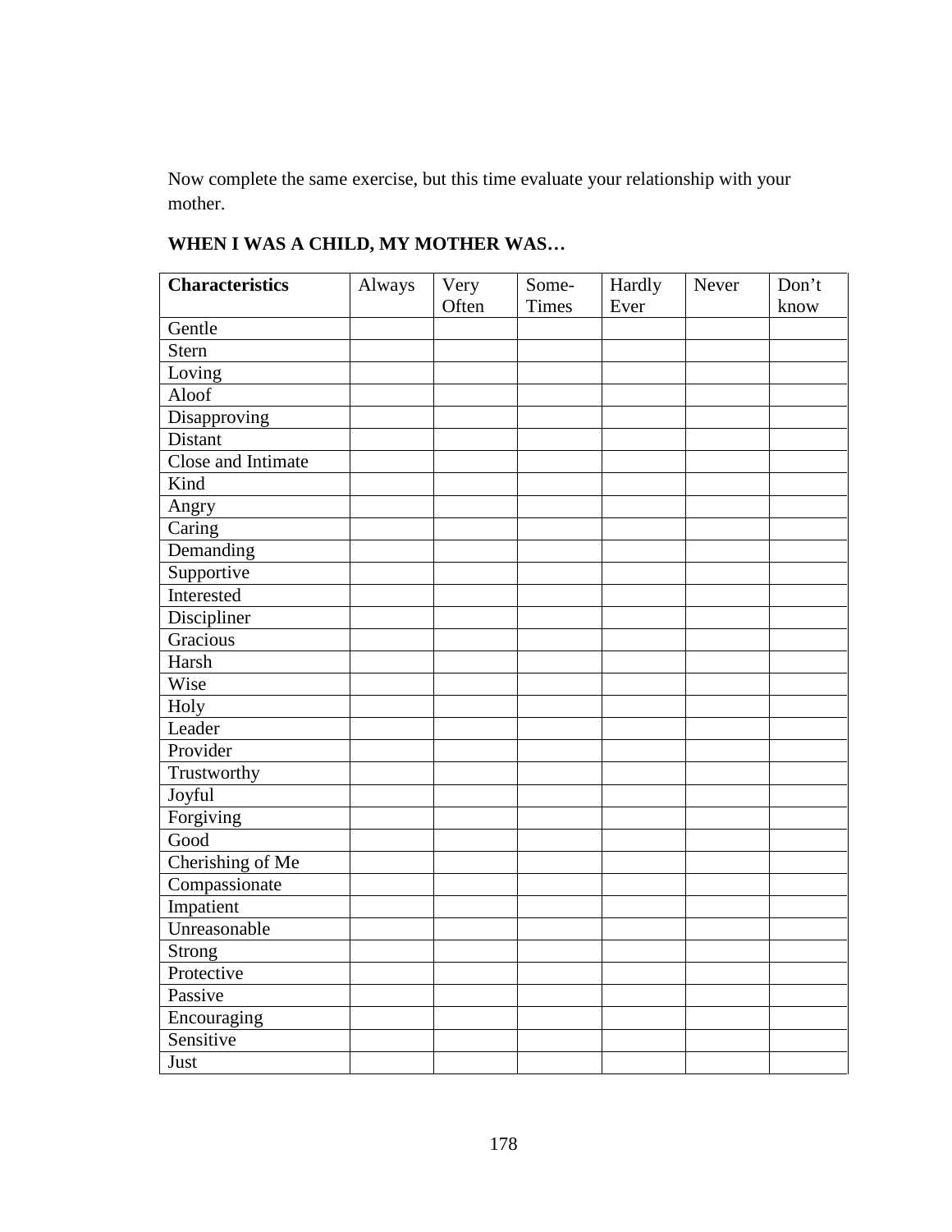Now complete the same exercise, but this time evaluate your relationship with your mother.

**WHEN I WAS A CHILD, MY MOTHER WAS…**

| Characteristics | Always | Very Often | Some-Times | Hardly Ever | Never | Don't know |
|---|---|---|---|---|---|---|
| Gentle | | | | | | |
| Stern | | | | | | |
| Loving | | | | | | |
| Aloof | | | | | | |
| Disapproving | | | | | | |
| Distant | | | | | | |
| Close and Intimate | | | | | | |
| Kind | | | | | | |
| Angry | | | | | | |
| Caring | | | | | | |
| Demanding | | | | | | |
| Supportive | | | | | | |
| Interested | | | | | | |
| Discipliner | | | | | | |
| Gracious | | | | | | |
| Harsh | | | | | | |
| Wise | | | | | | |
| Holy | | | | | | |
| Leader | | | | | | |
| Provider | | | | | | |
| Trustworthy | | | | | | |
| Joyful | | | | | | |
| Forgiving | | | | | | |
| Good | | | | | | |
| Cherishing of Me | | | | | | |
| Compassionate | | | | | | |
| Impatient | | | | | | |
| Unreasonable | | | | | | |
| Strong | | | | | | |
| Protective | | | | | | |
| Passive | | | | | | |
| Encouraging | | | | | | |
| Sensitive | | | | | | |
| Just | | | | | | |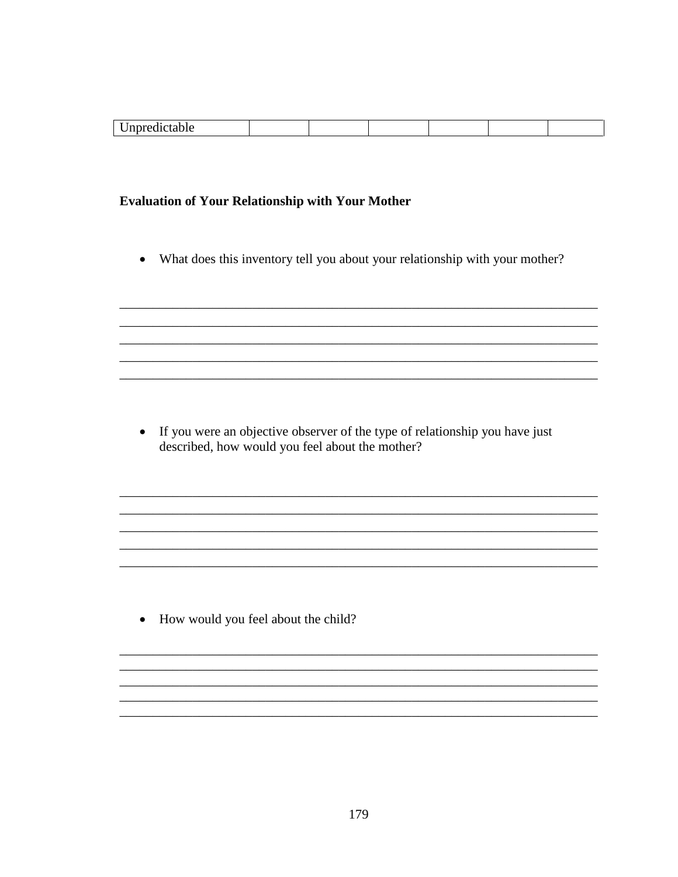| Unpredictable | | | | | | |
|---|---|---|---|---|---|---|

**Evaluation of Your Relationship with Your Mother**

- What does this inventory tell you about your relationship with your mother?

___________________________________________________________________________
___________________________________________________________________________
___________________________________________________________________________
___________________________________________________________________________
___________________________________________________________________________

- If you were an objective observer of the type of relationship you have just described, how would you feel about the mother?

___________________________________________________________________________
___________________________________________________________________________
___________________________________________________________________________
___________________________________________________________________________
___________________________________________________________________________

- How would you feel about the child?

___________________________________________________________________________
___________________________________________________________________________
___________________________________________________________________________
___________________________________________________________________________
___________________________________________________________________________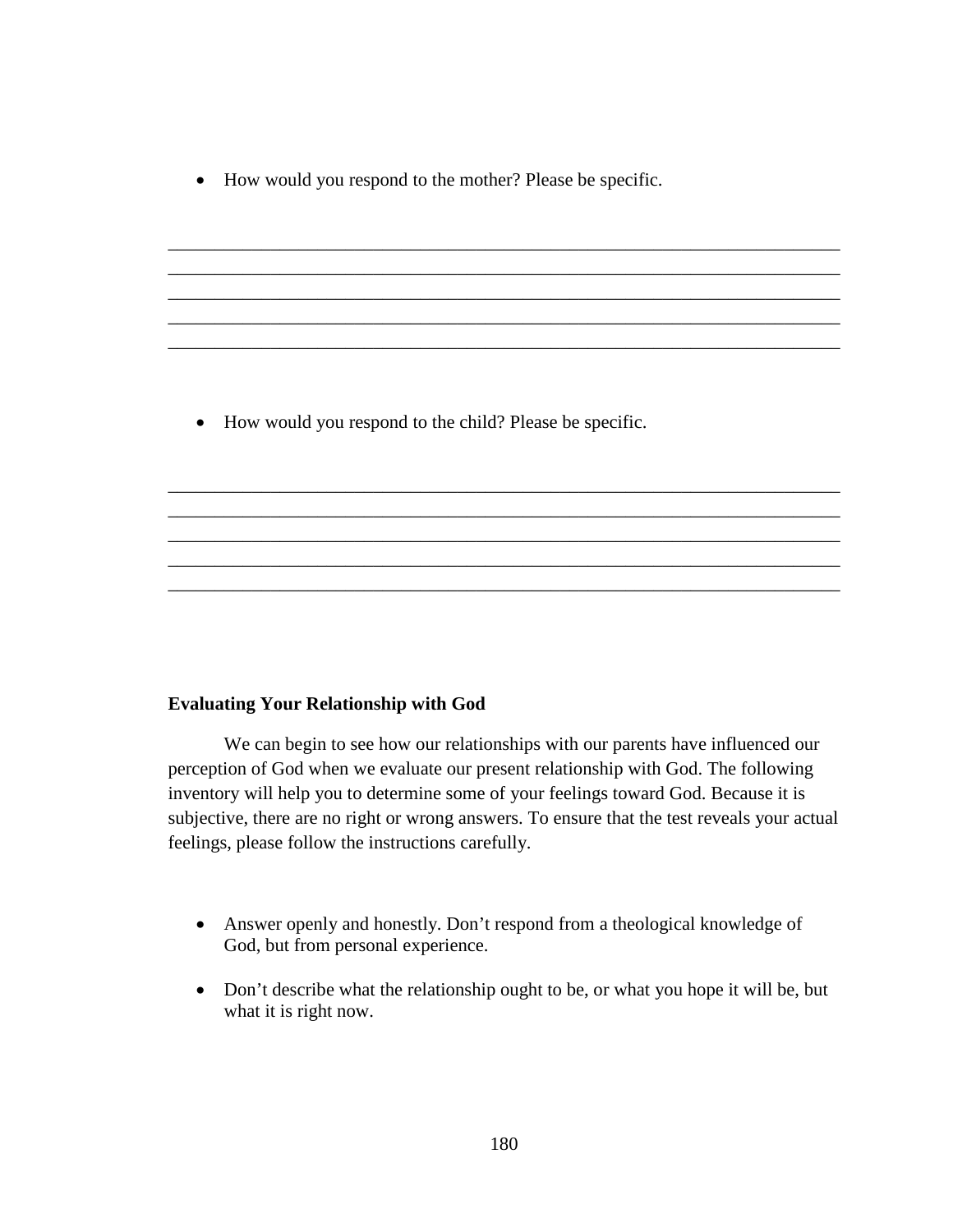- How would you respond to the mother? Please be specific.

_____________________________________________________________________________
_____________________________________________________________________________
_____________________________________________________________________________
_____________________________________________________________________________
_____________________________________________________________________________

- How would you respond to the child? Please be specific.

_____________________________________________________________________________
_____________________________________________________________________________
_____________________________________________________________________________
_____________________________________________________________________________
_____________________________________________________________________________

**Evaluating Your Relationship with God**

We can begin to see how our relationships with our parents have influenced our perception of God when we evaluate our present relationship with God. The following inventory will help you to determine some of your feelings toward God. Because it is subjective, there are no right or wrong answers. To ensure that the test reveals your actual feelings, please follow the instructions carefully.

- Answer openly and honestly. Don't respond from a theological knowledge of God, but from personal experience.
- Don't describe what the relationship ought to be, or what you hope it will be, but what it is right now.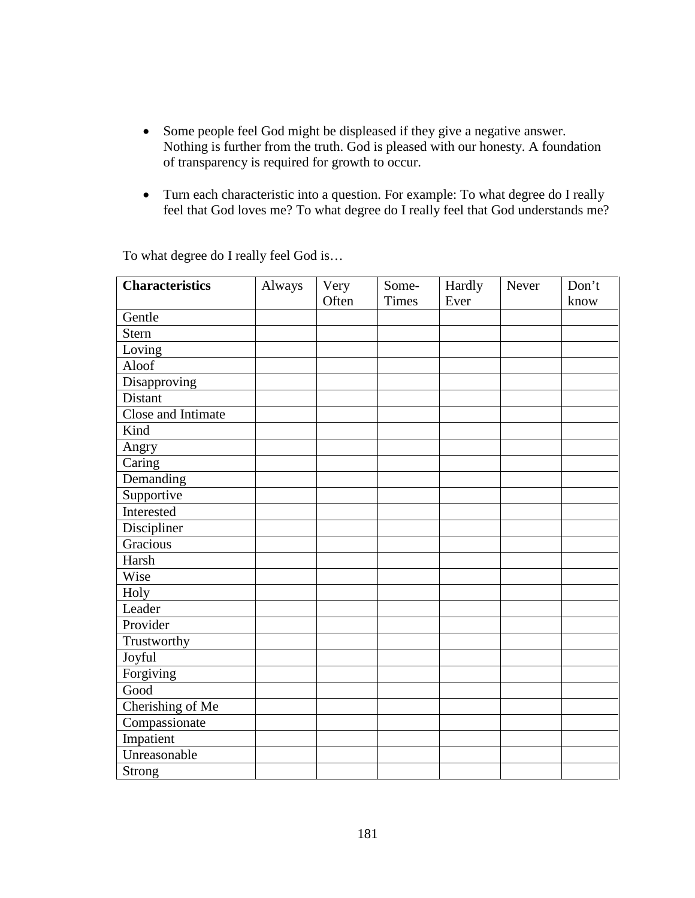- Some people feel God might be displeased if they give a negative answer. Nothing is further from the truth. God is pleased with our honesty. A foundation of transparency is required for growth to occur.

- Turn each characteristic into a question. For example: To what degree do I really feel that God loves me? To what degree do I really feel that God understands me?

To what degree do I really feel God is…

| **Characteristics** | Always | Very Often | Some-Times | Hardly Ever | Never | Don't know |
|---|---|---|---|---|---|---|
| Gentle | | | | | | |
| Stern | | | | | | |
| Loving | | | | | | |
| Aloof | | | | | | |
| Disapproving | | | | | | |
| Distant | | | | | | |
| Close and Intimate | | | | | | |
| Kind | | | | | | |
| Angry | | | | | | |
| Caring | | | | | | |
| Demanding | | | | | | |
| Supportive | | | | | | |
| Interested | | | | | | |
| Discipliner | | | | | | |
| Gracious | | | | | | |
| Harsh | | | | | | |
| Wise | | | | | | |
| Holy | | | | | | |
| Leader | | | | | | |
| Provider | | | | | | |
| Trustworthy | | | | | | |
| Joyful | | | | | | |
| Forgiving | | | | | | |
| Good | | | | | | |
| Cherishing of Me | | | | | | |
| Compassionate | | | | | | |
| Impatient | | | | | | |
| Unreasonable | | | | | | |
| Strong | | | | | | |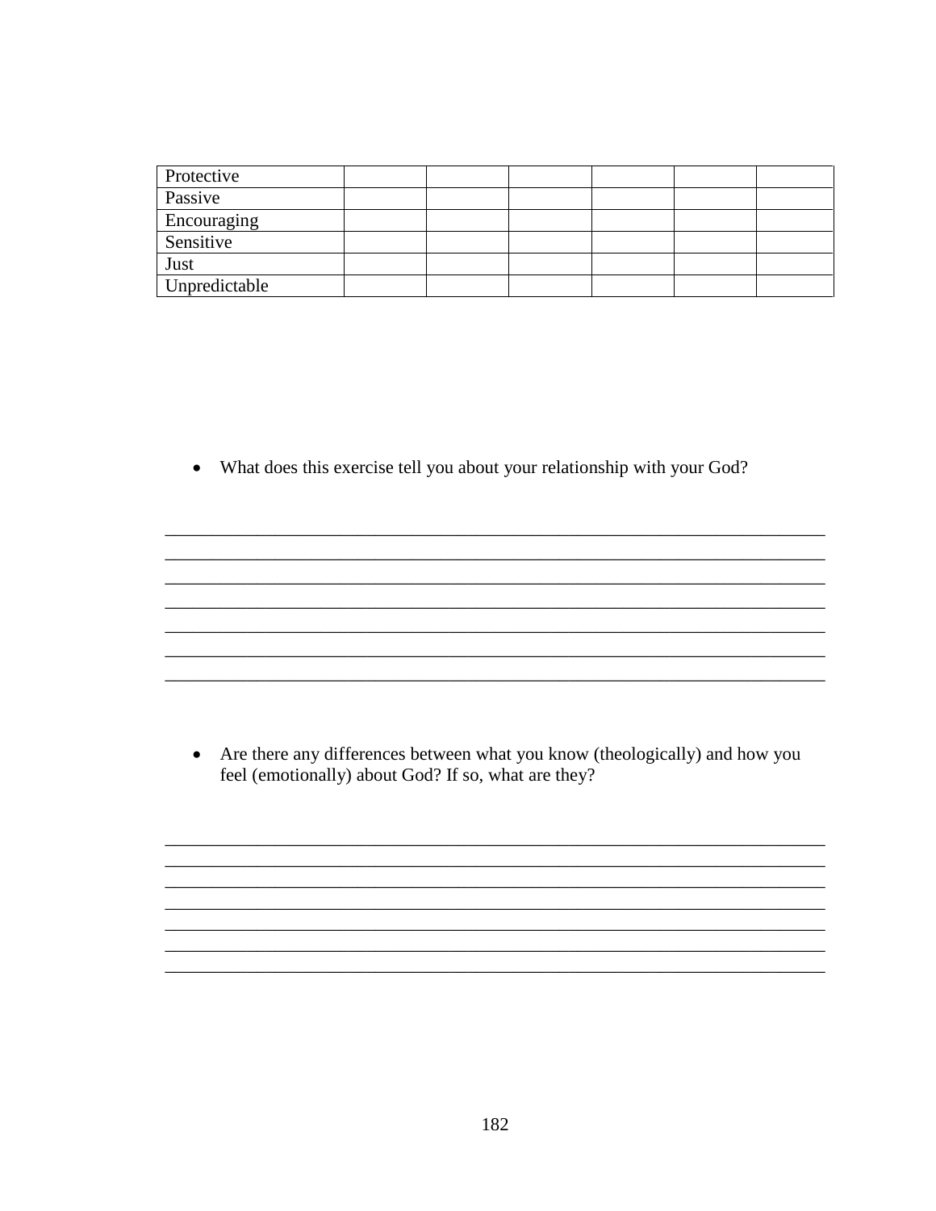| Protective | | | | | | |
|---|---|---|---|---|---|---|
| Passive | | | | | | |
| Encouraging | | | | | | |
| Sensitive | | | | | | |
| Just | | | | | | |
| Unpredictable | | | | | | |

- What does this exercise tell you about your relationship with your God?

_____________________________________________________________________________
_____________________________________________________________________________
_____________________________________________________________________________
_____________________________________________________________________________
_____________________________________________________________________________
_____________________________________________________________________________
_____________________________________________________________________________

- Are there any differences between what you know (theologically) and how you feel (emotionally) about God? If so, what are they?

_____________________________________________________________________________
_____________________________________________________________________________
_____________________________________________________________________________
_____________________________________________________________________________
_____________________________________________________________________________
_____________________________________________________________________________
_____________________________________________________________________________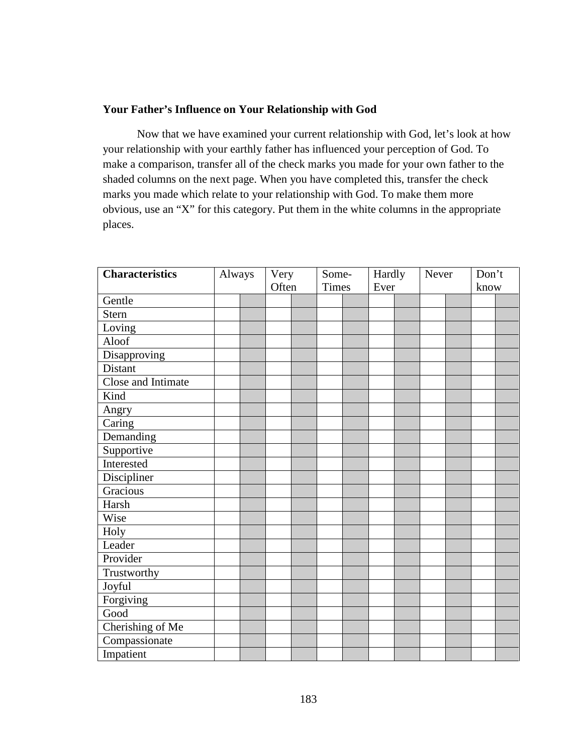**Your Father's Influence on Your Relationship with God**

Now that we have examined your current relationship with God, let's look at how your relationship with your earthly father has influenced your perception of God. To make a comparison, transfer all of the check marks you made for your own father to the shaded columns on the next page. When you have completed this, transfer the check marks you made which relate to your relationship with God. To make them more obvious, use an "X" for this category. Put them in the white columns in the appropriate places.

| Characteristics | Always | | Very Often | | Some-Times | | Hardly Ever | | Never | | Don't know | |
|---|---|---|---|---|---|---|---|---|---|---|---|---|
| Gentle | | | | | | | | | | | | |
| Stern | | | | | | | | | | | | |
| Loving | | | | | | | | | | | | |
| Aloof | | | | | | | | | | | | |
| Disapproving | | | | | | | | | | | | |
| Distant | | | | | | | | | | | | |
| Close and Intimate | | | | | | | | | | | | |
| Kind | | | | | | | | | | | | |
| Angry | | | | | | | | | | | | |
| Caring | | | | | | | | | | | | |
| Demanding | | | | | | | | | | | | |
| Supportive | | | | | | | | | | | | |
| Interested | | | | | | | | | | | | |
| Discipliner | | | | | | | | | | | | |
| Gracious | | | | | | | | | | | | |
| Harsh | | | | | | | | | | | | |
| Wise | | | | | | | | | | | | |
| Holy | | | | | | | | | | | | |
| Leader | | | | | | | | | | | | |
| Provider | | | | | | | | | | | | |
| Trustworthy | | | | | | | | | | | | |
| Joyful | | | | | | | | | | | | |
| Forgiving | | | | | | | | | | | | |
| Good | | | | | | | | | | | | |
| Cherishing of Me | | | | | | | | | | | | |
| Compassionate | | | | | | | | | | | | |
| Impatient | | | | | | | | | | | | |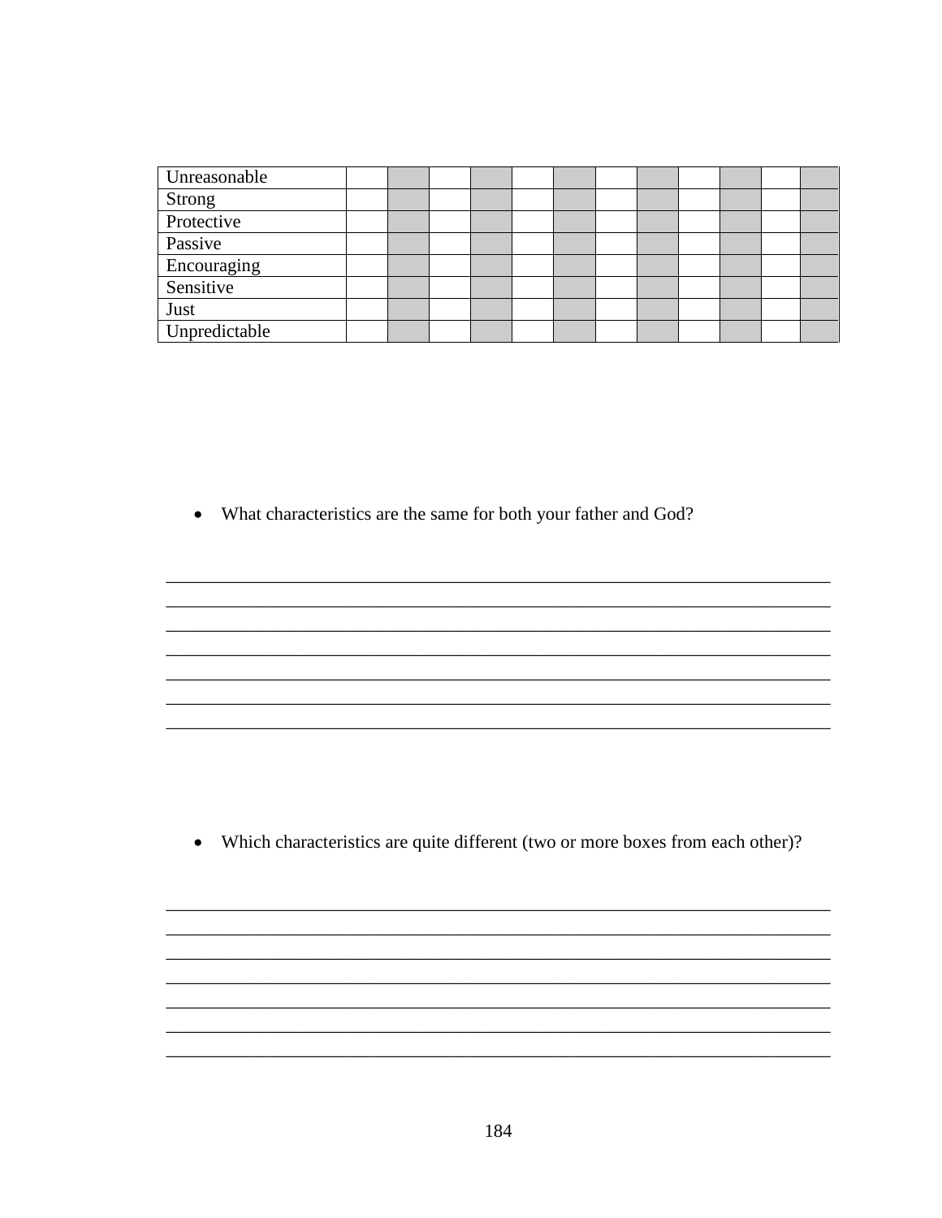| | | | | | | | | | | | | | | | | | | | | | | | |
|---|---|---|---|---|---|---|---|---|---|---|---|---|---|---|---|---|---|---|---|---|---|---|---|
| Unreasonable | | | | | | | | | | | | |
| Strong | | | | | | | | | | | | |
| Protective | | | | | | | | | | | | |
| Passive | | | | | | | | | | | | |
| Encouraging | | | | | | | | | | | | |
| Sensitive | | | | | | | | | | | | |
| Just | | | | | | | | | | | | |
| Unpredictable | | | | | | | | | | | | |

- What characteristics are the same for both your father and God?

______________________________________________________________________________
______________________________________________________________________________
______________________________________________________________________________
______________________________________________________________________________
______________________________________________________________________________
______________________________________________________________________________
______________________________________________________________________________

- Which characteristics are quite different (two or more boxes from each other)?

______________________________________________________________________________
______________________________________________________________________________
______________________________________________________________________________
______________________________________________________________________________
______________________________________________________________________________
______________________________________________________________________________
______________________________________________________________________________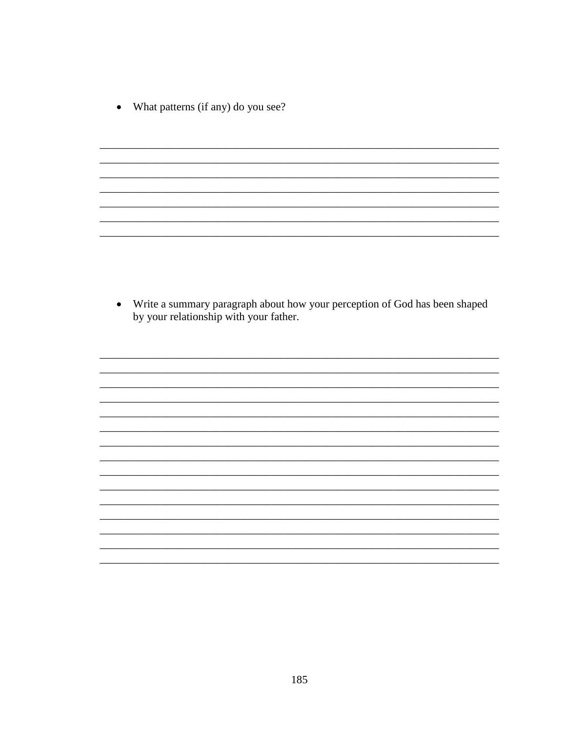- What patterns (if any) do you see?

\_\_\_\_\_\_\_\_\_\_\_\_\_\_\_\_\_\_\_\_\_\_\_\_\_\_\_\_\_\_\_\_\_\_\_\_\_\_\_\_\_\_\_\_\_\_\_\_\_\_\_\_\_\_\_\_\_\_\_\_\_\_\_\_\_\_\_\_\_\_
\_\_\_\_\_\_\_\_\_\_\_\_\_\_\_\_\_\_\_\_\_\_\_\_\_\_\_\_\_\_\_\_\_\_\_\_\_\_\_\_\_\_\_\_\_\_\_\_\_\_\_\_\_\_\_\_\_\_\_\_\_\_\_\_\_\_\_\_\_\_
\_\_\_\_\_\_\_\_\_\_\_\_\_\_\_\_\_\_\_\_\_\_\_\_\_\_\_\_\_\_\_\_\_\_\_\_\_\_\_\_\_\_\_\_\_\_\_\_\_\_\_\_\_\_\_\_\_\_\_\_\_\_\_\_\_\_\_\_\_\_
\_\_\_\_\_\_\_\_\_\_\_\_\_\_\_\_\_\_\_\_\_\_\_\_\_\_\_\_\_\_\_\_\_\_\_\_\_\_\_\_\_\_\_\_\_\_\_\_\_\_\_\_\_\_\_\_\_\_\_\_\_\_\_\_\_\_\_\_\_\_
\_\_\_\_\_\_\_\_\_\_\_\_\_\_\_\_\_\_\_\_\_\_\_\_\_\_\_\_\_\_\_\_\_\_\_\_\_\_\_\_\_\_\_\_\_\_\_\_\_\_\_\_\_\_\_\_\_\_\_\_\_\_\_\_\_\_\_\_\_\_
\_\_\_\_\_\_\_\_\_\_\_\_\_\_\_\_\_\_\_\_\_\_\_\_\_\_\_\_\_\_\_\_\_\_\_\_\_\_\_\_\_\_\_\_\_\_\_\_\_\_\_\_\_\_\_\_\_\_\_\_\_\_\_\_\_\_\_\_\_\_
\_\_\_\_\_\_\_\_\_\_\_\_\_\_\_\_\_\_\_\_\_\_\_\_\_\_\_\_\_\_\_\_\_\_\_\_\_\_\_\_\_\_\_\_\_\_\_\_\_\_\_\_\_\_\_\_\_\_\_\_\_\_\_\_\_\_\_\_\_\_

- Write a summary paragraph about how your perception of God has been shaped by your relationship with your father.

\_\_\_\_\_\_\_\_\_\_\_\_\_\_\_\_\_\_\_\_\_\_\_\_\_\_\_\_\_\_\_\_\_\_\_\_\_\_\_\_\_\_\_\_\_\_\_\_\_\_\_\_\_\_\_\_\_\_\_\_\_\_\_\_\_\_\_\_\_\_
\_\_\_\_\_\_\_\_\_\_\_\_\_\_\_\_\_\_\_\_\_\_\_\_\_\_\_\_\_\_\_\_\_\_\_\_\_\_\_\_\_\_\_\_\_\_\_\_\_\_\_\_\_\_\_\_\_\_\_\_\_\_\_\_\_\_\_\_\_\_
\_\_\_\_\_\_\_\_\_\_\_\_\_\_\_\_\_\_\_\_\_\_\_\_\_\_\_\_\_\_\_\_\_\_\_\_\_\_\_\_\_\_\_\_\_\_\_\_\_\_\_\_\_\_\_\_\_\_\_\_\_\_\_\_\_\_\_\_\_\_
\_\_\_\_\_\_\_\_\_\_\_\_\_\_\_\_\_\_\_\_\_\_\_\_\_\_\_\_\_\_\_\_\_\_\_\_\_\_\_\_\_\_\_\_\_\_\_\_\_\_\_\_\_\_\_\_\_\_\_\_\_\_\_\_\_\_\_\_\_\_
\_\_\_\_\_\_\_\_\_\_\_\_\_\_\_\_\_\_\_\_\_\_\_\_\_\_\_\_\_\_\_\_\_\_\_\_\_\_\_\_\_\_\_\_\_\_\_\_\_\_\_\_\_\_\_\_\_\_\_\_\_\_\_\_\_\_\_\_\_\_
\_\_\_\_\_\_\_\_\_\_\_\_\_\_\_\_\_\_\_\_\_\_\_\_\_\_\_\_\_\_\_\_\_\_\_\_\_\_\_\_\_\_\_\_\_\_\_\_\_\_\_\_\_\_\_\_\_\_\_\_\_\_\_\_\_\_\_\_\_\_
\_\_\_\_\_\_\_\_\_\_\_\_\_\_\_\_\_\_\_\_\_\_\_\_\_\_\_\_\_\_\_\_\_\_\_\_\_\_\_\_\_\_\_\_\_\_\_\_\_\_\_\_\_\_\_\_\_\_\_\_\_\_\_\_\_\_\_\_\_\_
\_\_\_\_\_\_\_\_\_\_\_\_\_\_\_\_\_\_\_\_\_\_\_\_\_\_\_\_\_\_\_\_\_\_\_\_\_\_\_\_\_\_\_\_\_\_\_\_\_\_\_\_\_\_\_\_\_\_\_\_\_\_\_\_\_\_\_\_\_\_
\_\_\_\_\_\_\_\_\_\_\_\_\_\_\_\_\_\_\_\_\_\_\_\_\_\_\_\_\_\_\_\_\_\_\_\_\_\_\_\_\_\_\_\_\_\_\_\_\_\_\_\_\_\_\_\_\_\_\_\_\_\_\_\_\_\_\_\_\_\_
\_\_\_\_\_\_\_\_\_\_\_\_\_\_\_\_\_\_\_\_\_\_\_\_\_\_\_\_\_\_\_\_\_\_\_\_\_\_\_\_\_\_\_\_\_\_\_\_\_\_\_\_\_\_\_\_\_\_\_\_\_\_\_\_\_\_\_\_\_\_
\_\_\_\_\_\_\_\_\_\_\_\_\_\_\_\_\_\_\_\_\_\_\_\_\_\_\_\_\_\_\_\_\_\_\_\_\_\_\_\_\_\_\_\_\_\_\_\_\_\_\_\_\_\_\_\_\_\_\_\_\_\_\_\_\_\_\_\_\_\_
\_\_\_\_\_\_\_\_\_\_\_\_\_\_\_\_\_\_\_\_\_\_\_\_\_\_\_\_\_\_\_\_\_\_\_\_\_\_\_\_\_\_\_\_\_\_\_\_\_\_\_\_\_\_\_\_\_\_\_\_\_\_\_\_\_\_\_\_\_\_
\_\_\_\_\_\_\_\_\_\_\_\_\_\_\_\_\_\_\_\_\_\_\_\_\_\_\_\_\_\_\_\_\_\_\_\_\_\_\_\_\_\_\_\_\_\_\_\_\_\_\_\_\_\_\_\_\_\_\_\_\_\_\_\_\_\_\_\_\_\_
\_\_\_\_\_\_\_\_\_\_\_\_\_\_\_\_\_\_\_\_\_\_\_\_\_\_\_\_\_\_\_\_\_\_\_\_\_\_\_\_\_\_\_\_\_\_\_\_\_\_\_\_\_\_\_\_\_\_\_\_\_\_\_\_\_\_\_\_\_\_
\_\_\_\_\_\_\_\_\_\_\_\_\_\_\_\_\_\_\_\_\_\_\_\_\_\_\_\_\_\_\_\_\_\_\_\_\_\_\_\_\_\_\_\_\_\_\_\_\_\_\_\_\_\_\_\_\_\_\_\_\_\_\_\_\_\_\_\_\_\_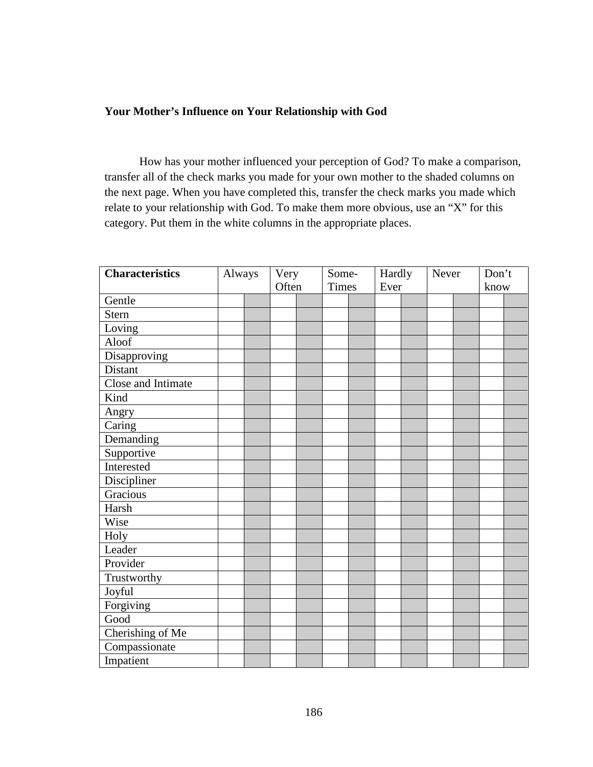**Your Mother's Influence on Your Relationship with God**

How has your mother influenced your perception of God? To make a comparison, transfer all of the check marks you made for your own mother to the shaded columns on the next page. When you have completed this, transfer the check marks you made which relate to your relationship with God. To make them more obvious, use an "X" for this category. Put them in the white columns in the appropriate places.

| **Characteristics** | Always | | Very Often | | Some-Times | | Hardly Ever | | Never | | Don't know | |
|---|---|---|---|---|---|---|---|---|---|---|---|---|
| Gentle | | | | | | | | | | | | |
| Stern | | | | | | | | | | | | |
| Loving | | | | | | | | | | | | |
| Aloof | | | | | | | | | | | | |
| Disapproving | | | | | | | | | | | | |
| Distant | | | | | | | | | | | | |
| Close and Intimate | | | | | | | | | | | | |
| Kind | | | | | | | | | | | | |
| Angry | | | | | | | | | | | | |
| Caring | | | | | | | | | | | | |
| Demanding | | | | | | | | | | | | |
| Supportive | | | | | | | | | | | | |
| Interested | | | | | | | | | | | | |
| Discipliner | | | | | | | | | | | | |
| Gracious | | | | | | | | | | | | |
| Harsh | | | | | | | | | | | | |
| Wise | | | | | | | | | | | | |
| Holy | | | | | | | | | | | | |
| Leader | | | | | | | | | | | | |
| Provider | | | | | | | | | | | | |
| Trustworthy | | | | | | | | | | | | |
| Joyful | | | | | | | | | | | | |
| Forgiving | | | | | | | | | | | | |
| Good | | | | | | | | | | | | |
| Cherishing of Me | | | | | | | | | | | | |
| Compassionate | | | | | | | | | | | | |
| Impatient | | | | | | | | | | | | |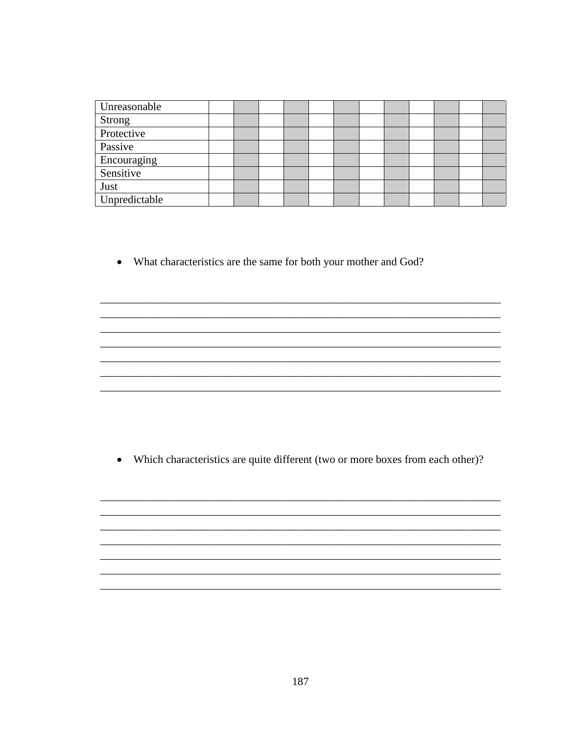| | | | | | | | | | | | | |
|---|---|---|---|---|---|---|---|---|---|---|---|---|
| Unreasonable | | | | | | | | | | | | |
| Strong | | | | | | | | | | | | |
| Protective | | | | | | | | | | | | |
| Passive | | | | | | | | | | | | |
| Encouraging | | | | | | | | | | | | |
| Sensitive | | | | | | | | | | | | |
| Just | | | | | | | | | | | | |
| Unpredictable | | | | | | | | | | | | |

- What characteristics are the same for both your mother and God?

_______________________________________________________________________________
_______________________________________________________________________________
_______________________________________________________________________________
_______________________________________________________________________________
_______________________________________________________________________________
_______________________________________________________________________________
_______________________________________________________________________________

- Which characteristics are quite different (two or more boxes from each other)?

_______________________________________________________________________________
_______________________________________________________________________________
_______________________________________________________________________________
_______________________________________________________________________________
_______________________________________________________________________________
_______________________________________________________________________________
_______________________________________________________________________________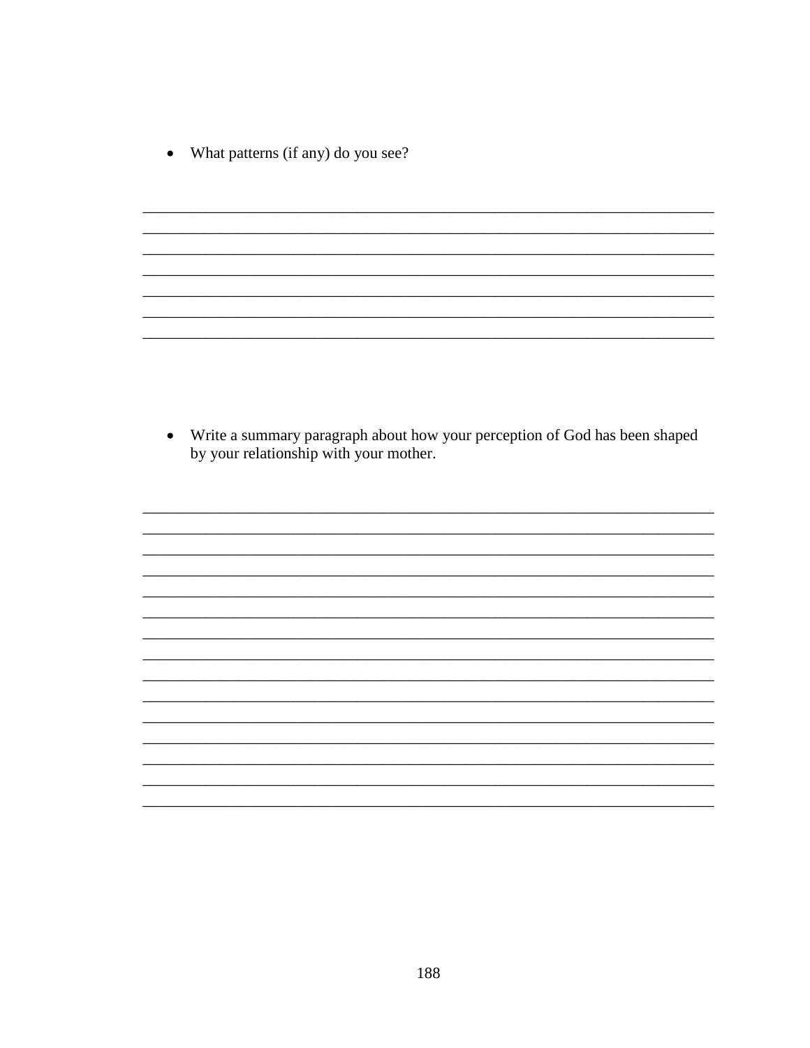- What patterns (if any) do you see?

________________________________________________________________________
________________________________________________________________________
________________________________________________________________________
________________________________________________________________________
________________________________________________________________________
________________________________________________________________________
________________________________________________________________________

- Write a summary paragraph about how your perception of God has been shaped by your relationship with your mother.

________________________________________________________________________
________________________________________________________________________
________________________________________________________________________
________________________________________________________________________
________________________________________________________________________
________________________________________________________________________
________________________________________________________________________
________________________________________________________________________
________________________________________________________________________
________________________________________________________________________
________________________________________________________________________
________________________________________________________________________
________________________________________________________________________
________________________________________________________________________
________________________________________________________________________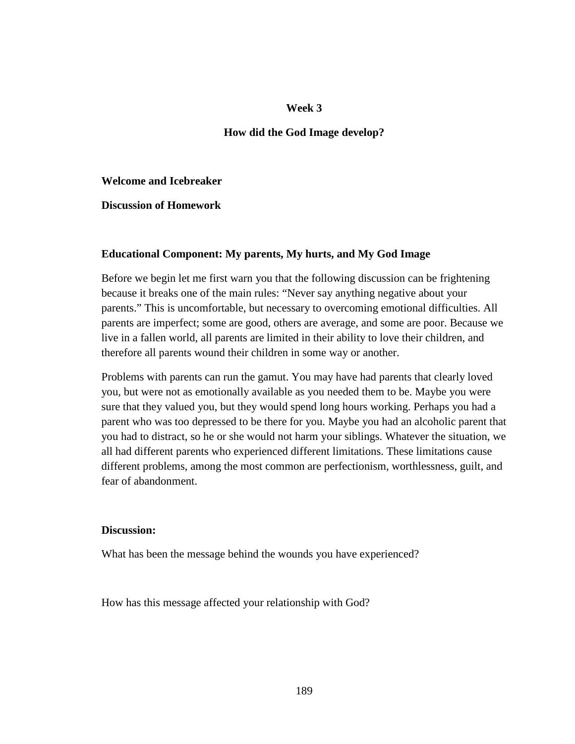## Week 3

## How did the God Image develop?

**Welcome and Icebreaker**

**Discussion of Homework**

**Educational Component: My parents, My hurts, and My God Image**

Before we begin let me first warn you that the following discussion can be frightening because it breaks one of the main rules: “Never say anything negative about your parents.” This is uncomfortable, but necessary to overcoming emotional difficulties. All parents are imperfect; some are good, others are average, and some are poor. Because we live in a fallen world, all parents are limited in their ability to love their children, and therefore all parents wound their children in some way or another.

Problems with parents can run the gamut. You may have had parents that clearly loved you, but were not as emotionally available as you needed them to be. Maybe you were sure that they valued you, but they would spend long hours working. Perhaps you had a parent who was too depressed to be there for you. Maybe you had an alcoholic parent that you had to distract, so he or she would not harm your siblings. Whatever the situation, we all had different parents who experienced different limitations. These limitations cause different problems, among the most common are perfectionism, worthlessness, guilt, and fear of abandonment.

**Discussion:**

What has been the message behind the wounds you have experienced?

How has this message affected your relationship with God?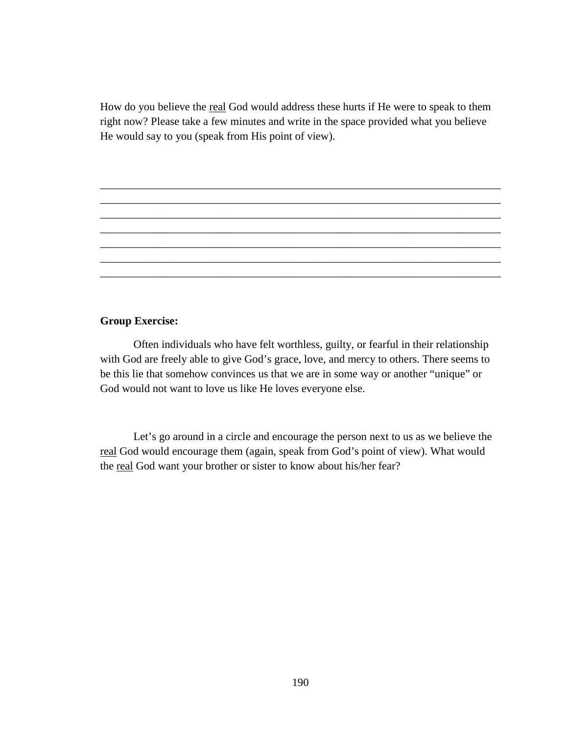How do you believe the <u>real</u> God would address these hurts if He were to speak to them right now? Please take a few minutes and write in the space provided what you believe He would say to you (speak from His point of view).

___________________________________________________________________________
___________________________________________________________________________
___________________________________________________________________________
___________________________________________________________________________
___________________________________________________________________________
___________________________________________________________________________
___________________________________________________________________________

**Group Exercise:**

Often individuals who have felt worthless, guilty, or fearful in their relationship with God are freely able to give God's grace, love, and mercy to others. There seems to be this lie that somehow convinces us that we are in some way or another "unique" or God would not want to love us like He loves everyone else.

Let's go around in a circle and encourage the person next to us as we believe the <u>real</u> God would encourage them (again, speak from God's point of view). What would the <u>real</u> God want your brother or sister to know about his/her fear?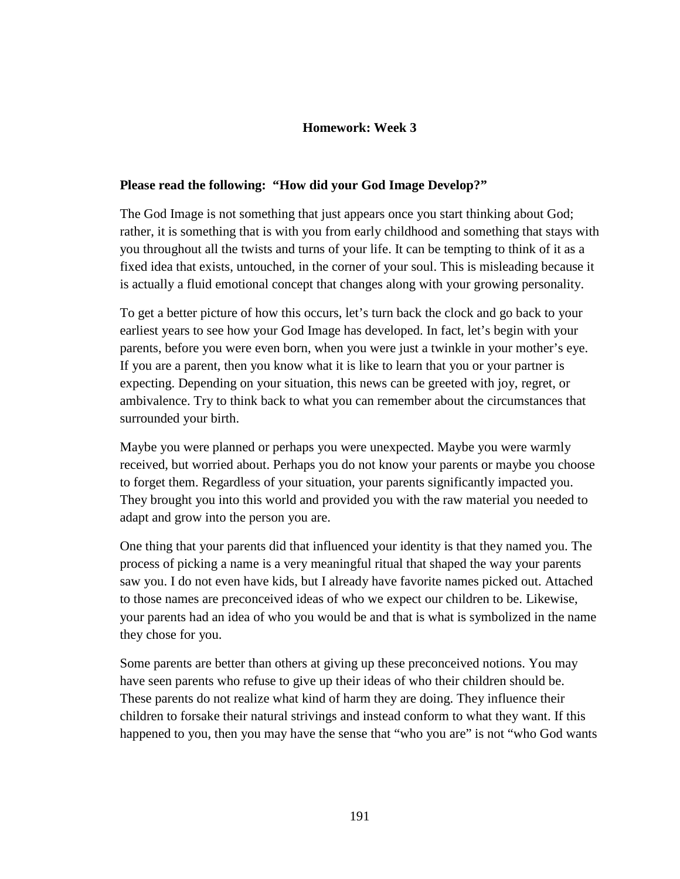## Homework: Week 3

**Please read the following: "How did your God Image Develop?"**

The God Image is not something that just appears once you start thinking about God; rather, it is something that is with you from early childhood and something that stays with you throughout all the twists and turns of your life. It can be tempting to think of it as a fixed idea that exists, untouched, in the corner of your soul. This is misleading because it is actually a fluid emotional concept that changes along with your growing personality.

To get a better picture of how this occurs, let's turn back the clock and go back to your earliest years to see how your God Image has developed. In fact, let's begin with your parents, before you were even born, when you were just a twinkle in your mother's eye. If you are a parent, then you know what it is like to learn that you or your partner is expecting. Depending on your situation, this news can be greeted with joy, regret, or ambivalence. Try to think back to what you can remember about the circumstances that surrounded your birth.

Maybe you were planned or perhaps you were unexpected. Maybe you were warmly received, but worried about. Perhaps you do not know your parents or maybe you choose to forget them. Regardless of your situation, your parents significantly impacted you. They brought you into this world and provided you with the raw material you needed to adapt and grow into the person you are.

One thing that your parents did that influenced your identity is that they named you. The process of picking a name is a very meaningful ritual that shaped the way your parents saw you. I do not even have kids, but I already have favorite names picked out. Attached to those names are preconceived ideas of who we expect our children to be. Likewise, your parents had an idea of who you would be and that is what is symbolized in the name they chose for you.

Some parents are better than others at giving up these preconceived notions. You may have seen parents who refuse to give up their ideas of who their children should be. These parents do not realize what kind of harm they are doing. They influence their children to forsake their natural strivings and instead conform to what they want. If this happened to you, then you may have the sense that "who you are" is not "who God wants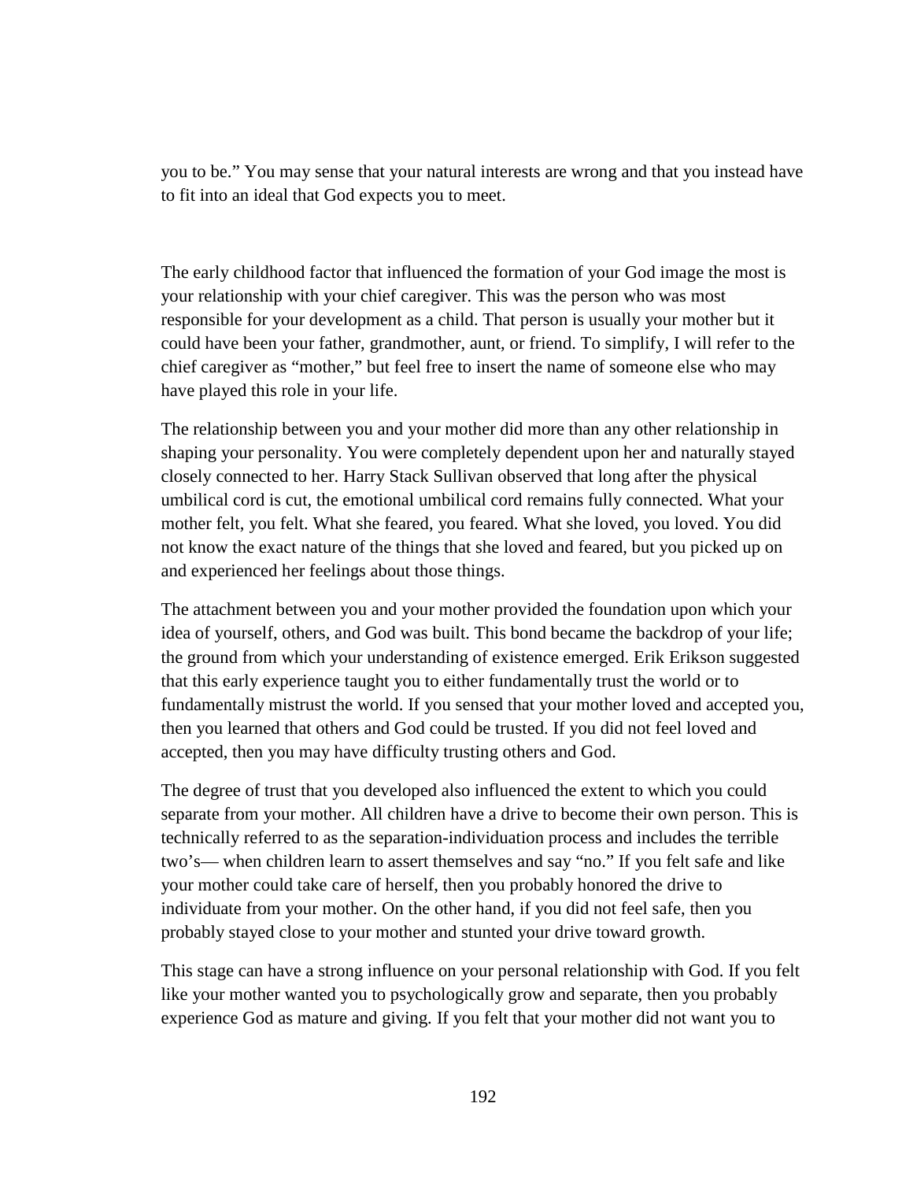you to be." You may sense that your natural interests are wrong and that you instead have to fit into an ideal that God expects you to meet.

The early childhood factor that influenced the formation of your God image the most is your relationship with your chief caregiver. This was the person who was most responsible for your development as a child. That person is usually your mother but it could have been your father, grandmother, aunt, or friend. To simplify, I will refer to the chief caregiver as "mother," but feel free to insert the name of someone else who may have played this role in your life.

The relationship between you and your mother did more than any other relationship in shaping your personality. You were completely dependent upon her and naturally stayed closely connected to her. Harry Stack Sullivan observed that long after the physical umbilical cord is cut, the emotional umbilical cord remains fully connected. What your mother felt, you felt. What she feared, you feared. What she loved, you loved. You did not know the exact nature of the things that she loved and feared, but you picked up on and experienced her feelings about those things.

The attachment between you and your mother provided the foundation upon which your idea of yourself, others, and God was built. This bond became the backdrop of your life; the ground from which your understanding of existence emerged. Erik Erikson suggested that this early experience taught you to either fundamentally trust the world or to fundamentally mistrust the world. If you sensed that your mother loved and accepted you, then you learned that others and God could be trusted. If you did not feel loved and accepted, then you may have difficulty trusting others and God.

The degree of trust that you developed also influenced the extent to which you could separate from your mother. All children have a drive to become their own person. This is technically referred to as the separation-individuation process and includes the terrible two's— when children learn to assert themselves and say "no." If you felt safe and like your mother could take care of herself, then you probably honored the drive to individuate from your mother. On the other hand, if you did not feel safe, then you probably stayed close to your mother and stunted your drive toward growth.

This stage can have a strong influence on your personal relationship with God. If you felt like your mother wanted you to psychologically grow and separate, then you probably experience God as mature and giving. If you felt that your mother did not want you to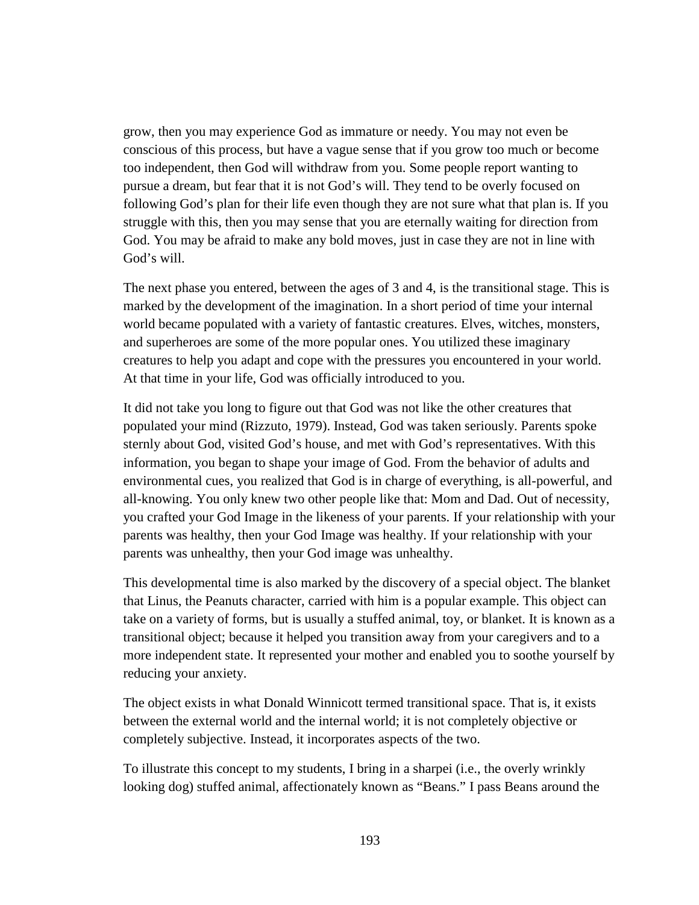grow, then you may experience God as immature or needy. You may not even be conscious of this process, but have a vague sense that if you grow too much or become too independent, then God will withdraw from you. Some people report wanting to pursue a dream, but fear that it is not God's will. They tend to be overly focused on following God's plan for their life even though they are not sure what that plan is. If you struggle with this, then you may sense that you are eternally waiting for direction from God. You may be afraid to make any bold moves, just in case they are not in line with God's will.

The next phase you entered, between the ages of 3 and 4, is the transitional stage. This is marked by the development of the imagination. In a short period of time your internal world became populated with a variety of fantastic creatures. Elves, witches, monsters, and superheroes are some of the more popular ones. You utilized these imaginary creatures to help you adapt and cope with the pressures you encountered in your world. At that time in your life, God was officially introduced to you.

It did not take you long to figure out that God was not like the other creatures that populated your mind (Rizzuto, 1979). Instead, God was taken seriously. Parents spoke sternly about God, visited God's house, and met with God's representatives. With this information, you began to shape your image of God. From the behavior of adults and environmental cues, you realized that God is in charge of everything, is all-powerful, and all-knowing. You only knew two other people like that: Mom and Dad. Out of necessity, you crafted your God Image in the likeness of your parents. If your relationship with your parents was healthy, then your God Image was healthy. If your relationship with your parents was unhealthy, then your God image was unhealthy.

This developmental time is also marked by the discovery of a special object. The blanket that Linus, the Peanuts character, carried with him is a popular example. This object can take on a variety of forms, but is usually a stuffed animal, toy, or blanket. It is known as a transitional object; because it helped you transition away from your caregivers and to a more independent state. It represented your mother and enabled you to soothe yourself by reducing your anxiety.

The object exists in what Donald Winnicott termed transitional space. That is, it exists between the external world and the internal world; it is not completely objective or completely subjective. Instead, it incorporates aspects of the two.

To illustrate this concept to my students, I bring in a sharpei (i.e., the overly wrinkly looking dog) stuffed animal, affectionately known as "Beans." I pass Beans around the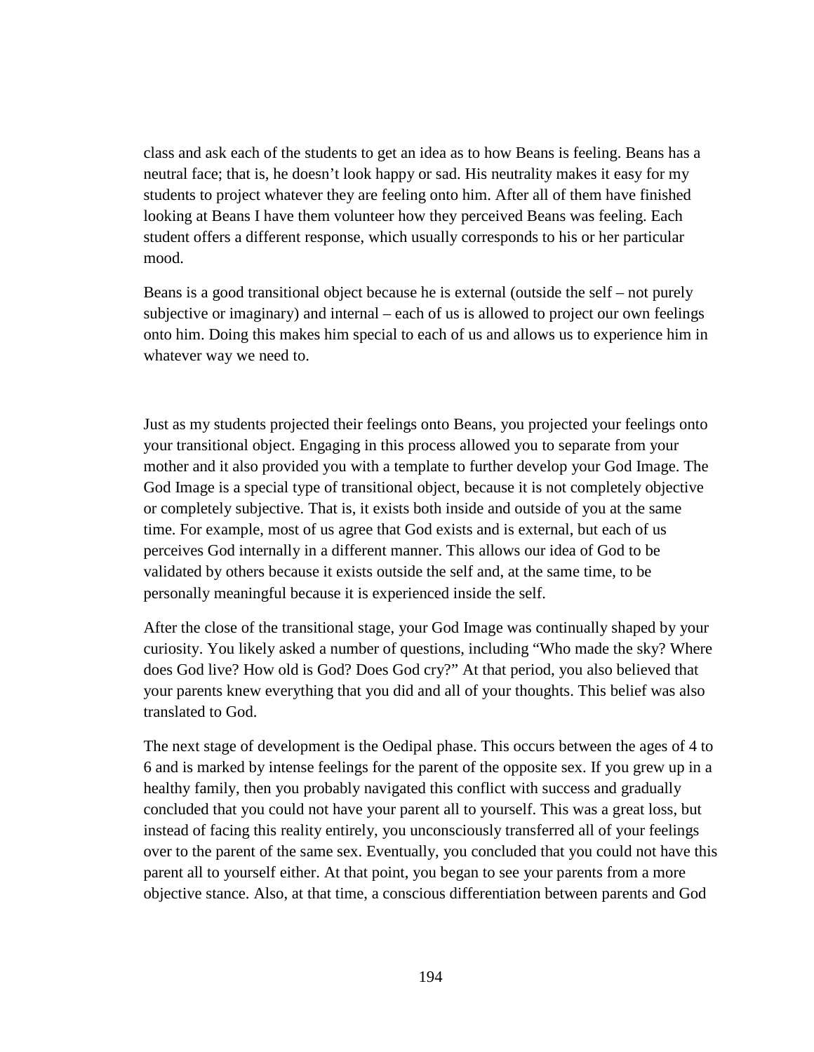class and ask each of the students to get an idea as to how Beans is feeling. Beans has a neutral face; that is, he doesn't look happy or sad. His neutrality makes it easy for my students to project whatever they are feeling onto him. After all of them have finished looking at Beans I have them volunteer how they perceived Beans was feeling. Each student offers a different response, which usually corresponds to his or her particular mood.

Beans is a good transitional object because he is external (outside the self – not purely subjective or imaginary) and internal – each of us is allowed to project our own feelings onto him. Doing this makes him special to each of us and allows us to experience him in whatever way we need to.

Just as my students projected their feelings onto Beans, you projected your feelings onto your transitional object. Engaging in this process allowed you to separate from your mother and it also provided you with a template to further develop your God Image. The God Image is a special type of transitional object, because it is not completely objective or completely subjective. That is, it exists both inside and outside of you at the same time. For example, most of us agree that God exists and is external, but each of us perceives God internally in a different manner. This allows our idea of God to be validated by others because it exists outside the self and, at the same time, to be personally meaningful because it is experienced inside the self.

After the close of the transitional stage, your God Image was continually shaped by your curiosity. You likely asked a number of questions, including "Who made the sky? Where does God live? How old is God? Does God cry?" At that period, you also believed that your parents knew everything that you did and all of your thoughts. This belief was also translated to God.

The next stage of development is the Oedipal phase. This occurs between the ages of 4 to 6 and is marked by intense feelings for the parent of the opposite sex. If you grew up in a healthy family, then you probably navigated this conflict with success and gradually concluded that you could not have your parent all to yourself. This was a great loss, but instead of facing this reality entirely, you unconsciously transferred all of your feelings over to the parent of the same sex. Eventually, you concluded that you could not have this parent all to yourself either. At that point, you began to see your parents from a more objective stance. Also, at that time, a conscious differentiation between parents and God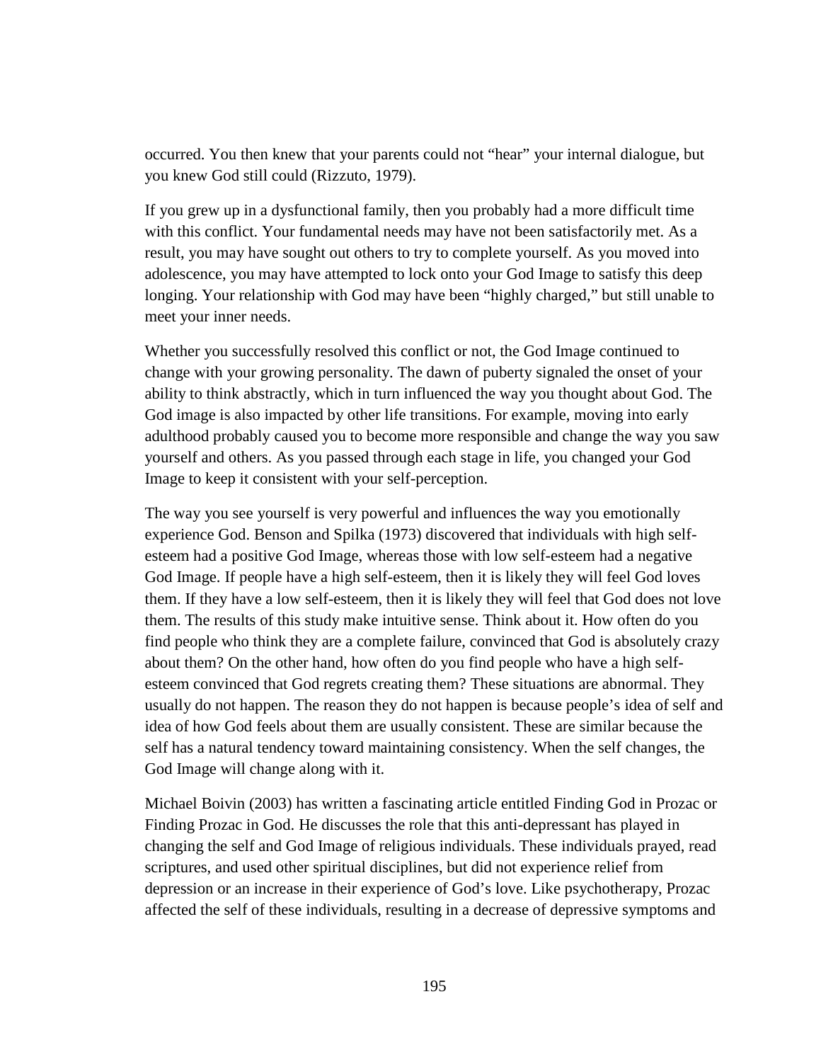occurred. You then knew that your parents could not "hear" your internal dialogue, but you knew God still could (Rizzuto, 1979).

If you grew up in a dysfunctional family, then you probably had a more difficult time with this conflict. Your fundamental needs may have not been satisfactorily met. As a result, you may have sought out others to try to complete yourself. As you moved into adolescence, you may have attempted to lock onto your God Image to satisfy this deep longing. Your relationship with God may have been "highly charged," but still unable to meet your inner needs.

Whether you successfully resolved this conflict or not, the God Image continued to change with your growing personality. The dawn of puberty signaled the onset of your ability to think abstractly, which in turn influenced the way you thought about God. The God image is also impacted by other life transitions. For example, moving into early adulthood probably caused you to become more responsible and change the way you saw yourself and others. As you passed through each stage in life, you changed your God Image to keep it consistent with your self-perception.

The way you see yourself is very powerful and influences the way you emotionally experience God. Benson and Spilka (1973) discovered that individuals with high self-esteem had a positive God Image, whereas those with low self-esteem had a negative God Image. If people have a high self-esteem, then it is likely they will feel God loves them. If they have a low self-esteem, then it is likely they will feel that God does not love them. The results of this study make intuitive sense. Think about it. How often do you find people who think they are a complete failure, convinced that God is absolutely crazy about them? On the other hand, how often do you find people who have a high self-esteem convinced that God regrets creating them? These situations are abnormal. They usually do not happen. The reason they do not happen is because people's idea of self and idea of how God feels about them are usually consistent. These are similar because the self has a natural tendency toward maintaining consistency. When the self changes, the God Image will change along with it.

Michael Boivin (2003) has written a fascinating article entitled Finding God in Prozac or Finding Prozac in God. He discusses the role that this anti-depressant has played in changing the self and God Image of religious individuals. These individuals prayed, read scriptures, and used other spiritual disciplines, but did not experience relief from depression or an increase in their experience of God's love. Like psychotherapy, Prozac affected the self of these individuals, resulting in a decrease of depressive symptoms and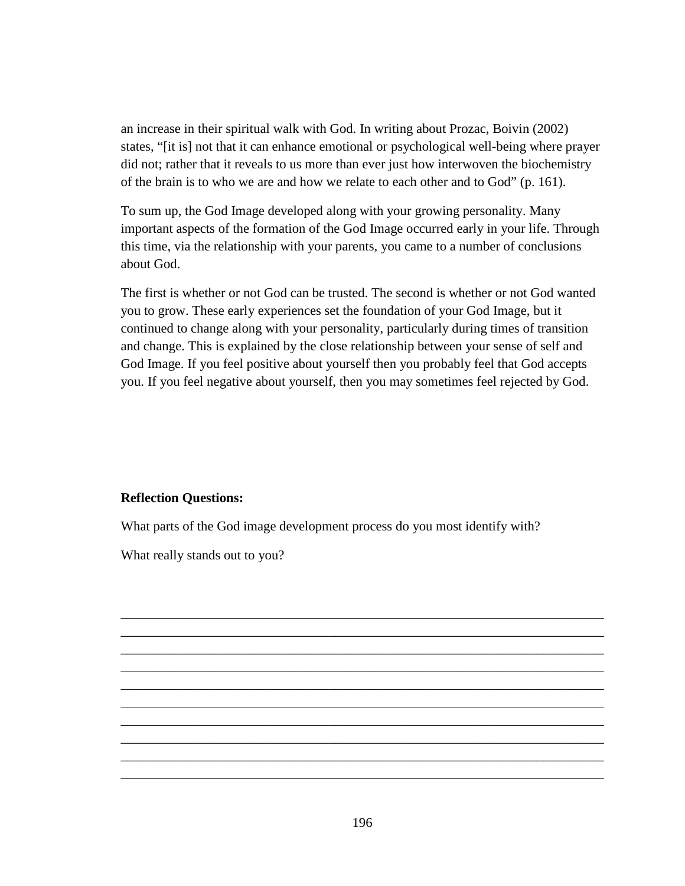an increase in their spiritual walk with God. In writing about Prozac, Boivin (2002) states, "[it is] not that it can enhance emotional or psychological well-being where prayer did not; rather that it reveals to us more than ever just how interwoven the biochemistry of the brain is to who we are and how we relate to each other and to God" (p. 161).

To sum up, the God Image developed along with your growing personality. Many important aspects of the formation of the God Image occurred early in your life. Through this time, via the relationship with your parents, you came to a number of conclusions about God.

The first is whether or not God can be trusted. The second is whether or not God wanted you to grow. These early experiences set the foundation of your God Image, but it continued to change along with your personality, particularly during times of transition and change. This is explained by the close relationship between your sense of self and God Image. If you feel positive about yourself then you probably feel that God accepts you. If you feel negative about yourself, then you may sometimes feel rejected by God.

**Reflection Questions:**

What parts of the God image development process do you most identify with?

What really stands out to you?

____________________________________________________________________________
____________________________________________________________________________
____________________________________________________________________________
____________________________________________________________________________
____________________________________________________________________________
____________________________________________________________________________
____________________________________________________________________________
____________________________________________________________________________
____________________________________________________________________________
____________________________________________________________________________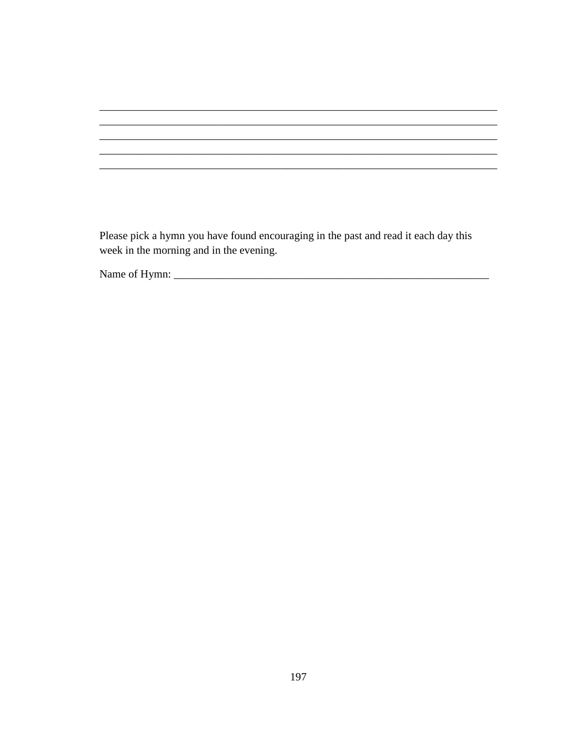\_\_\_\_\_\_\_\_\_\_\_\_\_\_\_\_\_\_\_\_\_\_\_\_\_\_\_\_\_\_\_\_\_\_\_\_\_\_\_\_\_\_\_\_\_\_\_\_\_\_\_\_\_\_\_\_\_\_\_\_\_\_\_\_\_\_\_\_\_\_\_\_\_\_\_\_\_\_
\_\_\_\_\_\_\_\_\_\_\_\_\_\_\_\_\_\_\_\_\_\_\_\_\_\_\_\_\_\_\_\_\_\_\_\_\_\_\_\_\_\_\_\_\_\_\_\_\_\_\_\_\_\_\_\_\_\_\_\_\_\_\_\_\_\_\_\_\_\_\_\_\_\_\_\_\_\_
\_\_\_\_\_\_\_\_\_\_\_\_\_\_\_\_\_\_\_\_\_\_\_\_\_\_\_\_\_\_\_\_\_\_\_\_\_\_\_\_\_\_\_\_\_\_\_\_\_\_\_\_\_\_\_\_\_\_\_\_\_\_\_\_\_\_\_\_\_\_\_\_\_\_\_\_\_\_
\_\_\_\_\_\_\_\_\_\_\_\_\_\_\_\_\_\_\_\_\_\_\_\_\_\_\_\_\_\_\_\_\_\_\_\_\_\_\_\_\_\_\_\_\_\_\_\_\_\_\_\_\_\_\_\_\_\_\_\_\_\_\_\_\_\_\_\_\_\_\_\_\_\_\_\_\_\_
\_\_\_\_\_\_\_\_\_\_\_\_\_\_\_\_\_\_\_\_\_\_\_\_\_\_\_\_\_\_\_\_\_\_\_\_\_\_\_\_\_\_\_\_\_\_\_\_\_\_\_\_\_\_\_\_\_\_\_\_\_\_\_\_\_\_\_\_\_\_\_\_\_\_\_\_\_\_

Please pick a hymn you have found encouraging in the past and read it each day this week in the morning and in the evening.

Name of Hymn: \_\_\_\_\_\_\_\_\_\_\_\_\_\_\_\_\_\_\_\_\_\_\_\_\_\_\_\_\_\_\_\_\_\_\_\_\_\_\_\_\_\_\_\_\_\_\_\_\_\_\_\_\_\_\_\_\_\_\_\_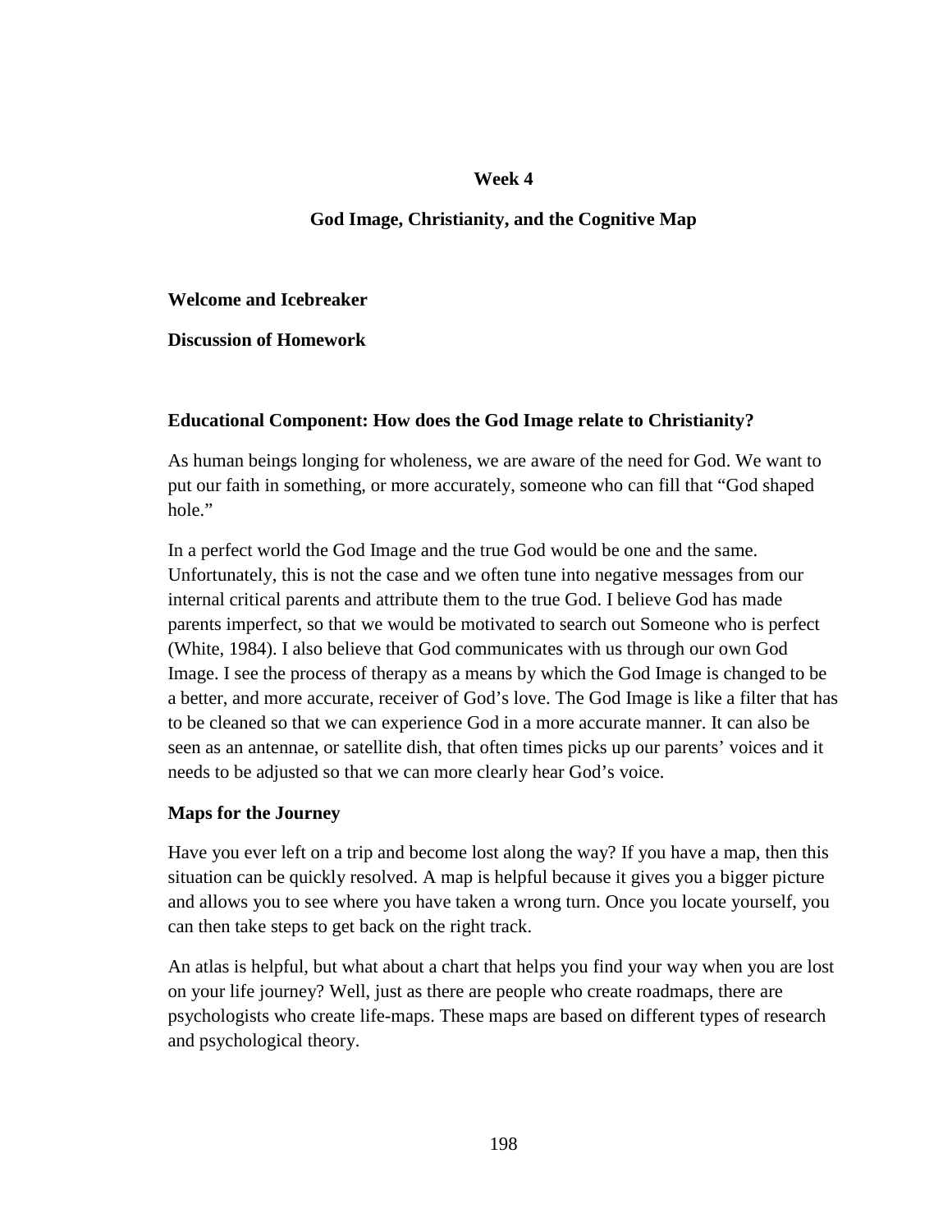## Week 4

## God Image, Christianity, and the Cognitive Map

**Welcome and Icebreaker**

**Discussion of Homework**

**Educational Component: How does the God Image relate to Christianity?**

As human beings longing for wholeness, we are aware of the need for God. We want to put our faith in something, or more accurately, someone who can fill that "God shaped hole."

In a perfect world the God Image and the true God would be one and the same. Unfortunately, this is not the case and we often tune into negative messages from our internal critical parents and attribute them to the true God. I believe God has made parents imperfect, so that we would be motivated to search out Someone who is perfect (White, 1984). I also believe that God communicates with us through our own God Image. I see the process of therapy as a means by which the God Image is changed to be a better, and more accurate, receiver of God's love. The God Image is like a filter that has to be cleaned so that we can experience God in a more accurate manner. It can also be seen as an antennae, or satellite dish, that often times picks up our parents' voices and it needs to be adjusted so that we can more clearly hear God's voice.

**Maps for the Journey**

Have you ever left on a trip and become lost along the way? If you have a map, then this situation can be quickly resolved. A map is helpful because it gives you a bigger picture and allows you to see where you have taken a wrong turn. Once you locate yourself, you can then take steps to get back on the right track.

An atlas is helpful, but what about a chart that helps you find your way when you are lost on your life journey? Well, just as there are people who create roadmaps, there are psychologists who create life-maps. These maps are based on different types of research and psychological theory.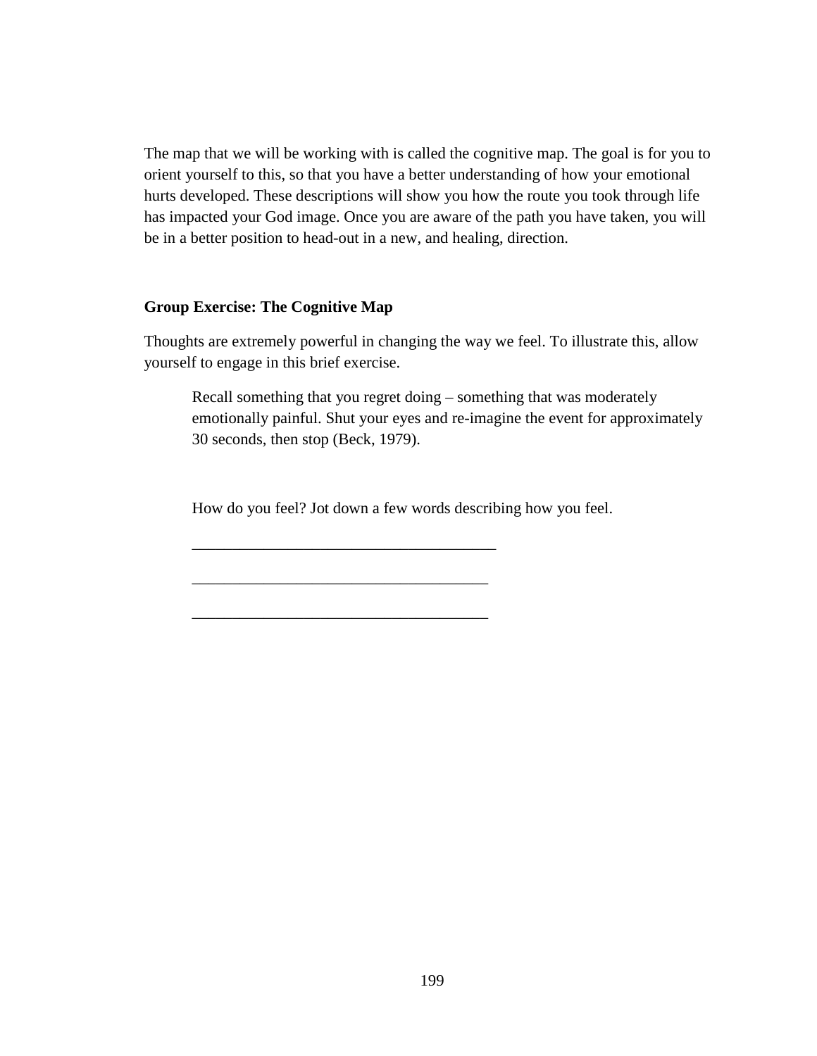The map that we will be working with is called the cognitive map. The goal is for you to orient yourself to this, so that you have a better understanding of how your emotional hurts developed. These descriptions will show you how the route you took through life has impacted your God image. Once you are aware of the path you have taken, you will be in a better position to head-out in a new, and healing, direction.

**Group Exercise: The Cognitive Map**

Thoughts are extremely powerful in changing the way we feel. To illustrate this, allow yourself to engage in this brief exercise.

> Recall something that you regret doing – something that was moderately emotionally painful. Shut your eyes and re-imagine the event for approximately 30 seconds, then stop (Beck, 1979).
>
> How do you feel? Jot down a few words describing how you feel.
>
> ______________________________________
>
> _____________________________________
>
> _____________________________________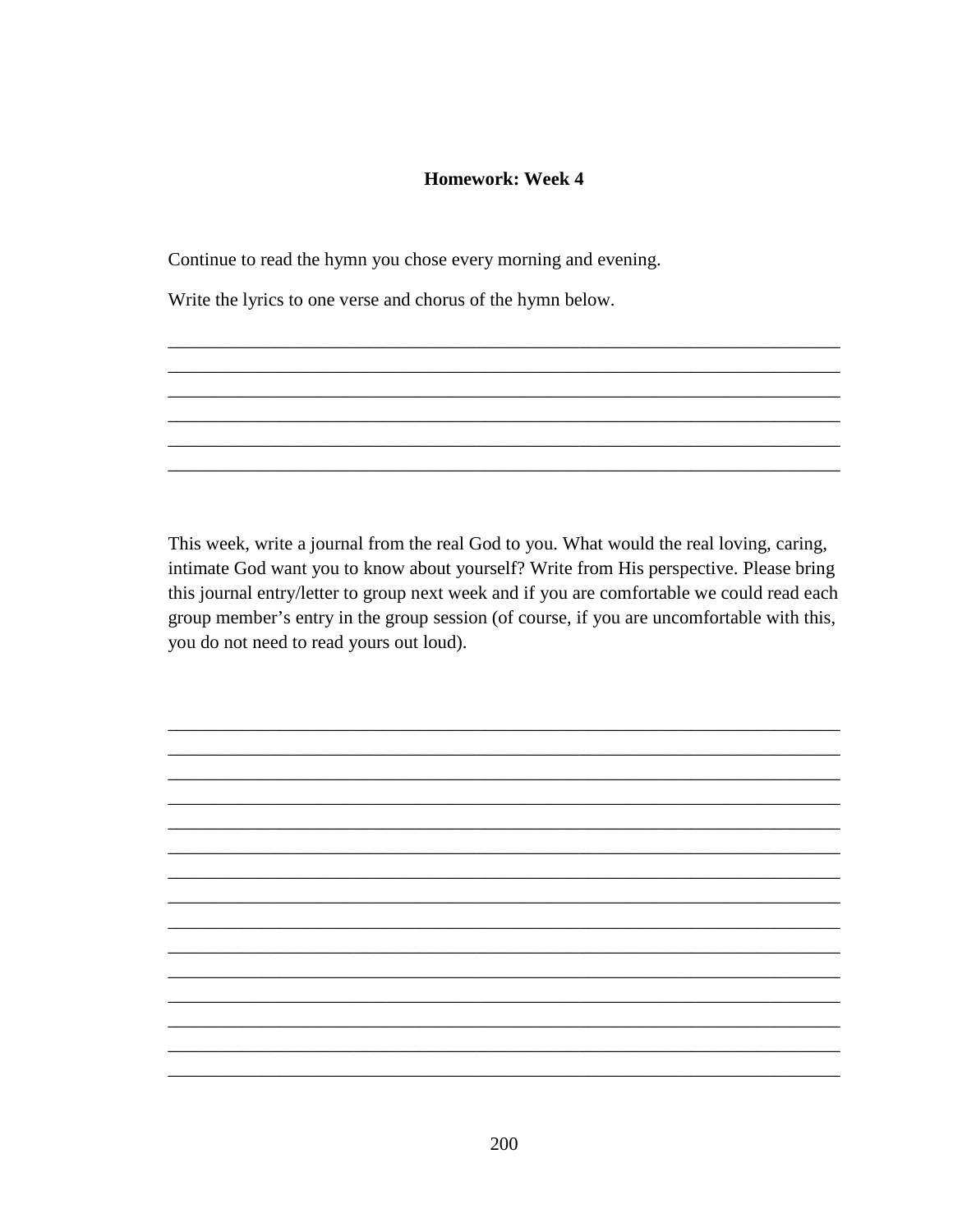**Homework: Week 4**

Continue to read the hymn you chose every morning and evening.

Write the lyrics to one verse and chorus of the hymn below.

___________________________________________________________________________
___________________________________________________________________________
___________________________________________________________________________
___________________________________________________________________________
___________________________________________________________________________
___________________________________________________________________________

This week, write a journal from the real God to you. What would the real loving, caring, intimate God want you to know about yourself? Write from His perspective. Please bring this journal entry/letter to group next week and if you are comfortable we could read each group member's entry in the group session (of course, if you are uncomfortable with this, you do not need to read yours out loud).

___________________________________________________________________________
___________________________________________________________________________
___________________________________________________________________________
___________________________________________________________________________
___________________________________________________________________________
___________________________________________________________________________
___________________________________________________________________________
___________________________________________________________________________
___________________________________________________________________________
___________________________________________________________________________
___________________________________________________________________________
___________________________________________________________________________
___________________________________________________________________________
___________________________________________________________________________
___________________________________________________________________________
___________________________________________________________________________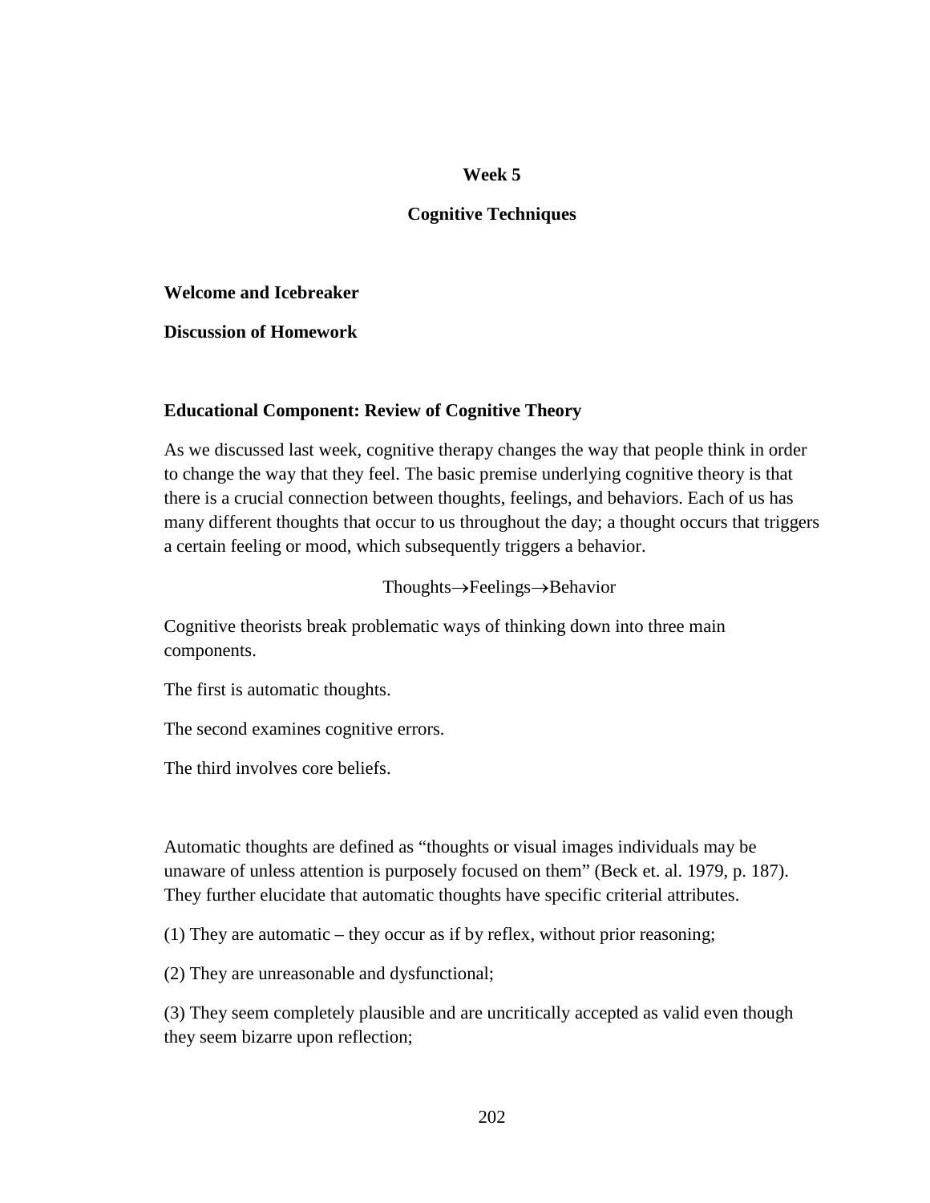## Week 5

## Cognitive Techniques

**Welcome and Icebreaker**

**Discussion of Homework**

### Educational Component: Review of Cognitive Theory

As we discussed last week, cognitive therapy changes the way that people think in order to change the way that they feel. The basic premise underlying cognitive theory is that there is a crucial connection between thoughts, feelings, and behaviors. Each of us has many different thoughts that occur to us throughout the day; a thought occurs that triggers a certain feeling or mood, which subsequently triggers a behavior.

Thoughts→Feelings→Behavior

Cognitive theorists break problematic ways of thinking down into three main components.

The first is automatic thoughts.

The second examines cognitive errors.

The third involves core beliefs.

Automatic thoughts are defined as "thoughts or visual images individuals may be unaware of unless attention is purposely focused on them" (Beck et. al. 1979, p. 187). They further elucidate that automatic thoughts have specific criterial attributes.

(1) They are automatic – they occur as if by reflex, without prior reasoning;

(2) They are unreasonable and dysfunctional;

(3) They seem completely plausible and are uncritically accepted as valid even though they seem bizarre upon reflection;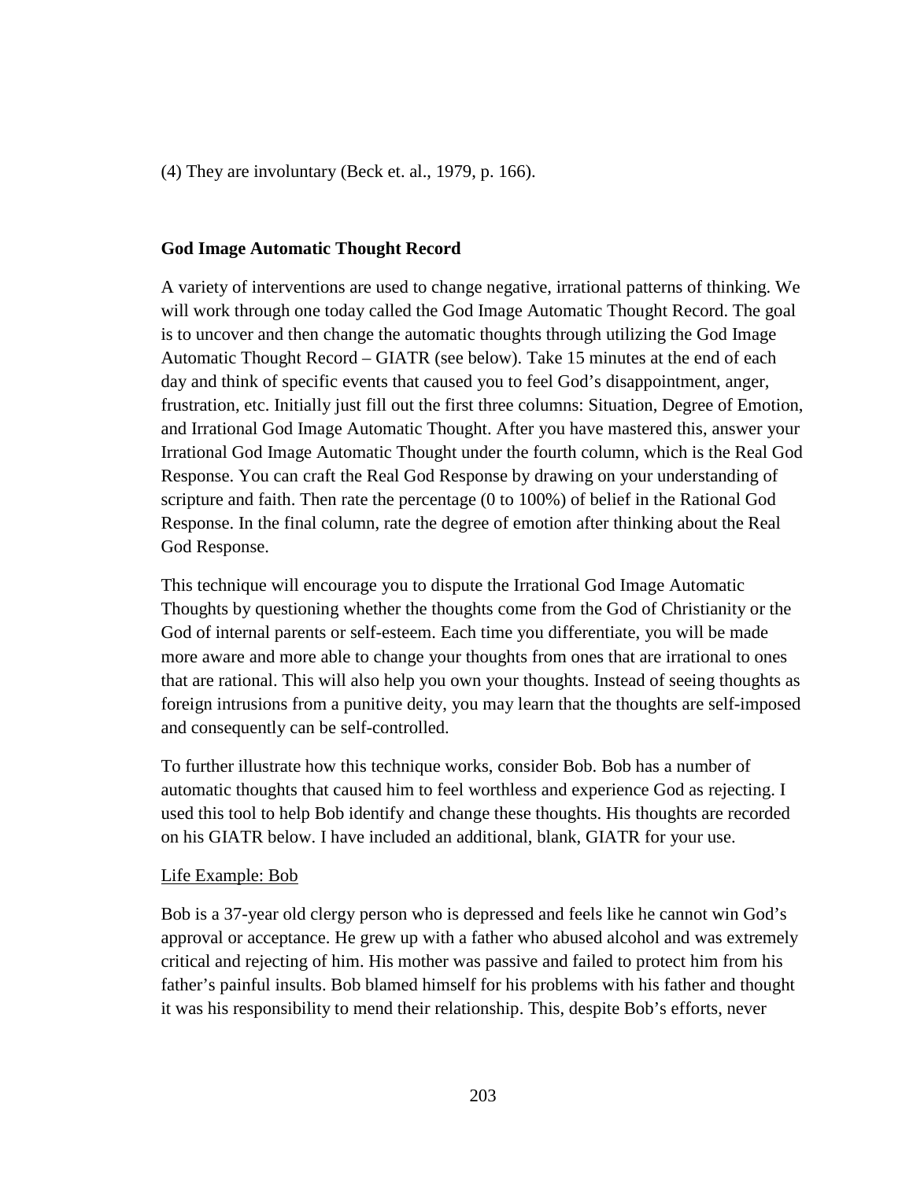(4) They are involuntary (Beck et. al., 1979, p. 166).

**God Image Automatic Thought Record**

A variety of interventions are used to change negative, irrational patterns of thinking. We will work through one today called the God Image Automatic Thought Record. The goal is to uncover and then change the automatic thoughts through utilizing the God Image Automatic Thought Record – GIATR (see below). Take 15 minutes at the end of each day and think of specific events that caused you to feel God's disappointment, anger, frustration, etc. Initially just fill out the first three columns: Situation, Degree of Emotion, and Irrational God Image Automatic Thought. After you have mastered this, answer your Irrational God Image Automatic Thought under the fourth column, which is the Real God Response. You can craft the Real God Response by drawing on your understanding of scripture and faith. Then rate the percentage (0 to 100%) of belief in the Rational God Response. In the final column, rate the degree of emotion after thinking about the Real God Response.

This technique will encourage you to dispute the Irrational God Image Automatic Thoughts by questioning whether the thoughts come from the God of Christianity or the God of internal parents or self-esteem. Each time you differentiate, you will be made more aware and more able to change your thoughts from ones that are irrational to ones that are rational. This will also help you own your thoughts. Instead of seeing thoughts as foreign intrusions from a punitive deity, you may learn that the thoughts are self-imposed and consequently can be self-controlled.

To further illustrate how this technique works, consider Bob. Bob has a number of automatic thoughts that caused him to feel worthless and experience God as rejecting. I used this tool to help Bob identify and change these thoughts. His thoughts are recorded on his GIATR below. I have included an additional, blank, GIATR for your use.

Life Example: Bob

Bob is a 37-year old clergy person who is depressed and feels like he cannot win God's approval or acceptance. He grew up with a father who abused alcohol and was extremely critical and rejecting of him. His mother was passive and failed to protect him from his father's painful insults. Bob blamed himself for his problems with his father and thought it was his responsibility to mend their relationship. This, despite Bob's efforts, never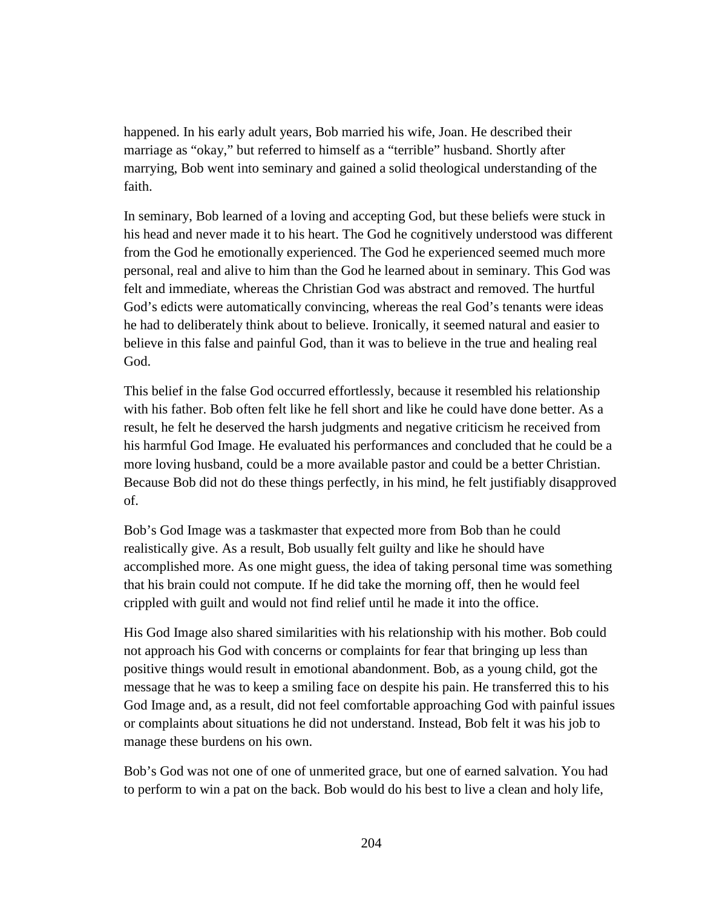happened. In his early adult years, Bob married his wife, Joan. He described their marriage as "okay," but referred to himself as a "terrible" husband. Shortly after marrying, Bob went into seminary and gained a solid theological understanding of the faith.

In seminary, Bob learned of a loving and accepting God, but these beliefs were stuck in his head and never made it to his heart. The God he cognitively understood was different from the God he emotionally experienced. The God he experienced seemed much more personal, real and alive to him than the God he learned about in seminary. This God was felt and immediate, whereas the Christian God was abstract and removed. The hurtful God's edicts were automatically convincing, whereas the real God's tenants were ideas he had to deliberately think about to believe. Ironically, it seemed natural and easier to believe in this false and painful God, than it was to believe in the true and healing real God.

This belief in the false God occurred effortlessly, because it resembled his relationship with his father. Bob often felt like he fell short and like he could have done better. As a result, he felt he deserved the harsh judgments and negative criticism he received from his harmful God Image. He evaluated his performances and concluded that he could be a more loving husband, could be a more available pastor and could be a better Christian. Because Bob did not do these things perfectly, in his mind, he felt justifiably disapproved of.

Bob's God Image was a taskmaster that expected more from Bob than he could realistically give. As a result, Bob usually felt guilty and like he should have accomplished more. As one might guess, the idea of taking personal time was something that his brain could not compute. If he did take the morning off, then he would feel crippled with guilt and would not find relief until he made it into the office.

His God Image also shared similarities with his relationship with his mother. Bob could not approach his God with concerns or complaints for fear that bringing up less than positive things would result in emotional abandonment. Bob, as a young child, got the message that he was to keep a smiling face on despite his pain. He transferred this to his God Image and, as a result, did not feel comfortable approaching God with painful issues or complaints about situations he did not understand. Instead, Bob felt it was his job to manage these burdens on his own.

Bob's God was not one of one of unmerited grace, but one of earned salvation. You had to perform to win a pat on the back. Bob would do his best to live a clean and holy life,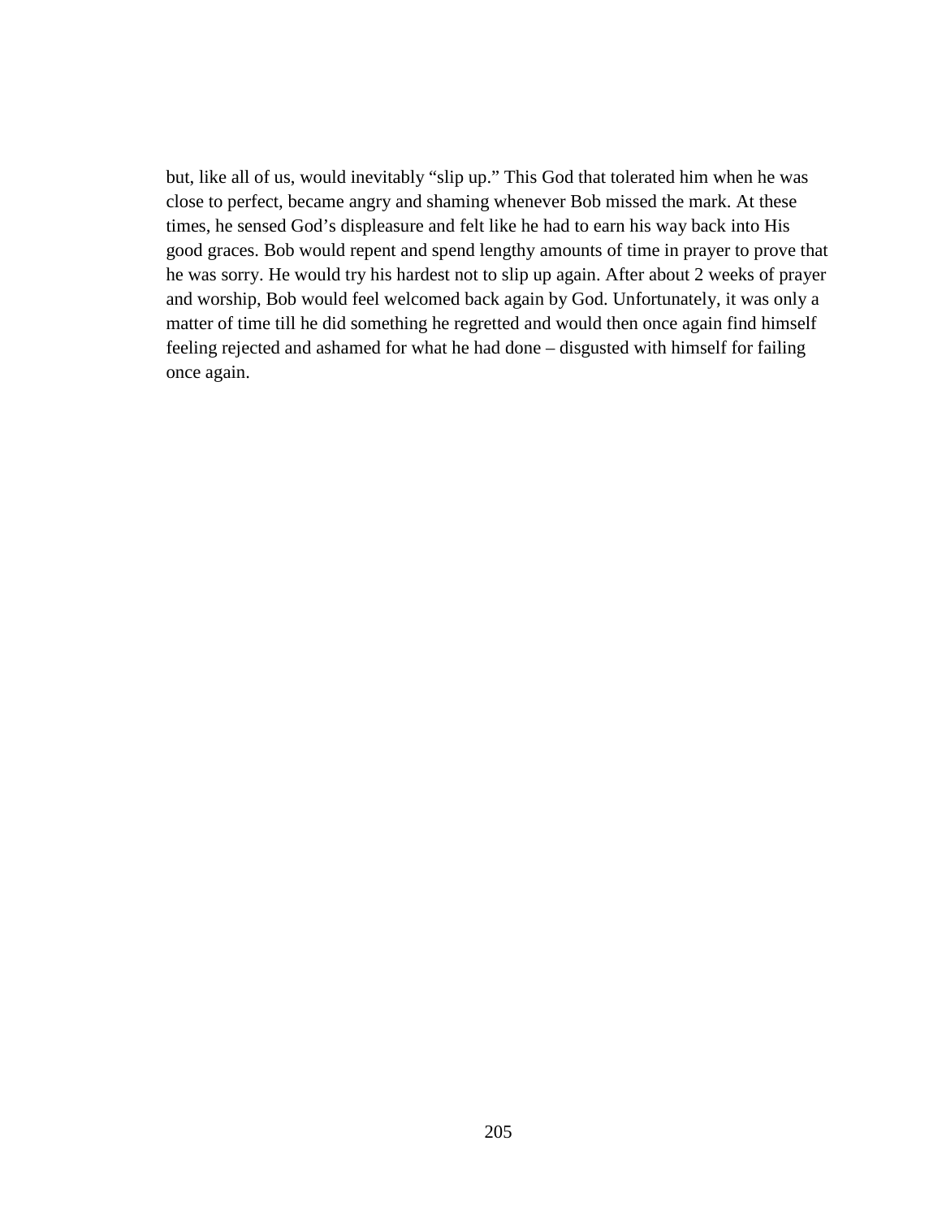but, like all of us, would inevitably "slip up." This God that tolerated him when he was close to perfect, became angry and shaming whenever Bob missed the mark. At these times, he sensed God's displeasure and felt like he had to earn his way back into His good graces. Bob would repent and spend lengthy amounts of time in prayer to prove that he was sorry. He would try his hardest not to slip up again. After about 2 weeks of prayer and worship, Bob would feel welcomed back again by God. Unfortunately, it was only a matter of time till he did something he regretted and would then once again find himself feeling rejected and ashamed for what he had done – disgusted with himself for failing once again.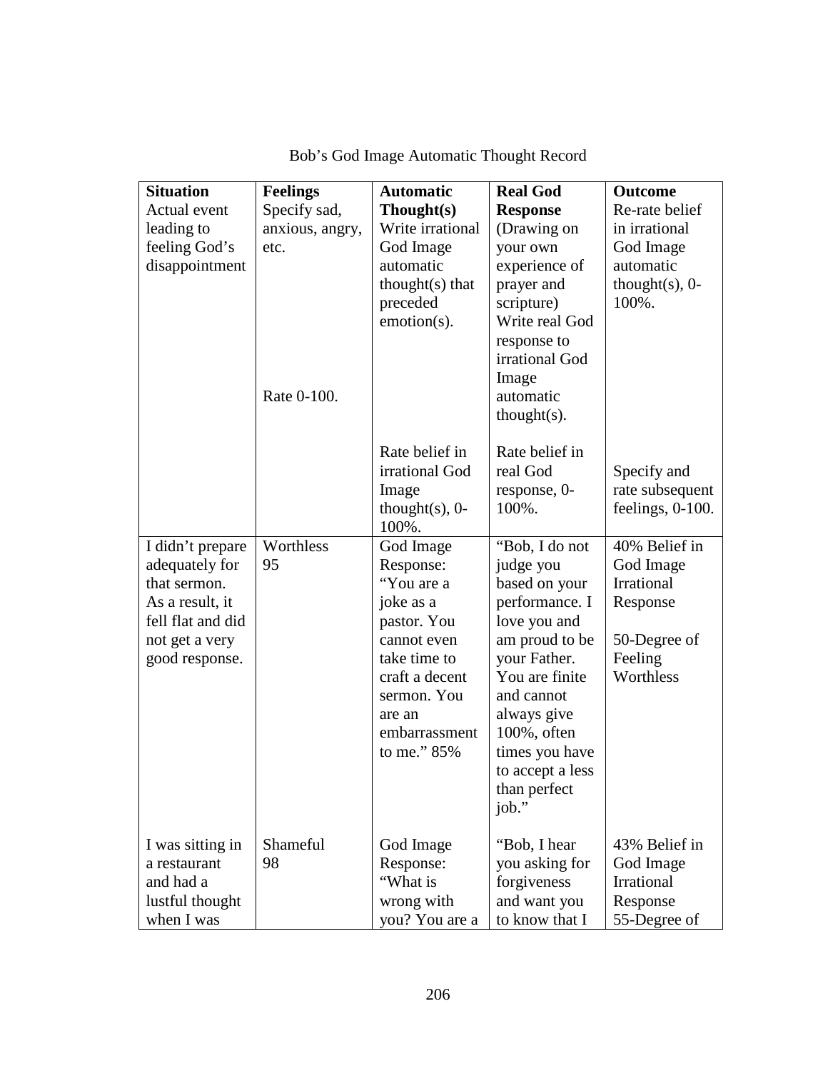Bob's God Image Automatic Thought Record

| **Situation** Actual event leading to feeling God's disappointment | **Feelings** Specify sad, anxious, angry, etc. Rate 0-100. | **Automatic Thought(s)** Write irrational God Image automatic thought(s) that preceded emotion(s). Rate belief in irrational God Image thought(s), 0-100%. | **Real God Response** (Drawing on your own experience of prayer and scripture) Write real God response to irrational God Image automatic thought(s). Rate belief in real God response, 0-100%. | **Outcome** Re-rate belief in irrational God Image automatic thought(s), 0-100%. Specify and rate subsequent feelings, 0-100. |
|---|---|---|---|---|
| I didn't prepare adequately for that sermon. As a result, it fell flat and did not get a very good response. | Worthless 95 | God Image Response: "You are a joke as a pastor. You cannot even take time to craft a decent sermon. You are an embarrassment to me." 85% | "Bob, I do not judge you based on your performance. I love you and am proud to be your Father. You are finite and cannot always give 100%, often times you have to accept a less than perfect job." | 40% Belief in God Image Irrational Response 50-Degree of Feeling Worthless |
| I was sitting in a restaurant and had a lustful thought when I was | Shameful 98 | God Image Response: "What is wrong with you? You are a | "Bob, I hear you asking for forgiveness and want you to know that I | 43% Belief in God Image Irrational Response 55-Degree of |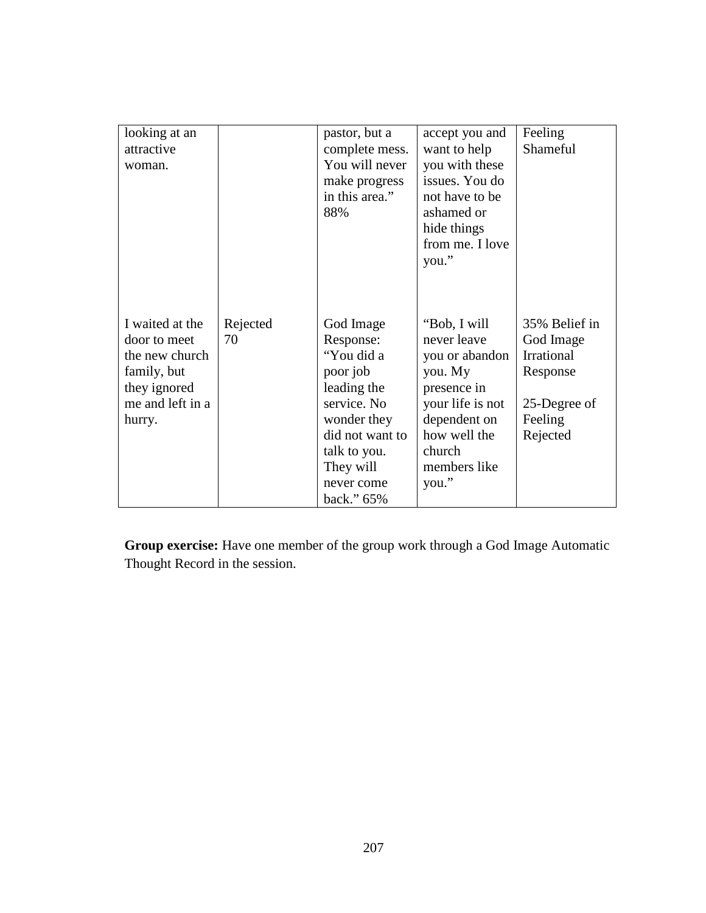| | | | | |
|---|---|---|---|---|
| looking at an attractive woman. | | pastor, but a complete mess. You will never make progress in this area." 88% | accept you and want to help you with these issues. You do not have to be ashamed or hide things from me. I love you." | Feeling Shameful |
| I waited at the door to meet the new church family, but they ignored me and left in a hurry. | Rejected 70 | God Image Response: "You did a poor job leading the service. No wonder they did not want to talk to you. They will never come back." 65% | "Bob, I will never leave you or abandon you. My presence in your life is not dependent on how well the church members like you." | 35% Belief in God Image Irrational Response<br><br>25-Degree of Feeling Rejected |

**Group exercise:** Have one member of the group work through a God Image Automatic Thought Record in the session.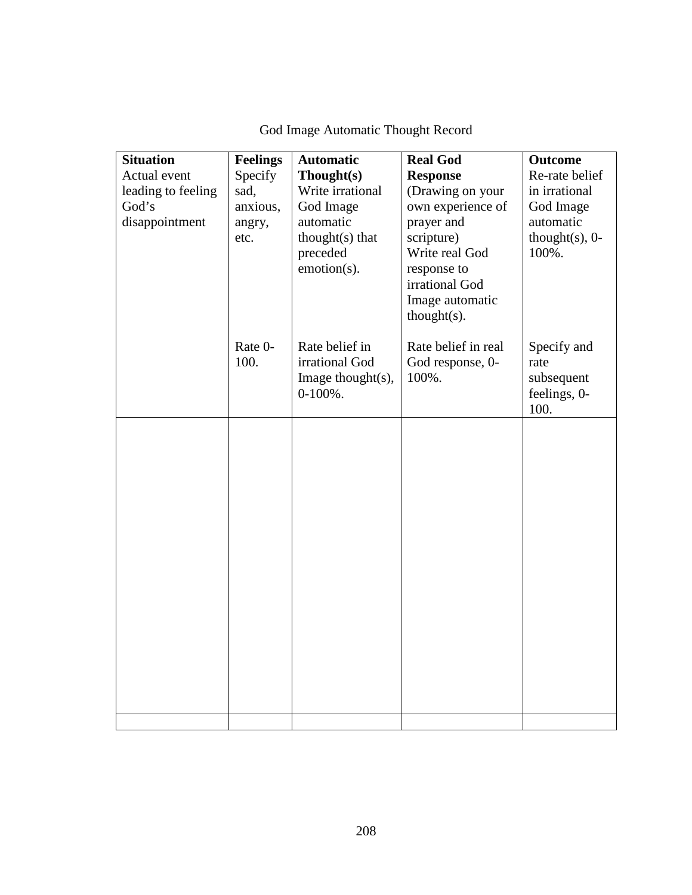God Image Automatic Thought Record

| **Situation** Actual event leading to feeling God's disappointment | **Feelings** Specify sad, anxious, angry, etc. Rate 0-100. | **Automatic Thought(s)** Write irrational God Image automatic thought(s) that preceded emotion(s). Rate belief in irrational God Image thought(s), 0-100%. | **Real God Response** (Drawing on your own experience of prayer and scripture) Write real God response to irrational God Image automatic thought(s). Rate belief in real God response, 0-100%. | **Outcome** Re-rate belief in irrational God Image automatic thought(s), 0-100%. Specify and rate subsequent feelings, 0-100. |
|---|---|---|---|---|
| | | | | |
| | | | | |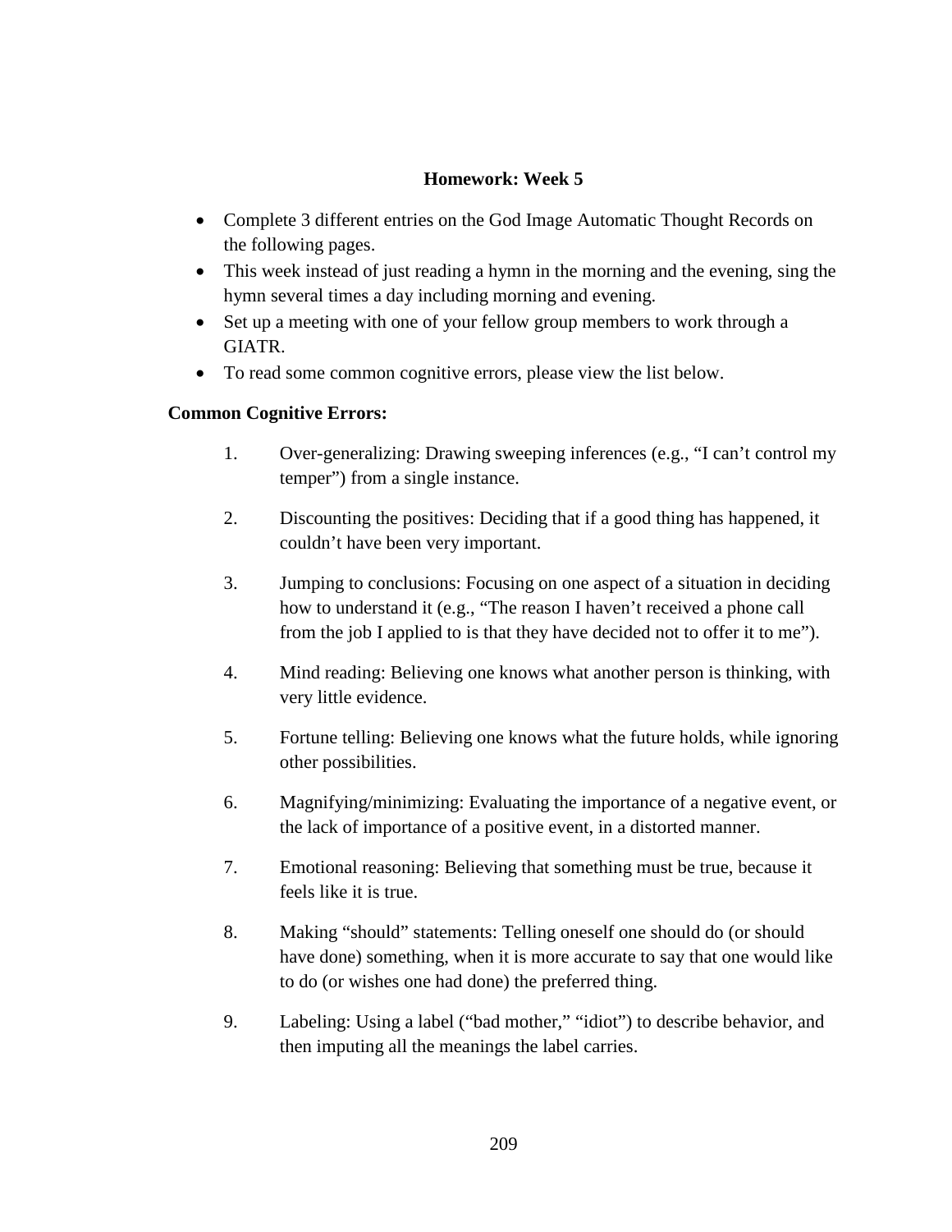## Homework: Week 5

- Complete 3 different entries on the God Image Automatic Thought Records on the following pages.
- This week instead of just reading a hymn in the morning and the evening, sing the hymn several times a day including morning and evening.
- Set up a meeting with one of your fellow group members to work through a GIATR.
- To read some common cognitive errors, please view the list below.

**Common Cognitive Errors:**

1. Over-generalizing: Drawing sweeping inferences (e.g., "I can't control my temper") from a single instance.

2. Discounting the positives: Deciding that if a good thing has happened, it couldn't have been very important.

3. Jumping to conclusions: Focusing on one aspect of a situation in deciding how to understand it (e.g., "The reason I haven't received a phone call from the job I applied to is that they have decided not to offer it to me").

4. Mind reading: Believing one knows what another person is thinking, with very little evidence.

5. Fortune telling: Believing one knows what the future holds, while ignoring other possibilities.

6. Magnifying/minimizing: Evaluating the importance of a negative event, or the lack of importance of a positive event, in a distorted manner.

7. Emotional reasoning: Believing that something must be true, because it feels like it is true.

8. Making "should" statements: Telling oneself one should do (or should have done) something, when it is more accurate to say that one would like to do (or wishes one had done) the preferred thing.

9. Labeling: Using a label ("bad mother," "idiot") to describe behavior, and then imputing all the meanings the label carries.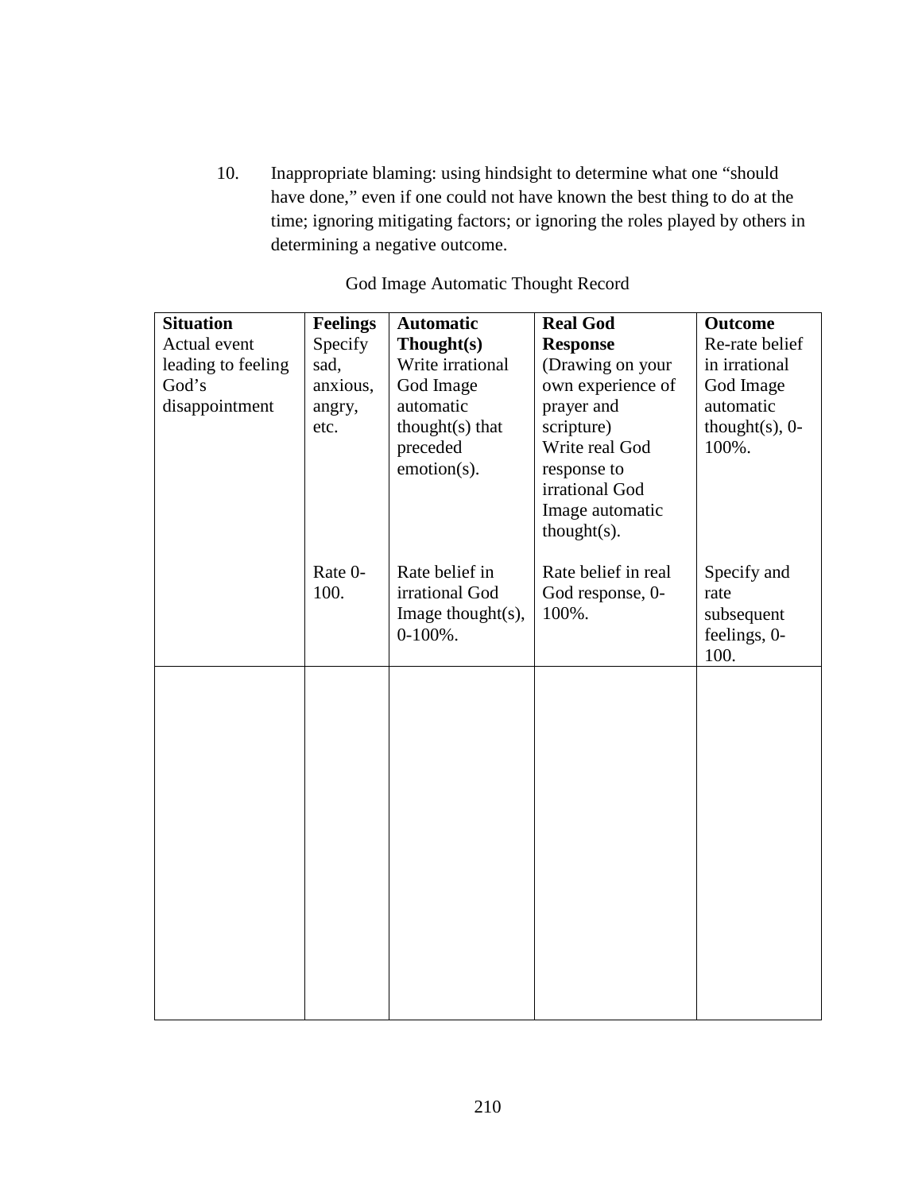10. Inappropriate blaming: using hindsight to determine what one "should have done," even if one could not have known the best thing to do at the time; ignoring mitigating factors; or ignoring the roles played by others in determining a negative outcome.

God Image Automatic Thought Record

| **Situation** Actual event leading to feeling God's disappointment | **Feelings** Specify sad, anxious, angry, etc. | **Automatic Thought(s)** Write irrational God Image automatic thought(s) that preceded emotion(s). | **Real God Response** (Drawing on your own experience of prayer and scripture) Write real God response to irrational God Image automatic thought(s). | **Outcome** Re-rate belief in irrational God Image automatic thought(s), 0-100%. |
|---|---|---|---|---|
| | Rate 0-100. | Rate belief in irrational God Image thought(s), 0-100%. | Rate belief in real God response, 0-100%. | Specify and rate subsequent feelings, 0-100. |
| | | | | |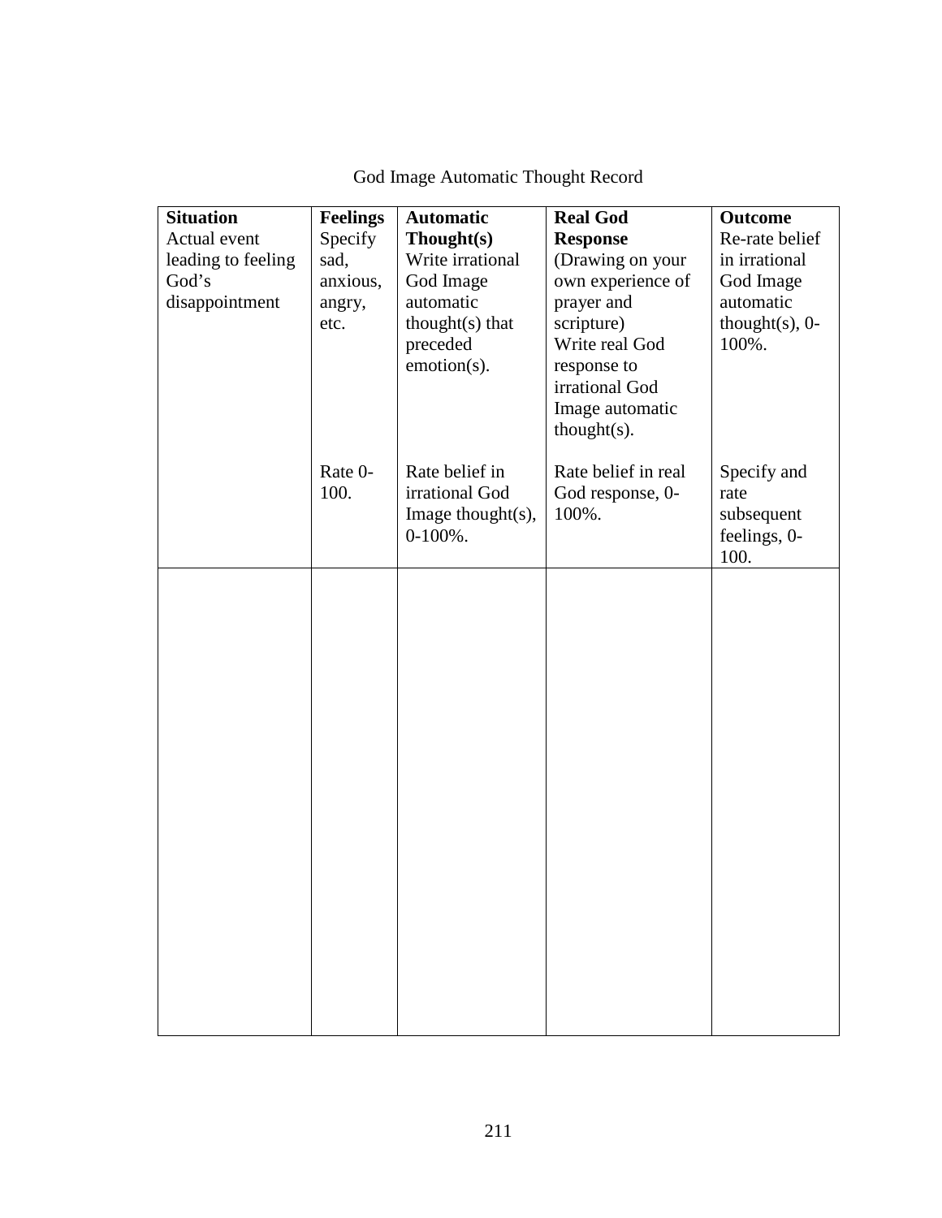God Image Automatic Thought Record

| **Situation** Actual event leading to feeling God's disappointment | **Feelings** Specify sad, anxious, angry, etc. Rate 0-100. | **Automatic Thought(s)** Write irrational God Image automatic thought(s) that preceded emotion(s). Rate belief in irrational God Image thought(s), 0-100%. | **Real God Response** (Drawing on your own experience of prayer and scripture) Write real God response to irrational God Image automatic thought(s). Rate belief in real God response, 0-100%. | **Outcome** Re-rate belief in irrational God Image automatic thought(s), 0-100%. Specify and rate subsequent feelings, 0-100. |
|---|---|---|---|---|
| | | | | |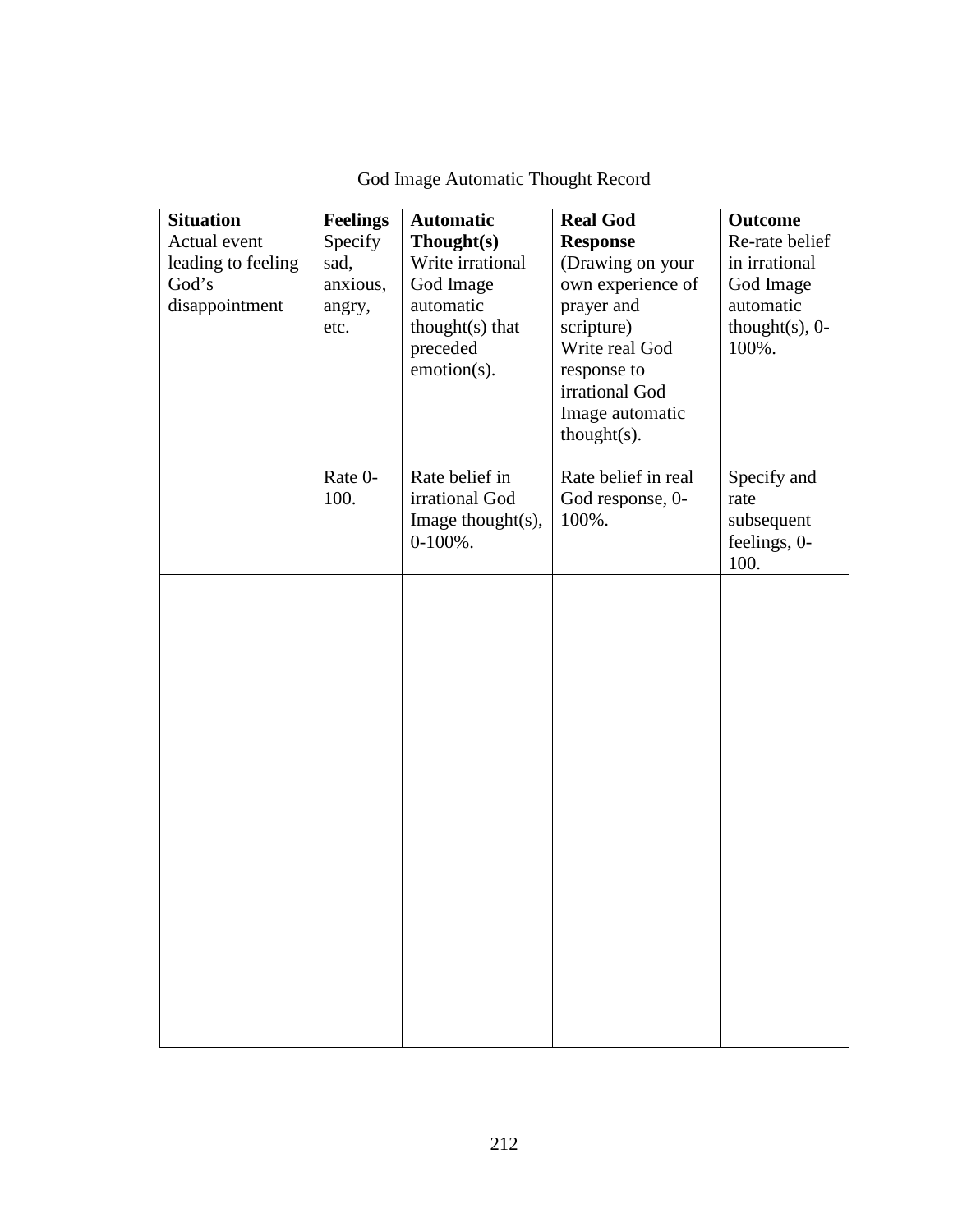God Image Automatic Thought Record

| **Situation** Actual event leading to feeling God's disappointment | **Feelings** Specify sad, anxious, angry, etc. Rate 0-100. | **Automatic Thought(s)** Write irrational God Image automatic thought(s) that preceded emotion(s). Rate belief in irrational God Image thought(s), 0-100%. | **Real God Response** (Drawing on your own experience of prayer and scripture) Write real God response to irrational God Image automatic thought(s). Rate belief in real God response, 0-100%. | **Outcome** Re-rate belief in irrational God Image automatic thought(s), 0-100%. Specify and rate subsequent feelings, 0-100. |
|---|---|---|---|---|
| | | | | |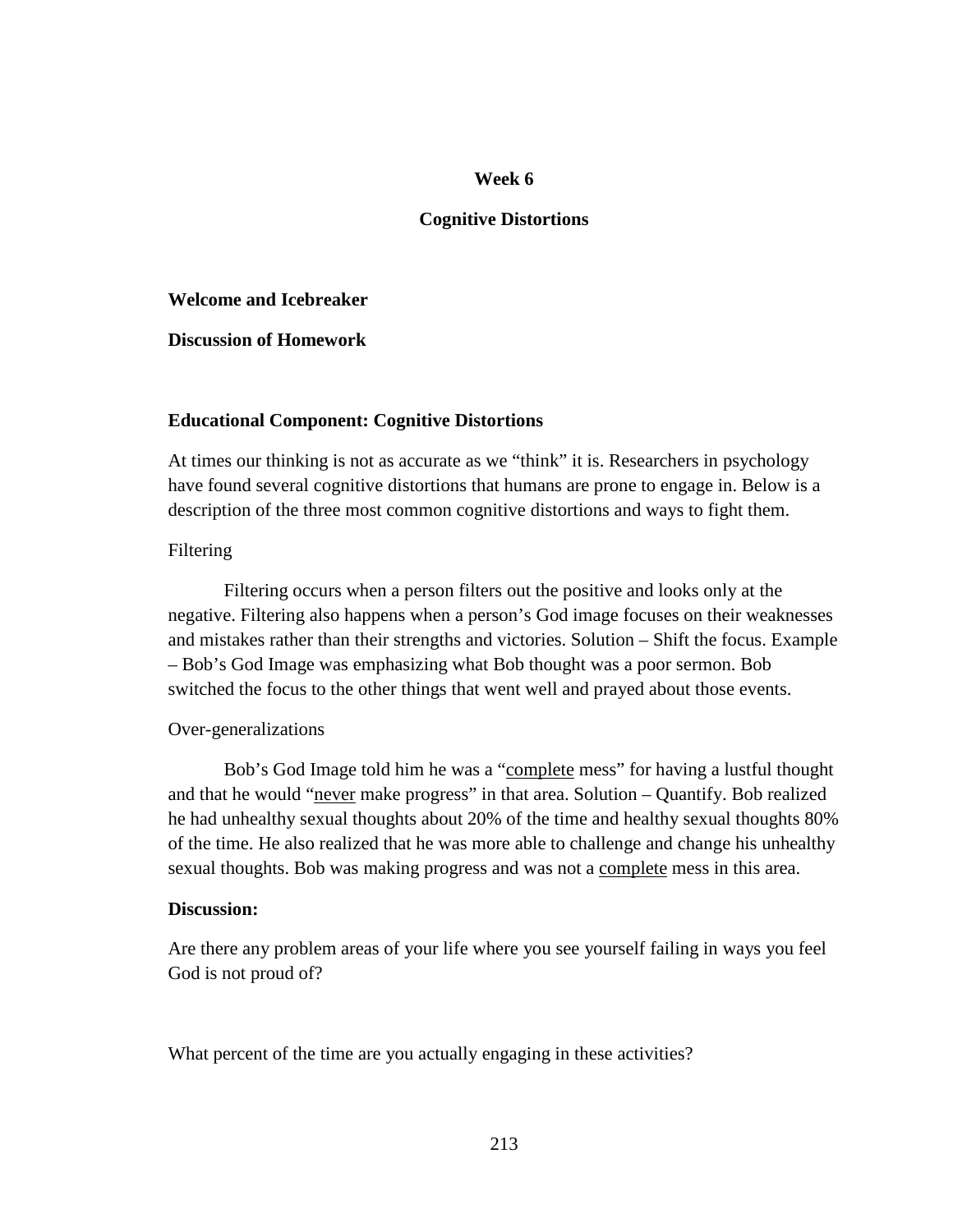**Week 6**

**Cognitive Distortions**

**Welcome and Icebreaker**

**Discussion of Homework**

**Educational Component: Cognitive Distortions**

At times our thinking is not as accurate as we "think" it is. Researchers in psychology have found several cognitive distortions that humans are prone to engage in. Below is a description of the three most common cognitive distortions and ways to fight them.

Filtering

Filtering occurs when a person filters out the positive and looks only at the negative. Filtering also happens when a person's God image focuses on their weaknesses and mistakes rather than their strengths and victories. Solution – Shift the focus. Example – Bob's God Image was emphasizing what Bob thought was a poor sermon. Bob switched the focus to the other things that went well and prayed about those events.

Over-generalizations

Bob's God Image told him he was a "<u>complete</u> mess" for having a lustful thought and that he would "<u>never</u> make progress" in that area. Solution – Quantify. Bob realized he had unhealthy sexual thoughts about 20% of the time and healthy sexual thoughts 80% of the time. He also realized that he was more able to challenge and change his unhealthy sexual thoughts. Bob was making progress and was not a <u>complete</u> mess in this area.

**Discussion:**

Are there any problem areas of your life where you see yourself failing in ways you feel God is not proud of?

What percent of the time are you actually engaging in these activities?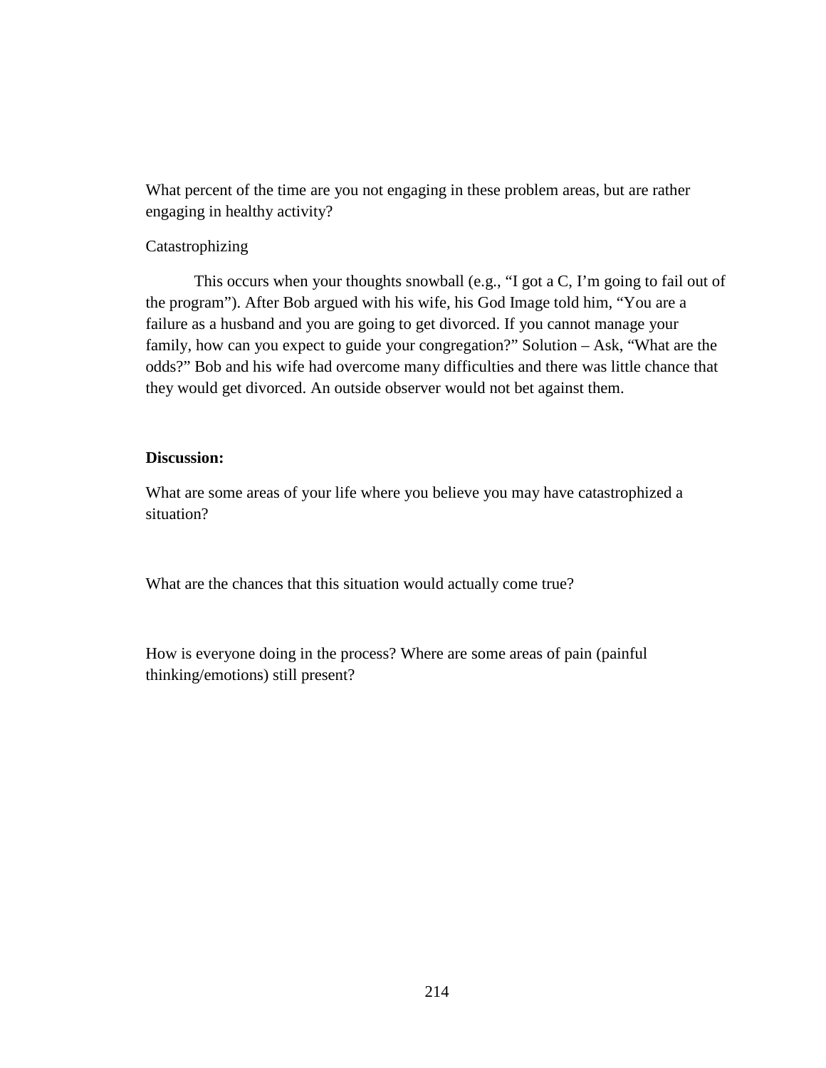What percent of the time are you not engaging in these problem areas, but are rather engaging in healthy activity?

Catastrophizing

This occurs when your thoughts snowball (e.g., "I got a C, I'm going to fail out of the program"). After Bob argued with his wife, his God Image told him, "You are a failure as a husband and you are going to get divorced. If you cannot manage your family, how can you expect to guide your congregation?" Solution – Ask, "What are the odds?" Bob and his wife had overcome many difficulties and there was little chance that they would get divorced. An outside observer would not bet against them.

**Discussion:**

What are some areas of your life where you believe you may have catastrophized a situation?

What are the chances that this situation would actually come true?

How is everyone doing in the process? Where are some areas of pain (painful thinking/emotions) still present?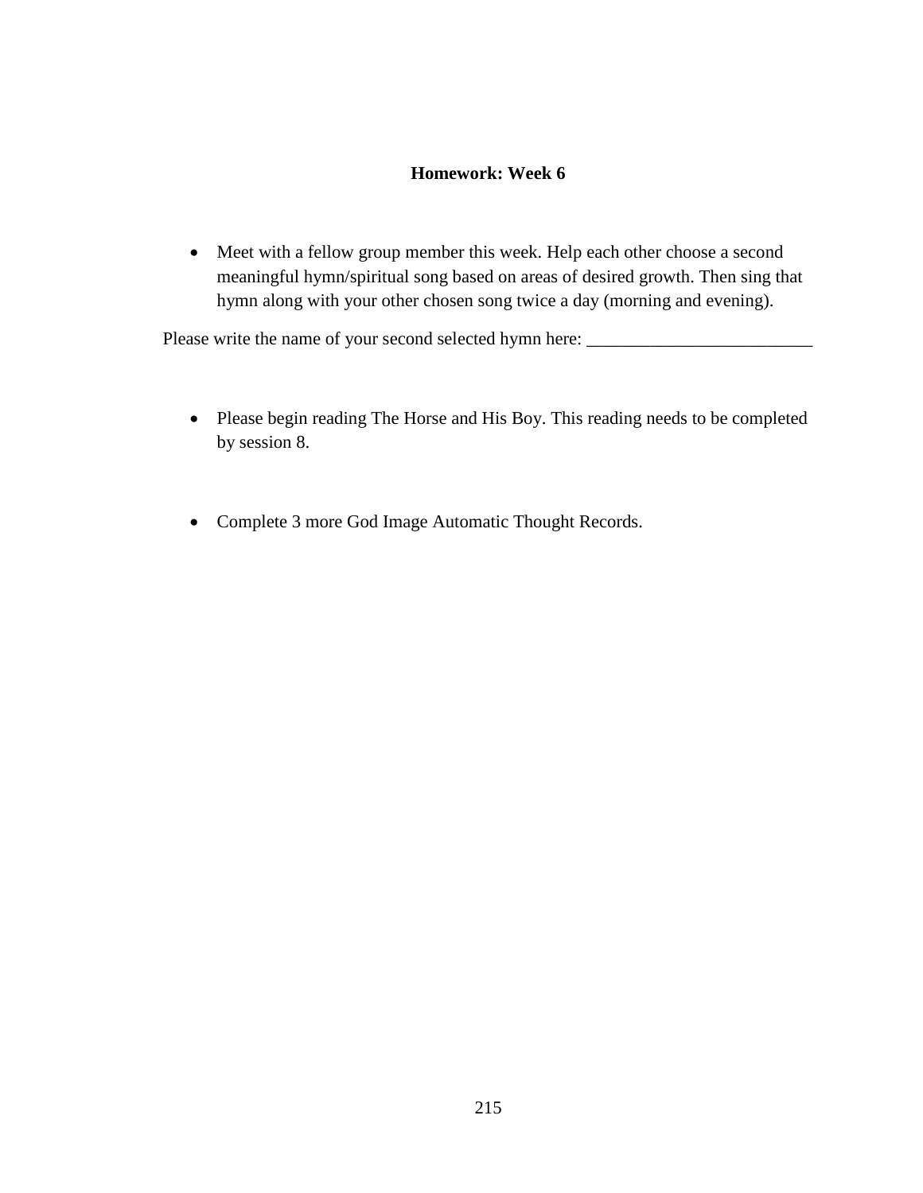**Homework: Week 6**

- Meet with a fellow group member this week. Help each other choose a second meaningful hymn/spiritual song based on areas of desired growth. Then sing that hymn along with your other chosen song twice a day (morning and evening).

Please write the name of your second selected hymn here: _________________________

- Please begin reading The Horse and His Boy. This reading needs to be completed by session 8.

- Complete 3 more God Image Automatic Thought Records.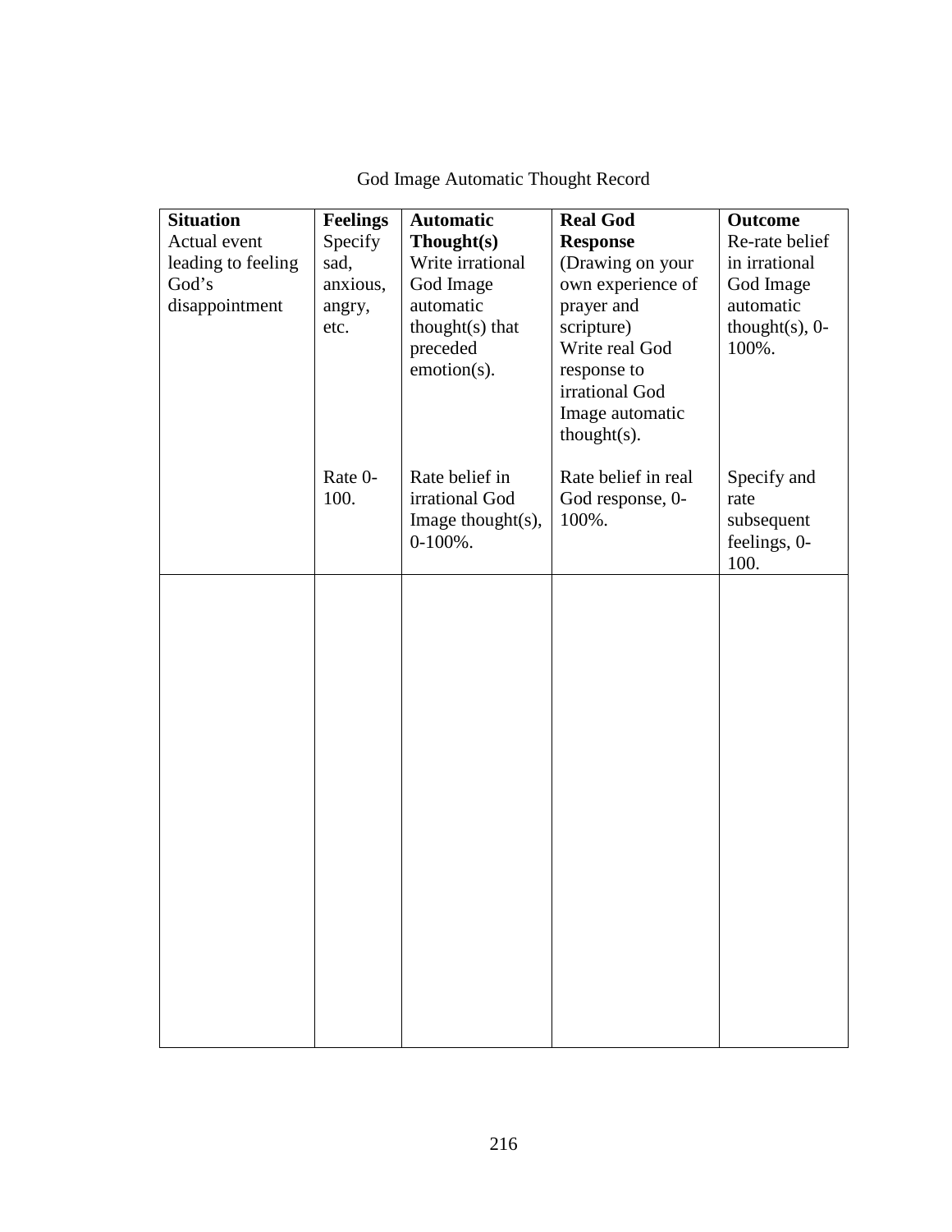God Image Automatic Thought Record

| **Situation** Actual event leading to feeling God's disappointment | **Feelings** Specify sad, anxious, angry, etc.<br><br>Rate 0-100. | **Automatic Thought(s)** Write irrational God Image automatic thought(s) that preceded emotion(s).<br><br>Rate belief in irrational God Image thought(s), 0-100%. | **Real God Response** (Drawing on your own experience of prayer and scripture) Write real God response to irrational God Image automatic thought(s).<br><br>Rate belief in real God response, 0-100%. | **Outcome** Re-rate belief in irrational God Image automatic thought(s), 0-100%.<br><br>Specify and rate subsequent feelings, 0-100. |
|---|---|---|---|---|
| | | | | |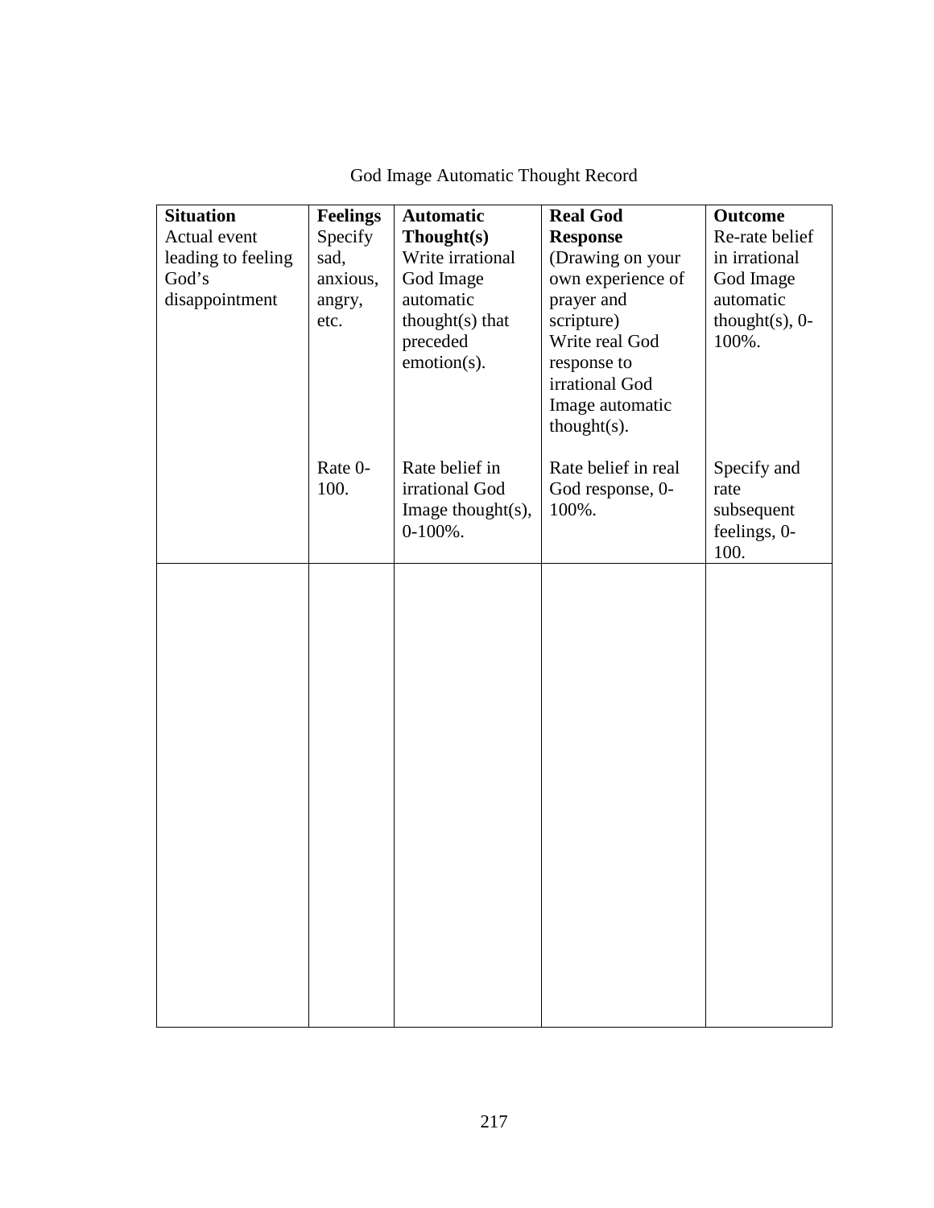God Image Automatic Thought Record

| **Situation** Actual event leading to feeling God's disappointment | **Feelings** Specify sad, anxious, angry, etc. Rate 0-100. | **Automatic Thought(s)** Write irrational God Image automatic thought(s) that preceded emotion(s). Rate belief in irrational God Image thought(s), 0-100%. | **Real God Response** (Drawing on your own experience of prayer and scripture) Write real God response to irrational God Image automatic thought(s). Rate belief in real God response, 0-100%. | **Outcome** Re-rate belief in irrational God Image automatic thought(s), 0-100%. Specify and rate subsequent feelings, 0-100. |
|---|---|---|---|---|
| | | | | |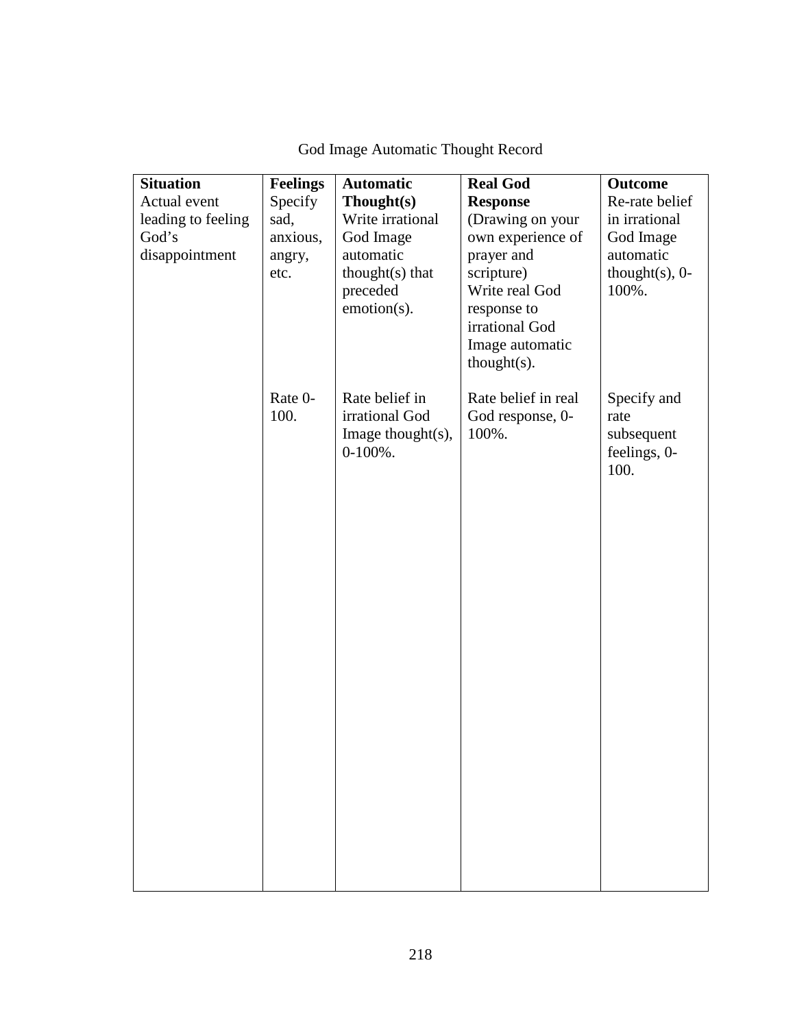God Image Automatic Thought Record

| **Situation** Actual event leading to feeling God's disappointment | **Feelings** Specify sad, anxious, angry, etc. | **Automatic Thought(s)** Write irrational God Image automatic thought(s) that preceded emotion(s). | **Real God Response** (Drawing on your own experience of prayer and scripture) Write real God response to irrational God Image automatic thought(s). | **Outcome** Re-rate belief in irrational God Image automatic thought(s), 0-100%. |
|---|---|---|---|---|
| | Rate 0-100. | Rate belief in irrational God Image thought(s), 0-100%. | Rate belief in real God response, 0-100%. | Specify and rate subsequent feelings, 0-100. |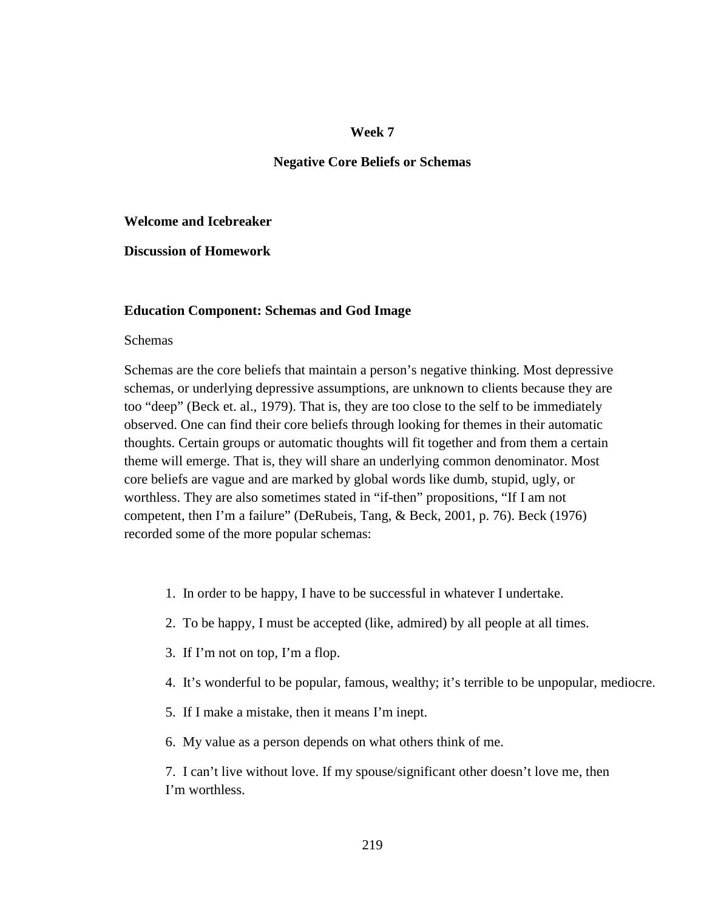## Week 7

## Negative Core Beliefs or Schemas

**Welcome and Icebreaker**

**Discussion of Homework**

### Education Component: Schemas and God Image

Schemas

Schemas are the core beliefs that maintain a person's negative thinking. Most depressive schemas, or underlying depressive assumptions, are unknown to clients because they are too "deep" (Beck et. al., 1979). That is, they are too close to the self to be immediately observed. One can find their core beliefs through looking for themes in their automatic thoughts. Certain groups or automatic thoughts will fit together and from them a certain theme will emerge. That is, they will share an underlying common denominator. Most core beliefs are vague and are marked by global words like dumb, stupid, ugly, or worthless. They are also sometimes stated in "if-then" propositions, "If I am not competent, then I'm a failure" (DeRubeis, Tang, & Beck, 2001, p. 76). Beck (1976) recorded some of the more popular schemas:

1. In order to be happy, I have to be successful in whatever I undertake.
2. To be happy, I must be accepted (like, admired) by all people at all times.
3. If I'm not on top, I'm a flop.
4. It's wonderful to be popular, famous, wealthy; it's terrible to be unpopular, mediocre.
5. If I make a mistake, then it means I'm inept.
6. My value as a person depends on what others think of me.
7. I can't live without love. If my spouse/significant other doesn't love me, then I'm worthless.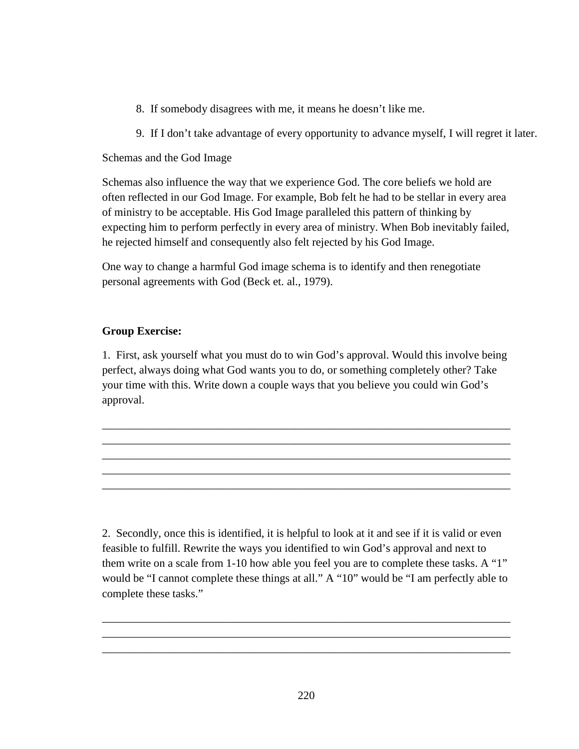8. If somebody disagrees with me, it means he doesn't like me.

9. If I don't take advantage of every opportunity to advance myself, I will regret it later.

Schemas and the God Image

Schemas also influence the way that we experience God. The core beliefs we hold are often reflected in our God Image. For example, Bob felt he had to be stellar in every area of ministry to be acceptable. His God Image paralleled this pattern of thinking by expecting him to perform perfectly in every area of ministry. When Bob inevitably failed, he rejected himself and consequently also felt rejected by his God Image.

One way to change a harmful God image schema is to identify and then renegotiate personal agreements with God (Beck et. al., 1979).

**Group Exercise:**

1. First, ask yourself what you must do to win God's approval. Would this involve being perfect, always doing what God wants you to do, or something completely other? Take your time with this. Write down a couple ways that you believe you could win God's approval.

___________________________________________________________________________
___________________________________________________________________________
___________________________________________________________________________
___________________________________________________________________________
___________________________________________________________________________

2. Secondly, once this is identified, it is helpful to look at it and see if it is valid or even feasible to fulfill. Rewrite the ways you identified to win God's approval and next to them write on a scale from 1-10 how able you feel you are to complete these tasks. A "1" would be "I cannot complete these things at all." A "10" would be "I am perfectly able to complete these tasks."

___________________________________________________________________________
___________________________________________________________________________
___________________________________________________________________________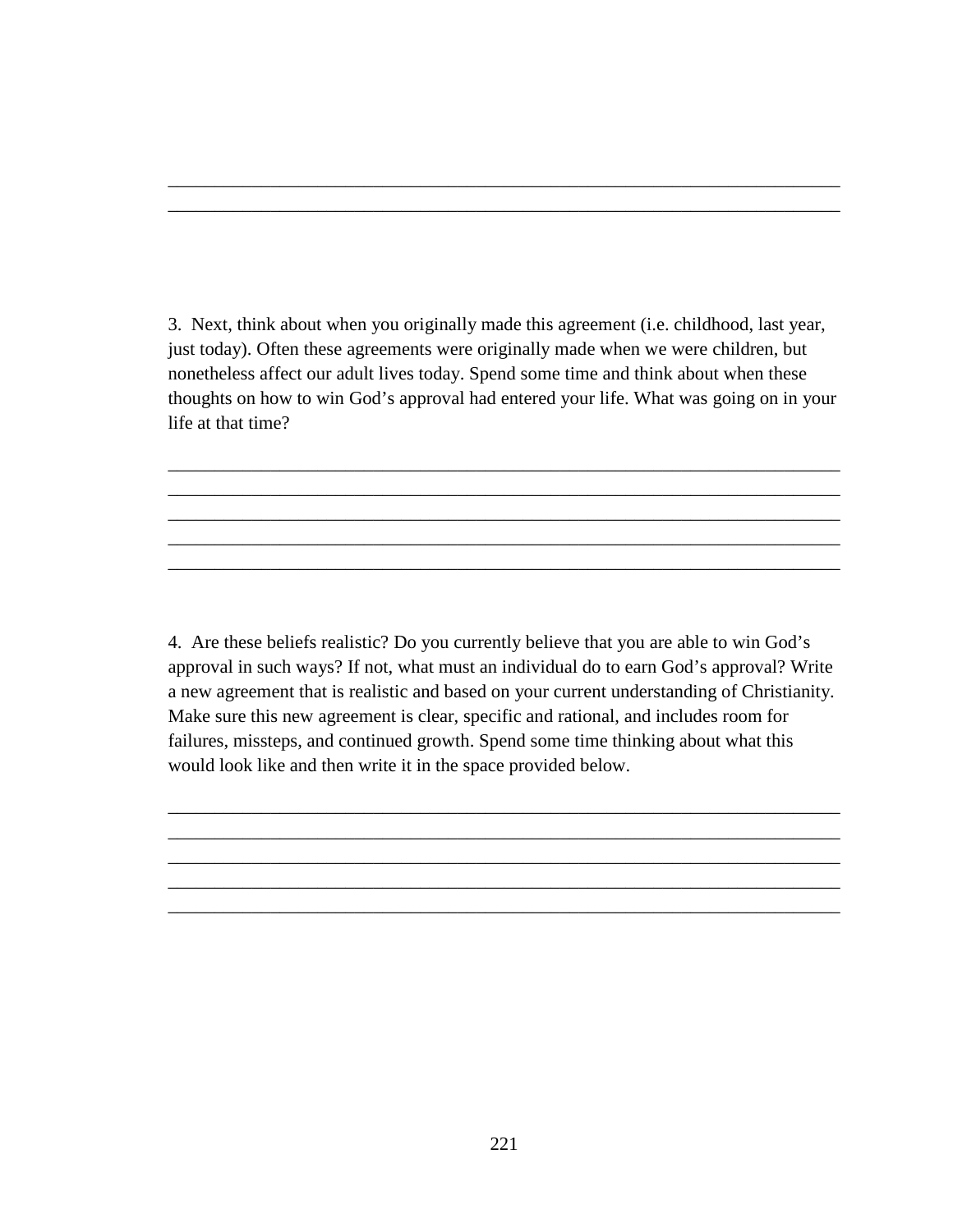\_\_\_\_\_\_\_\_\_\_\_\_\_\_\_\_\_\_\_\_\_\_\_\_\_\_\_\_\_\_\_\_\_\_\_\_\_\_\_\_\_\_\_\_\_\_\_\_\_\_\_\_\_\_\_\_\_\_\_\_\_\_\_\_\_\_\_\_\_\_
\_\_\_\_\_\_\_\_\_\_\_\_\_\_\_\_\_\_\_\_\_\_\_\_\_\_\_\_\_\_\_\_\_\_\_\_\_\_\_\_\_\_\_\_\_\_\_\_\_\_\_\_\_\_\_\_\_\_\_\_\_\_\_\_\_\_\_\_\_\_

3. Next, think about when you originally made this agreement (i.e. childhood, last year, just today). Often these agreements were originally made when we were children, but nonetheless affect our adult lives today. Spend some time and think about when these thoughts on how to win God's approval had entered your life. What was going on in your life at that time?

\_\_\_\_\_\_\_\_\_\_\_\_\_\_\_\_\_\_\_\_\_\_\_\_\_\_\_\_\_\_\_\_\_\_\_\_\_\_\_\_\_\_\_\_\_\_\_\_\_\_\_\_\_\_\_\_\_\_\_\_\_\_\_\_\_\_\_\_\_\_
\_\_\_\_\_\_\_\_\_\_\_\_\_\_\_\_\_\_\_\_\_\_\_\_\_\_\_\_\_\_\_\_\_\_\_\_\_\_\_\_\_\_\_\_\_\_\_\_\_\_\_\_\_\_\_\_\_\_\_\_\_\_\_\_\_\_\_\_\_\_
\_\_\_\_\_\_\_\_\_\_\_\_\_\_\_\_\_\_\_\_\_\_\_\_\_\_\_\_\_\_\_\_\_\_\_\_\_\_\_\_\_\_\_\_\_\_\_\_\_\_\_\_\_\_\_\_\_\_\_\_\_\_\_\_\_\_\_\_\_\_
\_\_\_\_\_\_\_\_\_\_\_\_\_\_\_\_\_\_\_\_\_\_\_\_\_\_\_\_\_\_\_\_\_\_\_\_\_\_\_\_\_\_\_\_\_\_\_\_\_\_\_\_\_\_\_\_\_\_\_\_\_\_\_\_\_\_\_\_\_\_
\_\_\_\_\_\_\_\_\_\_\_\_\_\_\_\_\_\_\_\_\_\_\_\_\_\_\_\_\_\_\_\_\_\_\_\_\_\_\_\_\_\_\_\_\_\_\_\_\_\_\_\_\_\_\_\_\_\_\_\_\_\_\_\_\_\_\_\_\_\_

4. Are these beliefs realistic? Do you currently believe that you are able to win God's approval in such ways? If not, what must an individual do to earn God's approval? Write a new agreement that is realistic and based on your current understanding of Christianity. Make sure this new agreement is clear, specific and rational, and includes room for failures, missteps, and continued growth. Spend some time thinking about what this would look like and then write it in the space provided below.

\_\_\_\_\_\_\_\_\_\_\_\_\_\_\_\_\_\_\_\_\_\_\_\_\_\_\_\_\_\_\_\_\_\_\_\_\_\_\_\_\_\_\_\_\_\_\_\_\_\_\_\_\_\_\_\_\_\_\_\_\_\_\_\_\_\_\_\_\_\_
\_\_\_\_\_\_\_\_\_\_\_\_\_\_\_\_\_\_\_\_\_\_\_\_\_\_\_\_\_\_\_\_\_\_\_\_\_\_\_\_\_\_\_\_\_\_\_\_\_\_\_\_\_\_\_\_\_\_\_\_\_\_\_\_\_\_\_\_\_\_
\_\_\_\_\_\_\_\_\_\_\_\_\_\_\_\_\_\_\_\_\_\_\_\_\_\_\_\_\_\_\_\_\_\_\_\_\_\_\_\_\_\_\_\_\_\_\_\_\_\_\_\_\_\_\_\_\_\_\_\_\_\_\_\_\_\_\_\_\_\_
\_\_\_\_\_\_\_\_\_\_\_\_\_\_\_\_\_\_\_\_\_\_\_\_\_\_\_\_\_\_\_\_\_\_\_\_\_\_\_\_\_\_\_\_\_\_\_\_\_\_\_\_\_\_\_\_\_\_\_\_\_\_\_\_\_\_\_\_\_\_
\_\_\_\_\_\_\_\_\_\_\_\_\_\_\_\_\_\_\_\_\_\_\_\_\_\_\_\_\_\_\_\_\_\_\_\_\_\_\_\_\_\_\_\_\_\_\_\_\_\_\_\_\_\_\_\_\_\_\_\_\_\_\_\_\_\_\_\_\_\_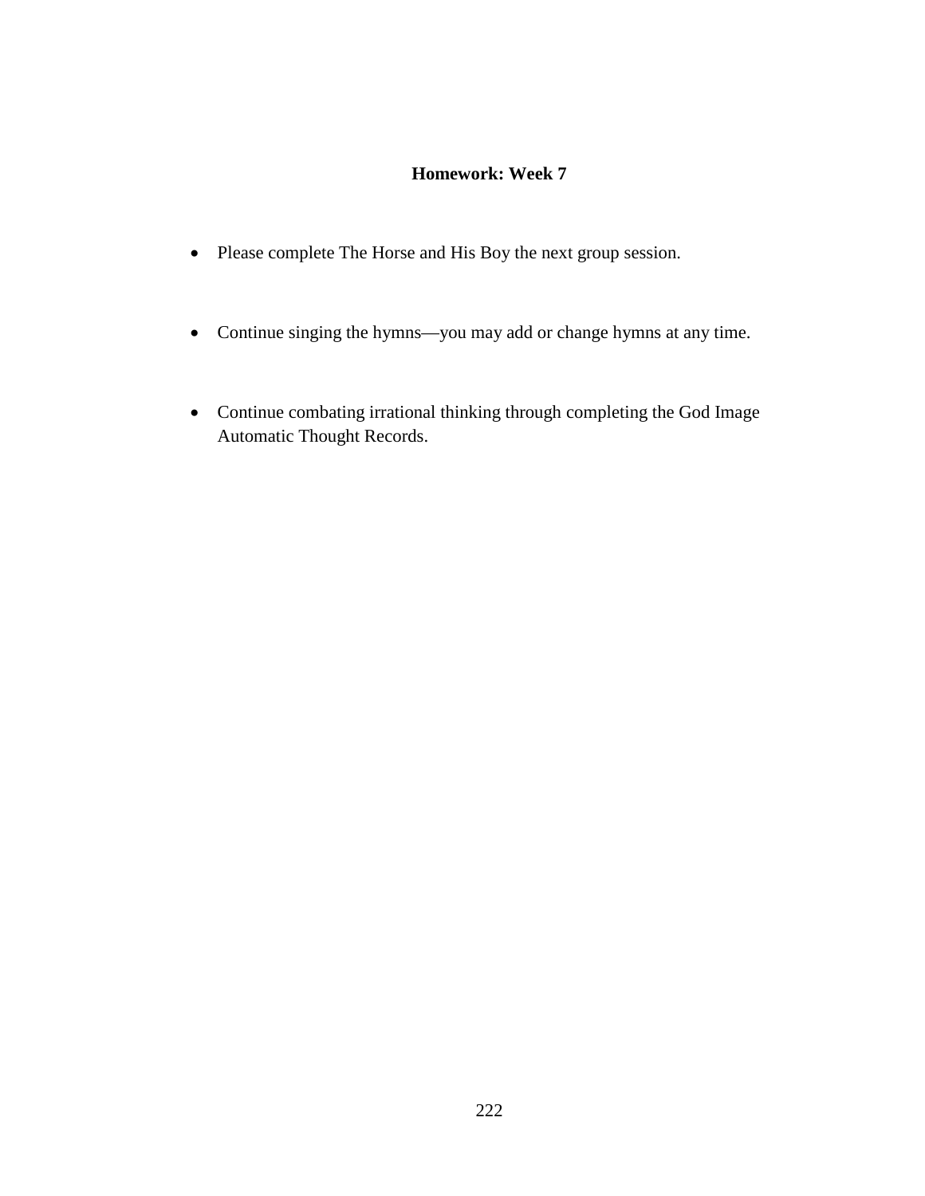**Homework: Week 7**

- Please complete The Horse and His Boy the next group session.
- Continue singing the hymns—you may add or change hymns at any time.
- Continue combating irrational thinking through completing the God Image Automatic Thought Records.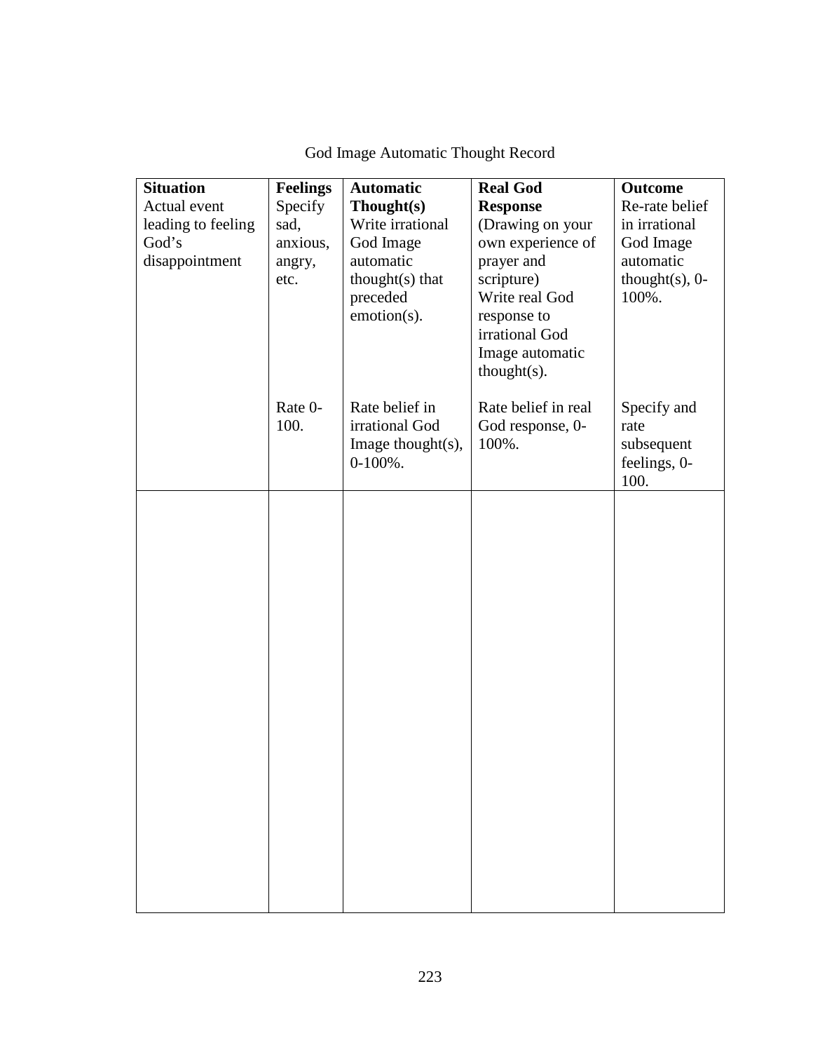God Image Automatic Thought Record

| **Situation** Actual event leading to feeling God's disappointment | **Feelings** Specify sad, anxious, angry, etc. Rate 0-100. | **Automatic Thought(s)** Write irrational God Image automatic thought(s) that preceded emotion(s). Rate belief in irrational God Image thought(s), 0-100%. | **Real God Response** (Drawing on your own experience of prayer and scripture) Write real God response to irrational God Image automatic thought(s). Rate belief in real God response, 0-100%. | **Outcome** Re-rate belief in irrational God Image automatic thought(s), 0-100%. Specify and rate subsequent feelings, 0-100. |
|---|---|---|---|---|
| | | | | |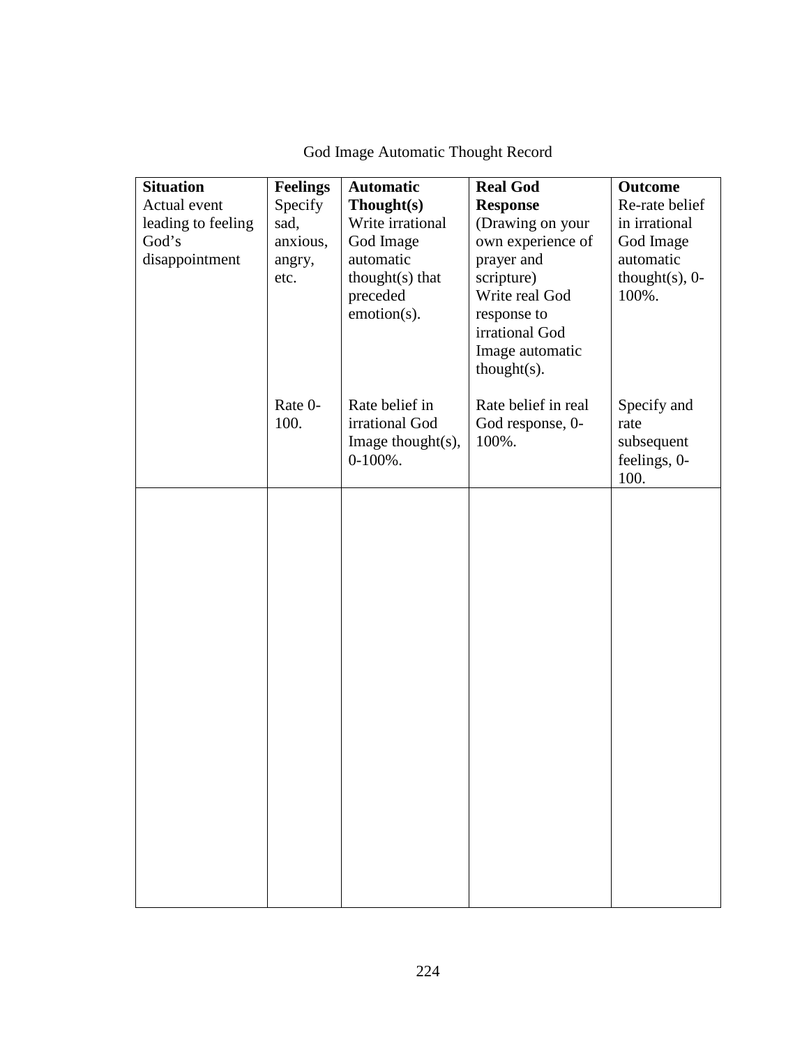God Image Automatic Thought Record

| **Situation** Actual event leading to feeling God's disappointment | **Feelings** Specify sad, anxious, angry, etc. Rate 0-100. | **Automatic Thought(s)** Write irrational God Image automatic thought(s) that preceded emotion(s). Rate belief in irrational God Image thought(s), 0-100%. | **Real God Response** (Drawing on your own experience of prayer and scripture) Write real God response to irrational God Image automatic thought(s). Rate belief in real God response, 0-100%. | **Outcome** Re-rate belief in irrational God Image automatic thought(s), 0-100%. Specify and rate subsequent feelings, 0-100. |
|---|---|---|---|---|
| | | | | |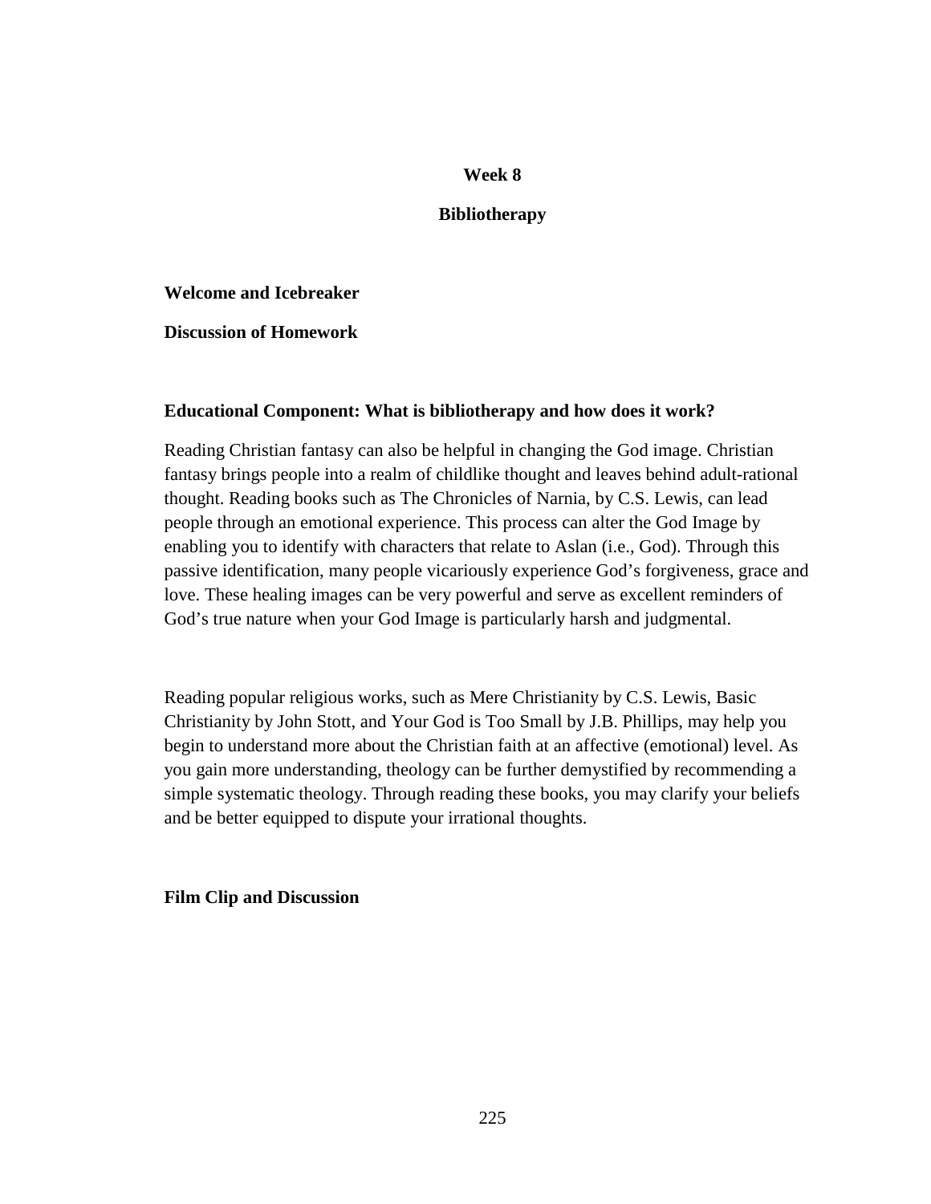## Week 8

## Bibliotherapy

**Welcome and Icebreaker**

**Discussion of Homework**

### Educational Component: What is bibliotherapy and how does it work?

Reading Christian fantasy can also be helpful in changing the God image. Christian fantasy brings people into a realm of childlike thought and leaves behind adult-rational thought. Reading books such as The Chronicles of Narnia, by C.S. Lewis, can lead people through an emotional experience. This process can alter the God Image by enabling you to identify with characters that relate to Aslan (i.e., God). Through this passive identification, many people vicariously experience God's forgiveness, grace and love. These healing images can be very powerful and serve as excellent reminders of God's true nature when your God Image is particularly harsh and judgmental.

Reading popular religious works, such as Mere Christianity by C.S. Lewis, Basic Christianity by John Stott, and Your God is Too Small by J.B. Phillips, may help you begin to understand more about the Christian faith at an affective (emotional) level. As you gain more understanding, theology can be further demystified by recommending a simple systematic theology. Through reading these books, you may clarify your beliefs and be better equipped to dispute your irrational thoughts.

**Film Clip and Discussion**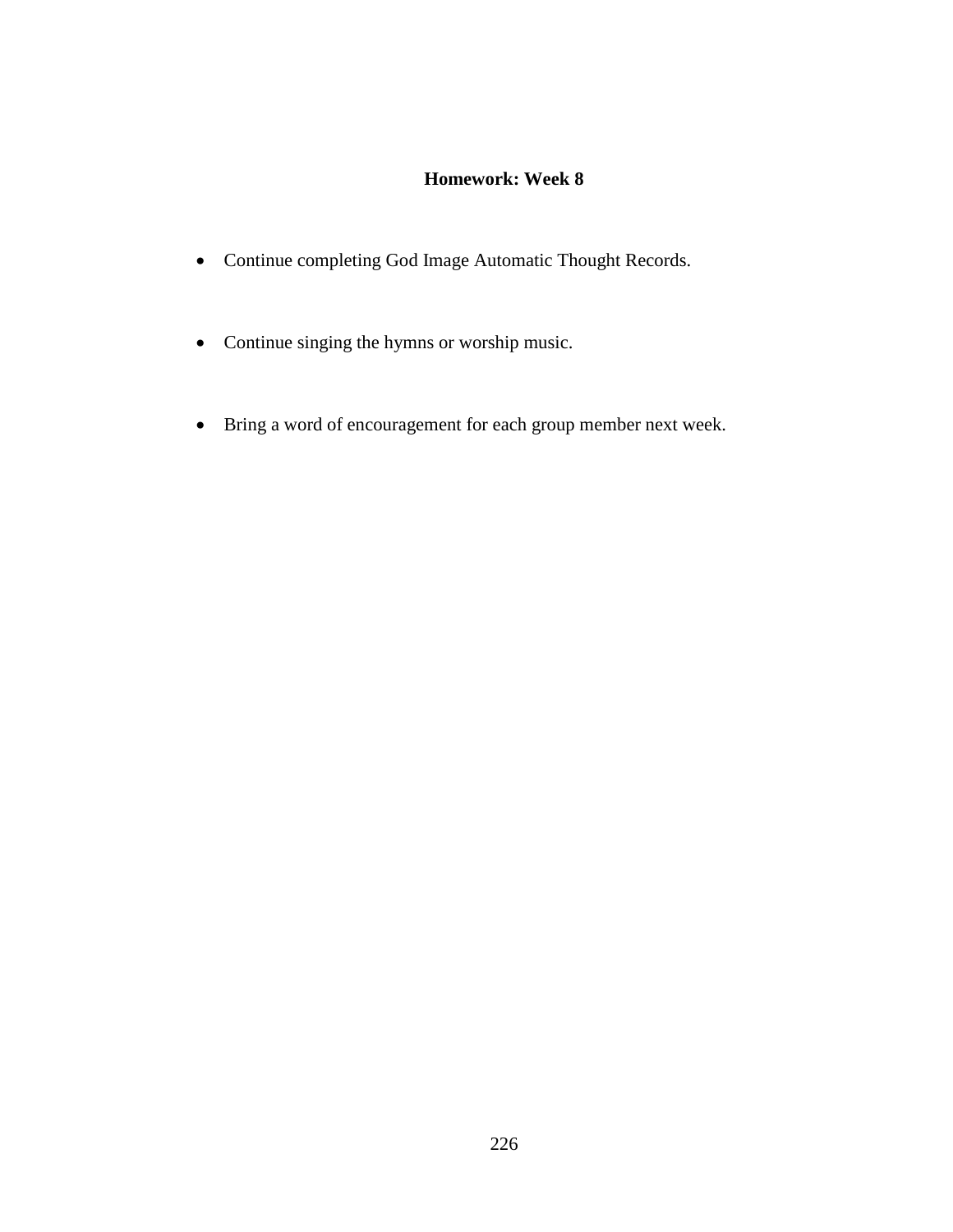**Homework: Week 8**

- Continue completing God Image Automatic Thought Records.
- Continue singing the hymns or worship music.
- Bring a word of encouragement for each group member next week.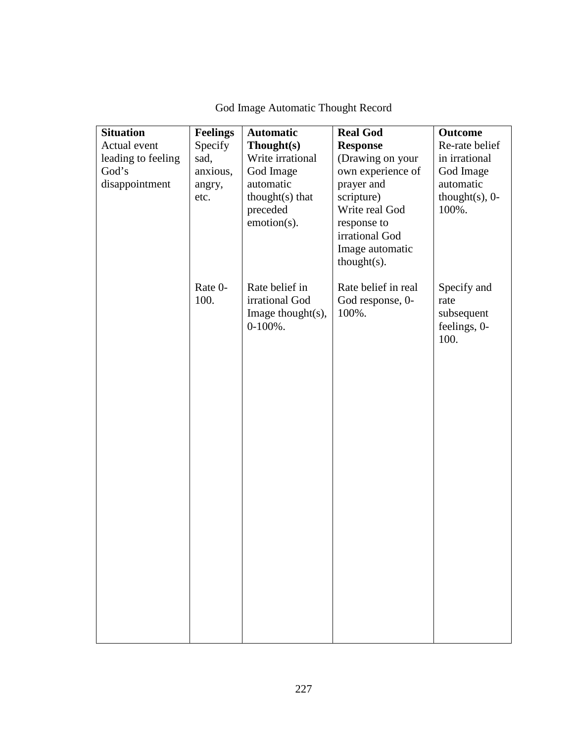God Image Automatic Thought Record

| **Situation** Actual event leading to feeling God's disappointment | **Feelings** Specify sad, anxious, angry, etc.<br><br>Rate 0-100. | **Automatic Thought(s)** Write irrational God Image automatic thought(s) that preceded emotion(s).<br><br>Rate belief in irrational God Image thought(s), 0-100%. | **Real God Response** (Drawing on your own experience of prayer and scripture) Write real God response to irrational God Image automatic thought(s).<br><br>Rate belief in real God response, 0-100%. | **Outcome** Re-rate belief in irrational God Image automatic thought(s), 0-100%.<br><br>Specify and rate subsequent feelings, 0-100. |
|---|---|---|---|---|
| | | | | |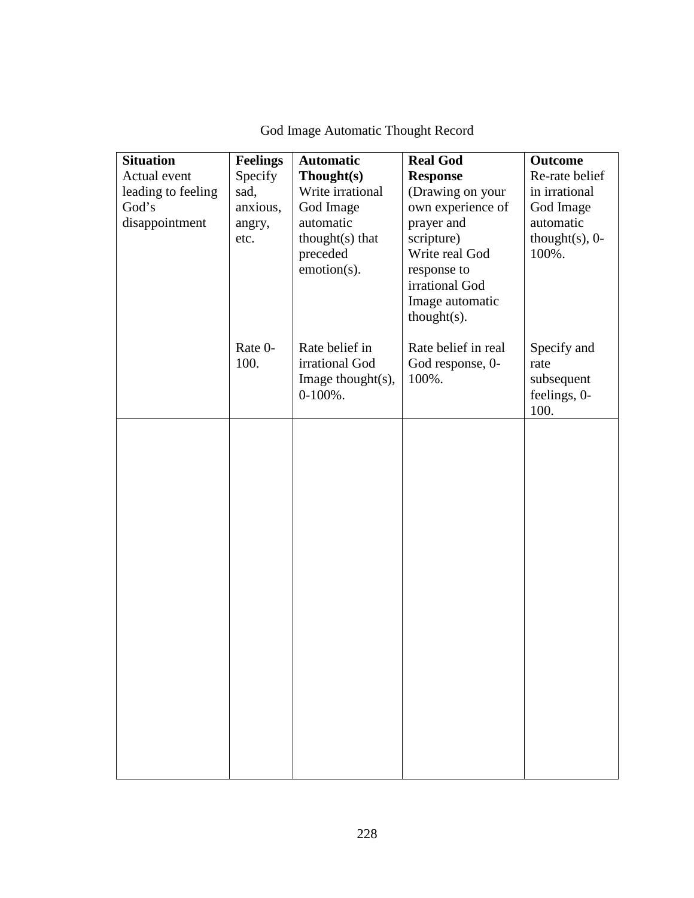God Image Automatic Thought Record

| **Situation** Actual event leading to feeling God's disappointment | **Feelings** Specify sad, anxious, angry, etc. Rate 0-100. | **Automatic Thought(s)** Write irrational God Image automatic thought(s) that preceded emotion(s). Rate belief in irrational God Image thought(s), 0-100%. | **Real God Response** (Drawing on your own experience of prayer and scripture) Write real God response to irrational God Image automatic thought(s). Rate belief in real God response, 0-100%. | **Outcome** Re-rate belief in irrational God Image automatic thought(s), 0-100%. Specify and rate subsequent feelings, 0-100. |
|---|---|---|---|---|
| | | | | |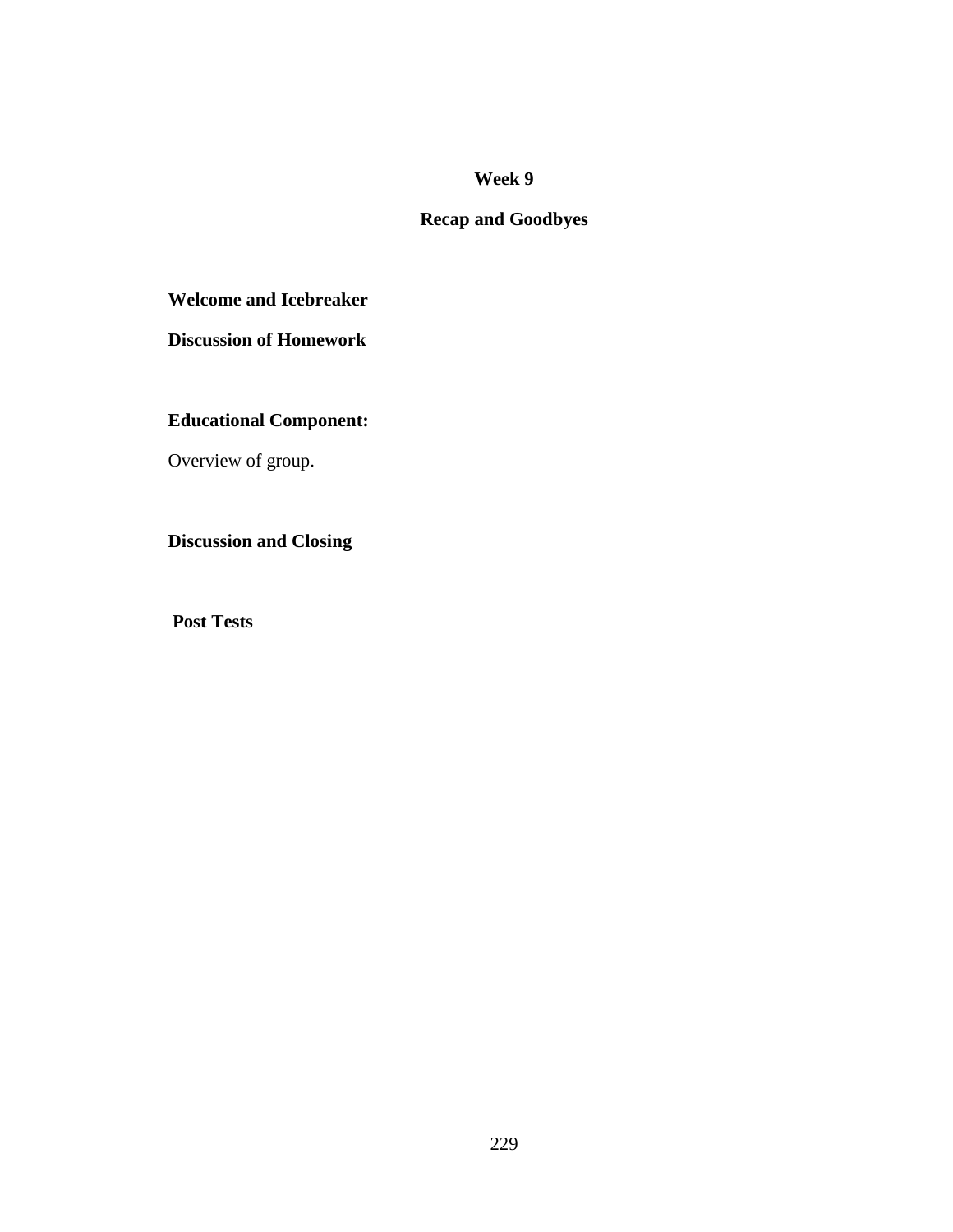# Week 9

## Recap and Goodbyes

**Welcome and Icebreaker**

**Discussion of Homework**

**Educational Component:**

Overview of group.

**Discussion and Closing**

**Post Tests**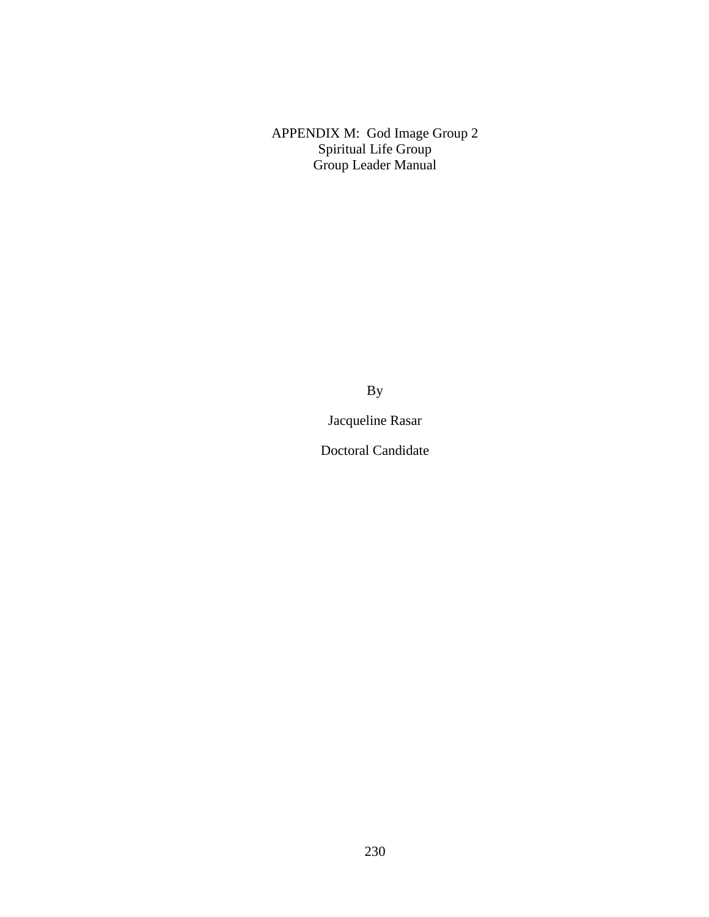# APPENDIX M: God Image Group 2
## Spiritual Life Group
## Group Leader Manual

By

Jacqueline Rasar

Doctoral Candidate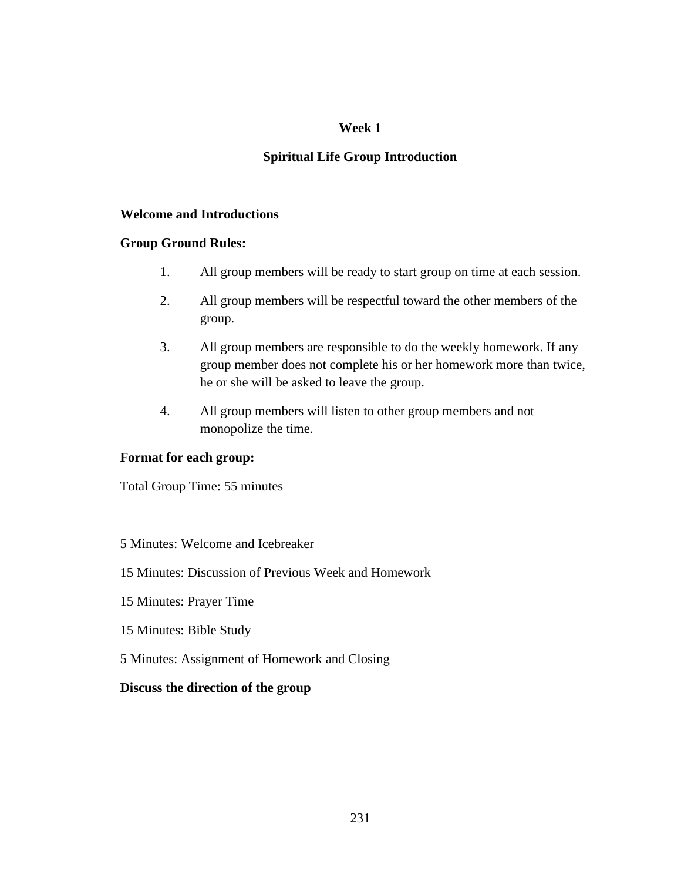## Week 1

## Spiritual Life Group Introduction

**Welcome and Introductions**

**Group Ground Rules:**

1. All group members will be ready to start group on time at each session.
2. All group members will be respectful toward the other members of the group.
3. All group members are responsible to do the weekly homework. If any group member does not complete his or her homework more than twice, he or she will be asked to leave the group.
4. All group members will listen to other group members and not monopolize the time.

**Format for each group:**

Total Group Time: 55 minutes

5 Minutes: Welcome and Icebreaker

15 Minutes: Discussion of Previous Week and Homework

15 Minutes: Prayer Time

15 Minutes: Bible Study

5 Minutes: Assignment of Homework and Closing

**Discuss the direction of the group**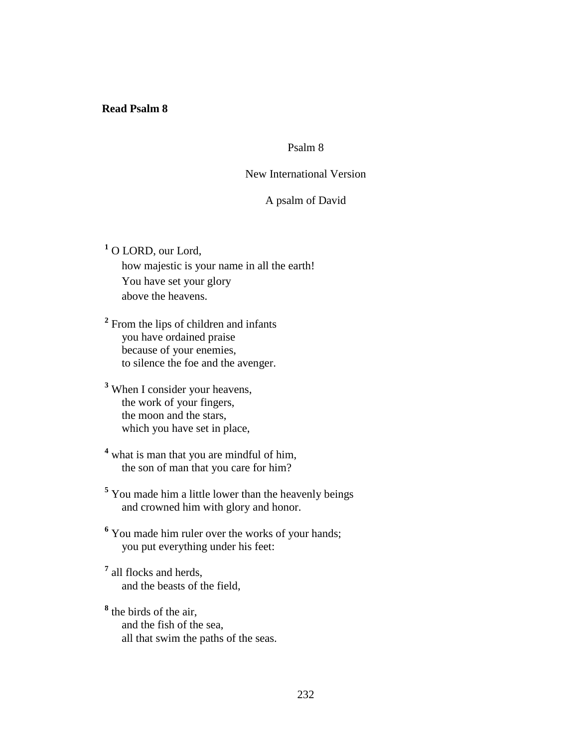**Read Psalm 8**

Psalm 8

New International Version

A psalm of David

[1] O LORD, our Lord,
how majestic is your name in all the earth!
You have set your glory
above the heavens.

[2] From the lips of children and infants
you have ordained praise
because of your enemies,
to silence the foe and the avenger.

[3] When I consider your heavens,
the work of your fingers,
the moon and the stars,
which you have set in place,

[4] what is man that you are mindful of him,
the son of man that you care for him?

[5] You made him a little lower than the heavenly beings
and crowned him with glory and honor.

[6] You made him ruler over the works of your hands;
you put everything under his feet:

[7] all flocks and herds,
and the beasts of the field,

[8] the birds of the air,
and the fish of the sea,
all that swim the paths of the seas.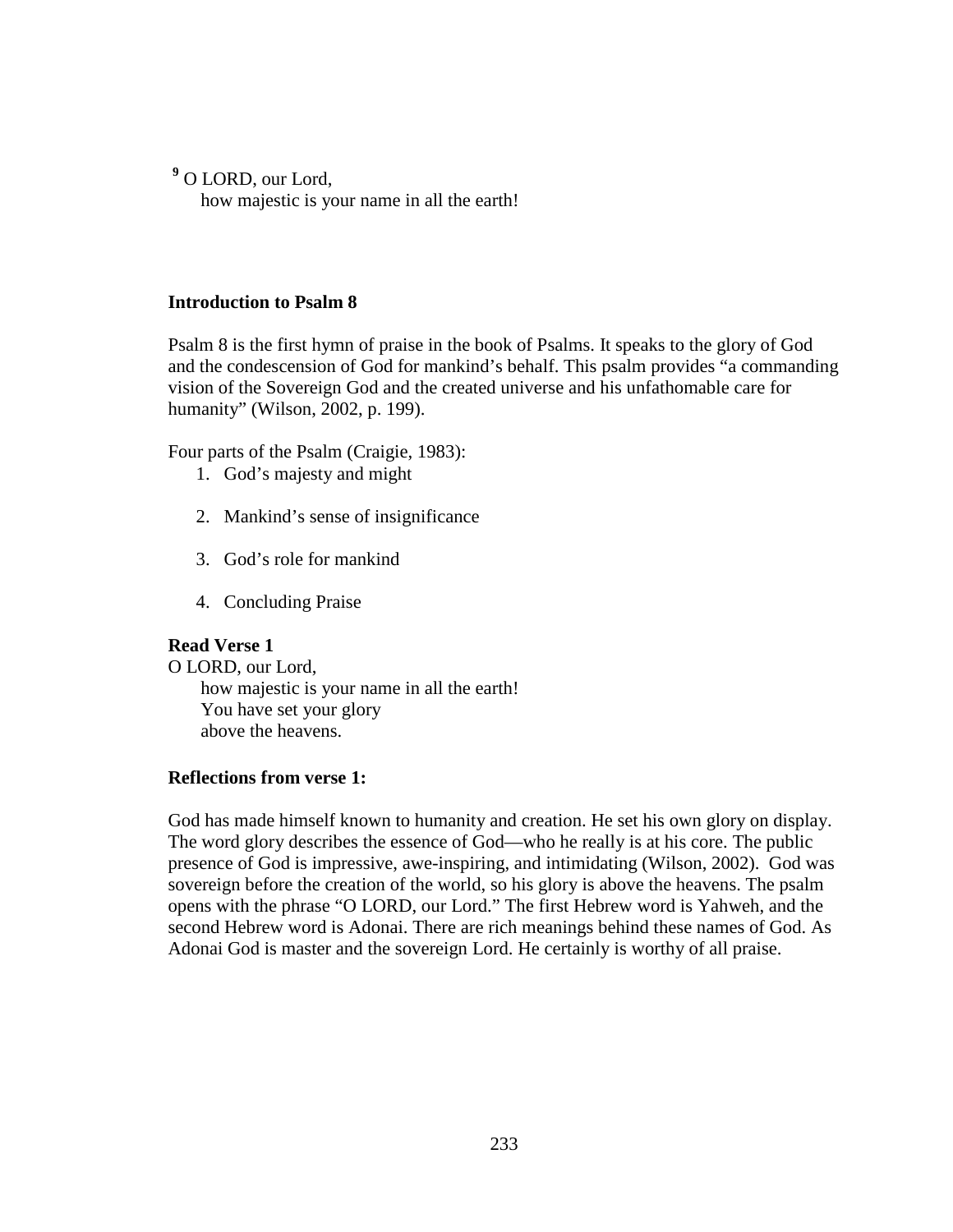[9] O LORD, our Lord,
how majestic is your name in all the earth!

**Introduction to Psalm 8**

Psalm 8 is the first hymn of praise in the book of Psalms. It speaks to the glory of God and the condescension of God for mankind's behalf. This psalm provides "a commanding vision of the Sovereign God and the created universe and his unfathomable care for humanity" (Wilson, 2002, p. 199).

Four parts of the Psalm (Craigie, 1983):

1. God's majesty and might
2. Mankind's sense of insignificance
3. God's role for mankind
4. Concluding Praise

**Read Verse 1**

O LORD, our Lord,
how majestic is your name in all the earth!
You have set your glory
above the heavens.

**Reflections from verse 1:**

God has made himself known to humanity and creation. He set his own glory on display. The word glory describes the essence of God—who he really is at his core. The public presence of God is impressive, awe-inspiring, and intimidating (Wilson, 2002). God was sovereign before the creation of the world, so his glory is above the heavens. The psalm opens with the phrase "O LORD, our Lord." The first Hebrew word is Yahweh, and the second Hebrew word is Adonai. There are rich meanings behind these names of God. As Adonai God is master and the sovereign Lord. He certainly is worthy of all praise.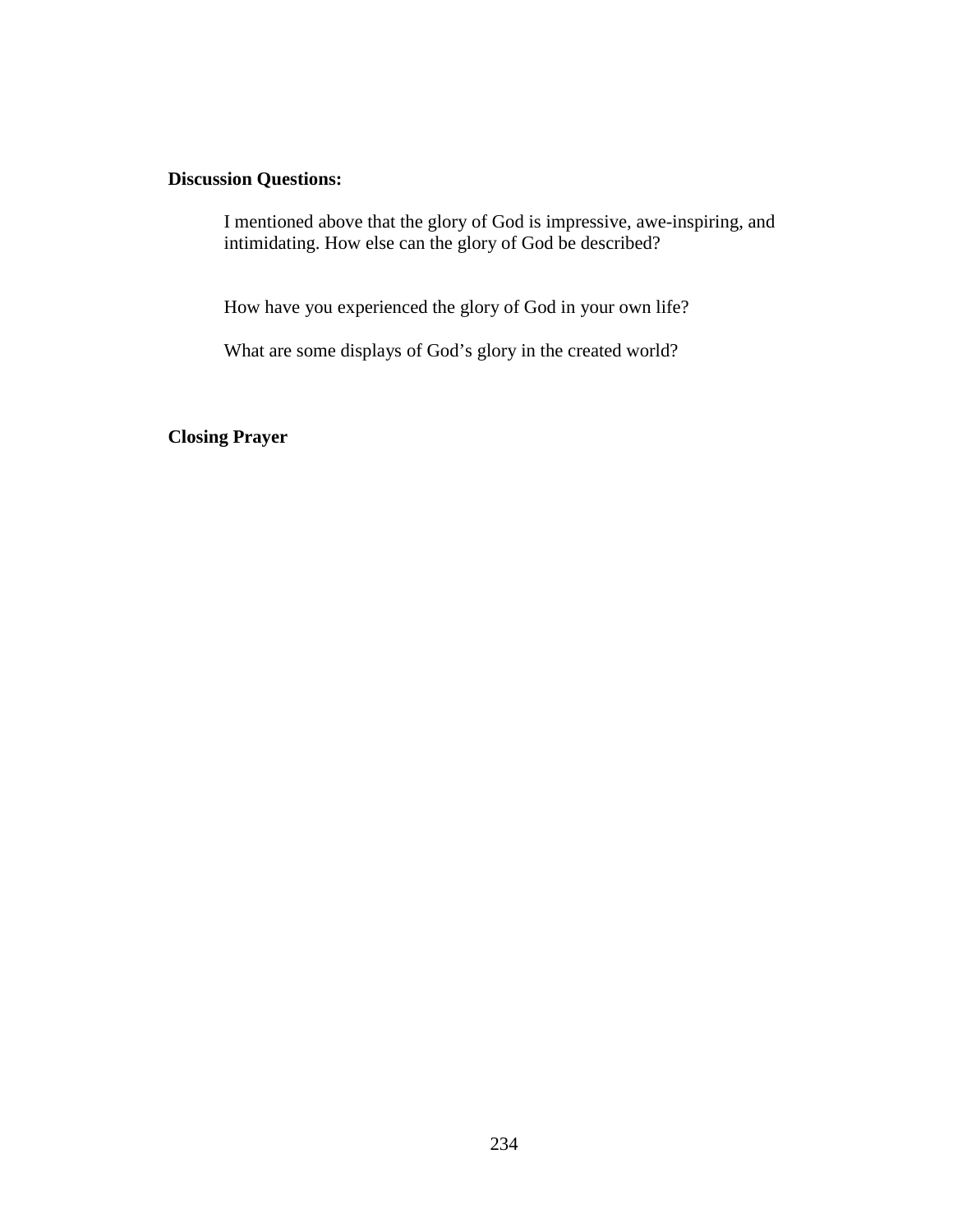**Discussion Questions:**

I mentioned above that the glory of God is impressive, awe-inspiring, and intimidating. How else can the glory of God be described?

How have you experienced the glory of God in your own life?

What are some displays of God's glory in the created world?

**Closing Prayer**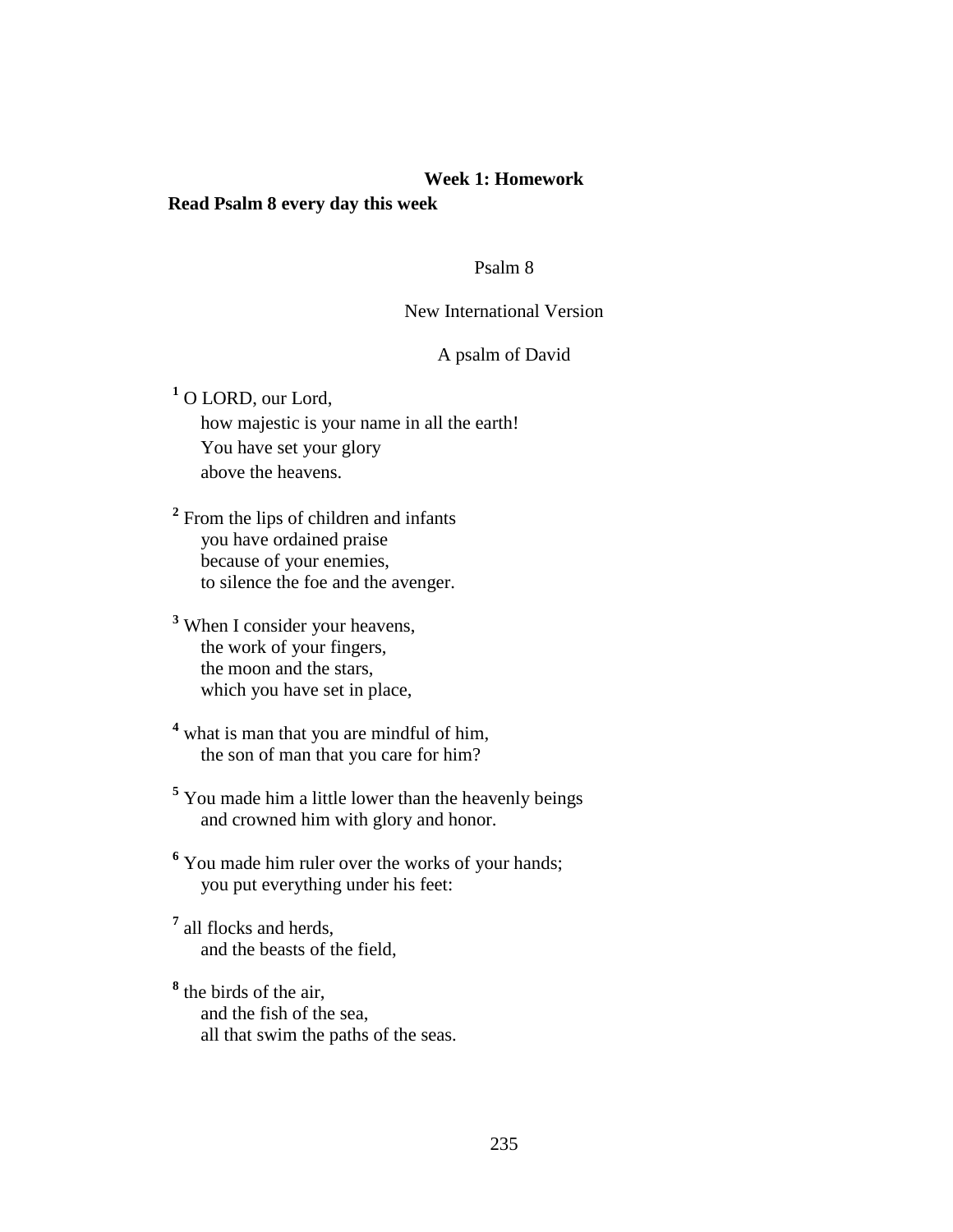## Week 1: Homework

**Read Psalm 8 every day this week**

Psalm 8

New International Version

A psalm of David

[1] O LORD, our Lord,
how majestic is your name in all the earth!
You have set your glory
above the heavens.

[2] From the lips of children and infants
you have ordained praise
because of your enemies,
to silence the foe and the avenger.

[3] When I consider your heavens,
the work of your fingers,
the moon and the stars,
which you have set in place,

[4] what is man that you are mindful of him,
the son of man that you care for him?

[5] You made him a little lower than the heavenly beings
and crowned him with glory and honor.

[6] You made him ruler over the works of your hands;
you put everything under his feet:

[7] all flocks and herds,
and the beasts of the field,

[8] the birds of the air,
and the fish of the sea,
all that swim the paths of the seas.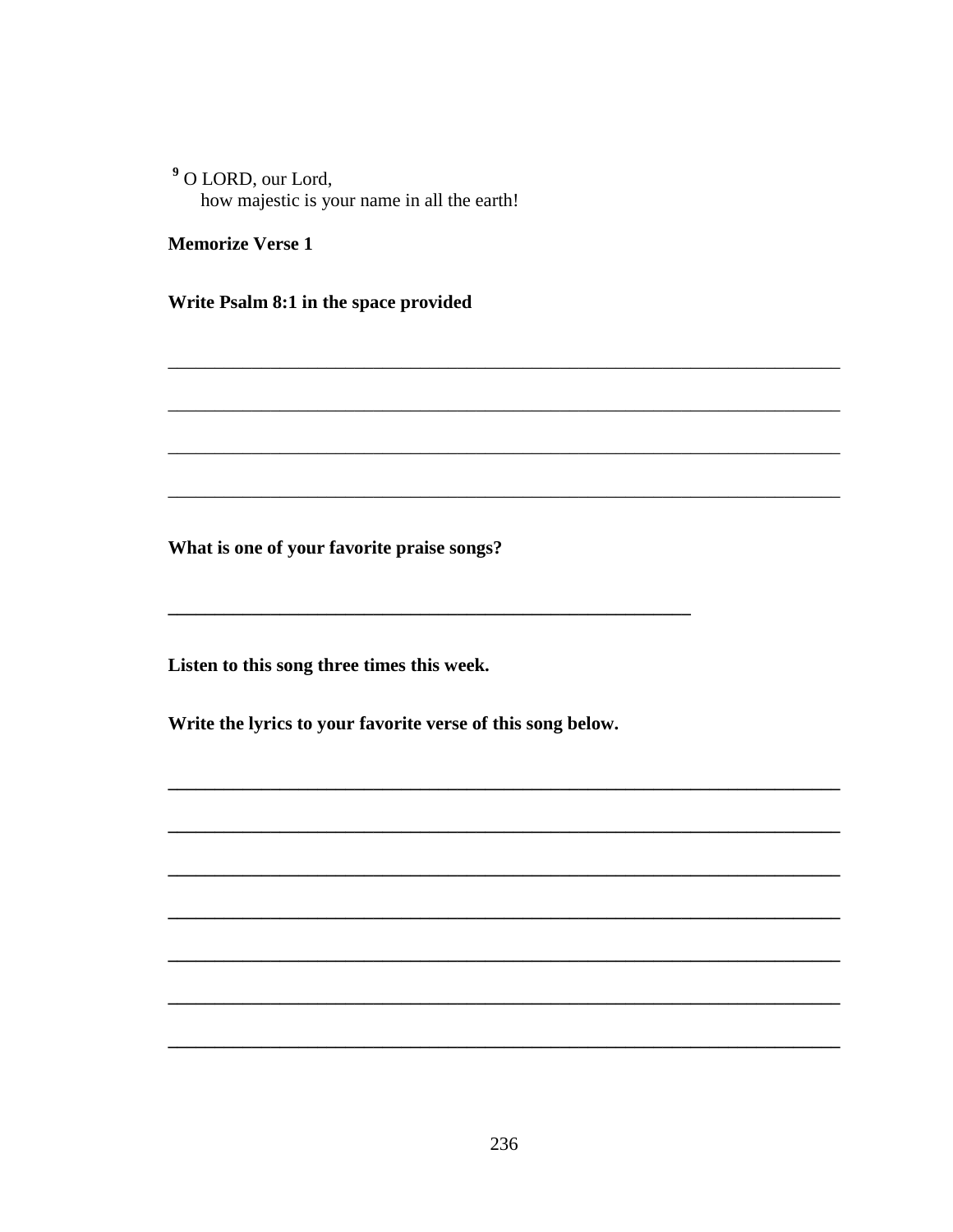[9] O LORD, our Lord,
how majestic is your name in all the earth!

**Memorize Verse 1**

**Write Psalm 8:1 in the space provided**

______________________________________________________________________________

______________________________________________________________________________

______________________________________________________________________________

______________________________________________________________________________

**What is one of your favorite praise songs?**

**____________________________________________________________**

**Listen to this song three times this week.**

**Write the lyrics to your favorite verse of this song below.**

**______________________________________________________________________________**

**______________________________________________________________________________**

**______________________________________________________________________________**

**______________________________________________________________________________**

**______________________________________________________________________________**

**______________________________________________________________________________**

**______________________________________________________________________________**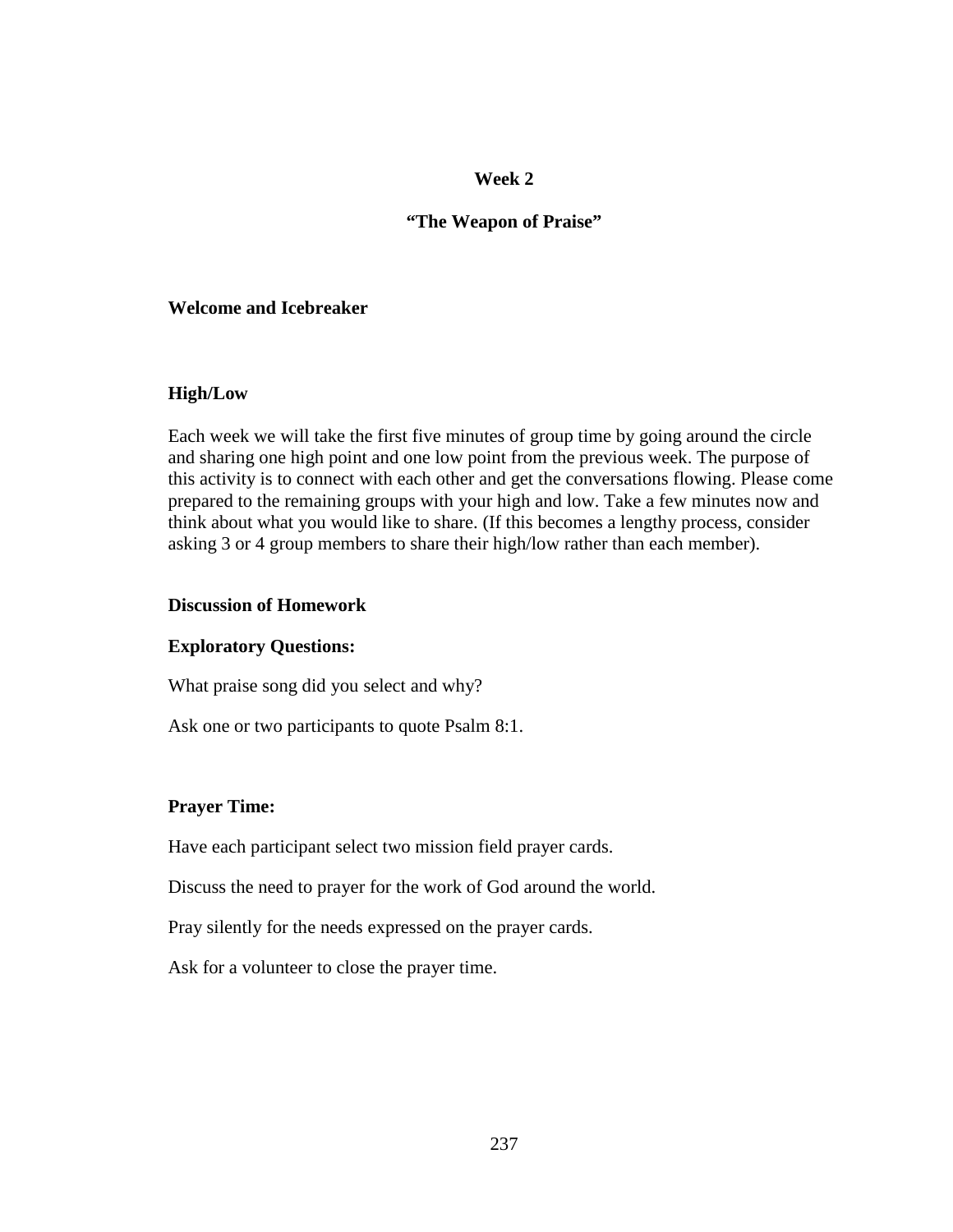**Week 2**

**“The Weapon of Praise”**

**Welcome and Icebreaker**

**High/Low**

Each week we will take the first five minutes of group time by going around the circle and sharing one high point and one low point from the previous week. The purpose of this activity is to connect with each other and get the conversations flowing. Please come prepared to the remaining groups with your high and low. Take a few minutes now and think about what you would like to share. (If this becomes a lengthy process, consider asking 3 or 4 group members to share their high/low rather than each member).

**Discussion of Homework**

**Exploratory Questions:**

What praise song did you select and why?

Ask one or two participants to quote Psalm 8:1.

**Prayer Time:**

Have each participant select two mission field prayer cards.

Discuss the need to prayer for the work of God around the world.

Pray silently for the needs expressed on the prayer cards.

Ask for a volunteer to close the prayer time.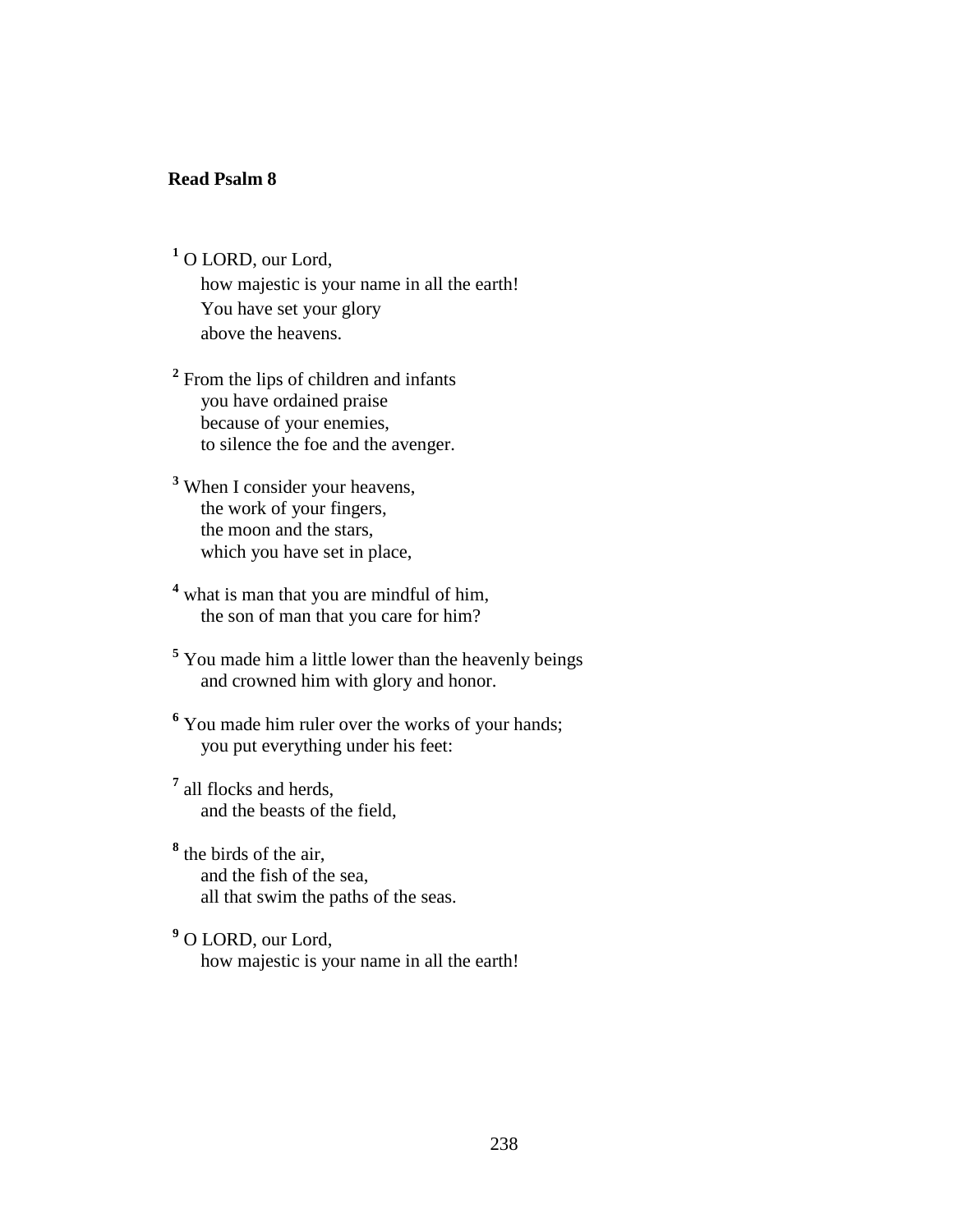**Read Psalm 8**

[1] O LORD, our Lord,  
how majestic is your name in all the earth!  
You have set your glory  
above the heavens.

[2] From the lips of children and infants  
you have ordained praise  
because of your enemies,  
to silence the foe and the avenger.

[3] When I consider your heavens,  
the work of your fingers,  
the moon and the stars,  
which you have set in place,

[4] what is man that you are mindful of him,  
the son of man that you care for him?

[5] You made him a little lower than the heavenly beings  
and crowned him with glory and honor.

[6] You made him ruler over the works of your hands;  
you put everything under his feet:

[7] all flocks and herds,  
and the beasts of the field,

[8] the birds of the air,  
and the fish of the sea,  
all that swim the paths of the seas.

[9] O LORD, our Lord,  
how majestic is your name in all the earth!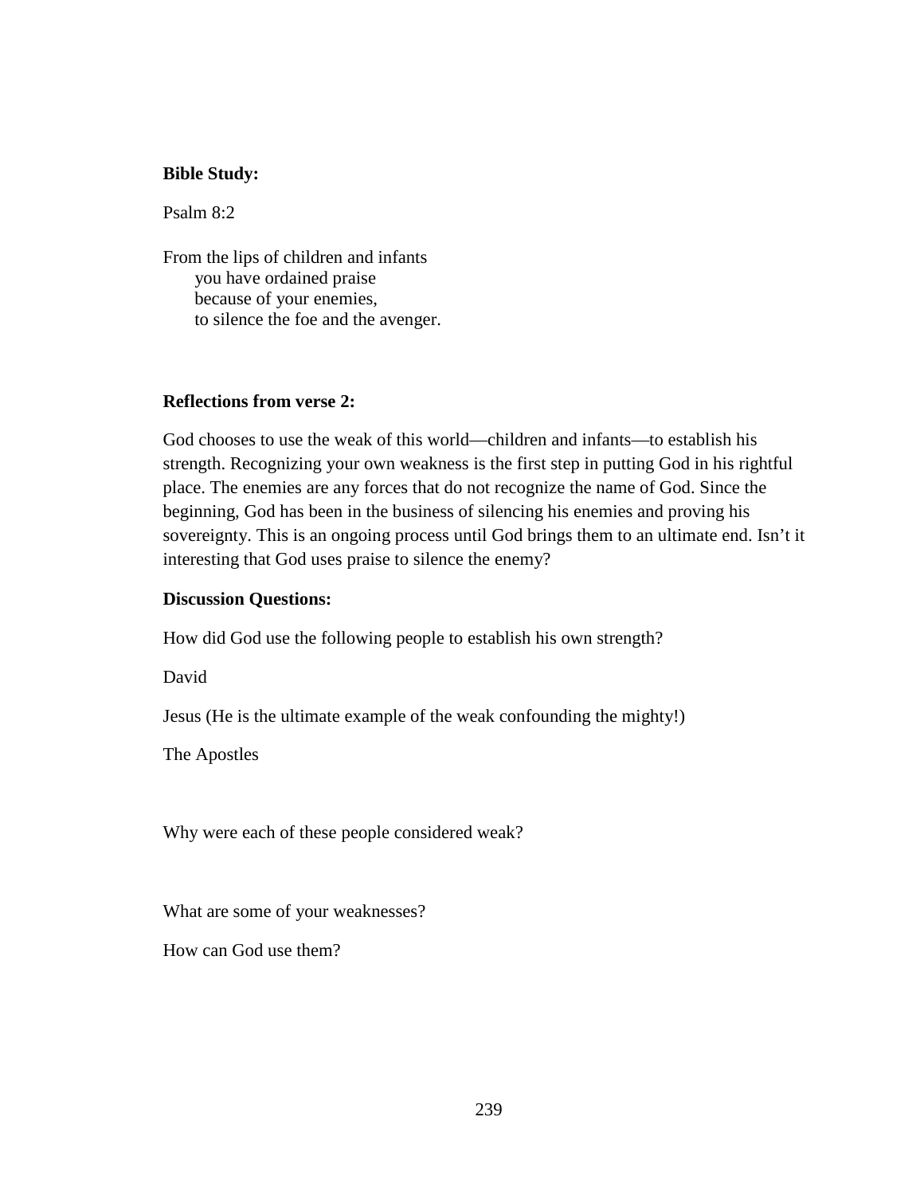**Bible Study:**

Psalm 8:2

From the lips of children and infants  
  you have ordained praise  
  because of your enemies,  
  to silence the foe and the avenger.

**Reflections from verse 2:**

God chooses to use the weak of this world—children and infants—to establish his strength. Recognizing your own weakness is the first step in putting God in his rightful place. The enemies are any forces that do not recognize the name of God. Since the beginning, God has been in the business of silencing his enemies and proving his sovereignty. This is an ongoing process until God brings them to an ultimate end. Isn't it interesting that God uses praise to silence the enemy?

**Discussion Questions:**

How did God use the following people to establish his own strength?

David

Jesus (He is the ultimate example of the weak confounding the mighty!)

The Apostles

Why were each of these people considered weak?

What are some of your weaknesses?

How can God use them?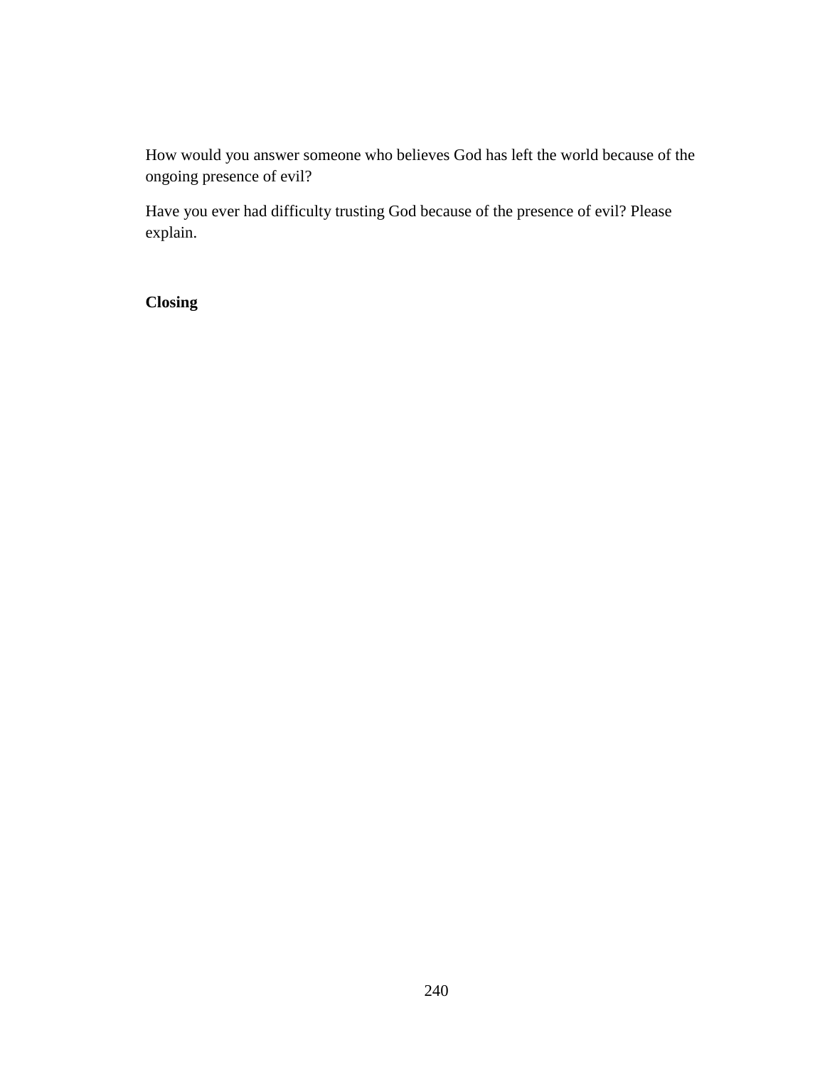How would you answer someone who believes God has left the world because of the ongoing presence of evil?

Have you ever had difficulty trusting God because of the presence of evil? Please explain.

**Closing**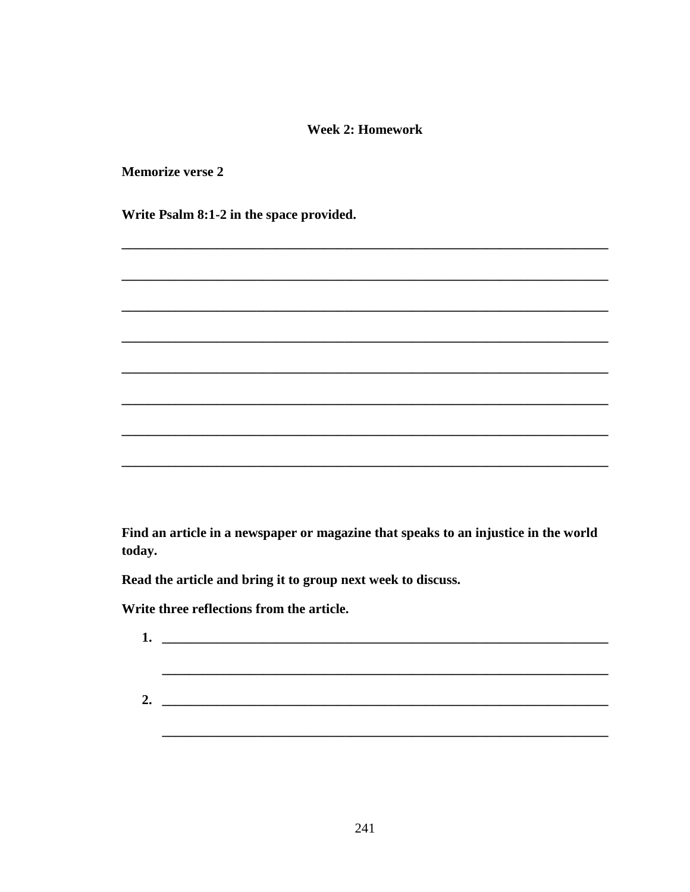**Week 2: Homework**

**Memorize verse 2**

**Write Psalm 8:1-2 in the space provided.**

\_\_\_\_\_\_\_\_\_\_\_\_\_\_\_\_\_\_\_\_\_\_\_\_\_\_\_\_\_\_\_\_\_\_\_\_\_\_\_\_\_\_\_\_\_\_\_\_\_\_\_\_\_\_\_\_\_\_\_\_\_\_\_\_\_\_\_\_

\_\_\_\_\_\_\_\_\_\_\_\_\_\_\_\_\_\_\_\_\_\_\_\_\_\_\_\_\_\_\_\_\_\_\_\_\_\_\_\_\_\_\_\_\_\_\_\_\_\_\_\_\_\_\_\_\_\_\_\_\_\_\_\_\_\_\_\_

\_\_\_\_\_\_\_\_\_\_\_\_\_\_\_\_\_\_\_\_\_\_\_\_\_\_\_\_\_\_\_\_\_\_\_\_\_\_\_\_\_\_\_\_\_\_\_\_\_\_\_\_\_\_\_\_\_\_\_\_\_\_\_\_\_\_\_\_

\_\_\_\_\_\_\_\_\_\_\_\_\_\_\_\_\_\_\_\_\_\_\_\_\_\_\_\_\_\_\_\_\_\_\_\_\_\_\_\_\_\_\_\_\_\_\_\_\_\_\_\_\_\_\_\_\_\_\_\_\_\_\_\_\_\_\_\_

\_\_\_\_\_\_\_\_\_\_\_\_\_\_\_\_\_\_\_\_\_\_\_\_\_\_\_\_\_\_\_\_\_\_\_\_\_\_\_\_\_\_\_\_\_\_\_\_\_\_\_\_\_\_\_\_\_\_\_\_\_\_\_\_\_\_\_\_

\_\_\_\_\_\_\_\_\_\_\_\_\_\_\_\_\_\_\_\_\_\_\_\_\_\_\_\_\_\_\_\_\_\_\_\_\_\_\_\_\_\_\_\_\_\_\_\_\_\_\_\_\_\_\_\_\_\_\_\_\_\_\_\_\_\_\_\_

\_\_\_\_\_\_\_\_\_\_\_\_\_\_\_\_\_\_\_\_\_\_\_\_\_\_\_\_\_\_\_\_\_\_\_\_\_\_\_\_\_\_\_\_\_\_\_\_\_\_\_\_\_\_\_\_\_\_\_\_\_\_\_\_\_\_\_\_

\_\_\_\_\_\_\_\_\_\_\_\_\_\_\_\_\_\_\_\_\_\_\_\_\_\_\_\_\_\_\_\_\_\_\_\_\_\_\_\_\_\_\_\_\_\_\_\_\_\_\_\_\_\_\_\_\_\_\_\_\_\_\_\_\_\_\_\_

**Find an article in a newspaper or magazine that speaks to an injustice in the world today.**

**Read the article and bring it to group next week to discuss.**

**Write three reflections from the article.**

1. \_\_\_\_\_\_\_\_\_\_\_\_\_\_\_\_\_\_\_\_\_\_\_\_\_\_\_\_\_\_\_\_\_\_\_\_\_\_\_\_\_\_\_\_\_\_\_\_\_\_\_\_\_\_\_\_\_\_\_\_\_\_\_\_

   \_\_\_\_\_\_\_\_\_\_\_\_\_\_\_\_\_\_\_\_\_\_\_\_\_\_\_\_\_\_\_\_\_\_\_\_\_\_\_\_\_\_\_\_\_\_\_\_\_\_\_\_\_\_\_\_\_\_\_\_\_\_\_\_

2. \_\_\_\_\_\_\_\_\_\_\_\_\_\_\_\_\_\_\_\_\_\_\_\_\_\_\_\_\_\_\_\_\_\_\_\_\_\_\_\_\_\_\_\_\_\_\_\_\_\_\_\_\_\_\_\_\_\_\_\_\_\_\_\_

   \_\_\_\_\_\_\_\_\_\_\_\_\_\_\_\_\_\_\_\_\_\_\_\_\_\_\_\_\_\_\_\_\_\_\_\_\_\_\_\_\_\_\_\_\_\_\_\_\_\_\_\_\_\_\_\_\_\_\_\_\_\_\_\_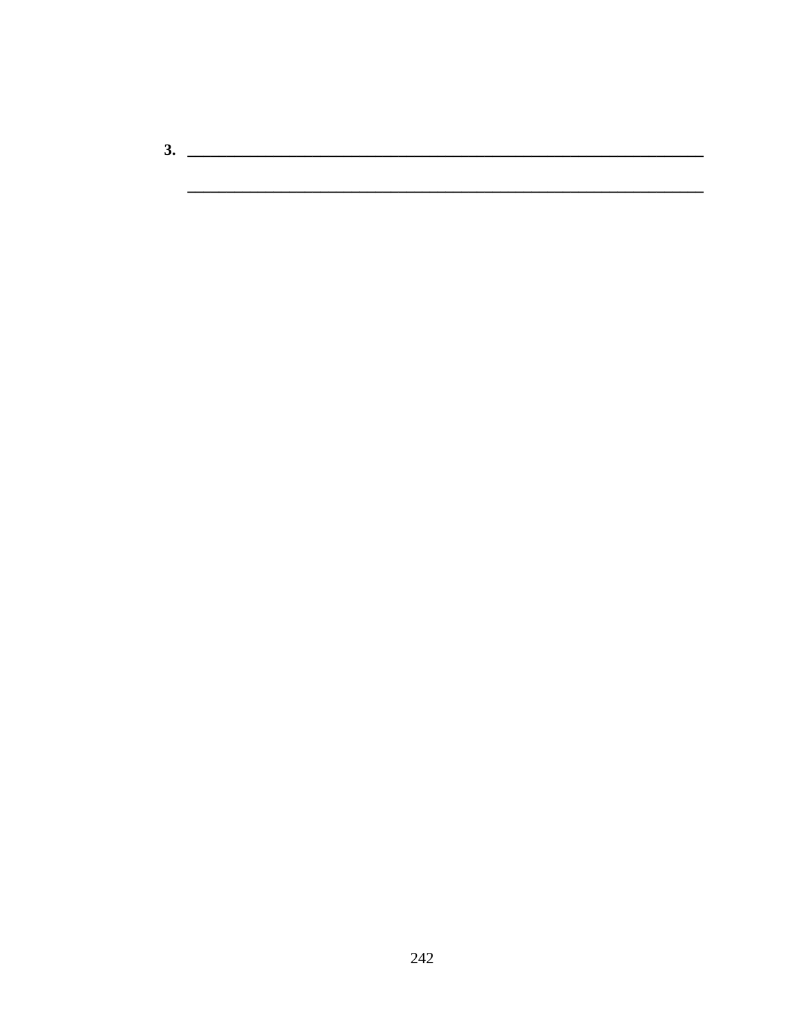**3.** ______________________________________________________________

______________________________________________________________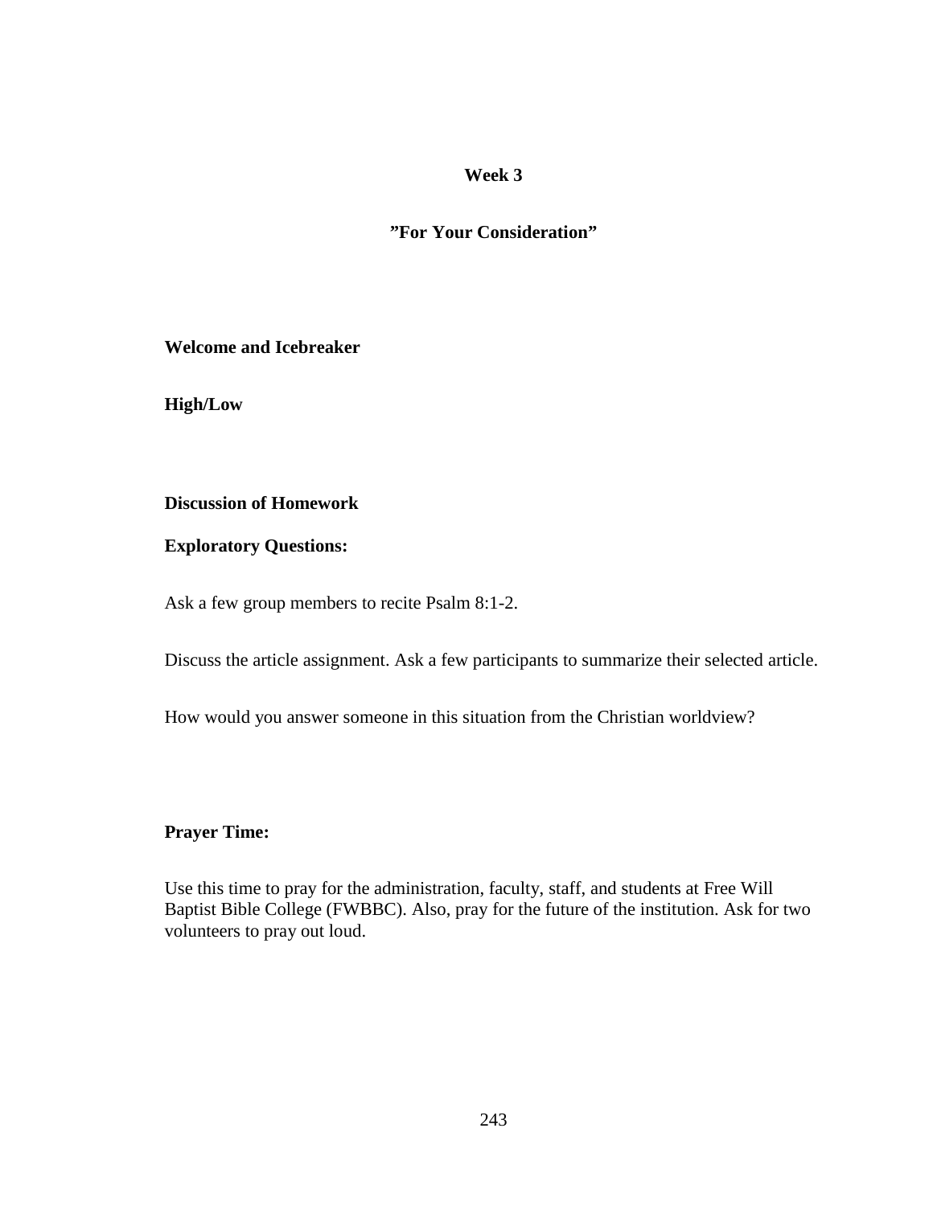**Week 3**

**"For Your Consideration"**

**Welcome and Icebreaker**

**High/Low**

**Discussion of Homework**

**Exploratory Questions:**

Ask a few group members to recite Psalm 8:1-2.

Discuss the article assignment. Ask a few participants to summarize their selected article.

How would you answer someone in this situation from the Christian worldview?

**Prayer Time:**

Use this time to pray for the administration, faculty, staff, and students at Free Will Baptist Bible College (FWBBC). Also, pray for the future of the institution. Ask for two volunteers to pray out loud.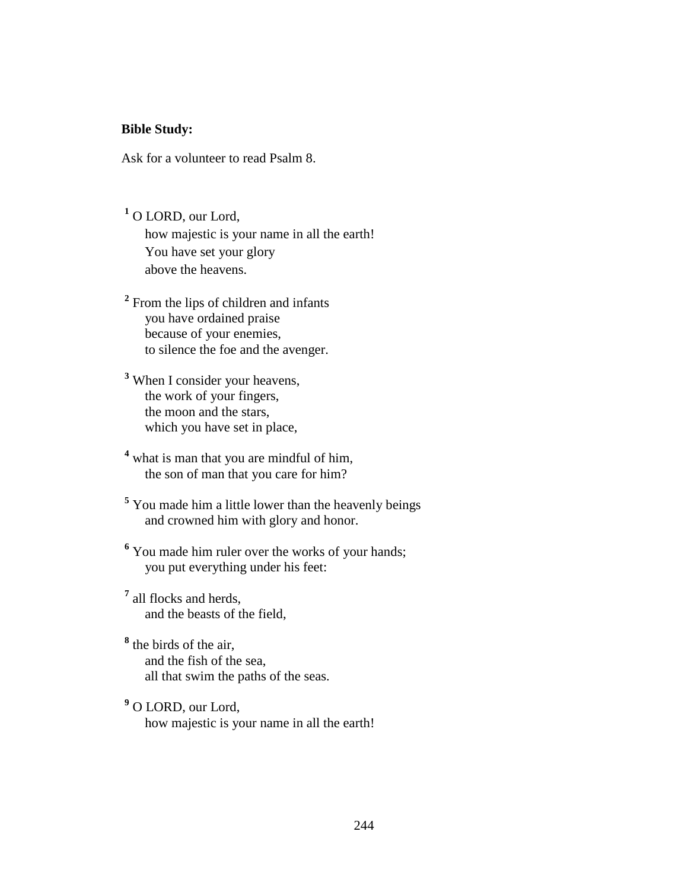**Bible Study:**

Ask for a volunteer to read Psalm 8.

[1] O LORD, our Lord,
how majestic is your name in all the earth!
You have set your glory
above the heavens.

[2] From the lips of children and infants
you have ordained praise
because of your enemies,
to silence the foe and the avenger.

[3] When I consider your heavens,
the work of your fingers,
the moon and the stars,
which you have set in place,

[4] what is man that you are mindful of him,
the son of man that you care for him?

[5] You made him a little lower than the heavenly beings
and crowned him with glory and honor.

[6] You made him ruler over the works of your hands;
you put everything under his feet:

[7] all flocks and herds,
and the beasts of the field,

[8] the birds of the air,
and the fish of the sea,
all that swim the paths of the seas.

[9] O LORD, our Lord,
how majestic is your name in all the earth!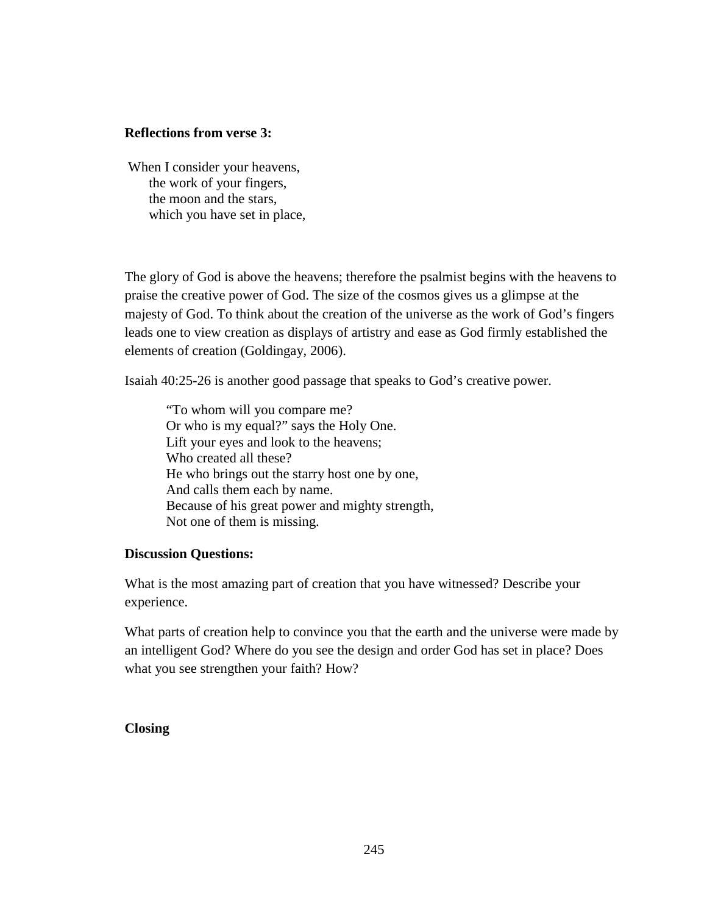**Reflections from verse 3:**

When I consider your heavens,  
the work of your fingers,  
the moon and the stars,  
which you have set in place,

The glory of God is above the heavens; therefore the psalmist begins with the heavens to praise the creative power of God. The size of the cosmos gives us a glimpse at the majesty of God. To think about the creation of the universe as the work of God's fingers leads one to view creation as displays of artistry and ease as God firmly established the elements of creation (Goldingay, 2006).

Isaiah 40:25-26 is another good passage that speaks to God's creative power.

> "To whom will you compare me?  
> Or who is my equal?" says the Holy One.  
> Lift your eyes and look to the heavens;  
> Who created all these?  
> He who brings out the starry host one by one,  
> And calls them each by name.  
> Because of his great power and mighty strength,  
> Not one of them is missing.

**Discussion Questions:**

What is the most amazing part of creation that you have witnessed? Describe your experience.

What parts of creation help to convince you that the earth and the universe were made by an intelligent God? Where do you see the design and order God has set in place? Does what you see strengthen your faith? How?

**Closing**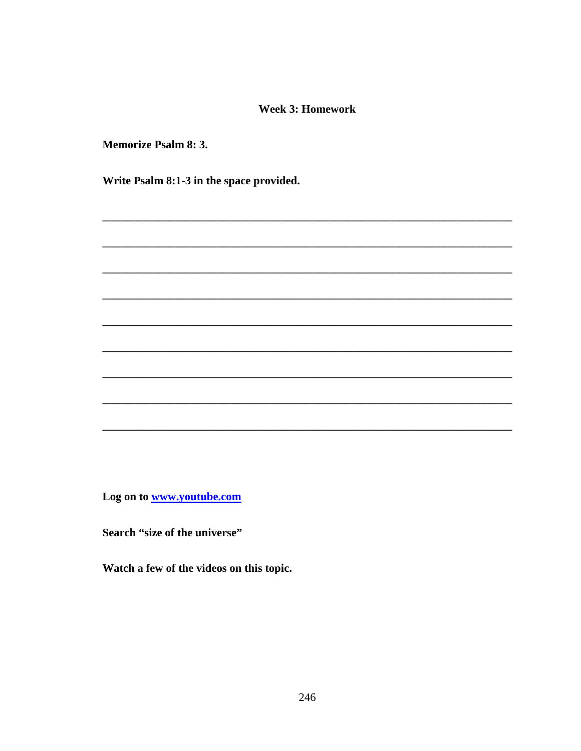## Week 3: Homework

**Memorize Psalm 8: 3.**

**Write Psalm 8:1-3 in the space provided.**

___________________________________________________________________

___________________________________________________________________

___________________________________________________________________

___________________________________________________________________

___________________________________________________________________

___________________________________________________________________

___________________________________________________________________

___________________________________________________________________

___________________________________________________________________

**Log on to [www.youtube.com](www.youtube.com)**

**Search "size of the universe"**

**Watch a few of the videos on this topic.**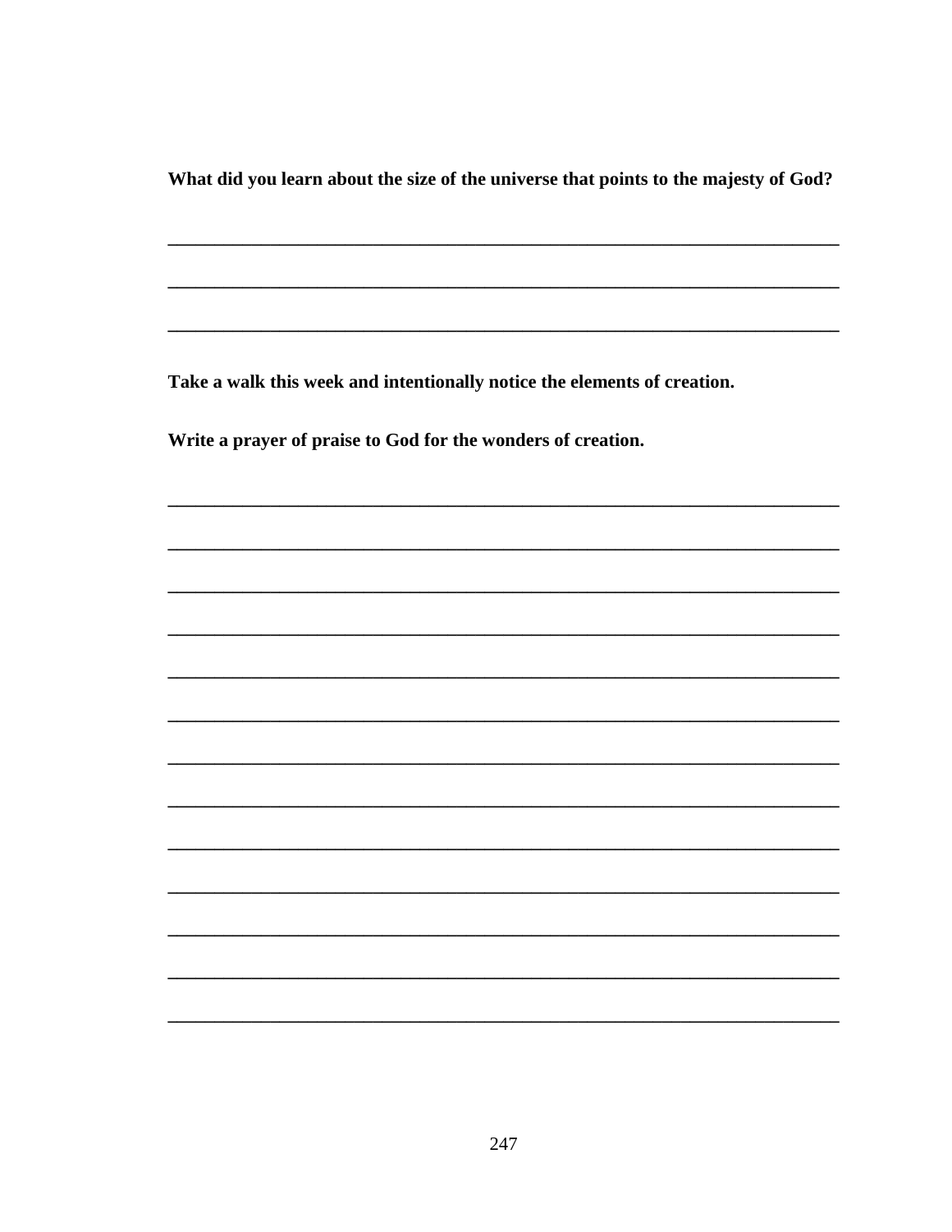**What did you learn about the size of the universe that points to the majesty of God?**

\_\_\_\_\_\_\_\_\_\_\_\_\_\_\_\_\_\_\_\_\_\_\_\_\_\_\_\_\_\_\_\_\_\_\_\_\_\_\_\_\_\_\_\_\_\_\_\_\_\_\_\_\_\_\_\_\_\_\_\_\_\_\_\_\_\_\_\_\_\_

\_\_\_\_\_\_\_\_\_\_\_\_\_\_\_\_\_\_\_\_\_\_\_\_\_\_\_\_\_\_\_\_\_\_\_\_\_\_\_\_\_\_\_\_\_\_\_\_\_\_\_\_\_\_\_\_\_\_\_\_\_\_\_\_\_\_\_\_\_\_

\_\_\_\_\_\_\_\_\_\_\_\_\_\_\_\_\_\_\_\_\_\_\_\_\_\_\_\_\_\_\_\_\_\_\_\_\_\_\_\_\_\_\_\_\_\_\_\_\_\_\_\_\_\_\_\_\_\_\_\_\_\_\_\_\_\_\_\_\_\_

**Take a walk this week and intentionally notice the elements of creation.**

**Write a prayer of praise to God for the wonders of creation.**

\_\_\_\_\_\_\_\_\_\_\_\_\_\_\_\_\_\_\_\_\_\_\_\_\_\_\_\_\_\_\_\_\_\_\_\_\_\_\_\_\_\_\_\_\_\_\_\_\_\_\_\_\_\_\_\_\_\_\_\_\_\_\_\_\_\_\_\_\_\_

\_\_\_\_\_\_\_\_\_\_\_\_\_\_\_\_\_\_\_\_\_\_\_\_\_\_\_\_\_\_\_\_\_\_\_\_\_\_\_\_\_\_\_\_\_\_\_\_\_\_\_\_\_\_\_\_\_\_\_\_\_\_\_\_\_\_\_\_\_\_

\_\_\_\_\_\_\_\_\_\_\_\_\_\_\_\_\_\_\_\_\_\_\_\_\_\_\_\_\_\_\_\_\_\_\_\_\_\_\_\_\_\_\_\_\_\_\_\_\_\_\_\_\_\_\_\_\_\_\_\_\_\_\_\_\_\_\_\_\_\_

\_\_\_\_\_\_\_\_\_\_\_\_\_\_\_\_\_\_\_\_\_\_\_\_\_\_\_\_\_\_\_\_\_\_\_\_\_\_\_\_\_\_\_\_\_\_\_\_\_\_\_\_\_\_\_\_\_\_\_\_\_\_\_\_\_\_\_\_\_\_

\_\_\_\_\_\_\_\_\_\_\_\_\_\_\_\_\_\_\_\_\_\_\_\_\_\_\_\_\_\_\_\_\_\_\_\_\_\_\_\_\_\_\_\_\_\_\_\_\_\_\_\_\_\_\_\_\_\_\_\_\_\_\_\_\_\_\_\_\_\_

\_\_\_\_\_\_\_\_\_\_\_\_\_\_\_\_\_\_\_\_\_\_\_\_\_\_\_\_\_\_\_\_\_\_\_\_\_\_\_\_\_\_\_\_\_\_\_\_\_\_\_\_\_\_\_\_\_\_\_\_\_\_\_\_\_\_\_\_\_\_

\_\_\_\_\_\_\_\_\_\_\_\_\_\_\_\_\_\_\_\_\_\_\_\_\_\_\_\_\_\_\_\_\_\_\_\_\_\_\_\_\_\_\_\_\_\_\_\_\_\_\_\_\_\_\_\_\_\_\_\_\_\_\_\_\_\_\_\_\_\_

\_\_\_\_\_\_\_\_\_\_\_\_\_\_\_\_\_\_\_\_\_\_\_\_\_\_\_\_\_\_\_\_\_\_\_\_\_\_\_\_\_\_\_\_\_\_\_\_\_\_\_\_\_\_\_\_\_\_\_\_\_\_\_\_\_\_\_\_\_\_

\_\_\_\_\_\_\_\_\_\_\_\_\_\_\_\_\_\_\_\_\_\_\_\_\_\_\_\_\_\_\_\_\_\_\_\_\_\_\_\_\_\_\_\_\_\_\_\_\_\_\_\_\_\_\_\_\_\_\_\_\_\_\_\_\_\_\_\_\_\_

\_\_\_\_\_\_\_\_\_\_\_\_\_\_\_\_\_\_\_\_\_\_\_\_\_\_\_\_\_\_\_\_\_\_\_\_\_\_\_\_\_\_\_\_\_\_\_\_\_\_\_\_\_\_\_\_\_\_\_\_\_\_\_\_\_\_\_\_\_\_

\_\_\_\_\_\_\_\_\_\_\_\_\_\_\_\_\_\_\_\_\_\_\_\_\_\_\_\_\_\_\_\_\_\_\_\_\_\_\_\_\_\_\_\_\_\_\_\_\_\_\_\_\_\_\_\_\_\_\_\_\_\_\_\_\_\_\_\_\_\_

\_\_\_\_\_\_\_\_\_\_\_\_\_\_\_\_\_\_\_\_\_\_\_\_\_\_\_\_\_\_\_\_\_\_\_\_\_\_\_\_\_\_\_\_\_\_\_\_\_\_\_\_\_\_\_\_\_\_\_\_\_\_\_\_\_\_\_\_\_\_

\_\_\_\_\_\_\_\_\_\_\_\_\_\_\_\_\_\_\_\_\_\_\_\_\_\_\_\_\_\_\_\_\_\_\_\_\_\_\_\_\_\_\_\_\_\_\_\_\_\_\_\_\_\_\_\_\_\_\_\_\_\_\_\_\_\_\_\_\_\_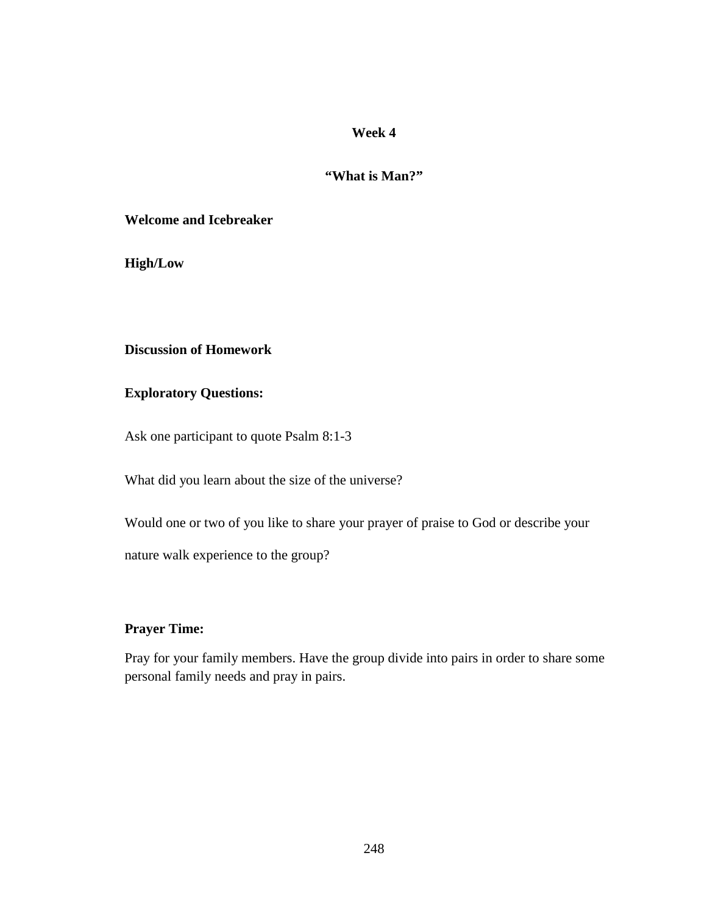**Week 4**

**“What is Man?”**

**Welcome and Icebreaker**

**High/Low**

**Discussion of Homework**

**Exploratory Questions:**

Ask one participant to quote Psalm 8:1-3

What did you learn about the size of the universe?

Would one or two of you like to share your prayer of praise to God or describe your nature walk experience to the group?

**Prayer Time:**

Pray for your family members. Have the group divide into pairs in order to share some personal family needs and pray in pairs.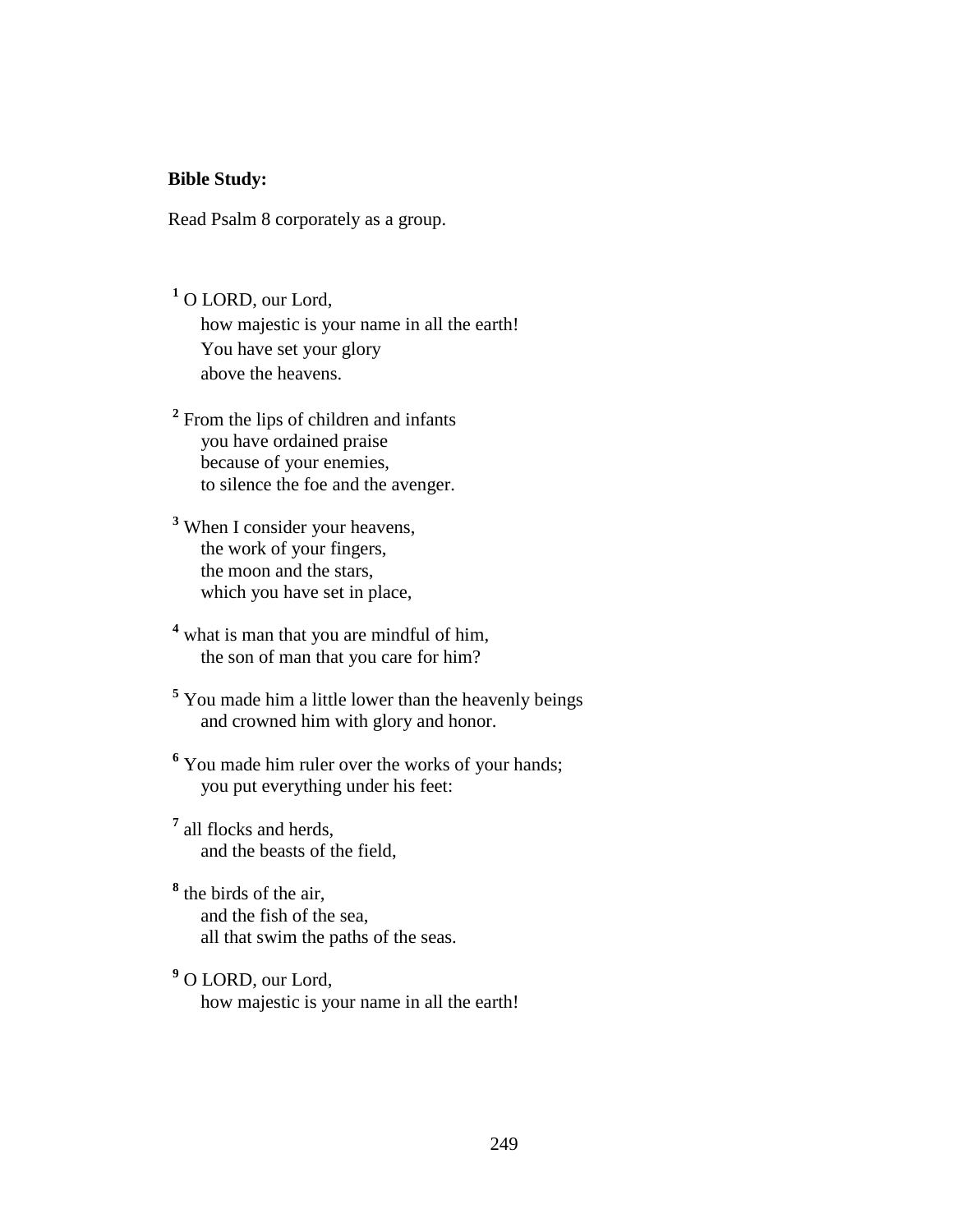**Bible Study:**

Read Psalm 8 corporately as a group.

[1] O LORD, our Lord,
 how majestic is your name in all the earth!
 You have set your glory
 above the heavens.

[2] From the lips of children and infants
 you have ordained praise
 because of your enemies,
 to silence the foe and the avenger.

[3] When I consider your heavens,
 the work of your fingers,
 the moon and the stars,
 which you have set in place,

[4] what is man that you are mindful of him,
 the son of man that you care for him?

[5] You made him a little lower than the heavenly beings
 and crowned him with glory and honor.

[6] You made him ruler over the works of your hands;
 you put everything under his feet:

[7] all flocks and herds,
 and the beasts of the field,

[8] the birds of the air,
 and the fish of the sea,
 all that swim the paths of the seas.

[9] O LORD, our Lord,
 how majestic is your name in all the earth!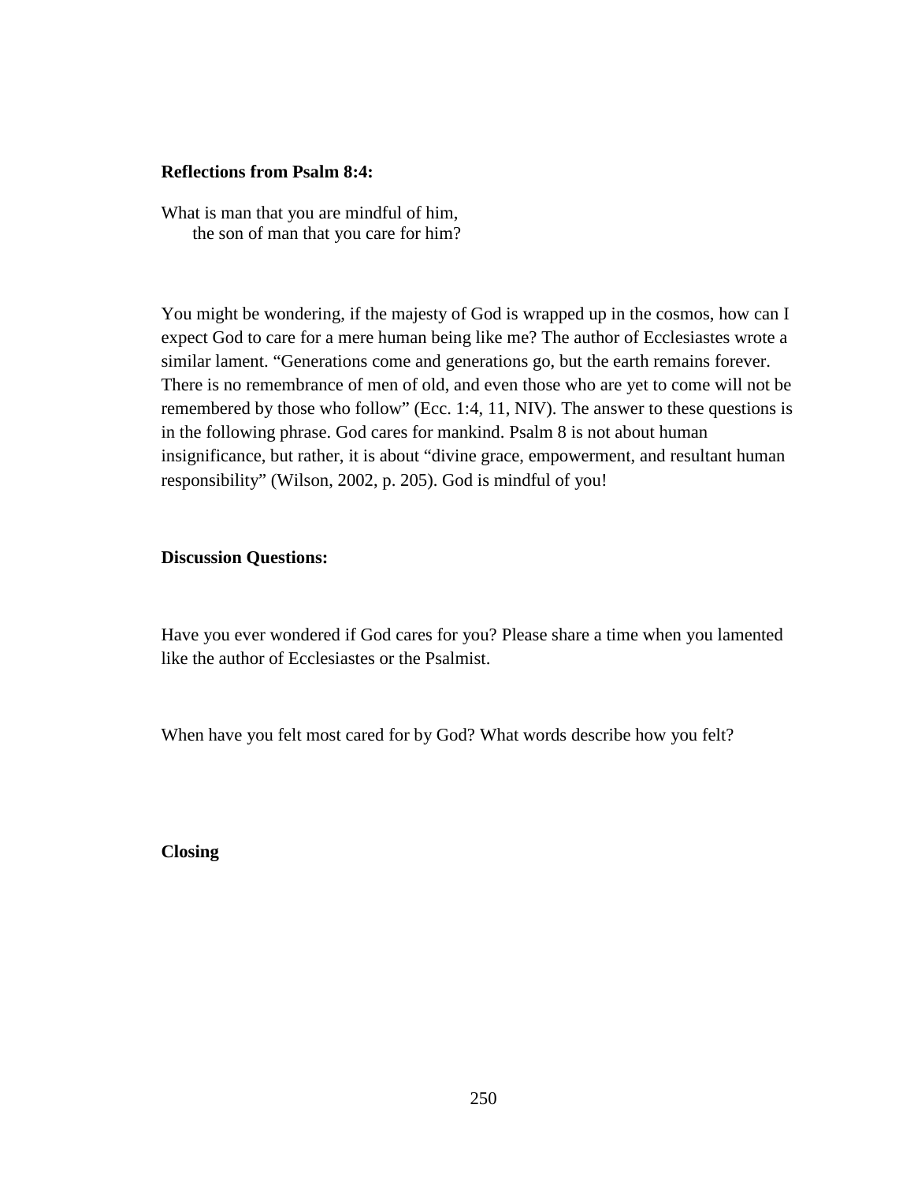**Reflections from Psalm 8:4:**

What is man that you are mindful of him,
  the son of man that you care for him?

You might be wondering, if the majesty of God is wrapped up in the cosmos, how can I expect God to care for a mere human being like me? The author of Ecclesiastes wrote a similar lament. “Generations come and generations go, but the earth remains forever. There is no remembrance of men of old, and even those who are yet to come will not be remembered by those who follow” (Ecc. 1:4, 11, NIV). The answer to these questions is in the following phrase. God cares for mankind. Psalm 8 is not about human insignificance, but rather, it is about “divine grace, empowerment, and resultant human responsibility” (Wilson, 2002, p. 205). God is mindful of you!

**Discussion Questions:**

Have you ever wondered if God cares for you? Please share a time when you lamented like the author of Ecclesiastes or the Psalmist.

When have you felt most cared for by God? What words describe how you felt?

**Closing**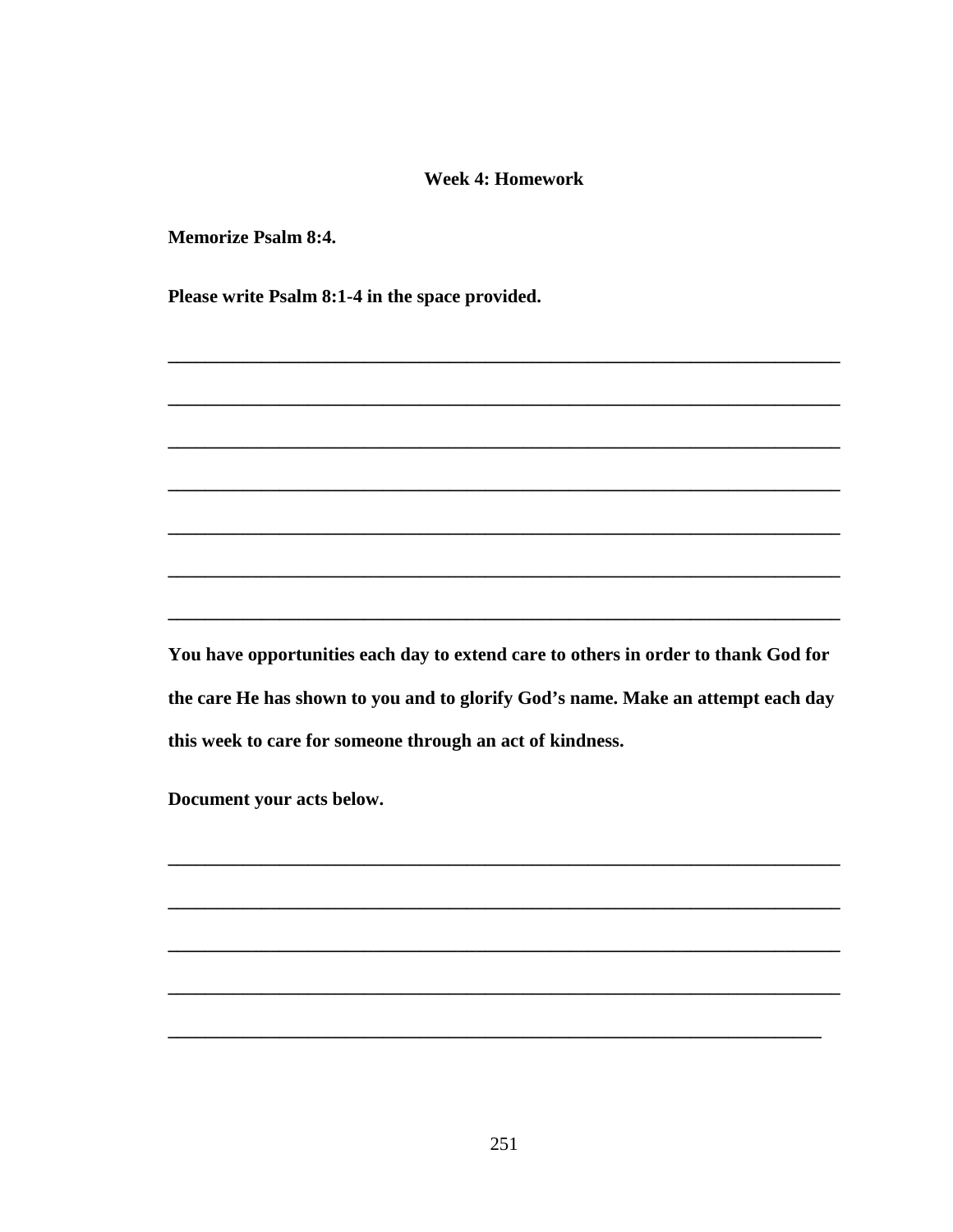**Week 4: Homework**

**Memorize Psalm 8:4.**

**Please write Psalm 8:1-4 in the space provided.**

___________________________________________________________________________

___________________________________________________________________________

___________________________________________________________________________

___________________________________________________________________________

___________________________________________________________________________

___________________________________________________________________________

___________________________________________________________________________

**You have opportunities each day to extend care to others in order to thank God for the care He has shown to you and to glorify God's name. Make an attempt each day this week to care for someone through an act of kindness.**

**Document your acts below.**

___________________________________________________________________________

___________________________________________________________________________

___________________________________________________________________________

___________________________________________________________________________

_________________________________________________________________________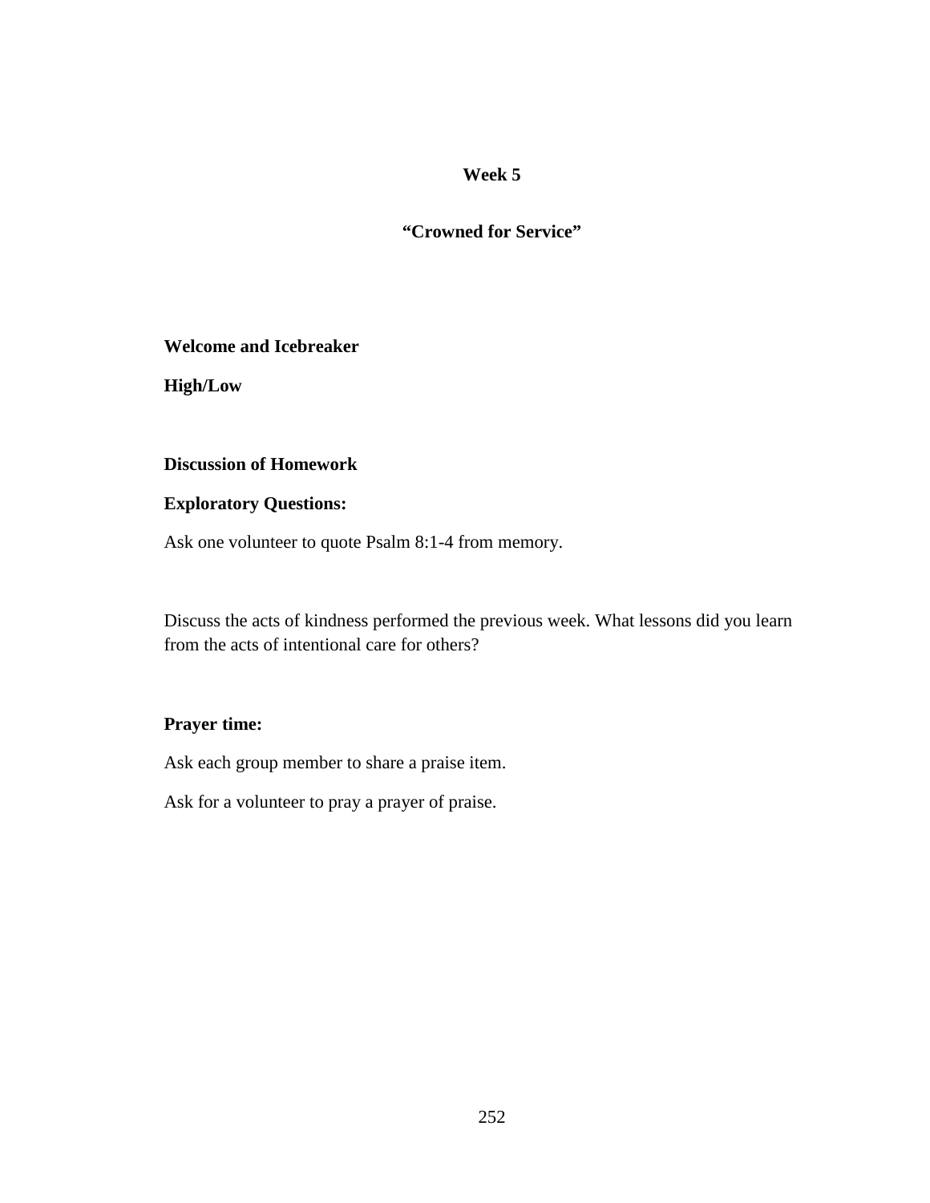## Week 5

## "Crowned for Service"

**Welcome and Icebreaker**

**High/Low**

**Discussion of Homework**

**Exploratory Questions:**

Ask one volunteer to quote Psalm 8:1-4 from memory.

Discuss the acts of kindness performed the previous week. What lessons did you learn from the acts of intentional care for others?

**Prayer time:**

Ask each group member to share a praise item.

Ask for a volunteer to pray a prayer of praise.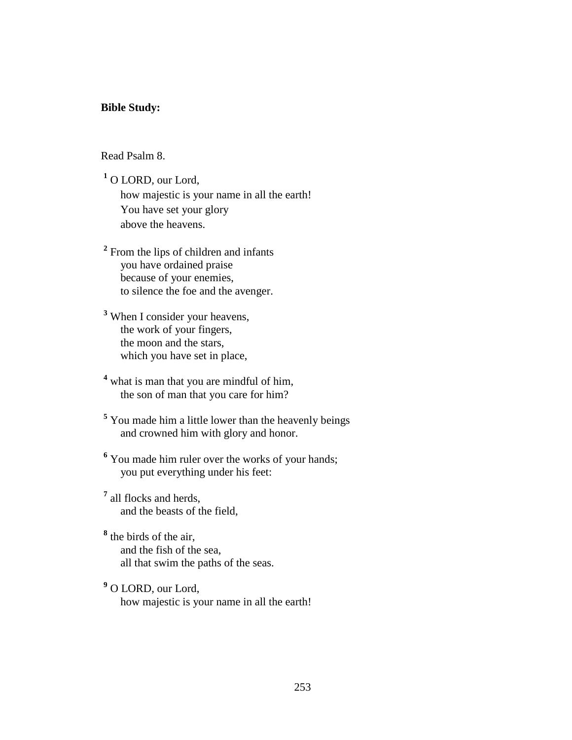**Bible Study:**

Read Psalm 8.

[1] O LORD, our Lord,
how majestic is your name in all the earth!
You have set your glory
above the heavens.

[2] From the lips of children and infants
you have ordained praise
because of your enemies,
to silence the foe and the avenger.

[3] When I consider your heavens,
the work of your fingers,
the moon and the stars,
which you have set in place,

[4] what is man that you are mindful of him,
the son of man that you care for him?

[5] You made him a little lower than the heavenly beings
and crowned him with glory and honor.

[6] You made him ruler over the works of your hands;
you put everything under his feet:

[7] all flocks and herds,
and the beasts of the field,

[8] the birds of the air,
and the fish of the sea,
all that swim the paths of the seas.

[9] O LORD, our Lord,
how majestic is your name in all the earth!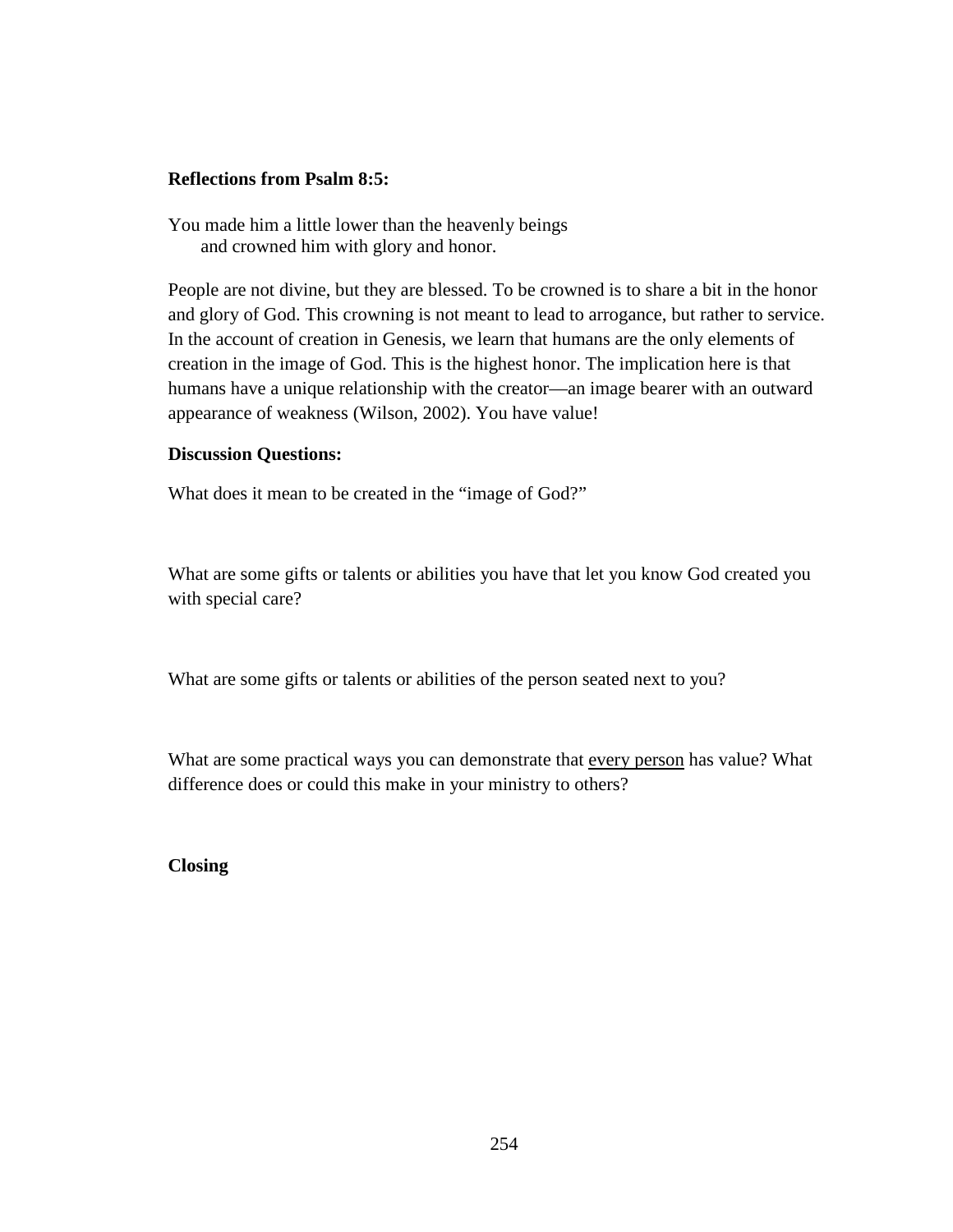**Reflections from Psalm 8:5:**

You made him a little lower than the heavenly beings
  and crowned him with glory and honor.

People are not divine, but they are blessed. To be crowned is to share a bit in the honor and glory of God. This crowning is not meant to lead to arrogance, but rather to service. In the account of creation in Genesis, we learn that humans are the only elements of creation in the image of God. This is the highest honor. The implication here is that humans have a unique relationship with the creator—an image bearer with an outward appearance of weakness (Wilson, 2002). You have value!

**Discussion Questions:**

What does it mean to be created in the "image of God?"

What are some gifts or talents or abilities you have that let you know God created you with special care?

What are some gifts or talents or abilities of the person seated next to you?

What are some practical ways you can demonstrate that <u>every person</u> has value? What difference does or could this make in your ministry to others?

**Closing**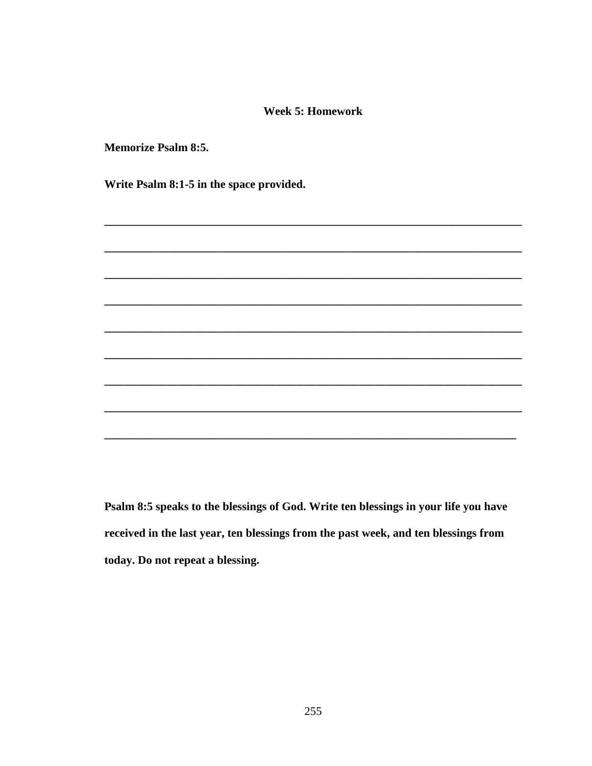**Week 5: Homework**

**Memorize Psalm 8:5.**

**Write Psalm 8:1-5 in the space provided.**

________________________________________________________________________

________________________________________________________________________

________________________________________________________________________

________________________________________________________________________

________________________________________________________________________

________________________________________________________________________

________________________________________________________________________

________________________________________________________________________

_______________________________________________________________________

**Psalm 8:5 speaks to the blessings of God. Write ten blessings in your life you have received in the last year, ten blessings from the past week, and ten blessings from today. Do not repeat a blessing.**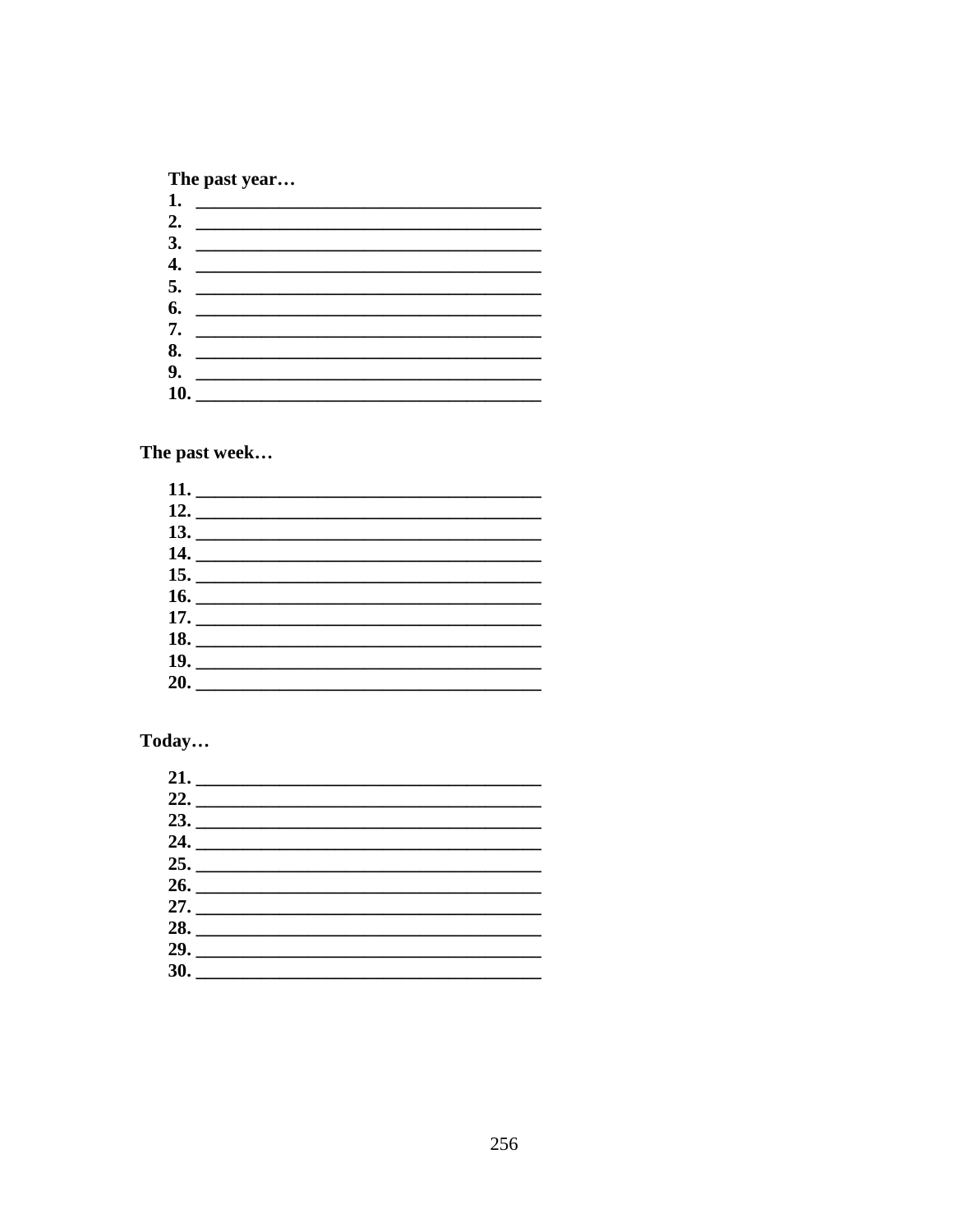**The past year…**

1. ______________________________________
2. ______________________________________
3. ______________________________________
4. ______________________________________
5. ______________________________________
6. ______________________________________
7. ______________________________________
8. ______________________________________
9. ______________________________________
10. ______________________________________

**The past week…**

11. ______________________________________
12. ______________________________________
13. ______________________________________
14. ______________________________________
15. ______________________________________
16. ______________________________________
17. ______________________________________
18. ______________________________________
19. ______________________________________
20. ______________________________________

**Today…**

21. ______________________________________
22. ______________________________________
23. ______________________________________
24. ______________________________________
25. ______________________________________
26. ______________________________________
27. ______________________________________
28. ______________________________________
29. ______________________________________
30. ______________________________________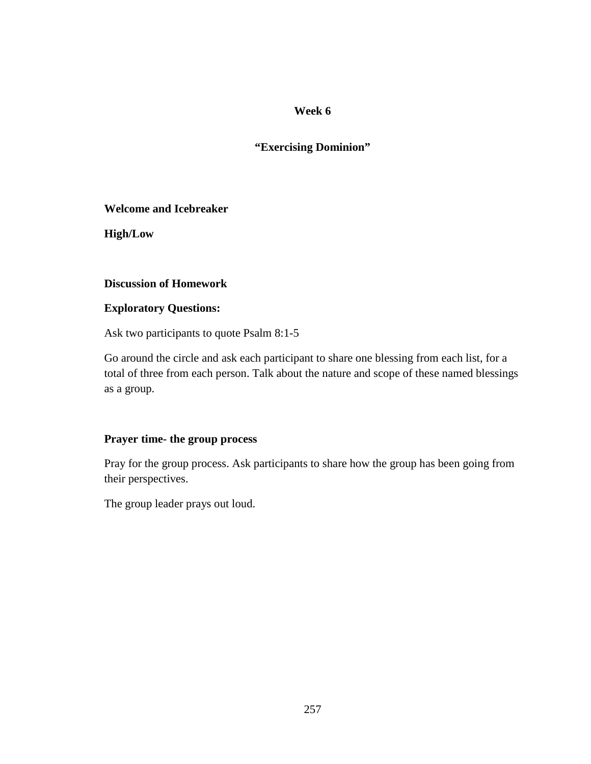## Week 6

## "Exercising Dominion"

**Welcome and Icebreaker**

**High/Low**

**Discussion of Homework**

**Exploratory Questions:**

Ask two participants to quote Psalm 8:1-5

Go around the circle and ask each participant to share one blessing from each list, for a total of three from each person. Talk about the nature and scope of these named blessings as a group.

**Prayer time- the group process**

Pray for the group process. Ask participants to share how the group has been going from their perspectives.

The group leader prays out loud.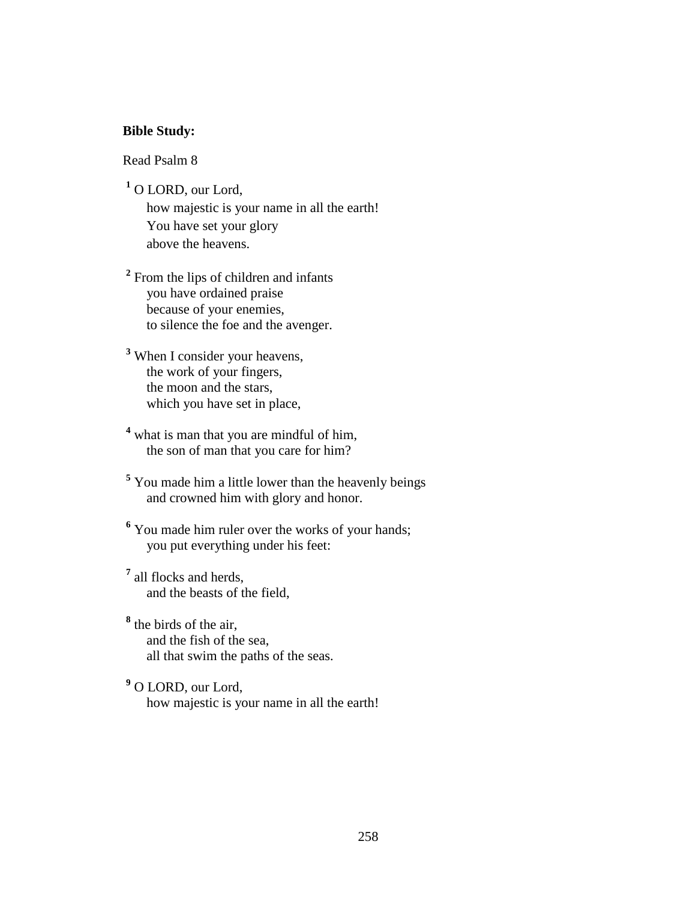**Bible Study:**

Read Psalm 8

[1] O LORD, our Lord,
how majestic is your name in all the earth!
You have set your glory
above the heavens.

[2] From the lips of children and infants
you have ordained praise
because of your enemies,
to silence the foe and the avenger.

[3] When I consider your heavens,
the work of your fingers,
the moon and the stars,
which you have set in place,

[4] what is man that you are mindful of him,
the son of man that you care for him?

[5] You made him a little lower than the heavenly beings
and crowned him with glory and honor.

[6] You made him ruler over the works of your hands;
you put everything under his feet:

[7] all flocks and herds,
and the beasts of the field,

[8] the birds of the air,
and the fish of the sea,
all that swim the paths of the seas.

[9] O LORD, our Lord,
how majestic is your name in all the earth!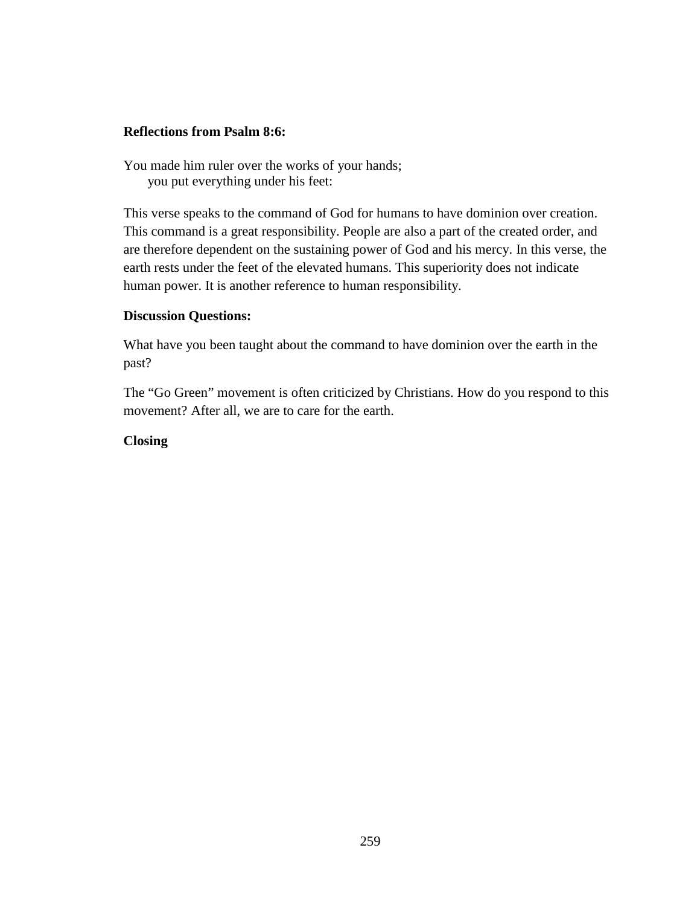**Reflections from Psalm 8:6:**

You made him ruler over the works of your hands;
    you put everything under his feet:

This verse speaks to the command of God for humans to have dominion over creation. This command is a great responsibility. People are also a part of the created order, and are therefore dependent on the sustaining power of God and his mercy. In this verse, the earth rests under the feet of the elevated humans. This superiority does not indicate human power. It is another reference to human responsibility.

**Discussion Questions:**

What have you been taught about the command to have dominion over the earth in the past?

The "Go Green" movement is often criticized by Christians. How do you respond to this movement? After all, we are to care for the earth.

**Closing**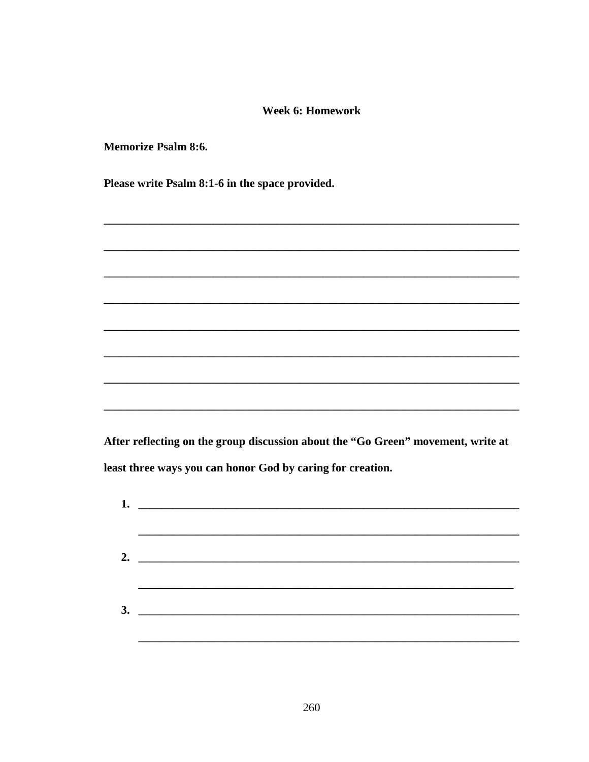**Week 6: Homework**

**Memorize Psalm 8:6.**

**Please write Psalm 8:1-6 in the space provided.**

________________________________________________________________________

________________________________________________________________________

________________________________________________________________________

________________________________________________________________________

________________________________________________________________________

________________________________________________________________________

________________________________________________________________________

________________________________________________________________________

**After reflecting on the group discussion about the "Go Green" movement, write at least three ways you can honor God by caring for creation.**

1. ________________________________________________________________

   ________________________________________________________________

2. ________________________________________________________________

   ________________________________________________________________

3. ________________________________________________________________

   ________________________________________________________________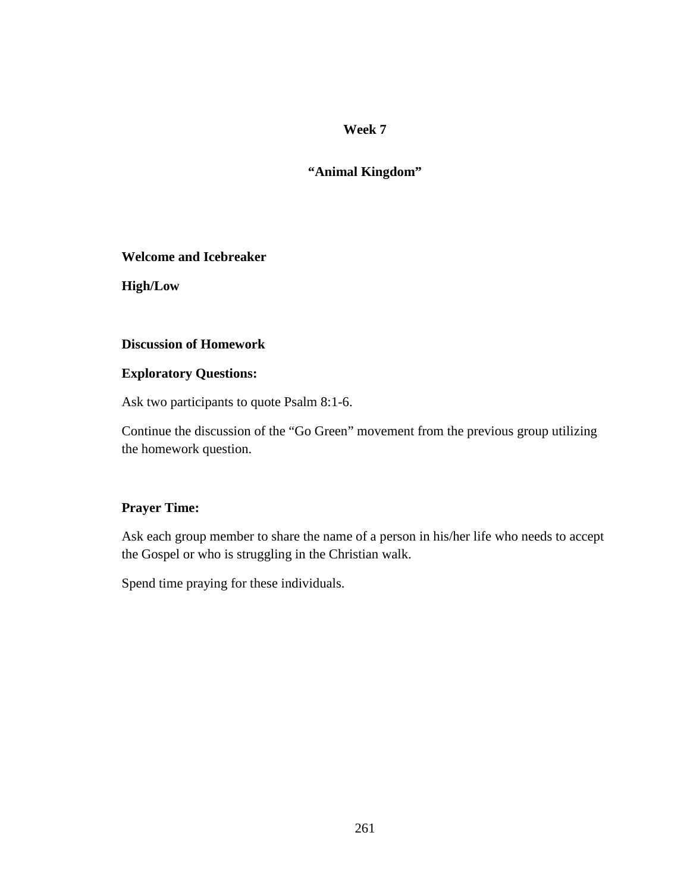## Week 7

## "Animal Kingdom"

**Welcome and Icebreaker**

**High/Low**

**Discussion of Homework**

**Exploratory Questions:**

Ask two participants to quote Psalm 8:1-6.

Continue the discussion of the "Go Green" movement from the previous group utilizing the homework question.

**Prayer Time:**

Ask each group member to share the name of a person in his/her life who needs to accept the Gospel or who is struggling in the Christian walk.

Spend time praying for these individuals.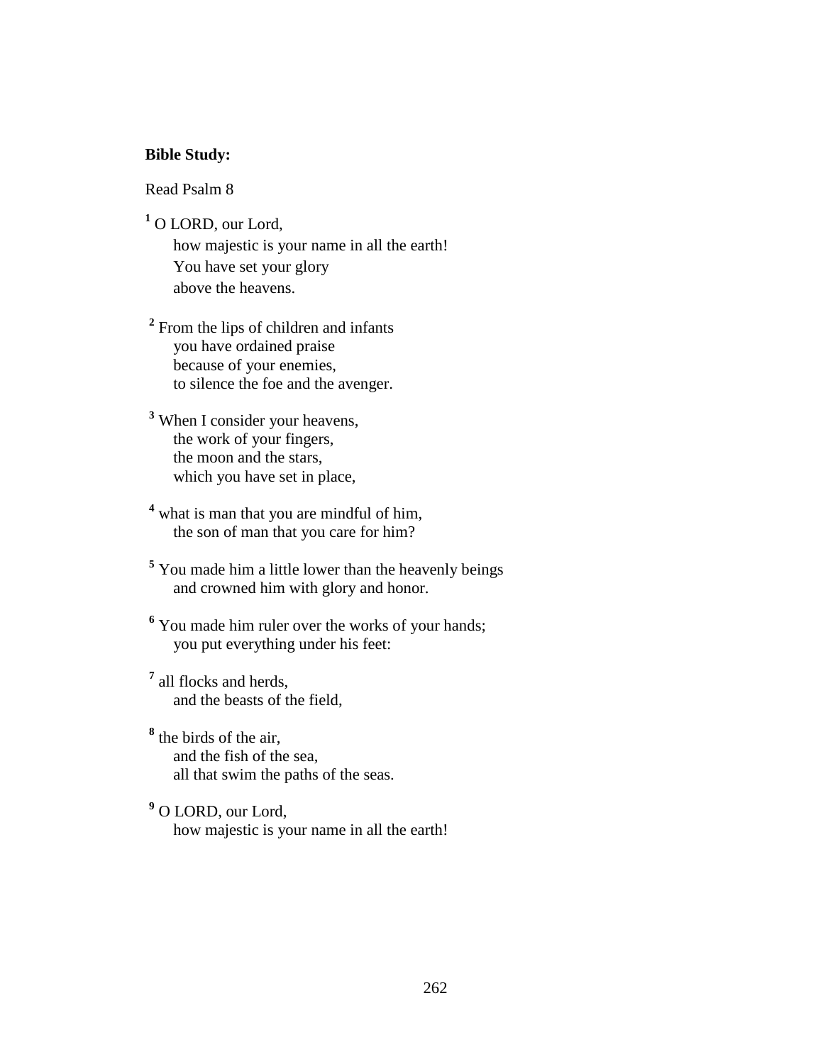**Bible Study:**

Read Psalm 8

[1] O LORD, our Lord,
how majestic is your name in all the earth!
You have set your glory
above the heavens.

[2] From the lips of children and infants
you have ordained praise
because of your enemies,
to silence the foe and the avenger.

[3] When I consider your heavens,
the work of your fingers,
the moon and the stars,
which you have set in place,

[4] what is man that you are mindful of him,
the son of man that you care for him?

[5] You made him a little lower than the heavenly beings
and crowned him with glory and honor.

[6] You made him ruler over the works of your hands;
you put everything under his feet:

[7] all flocks and herds,
and the beasts of the field,

[8] the birds of the air,
and the fish of the sea,
all that swim the paths of the seas.

[9] O LORD, our Lord,
how majestic is your name in all the earth!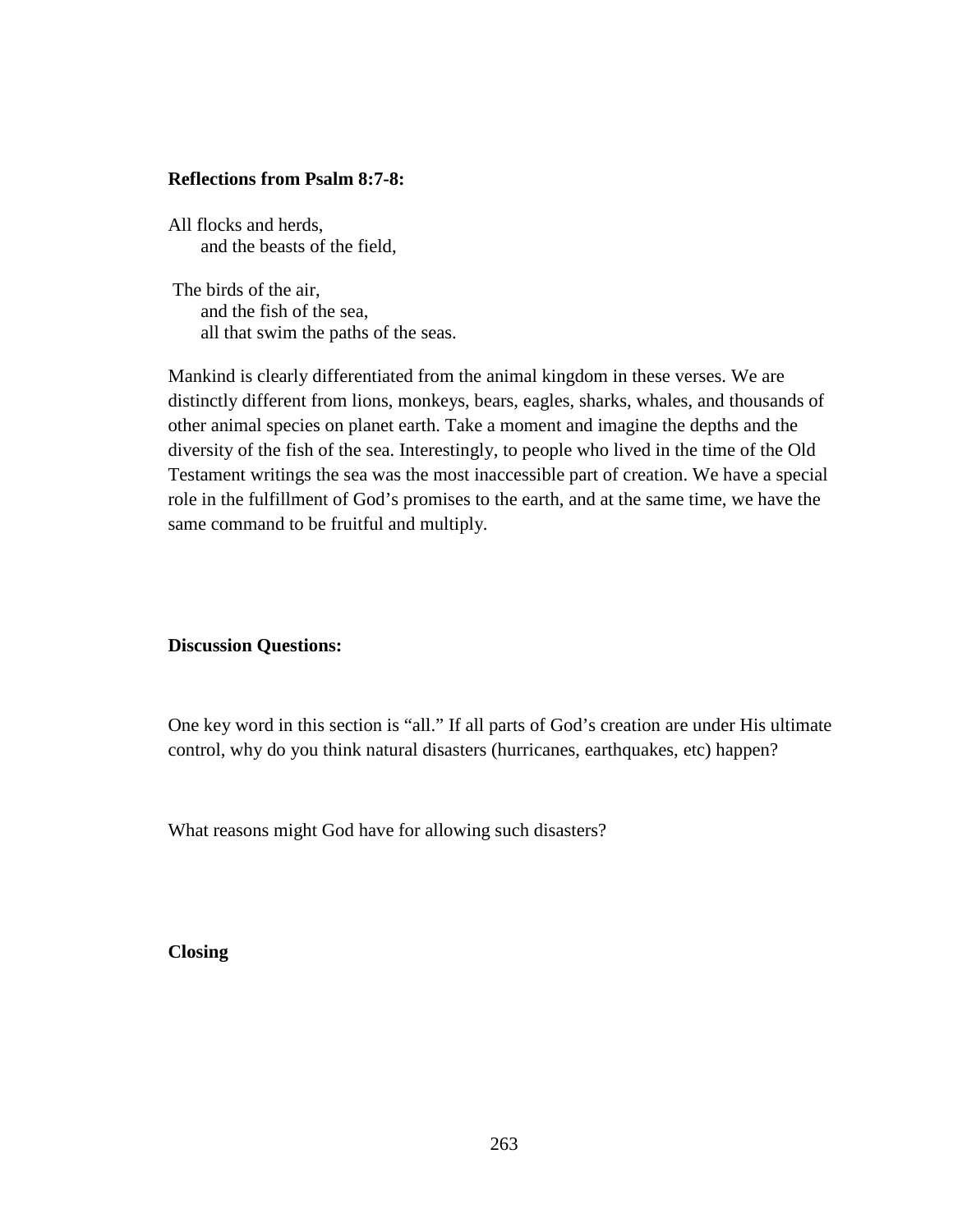**Reflections from Psalm 8:7-8:**

All flocks and herds,  
    and the beasts of the field,

The birds of the air,  
    and the fish of the sea,  
    all that swim the paths of the seas.

Mankind is clearly differentiated from the animal kingdom in these verses. We are distinctly different from lions, monkeys, bears, eagles, sharks, whales, and thousands of other animal species on planet earth. Take a moment and imagine the depths and the diversity of the fish of the sea. Interestingly, to people who lived in the time of the Old Testament writings the sea was the most inaccessible part of creation. We have a special role in the fulfillment of God's promises to the earth, and at the same time, we have the same command to be fruitful and multiply.

**Discussion Questions:**

One key word in this section is "all." If all parts of God's creation are under His ultimate control, why do you think natural disasters (hurricanes, earthquakes, etc) happen?

What reasons might God have for allowing such disasters?

**Closing**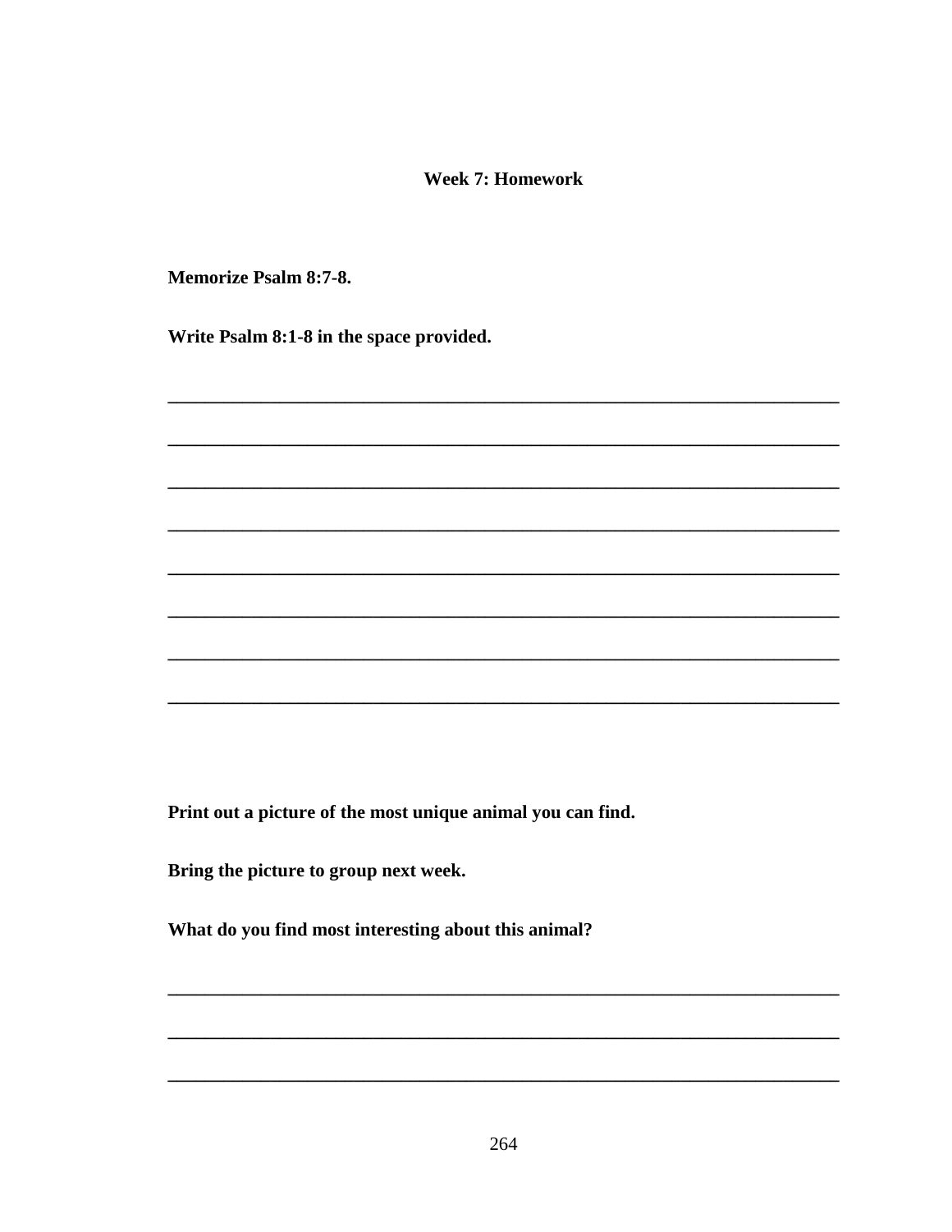**Week 7: Homework**

**Memorize Psalm 8:7-8.**

**Write Psalm 8:1-8 in the space provided.**

\_\_\_\_\_\_\_\_\_\_\_\_\_\_\_\_\_\_\_\_\_\_\_\_\_\_\_\_\_\_\_\_\_\_\_\_\_\_\_\_\_\_\_\_\_\_\_\_\_\_\_\_\_\_\_\_\_\_\_\_\_\_\_\_\_\_\_\_

\_\_\_\_\_\_\_\_\_\_\_\_\_\_\_\_\_\_\_\_\_\_\_\_\_\_\_\_\_\_\_\_\_\_\_\_\_\_\_\_\_\_\_\_\_\_\_\_\_\_\_\_\_\_\_\_\_\_\_\_\_\_\_\_\_\_\_\_

\_\_\_\_\_\_\_\_\_\_\_\_\_\_\_\_\_\_\_\_\_\_\_\_\_\_\_\_\_\_\_\_\_\_\_\_\_\_\_\_\_\_\_\_\_\_\_\_\_\_\_\_\_\_\_\_\_\_\_\_\_\_\_\_\_\_\_\_

\_\_\_\_\_\_\_\_\_\_\_\_\_\_\_\_\_\_\_\_\_\_\_\_\_\_\_\_\_\_\_\_\_\_\_\_\_\_\_\_\_\_\_\_\_\_\_\_\_\_\_\_\_\_\_\_\_\_\_\_\_\_\_\_\_\_\_\_

\_\_\_\_\_\_\_\_\_\_\_\_\_\_\_\_\_\_\_\_\_\_\_\_\_\_\_\_\_\_\_\_\_\_\_\_\_\_\_\_\_\_\_\_\_\_\_\_\_\_\_\_\_\_\_\_\_\_\_\_\_\_\_\_\_\_\_\_

\_\_\_\_\_\_\_\_\_\_\_\_\_\_\_\_\_\_\_\_\_\_\_\_\_\_\_\_\_\_\_\_\_\_\_\_\_\_\_\_\_\_\_\_\_\_\_\_\_\_\_\_\_\_\_\_\_\_\_\_\_\_\_\_\_\_\_\_

\_\_\_\_\_\_\_\_\_\_\_\_\_\_\_\_\_\_\_\_\_\_\_\_\_\_\_\_\_\_\_\_\_\_\_\_\_\_\_\_\_\_\_\_\_\_\_\_\_\_\_\_\_\_\_\_\_\_\_\_\_\_\_\_\_\_\_\_

\_\_\_\_\_\_\_\_\_\_\_\_\_\_\_\_\_\_\_\_\_\_\_\_\_\_\_\_\_\_\_\_\_\_\_\_\_\_\_\_\_\_\_\_\_\_\_\_\_\_\_\_\_\_\_\_\_\_\_\_\_\_\_\_\_\_\_\_

**Print out a picture of the most unique animal you can find.**

**Bring the picture to group next week.**

**What do you find most interesting about this animal?**

\_\_\_\_\_\_\_\_\_\_\_\_\_\_\_\_\_\_\_\_\_\_\_\_\_\_\_\_\_\_\_\_\_\_\_\_\_\_\_\_\_\_\_\_\_\_\_\_\_\_\_\_\_\_\_\_\_\_\_\_\_\_\_\_\_\_\_\_

\_\_\_\_\_\_\_\_\_\_\_\_\_\_\_\_\_\_\_\_\_\_\_\_\_\_\_\_\_\_\_\_\_\_\_\_\_\_\_\_\_\_\_\_\_\_\_\_\_\_\_\_\_\_\_\_\_\_\_\_\_\_\_\_\_\_\_\_

\_\_\_\_\_\_\_\_\_\_\_\_\_\_\_\_\_\_\_\_\_\_\_\_\_\_\_\_\_\_\_\_\_\_\_\_\_\_\_\_\_\_\_\_\_\_\_\_\_\_\_\_\_\_\_\_\_\_\_\_\_\_\_\_\_\_\_\_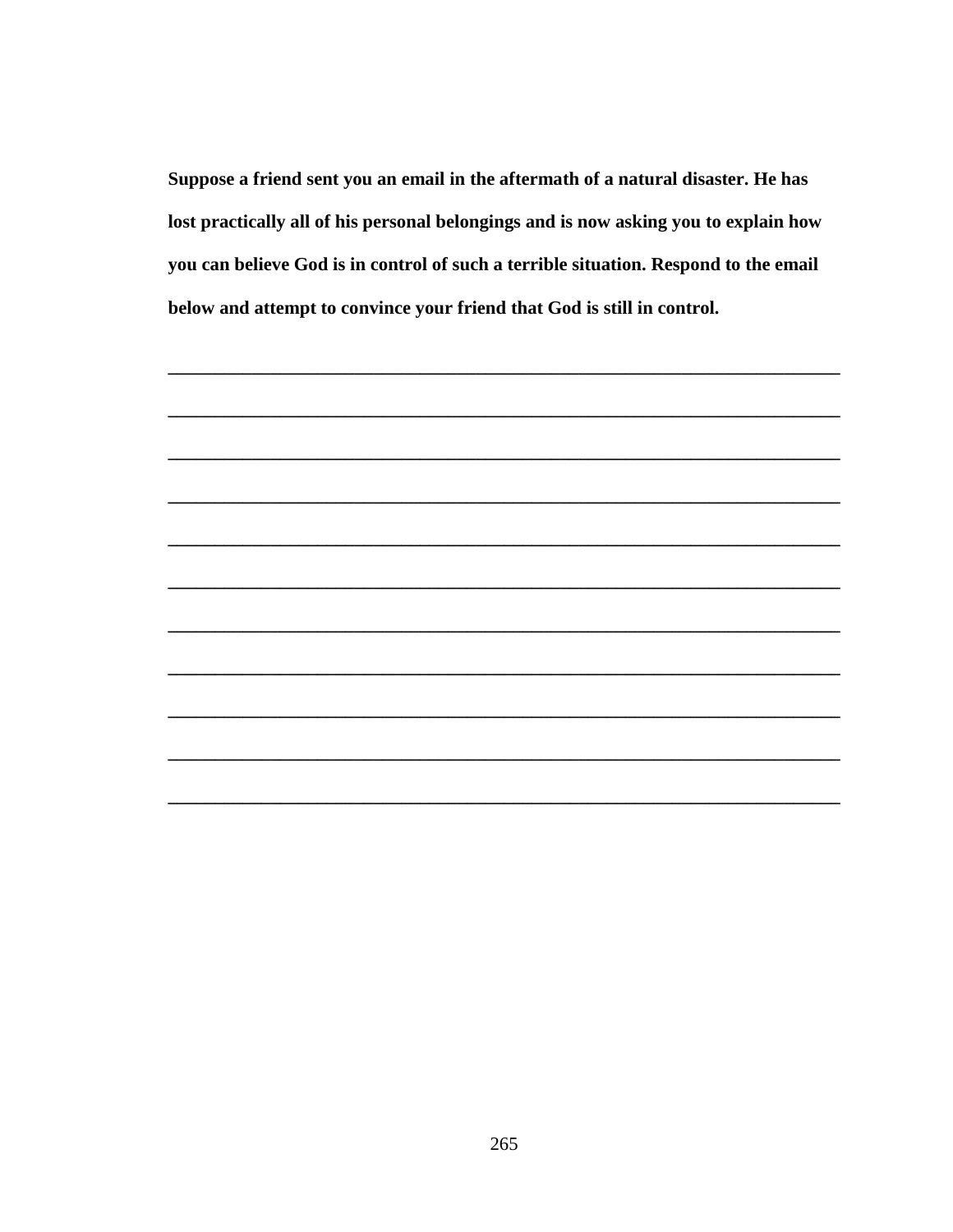**Suppose a friend sent you an email in the aftermath of a natural disaster. He has lost practically all of his personal belongings and is now asking you to explain how you can believe God is in control of such a terrible situation. Respond to the email below and attempt to convince your friend that God is still in control.**

\_\_\_\_\_\_\_\_\_\_\_\_\_\_\_\_\_\_\_\_\_\_\_\_\_\_\_\_\_\_\_\_\_\_\_\_\_\_\_\_\_\_\_\_\_\_\_\_\_\_\_\_\_\_\_\_\_\_\_\_\_\_\_\_\_\_\_\_\_\_

\_\_\_\_\_\_\_\_\_\_\_\_\_\_\_\_\_\_\_\_\_\_\_\_\_\_\_\_\_\_\_\_\_\_\_\_\_\_\_\_\_\_\_\_\_\_\_\_\_\_\_\_\_\_\_\_\_\_\_\_\_\_\_\_\_\_\_\_\_\_

\_\_\_\_\_\_\_\_\_\_\_\_\_\_\_\_\_\_\_\_\_\_\_\_\_\_\_\_\_\_\_\_\_\_\_\_\_\_\_\_\_\_\_\_\_\_\_\_\_\_\_\_\_\_\_\_\_\_\_\_\_\_\_\_\_\_\_\_\_\_

\_\_\_\_\_\_\_\_\_\_\_\_\_\_\_\_\_\_\_\_\_\_\_\_\_\_\_\_\_\_\_\_\_\_\_\_\_\_\_\_\_\_\_\_\_\_\_\_\_\_\_\_\_\_\_\_\_\_\_\_\_\_\_\_\_\_\_\_\_\_

\_\_\_\_\_\_\_\_\_\_\_\_\_\_\_\_\_\_\_\_\_\_\_\_\_\_\_\_\_\_\_\_\_\_\_\_\_\_\_\_\_\_\_\_\_\_\_\_\_\_\_\_\_\_\_\_\_\_\_\_\_\_\_\_\_\_\_\_\_\_

\_\_\_\_\_\_\_\_\_\_\_\_\_\_\_\_\_\_\_\_\_\_\_\_\_\_\_\_\_\_\_\_\_\_\_\_\_\_\_\_\_\_\_\_\_\_\_\_\_\_\_\_\_\_\_\_\_\_\_\_\_\_\_\_\_\_\_\_\_\_

\_\_\_\_\_\_\_\_\_\_\_\_\_\_\_\_\_\_\_\_\_\_\_\_\_\_\_\_\_\_\_\_\_\_\_\_\_\_\_\_\_\_\_\_\_\_\_\_\_\_\_\_\_\_\_\_\_\_\_\_\_\_\_\_\_\_\_\_\_\_

\_\_\_\_\_\_\_\_\_\_\_\_\_\_\_\_\_\_\_\_\_\_\_\_\_\_\_\_\_\_\_\_\_\_\_\_\_\_\_\_\_\_\_\_\_\_\_\_\_\_\_\_\_\_\_\_\_\_\_\_\_\_\_\_\_\_\_\_\_\_

\_\_\_\_\_\_\_\_\_\_\_\_\_\_\_\_\_\_\_\_\_\_\_\_\_\_\_\_\_\_\_\_\_\_\_\_\_\_\_\_\_\_\_\_\_\_\_\_\_\_\_\_\_\_\_\_\_\_\_\_\_\_\_\_\_\_\_\_\_\_

\_\_\_\_\_\_\_\_\_\_\_\_\_\_\_\_\_\_\_\_\_\_\_\_\_\_\_\_\_\_\_\_\_\_\_\_\_\_\_\_\_\_\_\_\_\_\_\_\_\_\_\_\_\_\_\_\_\_\_\_\_\_\_\_\_\_\_\_\_\_

\_\_\_\_\_\_\_\_\_\_\_\_\_\_\_\_\_\_\_\_\_\_\_\_\_\_\_\_\_\_\_\_\_\_\_\_\_\_\_\_\_\_\_\_\_\_\_\_\_\_\_\_\_\_\_\_\_\_\_\_\_\_\_\_\_\_\_\_\_\_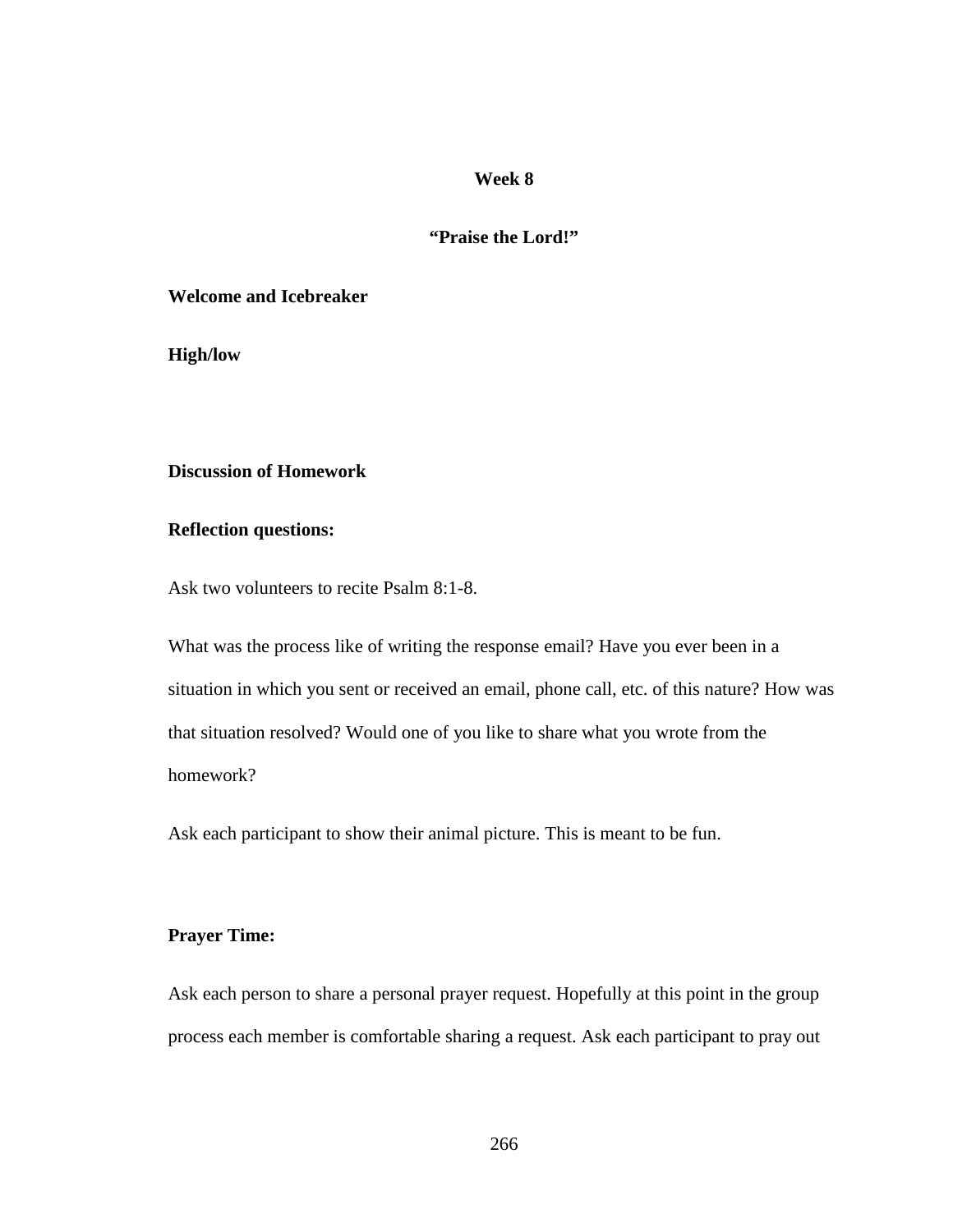## Week 8

## "Praise the Lord!"

**Welcome and Icebreaker**

**High/low**

**Discussion of Homework**

**Reflection questions:**

Ask two volunteers to recite Psalm 8:1-8.

What was the process like of writing the response email? Have you ever been in a situation in which you sent or received an email, phone call, etc. of this nature? How was that situation resolved? Would one of you like to share what you wrote from the homework?

Ask each participant to show their animal picture. This is meant to be fun.

**Prayer Time:**

Ask each person to share a personal prayer request. Hopefully at this point in the group process each member is comfortable sharing a request. Ask each participant to pray out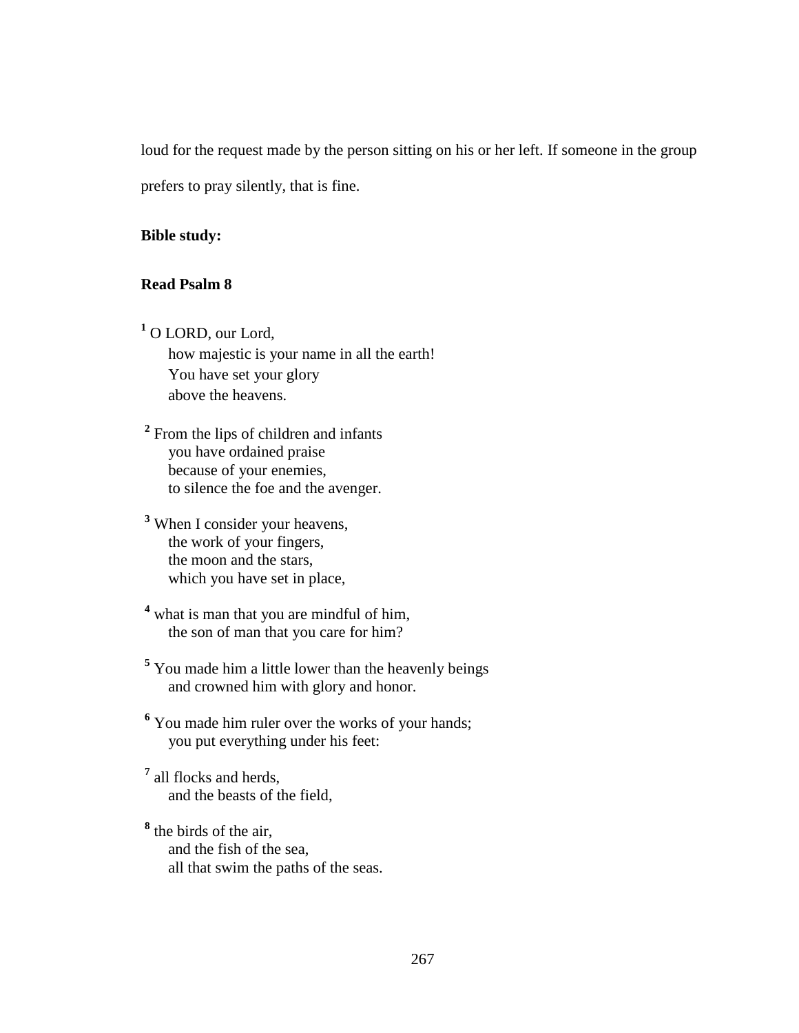loud for the request made by the person sitting on his or her left. If someone in the group prefers to pray silently, that is fine.

**Bible study:**

**Read Psalm 8**

[1] O LORD, our Lord,
how majestic is your name in all the earth!
You have set your glory
above the heavens.

[2] From the lips of children and infants
you have ordained praise
because of your enemies,
to silence the foe and the avenger.

[3] When I consider your heavens,
the work of your fingers,
the moon and the stars,
which you have set in place,

[4] what is man that you are mindful of him,
the son of man that you care for him?

[5] You made him a little lower than the heavenly beings
and crowned him with glory and honor.

[6] You made him ruler over the works of your hands;
you put everything under his feet:

[7] all flocks and herds,
and the beasts of the field,

[8] the birds of the air,
and the fish of the sea,
all that swim the paths of the seas.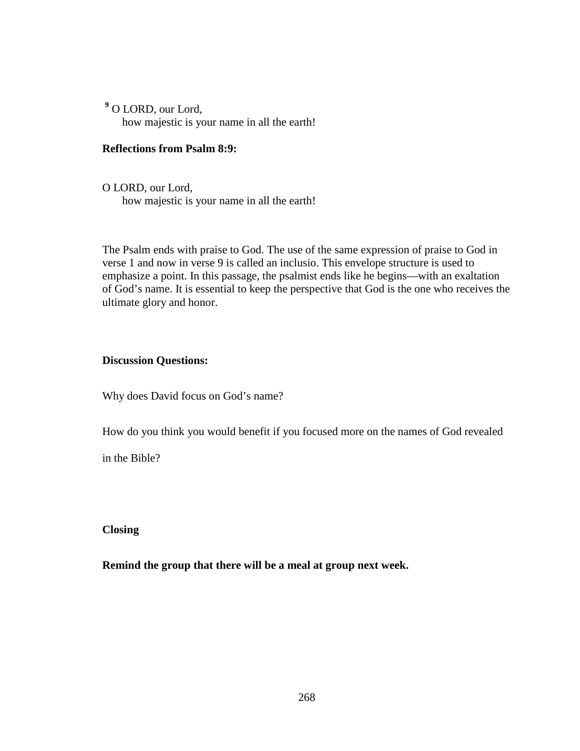[9] O LORD, our Lord,
how majestic is your name in all the earth!

**Reflections from Psalm 8:9:**

O LORD, our Lord,
how majestic is your name in all the earth!

The Psalm ends with praise to God. The use of the same expression of praise to God in verse 1 and now in verse 9 is called an inclusio. This envelope structure is used to emphasize a point. In this passage, the psalmist ends like he begins—with an exaltation of God's name. It is essential to keep the perspective that God is the one who receives the ultimate glory and honor.

**Discussion Questions:**

Why does David focus on God's name?

How do you think you would benefit if you focused more on the names of God revealed in the Bible?

**Closing**

**Remind the group that there will be a meal at group next week.**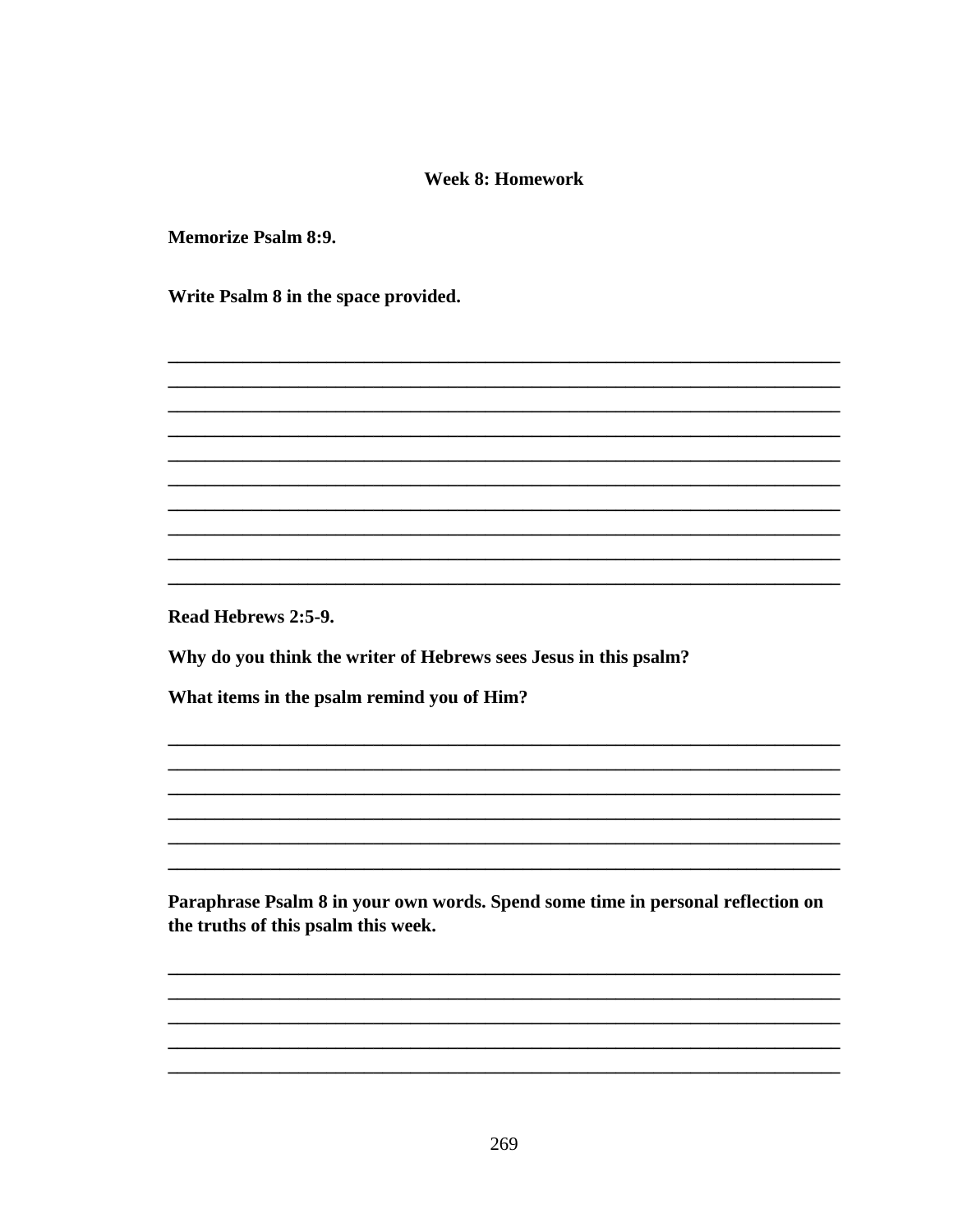## Week 8: Homework

**Memorize Psalm 8:9.**

**Write Psalm 8 in the space provided.**

___________________________________________________________________________
___________________________________________________________________________
___________________________________________________________________________
___________________________________________________________________________
___________________________________________________________________________
___________________________________________________________________________
___________________________________________________________________________
___________________________________________________________________________
___________________________________________________________________________
___________________________________________________________________________
___________________________________________________________________________

**Read Hebrews 2:5-9.**

**Why do you think the writer of Hebrews sees Jesus in this psalm?**

**What items in the psalm remind you of Him?**

___________________________________________________________________________
___________________________________________________________________________
___________________________________________________________________________
___________________________________________________________________________
___________________________________________________________________________
___________________________________________________________________________

**Paraphrase Psalm 8 in your own words. Spend some time in personal reflection on the truths of this psalm this week.**

___________________________________________________________________________
___________________________________________________________________________
___________________________________________________________________________
___________________________________________________________________________
___________________________________________________________________________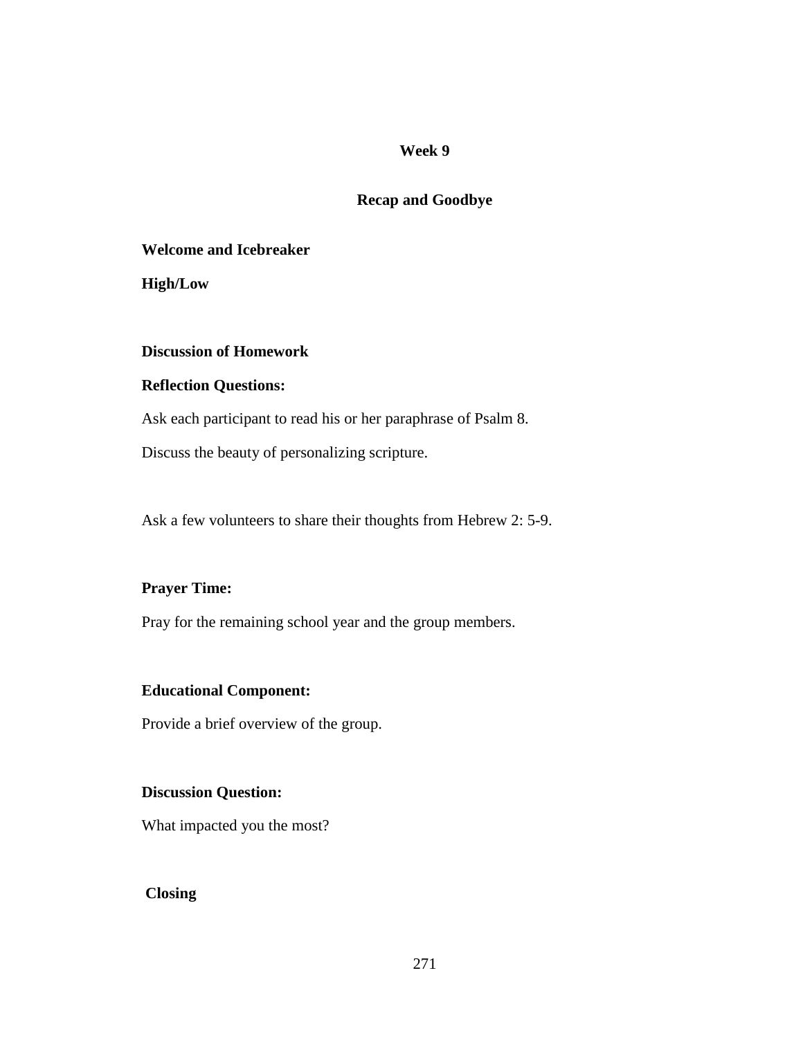## Week 9

## Recap and Goodbye

**Welcome and Icebreaker**

**High/Low**

**Discussion of Homework**

**Reflection Questions:**

Ask each participant to read his or her paraphrase of Psalm 8.

Discuss the beauty of personalizing scripture.

Ask a few volunteers to share their thoughts from Hebrew 2: 5-9.

**Prayer Time:**

Pray for the remaining school year and the group members.

**Educational Component:**

Provide a brief overview of the group.

**Discussion Question:**

What impacted you the most?

**Closing**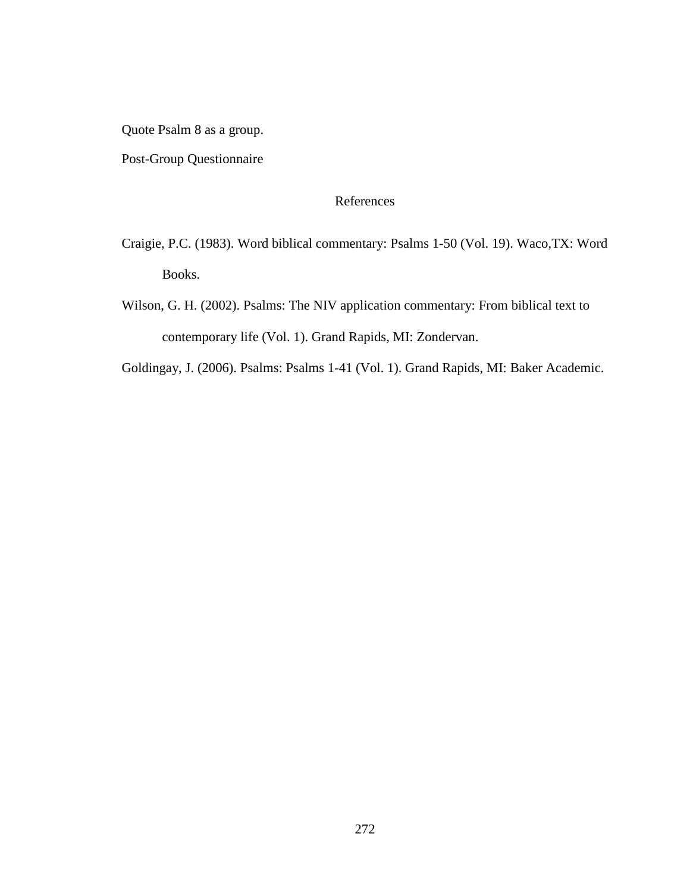Quote Psalm 8 as a group.

Post-Group Questionnaire

## References

Craigie, P.C. (1983). Word biblical commentary: Psalms 1-50 (Vol. 19). Waco,TX: Word Books.

Wilson, G. H. (2002). Psalms: The NIV application commentary: From biblical text to contemporary life (Vol. 1). Grand Rapids, MI: Zondervan.

Goldingay, J. (2006). Psalms: Psalms 1-41 (Vol. 1). Grand Rapids, MI: Baker Academic.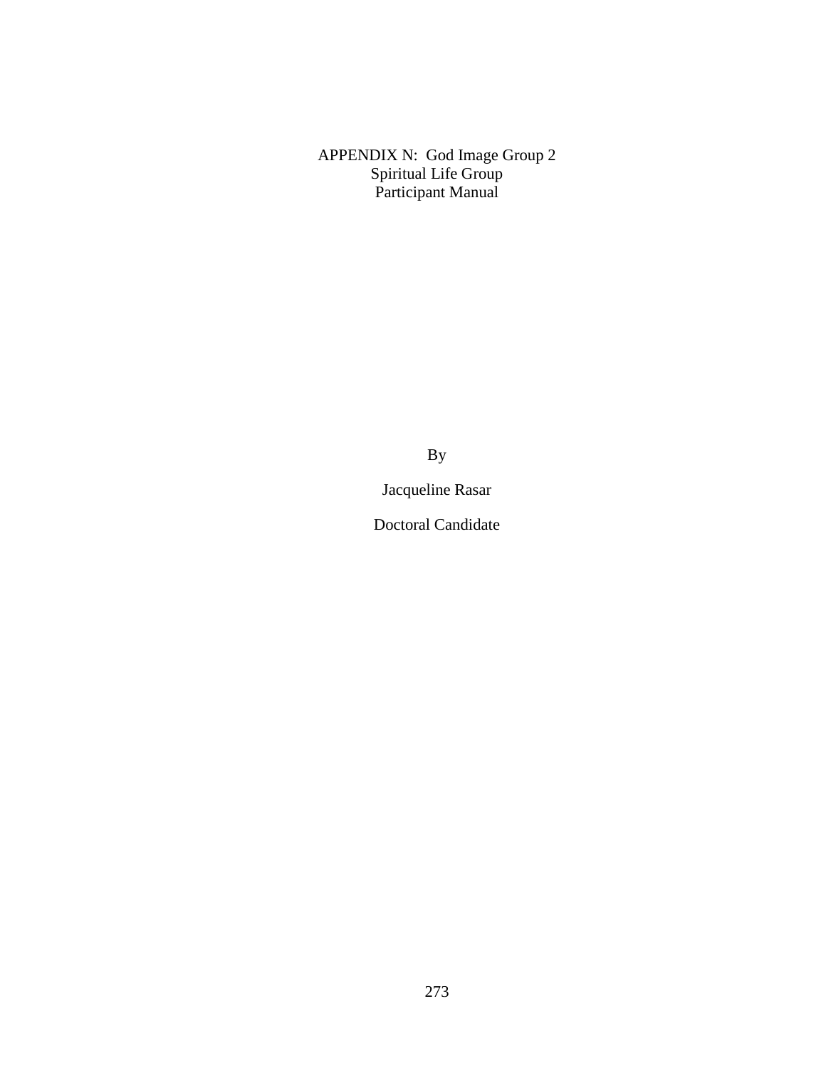# APPENDIX N: God Image Group 2
## Spiritual Life Group
## Participant Manual

By

Jacqueline Rasar

Doctoral Candidate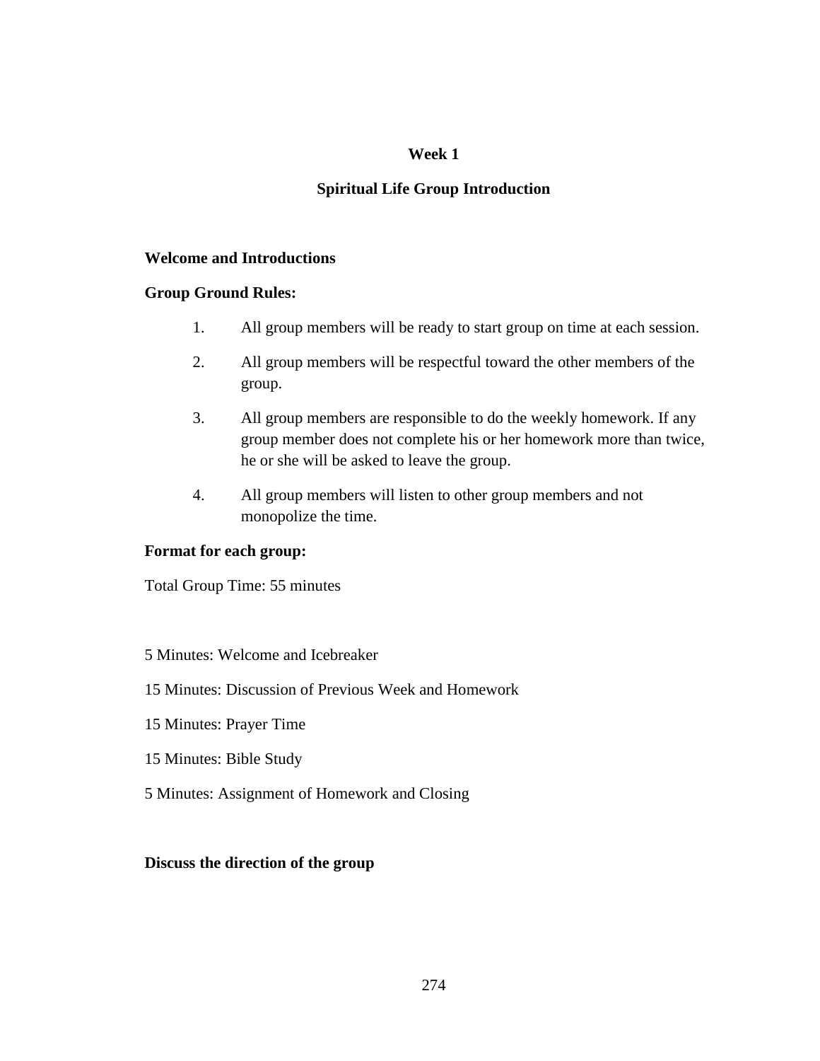## Week 1

## Spiritual Life Group Introduction

**Welcome and Introductions**

**Group Ground Rules:**

1. All group members will be ready to start group on time at each session.
2. All group members will be respectful toward the other members of the group.
3. All group members are responsible to do the weekly homework. If any group member does not complete his or her homework more than twice, he or she will be asked to leave the group.
4. All group members will listen to other group members and not monopolize the time.

**Format for each group:**

Total Group Time: 55 minutes

5 Minutes: Welcome and Icebreaker

15 Minutes: Discussion of Previous Week and Homework

15 Minutes: Prayer Time

15 Minutes: Bible Study

5 Minutes: Assignment of Homework and Closing

**Discuss the direction of the group**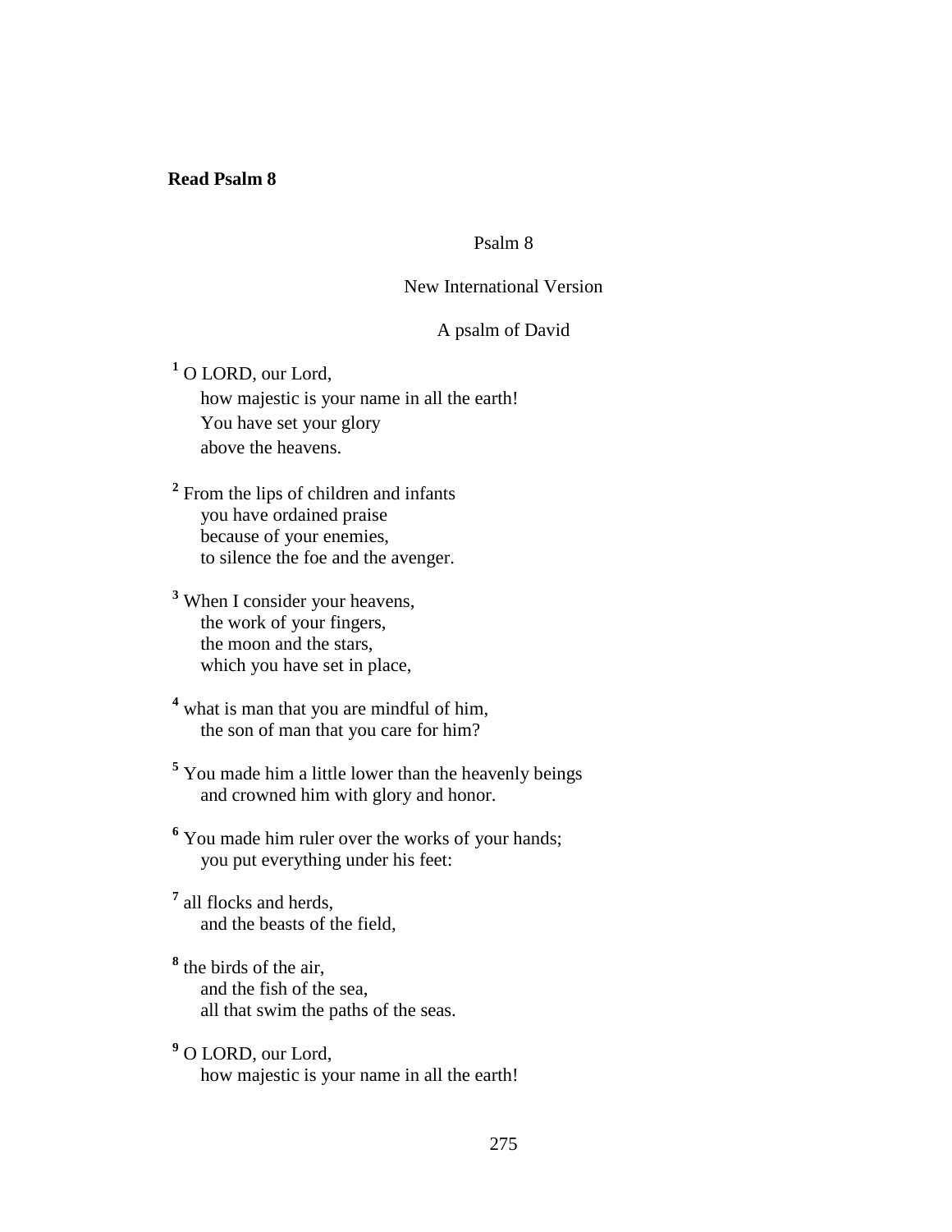**Read Psalm 8**

Psalm 8

New International Version

A psalm of David

[1] O LORD, our Lord,
how majestic is your name in all the earth!
You have set your glory
above the heavens.

[2] From the lips of children and infants
you have ordained praise
because of your enemies,
to silence the foe and the avenger.

[3] When I consider your heavens,
the work of your fingers,
the moon and the stars,
which you have set in place,

[4] what is man that you are mindful of him,
the son of man that you care for him?

[5] You made him a little lower than the heavenly beings
and crowned him with glory and honor.

[6] You made him ruler over the works of your hands;
you put everything under his feet:

[7] all flocks and herds,
and the beasts of the field,

[8] the birds of the air,
and the fish of the sea,
all that swim the paths of the seas.

[9] O LORD, our Lord,
how majestic is your name in all the earth!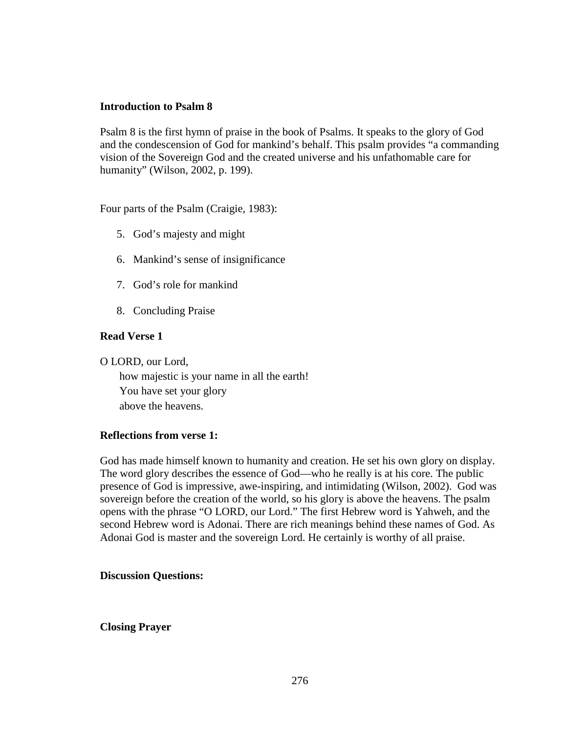**Introduction to Psalm 8**

Psalm 8 is the first hymn of praise in the book of Psalms. It speaks to the glory of God and the condescension of God for mankind's behalf. This psalm provides "a commanding vision of the Sovereign God and the created universe and his unfathomable care for humanity" (Wilson, 2002, p. 199).

Four parts of the Psalm (Craigie, 1983):

5. God's majesty and might
6. Mankind's sense of insignificance
7. God's role for mankind
8. Concluding Praise

**Read Verse 1**

O LORD, our Lord,
how majestic is your name in all the earth!
You have set your glory
above the heavens.

**Reflections from verse 1:**

God has made himself known to humanity and creation. He set his own glory on display. The word glory describes the essence of God—who he really is at his core. The public presence of God is impressive, awe-inspiring, and intimidating (Wilson, 2002). God was sovereign before the creation of the world, so his glory is above the heavens. The psalm opens with the phrase "O LORD, our Lord." The first Hebrew word is Yahweh, and the second Hebrew word is Adonai. There are rich meanings behind these names of God. As Adonai God is master and the sovereign Lord. He certainly is worthy of all praise.

**Discussion Questions:**

**Closing Prayer**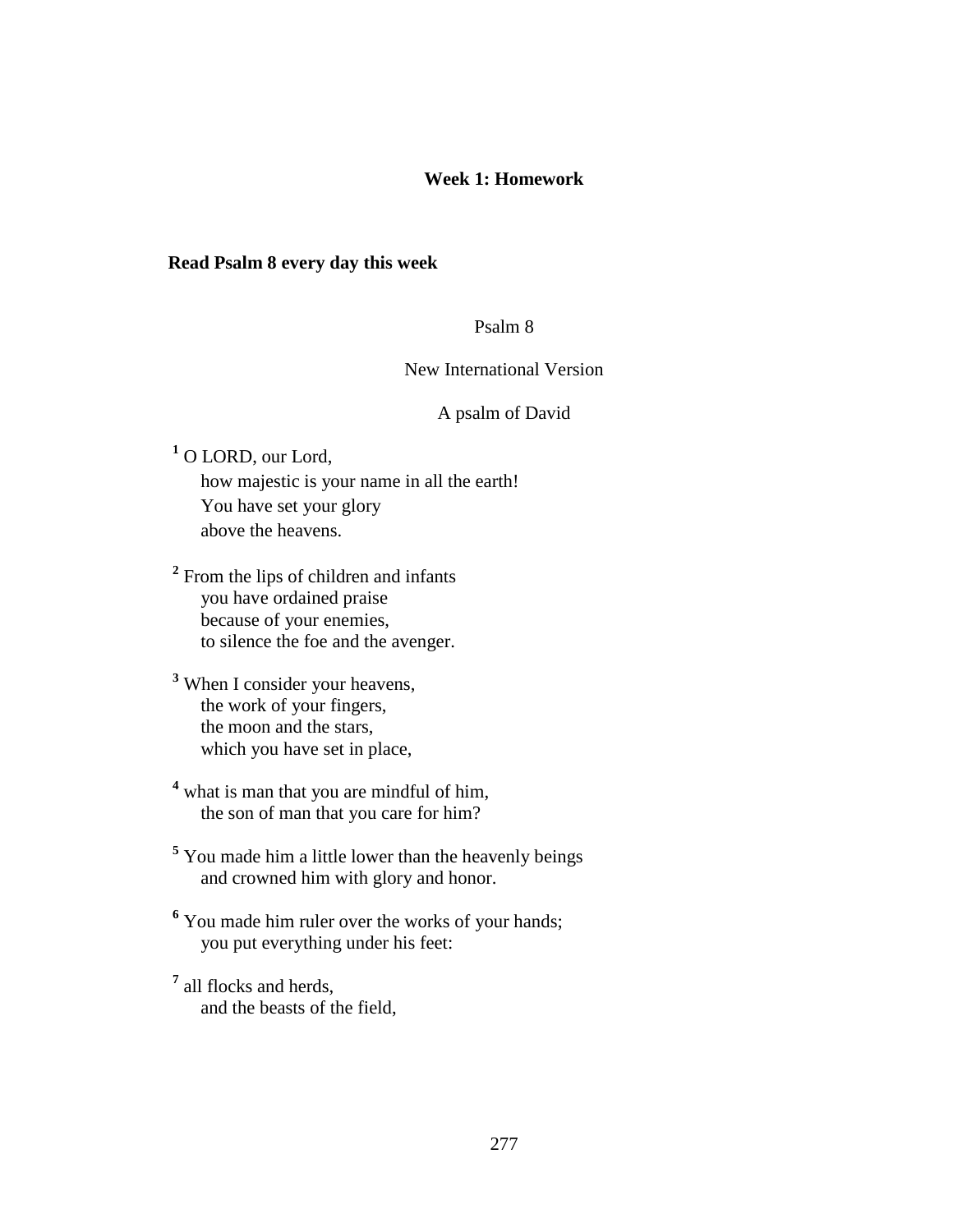## Week 1: Homework

**Read Psalm 8 every day this week**

Psalm 8

New International Version

A psalm of David

[1] O LORD, our Lord,
how majestic is your name in all the earth!
You have set your glory
above the heavens.

[2] From the lips of children and infants
you have ordained praise
because of your enemies,
to silence the foe and the avenger.

[3] When I consider your heavens,
the work of your fingers,
the moon and the stars,
which you have set in place,

[4] what is man that you are mindful of him,
the son of man that you care for him?

[5] You made him a little lower than the heavenly beings
and crowned him with glory and honor.

[6] You made him ruler over the works of your hands;
you put everything under his feet:

[7] all flocks and herds,
and the beasts of the field,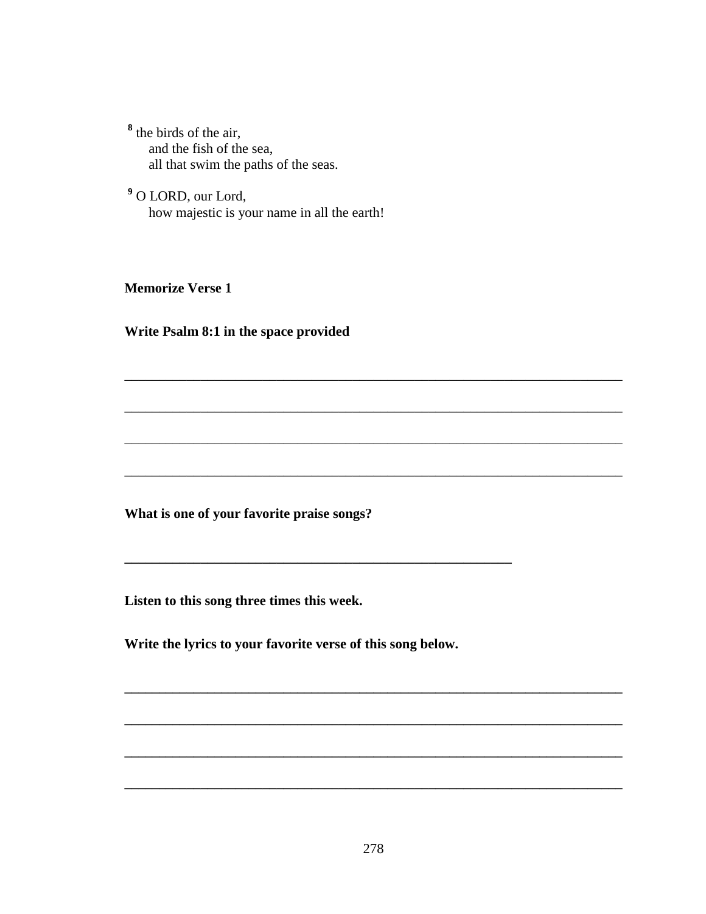[8] the birds of the air,
and the fish of the sea,
all that swim the paths of the seas.

[9] O LORD, our Lord,
how majestic is your name in all the earth!

**Memorize Verse 1**

**Write Psalm 8:1 in the space provided**

\_\_\_\_\_\_\_\_\_\_\_\_\_\_\_\_\_\_\_\_\_\_\_\_\_\_\_\_\_\_\_\_\_\_\_\_\_\_\_\_\_\_\_\_\_\_\_\_\_\_\_\_\_\_\_\_\_\_\_\_\_\_\_\_\_\_\_\_\_\_

\_\_\_\_\_\_\_\_\_\_\_\_\_\_\_\_\_\_\_\_\_\_\_\_\_\_\_\_\_\_\_\_\_\_\_\_\_\_\_\_\_\_\_\_\_\_\_\_\_\_\_\_\_\_\_\_\_\_\_\_\_\_\_\_\_\_\_\_\_\_

\_\_\_\_\_\_\_\_\_\_\_\_\_\_\_\_\_\_\_\_\_\_\_\_\_\_\_\_\_\_\_\_\_\_\_\_\_\_\_\_\_\_\_\_\_\_\_\_\_\_\_\_\_\_\_\_\_\_\_\_\_\_\_\_\_\_\_\_\_\_

\_\_\_\_\_\_\_\_\_\_\_\_\_\_\_\_\_\_\_\_\_\_\_\_\_\_\_\_\_\_\_\_\_\_\_\_\_\_\_\_\_\_\_\_\_\_\_\_\_\_\_\_\_\_\_\_\_\_\_\_\_\_\_\_\_\_\_\_\_\_

**What is one of your favorite praise songs?**

\_\_\_\_\_\_\_\_\_\_\_\_\_\_\_\_\_\_\_\_\_\_\_\_\_\_\_\_\_\_\_\_\_\_\_\_\_\_\_\_\_\_\_\_\_\_\_\_\_\_\_\_\_\_

**Listen to this song three times this week.**

**Write the lyrics to your favorite verse of this song below.**

\_\_\_\_\_\_\_\_\_\_\_\_\_\_\_\_\_\_\_\_\_\_\_\_\_\_\_\_\_\_\_\_\_\_\_\_\_\_\_\_\_\_\_\_\_\_\_\_\_\_\_\_\_\_\_\_\_\_\_\_\_\_\_\_\_\_\_\_\_\_

\_\_\_\_\_\_\_\_\_\_\_\_\_\_\_\_\_\_\_\_\_\_\_\_\_\_\_\_\_\_\_\_\_\_\_\_\_\_\_\_\_\_\_\_\_\_\_\_\_\_\_\_\_\_\_\_\_\_\_\_\_\_\_\_\_\_\_\_\_\_

\_\_\_\_\_\_\_\_\_\_\_\_\_\_\_\_\_\_\_\_\_\_\_\_\_\_\_\_\_\_\_\_\_\_\_\_\_\_\_\_\_\_\_\_\_\_\_\_\_\_\_\_\_\_\_\_\_\_\_\_\_\_\_\_\_\_\_\_\_\_

\_\_\_\_\_\_\_\_\_\_\_\_\_\_\_\_\_\_\_\_\_\_\_\_\_\_\_\_\_\_\_\_\_\_\_\_\_\_\_\_\_\_\_\_\_\_\_\_\_\_\_\_\_\_\_\_\_\_\_\_\_\_\_\_\_\_\_\_\_\_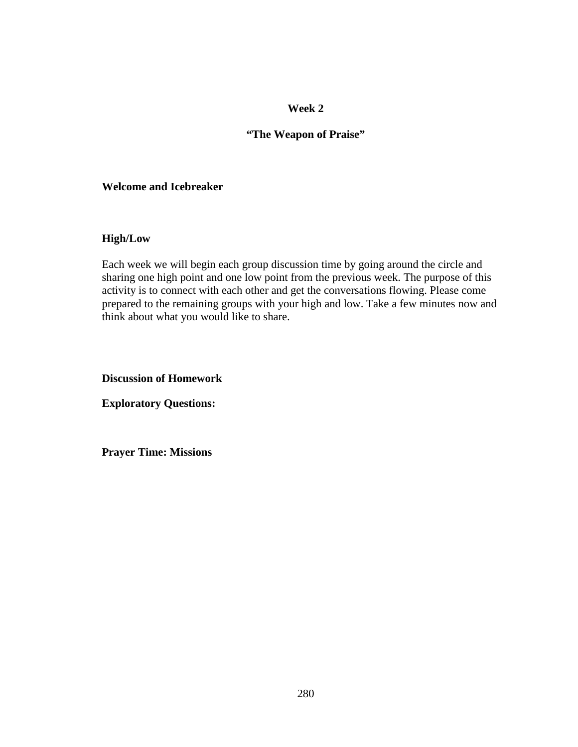**Week 2**

**“The Weapon of Praise”**

**Welcome and Icebreaker**

**High/Low**

Each week we will begin each group discussion time by going around the circle and sharing one high point and one low point from the previous week. The purpose of this activity is to connect with each other and get the conversations flowing. Please come prepared to the remaining groups with your high and low. Take a few minutes now and think about what you would like to share.

**Discussion of Homework**

**Exploratory Questions:**

**Prayer Time: Missions**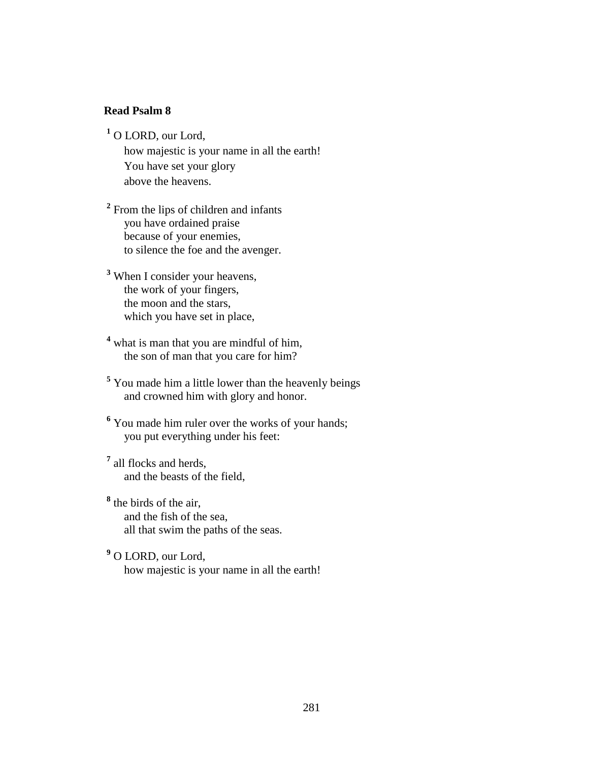**Read Psalm 8**

[1] O LORD, our Lord,
how majestic is your name in all the earth!
You have set your glory
above the heavens.

[2] From the lips of children and infants
you have ordained praise
because of your enemies,
to silence the foe and the avenger.

[3] When I consider your heavens,
the work of your fingers,
the moon and the stars,
which you have set in place,

[4] what is man that you are mindful of him,
the son of man that you care for him?

[5] You made him a little lower than the heavenly beings
and crowned him with glory and honor.

[6] You made him ruler over the works of your hands;
you put everything under his feet:

[7] all flocks and herds,
and the beasts of the field,

[8] the birds of the air,
and the fish of the sea,
all that swim the paths of the seas.

[9] O LORD, our Lord,
how majestic is your name in all the earth!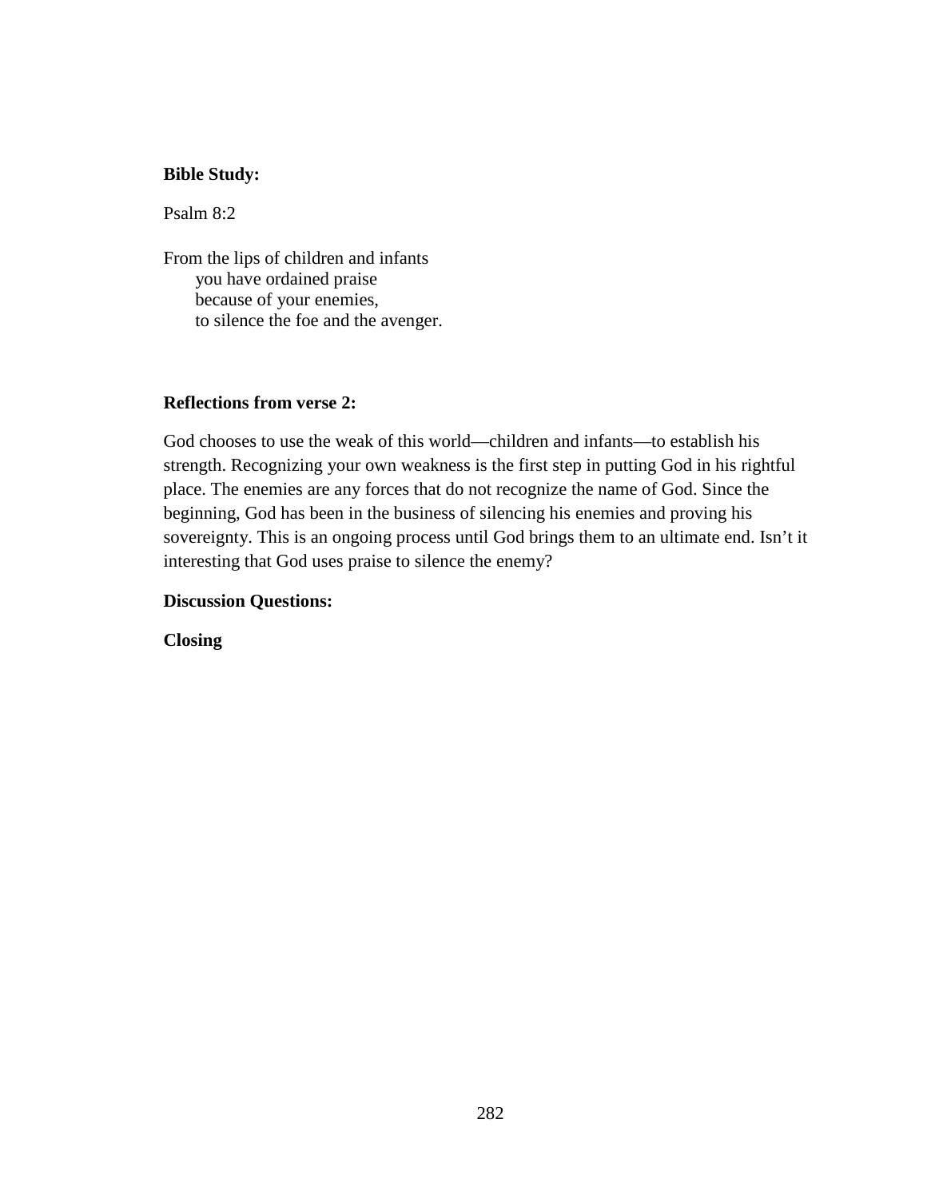**Bible Study:**

Psalm 8:2

From the lips of children and infants
  you have ordained praise
  because of your enemies,
  to silence the foe and the avenger.

**Reflections from verse 2:**

God chooses to use the weak of this world—children and infants—to establish his strength. Recognizing your own weakness is the first step in putting God in his rightful place. The enemies are any forces that do not recognize the name of God. Since the beginning, God has been in the business of silencing his enemies and proving his sovereignty. This is an ongoing process until God brings them to an ultimate end. Isn't it interesting that God uses praise to silence the enemy?

**Discussion Questions:**

**Closing**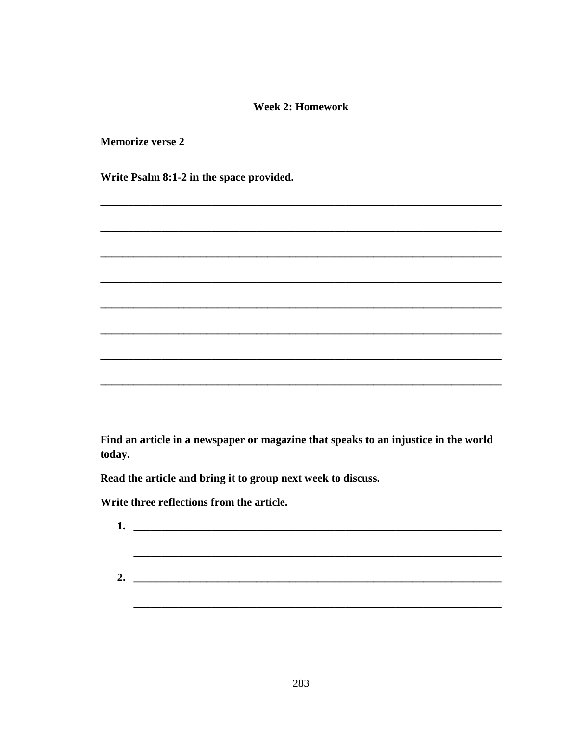**Week 2: Homework**

**Memorize verse 2**

**Write Psalm 8:1-2 in the space provided.**

________________________________________________________________________

________________________________________________________________________

________________________________________________________________________

________________________________________________________________________

________________________________________________________________________

________________________________________________________________________

________________________________________________________________________

________________________________________________________________________

**Find an article in a newspaper or magazine that speaks to an injustice in the world today.**

**Read the article and bring it to group next week to discuss.**

**Write three reflections from the article.**

1. ____________________________________________________________________

   ____________________________________________________________________

2. ____________________________________________________________________

   ____________________________________________________________________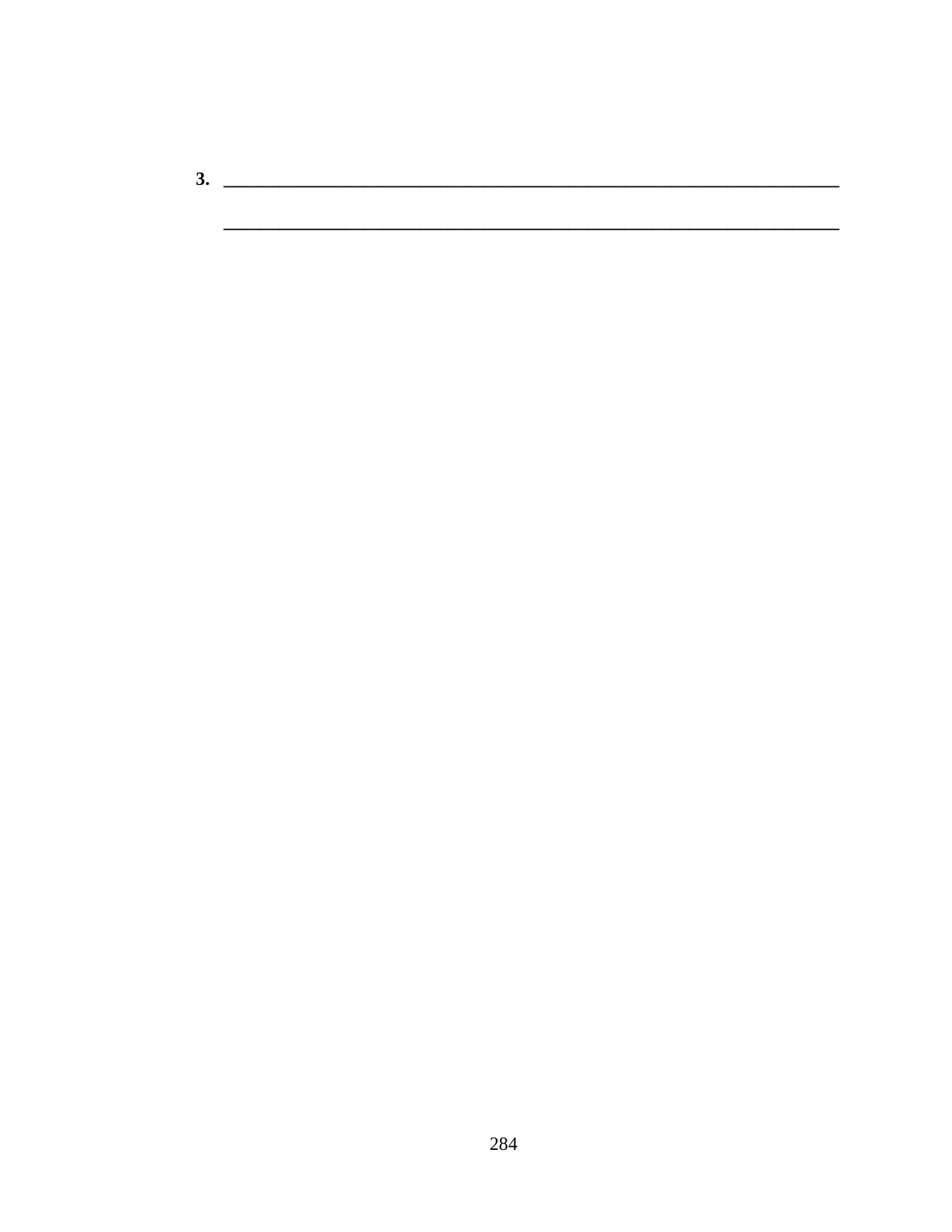**3.** ______________________________________________________________

______________________________________________________________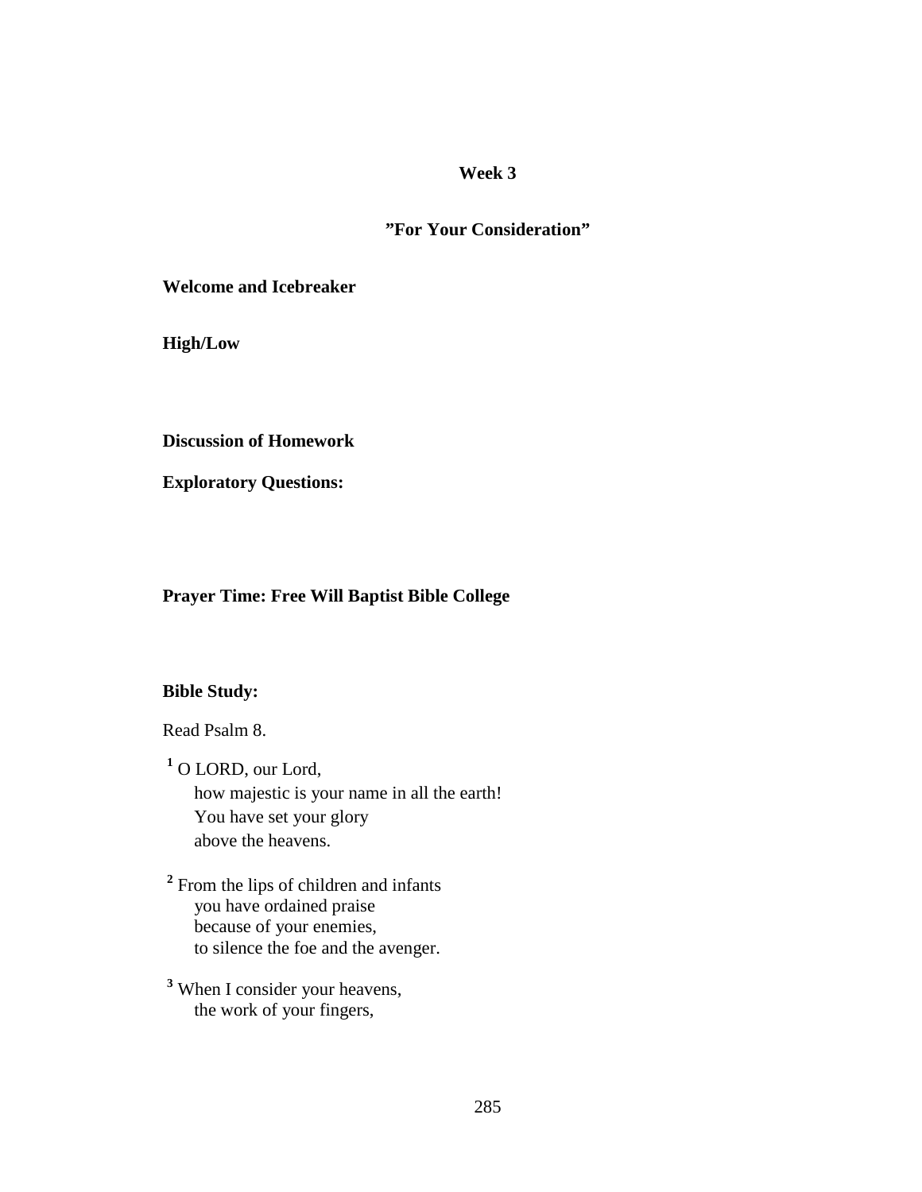## Week 3

## "For Your Consideration"

**Welcome and Icebreaker**

**High/Low**

**Discussion of Homework**

**Exploratory Questions:**

**Prayer Time: Free Will Baptist Bible College**

**Bible Study:**

Read Psalm 8.

[1] O LORD, our Lord,
how majestic is your name in all the earth!
You have set your glory
above the heavens.

[2] From the lips of children and infants
you have ordained praise
because of your enemies,
to silence the foe and the avenger.

[3] When I consider your heavens,
the work of your fingers,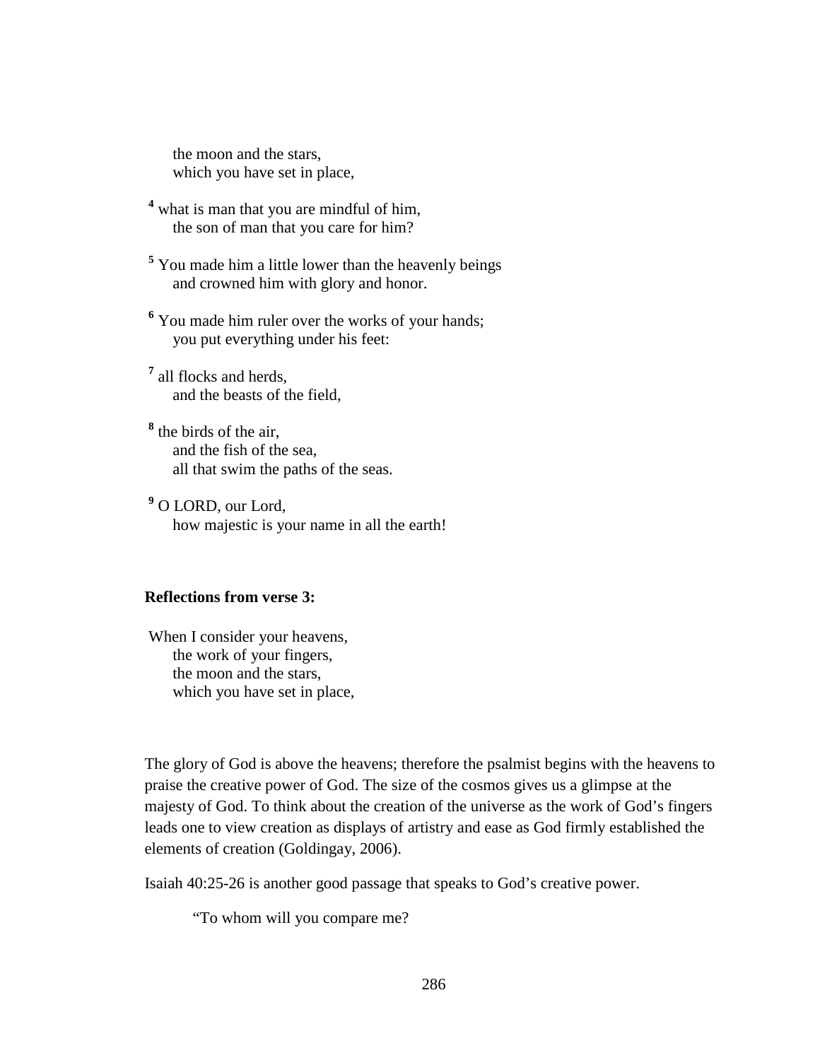the moon and the stars,
which you have set in place,

[4] what is man that you are mindful of him,
the son of man that you care for him?

[5] You made him a little lower than the heavenly beings
and crowned him with glory and honor.

[6] You made him ruler over the works of your hands;
you put everything under his feet:

[7] all flocks and herds,
and the beasts of the field,

[8] the birds of the air,
and the fish of the sea,
all that swim the paths of the seas.

[9] O LORD, our Lord,
how majestic is your name in all the earth!

**Reflections from verse 3:**

When I consider your heavens,
the work of your fingers,
the moon and the stars,
which you have set in place,

The glory of God is above the heavens; therefore the psalmist begins with the heavens to praise the creative power of God. The size of the cosmos gives us a glimpse at the majesty of God. To think about the creation of the universe as the work of God's fingers leads one to view creation as displays of artistry and ease as God firmly established the elements of creation (Goldingay, 2006).

Isaiah 40:25-26 is another good passage that speaks to God's creative power.

"To whom will you compare me?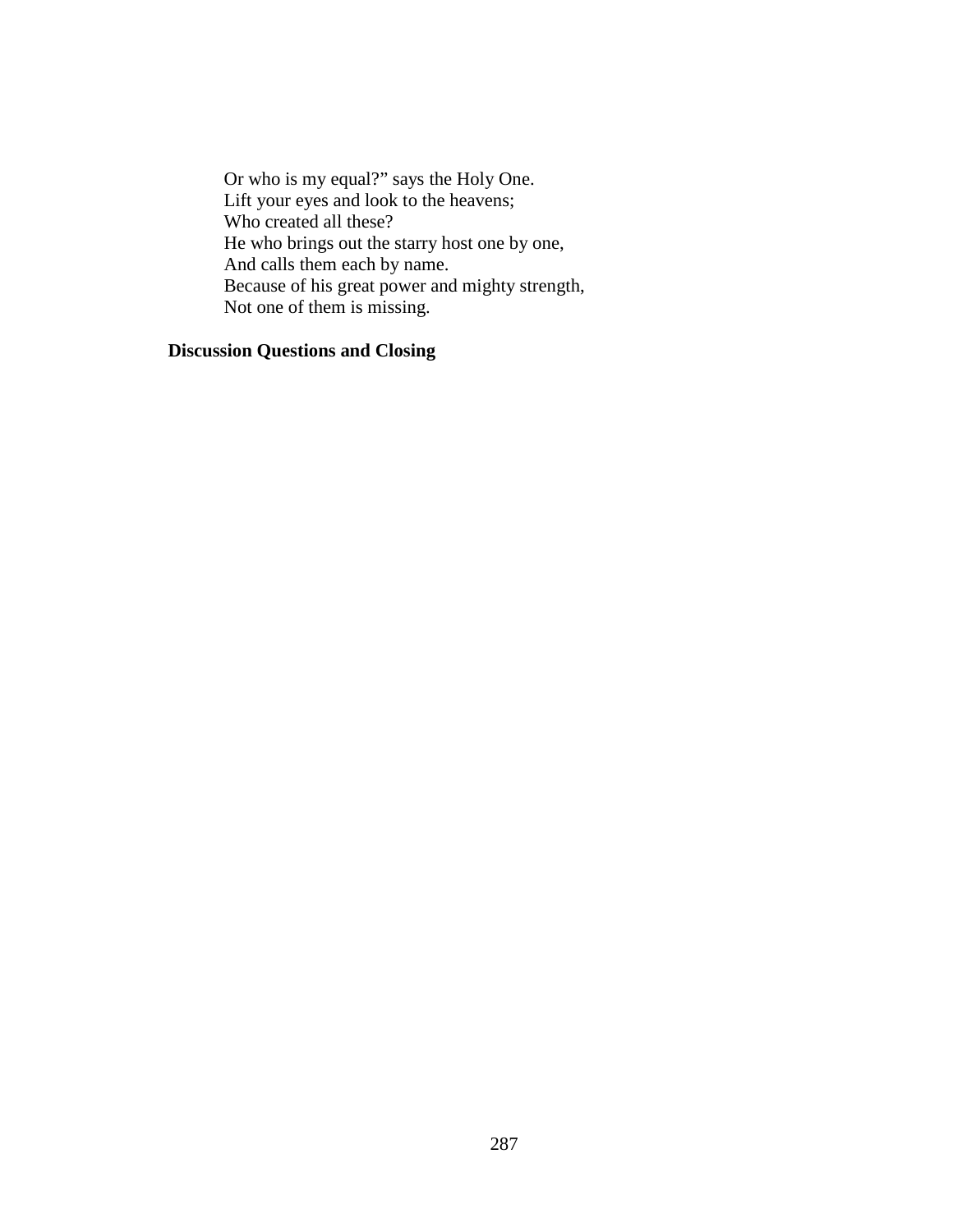> Or who is my equal?" says the Holy One.
> Lift your eyes and look to the heavens;
> Who created all these?
> He who brings out the starry host one by one,
> And calls them each by name.
> Because of his great power and mighty strength,
> Not one of them is missing.

**Discussion Questions and Closing**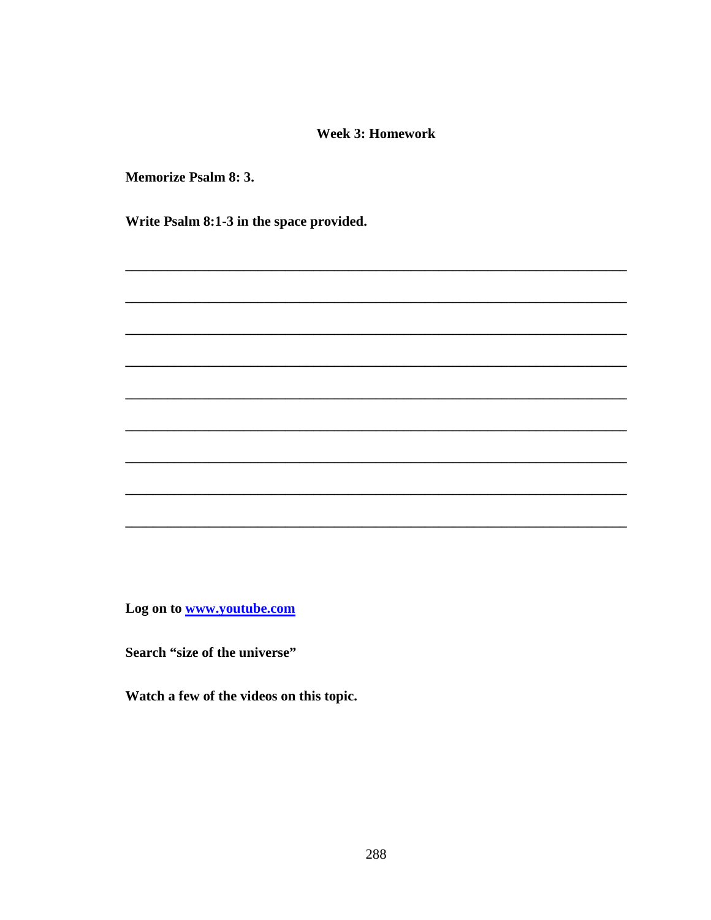### Week 3: Homework

**Memorize Psalm 8: 3.**

**Write Psalm 8:1-3 in the space provided.**

________________________________________________________________________

________________________________________________________________________

________________________________________________________________________

________________________________________________________________________

________________________________________________________________________

________________________________________________________________________

________________________________________________________________________

________________________________________________________________________

________________________________________________________________________

**Log on to [www.youtube.com](http://www.youtube.com)**

**Search "size of the universe"**

**Watch a few of the videos on this topic.**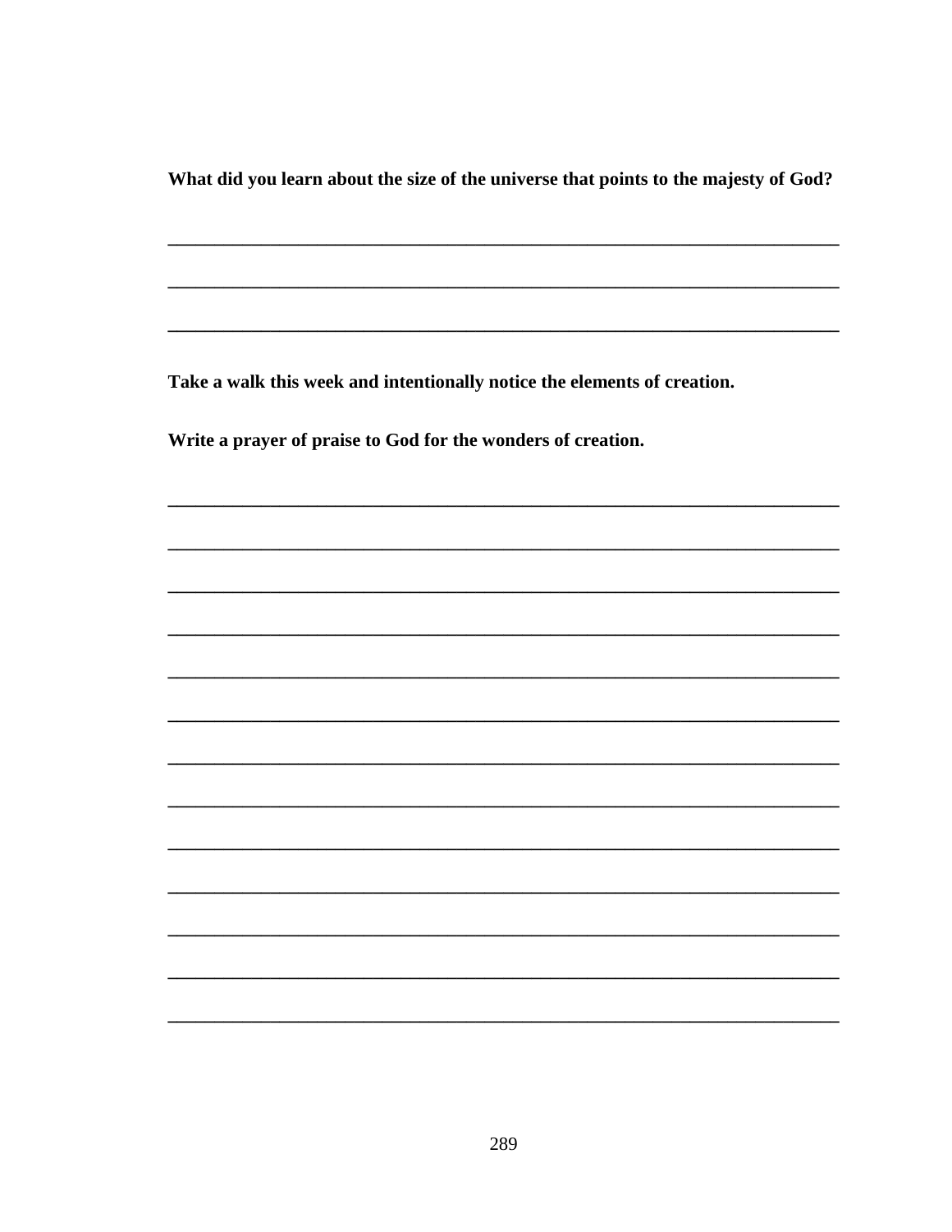**What did you learn about the size of the universe that points to the majesty of God?**

___________________________________________________________________________

___________________________________________________________________________

___________________________________________________________________________

**Take a walk this week and intentionally notice the elements of creation.**

**Write a prayer of praise to God for the wonders of creation.**

___________________________________________________________________________

___________________________________________________________________________

___________________________________________________________________________

___________________________________________________________________________

___________________________________________________________________________

___________________________________________________________________________

___________________________________________________________________________

___________________________________________________________________________

___________________________________________________________________________

___________________________________________________________________________

___________________________________________________________________________

___________________________________________________________________________

___________________________________________________________________________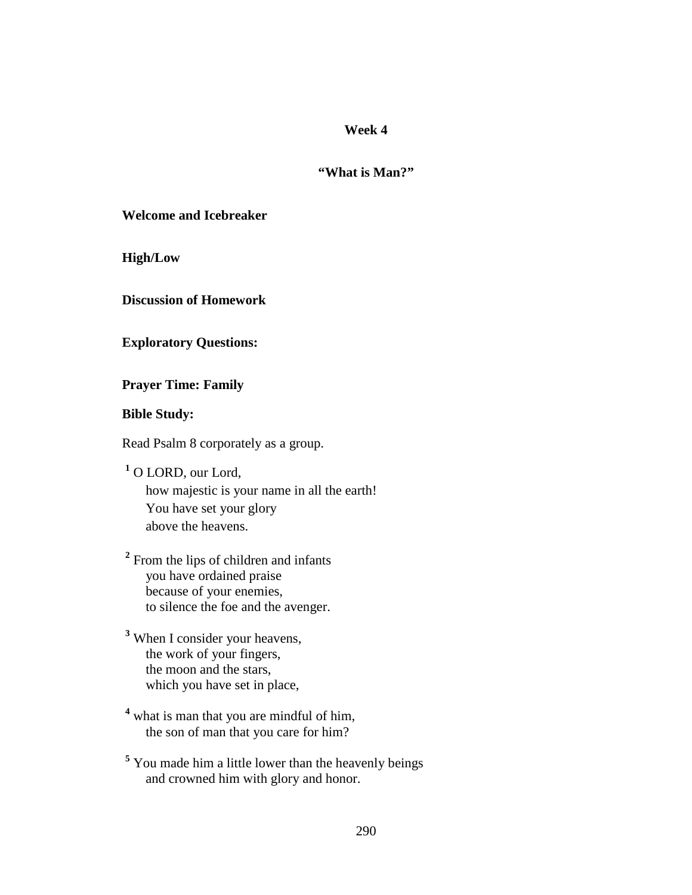## Week 4

## “What is Man?”

**Welcome and Icebreaker**

**High/Low**

**Discussion of Homework**

**Exploratory Questions:**

**Prayer Time: Family**

**Bible Study:**

Read Psalm 8 corporately as a group.

[1] O LORD, our Lord,
how majestic is your name in all the earth!
You have set your glory
above the heavens.

[2] From the lips of children and infants
you have ordained praise
because of your enemies,
to silence the foe and the avenger.

[3] When I consider your heavens,
the work of your fingers,
the moon and the stars,
which you have set in place,

[4] what is man that you are mindful of him,
the son of man that you care for him?

[5] You made him a little lower than the heavenly beings
and crowned him with glory and honor.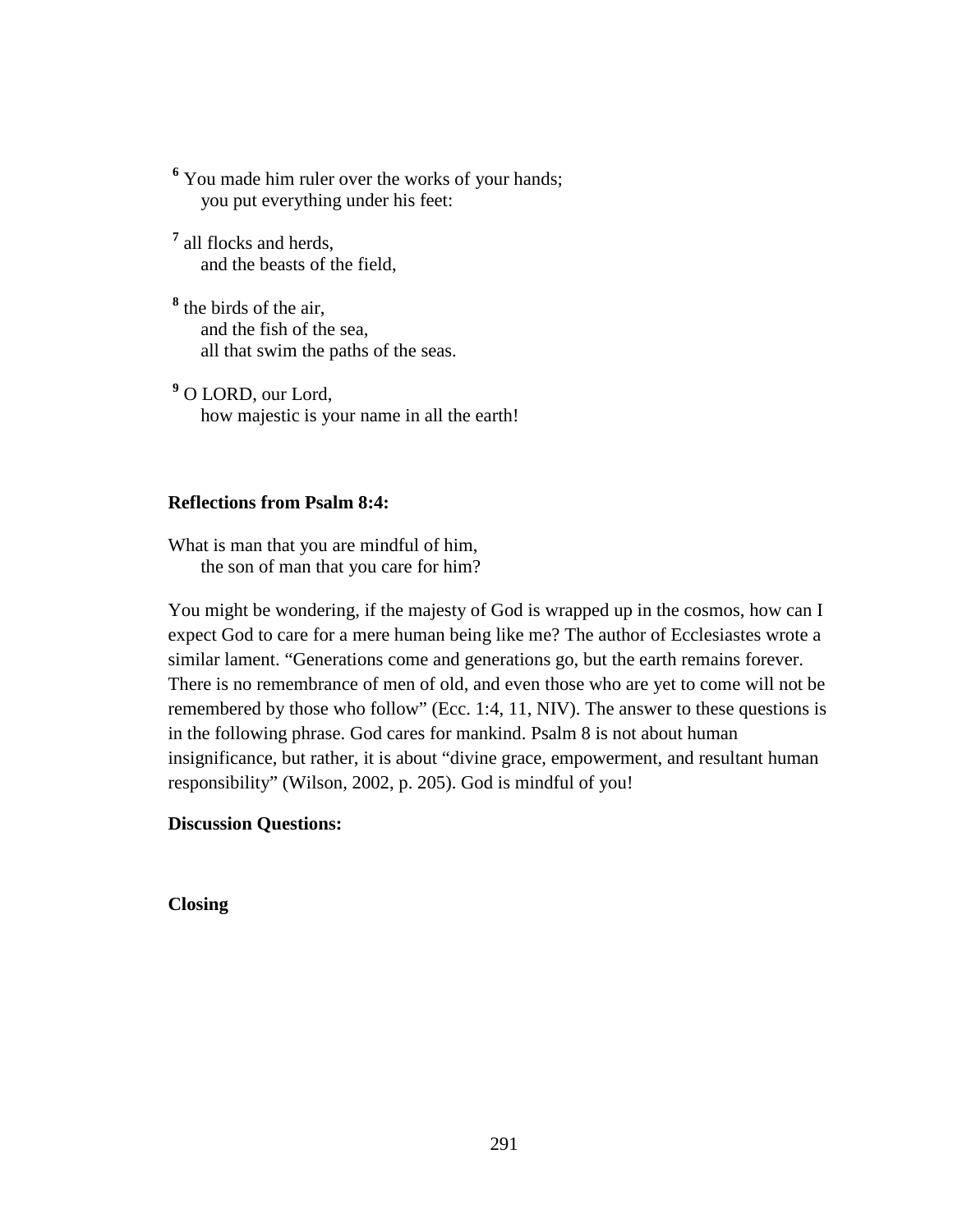[6] You made him ruler over the works of your hands;
  you put everything under his feet:

[7] all flocks and herds,
  and the beasts of the field,

[8] the birds of the air,
  and the fish of the sea,
  all that swim the paths of the seas.

[9] O LORD, our Lord,
  how majestic is your name in all the earth!

**Reflections from Psalm 8:4:**

What is man that you are mindful of him,
  the son of man that you care for him?

You might be wondering, if the majesty of God is wrapped up in the cosmos, how can I expect God to care for a mere human being like me? The author of Ecclesiastes wrote a similar lament. “Generations come and generations go, but the earth remains forever. There is no remembrance of men of old, and even those who are yet to come will not be remembered by those who follow” (Ecc. 1:4, 11, NIV). The answer to these questions is in the following phrase. God cares for mankind. Psalm 8 is not about human insignificance, but rather, it is about “divine grace, empowerment, and resultant human responsibility” (Wilson, 2002, p. 205). God is mindful of you!

**Discussion Questions:**

**Closing**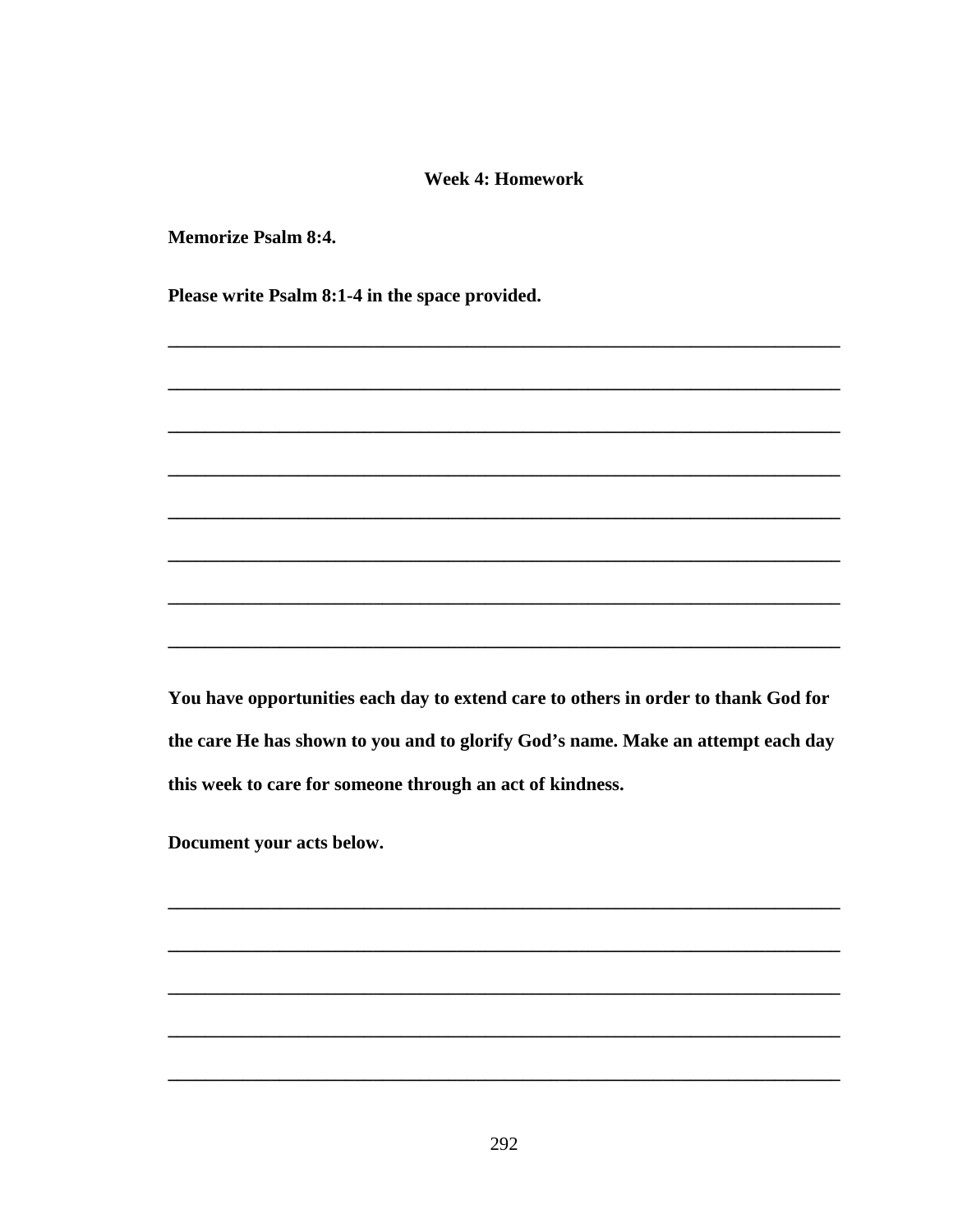**Week 4: Homework**

**Memorize Psalm 8:4.**

**Please write Psalm 8:1-4 in the space provided.**

\_\_\_\_\_\_\_\_\_\_\_\_\_\_\_\_\_\_\_\_\_\_\_\_\_\_\_\_\_\_\_\_\_\_\_\_\_\_\_\_\_\_\_\_\_\_\_\_\_\_\_\_\_\_\_\_\_\_\_\_\_\_\_\_\_\_\_\_\_\_

\_\_\_\_\_\_\_\_\_\_\_\_\_\_\_\_\_\_\_\_\_\_\_\_\_\_\_\_\_\_\_\_\_\_\_\_\_\_\_\_\_\_\_\_\_\_\_\_\_\_\_\_\_\_\_\_\_\_\_\_\_\_\_\_\_\_\_\_\_\_

\_\_\_\_\_\_\_\_\_\_\_\_\_\_\_\_\_\_\_\_\_\_\_\_\_\_\_\_\_\_\_\_\_\_\_\_\_\_\_\_\_\_\_\_\_\_\_\_\_\_\_\_\_\_\_\_\_\_\_\_\_\_\_\_\_\_\_\_\_\_

\_\_\_\_\_\_\_\_\_\_\_\_\_\_\_\_\_\_\_\_\_\_\_\_\_\_\_\_\_\_\_\_\_\_\_\_\_\_\_\_\_\_\_\_\_\_\_\_\_\_\_\_\_\_\_\_\_\_\_\_\_\_\_\_\_\_\_\_\_\_

\_\_\_\_\_\_\_\_\_\_\_\_\_\_\_\_\_\_\_\_\_\_\_\_\_\_\_\_\_\_\_\_\_\_\_\_\_\_\_\_\_\_\_\_\_\_\_\_\_\_\_\_\_\_\_\_\_\_\_\_\_\_\_\_\_\_\_\_\_\_

\_\_\_\_\_\_\_\_\_\_\_\_\_\_\_\_\_\_\_\_\_\_\_\_\_\_\_\_\_\_\_\_\_\_\_\_\_\_\_\_\_\_\_\_\_\_\_\_\_\_\_\_\_\_\_\_\_\_\_\_\_\_\_\_\_\_\_\_\_\_

\_\_\_\_\_\_\_\_\_\_\_\_\_\_\_\_\_\_\_\_\_\_\_\_\_\_\_\_\_\_\_\_\_\_\_\_\_\_\_\_\_\_\_\_\_\_\_\_\_\_\_\_\_\_\_\_\_\_\_\_\_\_\_\_\_\_\_\_\_\_

\_\_\_\_\_\_\_\_\_\_\_\_\_\_\_\_\_\_\_\_\_\_\_\_\_\_\_\_\_\_\_\_\_\_\_\_\_\_\_\_\_\_\_\_\_\_\_\_\_\_\_\_\_\_\_\_\_\_\_\_\_\_\_\_\_\_\_\_\_\_

**You have opportunities each day to extend care to others in order to thank God for the care He has shown to you and to glorify God's name. Make an attempt each day this week to care for someone through an act of kindness.**

**Document your acts below.**

\_\_\_\_\_\_\_\_\_\_\_\_\_\_\_\_\_\_\_\_\_\_\_\_\_\_\_\_\_\_\_\_\_\_\_\_\_\_\_\_\_\_\_\_\_\_\_\_\_\_\_\_\_\_\_\_\_\_\_\_\_\_\_\_\_\_\_\_\_\_

\_\_\_\_\_\_\_\_\_\_\_\_\_\_\_\_\_\_\_\_\_\_\_\_\_\_\_\_\_\_\_\_\_\_\_\_\_\_\_\_\_\_\_\_\_\_\_\_\_\_\_\_\_\_\_\_\_\_\_\_\_\_\_\_\_\_\_\_\_\_

\_\_\_\_\_\_\_\_\_\_\_\_\_\_\_\_\_\_\_\_\_\_\_\_\_\_\_\_\_\_\_\_\_\_\_\_\_\_\_\_\_\_\_\_\_\_\_\_\_\_\_\_\_\_\_\_\_\_\_\_\_\_\_\_\_\_\_\_\_\_

\_\_\_\_\_\_\_\_\_\_\_\_\_\_\_\_\_\_\_\_\_\_\_\_\_\_\_\_\_\_\_\_\_\_\_\_\_\_\_\_\_\_\_\_\_\_\_\_\_\_\_\_\_\_\_\_\_\_\_\_\_\_\_\_\_\_\_\_\_\_

\_\_\_\_\_\_\_\_\_\_\_\_\_\_\_\_\_\_\_\_\_\_\_\_\_\_\_\_\_\_\_\_\_\_\_\_\_\_\_\_\_\_\_\_\_\_\_\_\_\_\_\_\_\_\_\_\_\_\_\_\_\_\_\_\_\_\_\_\_\_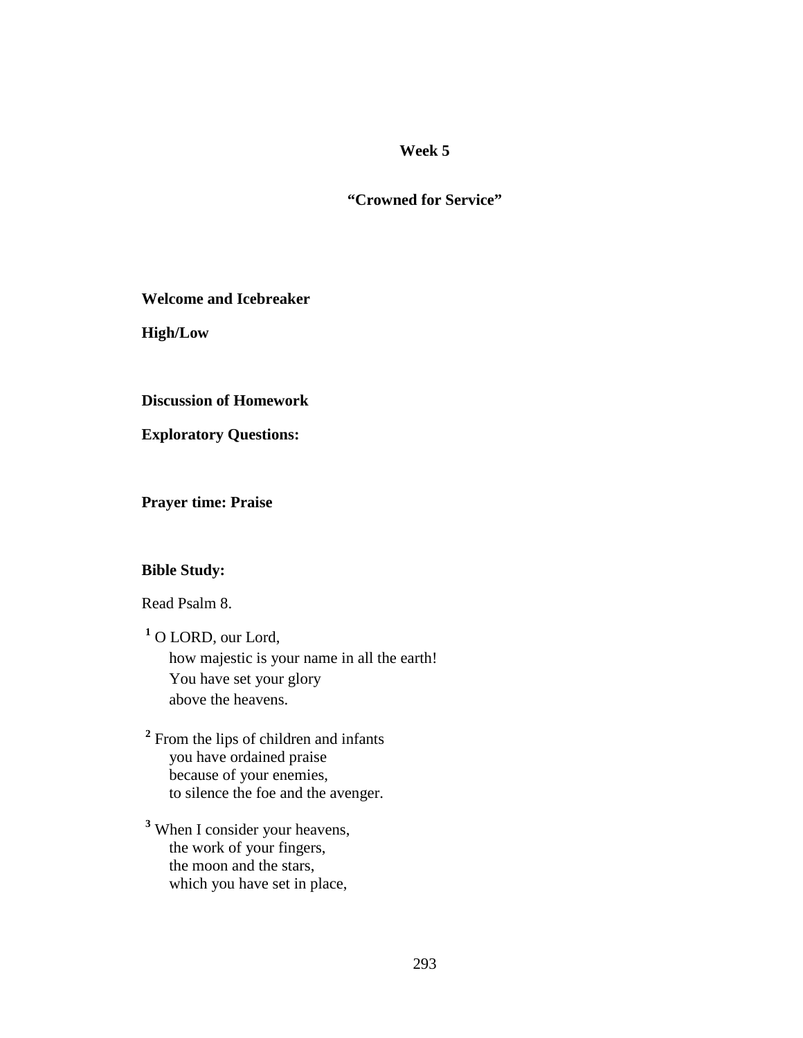## Week 5

## "Crowned for Service"

**Welcome and Icebreaker**

**High/Low**

**Discussion of Homework**

**Exploratory Questions:**

**Prayer time: Praise**

**Bible Study:**

Read Psalm 8.

[1] O LORD, our Lord,
how majestic is your name in all the earth!
You have set your glory
above the heavens.

[2] From the lips of children and infants
you have ordained praise
because of your enemies,
to silence the foe and the avenger.

[3] When I consider your heavens,
the work of your fingers,
the moon and the stars,
which you have set in place,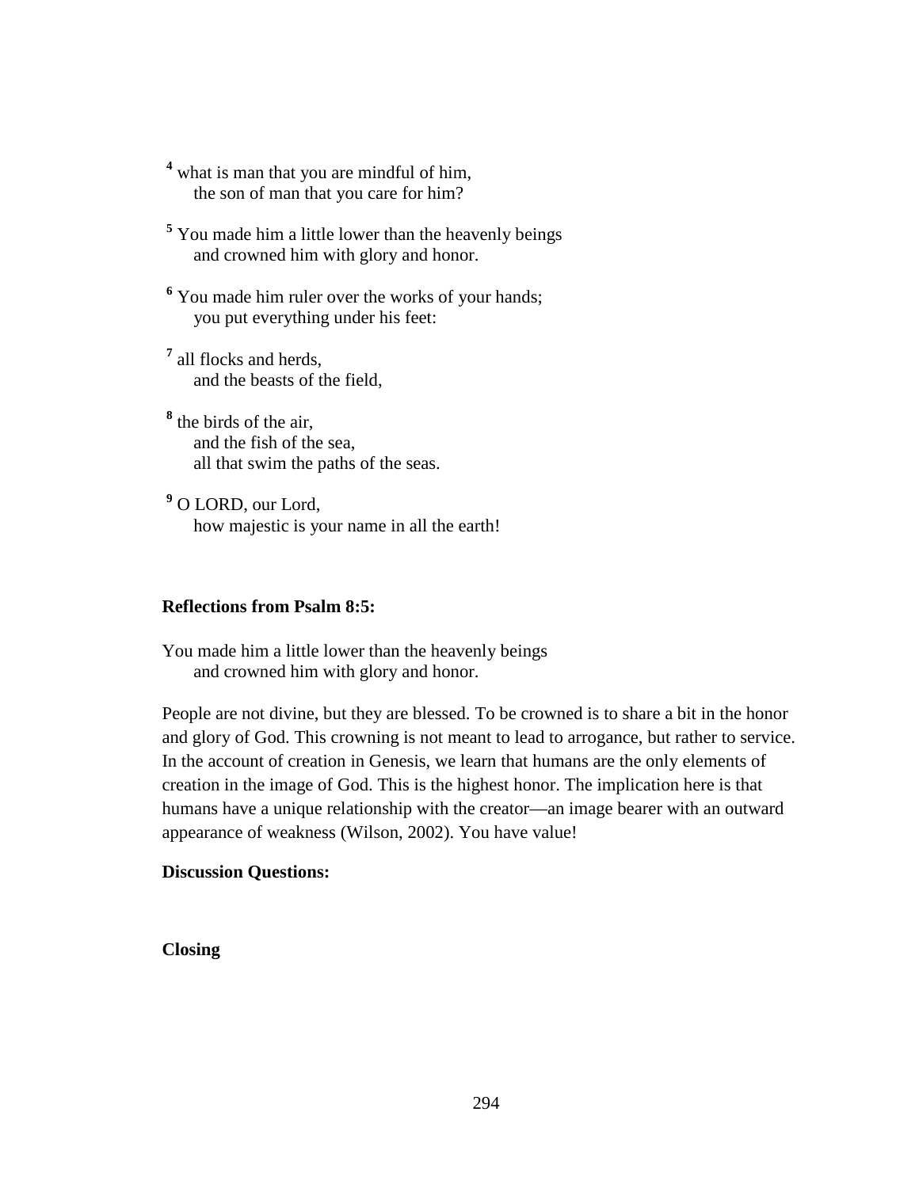[4] what is man that you are mindful of him,
  the son of man that you care for him?

[5] You made him a little lower than the heavenly beings
  and crowned him with glory and honor.

[6] You made him ruler over the works of your hands;
  you put everything under his feet:

[7] all flocks and herds,
  and the beasts of the field,

[8] the birds of the air,
  and the fish of the sea,
  all that swim the paths of the seas.

[9] O LORD, our Lord,
  how majestic is your name in all the earth!

**Reflections from Psalm 8:5:**

You made him a little lower than the heavenly beings
  and crowned him with glory and honor.

People are not divine, but they are blessed. To be crowned is to share a bit in the honor and glory of God. This crowning is not meant to lead to arrogance, but rather to service. In the account of creation in Genesis, we learn that humans are the only elements of creation in the image of God. This is the highest honor. The implication here is that humans have a unique relationship with the creator—an image bearer with an outward appearance of weakness (Wilson, 2002). You have value!

**Discussion Questions:**

**Closing**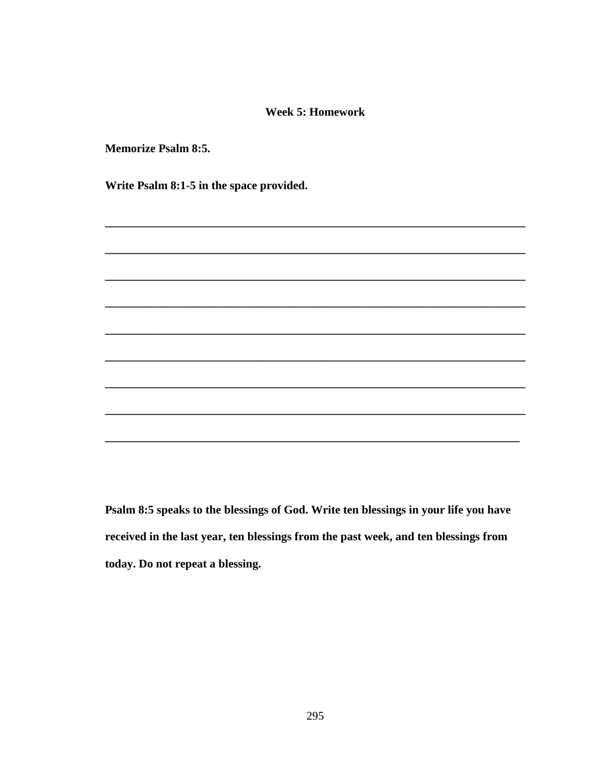**Week 5: Homework**

**Memorize Psalm 8:5.**

**Write Psalm 8:1-5 in the space provided.**

\_\_\_\_\_\_\_\_\_\_\_\_\_\_\_\_\_\_\_\_\_\_\_\_\_\_\_\_\_\_\_\_\_\_\_\_\_\_\_\_\_\_\_\_\_\_\_\_\_\_\_\_\_\_\_\_\_\_\_\_\_\_\_\_\_\_\_\_\_\_

\_\_\_\_\_\_\_\_\_\_\_\_\_\_\_\_\_\_\_\_\_\_\_\_\_\_\_\_\_\_\_\_\_\_\_\_\_\_\_\_\_\_\_\_\_\_\_\_\_\_\_\_\_\_\_\_\_\_\_\_\_\_\_\_\_\_\_\_\_\_

\_\_\_\_\_\_\_\_\_\_\_\_\_\_\_\_\_\_\_\_\_\_\_\_\_\_\_\_\_\_\_\_\_\_\_\_\_\_\_\_\_\_\_\_\_\_\_\_\_\_\_\_\_\_\_\_\_\_\_\_\_\_\_\_\_\_\_\_\_\_

\_\_\_\_\_\_\_\_\_\_\_\_\_\_\_\_\_\_\_\_\_\_\_\_\_\_\_\_\_\_\_\_\_\_\_\_\_\_\_\_\_\_\_\_\_\_\_\_\_\_\_\_\_\_\_\_\_\_\_\_\_\_\_\_\_\_\_\_\_\_

\_\_\_\_\_\_\_\_\_\_\_\_\_\_\_\_\_\_\_\_\_\_\_\_\_\_\_\_\_\_\_\_\_\_\_\_\_\_\_\_\_\_\_\_\_\_\_\_\_\_\_\_\_\_\_\_\_\_\_\_\_\_\_\_\_\_\_\_\_\_

\_\_\_\_\_\_\_\_\_\_\_\_\_\_\_\_\_\_\_\_\_\_\_\_\_\_\_\_\_\_\_\_\_\_\_\_\_\_\_\_\_\_\_\_\_\_\_\_\_\_\_\_\_\_\_\_\_\_\_\_\_\_\_\_\_\_\_\_\_\_

\_\_\_\_\_\_\_\_\_\_\_\_\_\_\_\_\_\_\_\_\_\_\_\_\_\_\_\_\_\_\_\_\_\_\_\_\_\_\_\_\_\_\_\_\_\_\_\_\_\_\_\_\_\_\_\_\_\_\_\_\_\_\_\_\_\_\_\_\_\_

\_\_\_\_\_\_\_\_\_\_\_\_\_\_\_\_\_\_\_\_\_\_\_\_\_\_\_\_\_\_\_\_\_\_\_\_\_\_\_\_\_\_\_\_\_\_\_\_\_\_\_\_\_\_\_\_\_\_\_\_\_\_\_\_\_\_\_\_\_\_

\_\_\_\_\_\_\_\_\_\_\_\_\_\_\_\_\_\_\_\_\_\_\_\_\_\_\_\_\_\_\_\_\_\_\_\_\_\_\_\_\_\_\_\_\_\_\_\_\_\_\_\_\_\_\_\_\_\_\_\_\_\_\_\_\_\_\_\_\_

**Psalm 8:5 speaks to the blessings of God. Write ten blessings in your life you have received in the last year, ten blessings from the past week, and ten blessings from today. Do not repeat a blessing.**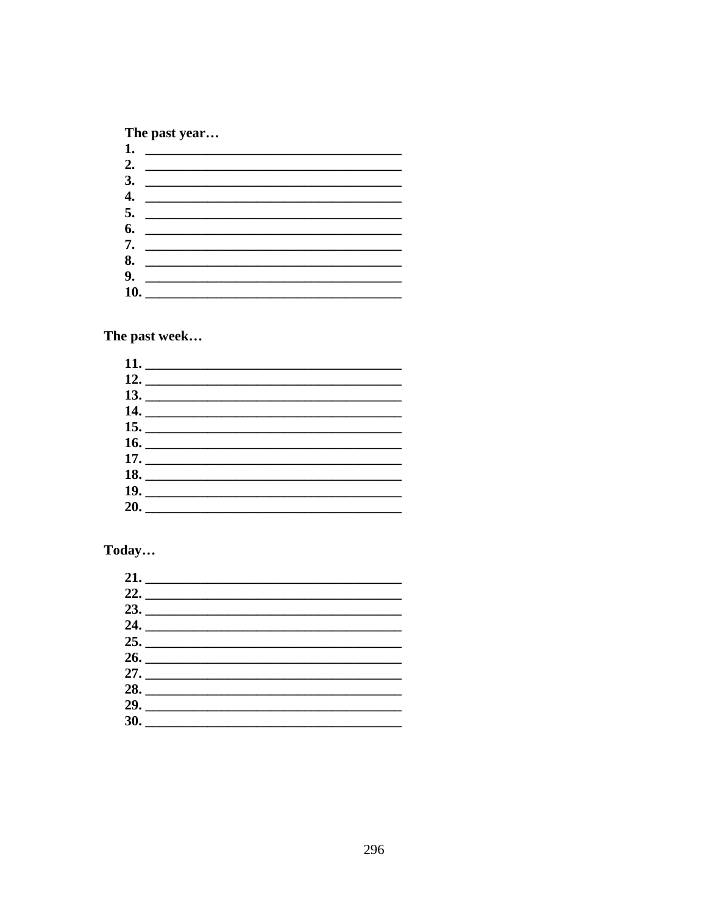**The past year…**

1. \_\_\_\_\_\_\_\_\_\_\_\_\_\_\_\_\_\_\_\_\_\_\_\_\_\_\_\_\_\_\_\_\_\_\_\_\_\_
2. \_\_\_\_\_\_\_\_\_\_\_\_\_\_\_\_\_\_\_\_\_\_\_\_\_\_\_\_\_\_\_\_\_\_\_\_\_\_
3. \_\_\_\_\_\_\_\_\_\_\_\_\_\_\_\_\_\_\_\_\_\_\_\_\_\_\_\_\_\_\_\_\_\_\_\_\_\_
4. \_\_\_\_\_\_\_\_\_\_\_\_\_\_\_\_\_\_\_\_\_\_\_\_\_\_\_\_\_\_\_\_\_\_\_\_\_\_
5. \_\_\_\_\_\_\_\_\_\_\_\_\_\_\_\_\_\_\_\_\_\_\_\_\_\_\_\_\_\_\_\_\_\_\_\_\_\_
6. \_\_\_\_\_\_\_\_\_\_\_\_\_\_\_\_\_\_\_\_\_\_\_\_\_\_\_\_\_\_\_\_\_\_\_\_\_\_
7. \_\_\_\_\_\_\_\_\_\_\_\_\_\_\_\_\_\_\_\_\_\_\_\_\_\_\_\_\_\_\_\_\_\_\_\_\_\_
8. \_\_\_\_\_\_\_\_\_\_\_\_\_\_\_\_\_\_\_\_\_\_\_\_\_\_\_\_\_\_\_\_\_\_\_\_\_\_
9. \_\_\_\_\_\_\_\_\_\_\_\_\_\_\_\_\_\_\_\_\_\_\_\_\_\_\_\_\_\_\_\_\_\_\_\_\_\_
10. \_\_\_\_\_\_\_\_\_\_\_\_\_\_\_\_\_\_\_\_\_\_\_\_\_\_\_\_\_\_\_\_\_\_\_\_\_\_

**The past week…**

11. \_\_\_\_\_\_\_\_\_\_\_\_\_\_\_\_\_\_\_\_\_\_\_\_\_\_\_\_\_\_\_\_\_\_\_\_\_\_
12. \_\_\_\_\_\_\_\_\_\_\_\_\_\_\_\_\_\_\_\_\_\_\_\_\_\_\_\_\_\_\_\_\_\_\_\_\_\_
13. \_\_\_\_\_\_\_\_\_\_\_\_\_\_\_\_\_\_\_\_\_\_\_\_\_\_\_\_\_\_\_\_\_\_\_\_\_\_
14. \_\_\_\_\_\_\_\_\_\_\_\_\_\_\_\_\_\_\_\_\_\_\_\_\_\_\_\_\_\_\_\_\_\_\_\_\_\_
15. \_\_\_\_\_\_\_\_\_\_\_\_\_\_\_\_\_\_\_\_\_\_\_\_\_\_\_\_\_\_\_\_\_\_\_\_\_\_
16. \_\_\_\_\_\_\_\_\_\_\_\_\_\_\_\_\_\_\_\_\_\_\_\_\_\_\_\_\_\_\_\_\_\_\_\_\_\_
17. \_\_\_\_\_\_\_\_\_\_\_\_\_\_\_\_\_\_\_\_\_\_\_\_\_\_\_\_\_\_\_\_\_\_\_\_\_\_
18. \_\_\_\_\_\_\_\_\_\_\_\_\_\_\_\_\_\_\_\_\_\_\_\_\_\_\_\_\_\_\_\_\_\_\_\_\_\_
19. \_\_\_\_\_\_\_\_\_\_\_\_\_\_\_\_\_\_\_\_\_\_\_\_\_\_\_\_\_\_\_\_\_\_\_\_\_\_
20. \_\_\_\_\_\_\_\_\_\_\_\_\_\_\_\_\_\_\_\_\_\_\_\_\_\_\_\_\_\_\_\_\_\_\_\_\_\_

**Today…**

21. \_\_\_\_\_\_\_\_\_\_\_\_\_\_\_\_\_\_\_\_\_\_\_\_\_\_\_\_\_\_\_\_\_\_\_\_\_\_
22. \_\_\_\_\_\_\_\_\_\_\_\_\_\_\_\_\_\_\_\_\_\_\_\_\_\_\_\_\_\_\_\_\_\_\_\_\_\_
23. \_\_\_\_\_\_\_\_\_\_\_\_\_\_\_\_\_\_\_\_\_\_\_\_\_\_\_\_\_\_\_\_\_\_\_\_\_\_
24. \_\_\_\_\_\_\_\_\_\_\_\_\_\_\_\_\_\_\_\_\_\_\_\_\_\_\_\_\_\_\_\_\_\_\_\_\_\_
25. \_\_\_\_\_\_\_\_\_\_\_\_\_\_\_\_\_\_\_\_\_\_\_\_\_\_\_\_\_\_\_\_\_\_\_\_\_\_
26. \_\_\_\_\_\_\_\_\_\_\_\_\_\_\_\_\_\_\_\_\_\_\_\_\_\_\_\_\_\_\_\_\_\_\_\_\_\_
27. \_\_\_\_\_\_\_\_\_\_\_\_\_\_\_\_\_\_\_\_\_\_\_\_\_\_\_\_\_\_\_\_\_\_\_\_\_\_
28. \_\_\_\_\_\_\_\_\_\_\_\_\_\_\_\_\_\_\_\_\_\_\_\_\_\_\_\_\_\_\_\_\_\_\_\_\_\_
29. \_\_\_\_\_\_\_\_\_\_\_\_\_\_\_\_\_\_\_\_\_\_\_\_\_\_\_\_\_\_\_\_\_\_\_\_\_\_
30. \_\_\_\_\_\_\_\_\_\_\_\_\_\_\_\_\_\_\_\_\_\_\_\_\_\_\_\_\_\_\_\_\_\_\_\_\_\_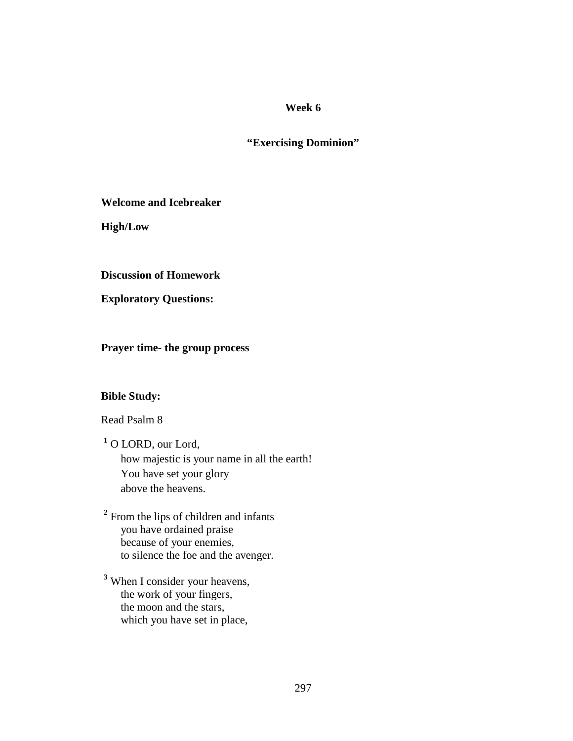**Week 6**

**“Exercising Dominion”**

**Welcome and Icebreaker**

**High/Low**

**Discussion of Homework**

**Exploratory Questions:**

**Prayer time- the group process**

**Bible Study:**

Read Psalm 8

[1] O LORD, our Lord,
how majestic is your name in all the earth!
You have set your glory
above the heavens.

[2] From the lips of children and infants
you have ordained praise
because of your enemies,
to silence the foe and the avenger.

[3] When I consider your heavens,
the work of your fingers,
the moon and the stars,
which you have set in place,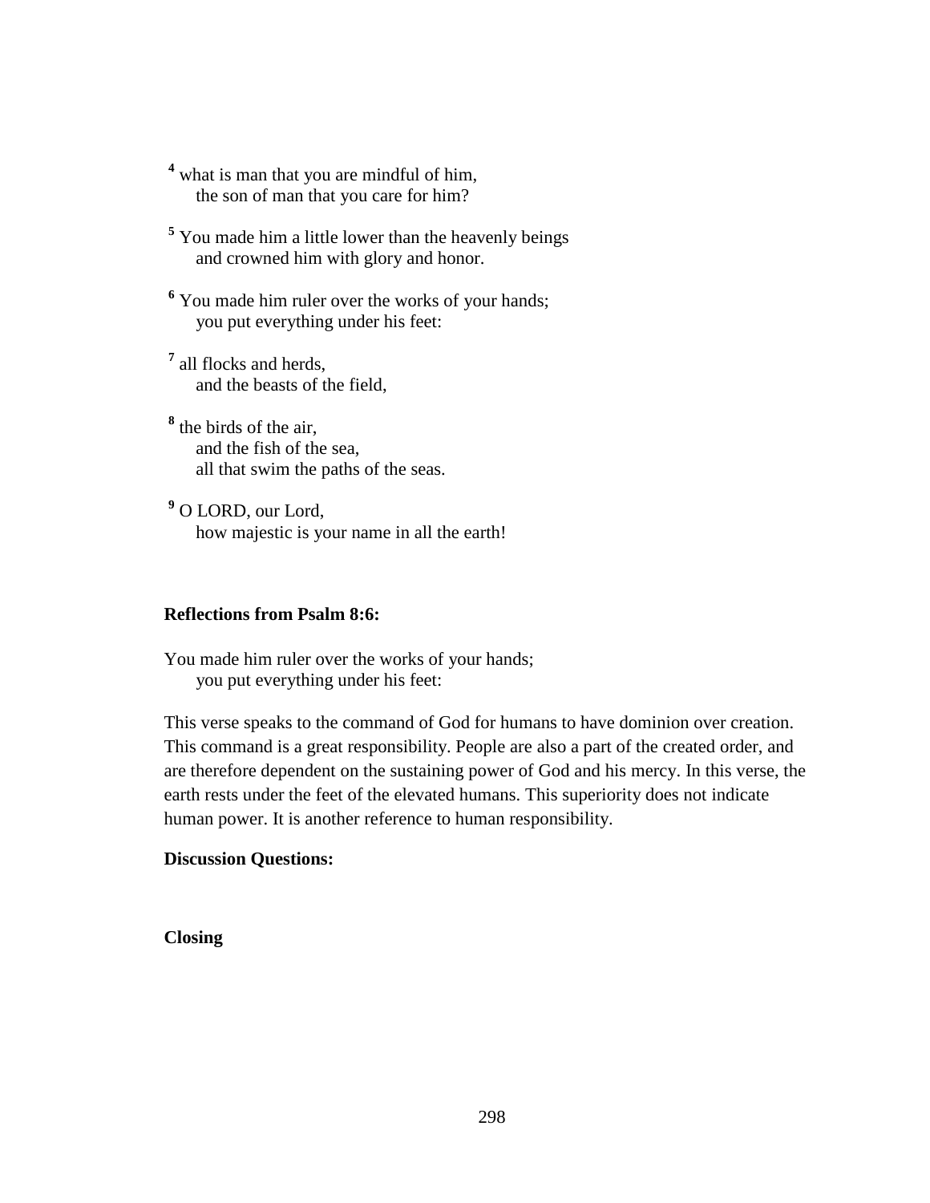[4] what is man that you are mindful of him,
  the son of man that you care for him?

[5] You made him a little lower than the heavenly beings
  and crowned him with glory and honor.

[6] You made him ruler over the works of your hands;
  you put everything under his feet:

[7] all flocks and herds,
  and the beasts of the field,

[8] the birds of the air,
  and the fish of the sea,
  all that swim the paths of the seas.

[9] O LORD, our Lord,
  how majestic is your name in all the earth!

**Reflections from Psalm 8:6:**

You made him ruler over the works of your hands;
  you put everything under his feet:

This verse speaks to the command of God for humans to have dominion over creation. This command is a great responsibility. People are also a part of the created order, and are therefore dependent on the sustaining power of God and his mercy. In this verse, the earth rests under the feet of the elevated humans. This superiority does not indicate human power. It is another reference to human responsibility.

**Discussion Questions:**

**Closing**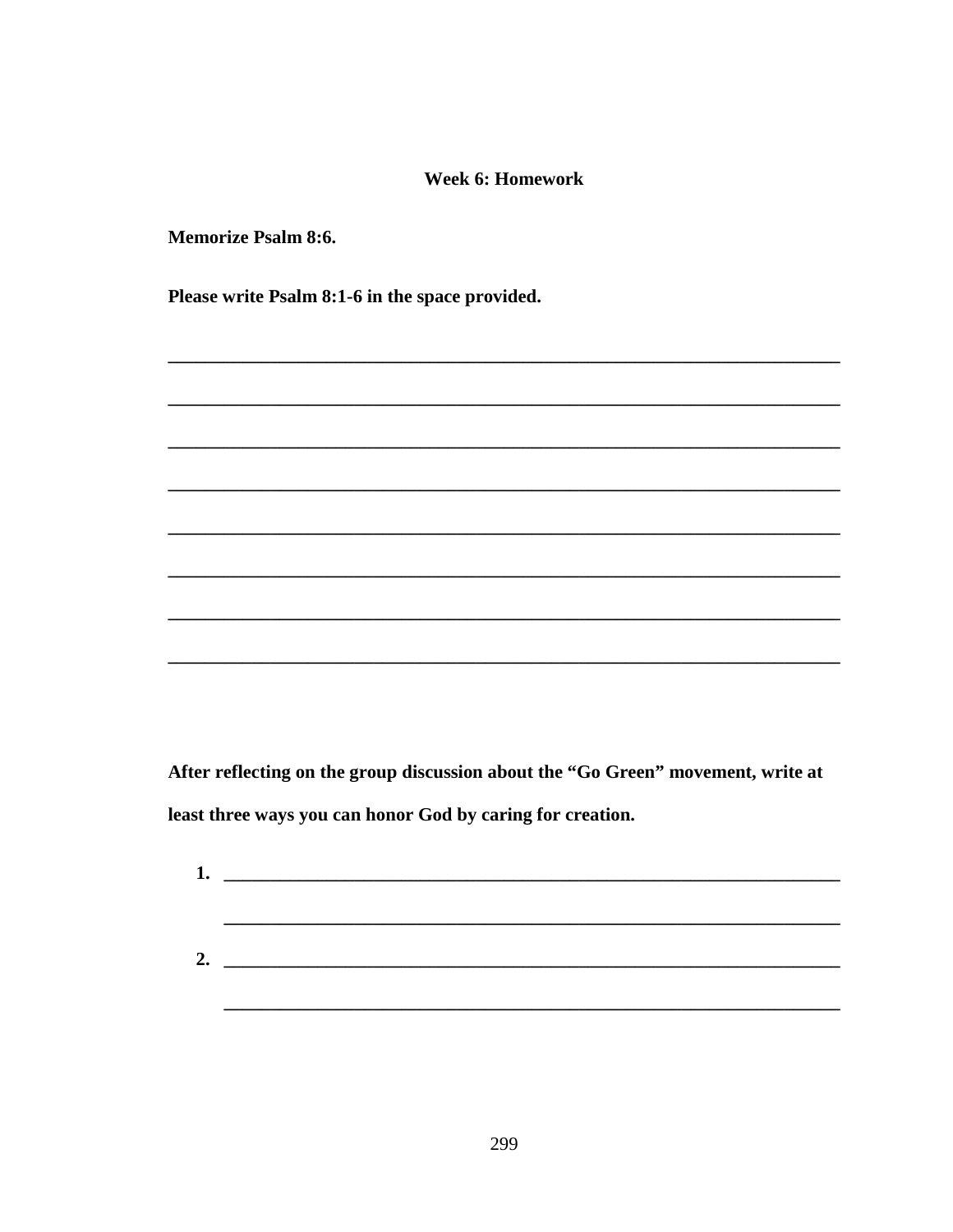**Week 6: Homework**

**Memorize Psalm 8:6.**

**Please write Psalm 8:1-6 in the space provided.**

________________________________________________________________________

________________________________________________________________________

________________________________________________________________________

________________________________________________________________________

________________________________________________________________________

________________________________________________________________________

________________________________________________________________________

________________________________________________________________________

**After reflecting on the group discussion about the "Go Green" movement, write at least three ways you can honor God by caring for creation.**

1. ________________________________________________________________

   ________________________________________________________________

2. ________________________________________________________________

   ________________________________________________________________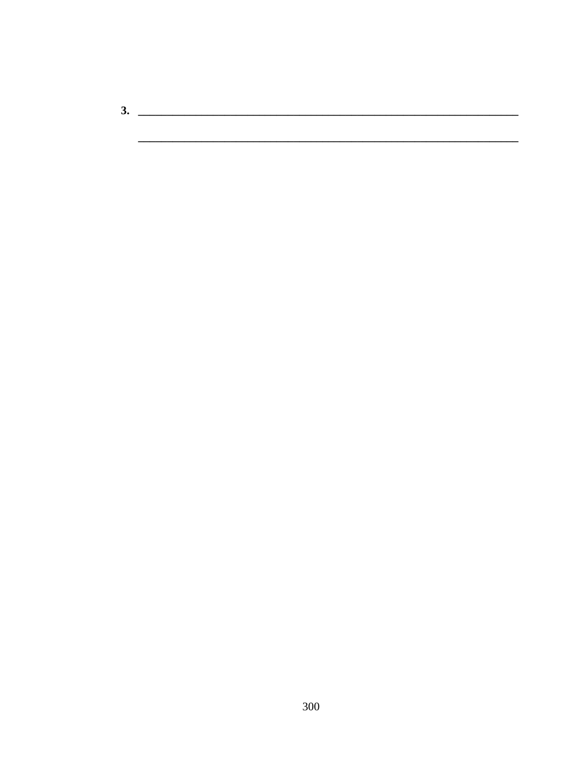**3.** ______________________________________________________________

______________________________________________________________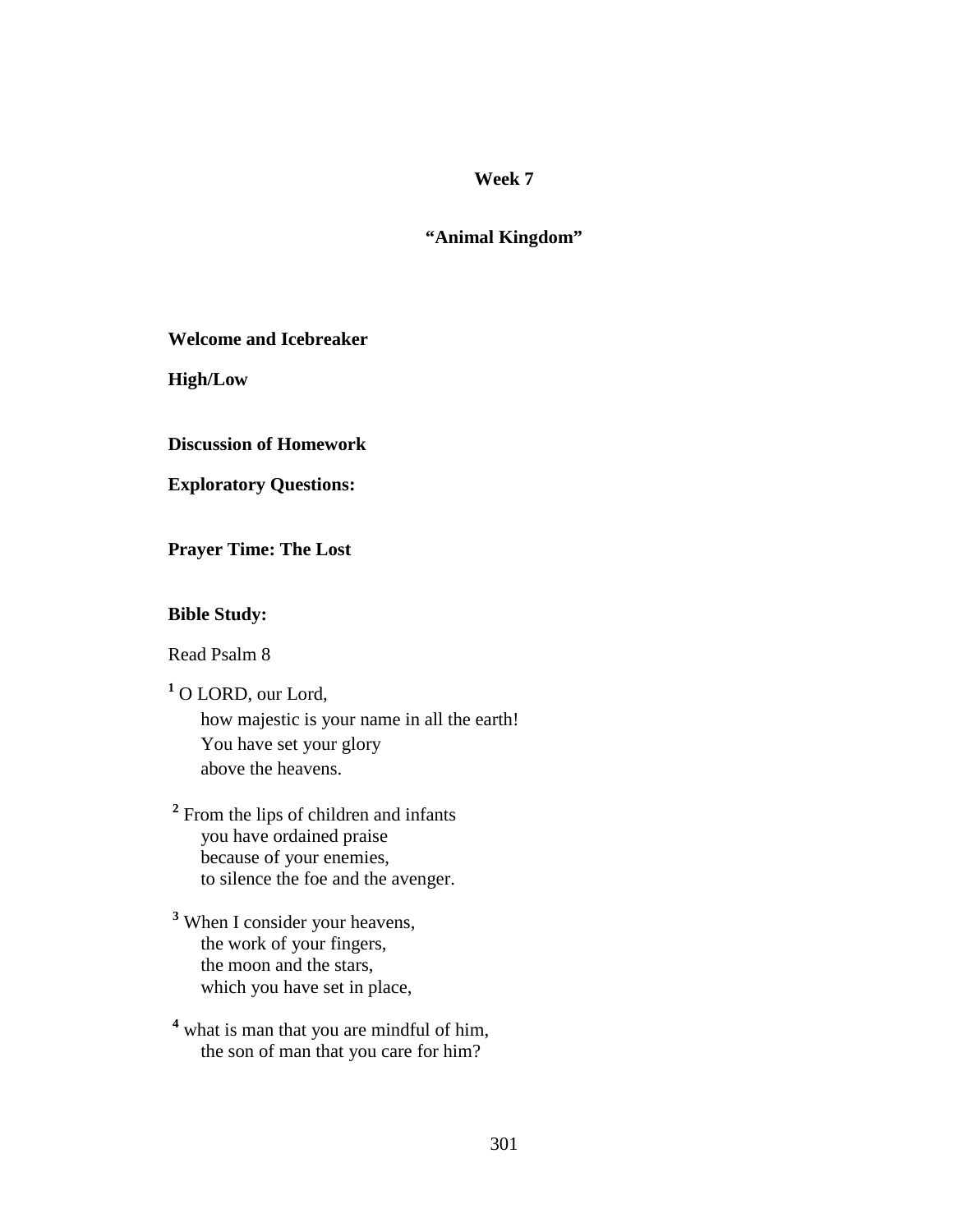## Week 7

## "Animal Kingdom"

**Welcome and Icebreaker**

**High/Low**

**Discussion of Homework**

**Exploratory Questions:**

**Prayer Time: The Lost**

**Bible Study:**

Read Psalm 8

[1] O LORD, our Lord,
how majestic is your name in all the earth!
You have set your glory
above the heavens.

[2] From the lips of children and infants
you have ordained praise
because of your enemies,
to silence the foe and the avenger.

[3] When I consider your heavens,
the work of your fingers,
the moon and the stars,
which you have set in place,

[4] what is man that you are mindful of him,
the son of man that you care for him?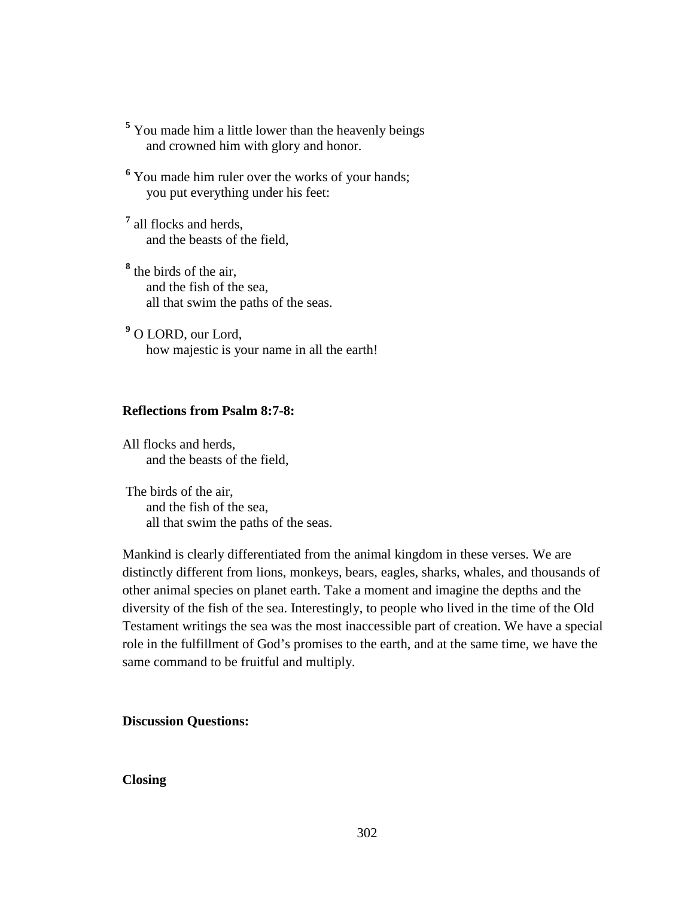[5] You made him a little lower than the heavenly beings
    and crowned him with glory and honor.

[6] You made him ruler over the works of your hands;
    you put everything under his feet:

[7] all flocks and herds,
    and the beasts of the field,

[8] the birds of the air,
    and the fish of the sea,
    all that swim the paths of the seas.

[9] O LORD, our Lord,
    how majestic is your name in all the earth!

**Reflections from Psalm 8:7-8:**

All flocks and herds,
    and the beasts of the field,

The birds of the air,
    and the fish of the sea,
    all that swim the paths of the seas.

Mankind is clearly differentiated from the animal kingdom in these verses. We are distinctly different from lions, monkeys, bears, eagles, sharks, whales, and thousands of other animal species on planet earth. Take a moment and imagine the depths and the diversity of the fish of the sea. Interestingly, to people who lived in the time of the Old Testament writings the sea was the most inaccessible part of creation. We have a special role in the fulfillment of God's promises to the earth, and at the same time, we have the same command to be fruitful and multiply.

**Discussion Questions:**

**Closing**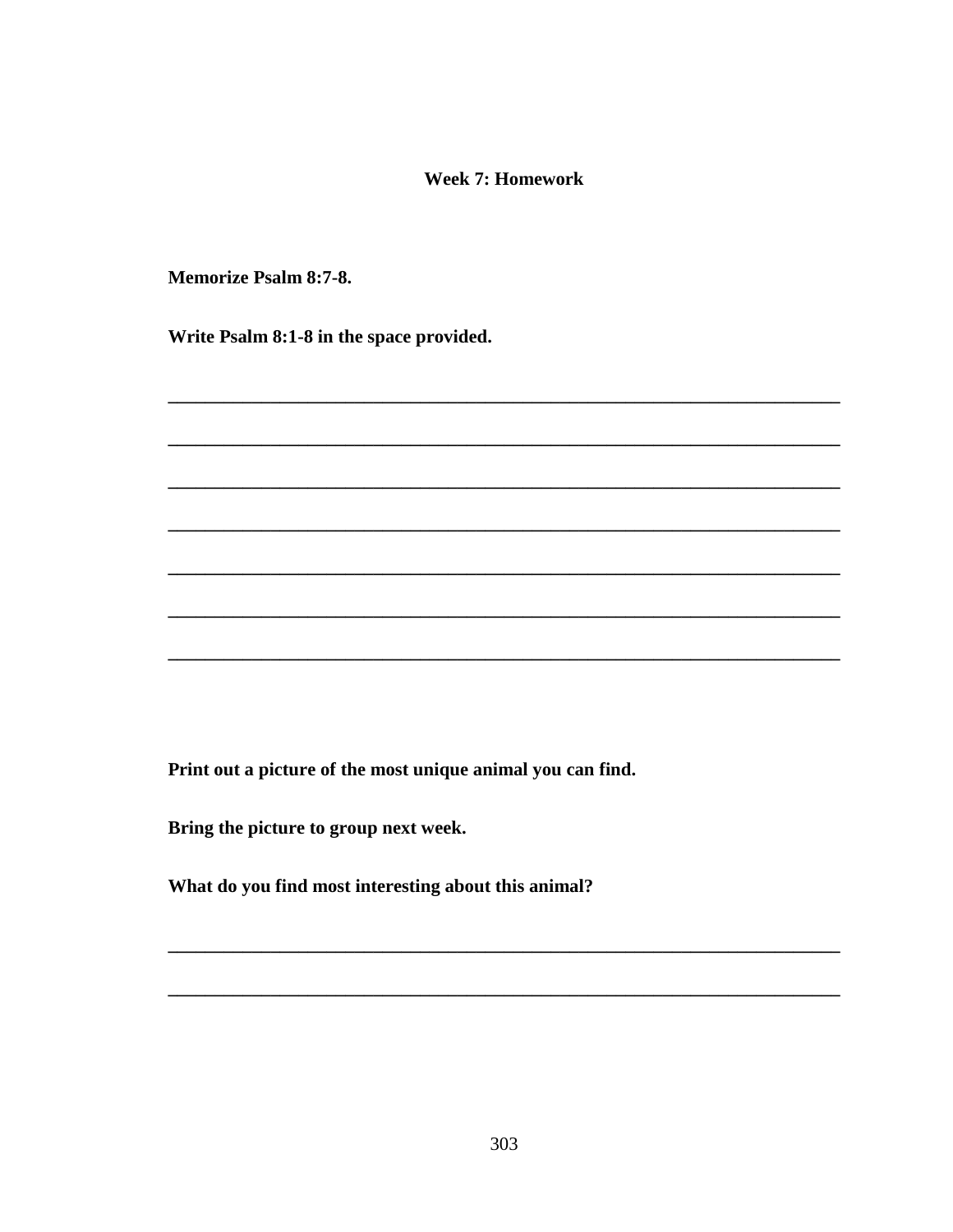**Week 7: Homework**

**Memorize Psalm 8:7-8.**

**Write Psalm 8:1-8 in the space provided.**

______________________________________________________________________

______________________________________________________________________

______________________________________________________________________

______________________________________________________________________

______________________________________________________________________

______________________________________________________________________

______________________________________________________________________

**Print out a picture of the most unique animal you can find.**

**Bring the picture to group next week.**

**What do you find most interesting about this animal?**

______________________________________________________________________

______________________________________________________________________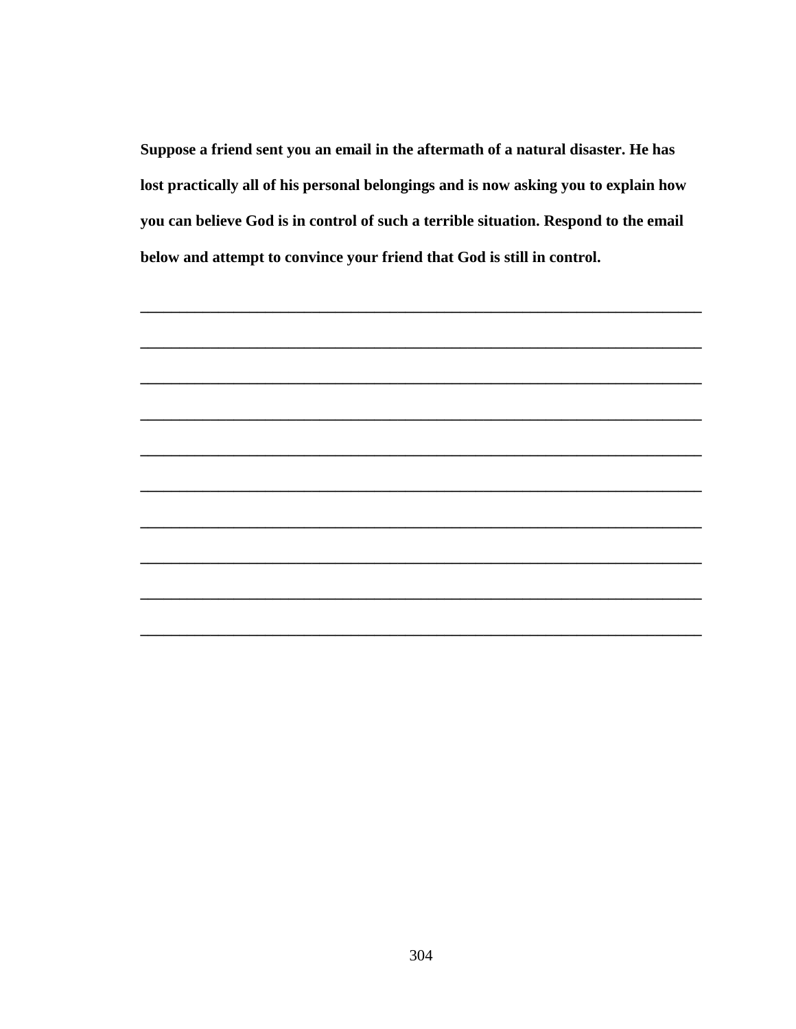**Suppose a friend sent you an email in the aftermath of a natural disaster. He has lost practically all of his personal belongings and is now asking you to explain how you can believe God is in control of such a terrible situation. Respond to the email below and attempt to convince your friend that God is still in control.**

_______________________________________________________________________________

_______________________________________________________________________________

_______________________________________________________________________________

_______________________________________________________________________________

_______________________________________________________________________________

_______________________________________________________________________________

_______________________________________________________________________________

_______________________________________________________________________________

_______________________________________________________________________________

_______________________________________________________________________________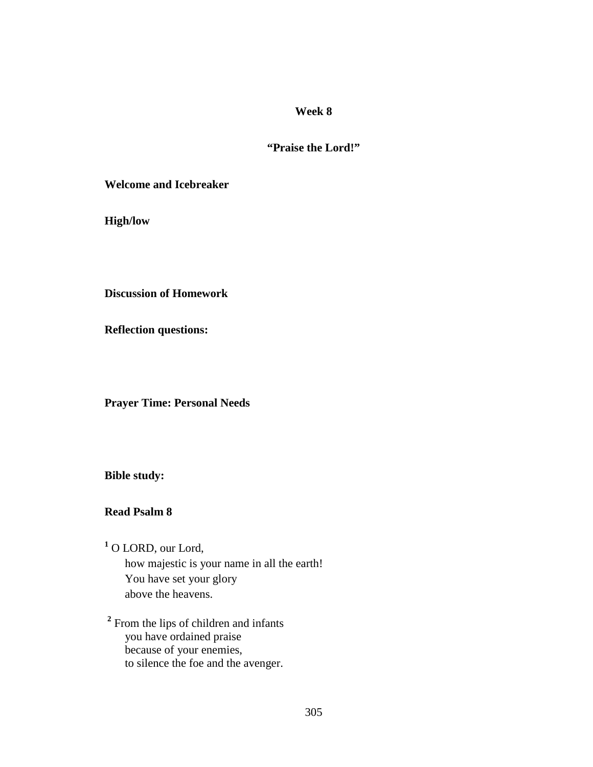**Week 8**

**“Praise the Lord!”**

**Welcome and Icebreaker**

**High/low**

**Discussion of Homework**

**Reflection questions:**

**Prayer Time: Personal Needs**

**Bible study:**

**Read Psalm 8**

[1] O LORD, our Lord,
how majestic is your name in all the earth!
You have set your glory
above the heavens.

[2] From the lips of children and infants
you have ordained praise
because of your enemies,
to silence the foe and the avenger.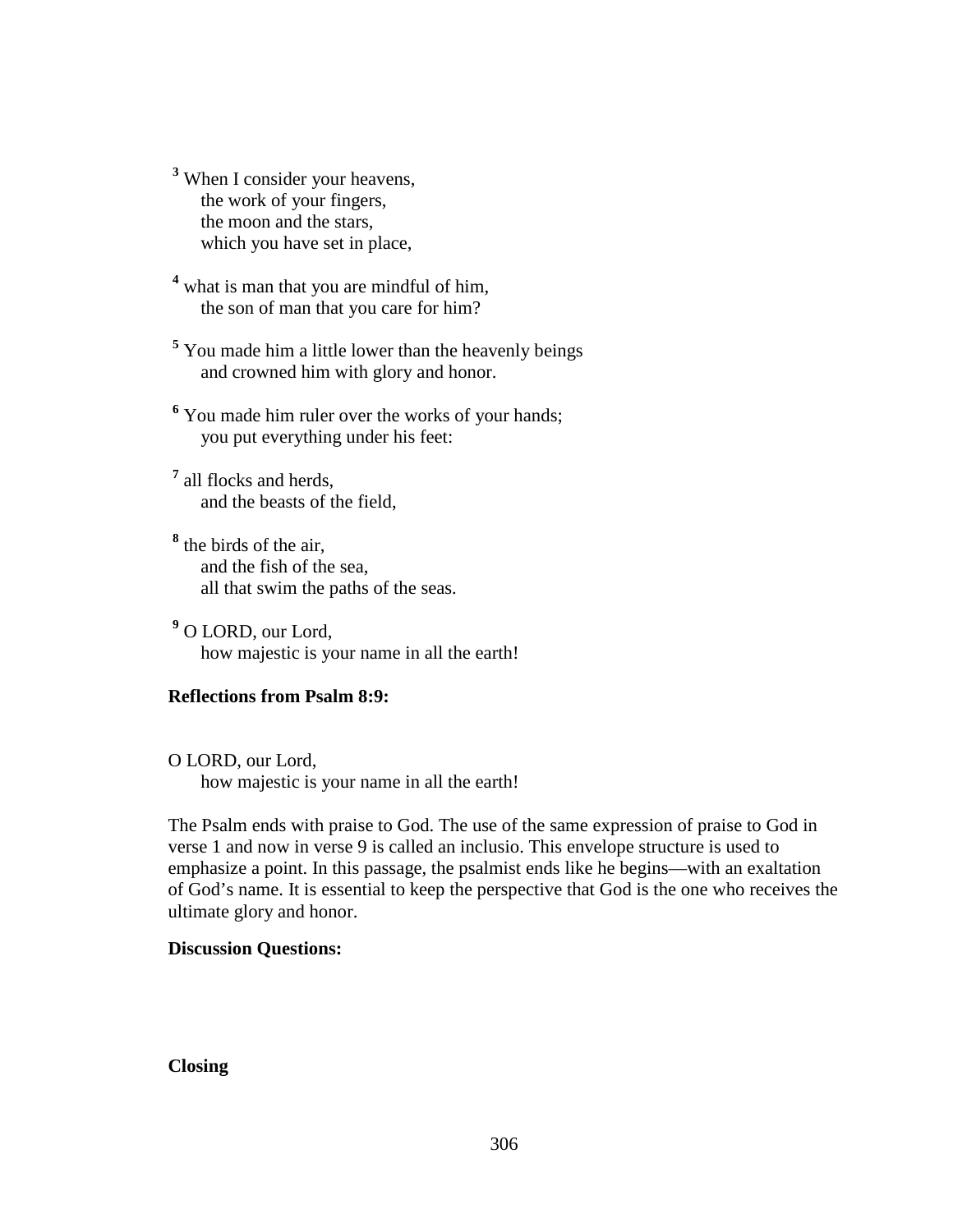[3] When I consider your heavens,
the work of your fingers,
the moon and the stars,
which you have set in place,

[4] what is man that you are mindful of him,
the son of man that you care for him?

[5] You made him a little lower than the heavenly beings
and crowned him with glory and honor.

[6] You made him ruler over the works of your hands;
you put everything under his feet:

[7] all flocks and herds,
and the beasts of the field,

[8] the birds of the air,
and the fish of the sea,
all that swim the paths of the seas.

[9] O LORD, our Lord,
how majestic is your name in all the earth!

**Reflections from Psalm 8:9:**

O LORD, our Lord,
how majestic is your name in all the earth!

The Psalm ends with praise to God. The use of the same expression of praise to God in verse 1 and now in verse 9 is called an inclusio. This envelope structure is used to emphasize a point. In this passage, the psalmist ends like he begins—with an exaltation of God's name. It is essential to keep the perspective that God is the one who receives the ultimate glory and honor.

**Discussion Questions:**

**Closing**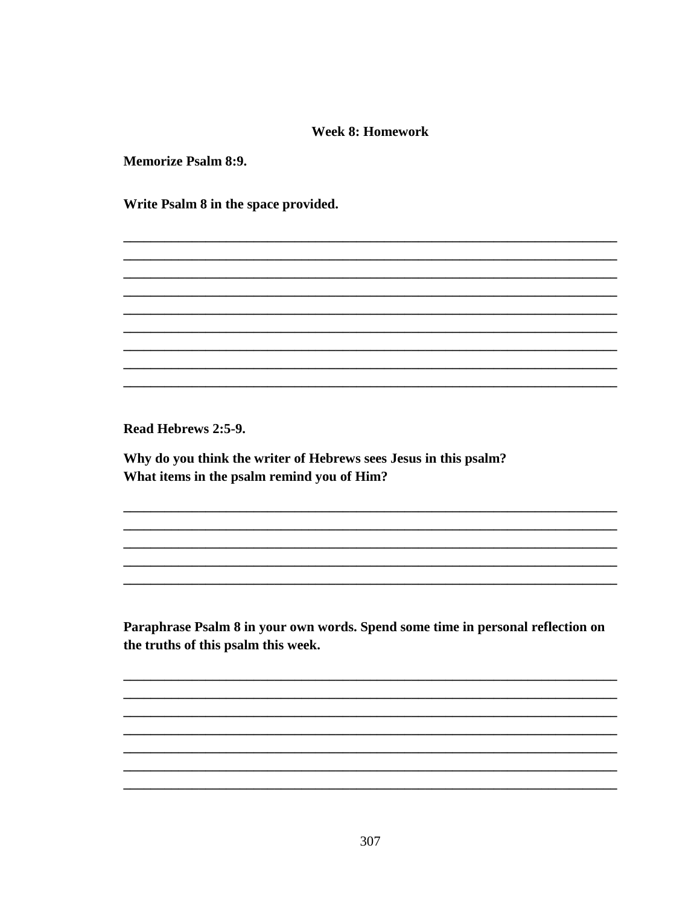### Week 8: Homework

**Memorize Psalm 8:9.**

**Write Psalm 8 in the space provided.**

______________________________________________________________________
______________________________________________________________________
______________________________________________________________________
______________________________________________________________________
______________________________________________________________________
______________________________________________________________________
______________________________________________________________________
______________________________________________________________________
______________________________________________________________________

**Read Hebrews 2:5-9.**

**Why do you think the writer of Hebrews sees Jesus in this psalm?**
**What items in the psalm remind you of Him?**

______________________________________________________________________
______________________________________________________________________
______________________________________________________________________
______________________________________________________________________
______________________________________________________________________

**Paraphrase Psalm 8 in your own words. Spend some time in personal reflection on the truths of this psalm this week.**

______________________________________________________________________
______________________________________________________________________
______________________________________________________________________
______________________________________________________________________
______________________________________________________________________
______________________________________________________________________
______________________________________________________________________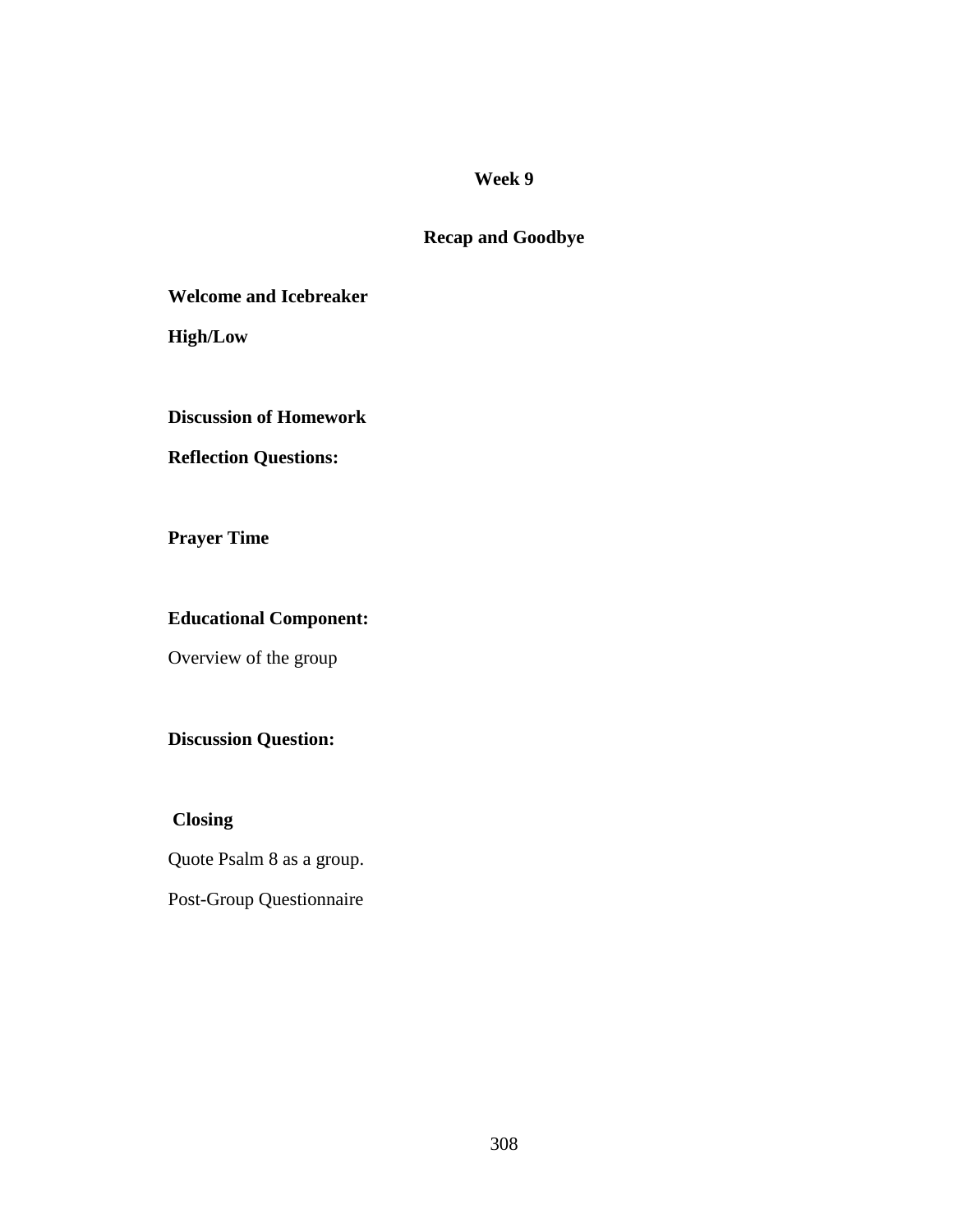# Week 9

## Recap and Goodbye

**Welcome and Icebreaker**

**High/Low**

**Discussion of Homework**

**Reflection Questions:**

**Prayer Time**

**Educational Component:**

Overview of the group

**Discussion Question:**

**Closing**

Quote Psalm 8 as a group.

Post-Group Questionnaire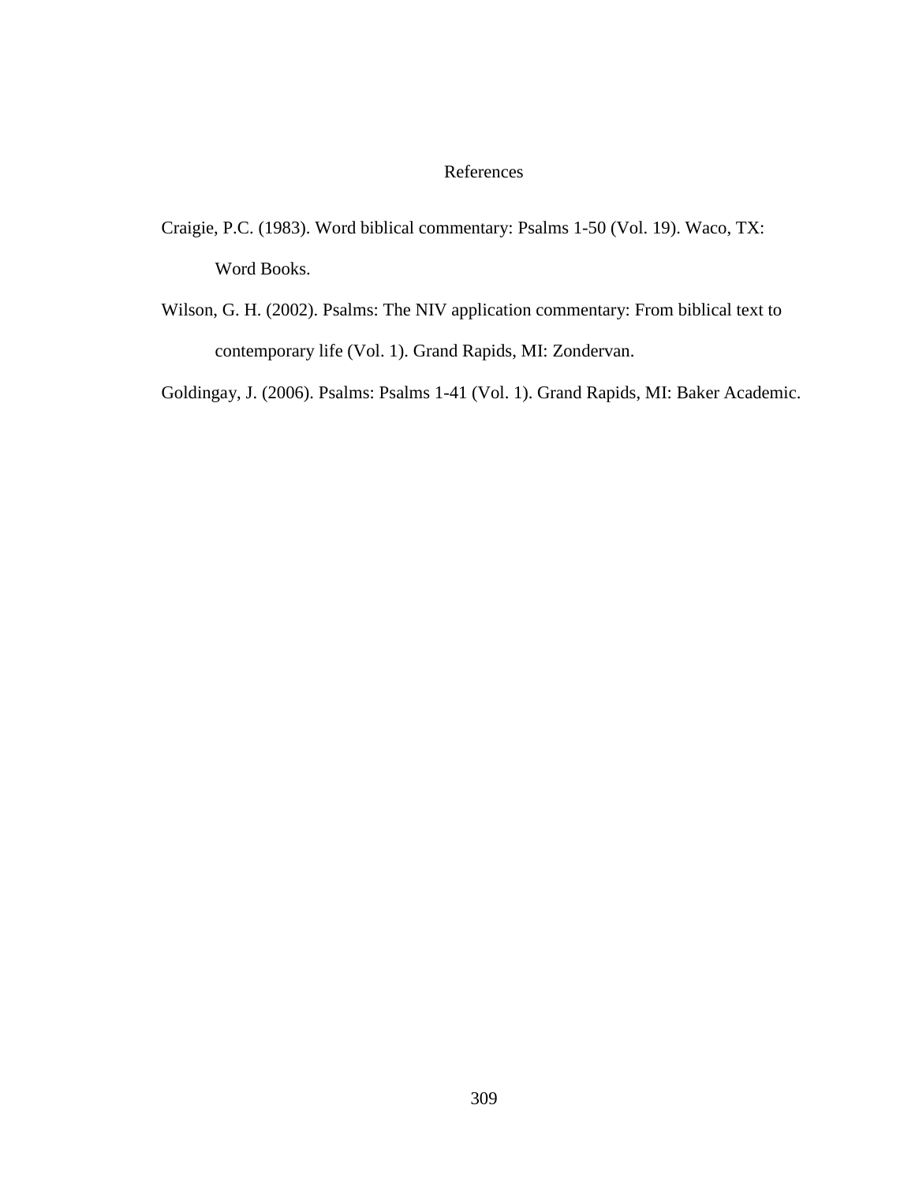# References

Craigie, P.C. (1983). Word biblical commentary: Psalms 1-50 (Vol. 19). Waco, TX: Word Books.

Wilson, G. H. (2002). Psalms: The NIV application commentary: From biblical text to contemporary life (Vol. 1). Grand Rapids, MI: Zondervan.

Goldingay, J. (2006). Psalms: Psalms 1-41 (Vol. 1). Grand Rapids, MI: Baker Academic.